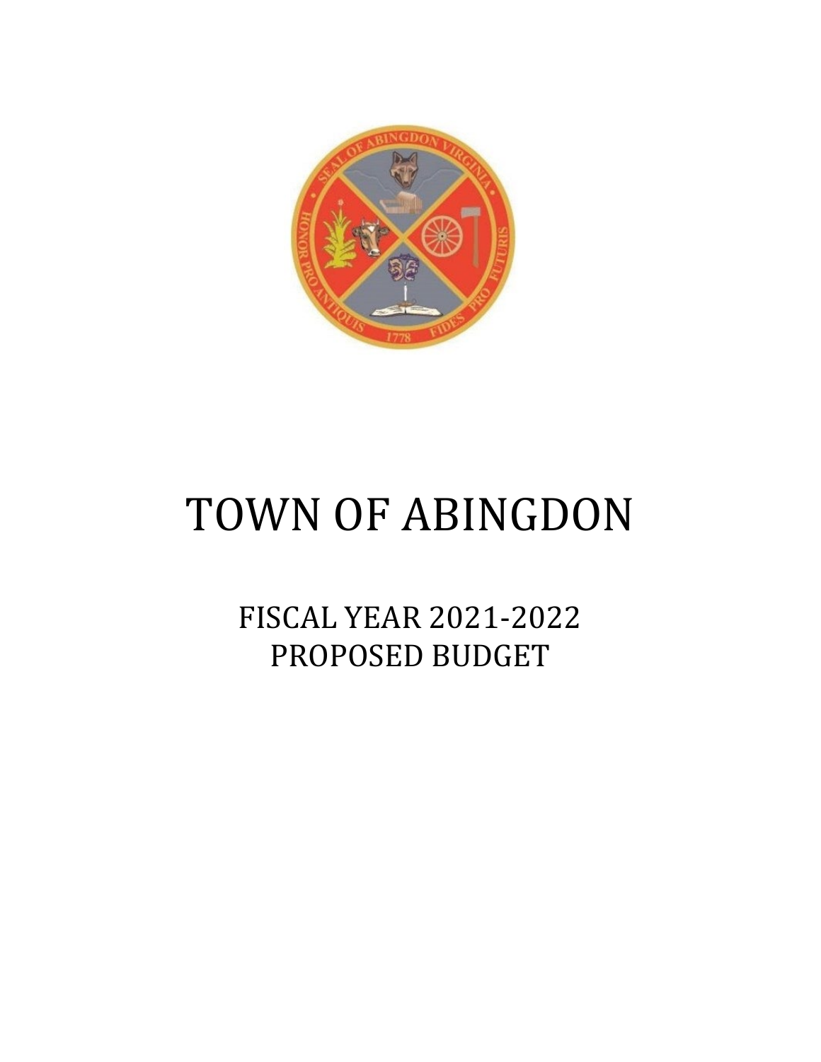# TOWN OF ABINGDON

## FISCAL YEAR 2021-2022
## PROPOSED BUDGET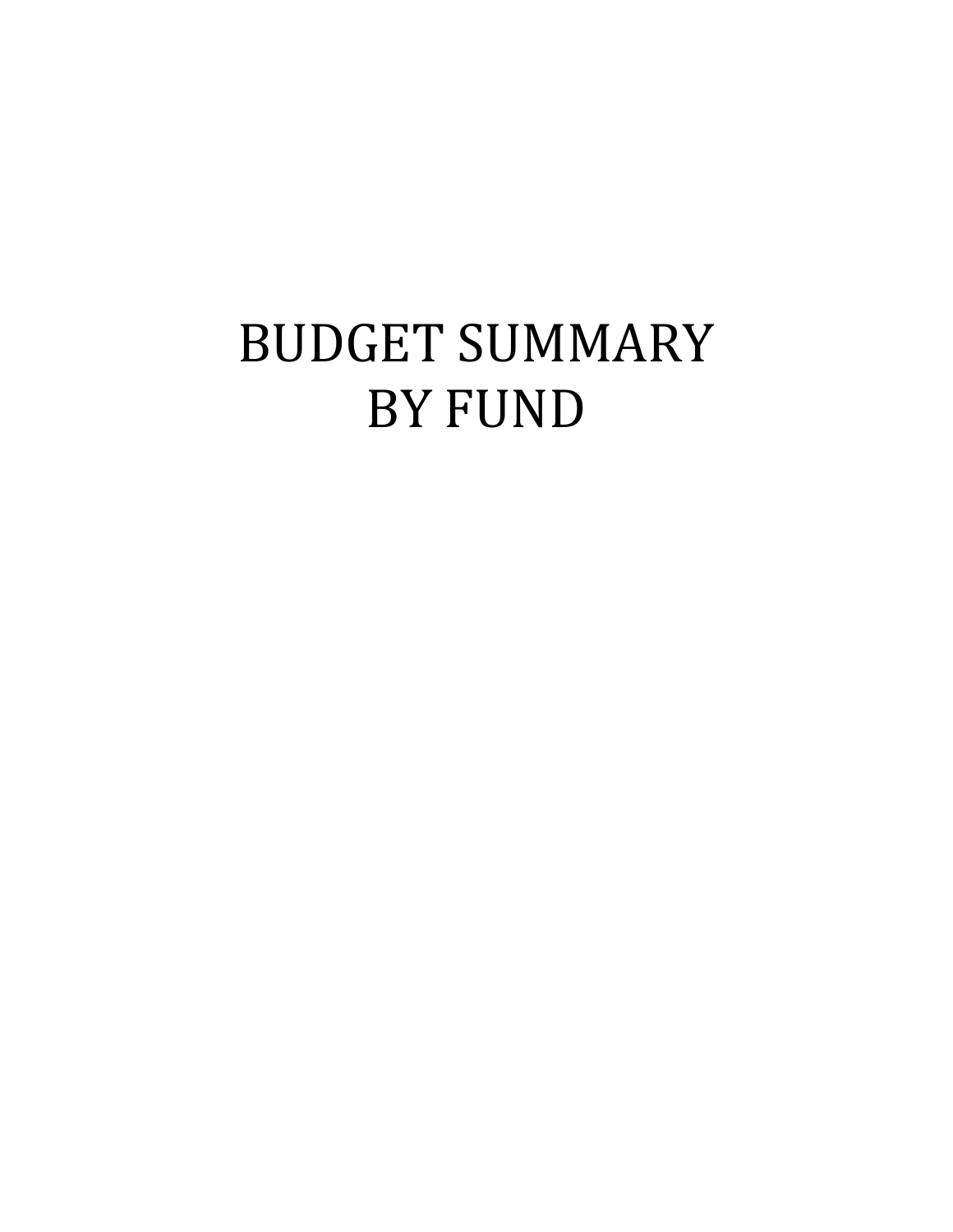# BUDGET SUMMARY BY FUND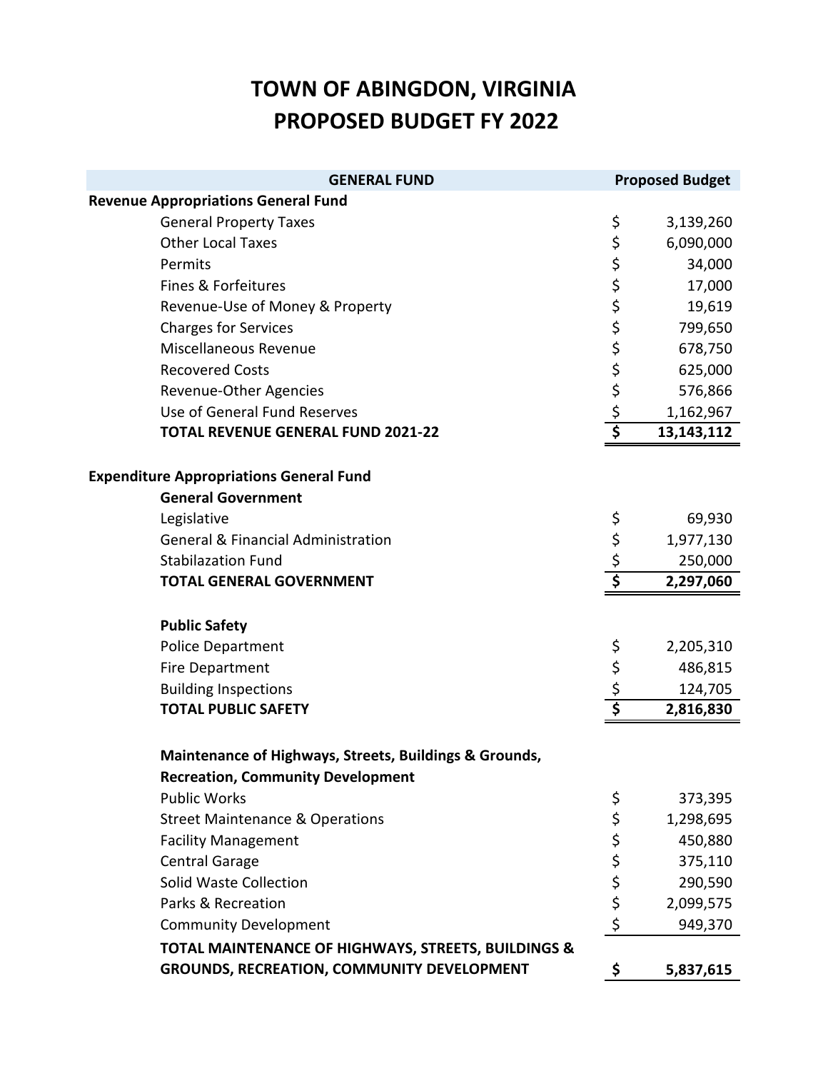# TOWN OF ABINGDON, VIRGINIA
# PROPOSED BUDGET FY 2022

| GENERAL FUND | | Proposed Budget |
|---|---|---|
| **Revenue Appropriations General Fund** | | |
| General Property Taxes | $ | 3,139,260 |
| Other Local Taxes | $ | 6,090,000 |
| Permits | $ | 34,000 |
| Fines & Forfeitures | $ | 17,000 |
| Revenue-Use of Money & Property | $ | 19,619 |
| Charges for Services | $ | 799,650 |
| Miscellaneous Revenue | $ | 678,750 |
| Recovered Costs | $ | 625,000 |
| Revenue-Other Agencies | $ | 576,866 |
| Use of General Fund Reserves | $ | 1,162,967 |
| **TOTAL REVENUE GENERAL FUND 2021-22** | **$** | **13,143,112** |
| | | |
| **Expenditure Appropriations General Fund** | | |
| **General Government** | | |
| Legislative | $ | 69,930 |
| General & Financial Administration | $ | 1,977,130 |
| Stabilazation Fund | $ | 250,000 |
| **TOTAL GENERAL GOVERNMENT** | **$** | **2,297,060** |
| | | |
| **Public Safety** | | |
| Police Department | $ | 2,205,310 |
| Fire Department | $ | 486,815 |
| Building Inspections | $ | 124,705 |
| **TOTAL PUBLIC SAFETY** | **$** | **2,816,830** |
| | | |
| **Maintenance of Highways, Streets, Buildings & Grounds, Recreation, Community Development** | | |
| Public Works | $ | 373,395 |
| Street Maintenance & Operations | $ | 1,298,695 |
| Facility Management | $ | 450,880 |
| Central Garage | $ | 375,110 |
| Solid Waste Collection | $ | 290,590 |
| Parks & Recreation | $ | 2,099,575 |
| Community Development | $ | 949,370 |
| **TOTAL MAINTENANCE OF HIGHWAYS, STREETS, BUILDINGS & GROUNDS, RECREATION, COMMUNITY DEVELOPMENT** | **$** | **5,837,615** |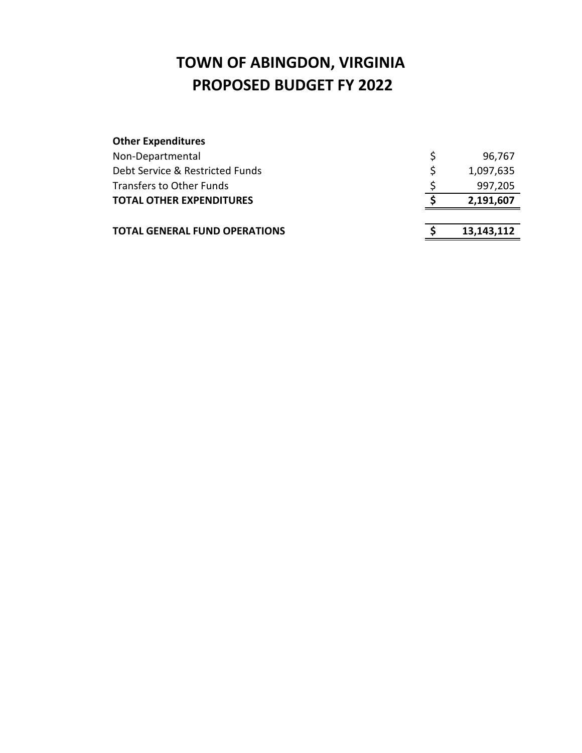# TOWN OF ABINGDON, VIRGINIA
# PROPOSED BUDGET FY 2022

| | | |
|---|---|---|
| **Other Expenditures** | | |
| Non-Departmental | $ | 96,767 |
| Debt Service & Restricted Funds | $ | 1,097,635 |
| Transfers to Other Funds | $ | 997,205 |
| **TOTAL OTHER EXPENDITURES** | **$** | **2,191,607** |
| | | |
| **TOTAL GENERAL FUND OPERATIONS** | **$** | **13,143,112** |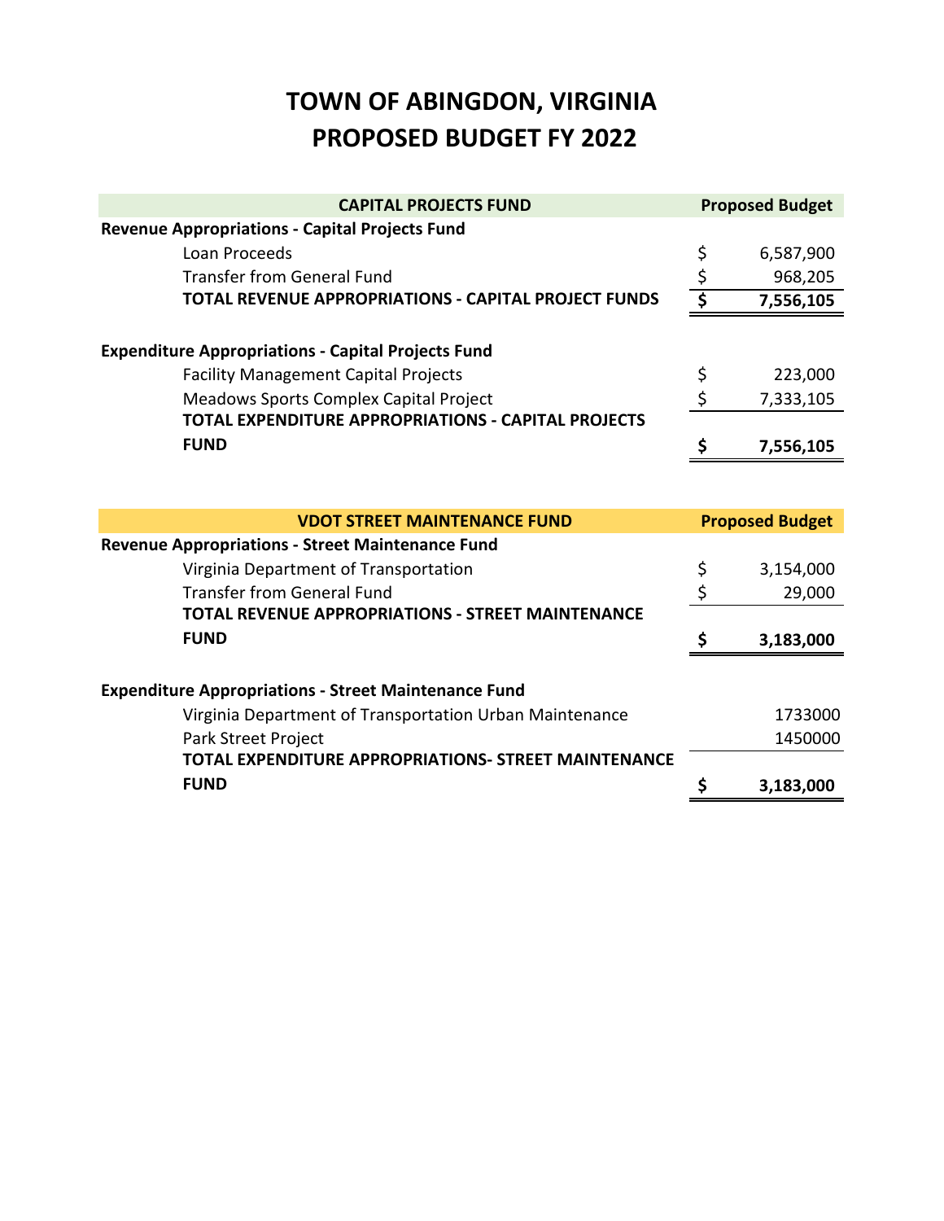# TOWN OF ABINGDON, VIRGINIA
# PROPOSED BUDGET FY 2022

| CAPITAL PROJECTS FUND | Proposed Budget |
|---|---|
| **Revenue Appropriations - Capital Projects Fund** | |
| Loan Proceeds | $ 6,587,900 |
| Transfer from General Fund | $ 968,205 |
| **TOTAL REVENUE APPROPRIATIONS - CAPITAL PROJECT FUNDS** | **$ 7,556,105** |
| | |
| **Expenditure Appropriations - Capital Projects Fund** | |
| Facility Management Capital Projects | $ 223,000 |
| Meadows Sports Complex Capital Project | $ 7,333,105 |
| **TOTAL EXPENDITURE APPROPRIATIONS - CAPITAL PROJECTS FUND** | **$ 7,556,105** |

| VDOT STREET MAINTENANCE FUND | Proposed Budget |
|---|---|
| **Revenue Appropriations - Street Maintenance Fund** | |
| Virginia Department of Transportation | $ 3,154,000 |
| Transfer from General Fund | $ 29,000 |
| **TOTAL REVENUE APPROPRIATIONS - STREET MAINTENANCE FUND** | **$ 3,183,000** |
| | |
| **Expenditure Appropriations - Street Maintenance Fund** | |
| Virginia Department of Transportation Urban Maintenance | 1733000 |
| Park Street Project | 1450000 |
| **TOTAL EXPENDITURE APPROPRIATIONS- STREET MAINTENANCE FUND** | **$ 3,183,000** |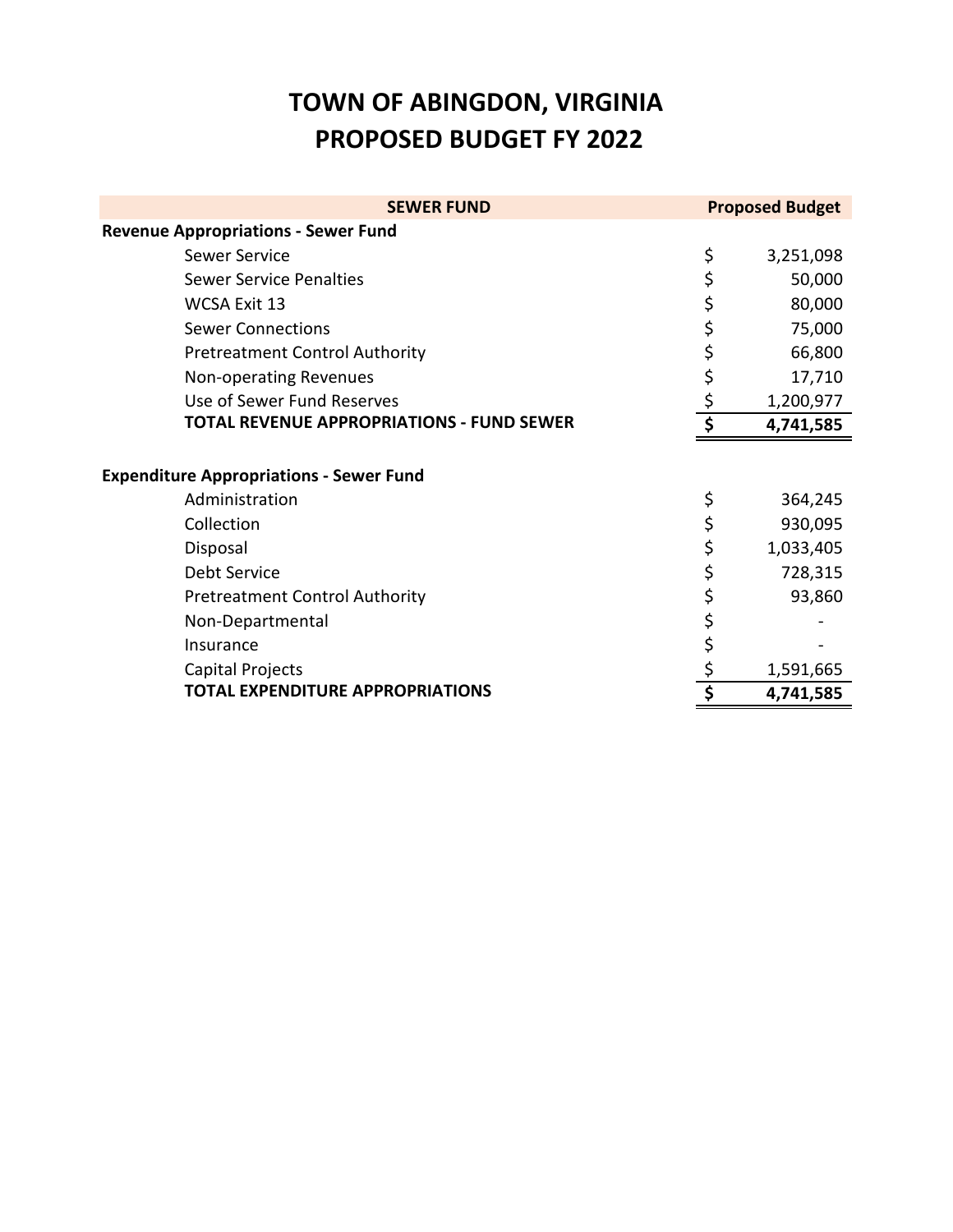# TOWN OF ABINGDON, VIRGINIA
# PROPOSED BUDGET FY 2022

| SEWER FUND | Proposed Budget |
|---|---|
| **Revenue Appropriations - Sewer Fund** | |
| Sewer Service | $ 3,251,098 |
| Sewer Service Penalties | $ 50,000 |
| WCSA Exit 13 | $ 80,000 |
| Sewer Connections | $ 75,000 |
| Pretreatment Control Authority | $ 66,800 |
| Non-operating Revenues | $ 17,710 |
| Use of Sewer Fund Reserves | $ 1,200,977 |
| **TOTAL REVENUE APPROPRIATIONS - FUND SEWER** | **$ 4,741,585** |
| | |
| **Expenditure Appropriations - Sewer Fund** | |
| Administration | $ 364,245 |
| Collection | $ 930,095 |
| Disposal | $ 1,033,405 |
| Debt Service | $ 728,315 |
| Pretreatment Control Authority | $ 93,860 |
| Non-Departmental | $ - |
| Insurance | $ - |
| Capital Projects | $ 1,591,665 |
| **TOTAL EXPENDITURE APPROPRIATIONS** | **$ 4,741,585** |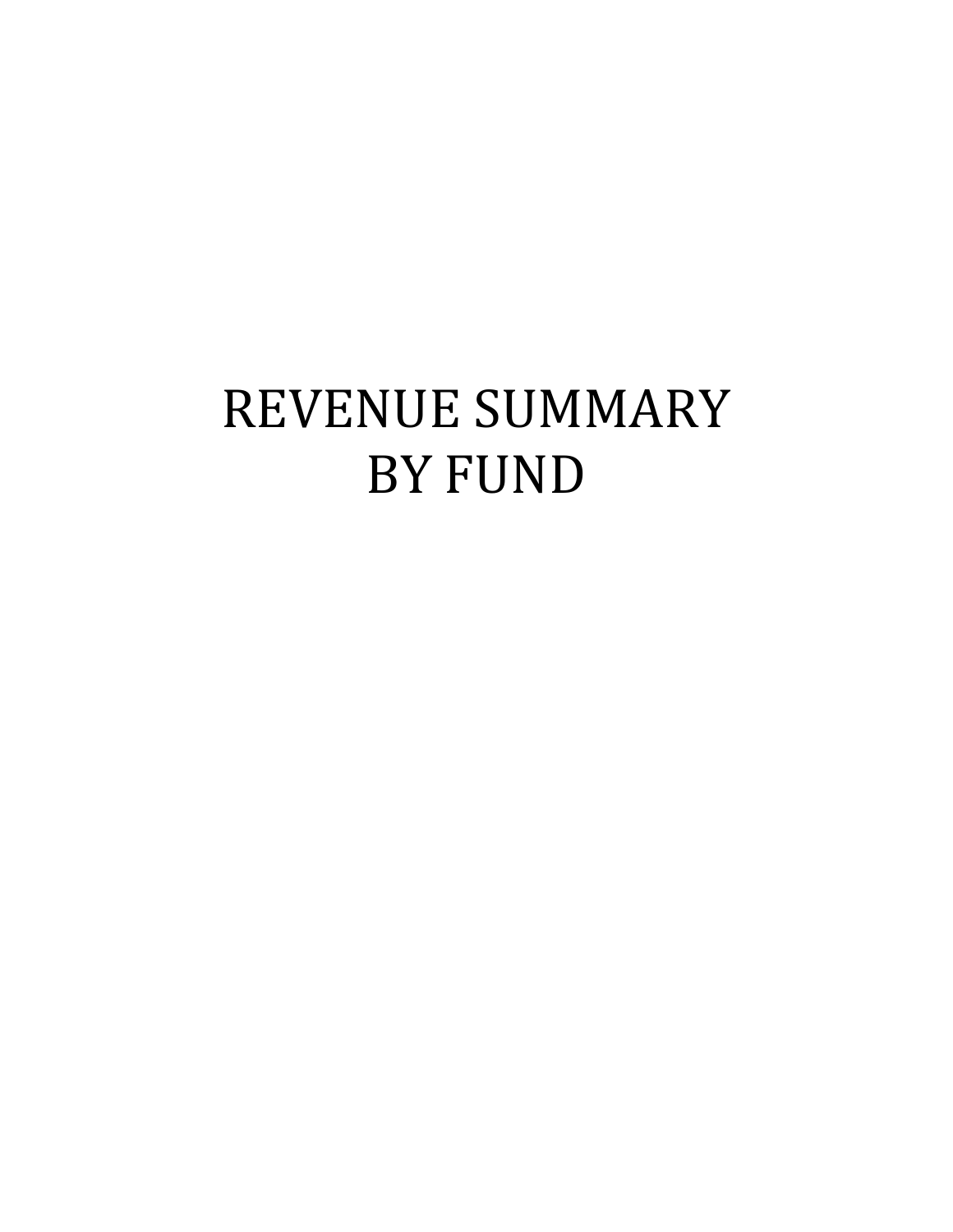# REVENUE SUMMARY BY FUND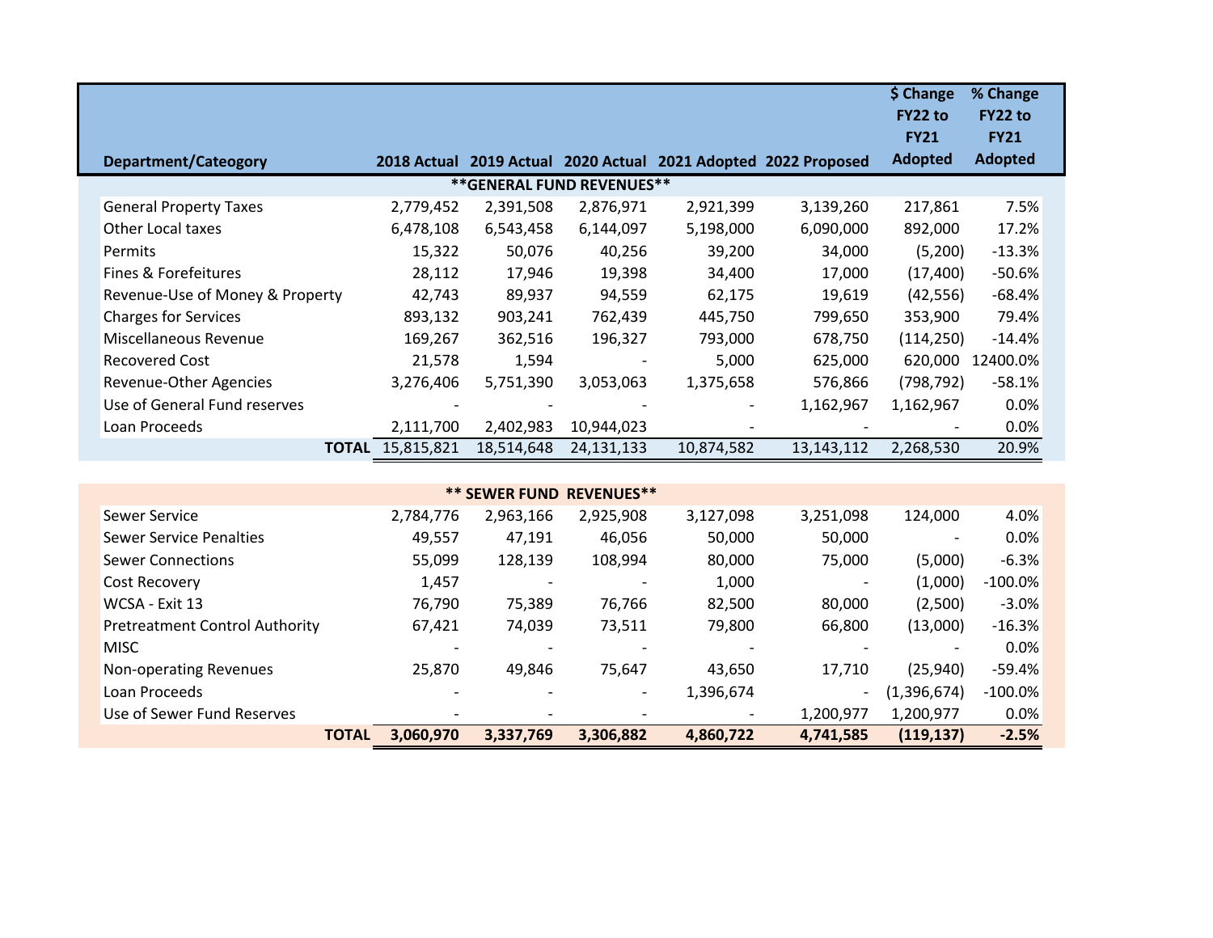| Department/Cateogory | 2018 Actual | 2019 Actual | 2020 Actual | 2021 Adopted | 2022 Proposed | $ Change FY22 to FY21 Adopted | % Change FY22 to FY21 Adopted |
|---|---|---|---|---|---|---|---|
| | | | **GENERAL FUND REVENUES** | | | | |
| General Property Taxes | 2,779,452 | 2,391,508 | 2,876,971 | 2,921,399 | 3,139,260 | 217,861 | 7.5% |
| Other Local taxes | 6,478,108 | 6,543,458 | 6,144,097 | 5,198,000 | 6,090,000 | 892,000 | 17.2% |
| Permits | 15,322 | 50,076 | 40,256 | 39,200 | 34,000 | (5,200) | -13.3% |
| Fines & Forefeitures | 28,112 | 17,946 | 19,398 | 34,400 | 17,000 | (17,400) | -50.6% |
| Revenue-Use of Money & Property | 42,743 | 89,937 | 94,559 | 62,175 | 19,619 | (42,556) | -68.4% |
| Charges for Services | 893,132 | 903,241 | 762,439 | 445,750 | 799,650 | 353,900 | 79.4% |
| Miscellaneous Revenue | 169,267 | 362,516 | 196,327 | 793,000 | 678,750 | (114,250) | -14.4% |
| Recovered Cost | 21,578 | 1,594 | - | 5,000 | 625,000 | 620,000 | 12400.0% |
| Revenue-Other Agencies | 3,276,406 | 5,751,390 | 3,053,063 | 1,375,658 | 576,866 | (798,792) | -58.1% |
| Use of General Fund reserves | - | - | - | - | 1,162,967 | 1,162,967 | 0.0% |
| Loan Proceeds | 2,111,700 | 2,402,983 | 10,944,023 | - | - | - | 0.0% |
| **TOTAL** | 15,815,821 | 18,514,648 | 24,131,133 | 10,874,582 | 13,143,112 | 2,268,530 | 20.9% |
| | | | **SEWER FUND REVENUES** | | | | |
| Sewer Service | 2,784,776 | 2,963,166 | 2,925,908 | 3,127,098 | 3,251,098 | 124,000 | 4.0% |
| Sewer Service Penalties | 49,557 | 47,191 | 46,056 | 50,000 | 50,000 | - | 0.0% |
| Sewer Connections | 55,099 | 128,139 | 108,994 | 80,000 | 75,000 | (5,000) | -6.3% |
| Cost Recovery | 1,457 | - | - | 1,000 | - | (1,000) | -100.0% |
| WCSA - Exit 13 | 76,790 | 75,389 | 76,766 | 82,500 | 80,000 | (2,500) | -3.0% |
| Pretreatment Control Authority | 67,421 | 74,039 | 73,511 | 79,800 | 66,800 | (13,000) | -16.3% |
| MISC | - | - | - | - | - | - | 0.0% |
| Non-operating Revenues | 25,870 | 49,846 | 75,647 | 43,650 | 17,710 | (25,940) | -59.4% |
| Loan Proceeds | - | - | - | 1,396,674 | - | (1,396,674) | -100.0% |
| Use of Sewer Fund Reserves | - | - | - | - | 1,200,977 | 1,200,977 | 0.0% |
| **TOTAL** | **3,060,970** | **3,337,769** | **3,306,882** | **4,860,722** | **4,741,585** | **(119,137)** | **-2.5%** |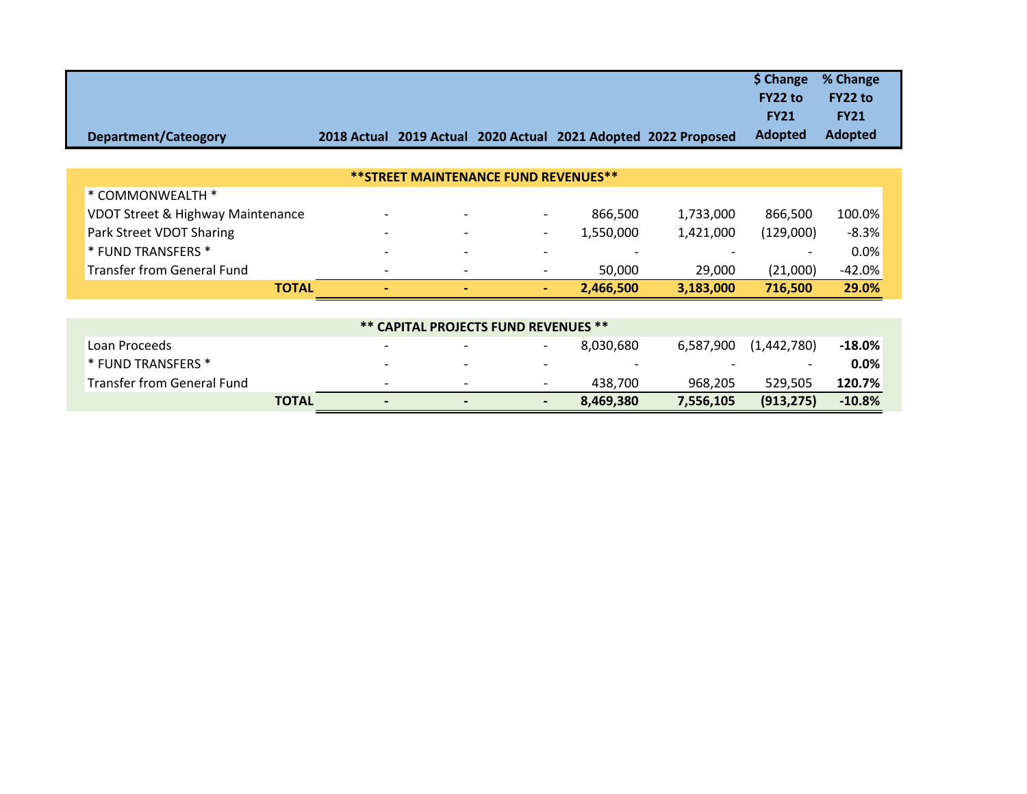| Department/Cateogory | 2018 Actual | 2019 Actual | 2020 Actual | 2021 Adopted | 2022 Proposed | $ Change FY22 to FY21 Adopted | % Change FY22 to FY21 Adopted |
|---|---|---|---|---|---|---|---|
| **STREET MAINTENANCE FUND REVENUES** | | | | | | | |
| * COMMONWEALTH * | | | | | | | |
| VDOT Street & Highway Maintenance | - | - | - | 866,500 | 1,733,000 | 866,500 | 100.0% |
| Park Street VDOT Sharing | - | - | - | 1,550,000 | 1,421,000 | (129,000) | -8.3% |
| * FUND TRANSFERS * | - | - | - | - | - | - | 0.0% |
| Transfer from General Fund | - | - | - | 50,000 | 29,000 | (21,000) | -42.0% |
| **TOTAL** | **-** | **-** | **-** | **2,466,500** | **3,183,000** | **716,500** | **29.0%** |
| ** CAPITAL PROJECTS FUND REVENUES ** | | | | | | | |
| Loan Proceeds | - | - | - | 8,030,680 | 6,587,900 | (1,442,780) | **-18.0%** |
| * FUND TRANSFERS * | - | - | - | - | - | - | **0.0%** |
| Transfer from General Fund | - | - | - | 438,700 | 968,205 | 529,505 | **120.7%** |
| **TOTAL** | **-** | **-** | **-** | **8,469,380** | **7,556,105** | **(913,275)** | **-10.8%** |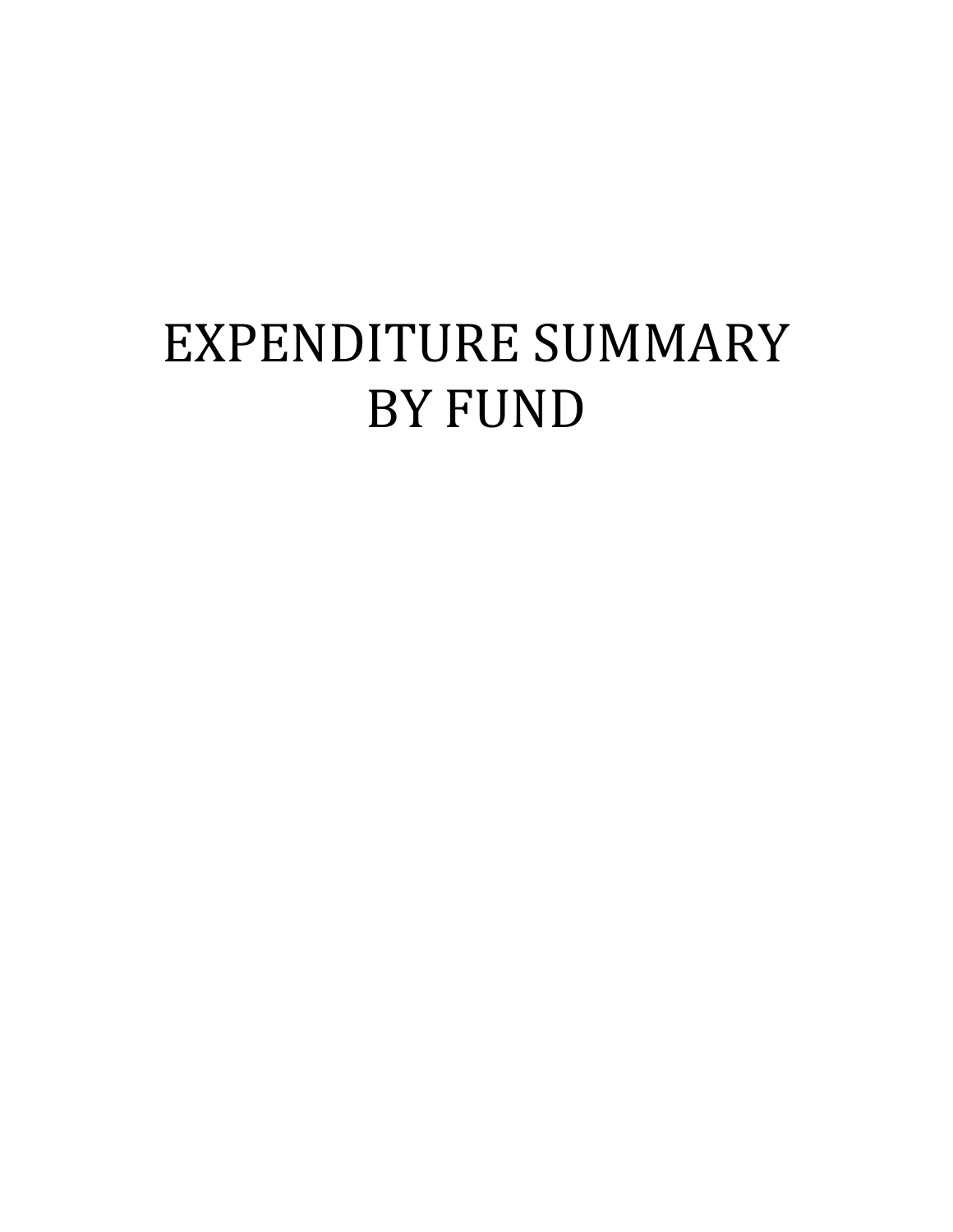# EXPENDITURE SUMMARY BY FUND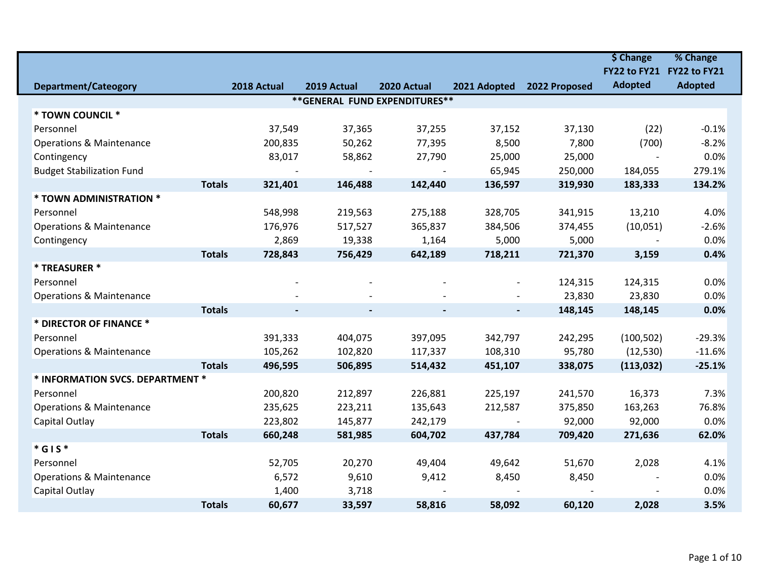| Department/Cateogory | | 2018 Actual | 2019 Actual | 2020 Actual | 2021 Adopted | 2022 Proposed | $ Change FY22 to FY21 Adopted | % Change FY22 to FY21 Adopted |
|---|---|---|---|---|---|---|---|---|
| | | | | **GENERAL FUND EXPENDITURES** | | | | |
| **TOWN COUNCIL** | | | | | | | | |
| Personnel | | 37,549 | 37,365 | 37,255 | 37,152 | 37,130 | (22) | -0.1% |
| Operations & Maintenance | | 200,835 | 50,262 | 77,395 | 8,500 | 7,800 | (700) | -8.2% |
| Contingency | | 83,017 | 58,862 | 27,790 | 25,000 | 25,000 | - | 0.0% |
| Budget Stabilization Fund | | - | - | - | 65,945 | 250,000 | 184,055 | 279.1% |
| | **Totals** | **321,401** | **146,488** | **142,440** | **136,597** | **319,930** | **183,333** | **134.2%** |
| **TOWN ADMINISTRATION** | | | | | | | | |
| Personnel | | 548,998 | 219,563 | 275,188 | 328,705 | 341,915 | 13,210 | 4.0% |
| Operations & Maintenance | | 176,976 | 517,527 | 365,837 | 384,506 | 374,455 | (10,051) | -2.6% |
| Contingency | | 2,869 | 19,338 | 1,164 | 5,000 | 5,000 | - | 0.0% |
| | **Totals** | **728,843** | **756,429** | **642,189** | **718,211** | **721,370** | **3,159** | **0.4%** |
| **TREASURER** | | | | | | | | |
| Personnel | | - | - | - | - | 124,315 | 124,315 | 0.0% |
| Operations & Maintenance | | - | - | - | - | 23,830 | 23,830 | 0.0% |
| | **Totals** | **-** | **-** | **-** | **-** | **148,145** | **148,145** | **0.0%** |
| **DIRECTOR OF FINANCE** | | | | | | | | |
| Personnel | | 391,333 | 404,075 | 397,095 | 342,797 | 242,295 | (100,502) | -29.3% |
| Operations & Maintenance | | 105,262 | 102,820 | 117,337 | 108,310 | 95,780 | (12,530) | -11.6% |
| | **Totals** | **496,595** | **506,895** | **514,432** | **451,107** | **338,075** | **(113,032)** | **-25.1%** |
| **INFORMATION SVCS. DEPARTMENT** | | | | | | | | |
| Personnel | | 200,820 | 212,897 | 226,881 | 225,197 | 241,570 | 16,373 | 7.3% |
| Operations & Maintenance | | 235,625 | 223,211 | 135,643 | 212,587 | 375,850 | 163,263 | 76.8% |
| Capital Outlay | | 223,802 | 145,877 | 242,179 | - | 92,000 | 92,000 | 0.0% |
| | **Totals** | **660,248** | **581,985** | **604,702** | **437,784** | **709,420** | **271,636** | **62.0%** |
| **G I S** | | | | | | | | |
| Personnel | | 52,705 | 20,270 | 49,404 | 49,642 | 51,670 | 2,028 | 4.1% |
| Operations & Maintenance | | 6,572 | 9,610 | 9,412 | 8,450 | 8,450 | - | 0.0% |
| Capital Outlay | | 1,400 | 3,718 | - | - | - | - | 0.0% |
| | **Totals** | **60,677** | **33,597** | **58,816** | **58,092** | **60,120** | **2,028** | **3.5%** |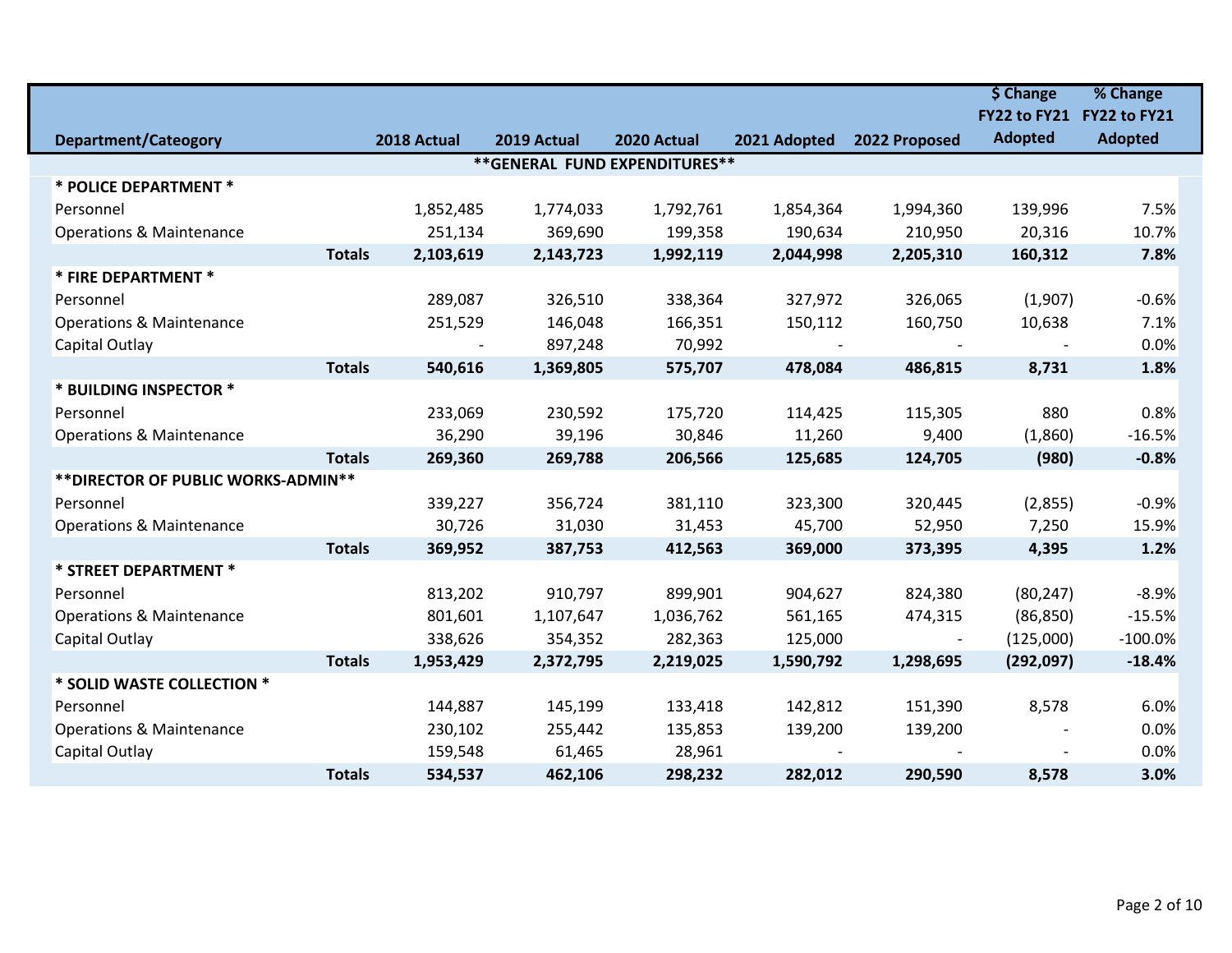| Department/Cateogory | | 2018 Actual | 2019 Actual | 2020 Actual | 2021 Adopted | 2022 Proposed | $ Change FY22 to FY21 Adopted | % Change FY22 to FY21 Adopted |
|---|---|---|---|---|---|---|---|---|
| **GENERAL FUND EXPENDITURES** | | | | | | | | |
| **POLICE DEPARTMENT** | | | | | | | | |
| Personnel | | 1,852,485 | 1,774,033 | 1,792,761 | 1,854,364 | 1,994,360 | 139,996 | 7.5% |
| Operations & Maintenance | | 251,134 | 369,690 | 199,358 | 190,634 | 210,950 | 20,316 | 10.7% |
| | **Totals** | **2,103,619** | **2,143,723** | **1,992,119** | **2,044,998** | **2,205,310** | **160,312** | **7.8%** |
| **FIRE DEPARTMENT** | | | | | | | | |
| Personnel | | 289,087 | 326,510 | 338,364 | 327,972 | 326,065 | (1,907) | -0.6% |
| Operations & Maintenance | | 251,529 | 146,048 | 166,351 | 150,112 | 160,750 | 10,638 | 7.1% |
| Capital Outlay | | - | 897,248 | 70,992 | - | - | - | 0.0% |
| | **Totals** | **540,616** | **1,369,805** | **575,707** | **478,084** | **486,815** | **8,731** | **1.8%** |
| **BUILDING INSPECTOR** | | | | | | | | |
| Personnel | | 233,069 | 230,592 | 175,720 | 114,425 | 115,305 | 880 | 0.8% |
| Operations & Maintenance | | 36,290 | 39,196 | 30,846 | 11,260 | 9,400 | (1,860) | -16.5% |
| | **Totals** | **269,360** | **269,788** | **206,566** | **125,685** | **124,705** | **(980)** | **-0.8%** |
| **DIRECTOR OF PUBLIC WORKS-ADMIN** | | | | | | | | |
| Personnel | | 339,227 | 356,724 | 381,110 | 323,300 | 320,445 | (2,855) | -0.9% |
| Operations & Maintenance | | 30,726 | 31,030 | 31,453 | 45,700 | 52,950 | 7,250 | 15.9% |
| | **Totals** | **369,952** | **387,753** | **412,563** | **369,000** | **373,395** | **4,395** | **1.2%** |
| **STREET DEPARTMENT** | | | | | | | | |
| Personnel | | 813,202 | 910,797 | 899,901 | 904,627 | 824,380 | (80,247) | -8.9% |
| Operations & Maintenance | | 801,601 | 1,107,647 | 1,036,762 | 561,165 | 474,315 | (86,850) | -15.5% |
| Capital Outlay | | 338,626 | 354,352 | 282,363 | 125,000 | - | (125,000) | -100.0% |
| | **Totals** | **1,953,429** | **2,372,795** | **2,219,025** | **1,590,792** | **1,298,695** | **(292,097)** | **-18.4%** |
| **SOLID WASTE COLLECTION** | | | | | | | | |
| Personnel | | 144,887 | 145,199 | 133,418 | 142,812 | 151,390 | 8,578 | 6.0% |
| Operations & Maintenance | | 230,102 | 255,442 | 135,853 | 139,200 | 139,200 | - | 0.0% |
| Capital Outlay | | 159,548 | 61,465 | 28,961 | - | - | - | 0.0% |
| | **Totals** | **534,537** | **462,106** | **298,232** | **282,012** | **290,590** | **8,578** | **3.0%** |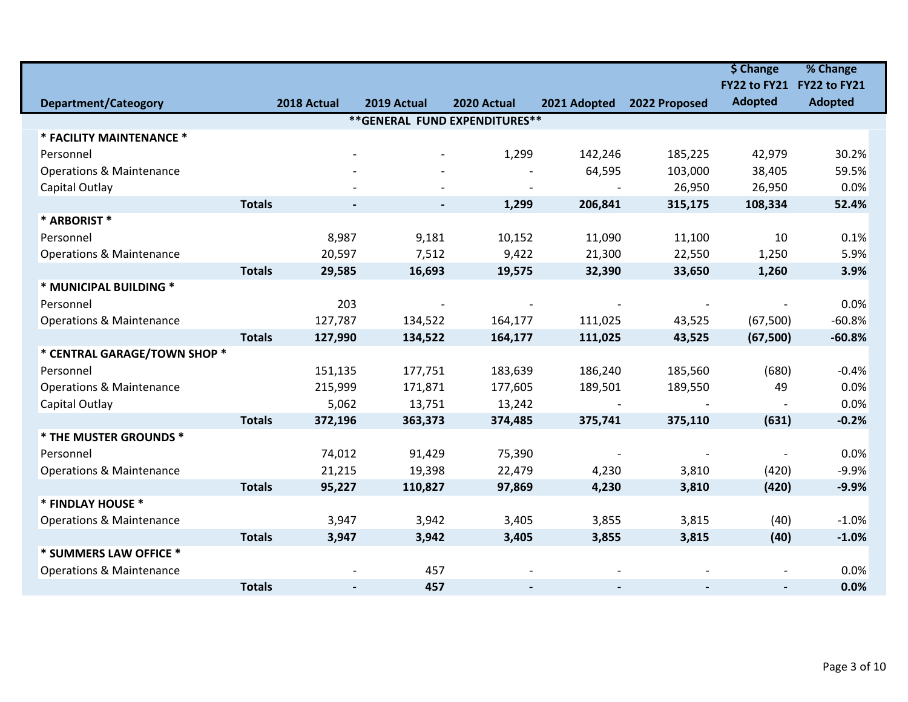| Department/Cateogory | | 2018 Actual | 2019 Actual | 2020 Actual | 2021 Adopted | 2022 Proposed | $ Change FY22 to FY21 Adopted | % Change FY22 to FY21 Adopted |
|---|---|---|---|---|---|---|---|---|
| | | | | **GENERAL FUND EXPENDITURES** | | | | |
| * FACILITY MAINTENANCE * | | | | | | | | |
| Personnel | | - | - | 1,299 | 142,246 | 185,225 | 42,979 | 30.2% |
| Operations & Maintenance | | - | - | - | 64,595 | 103,000 | 38,405 | 59.5% |
| Capital Outlay | | - | - | - | - | 26,950 | 26,950 | 0.0% |
| | **Totals** | **-** | **-** | **1,299** | **206,841** | **315,175** | **108,334** | **52.4%** |
| * ARBORIST * | | | | | | | | |
| Personnel | | 8,987 | 9,181 | 10,152 | 11,090 | 11,100 | 10 | 0.1% |
| Operations & Maintenance | | 20,597 | 7,512 | 9,422 | 21,300 | 22,550 | 1,250 | 5.9% |
| | **Totals** | **29,585** | **16,693** | **19,575** | **32,390** | **33,650** | **1,260** | **3.9%** |
| * MUNICIPAL BUILDING * | | | | | | | | |
| Personnel | | 203 | - | - | - | - | - | 0.0% |
| Operations & Maintenance | | 127,787 | 134,522 | 164,177 | 111,025 | 43,525 | (67,500) | -60.8% |
| | **Totals** | **127,990** | **134,522** | **164,177** | **111,025** | **43,525** | **(67,500)** | **-60.8%** |
| * CENTRAL GARAGE/TOWN SHOP * | | | | | | | | |
| Personnel | | 151,135 | 177,751 | 183,639 | 186,240 | 185,560 | (680) | -0.4% |
| Operations & Maintenance | | 215,999 | 171,871 | 177,605 | 189,501 | 189,550 | 49 | 0.0% |
| Capital Outlay | | 5,062 | 13,751 | 13,242 | - | - | - | 0.0% |
| | **Totals** | **372,196** | **363,373** | **374,485** | **375,741** | **375,110** | **(631)** | **-0.2%** |
| * THE MUSTER GROUNDS * | | | | | | | | |
| Personnel | | 74,012 | 91,429 | 75,390 | - | - | - | 0.0% |
| Operations & Maintenance | | 21,215 | 19,398 | 22,479 | 4,230 | 3,810 | (420) | -9.9% |
| | **Totals** | **95,227** | **110,827** | **97,869** | **4,230** | **3,810** | **(420)** | **-9.9%** |
| * FINDLAY HOUSE * | | | | | | | | |
| Operations & Maintenance | | 3,947 | 3,942 | 3,405 | 3,855 | 3,815 | (40) | -1.0% |
| | **Totals** | **3,947** | **3,942** | **3,405** | **3,855** | **3,815** | **(40)** | **-1.0%** |
| * SUMMERS LAW OFFICE * | | | | | | | | |
| Operations & Maintenance | | - | 457 | - | - | - | - | 0.0% |
| | **Totals** | **-** | **457** | **-** | **-** | **-** | **-** | **0.0%** |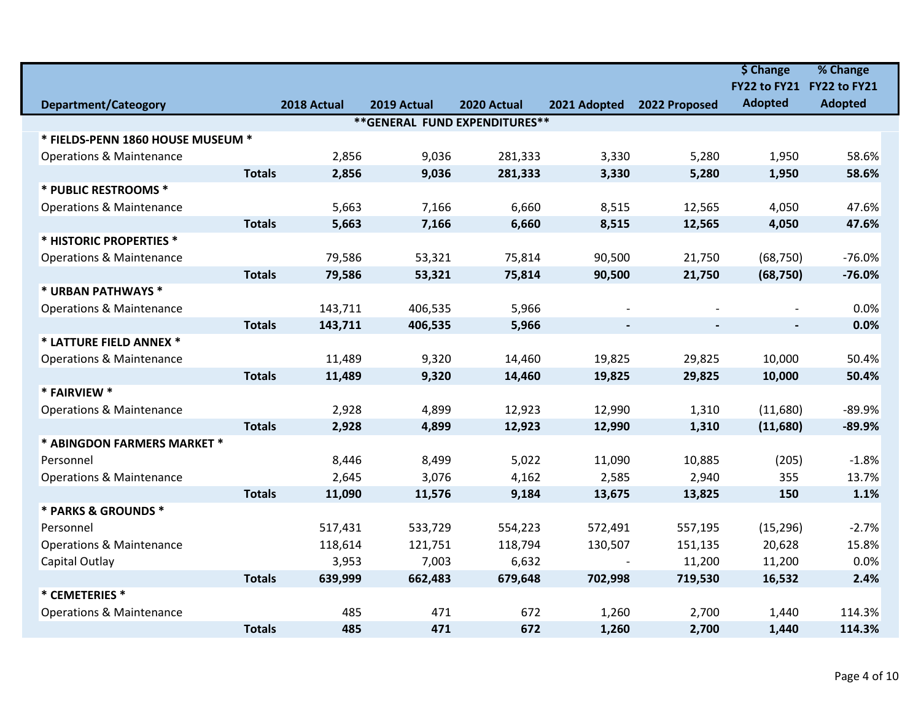| Department/Cateogory | | 2018 Actual | 2019 Actual | 2020 Actual | 2021 Adopted | 2022 Proposed | $ Change FY22 to FY21 Adopted | % Change FY22 to FY21 Adopted |
|---|---|---|---|---|---|---|---|---|
| **GENERAL FUND EXPENDITURES** | | | | | | | | |
| * FIELDS-PENN 1860 HOUSE MUSEUM * | | | | | | | | |
| Operations & Maintenance | | 2,856 | 9,036 | 281,333 | 3,330 | 5,280 | 1,950 | 58.6% |
| | **Totals** | **2,856** | **9,036** | **281,333** | **3,330** | **5,280** | **1,950** | **58.6%** |
| * PUBLIC RESTROOMS * | | | | | | | | |
| Operations & Maintenance | | 5,663 | 7,166 | 6,660 | 8,515 | 12,565 | 4,050 | 47.6% |
| | **Totals** | **5,663** | **7,166** | **6,660** | **8,515** | **12,565** | **4,050** | **47.6%** |
| * HISTORIC PROPERTIES * | | | | | | | | |
| Operations & Maintenance | | 79,586 | 53,321 | 75,814 | 90,500 | 21,750 | (68,750) | -76.0% |
| | **Totals** | **79,586** | **53,321** | **75,814** | **90,500** | **21,750** | **(68,750)** | **-76.0%** |
| * URBAN PATHWAYS * | | | | | | | | |
| Operations & Maintenance | | 143,711 | 406,535 | 5,966 | - | - | - | 0.0% |
| | **Totals** | **143,711** | **406,535** | **5,966** | **-** | **-** | **-** | **0.0%** |
| * LATTURE FIELD ANNEX * | | | | | | | | |
| Operations & Maintenance | | 11,489 | 9,320 | 14,460 | 19,825 | 29,825 | 10,000 | 50.4% |
| | **Totals** | **11,489** | **9,320** | **14,460** | **19,825** | **29,825** | **10,000** | **50.4%** |
| * FAIRVIEW * | | | | | | | | |
| Operations & Maintenance | | 2,928 | 4,899 | 12,923 | 12,990 | 1,310 | (11,680) | -89.9% |
| | **Totals** | **2,928** | **4,899** | **12,923** | **12,990** | **1,310** | **(11,680)** | **-89.9%** |
| * ABINGDON FARMERS MARKET * | | | | | | | | |
| Personnel | | 8,446 | 8,499 | 5,022 | 11,090 | 10,885 | (205) | -1.8% |
| Operations & Maintenance | | 2,645 | 3,076 | 4,162 | 2,585 | 2,940 | 355 | 13.7% |
| | **Totals** | **11,090** | **11,576** | **9,184** | **13,675** | **13,825** | **150** | **1.1%** |
| * PARKS & GROUNDS * | | | | | | | | |
| Personnel | | 517,431 | 533,729 | 554,223 | 572,491 | 557,195 | (15,296) | -2.7% |
| Operations & Maintenance | | 118,614 | 121,751 | 118,794 | 130,507 | 151,135 | 20,628 | 15.8% |
| Capital Outlay | | 3,953 | 7,003 | 6,632 | - | 11,200 | 11,200 | 0.0% |
| | **Totals** | **639,999** | **662,483** | **679,648** | **702,998** | **719,530** | **16,532** | **2.4%** |
| * CEMETERIES * | | | | | | | | |
| Operations & Maintenance | | 485 | 471 | 672 | 1,260 | 2,700 | 1,440 | 114.3% |
| | **Totals** | **485** | **471** | **672** | **1,260** | **2,700** | **1,440** | **114.3%** |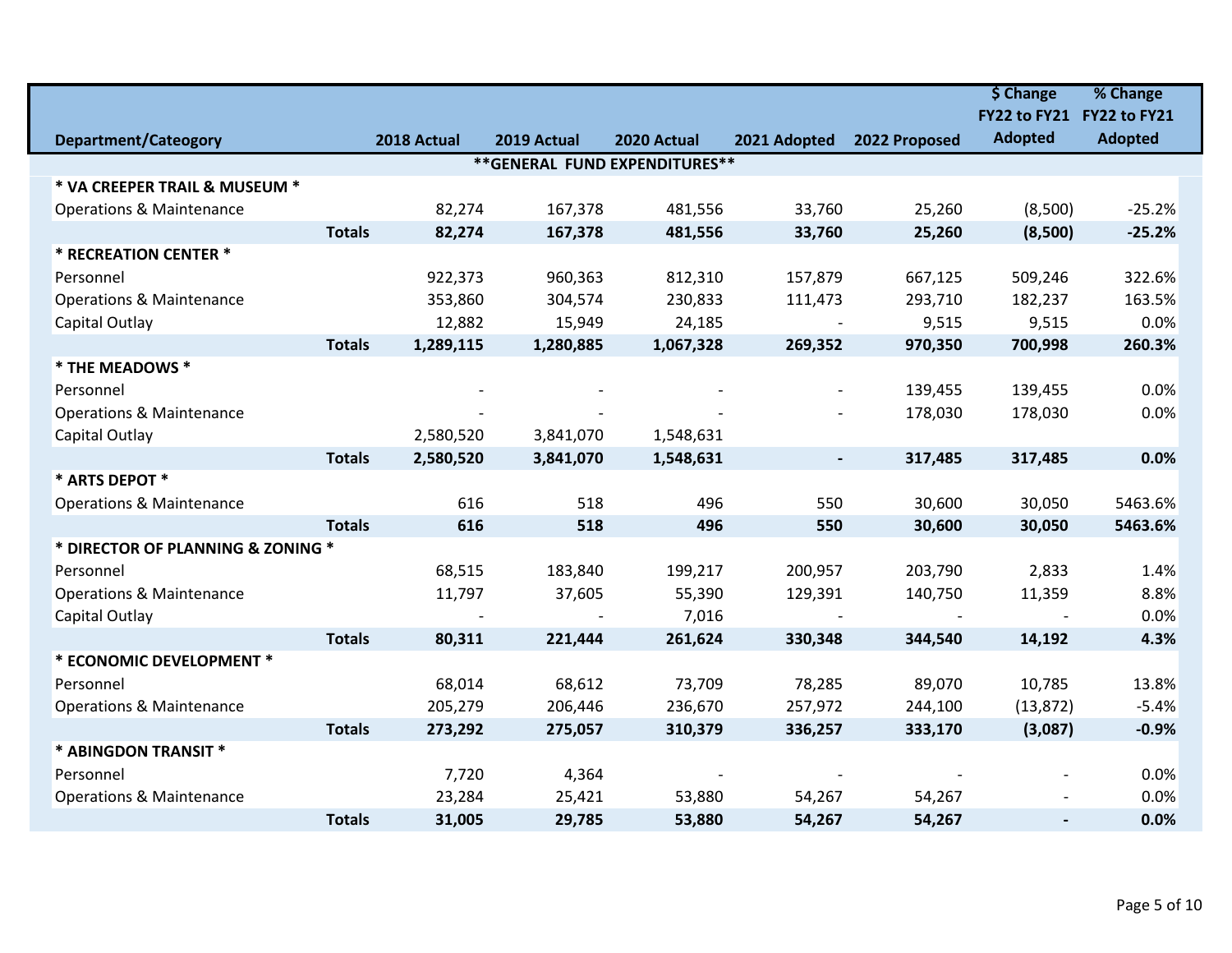| Department/Cateogory | | 2018 Actual | 2019 Actual | 2020 Actual | 2021 Adopted | 2022 Proposed | $ Change FY22 to FY21 Adopted | % Change FY22 to FY21 Adopted |
|---|---|---|---|---|---|---|---|---|
| | | | | **GENERAL FUND EXPENDITURES** | | | | |
| **VA CREEPER TRAIL & MUSEUM** | | | | | | | | |
| Operations & Maintenance | | 82,274 | 167,378 | 481,556 | 33,760 | 25,260 | (8,500) | -25.2% |
| | **Totals** | **82,274** | **167,378** | **481,556** | **33,760** | **25,260** | **(8,500)** | **-25.2%** |
| **RECREATION CENTER** | | | | | | | | |
| Personnel | | 922,373 | 960,363 | 812,310 | 157,879 | 667,125 | 509,246 | 322.6% |
| Operations & Maintenance | | 353,860 | 304,574 | 230,833 | 111,473 | 293,710 | 182,237 | 163.5% |
| Capital Outlay | | 12,882 | 15,949 | 24,185 | - | 9,515 | 9,515 | 0.0% |
| | **Totals** | **1,289,115** | **1,280,885** | **1,067,328** | **269,352** | **970,350** | **700,998** | **260.3%** |
| **THE MEADOWS** | | | | | | | | |
| Personnel | | - | - | - | - | 139,455 | 139,455 | 0.0% |
| Operations & Maintenance | | - | - | - | - | 178,030 | 178,030 | 0.0% |
| Capital Outlay | | 2,580,520 | 3,841,070 | 1,548,631 | | | | |
| | **Totals** | **2,580,520** | **3,841,070** | **1,548,631** | **-** | **317,485** | **317,485** | **0.0%** |
| **ARTS DEPOT** | | | | | | | | |
| Operations & Maintenance | | 616 | 518 | 496 | 550 | 30,600 | 30,050 | 5463.6% |
| | **Totals** | **616** | **518** | **496** | **550** | **30,600** | **30,050** | **5463.6%** |
| **DIRECTOR OF PLANNING & ZONING** | | | | | | | | |
| Personnel | | 68,515 | 183,840 | 199,217 | 200,957 | 203,790 | 2,833 | 1.4% |
| Operations & Maintenance | | 11,797 | 37,605 | 55,390 | 129,391 | 140,750 | 11,359 | 8.8% |
| Capital Outlay | | - | - | 7,016 | - | - | - | 0.0% |
| | **Totals** | **80,311** | **221,444** | **261,624** | **330,348** | **344,540** | **14,192** | **4.3%** |
| **ECONOMIC DEVELOPMENT** | | | | | | | | |
| Personnel | | 68,014 | 68,612 | 73,709 | 78,285 | 89,070 | 10,785 | 13.8% |
| Operations & Maintenance | | 205,279 | 206,446 | 236,670 | 257,972 | 244,100 | (13,872) | -5.4% |
| | **Totals** | **273,292** | **275,057** | **310,379** | **336,257** | **333,170** | **(3,087)** | **-0.9%** |
| **ABINGDON TRANSIT** | | | | | | | | |
| Personnel | | 7,720 | 4,364 | - | - | - | - | 0.0% |
| Operations & Maintenance | | 23,284 | 25,421 | 53,880 | 54,267 | 54,267 | - | 0.0% |
| | **Totals** | **31,005** | **29,785** | **53,880** | **54,267** | **54,267** | **-** | **0.0%** |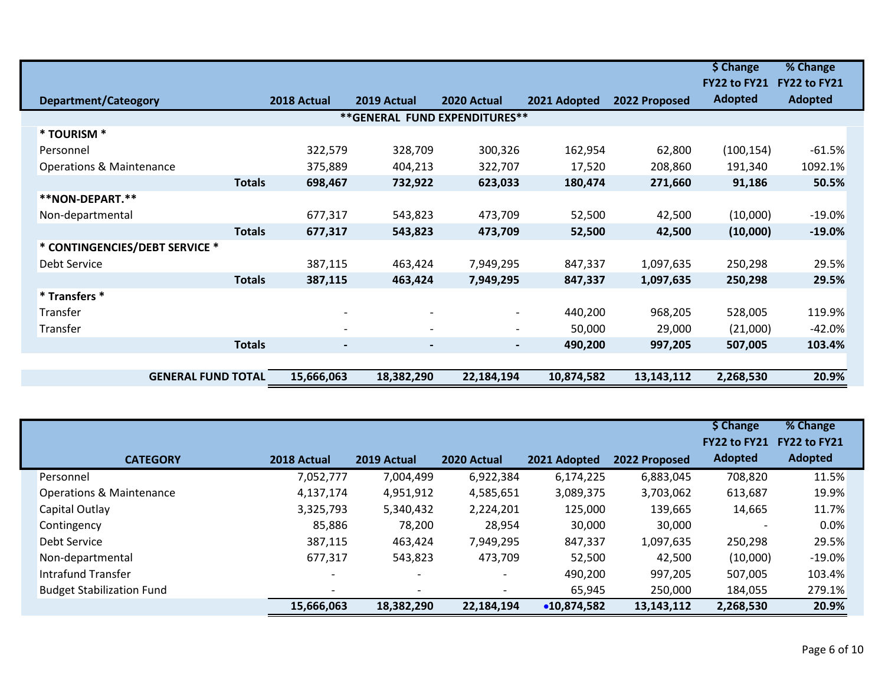| Department/Cateogory | | 2018 Actual | 2019 Actual | 2020 Actual | 2021 Adopted | 2022 Proposed | $ Change FY22 to FY21 Adopted | % Change FY22 to FY21 Adopted |
|---|---|---|---|---|---|---|---|---|
| | | | | **GENERAL FUND EXPENDITURES** | | | | |
| * TOURISM * | | | | | | | | |
| Personnel | | 322,579 | 328,709 | 300,326 | 162,954 | 62,800 | (100,154) | -61.5% |
| Operations & Maintenance | | 375,889 | 404,213 | 322,707 | 17,520 | 208,860 | 191,340 | 1092.1% |
| | **Totals** | **698,467** | **732,922** | **623,033** | **180,474** | **271,660** | **91,186** | **50.5%** |
| **NON-DEPART.** | | | | | | | | |
| Non-departmental | | 677,317 | 543,823 | 473,709 | 52,500 | 42,500 | (10,000) | -19.0% |
| | **Totals** | **677,317** | **543,823** | **473,709** | **52,500** | **42,500** | **(10,000)** | **-19.0%** |
| * CONTINGENCIES/DEBT SERVICE * | | | | | | | | |
| Debt Service | | 387,115 | 463,424 | 7,949,295 | 847,337 | 1,097,635 | 250,298 | 29.5% |
| | **Totals** | **387,115** | **463,424** | **7,949,295** | **847,337** | **1,097,635** | **250,298** | **29.5%** |
| * Transfers * | | | | | | | | |
| Transfer | | - | - | - | 440,200 | 968,205 | 528,005 | 119.9% |
| Transfer | | - | - | - | 50,000 | 29,000 | (21,000) | -42.0% |
| | **Totals** | **-** | **-** | **-** | **490,200** | **997,205** | **507,005** | **103.4%** |
| | **GENERAL FUND TOTAL** | **15,666,063** | **18,382,290** | **22,184,194** | **10,874,582** | **13,143,112** | **2,268,530** | **20.9%** |

| CATEGORY | 2018 Actual | 2019 Actual | 2020 Actual | 2021 Adopted | 2022 Proposed | $ Change FY22 to FY21 Adopted | % Change FY22 to FY21 Adopted |
|---|---|---|---|---|---|---|---|
| Personnel | 7,052,777 | 7,004,499 | 6,922,384 | 6,174,225 | 6,883,045 | 708,820 | 11.5% |
| Operations & Maintenance | 4,137,174 | 4,951,912 | 4,585,651 | 3,089,375 | 3,703,062 | 613,687 | 19.9% |
| Capital Outlay | 3,325,793 | 5,340,432 | 2,224,201 | 125,000 | 139,665 | 14,665 | 11.7% |
| Contingency | 85,886 | 78,200 | 28,954 | 30,000 | 30,000 | - | 0.0% |
| Debt Service | 387,115 | 463,424 | 7,949,295 | 847,337 | 1,097,635 | 250,298 | 29.5% |
| Non-departmental | 677,317 | 543,823 | 473,709 | 52,500 | 42,500 | (10,000) | -19.0% |
| Intrafund Transfer | - | - | - | 490,200 | 997,205 | 507,005 | 103.4% |
| Budget Stabilization Fund | - | - | - | 65,945 | 250,000 | 184,055 | 279.1% |
| | **15,666,063** | **18,382,290** | **22,184,194** | **10,874,582** | **13,143,112** | **2,268,530** | **20.9%** |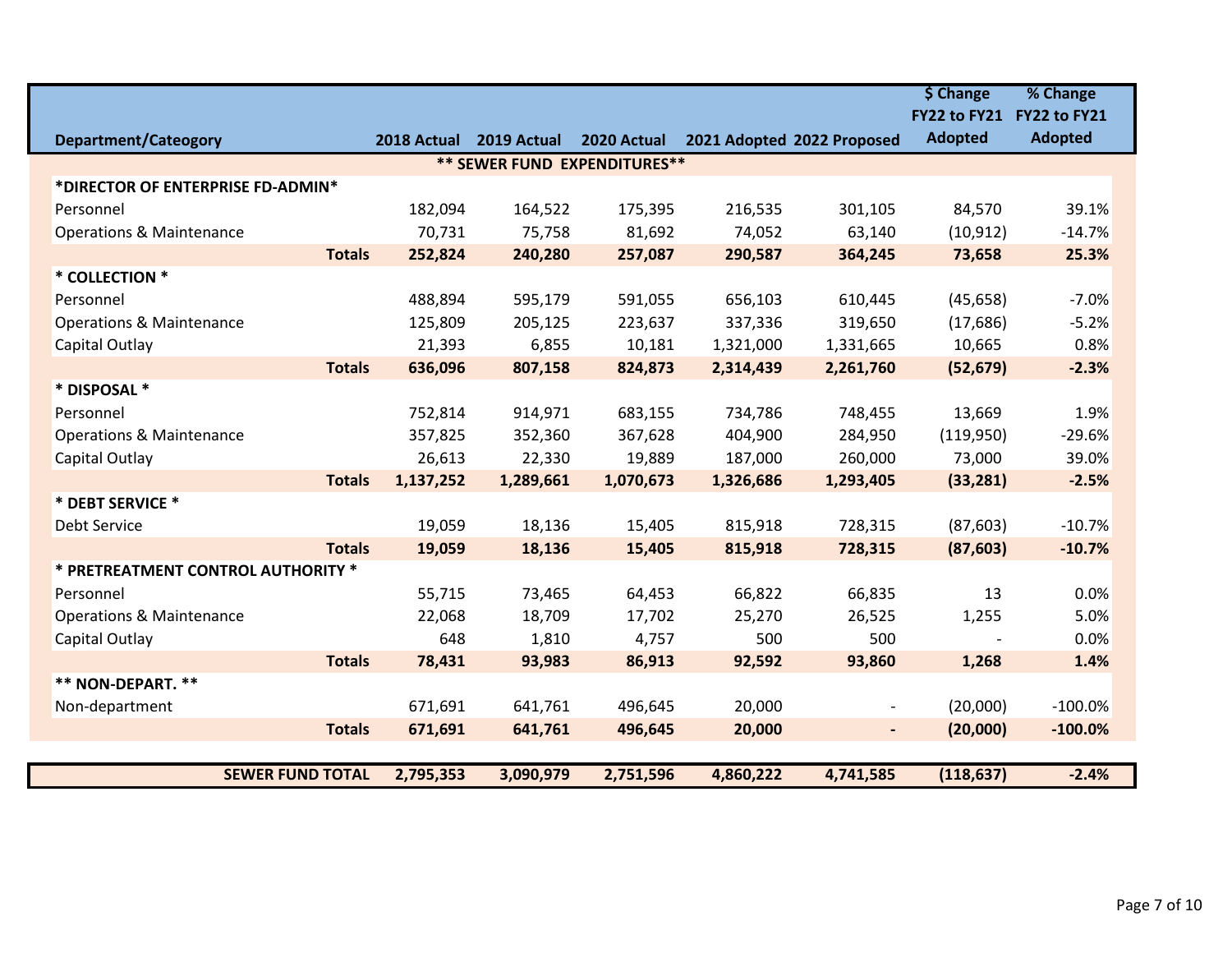| Department/Cateogory | 2018 Actual | 2019 Actual | 2020 Actual | 2021 Adopted | 2022 Proposed | $ Change FY22 to FY21 Adopted | % Change FY22 to FY21 Adopted |
|---|---|---|---|---|---|---|---|
| ** SEWER FUND EXPENDITURES** | | | | | | | |
| *DIRECTOR OF ENTERPRISE FD-ADMIN* | | | | | | | |
| Personnel | 182,094 | 164,522 | 175,395 | 216,535 | 301,105 | 84,570 | 39.1% |
| Operations & Maintenance | 70,731 | 75,758 | 81,692 | 74,052 | 63,140 | (10,912) | -14.7% |
| **Totals** | **252,824** | **240,280** | **257,087** | **290,587** | **364,245** | **73,658** | **25.3%** |
| * COLLECTION * | | | | | | | |
| Personnel | 488,894 | 595,179 | 591,055 | 656,103 | 610,445 | (45,658) | -7.0% |
| Operations & Maintenance | 125,809 | 205,125 | 223,637 | 337,336 | 319,650 | (17,686) | -5.2% |
| Capital Outlay | 21,393 | 6,855 | 10,181 | 1,321,000 | 1,331,665 | 10,665 | 0.8% |
| **Totals** | **636,096** | **807,158** | **824,873** | **2,314,439** | **2,261,760** | **(52,679)** | **-2.3%** |
| * DISPOSAL * | | | | | | | |
| Personnel | 752,814 | 914,971 | 683,155 | 734,786 | 748,455 | 13,669 | 1.9% |
| Operations & Maintenance | 357,825 | 352,360 | 367,628 | 404,900 | 284,950 | (119,950) | -29.6% |
| Capital Outlay | 26,613 | 22,330 | 19,889 | 187,000 | 260,000 | 73,000 | 39.0% |
| **Totals** | **1,137,252** | **1,289,661** | **1,070,673** | **1,326,686** | **1,293,405** | **(33,281)** | **-2.5%** |
| * DEBT SERVICE * | | | | | | | |
| Debt Service | 19,059 | 18,136 | 15,405 | 815,918 | 728,315 | (87,603) | -10.7% |
| **Totals** | **19,059** | **18,136** | **15,405** | **815,918** | **728,315** | **(87,603)** | **-10.7%** |
| * PRETREATMENT CONTROL AUTHORITY * | | | | | | | |
| Personnel | 55,715 | 73,465 | 64,453 | 66,822 | 66,835 | 13 | 0.0% |
| Operations & Maintenance | 22,068 | 18,709 | 17,702 | 25,270 | 26,525 | 1,255 | 5.0% |
| Capital Outlay | 648 | 1,810 | 4,757 | 500 | 500 | - | 0.0% |
| **Totals** | **78,431** | **93,983** | **86,913** | **92,592** | **93,860** | **1,268** | **1.4%** |
| ** NON-DEPART. ** | | | | | | | |
| Non-department | 671,691 | 641,761 | 496,645 | 20,000 | - | (20,000) | -100.0% |
| **Totals** | **671,691** | **641,761** | **496,645** | **20,000** | **-** | **(20,000)** | **-100.0%** |
| **SEWER FUND TOTAL** | **2,795,353** | **3,090,979** | **2,751,596** | **4,860,222** | **4,741,585** | **(118,637)** | **-2.4%** |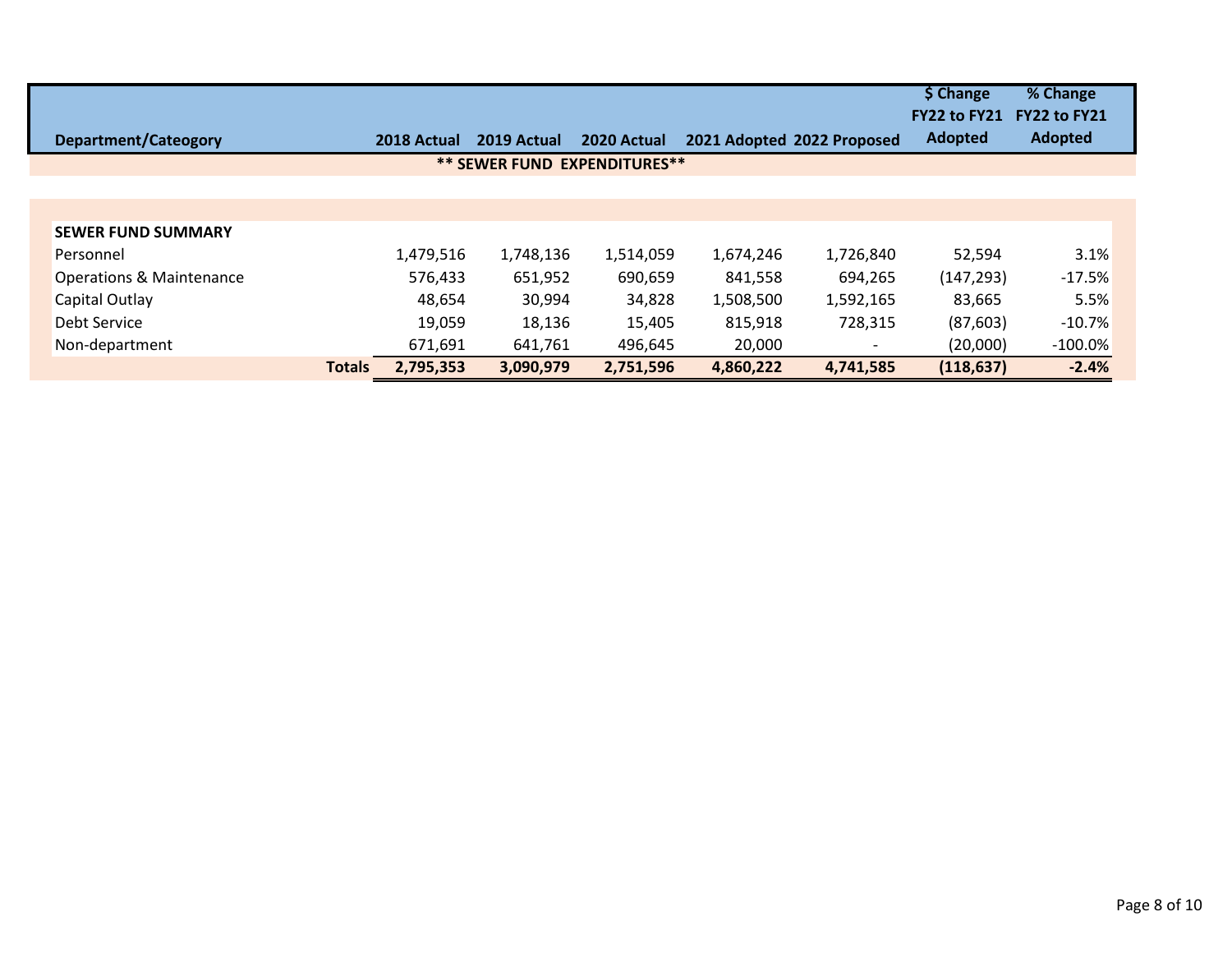| Department/Cateogory | 2018 Actual | 2019 Actual | 2020 Actual | 2021 Adopted | 2022 Proposed | $ Change FY22 to FY21 Adopted | % Change FY22 to FY21 Adopted |
|---|---|---|---|---|---|---|---|
| ** SEWER FUND EXPENDITURES** | | | | | | | |
| **SEWER FUND SUMMARY** | | | | | | | |
| Personnel | 1,479,516 | 1,748,136 | 1,514,059 | 1,674,246 | 1,726,840 | 52,594 | 3.1% |
| Operations & Maintenance | 576,433 | 651,952 | 690,659 | 841,558 | 694,265 | (147,293) | -17.5% |
| Capital Outlay | 48,654 | 30,994 | 34,828 | 1,508,500 | 1,592,165 | 83,665 | 5.5% |
| Debt Service | 19,059 | 18,136 | 15,405 | 815,918 | 728,315 | (87,603) | -10.7% |
| Non-department | 671,691 | 641,761 | 496,645 | 20,000 | - | (20,000) | -100.0% |
| **Totals** | **2,795,353** | **3,090,979** | **2,751,596** | **4,860,222** | **4,741,585** | **(118,637)** | **-2.4%** |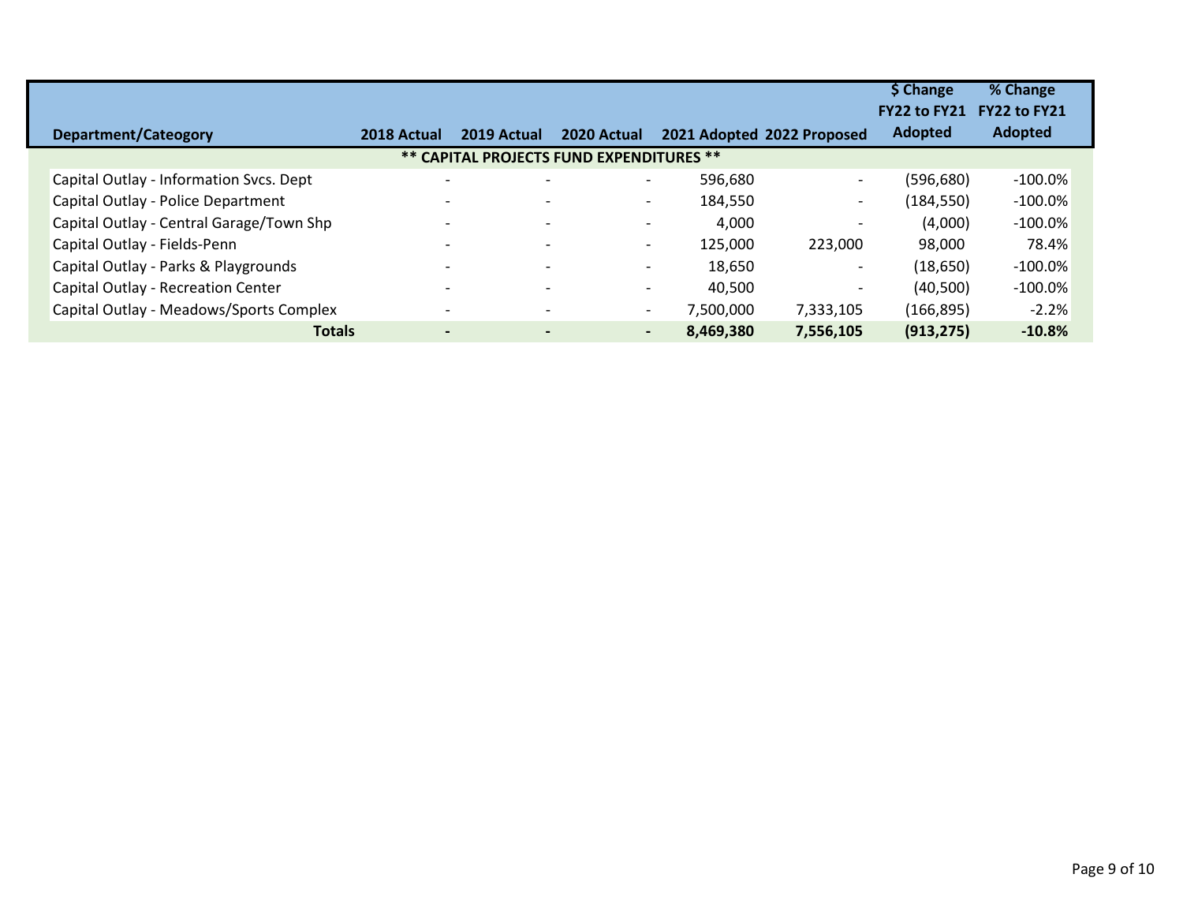| Department/Cateogory | 2018 Actual | 2019 Actual | 2020 Actual | 2021 Adopted | 2022 Proposed | $ Change FY22 to FY21 Adopted | % Change FY22 to FY21 Adopted |
|---|---|---|---|---|---|---|---|
| **** CAPITAL PROJECTS FUND EXPENDITURES **** | | | | | | | |
| Capital Outlay - Information Svcs. Dept | - | - | - | 596,680 | - | (596,680) | -100.0% |
| Capital Outlay - Police Department | - | - | - | 184,550 | - | (184,550) | -100.0% |
| Capital Outlay - Central Garage/Town Shp | - | - | - | 4,000 | - | (4,000) | -100.0% |
| Capital Outlay - Fields-Penn | - | - | - | 125,000 | 223,000 | 98,000 | 78.4% |
| Capital Outlay - Parks & Playgrounds | - | - | - | 18,650 | - | (18,650) | -100.0% |
| Capital Outlay - Recreation Center | - | - | - | 40,500 | - | (40,500) | -100.0% |
| Capital Outlay - Meadows/Sports Complex | - | - | - | 7,500,000 | 7,333,105 | (166,895) | -2.2% |
| **Totals** | **-** | **-** | **-** | **8,469,380** | **7,556,105** | **(913,275)** | **-10.8%** |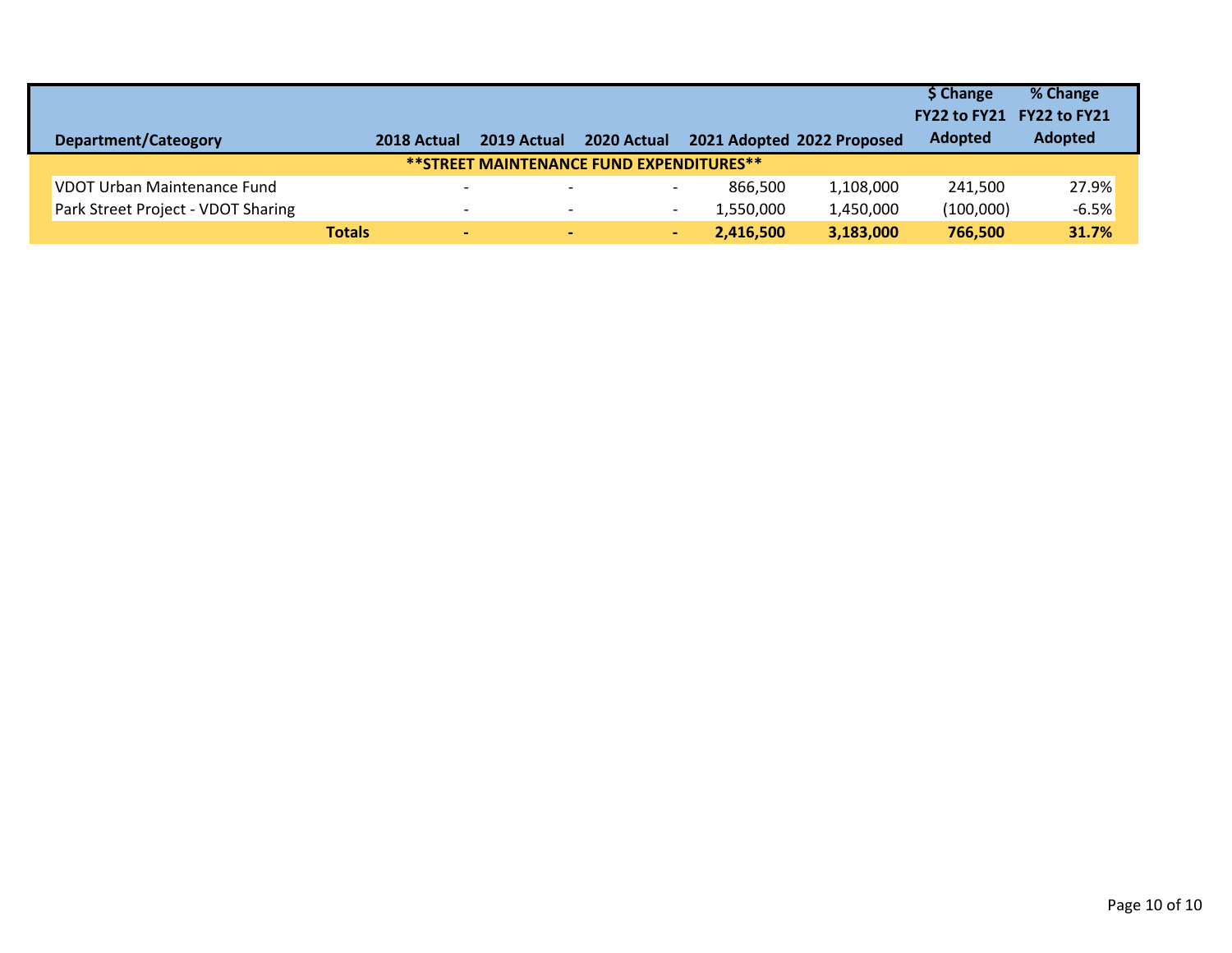| Department/Cateogory | 2018 Actual | 2019 Actual | 2020 Actual | 2021 Adopted | 2022 Proposed | $ Change FY22 to FY21 Adopted | % Change FY22 to FY21 Adopted |
|---|---|---|---|---|---|---|---|
| **STREET MAINTENANCE FUND EXPENDITURES** | | | | | | | |
| VDOT Urban Maintenance Fund | - | - | - | 866,500 | 1,108,000 | 241,500 | 27.9% |
| Park Street Project - VDOT Sharing | - | - | - | 1,550,000 | 1,450,000 | (100,000) | -6.5% |
| **Totals** | **-** | **-** | **-** | **2,416,500** | **3,183,000** | **766,500** | **31.7%** |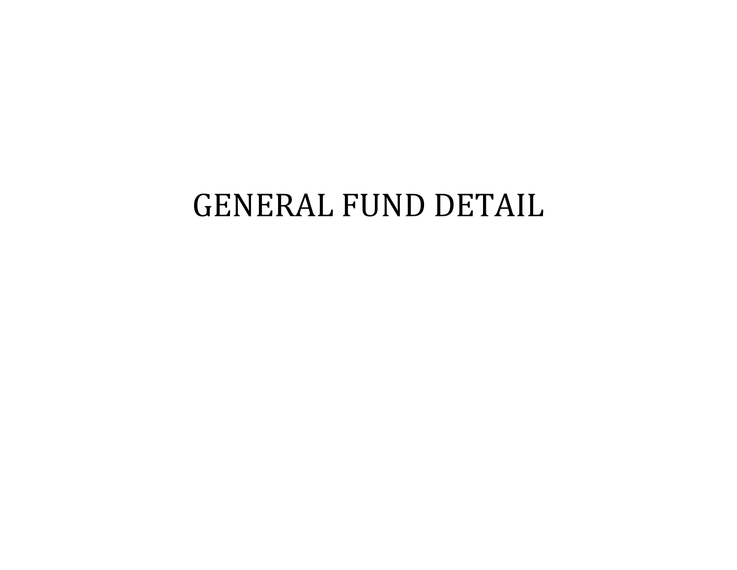# GENERAL FUND DETAIL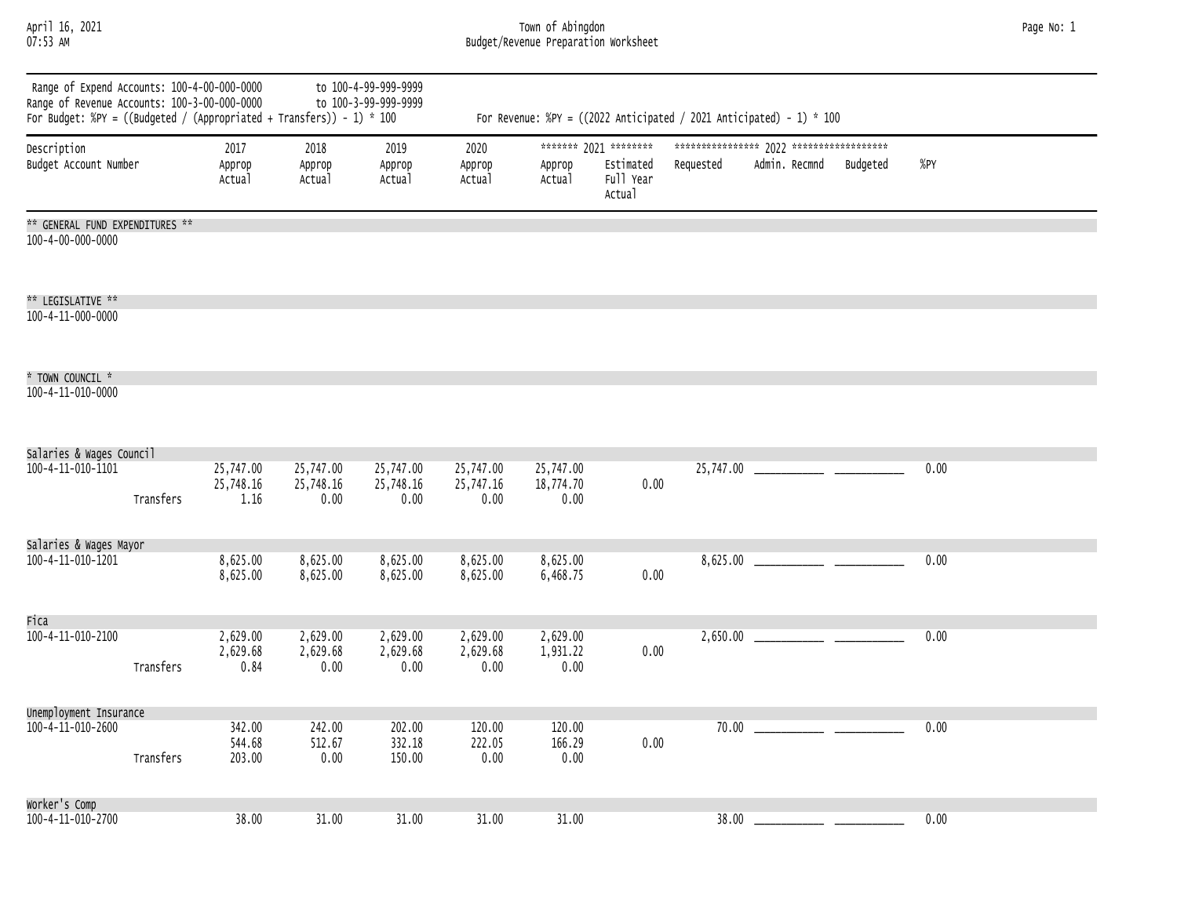Town of Abingdon
Budget/Revenue Preparation Worksheet

April 16, 2021
07:53 AM

Range of Expend Accounts: 100-4-00-000-0000 to 100-4-99-999-9999
Range of Revenue Accounts: 100-3-00-000-0000 to 100-3-99-999-9999
For Budget: %PY = ((Budgeted / (Appropriated + Transfers)) - 1) * 100
For Revenue: %PY = ((2022 Anticipated / 2021 Anticipated) - 1) * 100

| Description / Budget Account Number | | 2017 Approp / Actual | 2018 Approp / Actual | 2019 Approp / Actual | 2020 Approp / Actual | 2021 Approp / Actual | 2021 Estimated Full Year Actual | 2022 Requested | 2022 Admin. Recmnd | 2022 Budgeted | %PY |
|---|---|---|---|---|---|---|---|---|---|---|---|
| ** GENERAL FUND EXPENDITURES ** 100-4-00-000-0000 | | | | | | | | | | | |
| ** LEGISLATIVE ** 100-4-11-000-0000 | | | | | | | | | | | |
| * TOWN COUNCIL * 100-4-11-010-0000 | | | | | | | | | | | |
| Salaries & Wages Council 100-4-11-010-1101 | | 25,747.00 | 25,747.00 | 25,747.00 | 25,747.00 | 25,747.00 | | 25,747.00 | ___________ | ___________ | 0.00 |
| | | 25,748.16 | 25,748.16 | 25,748.16 | 25,747.16 | 18,774.70 | 0.00 | | | | |
| | Transfers | 1.16 | 0.00 | 0.00 | 0.00 | 0.00 | | | | | |
| Salaries & Wages Mayor 100-4-11-010-1201 | | 8,625.00 | 8,625.00 | 8,625.00 | 8,625.00 | 8,625.00 | | 8,625.00 | ___________ | ___________ | 0.00 |
| | | 8,625.00 | 8,625.00 | 8,625.00 | 8,625.00 | 6,468.75 | 0.00 | | | | |
| Fica 100-4-11-010-2100 | | 2,629.00 | 2,629.00 | 2,629.00 | 2,629.00 | 2,629.00 | | 2,650.00 | ___________ | ___________ | 0.00 |
| | | 2,629.68 | 2,629.68 | 2,629.68 | 2,629.68 | 1,931.22 | 0.00 | | | | |
| | Transfers | 0.84 | 0.00 | 0.00 | 0.00 | 0.00 | | | | | |
| Unemployment Insurance 100-4-11-010-2600 | | 342.00 | 242.00 | 202.00 | 120.00 | 120.00 | | 70.00 | ___________ | ___________ | 0.00 |
| | | 544.68 | 512.67 | 332.18 | 222.05 | 166.29 | 0.00 | | | | |
| | Transfers | 203.00 | 0.00 | 150.00 | 0.00 | 0.00 | | | | | |
| Worker's Comp 100-4-11-010-2700 | | 38.00 | 31.00 | 31.00 | 31.00 | 31.00 | | 38.00 | ___________ | ___________ | 0.00 |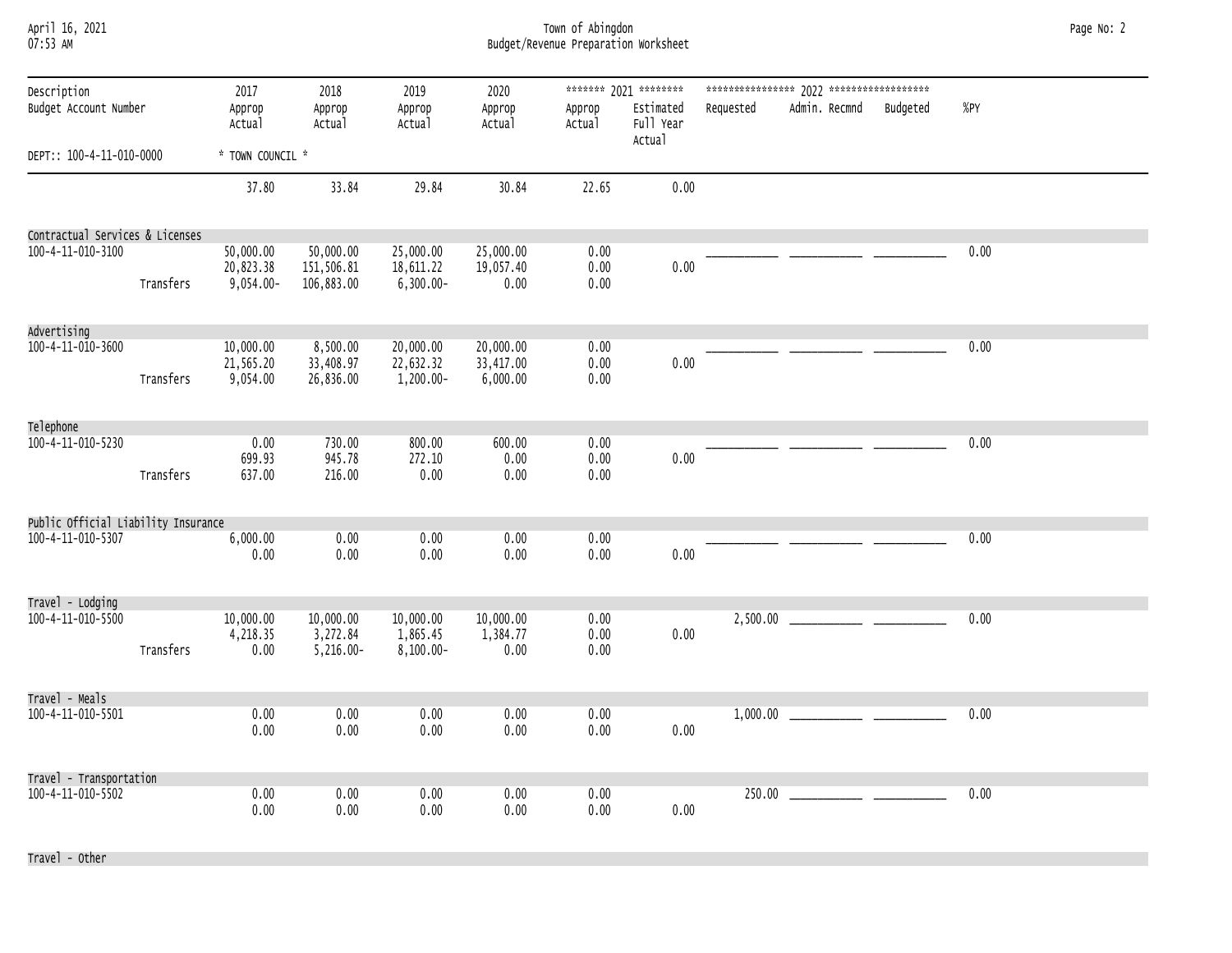Town of Abingdon
Budget/Revenue Preparation Worksheet

April 16, 2021
07:53 AM

| Description / Budget Account Number | | 2017 Approp Actual | 2018 Approp Actual | 2019 Approp Actual | 2020 Approp Actual | 2021 Approp Actual | 2021 Estimated Full Year Actual | 2022 Requested | 2022 Admin. Recmnd | 2022 Budgeted | %PY |
|---|---|---|---|---|---|---|---|---|---|---|---|
| DEPT:: 100-4-11-010-0000 | | * TOWN COUNCIL * | | | | | | | | | |
| | | 37.80 | 33.84 | 29.84 | 30.84 | 22.65 | 0.00 | | | | |
| **Contractual Services & Licenses** | | | | | | | | | | | |
| 100-4-11-010-3100 | | 50,000.00 | 50,000.00 | 25,000.00 | 25,000.00 | 0.00 | | ___________ | ___________ | ___________ | 0.00 |
| | | 20,823.38 | 151,506.81 | 18,611.22 | 19,057.40 | 0.00 | 0.00 | | | | |
| | Transfers | 9,054.00- | 106,883.00 | 6,300.00- | 0.00 | 0.00 | | | | | |
| **Advertising** | | | | | | | | | | | |
| 100-4-11-010-3600 | | 10,000.00 | 8,500.00 | 20,000.00 | 20,000.00 | 0.00 | | ___________ | ___________ | ___________ | 0.00 |
| | | 21,565.20 | 33,408.97 | 22,632.32 | 33,417.00 | 0.00 | 0.00 | | | | |
| | Transfers | 9,054.00 | 26,836.00 | 1,200.00- | 6,000.00 | 0.00 | | | | | |
| **Telephone** | | | | | | | | | | | |
| 100-4-11-010-5230 | | 0.00 | 730.00 | 800.00 | 600.00 | 0.00 | | ___________ | ___________ | ___________ | 0.00 |
| | | 699.93 | 945.78 | 272.10 | 0.00 | 0.00 | 0.00 | | | | |
| | Transfers | 637.00 | 216.00 | 0.00 | 0.00 | 0.00 | | | | | |
| **Public Official Liability Insurance** | | | | | | | | | | | |
| 100-4-11-010-5307 | | 6,000.00 | 0.00 | 0.00 | 0.00 | 0.00 | | ___________ | ___________ | ___________ | 0.00 |
| | | 0.00 | 0.00 | 0.00 | 0.00 | 0.00 | 0.00 | | | | |
| **Travel - Lodging** | | | | | | | | | | | |
| 100-4-11-010-5500 | | 10,000.00 | 10,000.00 | 10,000.00 | 10,000.00 | 0.00 | | 2,500.00 | ___________ | ___________ | 0.00 |
| | | 4,218.35 | 3,272.84 | 1,865.45 | 1,384.77 | 0.00 | 0.00 | | | | |
| | Transfers | 0.00 | 5,216.00- | 8,100.00- | 0.00 | 0.00 | | | | | |
| **Travel - Meals** | | | | | | | | | | | |
| 100-4-11-010-5501 | | 0.00 | 0.00 | 0.00 | 0.00 | 0.00 | | 1,000.00 | ___________ | ___________ | 0.00 |
| | | 0.00 | 0.00 | 0.00 | 0.00 | 0.00 | 0.00 | | | | |
| **Travel - Transportation** | | | | | | | | | | | |
| 100-4-11-010-5502 | | 0.00 | 0.00 | 0.00 | 0.00 | 0.00 | | 250.00 | ___________ | ___________ | 0.00 |
| | | 0.00 | 0.00 | 0.00 | 0.00 | 0.00 | 0.00 | | | | |
| **Travel - Other** | | | | | | | | | | | |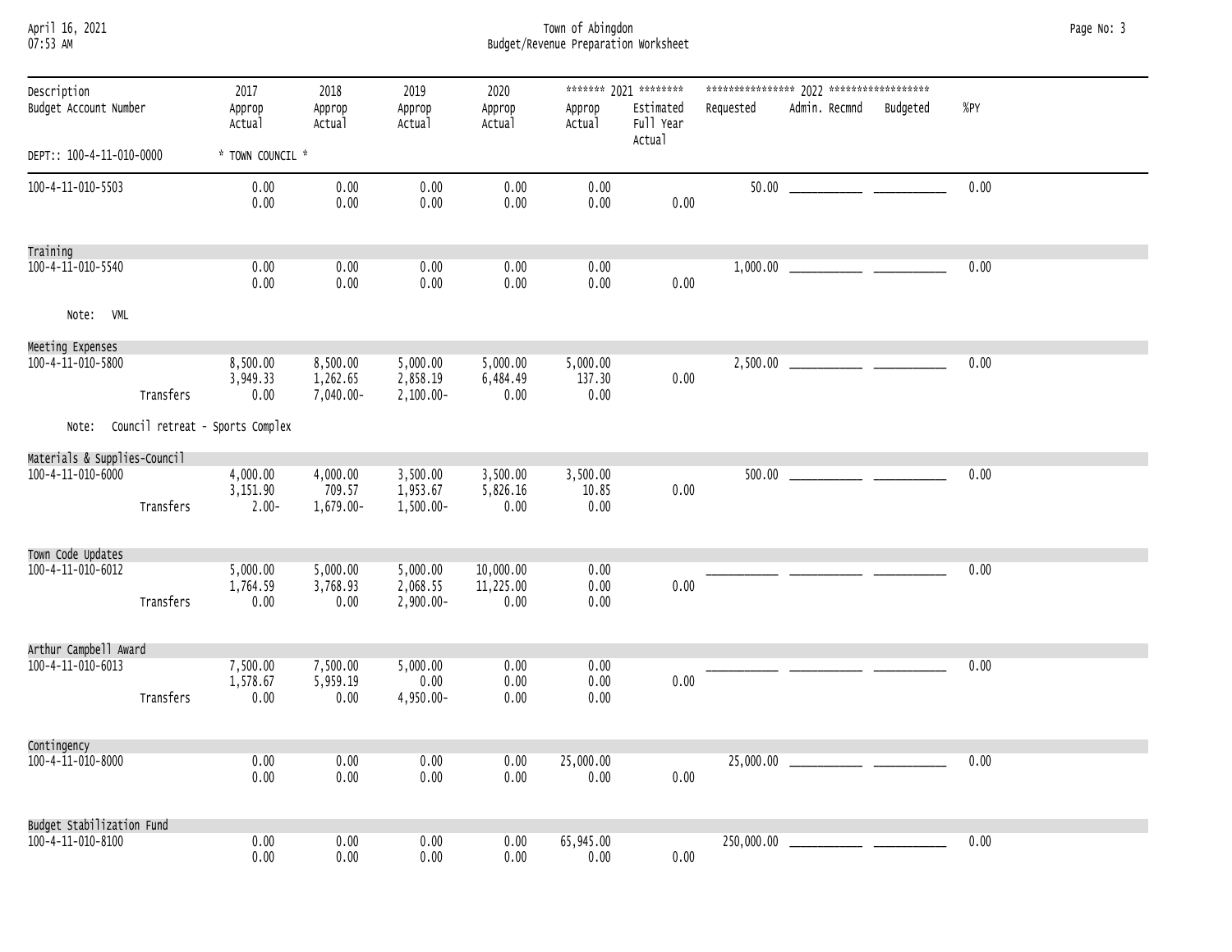Town of Abingdon
Budget/Revenue Preparation Worksheet

| Description / Budget Account Number | | 2017 Approp Actual | 2018 Approp Actual | 2019 Approp Actual | 2020 Approp Actual | 2021 Approp Actual | 2021 Estimated Full Year Actual | 2022 Requested | 2022 Admin. Recmnd | 2022 Budgeted | %PY |
|---|---|---|---|---|---|---|---|---|---|---|---|
| DEPT:: 100-4-11-010-0000 | | * TOWN COUNCIL * | | | | | | | | | |
| 100-4-11-010-5503 | | 0.00 | 0.00 | 0.00 | 0.00 | 0.00 | | 50.00 | ________ | ________ | 0.00 |
| | | 0.00 | 0.00 | 0.00 | 0.00 | 0.00 | 0.00 | | | | |
| **Training** | | | | | | | | | | | |
| 100-4-11-010-5540 | | 0.00 | 0.00 | 0.00 | 0.00 | 0.00 | | 1,000.00 | ________ | ________ | 0.00 |
| | | 0.00 | 0.00 | 0.00 | 0.00 | 0.00 | 0.00 | | | | |
| Note: VML | | | | | | | | | | | |
| **Meeting Expenses** | | | | | | | | | | | |
| 100-4-11-010-5800 | | 8,500.00 | 8,500.00 | 5,000.00 | 5,000.00 | 5,000.00 | | 2,500.00 | ________ | ________ | 0.00 |
| | | 3,949.33 | 1,262.65 | 2,858.19 | 6,484.49 | 137.30 | 0.00 | | | | |
| | Transfers | 0.00 | 7,040.00- | 2,100.00- | 0.00 | 0.00 | | | | | |
| Note: Council retreat - Sports Complex | | | | | | | | | | | |
| **Materials & Supplies-Council** | | | | | | | | | | | |
| 100-4-11-010-6000 | | 4,000.00 | 4,000.00 | 3,500.00 | 3,500.00 | 3,500.00 | | 500.00 | ________ | ________ | 0.00 |
| | | 3,151.90 | 709.57 | 1,953.67 | 5,826.16 | 10.85 | 0.00 | | | | |
| | Transfers | 2.00- | 1,679.00- | 1,500.00- | 0.00 | 0.00 | | | | | |
| **Town Code Updates** | | | | | | | | | | | |
| 100-4-11-010-6012 | | 5,000.00 | 5,000.00 | 5,000.00 | 10,000.00 | 0.00 | | ________ | ________ | ________ | 0.00 |
| | | 1,764.59 | 3,768.93 | 2,068.55 | 11,225.00 | 0.00 | 0.00 | | | | |
| | Transfers | 0.00 | 0.00 | 2,900.00- | 0.00 | 0.00 | | | | | |
| **Arthur Campbell Award** | | | | | | | | | | | |
| 100-4-11-010-6013 | | 7,500.00 | 7,500.00 | 5,000.00 | 0.00 | 0.00 | | ________ | ________ | ________ | 0.00 |
| | | 1,578.67 | 5,959.19 | 0.00 | 0.00 | 0.00 | 0.00 | | | | |
| | Transfers | 0.00 | 0.00 | 4,950.00- | 0.00 | 0.00 | | | | | |
| **Contingency** | | | | | | | | | | | |
| 100-4-11-010-8000 | | 0.00 | 0.00 | 0.00 | 0.00 | 25,000.00 | | 25,000.00 | ________ | ________ | 0.00 |
| | | 0.00 | 0.00 | 0.00 | 0.00 | 0.00 | 0.00 | | | | |
| **Budget Stabilization Fund** | | | | | | | | | | | |
| 100-4-11-010-8100 | | 0.00 | 0.00 | 0.00 | 0.00 | 65,945.00 | | 250,000.00 | ________ | ________ | 0.00 |
| | | 0.00 | 0.00 | 0.00 | 0.00 | 0.00 | 0.00 | | | | |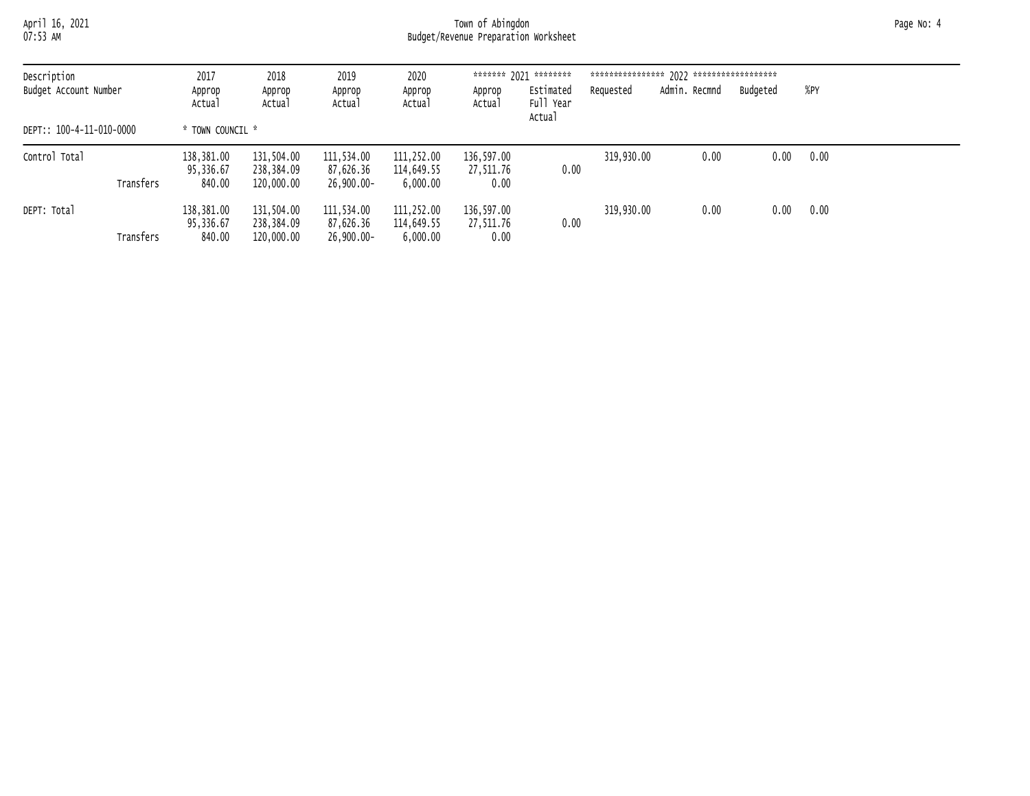Town of Abingdon
Budget/Revenue Preparation Worksheet

April 16, 2021
07:53 AM

| Description<br>Budget Account Number | | 2017<br>Approp<br>Actual | 2018<br>Approp<br>Actual | 2019<br>Approp<br>Actual | 2020<br>Approp<br>Actual | ******* 2021 ********<br>Approp<br>Actual | Estimated<br>Full Year<br>Actual | **************** 2022 ******************<br>Requested | Admin. Recmnd | Budgeted | %PY |
|---|---|---|---|---|---|---|---|---|---|---|---|
| DEPT:: 100-4-11-010-0000 | | * TOWN COUNCIL * | | | | | | | | | |
| Control Total | | 138,381.00 | 131,504.00 | 111,534.00 | 111,252.00 | 136,597.00 | | 319,930.00 | 0.00 | 0.00 | 0.00 |
| | | 95,336.67 | 238,384.09 | 87,626.36 | 114,649.55 | 27,511.76 | 0.00 | | | | |
| | Transfers | 840.00 | 120,000.00 | 26,900.00- | 6,000.00 | 0.00 | | | | | |
| DEPT: Total | | 138,381.00 | 131,504.00 | 111,534.00 | 111,252.00 | 136,597.00 | | 319,930.00 | 0.00 | 0.00 | 0.00 |
| | | 95,336.67 | 238,384.09 | 87,626.36 | 114,649.55 | 27,511.76 | 0.00 | | | | |
| | Transfers | 840.00 | 120,000.00 | 26,900.00- | 6,000.00 | 0.00 | | | | | |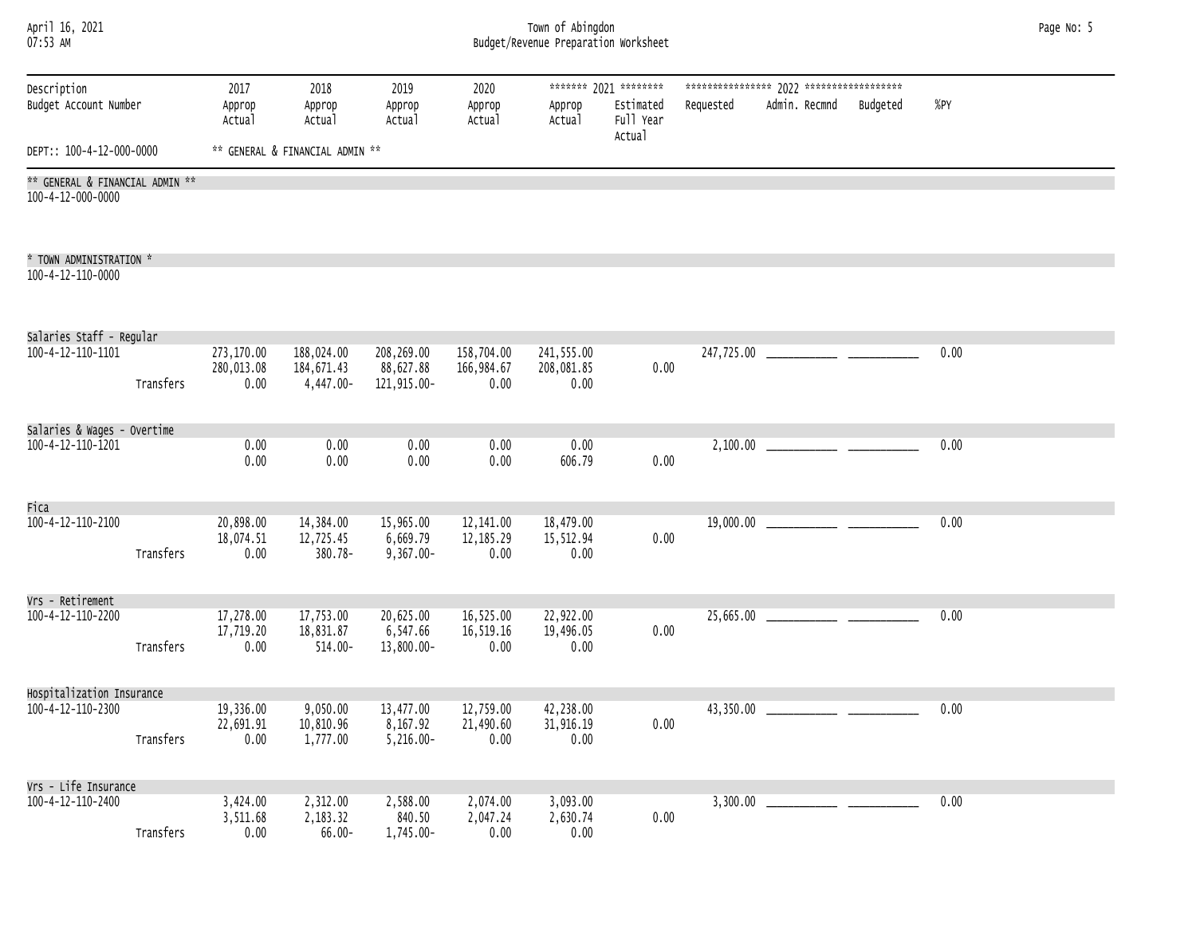Town of Abingdon
Budget/Revenue Preparation Worksheet

April 16, 2021
07:53 AM

| Description / Budget Account Number | | 2017 Approp Actual | 2018 Approp Actual | 2019 Approp Actual | 2020 Approp Actual | 2021 Approp Actual | 2021 Estimated Full Year Actual | 2022 Requested | 2022 Admin. Recmnd | 2022 Budgeted | %PY |
|---|---|---|---|---|---|---|---|---|---|---|---|
| DEPT:: 100-4-12-000-0000 | ** GENERAL & FINANCIAL ADMIN ** | | | | | | | | | | |
| ** GENERAL & FINANCIAL ADMIN ** 100-4-12-000-0000 | | | | | | | | | | | |
| * TOWN ADMINISTRATION * 100-4-12-110-0000 | | | | | | | | | | | |
| Salaries Staff - Regular 100-4-12-110-1101 | | 273,170.00 | 188,024.00 | 208,269.00 | 158,704.00 | 241,555.00 | | 247,725.00 | ________ | ________ | 0.00 |
| | | 280,013.08 | 184,671.43 | 88,627.88 | 166,984.67 | 208,081.85 | 0.00 | | | | |
| | Transfers | 0.00 | 4,447.00- | 121,915.00- | 0.00 | 0.00 | | | | | |
| Salaries & Wages - Overtime 100-4-12-110-1201 | | 0.00 | 0.00 | 0.00 | 0.00 | 0.00 | | 2,100.00 | ________ | ________ | 0.00 |
| | | 0.00 | 0.00 | 0.00 | 0.00 | 606.79 | 0.00 | | | | |
| Fica 100-4-12-110-2100 | | 20,898.00 | 14,384.00 | 15,965.00 | 12,141.00 | 18,479.00 | | 19,000.00 | ________ | ________ | 0.00 |
| | | 18,074.51 | 12,725.45 | 6,669.79 | 12,185.29 | 15,512.94 | 0.00 | | | | |
| | Transfers | 0.00 | 380.78- | 9,367.00- | 0.00 | 0.00 | | | | | |
| Vrs - Retirement 100-4-12-110-2200 | | 17,278.00 | 17,753.00 | 20,625.00 | 16,525.00 | 22,922.00 | | 25,665.00 | ________ | ________ | 0.00 |
| | | 17,719.20 | 18,831.87 | 6,547.66 | 16,519.16 | 19,496.05 | 0.00 | | | | |
| | Transfers | 0.00 | 514.00- | 13,800.00- | 0.00 | 0.00 | | | | | |
| Hospitalization Insurance 100-4-12-110-2300 | | 19,336.00 | 9,050.00 | 13,477.00 | 12,759.00 | 42,238.00 | | 43,350.00 | ________ | ________ | 0.00 |
| | | 22,691.91 | 10,810.96 | 8,167.92 | 21,490.60 | 31,916.19 | 0.00 | | | | |
| | Transfers | 0.00 | 1,777.00 | 5,216.00- | 0.00 | 0.00 | | | | | |
| Vrs - Life Insurance 100-4-12-110-2400 | | 3,424.00 | 2,312.00 | 2,588.00 | 2,074.00 | 3,093.00 | | 3,300.00 | ________ | ________ | 0.00 |
| | | 3,511.68 | 2,183.32 | 840.50 | 2,047.24 | 2,630.74 | 0.00 | | | | |
| | Transfers | 0.00 | 66.00- | 1,745.00- | 0.00 | 0.00 | | | | | |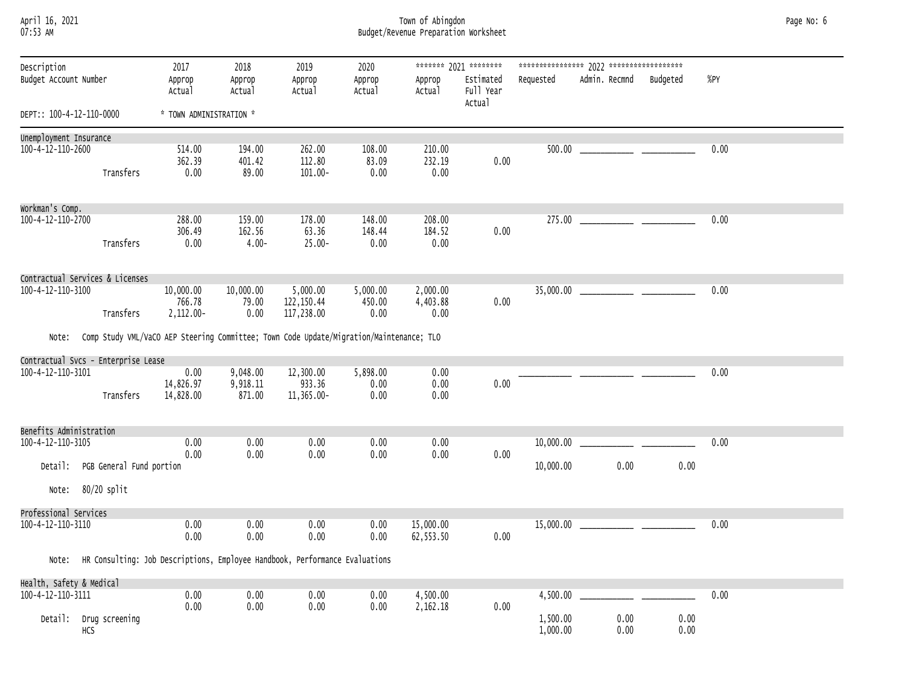Town of Abingdon
Budget/Revenue Preparation Worksheet

| Description / Budget Account Number | | 2017 Approp Actual | 2018 Approp Actual | 2019 Approp Actual | 2020 Approp Actual | 2021 Approp Actual | 2021 Estimated Full Year Actual | 2022 Requested | 2022 Admin. Recmnd | 2022 Budgeted | %PY |
|---|---|---|---|---|---|---|---|---|---|---|---|
| DEPT:: 100-4-12-110-0000 | * TOWN ADMINISTRATION * | | | | | | | | | | |
| **Unemployment Insurance** | | | | | | | | | | | |
| 100-4-12-110-2600 | | 514.00 | 194.00 | 262.00 | 108.00 | 210.00 | | 500.00 | ___________ | ___________ | 0.00 |
| | | 362.39 | 401.42 | 112.80 | 83.09 | 232.19 | 0.00 | | | | |
| | Transfers | 0.00 | 89.00 | 101.00- | 0.00 | 0.00 | | | | | |
| **Workman's Comp.** | | | | | | | | | | | |
| 100-4-12-110-2700 | | 288.00 | 159.00 | 178.00 | 148.00 | 208.00 | | 275.00 | ___________ | ___________ | 0.00 |
| | | 306.49 | 162.56 | 63.36 | 148.44 | 184.52 | 0.00 | | | | |
| | Transfers | 0.00 | 4.00- | 25.00- | 0.00 | 0.00 | | | | | |
| **Contractual Services & Licenses** | | | | | | | | | | | |
| 100-4-12-110-3100 | | 10,000.00 | 10,000.00 | 5,000.00 | 5,000.00 | 2,000.00 | | 35,000.00 | ___________ | ___________ | 0.00 |
| | | 766.78 | 79.00 | 122,150.44 | 450.00 | 4,403.88 | 0.00 | | | | |
| | Transfers | 2,112.00- | 0.00 | 117,238.00 | 0.00 | 0.00 | | | | | |
| Note: | Comp Study VML/VaCO AEP Steering Committee; Town Code Update/Migration/Maintenance; TLO | | | | | | | | | | |
| **Contractual Svcs - Enterprise Lease** | | | | | | | | | | | |
| 100-4-12-110-3101 | | 0.00 | 9,048.00 | 12,300.00 | 5,898.00 | 0.00 | | ___________ | ___________ | ___________ | 0.00 |
| | | 14,826.97 | 9,918.11 | 933.36 | 0.00 | 0.00 | 0.00 | | | | |
| | Transfers | 14,828.00 | 871.00 | 11,365.00- | 0.00 | 0.00 | | | | | |
| **Benefits Administration** | | | | | | | | | | | |
| 100-4-12-110-3105 | | 0.00 | 0.00 | 0.00 | 0.00 | 0.00 | | 10,000.00 | ___________ | ___________ | 0.00 |
| | | 0.00 | 0.00 | 0.00 | 0.00 | 0.00 | 0.00 | | | | |
| Detail: | PGB General Fund portion | | | | | | | 10,000.00 | 0.00 | 0.00 | |
| Note: | 80/20 split | | | | | | | | | | |
| **Professional Services** | | | | | | | | | | | |
| 100-4-12-110-3110 | | 0.00 | 0.00 | 0.00 | 0.00 | 15,000.00 | | 15,000.00 | ___________ | ___________ | 0.00 |
| | | 0.00 | 0.00 | 0.00 | 0.00 | 62,553.50 | 0.00 | | | | |
| Note: | HR Consulting: Job Descriptions, Employee Handbook, Performance Evaluations | | | | | | | | | | |
| **Health, Safety & Medical** | | | | | | | | | | | |
| 100-4-12-110-3111 | | 0.00 | 0.00 | 0.00 | 0.00 | 4,500.00 | | 4,500.00 | ___________ | ___________ | 0.00 |
| | | 0.00 | 0.00 | 0.00 | 0.00 | 2,162.18 | 0.00 | | | | |
| Detail: | Drug screening | | | | | | | 1,500.00 | 0.00 | 0.00 | |
| | HCS | | | | | | | 1,000.00 | 0.00 | 0.00 | |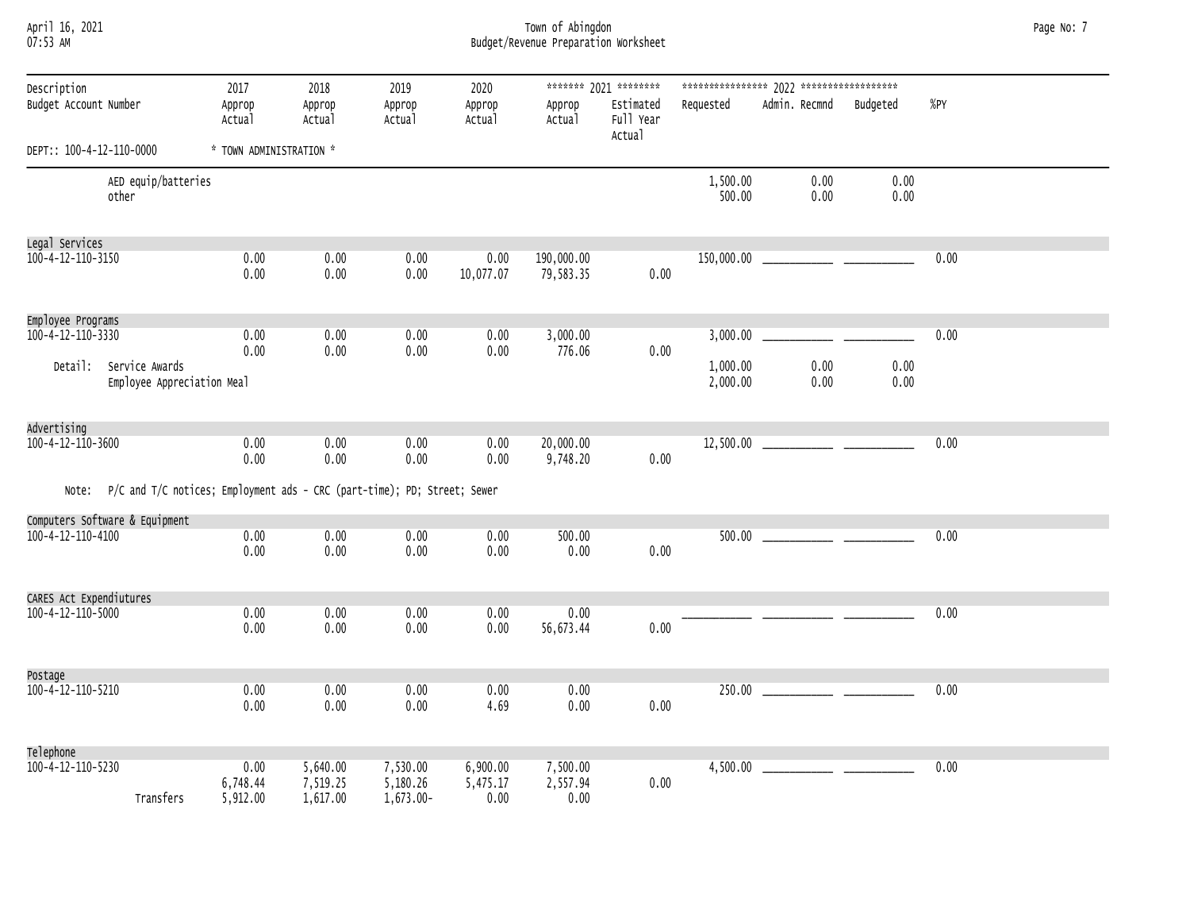DEPT:: 100-4-12-110-0000 * TOWN ADMINISTRATION *

| Description / Budget Account Number | | 2017 Approp Actual | 2018 Approp Actual | 2019 Approp Actual | 2020 Approp Actual | 2021 Approp Actual | 2021 Estimated Full Year Actual | 2022 Requested | 2022 Admin. Recmnd | 2022 Budgeted | %PY |
|---|---|---|---|---|---|---|---|---|---|---|---|
| AED equip/batteries | | | | | | | | 1,500.00 | 0.00 | 0.00 | |
| other | | | | | | | | 500.00 | 0.00 | 0.00 | |
| **Legal Services** | | | | | | | | | | | |
| 100-4-12-110-3150 | | 0.00 | 0.00 | 0.00 | 0.00 | 190,000.00 | | 150,000.00 | ___________ | ___________ | 0.00 |
| | | 0.00 | 0.00 | 0.00 | 10,077.07 | 79,583.35 | 0.00 | | | | |
| **Employee Programs** | | | | | | | | | | | |
| 100-4-12-110-3330 | | 0.00 | 0.00 | 0.00 | 0.00 | 3,000.00 | | 3,000.00 | ___________ | ___________ | 0.00 |
| | | 0.00 | 0.00 | 0.00 | 0.00 | 776.06 | 0.00 | | | | |
| Detail: Service Awards | | | | | | | | 1,000.00 | 0.00 | 0.00 | |
| Employee Appreciation Meal | | | | | | | | 2,000.00 | 0.00 | 0.00 | |
| **Advertising** | | | | | | | | | | | |
| 100-4-12-110-3600 | | 0.00 | 0.00 | 0.00 | 0.00 | 20,000.00 | | 12,500.00 | ___________ | ___________ | 0.00 |
| | | 0.00 | 0.00 | 0.00 | 0.00 | 9,748.20 | 0.00 | | | | |
| Note: P/C and T/C notices; Employment ads - CRC (part-time); PD; Street; Sewer | | | | | | | | | | | |
| **Computers Software & Equipment** | | | | | | | | | | | |
| 100-4-12-110-4100 | | 0.00 | 0.00 | 0.00 | 0.00 | 500.00 | | 500.00 | ___________ | ___________ | 0.00 |
| | | 0.00 | 0.00 | 0.00 | 0.00 | 0.00 | 0.00 | | | | |
| **CARES Act Expendiutures** | | | | | | | | | | | |
| 100-4-12-110-5000 | | 0.00 | 0.00 | 0.00 | 0.00 | 0.00 | | ___________ | ___________ | ___________ | 0.00 |
| | | 0.00 | 0.00 | 0.00 | 0.00 | 56,673.44 | 0.00 | | | | |
| **Postage** | | | | | | | | | | | |
| 100-4-12-110-5210 | | 0.00 | 0.00 | 0.00 | 0.00 | 0.00 | | 250.00 | ___________ | ___________ | 0.00 |
| | | 0.00 | 0.00 | 0.00 | 4.69 | 0.00 | 0.00 | | | | |
| **Telephone** | | | | | | | | | | | |
| 100-4-12-110-5230 | | 0.00 | 5,640.00 | 7,530.00 | 6,900.00 | 7,500.00 | | 4,500.00 | ___________ | ___________ | 0.00 |
| | | 6,748.44 | 7,519.25 | 5,180.26 | 5,475.17 | 2,557.94 | 0.00 | | | | |
| | Transfers | 5,912.00 | 1,617.00 | 1,673.00- | 0.00 | 0.00 | | | | | |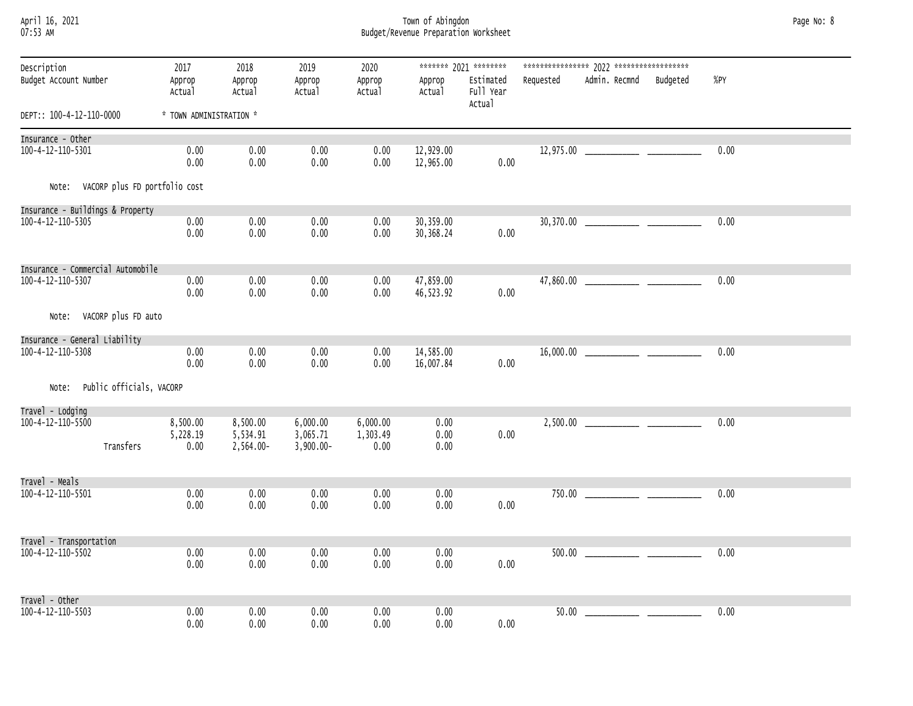Town of Abingdon
Budget/Revenue Preparation Worksheet

| Description<br>Budget Account Number | 2017<br>Approp<br>Actual | 2018<br>Approp<br>Actual | 2019<br>Approp<br>Actual | 2020<br>Approp<br>Actual | 2021<br>Approp<br>Actual | 2021<br>Estimated<br>Full Year<br>Actual | 2022<br>Requested | 2022<br>Admin. Recmnd | 2022<br>Budgeted | %PY |
|---|---|---|---|---|---|---|---|---|---|---|
| DEPT:: 100-4-12-110-0000 | * TOWN ADMINISTRATION * | | | | | | | | | |
| **Insurance - Other** | | | | | | | | | | |
| 100-4-12-110-5301 | 0.00 | 0.00 | 0.00 | 0.00 | 12,929.00 | | 12,975.00 | ___________ | ___________ | 0.00 |
| | 0.00 | 0.00 | 0.00 | 0.00 | 12,965.00 | 0.00 | | | | |
| Note: VACORP plus FD portfolio cost | | | | | | | | | | |
| **Insurance - Buildings & Property** | | | | | | | | | | |
| 100-4-12-110-5305 | 0.00 | 0.00 | 0.00 | 0.00 | 30,359.00 | | 30,370.00 | ___________ | ___________ | 0.00 |
| | 0.00 | 0.00 | 0.00 | 0.00 | 30,368.24 | 0.00 | | | | |
| **Insurance - Commercial Automobile** | | | | | | | | | | |
| 100-4-12-110-5307 | 0.00 | 0.00 | 0.00 | 0.00 | 47,859.00 | | 47,860.00 | ___________ | ___________ | 0.00 |
| | 0.00 | 0.00 | 0.00 | 0.00 | 46,523.92 | 0.00 | | | | |
| Note: VACORP plus FD auto | | | | | | | | | | |
| **Insurance - General Liability** | | | | | | | | | | |
| 100-4-12-110-5308 | 0.00 | 0.00 | 0.00 | 0.00 | 14,585.00 | | 16,000.00 | ___________ | ___________ | 0.00 |
| | 0.00 | 0.00 | 0.00 | 0.00 | 16,007.84 | 0.00 | | | | |
| Note: Public officials, VACORP | | | | | | | | | | |
| **Travel - Lodging** | | | | | | | | | | |
| 100-4-12-110-5500 | 8,500.00 | 8,500.00 | 6,000.00 | 6,000.00 | 0.00 | | 2,500.00 | ___________ | ___________ | 0.00 |
| | 5,228.19 | 5,534.91 | 3,065.71 | 1,303.49 | 0.00 | 0.00 | | | | |
| Transfers | 0.00 | 2,564.00- | 3,900.00- | 0.00 | 0.00 | | | | | |
| **Travel - Meals** | | | | | | | | | | |
| 100-4-12-110-5501 | 0.00 | 0.00 | 0.00 | 0.00 | 0.00 | | 750.00 | ___________ | ___________ | 0.00 |
| | 0.00 | 0.00 | 0.00 | 0.00 | 0.00 | 0.00 | | | | |
| **Travel - Transportation** | | | | | | | | | | |
| 100-4-12-110-5502 | 0.00 | 0.00 | 0.00 | 0.00 | 0.00 | | 500.00 | ___________ | ___________ | 0.00 |
| | 0.00 | 0.00 | 0.00 | 0.00 | 0.00 | 0.00 | | | | |
| **Travel - Other** | | | | | | | | | | |
| 100-4-12-110-5503 | 0.00 | 0.00 | 0.00 | 0.00 | 0.00 | | 50.00 | ___________ | ___________ | 0.00 |
| | 0.00 | 0.00 | 0.00 | 0.00 | 0.00 | 0.00 | | | | |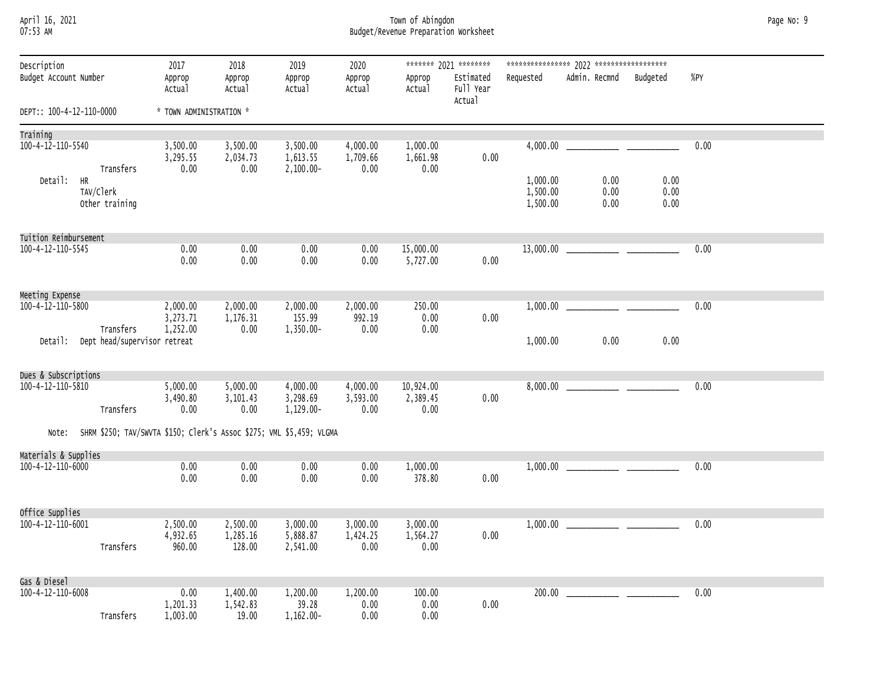Town of Abingdon
Budget/Revenue Preparation Worksheet

April 16, 2021
07:53 AM

| Description / Budget Account Number | | 2017 Approp / Actual | 2018 Approp / Actual | 2019 Approp / Actual | 2020 Approp / Actual | 2021 Approp / Actual | 2021 Estimated Full Year Actual | 2022 Requested | 2022 Admin. Recmnd | 2022 Budgeted | %PY |
|---|---|---|---|---|---|---|---|---|---|---|---|
| DEPT:: 100-4-12-110-0000 | * TOWN ADMINISTRATION * | | | | | | | | | | |
| **Training** | | | | | | | | | | | |
| 100-4-12-110-5540 | | 3,500.00 | 3,500.00 | 3,500.00 | 4,000.00 | 1,000.00 | | 4,000.00 | ___________ | ___________ | 0.00 |
| | | 3,295.55 | 2,034.73 | 1,613.55 | 1,709.66 | 1,661.98 | 0.00 | | | | |
| | Transfers | 0.00 | 0.00 | 2,100.00- | 0.00 | 0.00 | | | | | |
| Detail: | HR | | | | | | | 1,000.00 | 0.00 | 0.00 | |
| | TAV/Clerk | | | | | | | 1,500.00 | 0.00 | 0.00 | |
| | Other training | | | | | | | 1,500.00 | 0.00 | 0.00 | |
| **Tuition Reimbursement** | | | | | | | | | | | |
| 100-4-12-110-5545 | | 0.00 | 0.00 | 0.00 | 0.00 | 15,000.00 | | 13,000.00 | ___________ | ___________ | 0.00 |
| | | 0.00 | 0.00 | 0.00 | 0.00 | 5,727.00 | 0.00 | | | | |
| **Meeting Expense** | | | | | | | | | | | |
| 100-4-12-110-5800 | | 2,000.00 | 2,000.00 | 2,000.00 | 2,000.00 | 250.00 | | 1,000.00 | ___________ | ___________ | 0.00 |
| | | 3,273.71 | 1,176.31 | 155.99 | 992.19 | 0.00 | 0.00 | | | | |
| | Transfers | 1,252.00 | 0.00 | 1,350.00- | 0.00 | 0.00 | | | | | |
| Detail: | Dept head/supervisor retreat | | | | | | | 1,000.00 | 0.00 | 0.00 | |
| **Dues & Subscriptions** | | | | | | | | | | | |
| 100-4-12-110-5810 | | 5,000.00 | 5,000.00 | 4,000.00 | 4,000.00 | 10,924.00 | | 8,000.00 | ___________ | ___________ | 0.00 |
| | | 3,490.80 | 3,101.43 | 3,298.69 | 3,593.00 | 2,389.45 | 0.00 | | | | |
| | Transfers | 0.00 | 0.00 | 1,129.00- | 0.00 | 0.00 | | | | | |
| Note: | SHRM $250; TAV/SWVTA $150; Clerk's Assoc $275; VML $5,459; VLGMA | | | | | | | | | | |
| **Materials & Supplies** | | | | | | | | | | | |
| 100-4-12-110-6000 | | 0.00 | 0.00 | 0.00 | 0.00 | 1,000.00 | | 1,000.00 | ___________ | ___________ | 0.00 |
| | | 0.00 | 0.00 | 0.00 | 0.00 | 378.80 | 0.00 | | | | |
| **Office Supplies** | | | | | | | | | | | |
| 100-4-12-110-6001 | | 2,500.00 | 2,500.00 | 3,000.00 | 3,000.00 | 3,000.00 | | 1,000.00 | ___________ | ___________ | 0.00 |
| | | 4,932.65 | 1,285.16 | 5,888.87 | 1,424.25 | 1,564.27 | 0.00 | | | | |
| | Transfers | 960.00 | 128.00 | 2,541.00 | 0.00 | 0.00 | | | | | |
| **Gas & Diesel** | | | | | | | | | | | |
| 100-4-12-110-6008 | | 0.00 | 1,400.00 | 1,200.00 | 1,200.00 | 100.00 | | 200.00 | ___________ | ___________ | 0.00 |
| | | 1,201.33 | 1,542.83 | 39.28 | 0.00 | 0.00 | 0.00 | | | | |
| | Transfers | 1,003.00 | 19.00 | 1,162.00- | 0.00 | 0.00 | | | | | |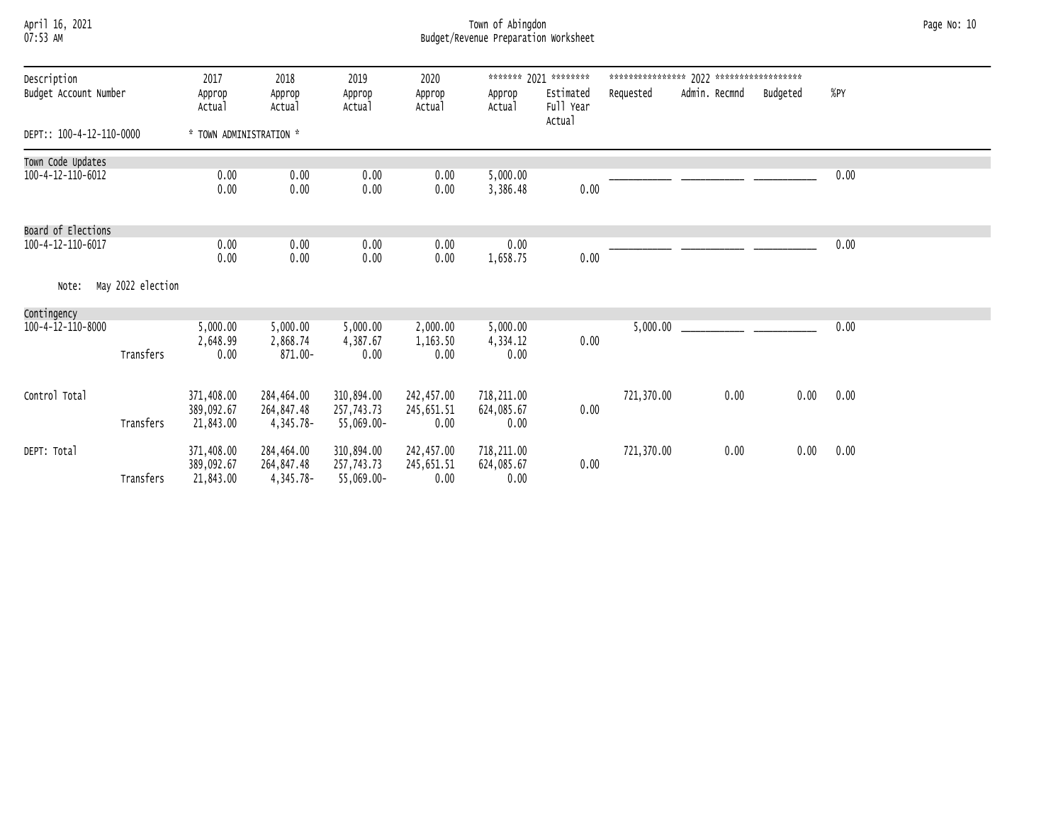Town of Abingdon

Budget/Revenue Preparation Worksheet

| Description / Budget Account Number | | 2017 Approp / Actual | 2018 Approp / Actual | 2019 Approp / Actual | 2020 Approp / Actual | 2021 Approp / Actual | 2021 Estimated Full Year Actual | 2022 Requested | 2022 Admin. Recmnd | 2022 Budgeted | %PY |
|---|---|---|---|---|---|---|---|---|---|---|---|
| DEPT:: 100-4-12-110-0000 | * TOWN ADMINISTRATION * | | | | | | | | | | |
| Town Code Updates | | | | | | | | | | | |
| 100-4-12-110-6012 | | 0.00 | 0.00 | 0.00 | 0.00 | 5,000.00 | | ___________ | ___________ | ___________ | 0.00 |
| | | 0.00 | 0.00 | 0.00 | 0.00 | 3,386.48 | 0.00 | | | | |
| Board of Elections | | | | | | | | | | | |
| 100-4-12-110-6017 | | 0.00 | 0.00 | 0.00 | 0.00 | 0.00 | | ___________ | ___________ | ___________ | 0.00 |
| | | 0.00 | 0.00 | 0.00 | 0.00 | 1,658.75 | 0.00 | | | | |
| Note: May 2022 election | | | | | | | | | | | |
| Contingency | | | | | | | | | | | |
| 100-4-12-110-8000 | | 5,000.00 | 5,000.00 | 5,000.00 | 2,000.00 | 5,000.00 | | 5,000.00 | ___________ | ___________ | 0.00 |
| | | 2,648.99 | 2,868.74 | 4,387.67 | 1,163.50 | 4,334.12 | 0.00 | | | | |
| | Transfers | 0.00 | 871.00- | 0.00 | 0.00 | 0.00 | | | | | |
| Control Total | | 371,408.00 | 284,464.00 | 310,894.00 | 242,457.00 | 718,211.00 | | 721,370.00 | 0.00 | 0.00 | 0.00 |
| | | 389,092.67 | 264,847.48 | 257,743.73 | 245,651.51 | 624,085.67 | 0.00 | | | | |
| | Transfers | 21,843.00 | 4,345.78- | 55,069.00- | 0.00 | 0.00 | | | | | |
| DEPT: Total | | 371,408.00 | 284,464.00 | 310,894.00 | 242,457.00 | 718,211.00 | | 721,370.00 | 0.00 | 0.00 | 0.00 |
| | | 389,092.67 | 264,847.48 | 257,743.73 | 245,651.51 | 624,085.67 | 0.00 | | | | |
| | Transfers | 21,843.00 | 4,345.78- | 55,069.00- | 0.00 | 0.00 | | | | | |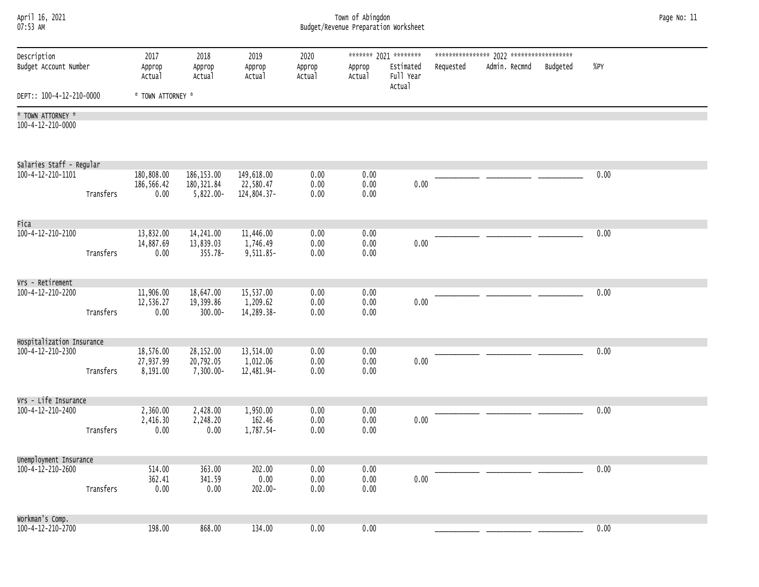Town of Abingdon
Budget/Revenue Preparation Worksheet

| Description / Budget Account Number | | 2017 Approp / Actual | 2018 Approp / Actual | 2019 Approp / Actual | 2020 Approp / Actual | 2021 Approp / Actual | 2021 Estimated Full Year Actual | 2022 Requested | 2022 Admin. Recmnd | 2022 Budgeted | %PY |
|---|---|---|---|---|---|---|---|---|---|---|---|
| DEPT:: 100-4-12-210-0000 | | * TOWN ATTORNEY * | | | | | | | | | |
| * TOWN ATTORNEY * 100-4-12-210-0000 | | | | | | | | | | | |
| Salaries Staff - Regular 100-4-12-210-1101 | | 180,808.00 | 186,153.00 | 149,618.00 | 0.00 | 0.00 | | ___ | ___ | ___ | 0.00 |
| | | 186,566.42 | 180,321.84 | 22,580.47 | 0.00 | 0.00 | 0.00 | | | | |
| | Transfers | 0.00 | 5,822.00- | 124,804.37- | 0.00 | 0.00 | | | | | |
| Fica 100-4-12-210-2100 | | 13,832.00 | 14,241.00 | 11,446.00 | 0.00 | 0.00 | | ___ | ___ | ___ | 0.00 |
| | | 14,887.69 | 13,839.03 | 1,746.49 | 0.00 | 0.00 | 0.00 | | | | |
| | Transfers | 0.00 | 355.78- | 9,511.85- | 0.00 | 0.00 | | | | | |
| Vrs - Retirement 100-4-12-210-2200 | | 11,906.00 | 18,647.00 | 15,537.00 | 0.00 | 0.00 | | ___ | ___ | ___ | 0.00 |
| | | 12,536.27 | 19,399.86 | 1,209.62 | 0.00 | 0.00 | 0.00 | | | | |
| | Transfers | 0.00 | 300.00- | 14,289.38- | 0.00 | 0.00 | | | | | |
| Hospitalization Insurance 100-4-12-210-2300 | | 18,576.00 | 28,152.00 | 13,514.00 | 0.00 | 0.00 | | ___ | ___ | ___ | 0.00 |
| | | 27,937.99 | 20,792.05 | 1,012.06 | 0.00 | 0.00 | 0.00 | | | | |
| | Transfers | 8,191.00 | 7,300.00- | 12,481.94- | 0.00 | 0.00 | | | | | |
| Vrs - Life Insurance 100-4-12-210-2400 | | 2,360.00 | 2,428.00 | 1,950.00 | 0.00 | 0.00 | | ___ | ___ | ___ | 0.00 |
| | | 2,416.30 | 2,248.20 | 162.46 | 0.00 | 0.00 | 0.00 | | | | |
| | Transfers | 0.00 | 0.00 | 1,787.54- | 0.00 | 0.00 | | | | | |
| Unemployment Insurance 100-4-12-210-2600 | | 514.00 | 363.00 | 202.00 | 0.00 | 0.00 | | ___ | ___ | ___ | 0.00 |
| | | 362.41 | 341.59 | 0.00 | 0.00 | 0.00 | 0.00 | | | | |
| | Transfers | 0.00 | 0.00 | 202.00- | 0.00 | 0.00 | | | | | |
| Workman's Comp. 100-4-12-210-2700 | | 198.00 | 868.00 | 134.00 | 0.00 | 0.00 | | ___ | ___ | ___ | 0.00 |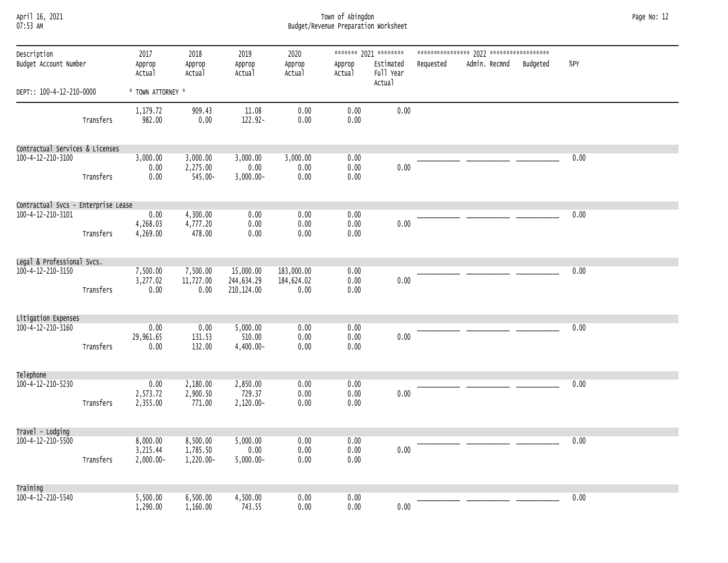Town of Abingdon
Budget/Revenue Preparation Worksheet

DEPT:: 100-4-12-210-0000 * TOWN ATTORNEY *

| Description / Budget Account Number | | 2017 Approp Actual | 2018 Approp Actual | 2019 Approp Actual | 2020 Approp Actual | 2021 Approp Actual | 2021 Estimated Full Year Actual | 2022 Requested | 2022 Admin. Recmnd | 2022 Budgeted | %PY |
|---|---|---|---|---|---|---|---|---|---|---|---|
| | | 1,179.72 | 909.43 | 11.08 | 0.00 | 0.00 | 0.00 | | | | |
| | Transfers | 982.00 | 0.00 | 122.92- | 0.00 | 0.00 | | | | | |
| **Contractual Services & Licenses** | | | | | | | | | | | |
| 100-4-12-210-3100 | | 3,000.00 | 3,000.00 | 3,000.00 | 3,000.00 | 0.00 | | ________ | ________ | ________ | 0.00 |
| | | 0.00 | 2,275.00 | 0.00 | 0.00 | 0.00 | 0.00 | | | | |
| | Transfers | 0.00 | 545.00- | 3,000.00- | 0.00 | 0.00 | | | | | |
| **Contractual Svcs - Enterprise Lease** | | | | | | | | | | | |
| 100-4-12-210-3101 | | 0.00 | 4,300.00 | 0.00 | 0.00 | 0.00 | | ________ | ________ | ________ | 0.00 |
| | | 4,268.03 | 4,777.20 | 0.00 | 0.00 | 0.00 | 0.00 | | | | |
| | Transfers | 4,269.00 | 478.00 | 0.00 | 0.00 | 0.00 | | | | | |
| **Legal & Professional Svcs.** | | | | | | | | | | | |
| 100-4-12-210-3150 | | 7,500.00 | 7,500.00 | 15,000.00 | 183,000.00 | 0.00 | | ________ | ________ | ________ | 0.00 |
| | | 3,277.02 | 11,727.00 | 244,634.29 | 184,624.02 | 0.00 | 0.00 | | | | |
| | Transfers | 0.00 | 0.00 | 210,124.00 | 0.00 | 0.00 | | | | | |
| **Litigation Expenses** | | | | | | | | | | | |
| 100-4-12-210-3160 | | 0.00 | 0.00 | 5,000.00 | 0.00 | 0.00 | | ________ | ________ | ________ | 0.00 |
| | | 29,961.65 | 131.53 | 510.00 | 0.00 | 0.00 | 0.00 | | | | |
| | Transfers | 0.00 | 132.00 | 4,400.00- | 0.00 | 0.00 | | | | | |
| **Telephone** | | | | | | | | | | | |
| 100-4-12-210-5230 | | 0.00 | 2,180.00 | 2,850.00 | 0.00 | 0.00 | | ________ | ________ | ________ | 0.00 |
| | | 2,573.72 | 2,900.50 | 729.37 | 0.00 | 0.00 | 0.00 | | | | |
| | Transfers | 2,355.00 | 771.00 | 2,120.00- | 0.00 | 0.00 | | | | | |
| **Travel - Lodging** | | | | | | | | | | | |
| 100-4-12-210-5500 | | 8,000.00 | 8,500.00 | 5,000.00 | 0.00 | 0.00 | | ________ | ________ | ________ | 0.00 |
| | | 3,215.44 | 1,785.50 | 0.00 | 0.00 | 0.00 | 0.00 | | | | |
| | Transfers | 2,000.00- | 1,220.00- | 5,000.00- | 0.00 | 0.00 | | | | | |
| **Training** | | | | | | | | | | | |
| 100-4-12-210-5540 | | 5,500.00 | 6,500.00 | 4,500.00 | 0.00 | 0.00 | | ________ | ________ | ________ | 0.00 |
| | | 1,290.00 | 1,160.00 | 743.55 | 0.00 | 0.00 | 0.00 | | | | |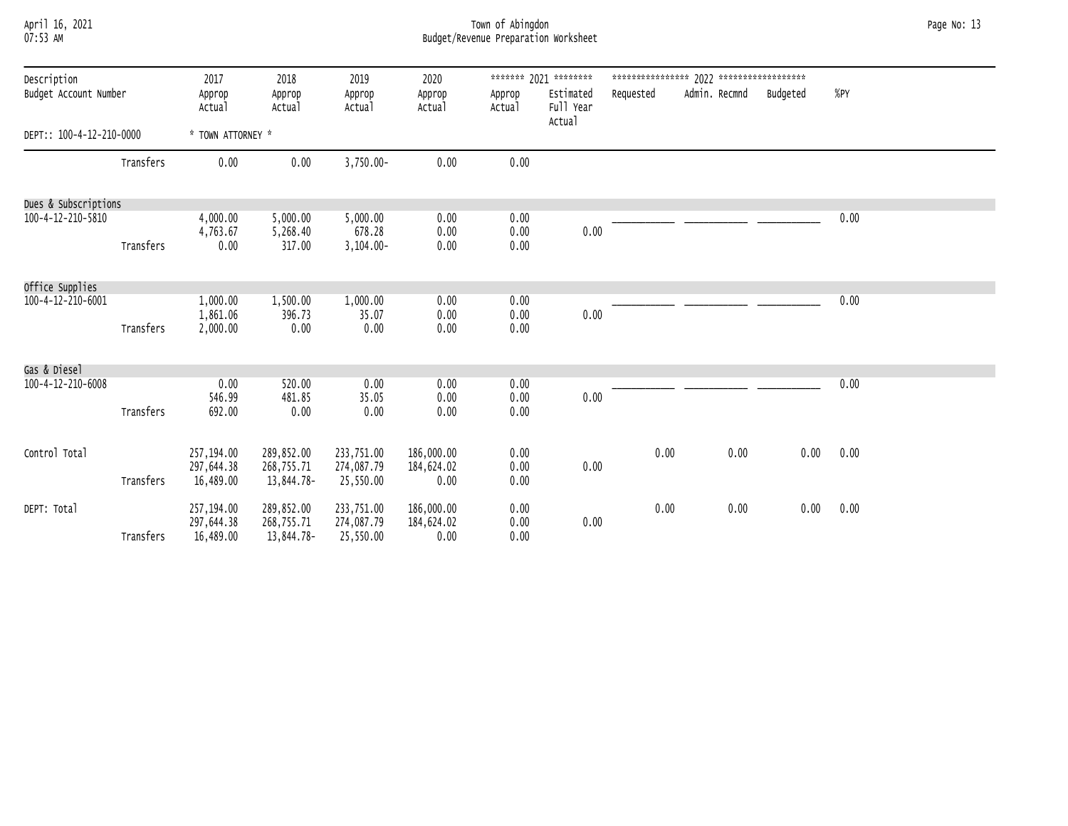| Description<br>Budget Account Number | | 2017<br>Approp<br>Actual | 2018<br>Approp<br>Actual | 2019<br>Approp<br>Actual | 2020<br>Approp<br>Actual | ******* 2021 ********<br>Approp<br>Actual | Estimated<br>Full Year<br>Actual | **************** 2022 ******************<br>Requested | Admin. Recmnd | Budgeted | %PY |
|---|---|---|---|---|---|---|---|---|---|---|---|
| DEPT:: 100-4-12-210-0000 | | * TOWN ATTORNEY * | | | | | | | | | |
| | Transfers | 0.00 | 0.00 | 3,750.00- | 0.00 | 0.00 | | | | | |
| Dues & Subscriptions | | | | | | | | | | | |
| 100-4-12-210-5810 | | 4,000.00 | 5,000.00 | 5,000.00 | 0.00 | 0.00 | | ___________ | ___________ | ___________ | 0.00 |
| | | 4,763.67 | 5,268.40 | 678.28 | 0.00 | 0.00 | 0.00 | | | | |
| | Transfers | 0.00 | 317.00 | 3,104.00- | 0.00 | 0.00 | | | | | |
| Office Supplies | | | | | | | | | | | |
| 100-4-12-210-6001 | | 1,000.00 | 1,500.00 | 1,000.00 | 0.00 | 0.00 | | ___________ | ___________ | ___________ | 0.00 |
| | | 1,861.06 | 396.73 | 35.07 | 0.00 | 0.00 | 0.00 | | | | |
| | Transfers | 2,000.00 | 0.00 | 0.00 | 0.00 | 0.00 | | | | | |
| Gas & Diesel | | | | | | | | | | | |
| 100-4-12-210-6008 | | 0.00 | 520.00 | 0.00 | 0.00 | 0.00 | | ___________ | ___________ | ___________ | 0.00 |
| | | 546.99 | 481.85 | 35.05 | 0.00 | 0.00 | 0.00 | | | | |
| | Transfers | 692.00 | 0.00 | 0.00 | 0.00 | 0.00 | | | | | |
| Control Total | | 257,194.00 | 289,852.00 | 233,751.00 | 186,000.00 | 0.00 | | 0.00 | 0.00 | 0.00 | 0.00 |
| | | 297,644.38 | 268,755.71 | 274,087.79 | 184,624.02 | 0.00 | 0.00 | | | | |
| | Transfers | 16,489.00 | 13,844.78- | 25,550.00 | 0.00 | 0.00 | | | | | |
| DEPT: Total | | 257,194.00 | 289,852.00 | 233,751.00 | 186,000.00 | 0.00 | | 0.00 | 0.00 | 0.00 | 0.00 |
| | | 297,644.38 | 268,755.71 | 274,087.79 | 184,624.02 | 0.00 | 0.00 | | | | |
| | Transfers | 16,489.00 | 13,844.78- | 25,550.00 | 0.00 | 0.00 | | | | | |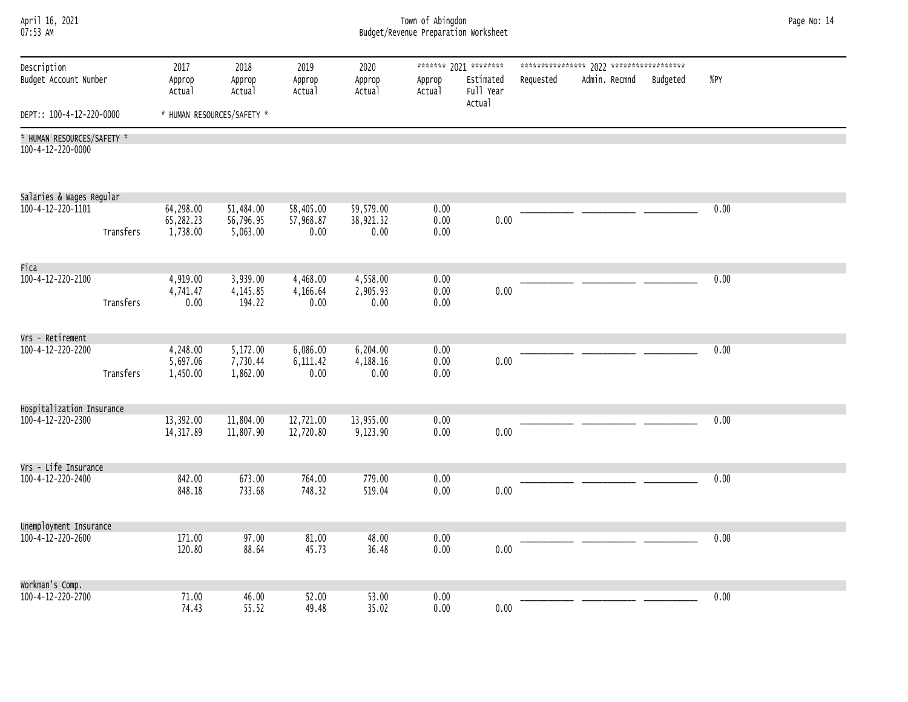Town of Abingdon
Budget/Revenue Preparation Worksheet

April 16, 2021
07:53 AM

| Description / Budget Account Number | | 2017 Approp Actual | 2018 Approp Actual | 2019 Approp Actual | 2020 Approp Actual | 2021 Approp Actual | 2021 Estimated Full Year Actual | 2022 Requested | 2022 Admin. Recmnd | 2022 Budgeted | %PY |
|---|---|---|---|---|---|---|---|---|---|---|---|
| DEPT:: 100-4-12-220-0000 | | * HUMAN RESOURCES/SAFETY * | | | | | | | | | |
| * HUMAN RESOURCES/SAFETY * 100-4-12-220-0000 | | | | | | | | | | | |
| Salaries & Wages Regular 100-4-12-220-1101 | | 64,298.00 | 51,484.00 | 58,405.00 | 59,579.00 | 0.00 | | ___ | ___ | ___ | 0.00 |
| | | 65,282.23 | 56,796.95 | 57,968.87 | 38,921.32 | 0.00 | 0.00 | | | | |
| | Transfers | 1,738.00 | 5,063.00 | 0.00 | 0.00 | 0.00 | | | | | |
| Fica 100-4-12-220-2100 | | 4,919.00 | 3,939.00 | 4,468.00 | 4,558.00 | 0.00 | | ___ | ___ | ___ | 0.00 |
| | | 4,741.47 | 4,145.85 | 4,166.64 | 2,905.93 | 0.00 | 0.00 | | | | |
| | Transfers | 0.00 | 194.22 | 0.00 | 0.00 | 0.00 | | | | | |
| Vrs - Retirement 100-4-12-220-2200 | | 4,248.00 | 5,172.00 | 6,086.00 | 6,204.00 | 0.00 | | ___ | ___ | ___ | 0.00 |
| | | 5,697.06 | 7,730.44 | 6,111.42 | 4,188.16 | 0.00 | 0.00 | | | | |
| | Transfers | 1,450.00 | 1,862.00 | 0.00 | 0.00 | 0.00 | | | | | |
| Hospitalization Insurance 100-4-12-220-2300 | | 13,392.00 | 11,804.00 | 12,721.00 | 13,955.00 | 0.00 | | ___ | ___ | ___ | 0.00 |
| | | 14,317.89 | 11,807.90 | 12,720.80 | 9,123.90 | 0.00 | 0.00 | | | | |
| Vrs - Life Insurance 100-4-12-220-2400 | | 842.00 | 673.00 | 764.00 | 779.00 | 0.00 | | ___ | ___ | ___ | 0.00 |
| | | 848.18 | 733.68 | 748.32 | 519.04 | 0.00 | 0.00 | | | | |
| Unemployment Insurance 100-4-12-220-2600 | | 171.00 | 97.00 | 81.00 | 48.00 | 0.00 | | ___ | ___ | ___ | 0.00 |
| | | 120.80 | 88.64 | 45.73 | 36.48 | 0.00 | 0.00 | | | | |
| Workman's Comp. 100-4-12-220-2700 | | 71.00 | 46.00 | 52.00 | 53.00 | 0.00 | | ___ | ___ | ___ | 0.00 |
| | | 74.43 | 55.52 | 49.48 | 35.02 | 0.00 | 0.00 | | | | |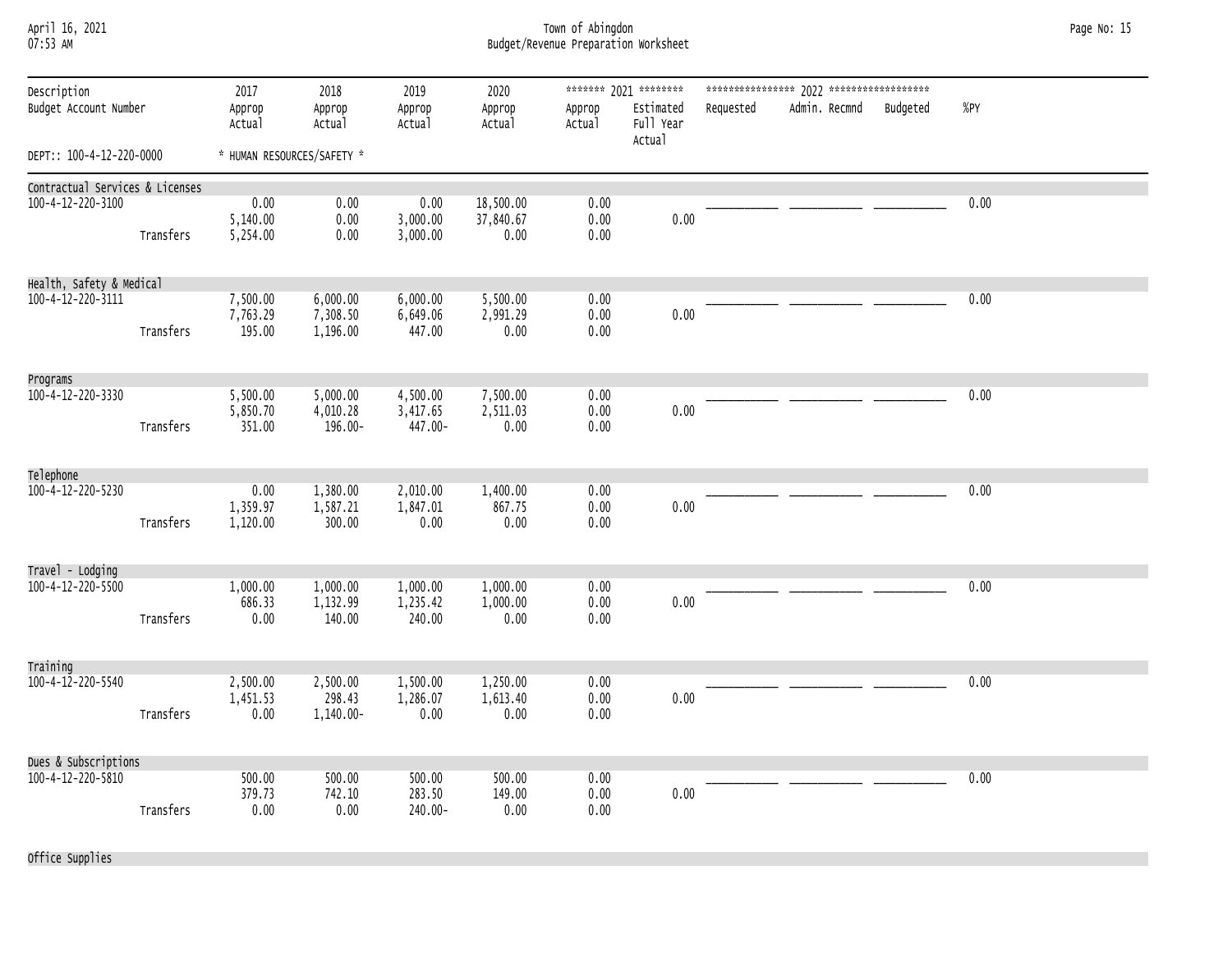Town of Abingdon
Budget/Revenue Preparation Worksheet

| Description / Budget Account Number | | 2017 Approp Actual | 2018 Approp Actual | 2019 Approp Actual | 2020 Approp Actual | 2021 Approp Actual | 2021 Estimated Full Year Actual | 2022 Requested | 2022 Admin. Recmnd | 2022 Budgeted | %PY |
|---|---|---|---|---|---|---|---|---|---|---|---|
| DEPT:: 100-4-12-220-0000 | * HUMAN RESOURCES/SAFETY * | | | | | | | | | | |
| **Contractual Services & Licenses** | | | | | | | | | | | |
| 100-4-12-220-3100 | | 0.00 | 0.00 | 0.00 | 18,500.00 | 0.00 | | ________ | ________ | ________ | 0.00 |
| | | 5,140.00 | 0.00 | 3,000.00 | 37,840.67 | 0.00 | 0.00 | | | | |
| | Transfers | 5,254.00 | 0.00 | 3,000.00 | 0.00 | 0.00 | | | | | |
| **Health, Safety & Medical** | | | | | | | | | | | |
| 100-4-12-220-3111 | | 7,500.00 | 6,000.00 | 6,000.00 | 5,500.00 | 0.00 | | ________ | ________ | ________ | 0.00 |
| | | 7,763.29 | 7,308.50 | 6,649.06 | 2,991.29 | 0.00 | 0.00 | | | | |
| | Transfers | 195.00 | 1,196.00 | 447.00 | 0.00 | 0.00 | | | | | |
| **Programs** | | | | | | | | | | | |
| 100-4-12-220-3330 | | 5,500.00 | 5,000.00 | 4,500.00 | 7,500.00 | 0.00 | | ________ | ________ | ________ | 0.00 |
| | | 5,850.70 | 4,010.28 | 3,417.65 | 2,511.03 | 0.00 | 0.00 | | | | |
| | Transfers | 351.00 | 196.00- | 447.00- | 0.00 | 0.00 | | | | | |
| **Telephone** | | | | | | | | | | | |
| 100-4-12-220-5230 | | 0.00 | 1,380.00 | 2,010.00 | 1,400.00 | 0.00 | | ________ | ________ | ________ | 0.00 |
| | | 1,359.97 | 1,587.21 | 1,847.01 | 867.75 | 0.00 | 0.00 | | | | |
| | Transfers | 1,120.00 | 300.00 | 0.00 | 0.00 | 0.00 | | | | | |
| **Travel - Lodging** | | | | | | | | | | | |
| 100-4-12-220-5500 | | 1,000.00 | 1,000.00 | 1,000.00 | 1,000.00 | 0.00 | | ________ | ________ | ________ | 0.00 |
| | | 686.33 | 1,132.99 | 1,235.42 | 1,000.00 | 0.00 | 0.00 | | | | |
| | Transfers | 0.00 | 140.00 | 240.00 | 0.00 | 0.00 | | | | | |
| **Training** | | | | | | | | | | | |
| 100-4-12-220-5540 | | 2,500.00 | 2,500.00 | 1,500.00 | 1,250.00 | 0.00 | | ________ | ________ | ________ | 0.00 |
| | | 1,451.53 | 298.43 | 1,286.07 | 1,613.40 | 0.00 | 0.00 | | | | |
| | Transfers | 0.00 | 1,140.00- | 0.00 | 0.00 | 0.00 | | | | | |
| **Dues & Subscriptions** | | | | | | | | | | | |
| 100-4-12-220-5810 | | 500.00 | 500.00 | 500.00 | 500.00 | 0.00 | | ________ | ________ | ________ | 0.00 |
| | | 379.73 | 742.10 | 283.50 | 149.00 | 0.00 | 0.00 | | | | |
| | Transfers | 0.00 | 0.00 | 240.00- | 0.00 | 0.00 | | | | | |
| **Office Supplies** | | | | | | | | | | | |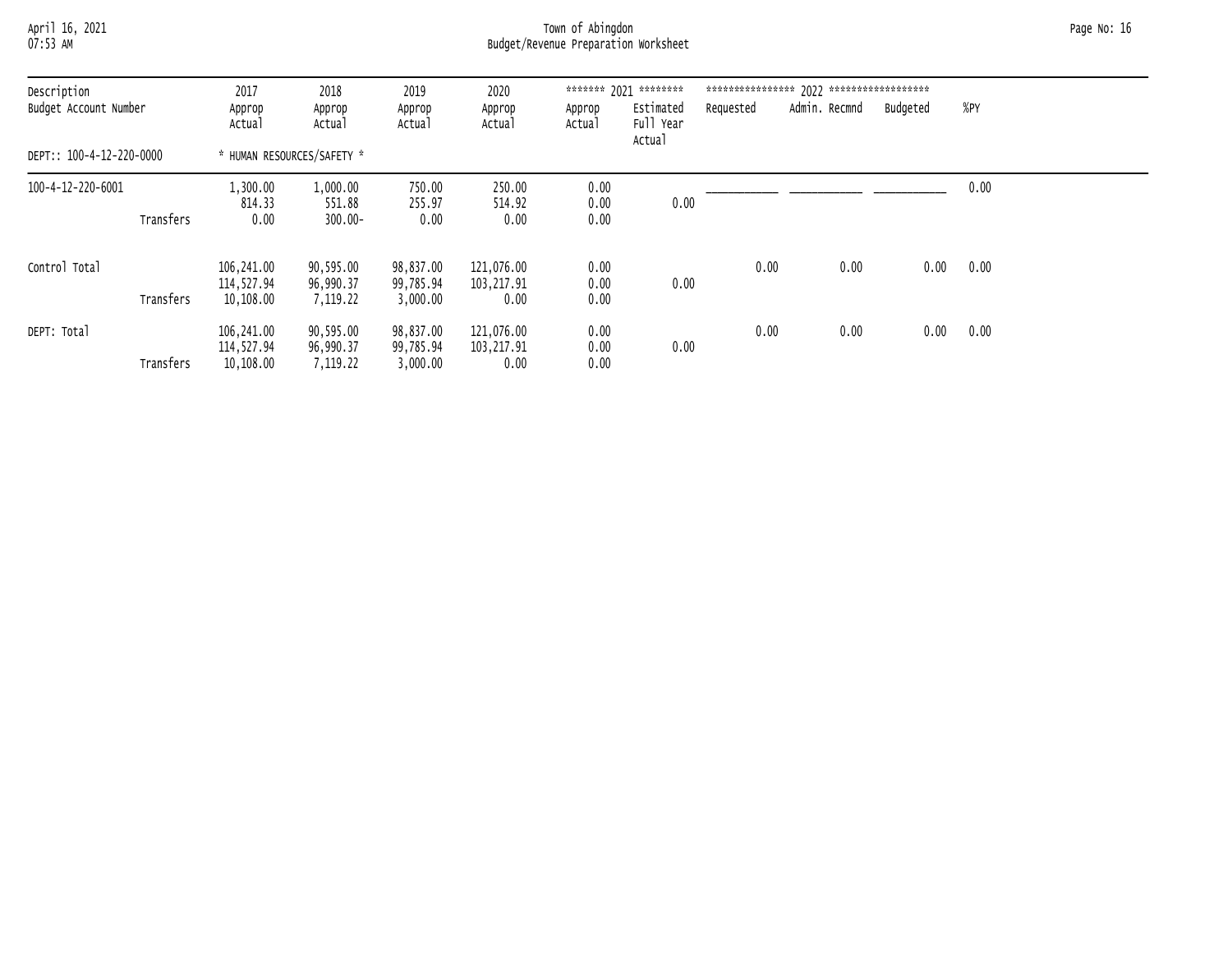Town of Abingdon
Budget/Revenue Preparation Worksheet

| Description<br>Budget Account Number | | 2017<br>Approp<br>Actual | 2018<br>Approp<br>Actual | 2019<br>Approp<br>Actual | 2020<br>Approp<br>Actual | ******* 2021 ********<br>Approp<br>Actual | Estimated<br>Full Year<br>Actual | **************** 2022 ******************<br>Requested | Admin. Recmnd | Budgeted | %PY |
|---|---|---|---|---|---|---|---|---|---|---|---|
| DEPT:: 100-4-12-220-0000 | | * HUMAN RESOURCES/SAFETY * | | | | | | | | | |
| 100-4-12-220-6001 | | 1,300.00 | 1,000.00 | 750.00 | 250.00 | 0.00 | | ___________ | ___________ | ___________ | 0.00 |
| | | 814.33 | 551.88 | 255.97 | 514.92 | 0.00 | 0.00 | | | | |
| | Transfers | 0.00 | 300.00- | 0.00 | 0.00 | 0.00 | | | | | |
| Control Total | | 106,241.00 | 90,595.00 | 98,837.00 | 121,076.00 | 0.00 | | 0.00 | 0.00 | 0.00 | 0.00 |
| | | 114,527.94 | 96,990.37 | 99,785.94 | 103,217.91 | 0.00 | 0.00 | | | | |
| | Transfers | 10,108.00 | 7,119.22 | 3,000.00 | 0.00 | 0.00 | | | | | |
| DEPT: Total | | 106,241.00 | 90,595.00 | 98,837.00 | 121,076.00 | 0.00 | | 0.00 | 0.00 | 0.00 | 0.00 |
| | | 114,527.94 | 96,990.37 | 99,785.94 | 103,217.91 | 0.00 | 0.00 | | | | |
| | Transfers | 10,108.00 | 7,119.22 | 3,000.00 | 0.00 | 0.00 | | | | | |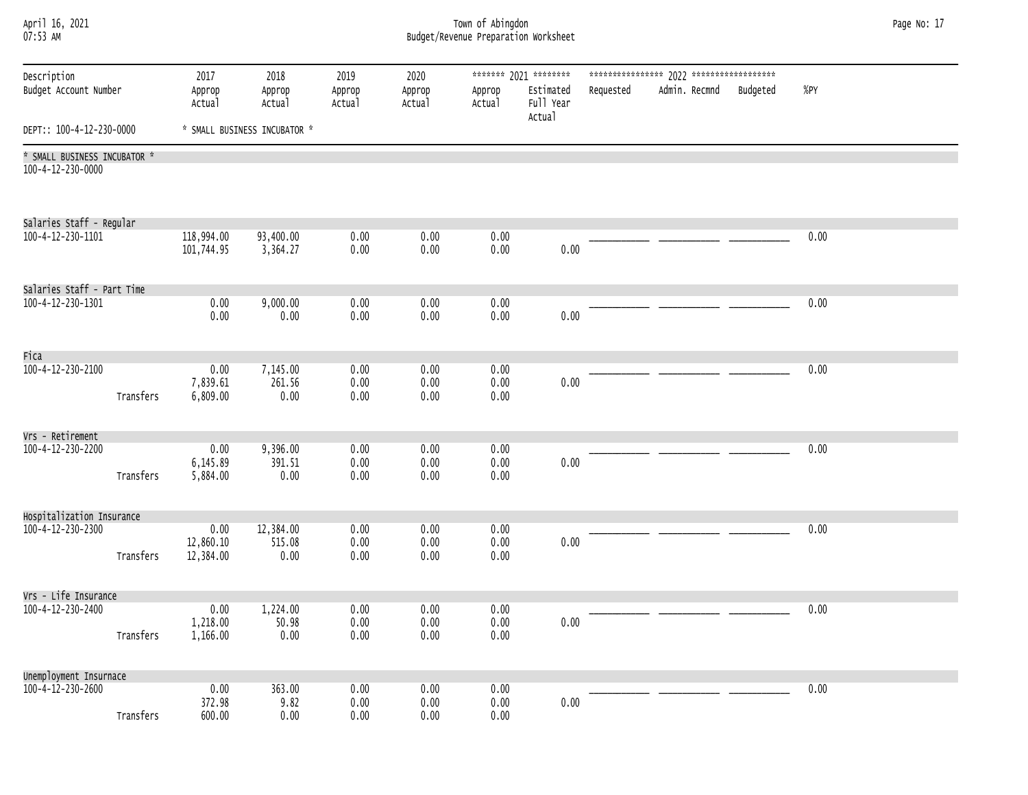Town of Abingdon
Budget/Revenue Preparation Worksheet

| Description / Budget Account Number | | 2017 Approp Actual | 2018 Approp Actual | 2019 Approp Actual | 2020 Approp Actual | 2021 Approp Actual | 2021 Estimated Full Year Actual | 2022 Requested | 2022 Admin. Recmnd | 2022 Budgeted | %PY |
|---|---|---|---|---|---|---|---|---|---|---|---|
| DEPT:: 100-4-12-230-0000 | | * SMALL BUSINESS INCUBATOR * | | | | | | | | | |
| * SMALL BUSINESS INCUBATOR * 100-4-12-230-0000 | | | | | | | | | | | |
| Salaries Staff - Regular 100-4-12-230-1101 | | 118,994.00 | 93,400.00 | 0.00 | 0.00 | 0.00 | | ___ | ___ | ___ | 0.00 |
| | | 101,744.95 | 3,364.27 | 0.00 | 0.00 | 0.00 | 0.00 | | | | |
| Salaries Staff - Part Time 100-4-12-230-1301 | | 0.00 | 9,000.00 | 0.00 | 0.00 | 0.00 | | ___ | ___ | ___ | 0.00 |
| | | 0.00 | 0.00 | 0.00 | 0.00 | 0.00 | 0.00 | | | | |
| Fica 100-4-12-230-2100 | | 0.00 | 7,145.00 | 0.00 | 0.00 | 0.00 | | ___ | ___ | ___ | 0.00 |
| | | 7,839.61 | 261.56 | 0.00 | 0.00 | 0.00 | 0.00 | | | | |
| | Transfers | 6,809.00 | 0.00 | 0.00 | 0.00 | 0.00 | | | | | |
| Vrs - Retirement 100-4-12-230-2200 | | 0.00 | 9,396.00 | 0.00 | 0.00 | 0.00 | | ___ | ___ | ___ | 0.00 |
| | | 6,145.89 | 391.51 | 0.00 | 0.00 | 0.00 | 0.00 | | | | |
| | Transfers | 5,884.00 | 0.00 | 0.00 | 0.00 | 0.00 | | | | | |
| Hospitalization Insurance 100-4-12-230-2300 | | 0.00 | 12,384.00 | 0.00 | 0.00 | 0.00 | | ___ | ___ | ___ | 0.00 |
| | | 12,860.10 | 515.08 | 0.00 | 0.00 | 0.00 | 0.00 | | | | |
| | Transfers | 12,384.00 | 0.00 | 0.00 | 0.00 | 0.00 | | | | | |
| Vrs - Life Insurance 100-4-12-230-2400 | | 0.00 | 1,224.00 | 0.00 | 0.00 | 0.00 | | ___ | ___ | ___ | 0.00 |
| | | 1,218.00 | 50.98 | 0.00 | 0.00 | 0.00 | 0.00 | | | | |
| | Transfers | 1,166.00 | 0.00 | 0.00 | 0.00 | 0.00 | | | | | |
| Unemployment Insurnace 100-4-12-230-2600 | | 0.00 | 363.00 | 0.00 | 0.00 | 0.00 | | ___ | ___ | ___ | 0.00 |
| | | 372.98 | 9.82 | 0.00 | 0.00 | 0.00 | 0.00 | | | | |
| | Transfers | 600.00 | 0.00 | 0.00 | 0.00 | 0.00 | | | | | |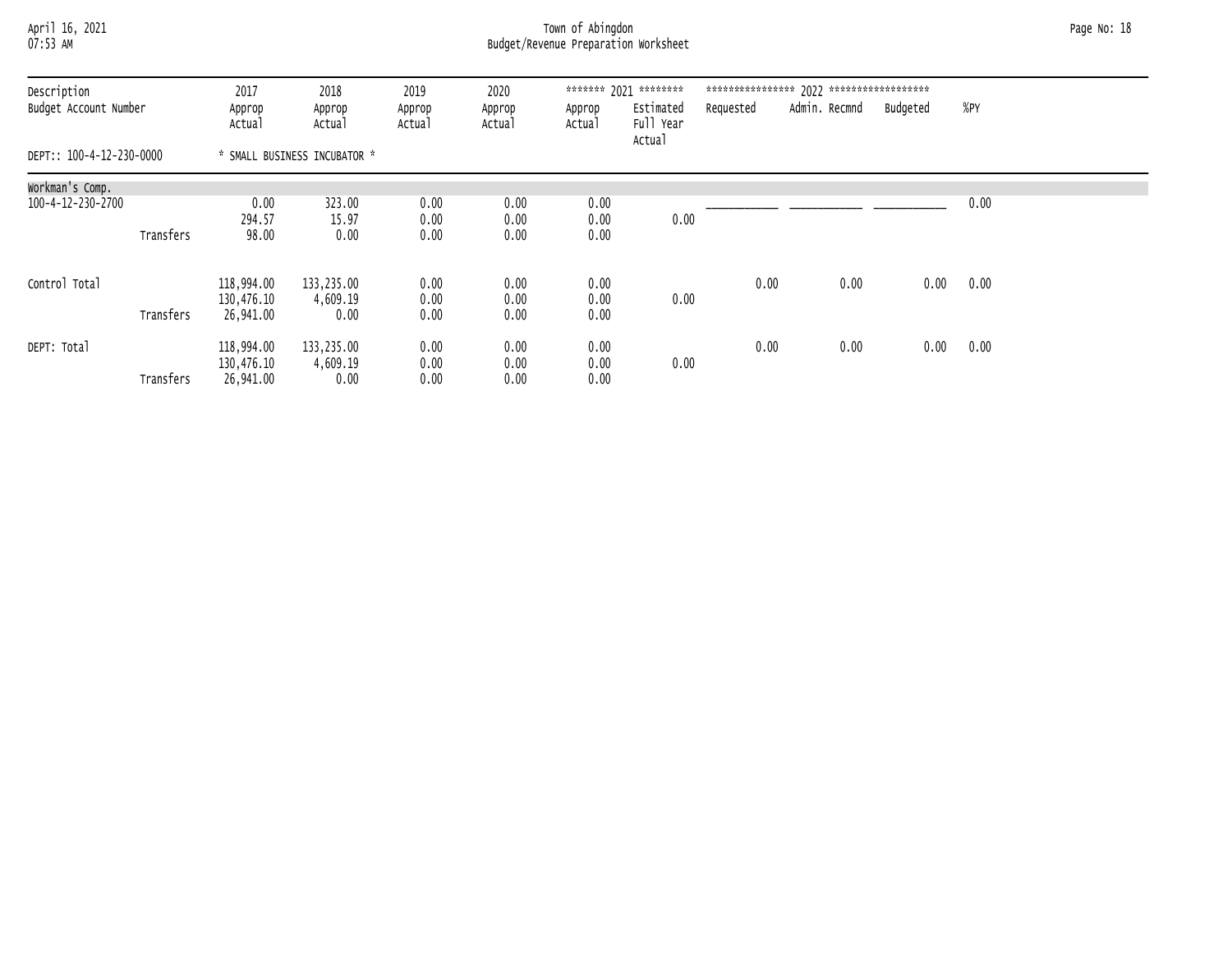| Description<br>Budget Account Number | | 2017<br>Approp<br>Actual | 2018<br>Approp<br>Actual | 2019<br>Approp<br>Actual | 2020<br>Approp<br>Actual | ******* 2021 ********<br>Approp<br>Actual | Estimated<br>Full Year<br>Actual | **************** 2022 ******************<br>Requested | Admin. Recmnd | Budgeted | %PY |
|---|---|---|---|---|---|---|---|---|---|---|---|
| DEPT:: 100-4-12-230-0000 | | * SMALL BUSINESS INCUBATOR * | | | | | | | | | |
| Workman's Comp. | | | | | | | | | | | |
| 100-4-12-230-2700 | | 0.00 | 323.00 | 0.00 | 0.00 | 0.00 | | ___________ | ___________ | ___________ | 0.00 |
| | | 294.57 | 15.97 | 0.00 | 0.00 | 0.00 | 0.00 | | | | |
| | Transfers | 98.00 | 0.00 | 0.00 | 0.00 | 0.00 | | | | | |
| Control Total | | 118,994.00 | 133,235.00 | 0.00 | 0.00 | 0.00 | | 0.00 | 0.00 | 0.00 | 0.00 |
| | | 130,476.10 | 4,609.19 | 0.00 | 0.00 | 0.00 | 0.00 | | | | |
| | Transfers | 26,941.00 | 0.00 | 0.00 | 0.00 | 0.00 | | | | | |
| DEPT: Total | | 118,994.00 | 133,235.00 | 0.00 | 0.00 | 0.00 | | 0.00 | 0.00 | 0.00 | 0.00 |
| | | 130,476.10 | 4,609.19 | 0.00 | 0.00 | 0.00 | 0.00 | | | | |
| | Transfers | 26,941.00 | 0.00 | 0.00 | 0.00 | 0.00 | | | | | |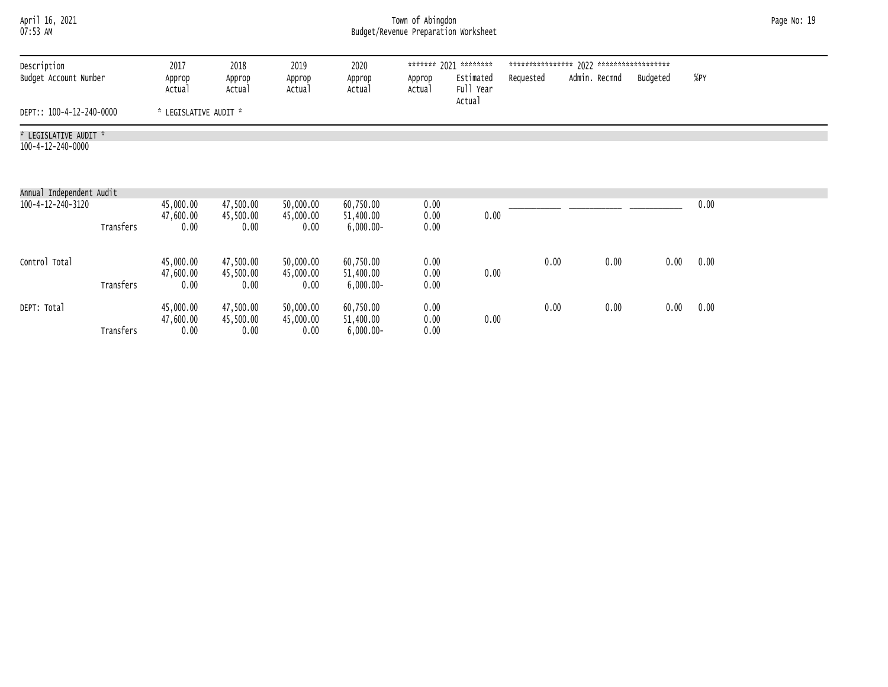Town of Abingdon

Budget/Revenue Preparation Worksheet

| Description<br>Budget Account Number | | 2017<br>Approp<br>Actual | 2018<br>Approp<br>Actual | 2019<br>Approp<br>Actual | 2020<br>Approp<br>Actual | ******* 2021 ********<br>Approp<br>Actual | Estimated<br>Full Year<br>Actual | **************** 2022 ******************<br>Requested | Admin. Recmnd | Budgeted | %PY |
|---|---|---|---|---|---|---|---|---|---|---|---|
| DEPT:: 100-4-12-240-0000 | | * LEGISLATIVE AUDIT * | | | | | | | | | |
| * LEGISLATIVE AUDIT *<br>100-4-12-240-0000 | | | | | | | | | | | |
| Annual Independent Audit<br>100-4-12-240-3120 | | 45,000.00<br>47,600.00 | 47,500.00<br>45,500.00 | 50,000.00<br>45,000.00 | 60,750.00<br>51,400.00 | 0.00<br>0.00 | 0.00 | ___________ | ___________ | ___________ | 0.00 |
| | Transfers | 0.00 | 0.00 | 0.00 | 6,000.00- | 0.00 | | | | | |
| Control Total | | 45,000.00<br>47,600.00 | 47,500.00<br>45,500.00 | 50,000.00<br>45,000.00 | 60,750.00<br>51,400.00 | 0.00<br>0.00 | 0.00 | 0.00 | 0.00 | 0.00 | 0.00 |
| | Transfers | 0.00 | 0.00 | 0.00 | 6,000.00- | 0.00 | | | | | |
| DEPT: Total | | 45,000.00<br>47,600.00 | 47,500.00<br>45,500.00 | 50,000.00<br>45,000.00 | 60,750.00<br>51,400.00 | 0.00<br>0.00 | 0.00 | 0.00 | 0.00 | 0.00 | 0.00 |
| | Transfers | 0.00 | 0.00 | 0.00 | 6,000.00- | 0.00 | | | | | |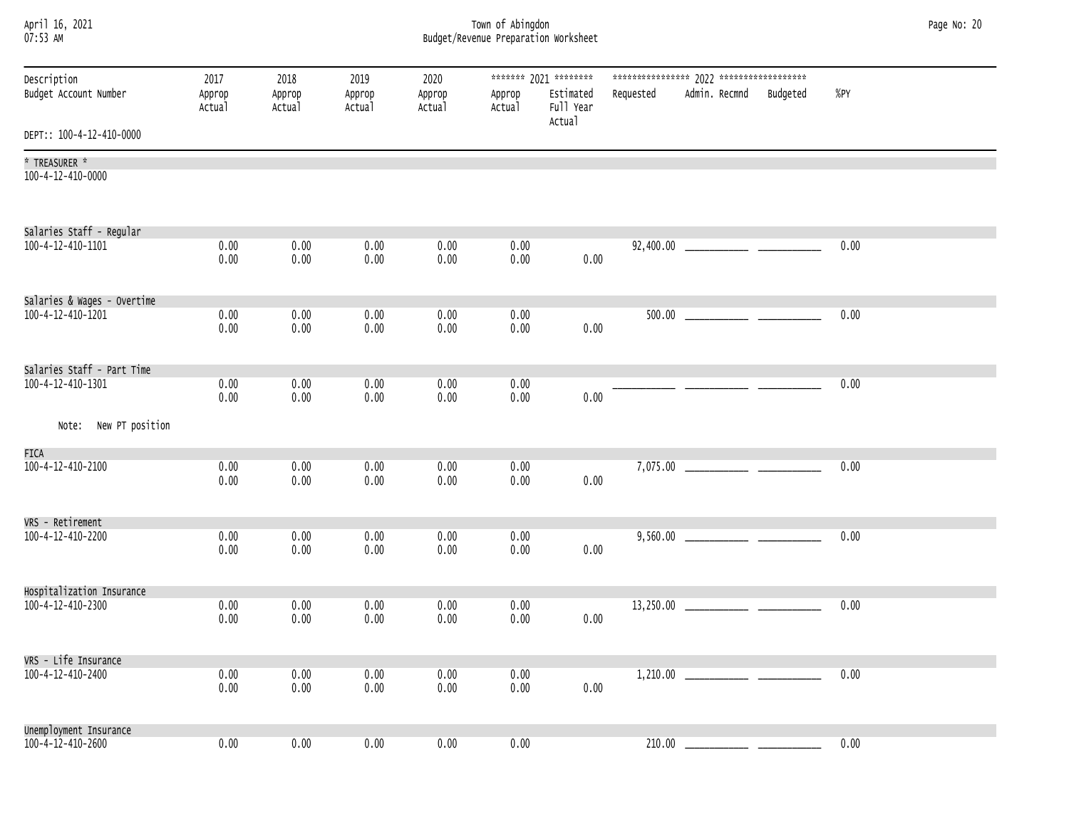Town of Abingdon
Budget/Revenue Preparation Worksheet

April 16, 2021
07:53 AM

| Description / Budget Account Number | 2017 Approp / Actual | 2018 Approp / Actual | 2019 Approp / Actual | 2020 Approp / Actual | 2021 Approp / Actual | 2021 Estimated Full Year Actual | 2022 Requested | 2022 Admin. Recmnd | 2022 Budgeted | %PY |
|---|---|---|---|---|---|---|---|---|---|---|
| DEPT:: 100-4-12-410-0000 | | | | | | | | | | |
| * TREASURER * | | | | | | | | | | |
| 100-4-12-410-0000 | | | | | | | | | | |
| Salaries Staff - Regular | | | | | | | | | | |
| 100-4-12-410-1101 | 0.00 | 0.00 | 0.00 | 0.00 | 0.00 | | 92,400.00 | ___________ | ___________ | 0.00 |
| | 0.00 | 0.00 | 0.00 | 0.00 | 0.00 | 0.00 | | | | |
| Salaries & Wages - Overtime | | | | | | | | | | |
| 100-4-12-410-1201 | 0.00 | 0.00 | 0.00 | 0.00 | 0.00 | | 500.00 | ___________ | ___________ | 0.00 |
| | 0.00 | 0.00 | 0.00 | 0.00 | 0.00 | 0.00 | | | | |
| Salaries Staff - Part Time | | | | | | | | | | |
| 100-4-12-410-1301 | 0.00 | 0.00 | 0.00 | 0.00 | 0.00 | | ___________ | ___________ | ___________ | 0.00 |
| | 0.00 | 0.00 | 0.00 | 0.00 | 0.00 | 0.00 | | | | |
| Note: New PT position | | | | | | | | | | |
| FICA | | | | | | | | | | |
| 100-4-12-410-2100 | 0.00 | 0.00 | 0.00 | 0.00 | 0.00 | | 7,075.00 | ___________ | ___________ | 0.00 |
| | 0.00 | 0.00 | 0.00 | 0.00 | 0.00 | 0.00 | | | | |
| VRS - Retirement | | | | | | | | | | |
| 100-4-12-410-2200 | 0.00 | 0.00 | 0.00 | 0.00 | 0.00 | | 9,560.00 | ___________ | ___________ | 0.00 |
| | 0.00 | 0.00 | 0.00 | 0.00 | 0.00 | 0.00 | | | | |
| Hospitalization Insurance | | | | | | | | | | |
| 100-4-12-410-2300 | 0.00 | 0.00 | 0.00 | 0.00 | 0.00 | | 13,250.00 | ___________ | ___________ | 0.00 |
| | 0.00 | 0.00 | 0.00 | 0.00 | 0.00 | 0.00 | | | | |
| VRS - Life Insurance | | | | | | | | | | |
| 100-4-12-410-2400 | 0.00 | 0.00 | 0.00 | 0.00 | 0.00 | | 1,210.00 | ___________ | ___________ | 0.00 |
| | 0.00 | 0.00 | 0.00 | 0.00 | 0.00 | 0.00 | | | | |
| Unemployment Insurance | | | | | | | | | | |
| 100-4-12-410-2600 | 0.00 | 0.00 | 0.00 | 0.00 | 0.00 | | 210.00 | ___________ | ___________ | 0.00 |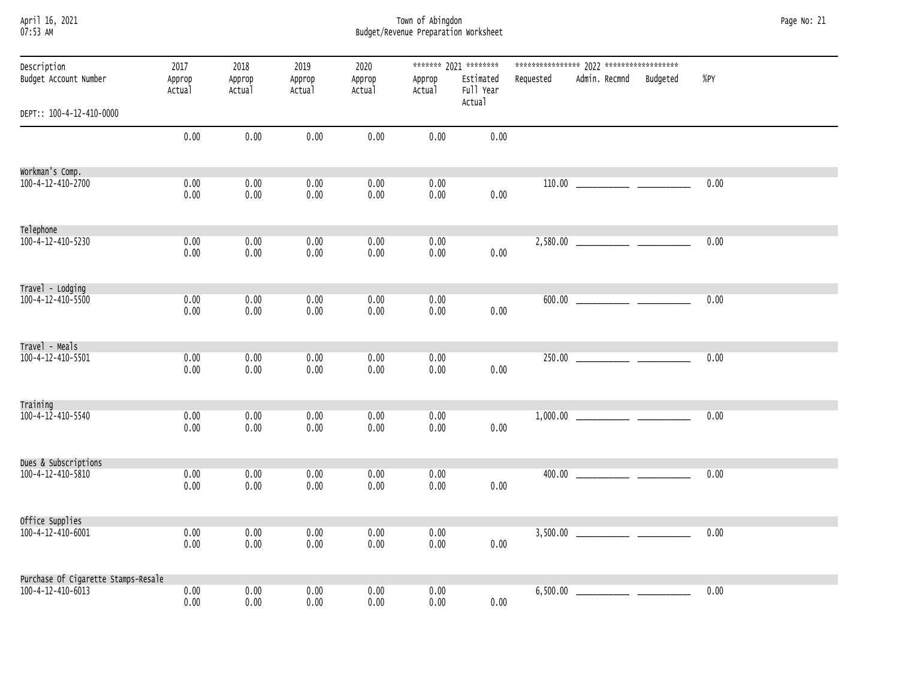Town of Abingdon
Budget/Revenue Preparation Worksheet

DEPT:: 100-4-12-410-0000

| Description / Budget Account Number | 2017 Approp / Actual | 2018 Approp / Actual | 2019 Approp / Actual | 2020 Approp / Actual | 2021 Approp / Actual | 2021 Estimated Full Year Actual | 2022 Requested | 2022 Admin. Recmnd | 2022 Budgeted | %PY |
|---|---|---|---|---|---|---|---|---|---|---|
| | 0.00 | 0.00 | 0.00 | 0.00 | 0.00 | 0.00 | | | | |
| Workman's Comp. | | | | | | | | | | |
| 100-4-12-410-2700 | 0.00 | 0.00 | 0.00 | 0.00 | 0.00 | | 110.00 | ___________ | ___________ | 0.00 |
| | 0.00 | 0.00 | 0.00 | 0.00 | 0.00 | 0.00 | | | | |
| Telephone | | | | | | | | | | |
| 100-4-12-410-5230 | 0.00 | 0.00 | 0.00 | 0.00 | 0.00 | | 2,580.00 | ___________ | ___________ | 0.00 |
| | 0.00 | 0.00 | 0.00 | 0.00 | 0.00 | 0.00 | | | | |
| Travel - Lodging | | | | | | | | | | |
| 100-4-12-410-5500 | 0.00 | 0.00 | 0.00 | 0.00 | 0.00 | | 600.00 | ___________ | ___________ | 0.00 |
| | 0.00 | 0.00 | 0.00 | 0.00 | 0.00 | 0.00 | | | | |
| Travel - Meals | | | | | | | | | | |
| 100-4-12-410-5501 | 0.00 | 0.00 | 0.00 | 0.00 | 0.00 | | 250.00 | ___________ | ___________ | 0.00 |
| | 0.00 | 0.00 | 0.00 | 0.00 | 0.00 | 0.00 | | | | |
| Training | | | | | | | | | | |
| 100-4-12-410-5540 | 0.00 | 0.00 | 0.00 | 0.00 | 0.00 | | 1,000.00 | ___________ | ___________ | 0.00 |
| | 0.00 | 0.00 | 0.00 | 0.00 | 0.00 | 0.00 | | | | |
| Dues & Subscriptions | | | | | | | | | | |
| 100-4-12-410-5810 | 0.00 | 0.00 | 0.00 | 0.00 | 0.00 | | 400.00 | ___________ | ___________ | 0.00 |
| | 0.00 | 0.00 | 0.00 | 0.00 | 0.00 | 0.00 | | | | |
| Office Supplies | | | | | | | | | | |
| 100-4-12-410-6001 | 0.00 | 0.00 | 0.00 | 0.00 | 0.00 | | 3,500.00 | ___________ | ___________ | 0.00 |
| | 0.00 | 0.00 | 0.00 | 0.00 | 0.00 | 0.00 | | | | |
| Purchase Of Cigarette Stamps-Resale | | | | | | | | | | |
| 100-4-12-410-6013 | 0.00 | 0.00 | 0.00 | 0.00 | 0.00 | | 6,500.00 | ___________ | ___________ | 0.00 |
| | 0.00 | 0.00 | 0.00 | 0.00 | 0.00 | 0.00 | | | | |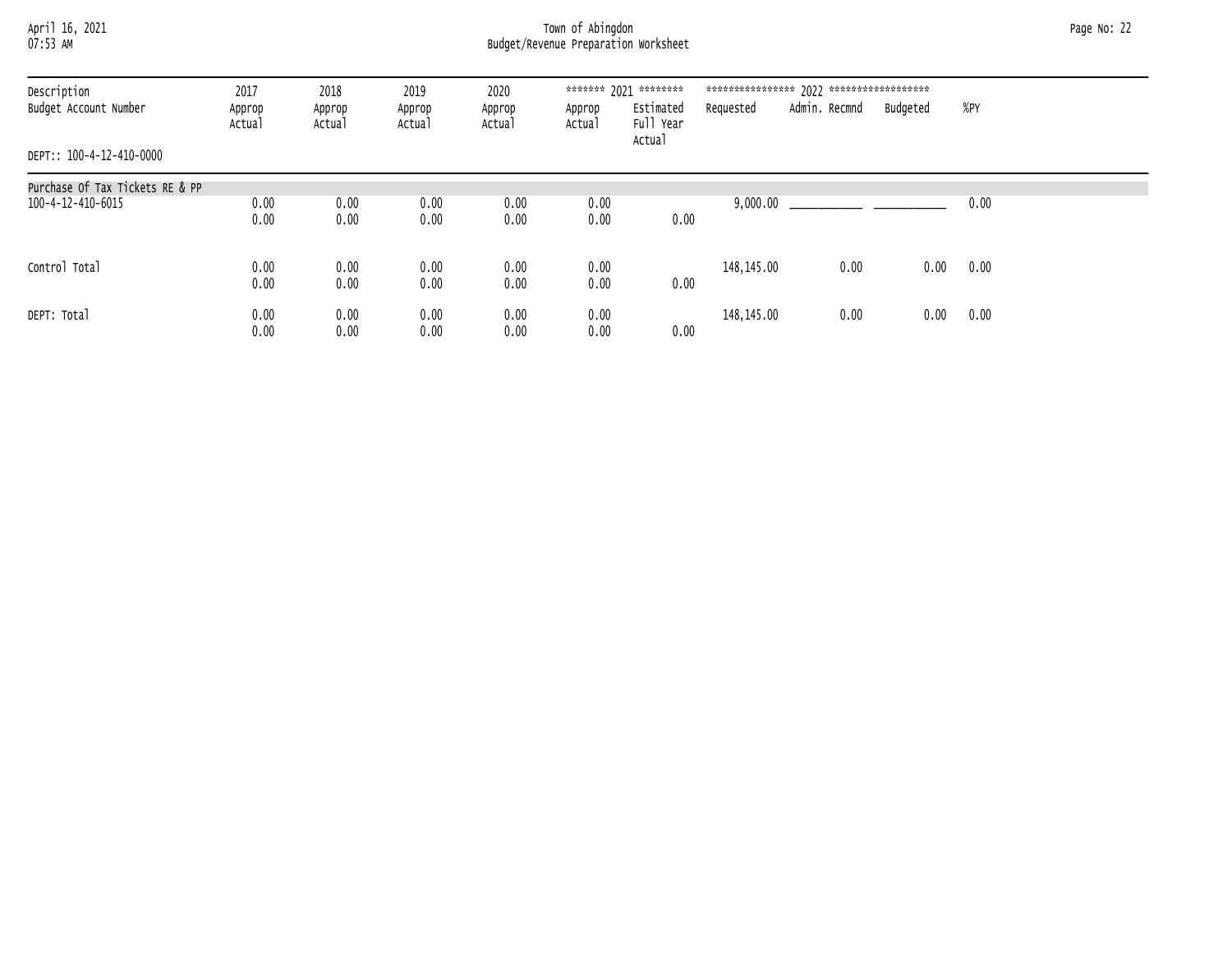| Description<br>Budget Account Number<br><br>DEPT:: 100-4-12-410-0000 | 2017<br>Approp<br>Actual | 2018<br>Approp<br>Actual | 2019<br>Approp<br>Actual | 2020<br>Approp<br>Actual | ******* 2021 ********<br>Approp<br>Actual | Estimated<br>Full Year<br>Actual | **************** 2022 ******************<br>Requested | Admin. Recmnd | Budgeted | %PY |
|---|---|---|---|---|---|---|---|---|---|---|
| Purchase Of Tax Tickets RE & PP | | | | | | | | | | |
| 100-4-12-410-6015 | 0.00 | 0.00 | 0.00 | 0.00 | 0.00 | | 9,000.00 | ___________ | ___________ | 0.00 |
| | 0.00 | 0.00 | 0.00 | 0.00 | 0.00 | 0.00 | | | | |
| Control Total | 0.00 | 0.00 | 0.00 | 0.00 | 0.00 | | 148,145.00 | 0.00 | 0.00 | 0.00 |
| | 0.00 | 0.00 | 0.00 | 0.00 | 0.00 | 0.00 | | | | |
| DEPT: Total | 0.00 | 0.00 | 0.00 | 0.00 | 0.00 | | 148,145.00 | 0.00 | 0.00 | 0.00 |
| | 0.00 | 0.00 | 0.00 | 0.00 | 0.00 | 0.00 | | | | |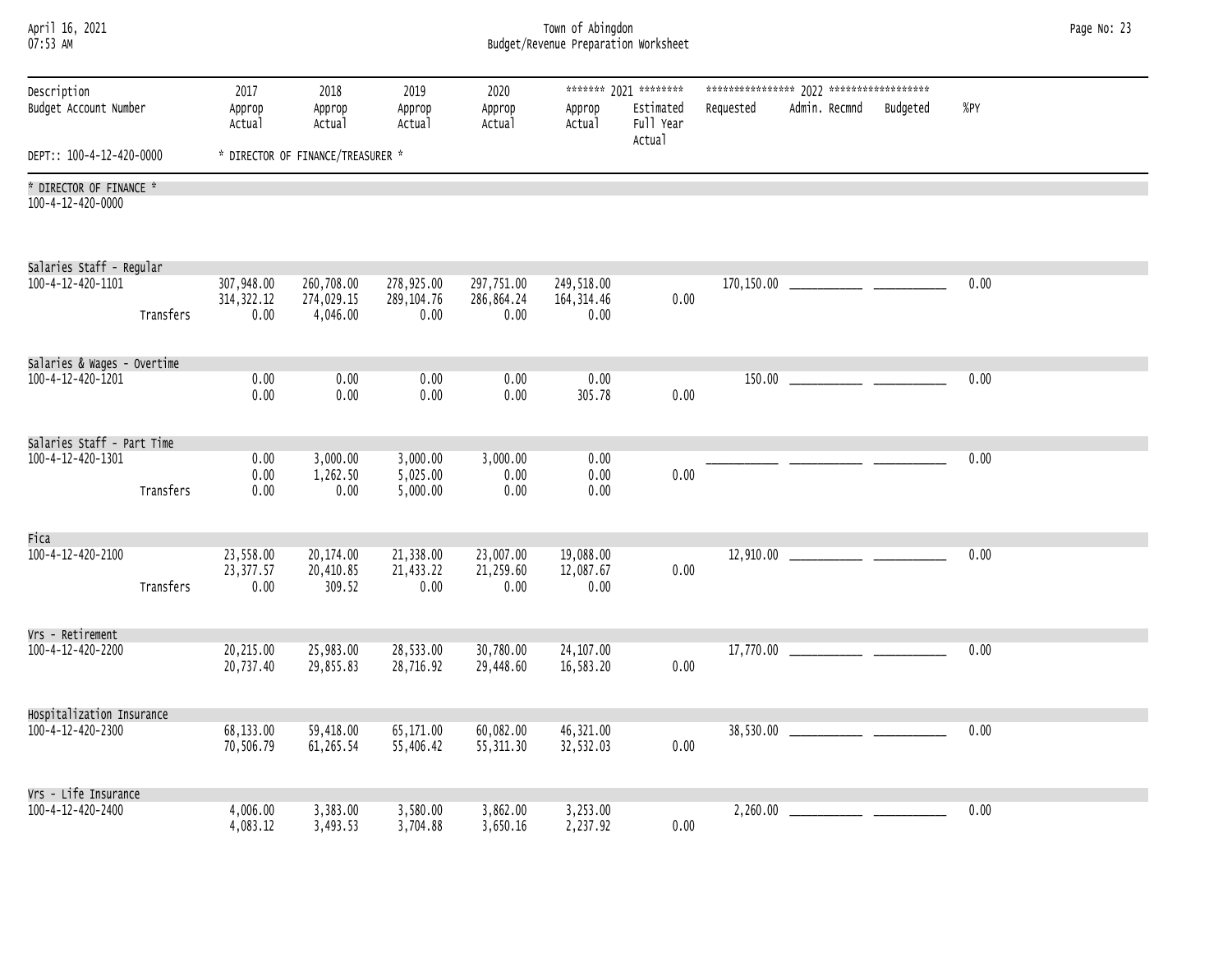Town of Abingdon
Budget/Revenue Preparation Worksheet

| Description / Budget Account Number | | 2017 Approp Actual | 2018 Approp Actual | 2019 Approp Actual | 2020 Approp Actual | 2021 Approp Actual | 2021 Estimated Full Year Actual | 2022 Requested | 2022 Admin. Recmnd | 2022 Budgeted | %PY |
|---|---|---|---|---|---|---|---|---|---|---|---|
| DEPT:: 100-4-12-420-0000 | | * DIRECTOR OF FINANCE/TREASURER * | | | | | | | | | |
| * DIRECTOR OF FINANCE * | | | | | | | | | | | |
| 100-4-12-420-0000 | | | | | | | | | | | |
| Salaries Staff - Regular | | | | | | | | | | | |
| 100-4-12-420-1101 | | 307,948.00 | 260,708.00 | 278,925.00 | 297,751.00 | 249,518.00 | | 170,150.00 | ___________ | ___________ | 0.00 |
| | | 314,322.12 | 274,029.15 | 289,104.76 | 286,864.24 | 164,314.46 | 0.00 | | | | |
| | Transfers | 0.00 | 4,046.00 | 0.00 | 0.00 | 0.00 | | | | | |
| Salaries & Wages - Overtime | | | | | | | | | | | |
| 100-4-12-420-1201 | | 0.00 | 0.00 | 0.00 | 0.00 | 0.00 | | 150.00 | ___________ | ___________ | 0.00 |
| | | 0.00 | 0.00 | 0.00 | 0.00 | 305.78 | 0.00 | | | | |
| Salaries Staff - Part Time | | | | | | | | | | | |
| 100-4-12-420-1301 | | 0.00 | 3,000.00 | 3,000.00 | 3,000.00 | 0.00 | | ___________ | ___________ | ___________ | 0.00 |
| | | 0.00 | 1,262.50 | 5,025.00 | 0.00 | 0.00 | 0.00 | | | | |
| | Transfers | 0.00 | 0.00 | 5,000.00 | 0.00 | 0.00 | | | | | |
| Fica | | | | | | | | | | | |
| 100-4-12-420-2100 | | 23,558.00 | 20,174.00 | 21,338.00 | 23,007.00 | 19,088.00 | | 12,910.00 | ___________ | ___________ | 0.00 |
| | | 23,377.57 | 20,410.85 | 21,433.22 | 21,259.60 | 12,087.67 | 0.00 | | | | |
| | Transfers | 0.00 | 309.52 | 0.00 | 0.00 | 0.00 | | | | | |
| Vrs - Retirement | | | | | | | | | | | |
| 100-4-12-420-2200 | | 20,215.00 | 25,983.00 | 28,533.00 | 30,780.00 | 24,107.00 | | 17,770.00 | ___________ | ___________ | 0.00 |
| | | 20,737.40 | 29,855.83 | 28,716.92 | 29,448.60 | 16,583.20 | 0.00 | | | | |
| Hospitalization Insurance | | | | | | | | | | | |
| 100-4-12-420-2300 | | 68,133.00 | 59,418.00 | 65,171.00 | 60,082.00 | 46,321.00 | | 38,530.00 | ___________ | ___________ | 0.00 |
| | | 70,506.79 | 61,265.54 | 55,406.42 | 55,311.30 | 32,532.03 | 0.00 | | | | |
| Vrs - Life Insurance | | | | | | | | | | | |
| 100-4-12-420-2400 | | 4,006.00 | 3,383.00 | 3,580.00 | 3,862.00 | 3,253.00 | | 2,260.00 | ___________ | ___________ | 0.00 |
| | | 4,083.12 | 3,493.53 | 3,704.88 | 3,650.16 | 2,237.92 | 0.00 | | | | |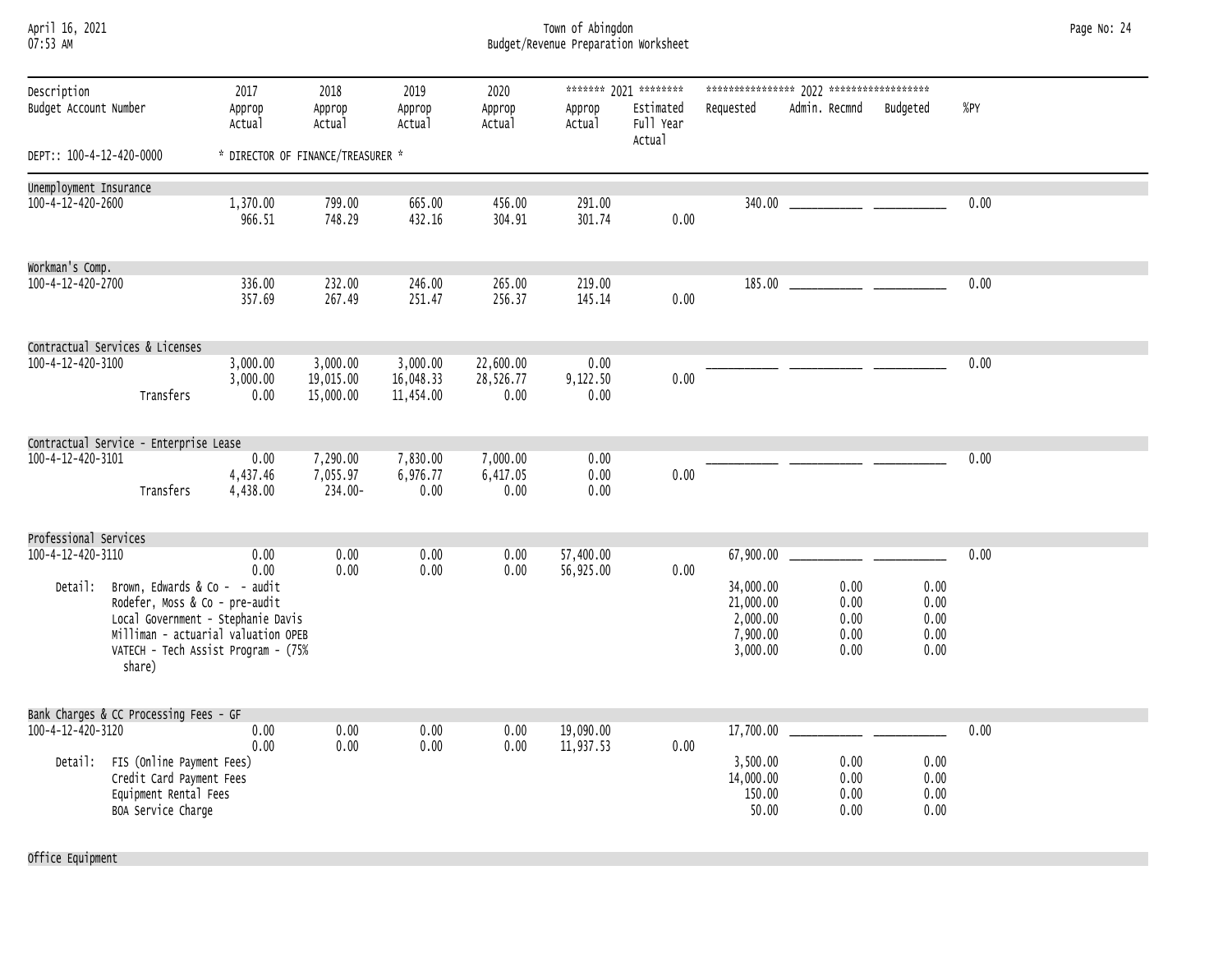Town of Abingdon
Budget/Revenue Preparation Worksheet

| Description / Budget Account Number | 2017 Approp Actual | 2018 Approp Actual | 2019 Approp Actual | 2020 Approp Actual | 2021 Approp Actual | 2021 Estimated Full Year Actual | 2022 Requested | 2022 Admin. Recmnd | 2022 Budgeted | %PY |
|---|---|---|---|---|---|---|---|---|---|---|
| DEPT:: 100-4-12-420-0000 * DIRECTOR OF FINANCE/TREASURER * | | | | | | | | | | |
| **Unemployment Insurance** | | | | | | | | | | |
| 100-4-12-420-2600 | 1,370.00 | 799.00 | 665.00 | 456.00 | 291.00 | | 340.00 | ___________ | ___________ | 0.00 |
| | 966.51 | 748.29 | 432.16 | 304.91 | 301.74 | 0.00 | | | | |
| **Workman's Comp.** | | | | | | | | | | |
| 100-4-12-420-2700 | 336.00 | 232.00 | 246.00 | 265.00 | 219.00 | | 185.00 | ___________ | ___________ | 0.00 |
| | 357.69 | 267.49 | 251.47 | 256.37 | 145.14 | 0.00 | | | | |
| **Contractual Services & Licenses** | | | | | | | | | | |
| 100-4-12-420-3100 | 3,000.00 | 3,000.00 | 3,000.00 | 22,600.00 | 0.00 | | ___________ | ___________ | ___________ | 0.00 |
| | 3,000.00 | 19,015.00 | 16,048.33 | 28,526.77 | 9,122.50 | 0.00 | | | | |
| Transfers | 0.00 | 15,000.00 | 11,454.00 | 0.00 | 0.00 | | | | | |
| **Contractual Service - Enterprise Lease** | | | | | | | | | | |
| 100-4-12-420-3101 | 0.00 | 7,290.00 | 7,830.00 | 7,000.00 | 0.00 | | ___________ | ___________ | ___________ | 0.00 |
| | 4,437.46 | 7,055.97 | 6,976.77 | 6,417.05 | 0.00 | 0.00 | | | | |
| Transfers | 4,438.00 | 234.00- | 0.00 | 0.00 | 0.00 | | | | | |
| **Professional Services** | | | | | | | | | | |
| 100-4-12-420-3110 | 0.00 | 0.00 | 0.00 | 0.00 | 57,400.00 | | 67,900.00 | ___________ | ___________ | 0.00 |
| | 0.00 | 0.00 | 0.00 | 0.00 | 56,925.00 | 0.00 | | | | |
| Detail: Brown, Edwards & Co - - audit | | | | | | | 34,000.00 | 0.00 | 0.00 | |
| Rodefer, Moss & Co - pre-audit | | | | | | | 21,000.00 | 0.00 | 0.00 | |
| Local Government - Stephanie Davis | | | | | | | 2,000.00 | 0.00 | 0.00 | |
| Milliman - actuarial valuation OPEB | | | | | | | 7,900.00 | 0.00 | 0.00 | |
| VATECH - Tech Assist Program - (75% share) | | | | | | | 3,000.00 | 0.00 | 0.00 | |
| **Bank Charges & CC Processing Fees - GF** | | | | | | | | | | |
| 100-4-12-420-3120 | 0.00 | 0.00 | 0.00 | 0.00 | 19,090.00 | | 17,700.00 | ___________ | ___________ | 0.00 |
| | 0.00 | 0.00 | 0.00 | 0.00 | 11,937.53 | 0.00 | | | | |
| Detail: FIS (Online Payment Fees) | | | | | | | 3,500.00 | 0.00 | 0.00 | |
| Credit Card Payment Fees | | | | | | | 14,000.00 | 0.00 | 0.00 | |
| Equipment Rental Fees | | | | | | | 150.00 | 0.00 | 0.00 | |
| BOA Service Charge | | | | | | | 50.00 | 0.00 | 0.00 | |
| **Office Equipment** | | | | | | | | | | |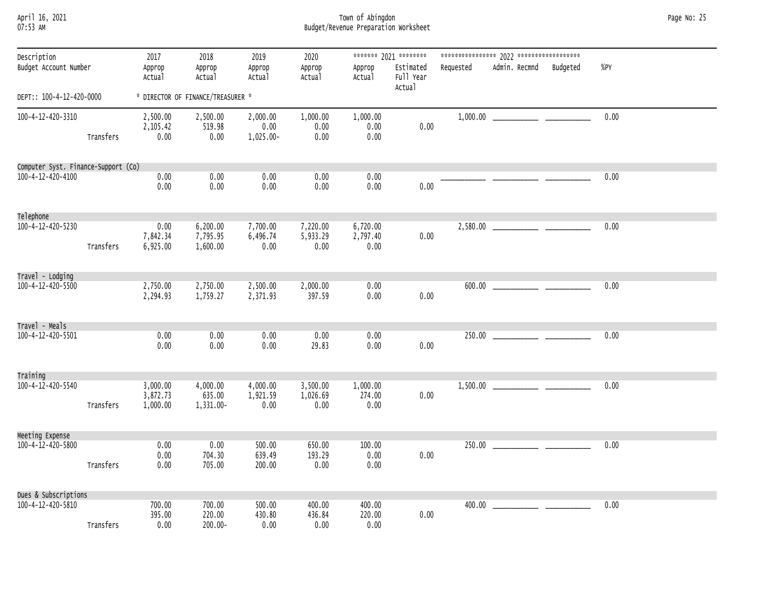Town of Abingdon
Budget/Revenue Preparation Worksheet

| Description / Budget Account Number | | 2017 Approp Actual | 2018 Approp Actual | 2019 Approp Actual | 2020 Approp Actual | 2021 Approp Actual | 2021 Estimated Full Year Actual | 2022 Requested | 2022 Admin. Recmnd | 2022 Budgeted | %PY |
|---|---|---|---|---|---|---|---|---|---|---|---|
| DEPT:: 100-4-12-420-0000 | * DIRECTOR OF FINANCE/TREASURER * | | | | | | | | | | |
| 100-4-12-420-3310 | | 2,500.00 | 2,500.00 | 2,000.00 | 1,000.00 | 1,000.00 | | 1,000.00 | | | 0.00 |
| | | 2,105.42 | 519.98 | 0.00 | 0.00 | 0.00 | 0.00 | | | | |
| | Transfers | 0.00 | 0.00 | 1,025.00- | 0.00 | 0.00 | | | | | |
| **Computer Syst. Finance-Support (Co)** | | | | | | | | | | | |
| 100-4-12-420-4100 | | 0.00 | 0.00 | 0.00 | 0.00 | 0.00 | | | | | 0.00 |
| | | 0.00 | 0.00 | 0.00 | 0.00 | 0.00 | 0.00 | | | | |
| **Telephone** | | | | | | | | | | | |
| 100-4-12-420-5230 | | 0.00 | 6,200.00 | 7,700.00 | 7,220.00 | 6,720.00 | | 2,580.00 | | | 0.00 |
| | | 7,842.34 | 7,795.95 | 6,496.74 | 5,933.29 | 2,797.40 | 0.00 | | | | |
| | Transfers | 6,925.00 | 1,600.00 | 0.00 | 0.00 | 0.00 | | | | | |
| **Travel - Lodging** | | | | | | | | | | | |
| 100-4-12-420-5500 | | 2,750.00 | 2,750.00 | 2,500.00 | 2,000.00 | 0.00 | | 600.00 | | | 0.00 |
| | | 2,294.93 | 1,759.27 | 2,371.93 | 397.59 | 0.00 | 0.00 | | | | |
| **Travel - Meals** | | | | | | | | | | | |
| 100-4-12-420-5501 | | 0.00 | 0.00 | 0.00 | 0.00 | 0.00 | | 250.00 | | | 0.00 |
| | | 0.00 | 0.00 | 0.00 | 29.83 | 0.00 | 0.00 | | | | |
| **Training** | | | | | | | | | | | |
| 100-4-12-420-5540 | | 3,000.00 | 4,000.00 | 4,000.00 | 3,500.00 | 1,000.00 | | 1,500.00 | | | 0.00 |
| | | 3,872.73 | 635.00 | 1,921.59 | 1,026.69 | 274.00 | 0.00 | | | | |
| | Transfers | 1,000.00 | 1,331.00- | 0.00 | 0.00 | 0.00 | | | | | |
| **Meeting Expense** | | | | | | | | | | | |
| 100-4-12-420-5800 | | 0.00 | 0.00 | 500.00 | 650.00 | 100.00 | | 250.00 | | | 0.00 |
| | | 0.00 | 704.30 | 639.49 | 193.29 | 0.00 | 0.00 | | | | |
| | Transfers | 0.00 | 705.00 | 200.00 | 0.00 | 0.00 | | | | | |
| **Dues & Subscriptions** | | | | | | | | | | | |
| 100-4-12-420-5810 | | 700.00 | 700.00 | 500.00 | 400.00 | 400.00 | | 400.00 | | | 0.00 |
| | | 395.00 | 220.00 | 430.80 | 436.84 | 220.00 | 0.00 | | | | |
| | Transfers | 0.00 | 200.00- | 0.00 | 0.00 | 0.00 | | | | | |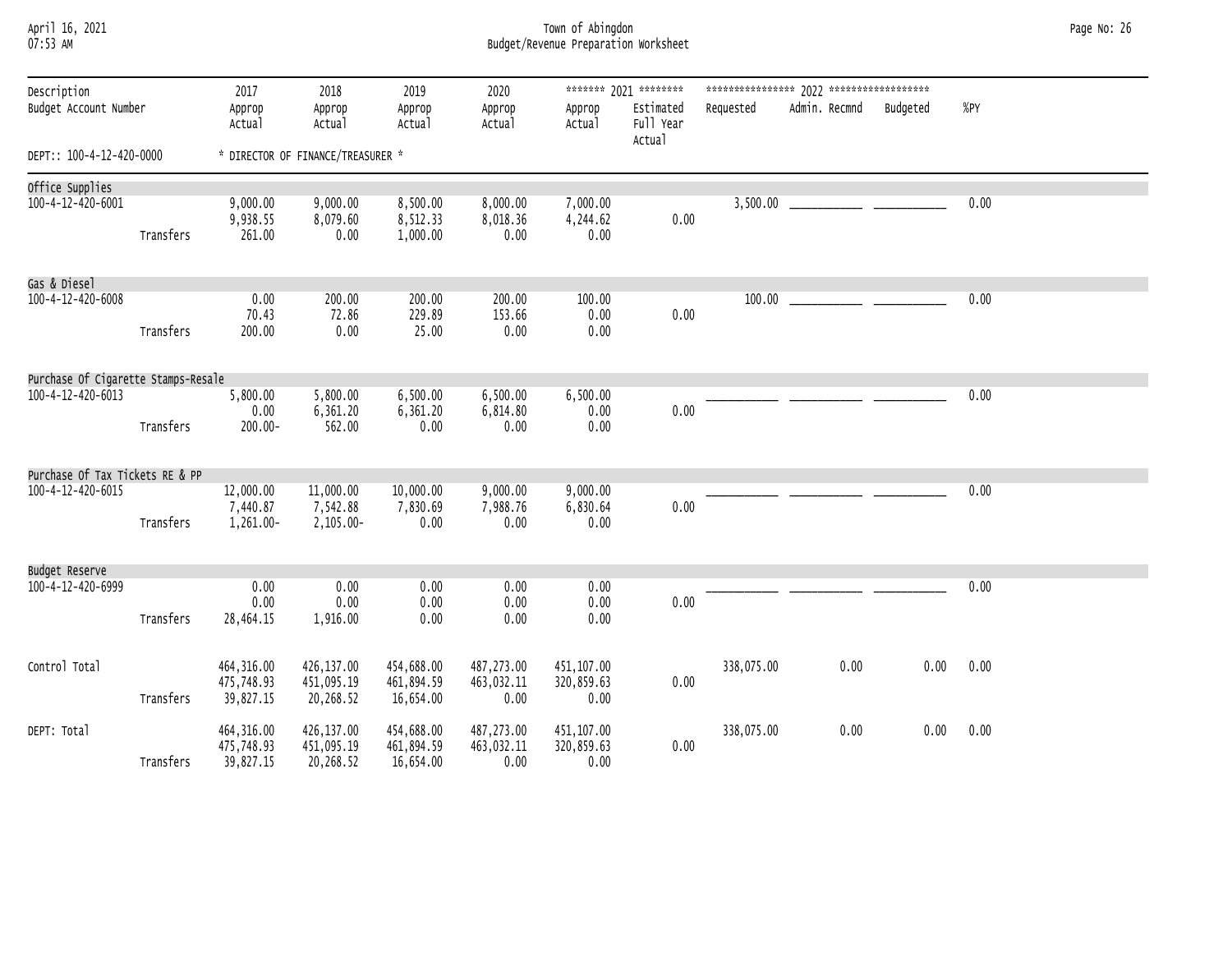Town of Abingdon
Budget/Revenue Preparation Worksheet

| Description / Budget Account Number | | 2017 Approp Actual | 2018 Approp Actual | 2019 Approp Actual | 2020 Approp Actual | 2021 Approp Actual | 2021 Estimated Full Year Actual | 2022 Requested | 2022 Admin. Recmnd | 2022 Budgeted | %PY |
|---|---|---|---|---|---|---|---|---|---|---|---|
| DEPT:: 100-4-12-420-0000 | | * DIRECTOR OF FINANCE/TREASURER * | | | | | | | | | |
| **Office Supplies** | | | | | | | | | | | |
| 100-4-12-420-6001 | | 9,000.00 | 9,000.00 | 8,500.00 | 8,000.00 | 7,000.00 | | 3,500.00 | ___________ | ___________ | 0.00 |
| | | 9,938.55 | 8,079.60 | 8,512.33 | 8,018.36 | 4,244.62 | 0.00 | | | | |
| | Transfers | 261.00 | 0.00 | 1,000.00 | 0.00 | 0.00 | | | | | |
| **Gas & Diesel** | | | | | | | | | | | |
| 100-4-12-420-6008 | | 0.00 | 200.00 | 200.00 | 200.00 | 100.00 | | 100.00 | ___________ | ___________ | 0.00 |
| | | 70.43 | 72.86 | 229.89 | 153.66 | 0.00 | 0.00 | | | | |
| | Transfers | 200.00 | 0.00 | 25.00 | 0.00 | 0.00 | | | | | |
| **Purchase Of Cigarette Stamps-Resale** | | | | | | | | | | | |
| 100-4-12-420-6013 | | 5,800.00 | 5,800.00 | 6,500.00 | 6,500.00 | 6,500.00 | | ___________ | ___________ | ___________ | 0.00 |
| | | 0.00 | 6,361.20 | 6,361.20 | 6,814.80 | 0.00 | 0.00 | | | | |
| | Transfers | 200.00- | 562.00 | 0.00 | 0.00 | 0.00 | | | | | |
| **Purchase Of Tax Tickets RE & PP** | | | | | | | | | | | |
| 100-4-12-420-6015 | | 12,000.00 | 11,000.00 | 10,000.00 | 9,000.00 | 9,000.00 | | ___________ | ___________ | ___________ | 0.00 |
| | | 7,440.87 | 7,542.88 | 7,830.69 | 7,988.76 | 6,830.64 | 0.00 | | | | |
| | Transfers | 1,261.00- | 2,105.00- | 0.00 | 0.00 | 0.00 | | | | | |
| **Budget Reserve** | | | | | | | | | | | |
| 100-4-12-420-6999 | | 0.00 | 0.00 | 0.00 | 0.00 | 0.00 | | ___________ | ___________ | ___________ | 0.00 |
| | | 0.00 | 0.00 | 0.00 | 0.00 | 0.00 | 0.00 | | | | |
| | Transfers | 28,464.15 | 1,916.00 | 0.00 | 0.00 | 0.00 | | | | | |
| Control Total | | 464,316.00 | 426,137.00 | 454,688.00 | 487,273.00 | 451,107.00 | | 338,075.00 | 0.00 | 0.00 | 0.00 |
| | | 475,748.93 | 451,095.19 | 461,894.59 | 463,032.11 | 320,859.63 | 0.00 | | | | |
| | Transfers | 39,827.15 | 20,268.52 | 16,654.00 | 0.00 | 0.00 | | | | | |
| DEPT: Total | | 464,316.00 | 426,137.00 | 454,688.00 | 487,273.00 | 451,107.00 | | 338,075.00 | 0.00 | 0.00 | 0.00 |
| | | 475,748.93 | 451,095.19 | 461,894.59 | 463,032.11 | 320,859.63 | 0.00 | | | | |
| | Transfers | 39,827.15 | 20,268.52 | 16,654.00 | 0.00 | 0.00 | | | | | |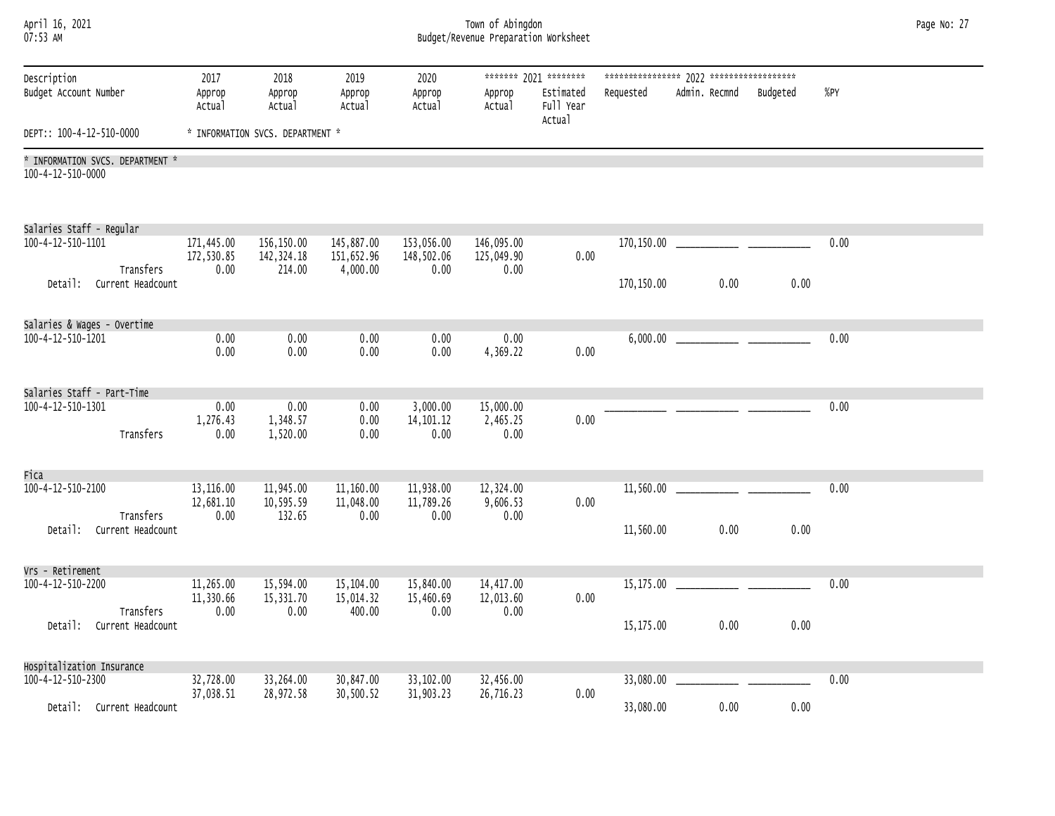Town of Abingdon
Budget/Revenue Preparation Worksheet

| Description / Budget Account Number | 2017 Approp Actual | 2018 Approp Actual | 2019 Approp Actual | 2020 Approp Actual | 2021 Approp Actual | 2021 Estimated Full Year Actual | 2022 Requested | 2022 Admin. Recmnd | 2022 Budgeted | %PY |
|---|---|---|---|---|---|---|---|---|---|---|
| DEPT:: 100-4-12-510-0000 | * INFORMATION SVCS. DEPARTMENT * | | | | | | | | | |
| **\* INFORMATION SVCS. DEPARTMENT \*** | | | | | | | | | | |
| 100-4-12-510-0000 | | | | | | | | | | |
| **Salaries Staff - Regular** | | | | | | | | | | |
| 100-4-12-510-1101 | 171,445.00 | 156,150.00 | 145,887.00 | 153,056.00 | 146,095.00 | | 170,150.00 | ___________ | ___________ | 0.00 |
| | 172,530.85 | 142,324.18 | 151,652.96 | 148,502.06 | 125,049.90 | 0.00 | | | | |
| Transfers | 0.00 | 214.00 | 4,000.00 | 0.00 | 0.00 | | | | | |
| Detail: Current Headcount | | | | | | | 170,150.00 | 0.00 | 0.00 | |
| **Salaries & Wages - Overtime** | | | | | | | | | | |
| 100-4-12-510-1201 | 0.00 | 0.00 | 0.00 | 0.00 | 0.00 | | 6,000.00 | ___________ | ___________ | 0.00 |
| | 0.00 | 0.00 | 0.00 | 0.00 | 4,369.22 | 0.00 | | | | |
| **Salaries Staff - Part-Time** | | | | | | | | | | |
| 100-4-12-510-1301 | 0.00 | 0.00 | 0.00 | 3,000.00 | 15,000.00 | | ___________ | ___________ | ___________ | 0.00 |
| | 1,276.43 | 1,348.57 | 0.00 | 14,101.12 | 2,465.25 | 0.00 | | | | |
| Transfers | 0.00 | 1,520.00 | 0.00 | 0.00 | 0.00 | | | | | |
| **Fica** | | | | | | | | | | |
| 100-4-12-510-2100 | 13,116.00 | 11,945.00 | 11,160.00 | 11,938.00 | 12,324.00 | | 11,560.00 | ___________ | ___________ | 0.00 |
| | 12,681.10 | 10,595.59 | 11,048.00 | 11,789.26 | 9,606.53 | 0.00 | | | | |
| Transfers | 0.00 | 132.65 | 0.00 | 0.00 | 0.00 | | | | | |
| Detail: Current Headcount | | | | | | | 11,560.00 | 0.00 | 0.00 | |
| **Vrs - Retirement** | | | | | | | | | | |
| 100-4-12-510-2200 | 11,265.00 | 15,594.00 | 15,104.00 | 15,840.00 | 14,417.00 | | 15,175.00 | ___________ | ___________ | 0.00 |
| | 11,330.66 | 15,331.70 | 15,014.32 | 15,460.69 | 12,013.60 | 0.00 | | | | |
| Transfers | 0.00 | 0.00 | 400.00 | 0.00 | 0.00 | | | | | |
| Detail: Current Headcount | | | | | | | 15,175.00 | 0.00 | 0.00 | |
| **Hospitalization Insurance** | | | | | | | | | | |
| 100-4-12-510-2300 | 32,728.00 | 33,264.00 | 30,847.00 | 33,102.00 | 32,456.00 | | 33,080.00 | ___________ | ___________ | 0.00 |
| | 37,038.51 | 28,972.58 | 30,500.52 | 31,903.23 | 26,716.23 | 0.00 | | | | |
| Detail: Current Headcount | | | | | | | 33,080.00 | 0.00 | 0.00 | |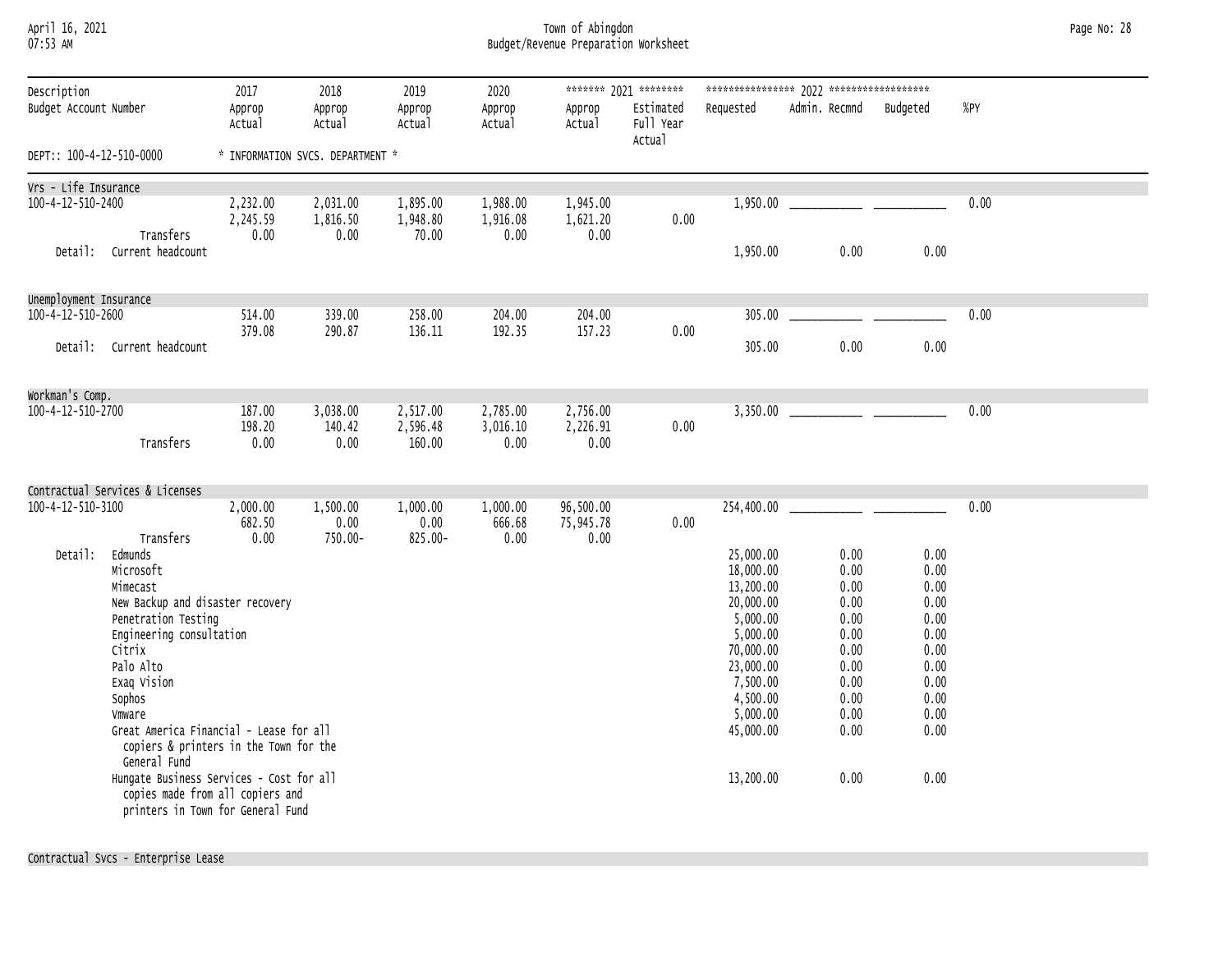Town of Abingdon
Budget/Revenue Preparation Worksheet

| Description / Budget Account Number | | 2017 Approp Actual | 2018 Approp Actual | 2019 Approp Actual | 2020 Approp Actual | 2021 Approp Actual | 2021 Estimated Full Year Actual | 2022 Requested | 2022 Admin. Recmnd | 2022 Budgeted | %PY |
|---|---|---|---|---|---|---|---|---|---|---|---|
| DEPT:: 100-4-12-510-0000 | * INFORMATION SVCS. DEPARTMENT * | | | | | | | | | | |
| **Vrs - Life Insurance** | | | | | | | | | | | |
| 100-4-12-510-2400 | | 2,232.00 | 2,031.00 | 1,895.00 | 1,988.00 | 1,945.00 | | 1,950.00 | ___________ | ___________ | 0.00 |
| | | 2,245.59 | 1,816.50 | 1,948.80 | 1,916.08 | 1,621.20 | 0.00 | | | | |
| | Transfers | 0.00 | 0.00 | 70.00 | 0.00 | 0.00 | | | | | |
| Detail: | Current headcount | | | | | | | 1,950.00 | 0.00 | 0.00 | |
| **Unemployment Insurance** | | | | | | | | | | | |
| 100-4-12-510-2600 | | 514.00 | 339.00 | 258.00 | 204.00 | 204.00 | | 305.00 | ___________ | ___________ | 0.00 |
| | | 379.08 | 290.87 | 136.11 | 192.35 | 157.23 | 0.00 | | | | |
| Detail: | Current headcount | | | | | | | 305.00 | 0.00 | 0.00 | |
| **Workman's Comp.** | | | | | | | | | | | |
| 100-4-12-510-2700 | | 187.00 | 3,038.00 | 2,517.00 | 2,785.00 | 2,756.00 | | 3,350.00 | ___________ | ___________ | 0.00 |
| | | 198.20 | 140.42 | 2,596.48 | 3,016.10 | 2,226.91 | 0.00 | | | | |
| | Transfers | 0.00 | 0.00 | 160.00 | 0.00 | 0.00 | | | | | |
| **Contractual Services & Licenses** | | | | | | | | | | | |
| 100-4-12-510-3100 | | 2,000.00 | 1,500.00 | 1,000.00 | 1,000.00 | 96,500.00 | | 254,400.00 | ___________ | ___________ | 0.00 |
| | | 682.50 | 0.00 | 0.00 | 666.68 | 75,945.78 | 0.00 | | | | |
| | Transfers | 0.00 | 750.00- | 825.00- | 0.00 | 0.00 | | | | | |
| Detail: | Edmunds | | | | | | | 25,000.00 | 0.00 | 0.00 | |
| | Microsoft | | | | | | | 18,000.00 | 0.00 | 0.00 | |
| | Mimecast | | | | | | | 13,200.00 | 0.00 | 0.00 | |
| | New Backup and disaster recovery | | | | | | | 20,000.00 | 0.00 | 0.00 | |
| | Penetration Testing | | | | | | | 5,000.00 | 0.00 | 0.00 | |
| | Engineering consultation | | | | | | | 5,000.00 | 0.00 | 0.00 | |
| | Citrix | | | | | | | 70,000.00 | 0.00 | 0.00 | |
| | Palo Alto | | | | | | | 23,000.00 | 0.00 | 0.00 | |
| | Exaq Vision | | | | | | | 7,500.00 | 0.00 | 0.00 | |
| | Sophos | | | | | | | 4,500.00 | 0.00 | 0.00 | |
| | Vmware | | | | | | | 5,000.00 | 0.00 | 0.00 | |
| | Great America Financial - Lease for all copiers & printers in the Town for the General Fund | | | | | | | 45,000.00 | 0.00 | 0.00 | |
| | Hungate Business Services - Cost for all copies made from all copiers and printers in Town for General Fund | | | | | | | 13,200.00 | 0.00 | 0.00 | |
| **Contractual Svcs - Enterprise Lease** | | | | | | | | | | | |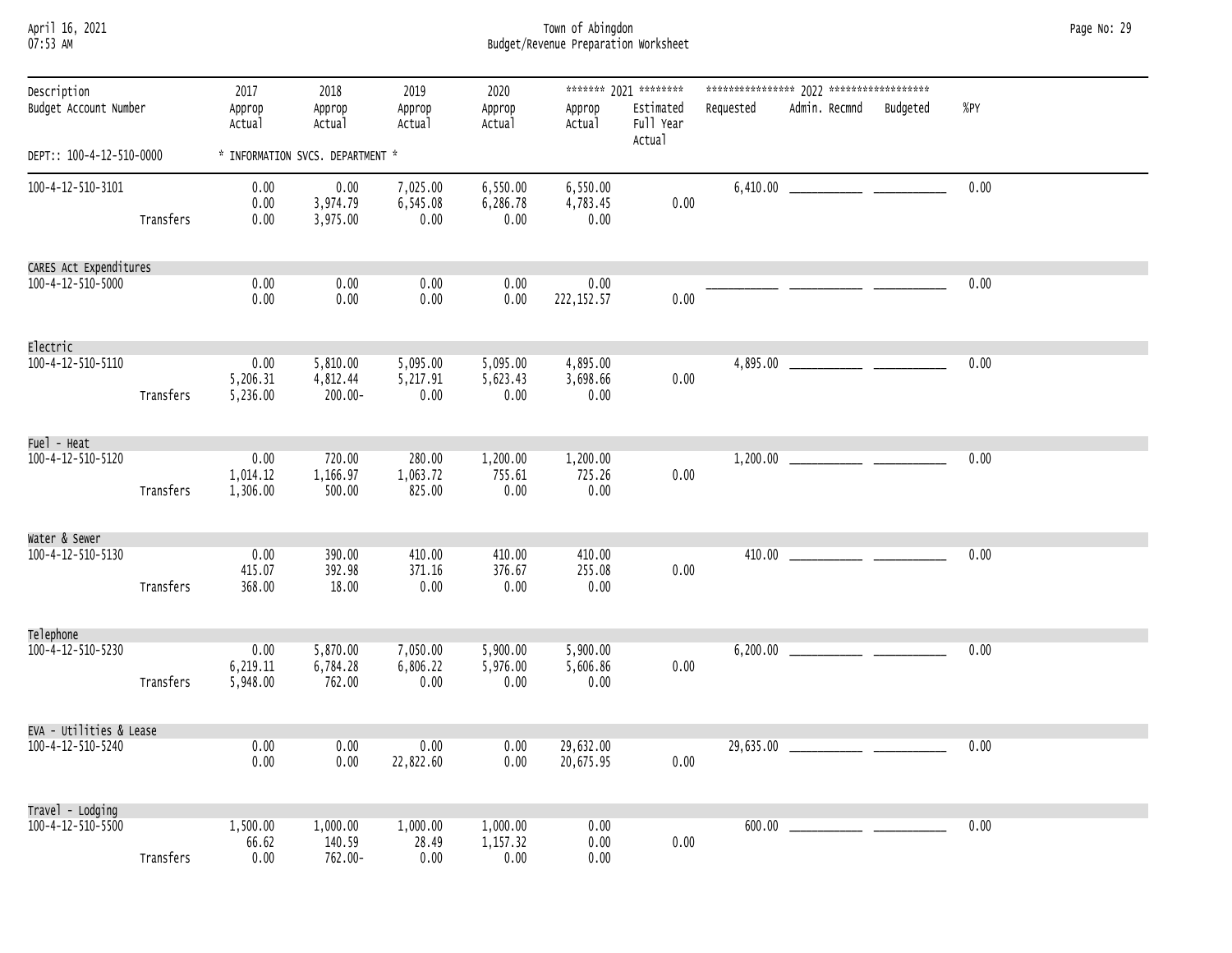Town of Abingdon
Budget/Revenue Preparation Worksheet

April 16, 2021
07:53 AM

| Description / Budget Account Number | | 2017 Approp Actual | 2018 Approp Actual | 2019 Approp Actual | 2020 Approp Actual | 2021 Approp Actual | 2021 Estimated Full Year Actual | 2022 Requested | 2022 Admin. Recmnd | 2022 Budgeted | %PY |
|---|---|---|---|---|---|---|---|---|---|---|---|
| DEPT:: 100-4-12-510-0000 | | * INFORMATION SVCS. DEPARTMENT * | | | | | | | | | |
| 100-4-12-510-3101 | | 0.00 | 0.00 | 7,025.00 | 6,550.00 | 6,550.00 | | 6,410.00 | ___________ | ___________ | 0.00 |
| | | 0.00 | 3,974.79 | 6,545.08 | 6,286.78 | 4,783.45 | 0.00 | | | | |
| | Transfers | 0.00 | 3,975.00 | 0.00 | 0.00 | 0.00 | | | | | |
| CARES Act Expenditures | | | | | | | | | | | |
| 100-4-12-510-5000 | | 0.00 | 0.00 | 0.00 | 0.00 | 0.00 | | ___________ | ___________ | ___________ | 0.00 |
| | | 0.00 | 0.00 | 0.00 | 0.00 | 222,152.57 | 0.00 | | | | |
| Electric | | | | | | | | | | | |
| 100-4-12-510-5110 | | 0.00 | 5,810.00 | 5,095.00 | 5,095.00 | 4,895.00 | | 4,895.00 | ___________ | ___________ | 0.00 |
| | | 5,206.31 | 4,812.44 | 5,217.91 | 5,623.43 | 3,698.66 | 0.00 | | | | |
| | Transfers | 5,236.00 | 200.00- | 0.00 | 0.00 | 0.00 | | | | | |
| Fuel - Heat | | | | | | | | | | | |
| 100-4-12-510-5120 | | 0.00 | 720.00 | 280.00 | 1,200.00 | 1,200.00 | | 1,200.00 | ___________ | ___________ | 0.00 |
| | | 1,014.12 | 1,166.97 | 1,063.72 | 755.61 | 725.26 | 0.00 | | | | |
| | Transfers | 1,306.00 | 500.00 | 825.00 | 0.00 | 0.00 | | | | | |
| Water & Sewer | | | | | | | | | | | |
| 100-4-12-510-5130 | | 0.00 | 390.00 | 410.00 | 410.00 | 410.00 | | 410.00 | ___________ | ___________ | 0.00 |
| | | 415.07 | 392.98 | 371.16 | 376.67 | 255.08 | 0.00 | | | | |
| | Transfers | 368.00 | 18.00 | 0.00 | 0.00 | 0.00 | | | | | |
| Telephone | | | | | | | | | | | |
| 100-4-12-510-5230 | | 0.00 | 5,870.00 | 7,050.00 | 5,900.00 | 5,900.00 | | 6,200.00 | ___________ | ___________ | 0.00 |
| | | 6,219.11 | 6,784.28 | 6,806.22 | 5,976.00 | 5,606.86 | 0.00 | | | | |
| | Transfers | 5,948.00 | 762.00 | 0.00 | 0.00 | 0.00 | | | | | |
| EVA - Utilities & Lease | | | | | | | | | | | |
| 100-4-12-510-5240 | | 0.00 | 0.00 | 0.00 | 0.00 | 29,632.00 | | 29,635.00 | ___________ | ___________ | 0.00 |
| | | 0.00 | 0.00 | 22,822.60 | 0.00 | 20,675.95 | 0.00 | | | | |
| Travel - Lodging | | | | | | | | | | | |
| 100-4-12-510-5500 | | 1,500.00 | 1,000.00 | 1,000.00 | 1,000.00 | 0.00 | | 600.00 | ___________ | ___________ | 0.00 |
| | | 66.62 | 140.59 | 28.49 | 1,157.32 | 0.00 | 0.00 | | | | |
| | Transfers | 0.00 | 762.00- | 0.00 | 0.00 | 0.00 | | | | | |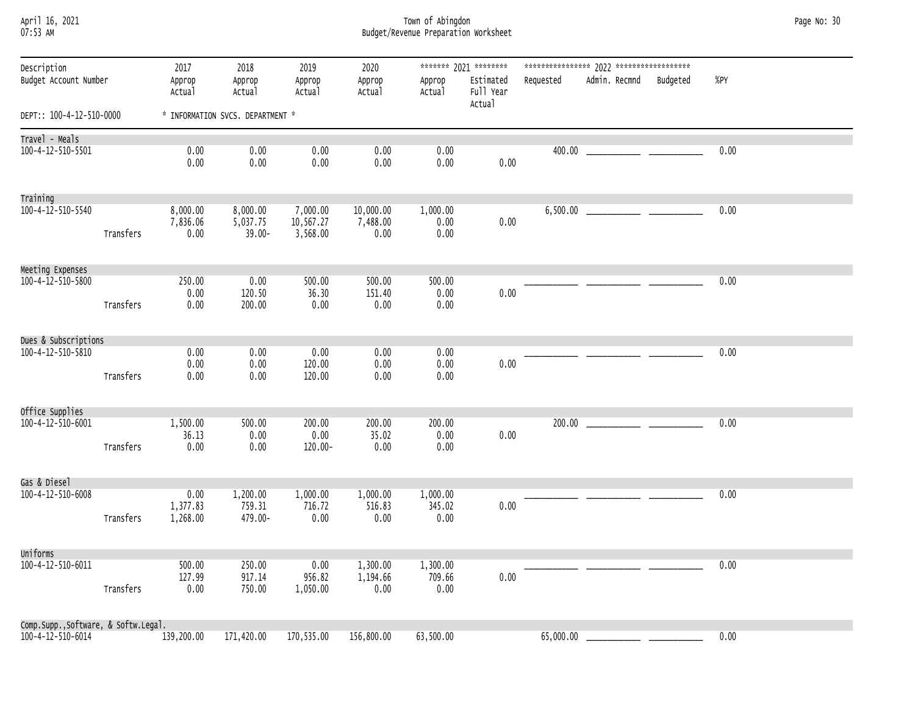Town of Abingdon
Budget/Revenue Preparation Worksheet

April 16, 2021
07:53 AM

DEPT:: 100-4-12-510-0000 * INFORMATION SVCS. DEPARTMENT *

| Description / Budget Account Number | | 2017 Approp / Actual | 2018 Approp / Actual | 2019 Approp / Actual | 2020 Approp / Actual | 2021 Approp / Actual | 2021 Estimated Full Year Actual | 2022 Requested | 2022 Admin. Recmnd | 2022 Budgeted | %PY |
|---|---|---|---|---|---|---|---|---|---|---|---|
| **Travel - Meals** | | | | | | | | | | | |
| 100-4-12-510-5501 | | 0.00 | 0.00 | 0.00 | 0.00 | 0.00 | | 400.00 | ___________ | ___________ | 0.00 |
| | | 0.00 | 0.00 | 0.00 | 0.00 | 0.00 | 0.00 | | | | |
| **Training** | | | | | | | | | | | |
| 100-4-12-510-5540 | | 8,000.00 | 8,000.00 | 7,000.00 | 10,000.00 | 1,000.00 | | 6,500.00 | ___________ | ___________ | 0.00 |
| | | 7,836.06 | 5,037.75 | 10,567.27 | 7,488.00 | 0.00 | 0.00 | | | | |
| | Transfers | 0.00 | 39.00- | 3,568.00 | 0.00 | 0.00 | | | | | |
| **Meeting Expenses** | | | | | | | | | | | |
| 100-4-12-510-5800 | | 250.00 | 0.00 | 500.00 | 500.00 | 500.00 | | ___________ | ___________ | ___________ | 0.00 |
| | | 0.00 | 120.50 | 36.30 | 151.40 | 0.00 | 0.00 | | | | |
| | Transfers | 0.00 | 200.00 | 0.00 | 0.00 | 0.00 | | | | | |
| **Dues & Subscriptions** | | | | | | | | | | | |
| 100-4-12-510-5810 | | 0.00 | 0.00 | 0.00 | 0.00 | 0.00 | | ___________ | ___________ | ___________ | 0.00 |
| | | 0.00 | 0.00 | 120.00 | 0.00 | 0.00 | 0.00 | | | | |
| | Transfers | 0.00 | 0.00 | 120.00 | 0.00 | 0.00 | | | | | |
| **Office Supplies** | | | | | | | | | | | |
| 100-4-12-510-6001 | | 1,500.00 | 500.00 | 200.00 | 200.00 | 200.00 | | 200.00 | ___________ | ___________ | 0.00 |
| | | 36.13 | 0.00 | 0.00 | 35.02 | 0.00 | 0.00 | | | | |
| | Transfers | 0.00 | 0.00 | 120.00- | 0.00 | 0.00 | | | | | |
| **Gas & Diesel** | | | | | | | | | | | |
| 100-4-12-510-6008 | | 0.00 | 1,200.00 | 1,000.00 | 1,000.00 | 1,000.00 | | ___________ | ___________ | ___________ | 0.00 |
| | | 1,377.83 | 759.31 | 716.72 | 516.83 | 345.02 | 0.00 | | | | |
| | Transfers | 1,268.00 | 479.00- | 0.00 | 0.00 | 0.00 | | | | | |
| **Uniforms** | | | | | | | | | | | |
| 100-4-12-510-6011 | | 500.00 | 250.00 | 0.00 | 1,300.00 | 1,300.00 | | ___________ | ___________ | ___________ | 0.00 |
| | | 127.99 | 917.14 | 956.82 | 1,194.66 | 709.66 | 0.00 | | | | |
| | Transfers | 0.00 | 750.00 | 1,050.00 | 0.00 | 0.00 | | | | | |
| **Comp.Supp.,Software, & Softw.Legal.** | | | | | | | | | | | |
| 100-4-12-510-6014 | | 139,200.00 | 171,420.00 | 170,535.00 | 156,800.00 | 63,500.00 | | 65,000.00 | ___________ | ___________ | 0.00 |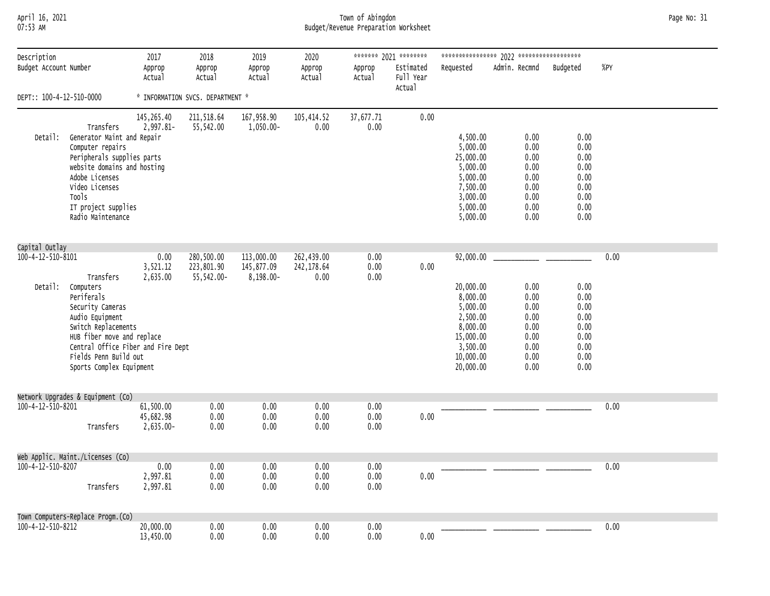Town of Abingdon
Budget/Revenue Preparation Worksheet

| Description / Budget Account Number | | 2017 Approp Actual | 2018 Approp Actual | 2019 Approp Actual | 2020 Approp Actual | 2021 Approp Actual | 2021 Estimated Full Year Actual | 2022 Requested | 2022 Admin. Recmnd | 2022 Budgeted | %PY |
|---|---|---|---|---|---|---|---|---|---|---|---|
| DEPT:: 100-4-12-510-0000 | | * INFORMATION SVCS. DEPARTMENT * | | | | | | | | | |
| | | 145,265.40 | 211,518.64 | 167,958.90 | 105,414.52 | 37,677.71 | 0.00 | | | | |
| | Transfers | 2,997.81- | 55,542.00 | 1,050.00- | 0.00 | 0.00 | | | | | |
| Detail: | Generator Maint and Repair | | | | | | | 4,500.00 | 0.00 | 0.00 | |
| | Computer repairs | | | | | | | 5,000.00 | 0.00 | 0.00 | |
| | Peripherals supplies parts | | | | | | | 25,000.00 | 0.00 | 0.00 | |
| | website domains and hosting | | | | | | | 5,000.00 | 0.00 | 0.00 | |
| | Adobe Licenses | | | | | | | 5,000.00 | 0.00 | 0.00 | |
| | Video Licenses | | | | | | | 7,500.00 | 0.00 | 0.00 | |
| | Tools | | | | | | | 3,000.00 | 0.00 | 0.00 | |
| | IT project supplies | | | | | | | 5,000.00 | 0.00 | 0.00 | |
| | Radio Maintenance | | | | | | | 5,000.00 | 0.00 | 0.00 | |
| Capital Outlay | | | | | | | | | | | |
| 100-4-12-510-8101 | | 0.00 | 280,500.00 | 113,000.00 | 262,439.00 | 0.00 | | 92,000.00 | ___________ | ___________ | 0.00 |
| | | 3,521.12 | 223,801.90 | 145,877.09 | 242,178.64 | 0.00 | 0.00 | | | | |
| | Transfers | 2,635.00 | 55,542.00- | 8,198.00- | 0.00 | 0.00 | | | | | |
| Detail: | Computers | | | | | | | 20,000.00 | 0.00 | 0.00 | |
| | Periferals | | | | | | | 8,000.00 | 0.00 | 0.00 | |
| | Security Cameras | | | | | | | 5,000.00 | 0.00 | 0.00 | |
| | Audio Equipment | | | | | | | 2,500.00 | 0.00 | 0.00 | |
| | Switch Replacements | | | | | | | 8,000.00 | 0.00 | 0.00 | |
| | HUB fiber move and replace | | | | | | | 15,000.00 | 0.00 | 0.00 | |
| | Central Office Fiber and Fire Dept | | | | | | | 3,500.00 | 0.00 | 0.00 | |
| | Fields Penn Build out | | | | | | | 10,000.00 | 0.00 | 0.00 | |
| | Sports Complex Equipment | | | | | | | 20,000.00 | 0.00 | 0.00 | |
| Network Upgrades & Equipment (Co) | | | | | | | | | | | |
| 100-4-12-510-8201 | | 61,500.00 | 0.00 | 0.00 | 0.00 | 0.00 | | ___________ | ___________ | ___________ | 0.00 |
| | | 45,682.98 | 0.00 | 0.00 | 0.00 | 0.00 | 0.00 | | | | |
| | Transfers | 2,635.00- | 0.00 | 0.00 | 0.00 | 0.00 | | | | | |
| Web Applic. Maint./Licenses (Co) | | | | | | | | | | | |
| 100-4-12-510-8207 | | 0.00 | 0.00 | 0.00 | 0.00 | 0.00 | | ___________ | ___________ | ___________ | 0.00 |
| | | 2,997.81 | 0.00 | 0.00 | 0.00 | 0.00 | 0.00 | | | | |
| | Transfers | 2,997.81 | 0.00 | 0.00 | 0.00 | 0.00 | | | | | |
| Town Computers-Replace Progm.(Co) | | | | | | | | | | | |
| 100-4-12-510-8212 | | 20,000.00 | 0.00 | 0.00 | 0.00 | 0.00 | | ___________ | ___________ | ___________ | 0.00 |
| | | 13,450.00 | 0.00 | 0.00 | 0.00 | 0.00 | 0.00 | | | | |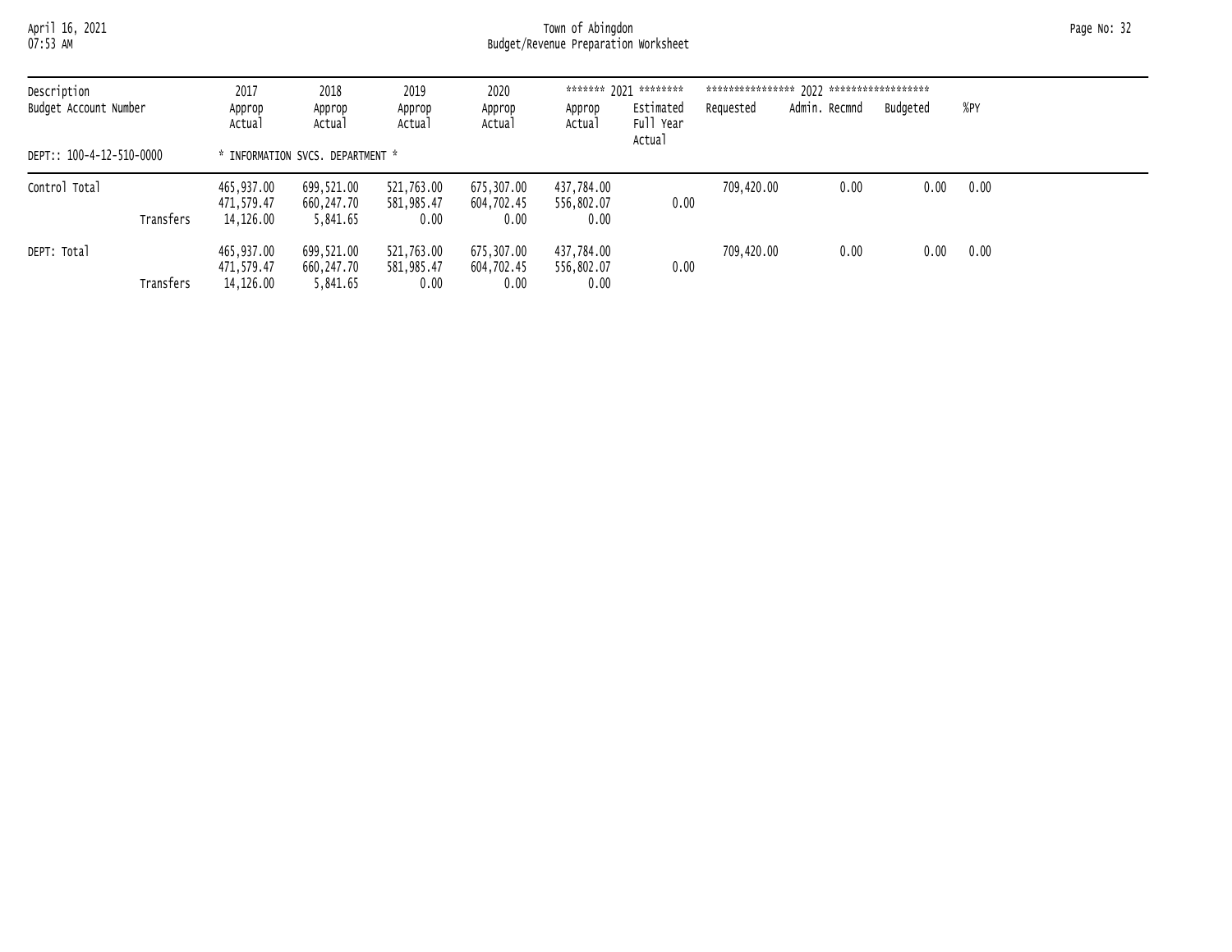| Description<br>Budget Account Number | | 2017<br>Approp<br>Actual | 2018<br>Approp<br>Actual | 2019<br>Approp<br>Actual | 2020<br>Approp<br>Actual | ******* 2021 ********<br>Approp<br>Actual | Estimated<br>Full Year<br>Actual | **************** 2022 ******************<br>Requested | Admin. Recmnd | Budgeted | %PY |
|---|---|---|---|---|---|---|---|---|---|---|---|
| DEPT:: 100-4-12-510-0000 | | * INFORMATION SVCS. DEPARTMENT * | | | | | | | | | |
| Control Total | | 465,937.00 | 699,521.00 | 521,763.00 | 675,307.00 | 437,784.00 | | 709,420.00 | 0.00 | 0.00 | 0.00 |
| | | 471,579.47 | 660,247.70 | 581,985.47 | 604,702.45 | 556,802.07 | 0.00 | | | | |
| | Transfers | 14,126.00 | 5,841.65 | 0.00 | 0.00 | 0.00 | | | | | |
| DEPT: Total | | 465,937.00 | 699,521.00 | 521,763.00 | 675,307.00 | 437,784.00 | | 709,420.00 | 0.00 | 0.00 | 0.00 |
| | | 471,579.47 | 660,247.70 | 581,985.47 | 604,702.45 | 556,802.07 | 0.00 | | | | |
| | Transfers | 14,126.00 | 5,841.65 | 0.00 | 0.00 | 0.00 | | | | | |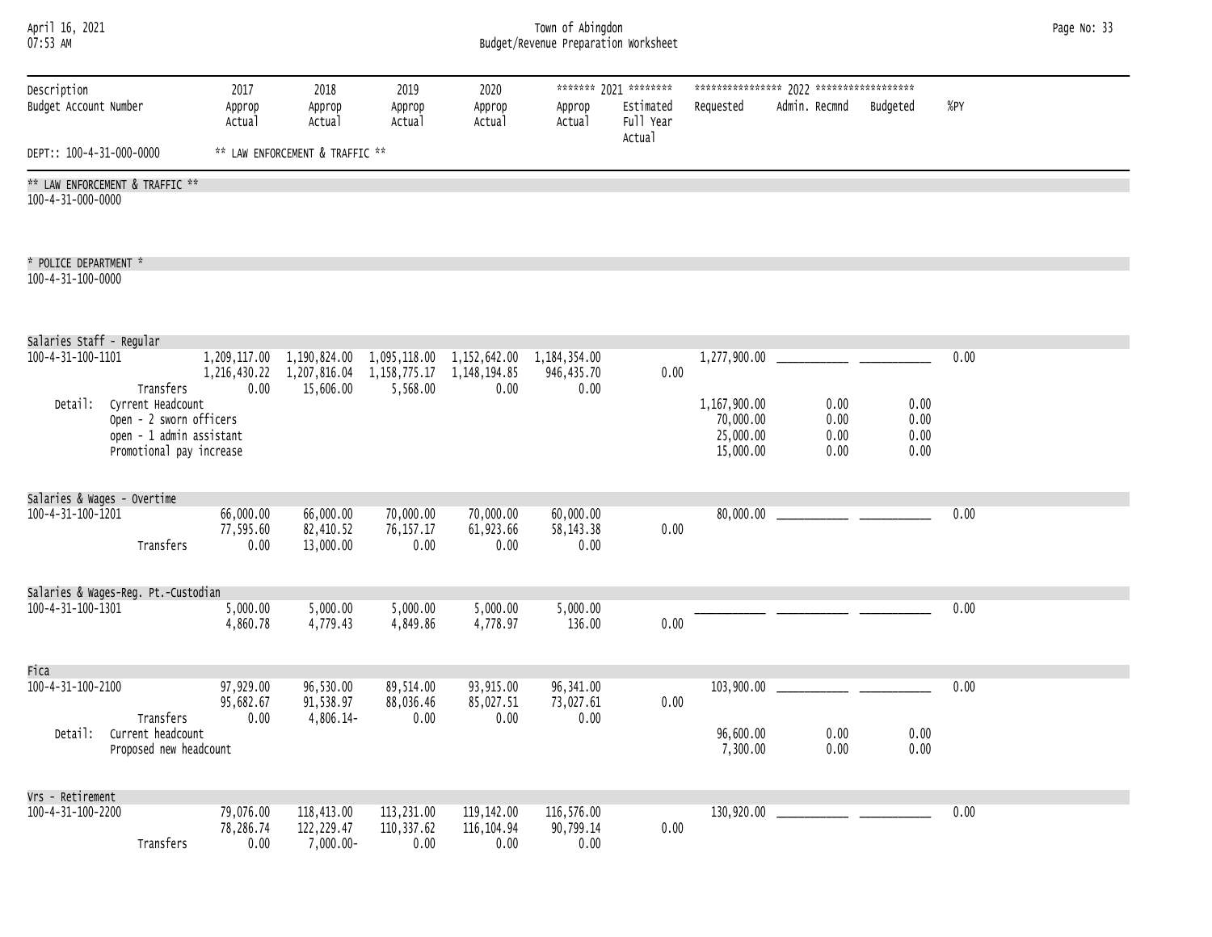Town of Abingdon
Budget/Revenue Preparation Worksheet

| Description / Budget Account Number | | 2017 Approp Actual | 2018 Approp Actual | 2019 Approp Actual | 2020 Approp Actual | 2021 Approp Actual | 2021 Estimated Full Year Actual | 2022 Requested | 2022 Admin. Recmnd | 2022 Budgeted | %PY |
|---|---|---|---|---|---|---|---|---|---|---|---|
| DEPT:: 100-4-31-000-0000 | ** LAW ENFORCEMENT & TRAFFIC ** | | | | | | | | | | |
| ** LAW ENFORCEMENT & TRAFFIC ** | | | | | | | | | | | |
| 100-4-31-000-0000 | | | | | | | | | | | |
| * POLICE DEPARTMENT * | | | | | | | | | | | |
| 100-4-31-100-0000 | | | | | | | | | | | |
| Salaries Staff - Regular | | | | | | | | | | | |
| 100-4-31-100-1101 | | 1,209,117.00 | 1,190,824.00 | 1,095,118.00 | 1,152,642.00 | 1,184,354.00 | | 1,277,900.00 | ___________ | ___________ | 0.00 |
| | | 1,216,430.22 | 1,207,816.04 | 1,158,775.17 | 1,148,194.85 | 946,435.70 | 0.00 | | | | |
| | Transfers | 0.00 | 15,606.00 | 5,568.00 | 0.00 | 0.00 | | | | | |
| Detail: | Cyrrent Headcount | | | | | | | 1,167,900.00 | 0.00 | 0.00 | |
| | Open - 2 sworn officers | | | | | | | 70,000.00 | 0.00 | 0.00 | |
| | open - 1 admin assistant | | | | | | | 25,000.00 | 0.00 | 0.00 | |
| | Promotional pay increase | | | | | | | 15,000.00 | 0.00 | 0.00 | |
| Salaries & Wages - Overtime | | | | | | | | | | | |
| 100-4-31-100-1201 | | 66,000.00 | 66,000.00 | 70,000.00 | 70,000.00 | 60,000.00 | | 80,000.00 | ___________ | ___________ | 0.00 |
| | | 77,595.60 | 82,410.52 | 76,157.17 | 61,923.66 | 58,143.38 | 0.00 | | | | |
| | Transfers | 0.00 | 13,000.00 | 0.00 | 0.00 | 0.00 | | | | | |
| Salaries & Wages-Reg. Pt.-Custodian | | | | | | | | | | | |
| 100-4-31-100-1301 | | 5,000.00 | 5,000.00 | 5,000.00 | 5,000.00 | 5,000.00 | | ___________ | ___________ | ___________ | 0.00 |
| | | 4,860.78 | 4,779.43 | 4,849.86 | 4,778.97 | 136.00 | 0.00 | | | | |
| Fica | | | | | | | | | | | |
| 100-4-31-100-2100 | | 97,929.00 | 96,530.00 | 89,514.00 | 93,915.00 | 96,341.00 | | 103,900.00 | ___________ | ___________ | 0.00 |
| | | 95,682.67 | 91,538.97 | 88,036.46 | 85,027.51 | 73,027.61 | 0.00 | | | | |
| | Transfers | 0.00 | 4,806.14- | 0.00 | 0.00 | 0.00 | | | | | |
| Detail: | Current headcount | | | | | | | 96,600.00 | 0.00 | 0.00 | |
| | Proposed new headcount | | | | | | | 7,300.00 | 0.00 | 0.00 | |
| Vrs - Retirement | | | | | | | | | | | |
| 100-4-31-100-2200 | | 79,076.00 | 118,413.00 | 113,231.00 | 119,142.00 | 116,576.00 | | 130,920.00 | ___________ | ___________ | 0.00 |
| | | 78,286.74 | 122,229.47 | 110,337.62 | 116,104.94 | 90,799.14 | 0.00 | | | | |
| | Transfers | 0.00 | 7,000.00- | 0.00 | 0.00 | 0.00 | | | | | |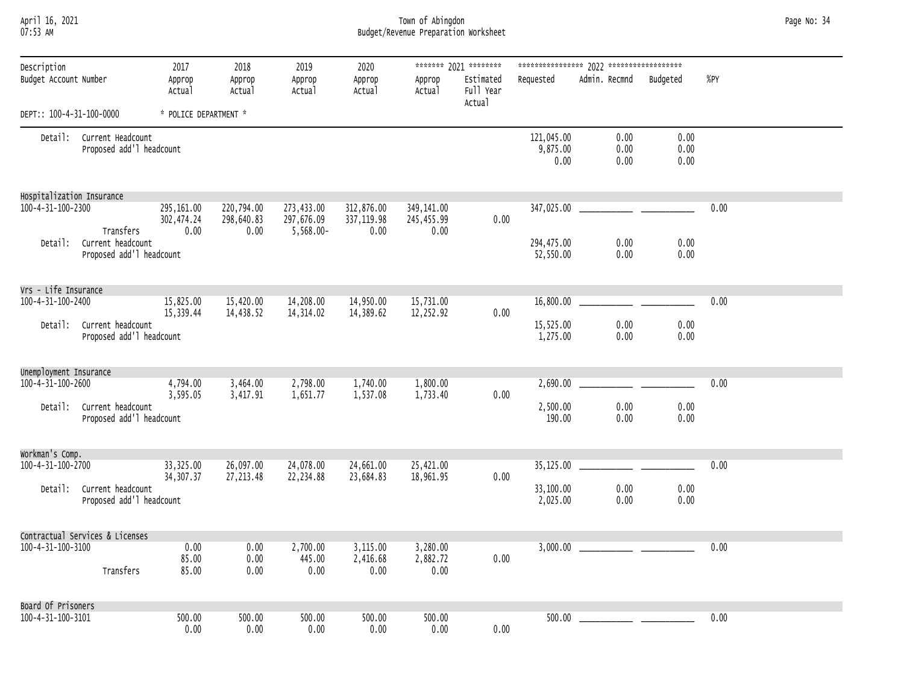Town of Abingdon
Budget/Revenue Preparation Worksheet

| Description / Budget Account Number | | 2017 Approp / Actual | 2018 Approp / Actual | 2019 Approp / Actual | 2020 Approp / Actual | 2021 Approp / Actual | 2021 Estimated Full Year Actual | 2022 Requested | 2022 Admin. Recmnd | 2022 Budgeted | %PY |
|---|---|---|---|---|---|---|---|---|---|---|---|
| DEPT:: 100-4-31-100-0000 | * POLICE DEPARTMENT * | | | | | | | | | | |
| Detail: | Current Headcount | | | | | | | 121,045.00 | 0.00 | 0.00 | |
| | Proposed add'l headcount | | | | | | | 9,875.00 | 0.00 | 0.00 | |
| | | | | | | | | 0.00 | 0.00 | 0.00 | |
| **Hospitalization Insurance** | | | | | | | | | | | |
| 100-4-31-100-2300 | | 295,161.00 | 220,794.00 | 273,433.00 | 312,876.00 | 349,141.00 | | 347,025.00 | ___________ | ___________ | 0.00 |
| | | 302,474.24 | 298,640.83 | 297,676.09 | 337,119.98 | 245,455.99 | 0.00 | | | | |
| | Transfers | 0.00 | 0.00 | 5,568.00- | 0.00 | 0.00 | | | | | |
| Detail: | Current headcount | | | | | | | 294,475.00 | 0.00 | 0.00 | |
| | Proposed add'l headcount | | | | | | | 52,550.00 | 0.00 | 0.00 | |
| **Vrs - Life Insurance** | | | | | | | | | | | |
| 100-4-31-100-2400 | | 15,825.00 | 15,420.00 | 14,208.00 | 14,950.00 | 15,731.00 | | 16,800.00 | ___________ | ___________ | 0.00 |
| | | 15,339.44 | 14,438.52 | 14,314.02 | 14,389.62 | 12,252.92 | 0.00 | | | | |
| Detail: | Current headcount | | | | | | | 15,525.00 | 0.00 | 0.00 | |
| | Proposed add'l headcount | | | | | | | 1,275.00 | 0.00 | 0.00 | |
| **Unemployment Insurance** | | | | | | | | | | | |
| 100-4-31-100-2600 | | 4,794.00 | 3,464.00 | 2,798.00 | 1,740.00 | 1,800.00 | | 2,690.00 | ___________ | ___________ | 0.00 |
| | | 3,595.05 | 3,417.91 | 1,651.77 | 1,537.08 | 1,733.40 | 0.00 | | | | |
| Detail: | Current headcount | | | | | | | 2,500.00 | 0.00 | 0.00 | |
| | Proposed add'l headcount | | | | | | | 190.00 | 0.00 | 0.00 | |
| **Workman's Comp.** | | | | | | | | | | | |
| 100-4-31-100-2700 | | 33,325.00 | 26,097.00 | 24,078.00 | 24,661.00 | 25,421.00 | | 35,125.00 | ___________ | ___________ | 0.00 |
| | | 34,307.37 | 27,213.48 | 22,234.88 | 23,684.83 | 18,961.95 | 0.00 | | | | |
| Detail: | Current headcount | | | | | | | 33,100.00 | 0.00 | 0.00 | |
| | Proposed add'l headcount | | | | | | | 2,025.00 | 0.00 | 0.00 | |
| **Contractual Services & Licenses** | | | | | | | | | | | |
| 100-4-31-100-3100 | | 0.00 | 0.00 | 2,700.00 | 3,115.00 | 3,280.00 | | 3,000.00 | ___________ | ___________ | 0.00 |
| | | 85.00 | 0.00 | 445.00 | 2,416.68 | 2,882.72 | 0.00 | | | | |
| | Transfers | 85.00 | 0.00 | 0.00 | 0.00 | 0.00 | | | | | |
| **Board Of Prisoners** | | | | | | | | | | | |
| 100-4-31-100-3101 | | 500.00 | 500.00 | 500.00 | 500.00 | 500.00 | | 500.00 | ___________ | ___________ | 0.00 |
| | | 0.00 | 0.00 | 0.00 | 0.00 | 0.00 | 0.00 | | | | |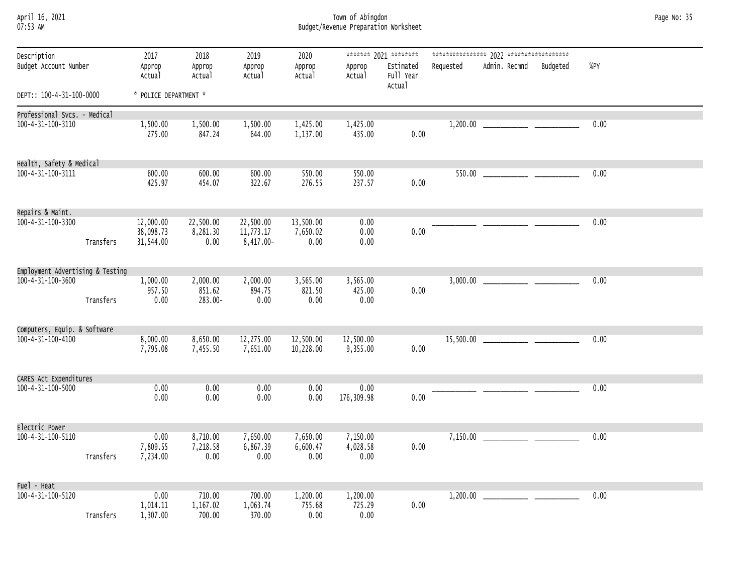# Town of Abingdon
## Budget/Revenue Preparation Worksheet

DEPT:: 100-4-31-100-0000 * POLICE DEPARTMENT *

| Description / Budget Account Number | | 2017 Approp Actual | 2018 Approp Actual | 2019 Approp Actual | 2020 Approp Actual | 2021 Approp Actual | 2021 Estimated Full Year Actual | 2022 Requested | 2022 Admin. Recmnd | 2022 Budgeted | %PY |
|---|---|---|---|---|---|---|---|---|---|---|---|
| **Professional Svcs. - Medical** | | | | | | | | | | | |
| 100-4-31-100-3110 | | 1,500.00 | 1,500.00 | 1,500.00 | 1,425.00 | 1,425.00 | | 1,200.00 | ___________ | ___________ | 0.00 |
| | | 275.00 | 847.24 | 644.00 | 1,137.00 | 435.00 | 0.00 | | | | |
| **Health, Safety & Medical** | | | | | | | | | | | |
| 100-4-31-100-3111 | | 600.00 | 600.00 | 600.00 | 550.00 | 550.00 | | 550.00 | ___________ | ___________ | 0.00 |
| | | 425.97 | 454.07 | 322.67 | 276.55 | 237.57 | 0.00 | | | | |
| **Repairs & Maint.** | | | | | | | | | | | |
| 100-4-31-100-3300 | | 12,000.00 | 22,500.00 | 22,500.00 | 13,500.00 | 0.00 | | ___________ | ___________ | ___________ | 0.00 |
| | | 38,098.73 | 8,281.30 | 11,773.17 | 7,650.02 | 0.00 | 0.00 | | | | |
| | Transfers | 31,544.00 | 0.00 | 8,417.00- | 0.00 | 0.00 | | | | | |
| **Employment Advertising & Testing** | | | | | | | | | | | |
| 100-4-31-100-3600 | | 1,000.00 | 2,000.00 | 2,000.00 | 3,565.00 | 3,565.00 | | 3,000.00 | ___________ | ___________ | 0.00 |
| | | 957.50 | 851.62 | 894.75 | 821.50 | 425.00 | 0.00 | | | | |
| | Transfers | 0.00 | 283.00- | 0.00 | 0.00 | 0.00 | | | | | |
| **Computers, Equip. & Software** | | | | | | | | | | | |
| 100-4-31-100-4100 | | 8,000.00 | 8,650.00 | 12,275.00 | 12,500.00 | 12,500.00 | | 15,500.00 | ___________ | ___________ | 0.00 |
| | | 7,795.08 | 7,455.50 | 7,651.00 | 10,228.00 | 9,355.00 | 0.00 | | | | |
| **CARES Act Expenditures** | | | | | | | | | | | |
| 100-4-31-100-5000 | | 0.00 | 0.00 | 0.00 | 0.00 | 0.00 | | ___________ | ___________ | ___________ | 0.00 |
| | | 0.00 | 0.00 | 0.00 | 0.00 | 176,309.98 | 0.00 | | | | |
| **Electric Power** | | | | | | | | | | | |
| 100-4-31-100-5110 | | 0.00 | 8,710.00 | 7,650.00 | 7,650.00 | 7,150.00 | | 7,150.00 | ___________ | ___________ | 0.00 |
| | | 7,809.55 | 7,218.58 | 6,867.39 | 6,600.47 | 4,028.58 | 0.00 | | | | |
| | Transfers | 7,234.00 | 0.00 | 0.00 | 0.00 | 0.00 | | | | | |
| **Fuel - Heat** | | | | | | | | | | | |
| 100-4-31-100-5120 | | 0.00 | 710.00 | 700.00 | 1,200.00 | 1,200.00 | | 1,200.00 | ___________ | ___________ | 0.00 |
| | | 1,014.11 | 1,167.02 | 1,063.74 | 755.68 | 725.29 | 0.00 | | | | |
| | Transfers | 1,307.00 | 700.00 | 370.00 | 0.00 | 0.00 | | | | | |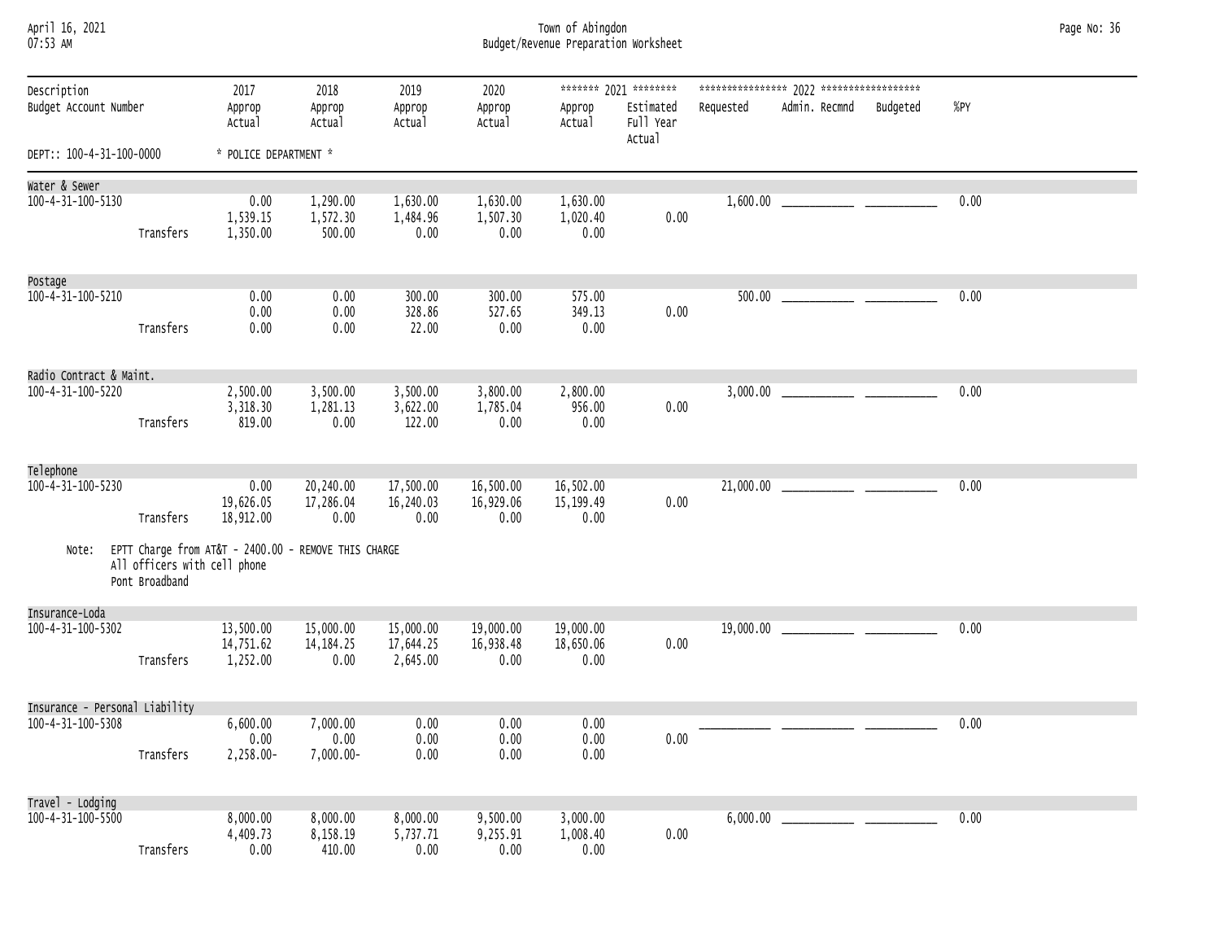# Town of Abingdon
## Budget/Revenue Preparation Worksheet

DEPT:: 100-4-31-100-0000 * POLICE DEPARTMENT *

| Description / Budget Account Number | | 2017 Approp Actual | 2018 Approp Actual | 2019 Approp Actual | 2020 Approp Actual | 2021 Approp Actual | 2021 Estimated Full Year Actual | 2022 Requested | 2022 Admin. Recmnd | 2022 Budgeted | %PY |
|---|---|---|---|---|---|---|---|---|---|---|---|
| **Water & Sewer** | | | | | | | | | | | |
| 100-4-31-100-5130 | | 0.00 | 1,290.00 | 1,630.00 | 1,630.00 | 1,630.00 | | 1,600.00 | ___________ | ___________ | 0.00 |
| | | 1,539.15 | 1,572.30 | 1,484.96 | 1,507.30 | 1,020.40 | 0.00 | | | | |
| | Transfers | 1,350.00 | 500.00 | 0.00 | 0.00 | 0.00 | | | | | |
| **Postage** | | | | | | | | | | | |
| 100-4-31-100-5210 | | 0.00 | 0.00 | 300.00 | 300.00 | 575.00 | | 500.00 | ___________ | ___________ | 0.00 |
| | | 0.00 | 0.00 | 328.86 | 527.65 | 349.13 | 0.00 | | | | |
| | Transfers | 0.00 | 0.00 | 22.00 | 0.00 | 0.00 | | | | | |
| **Radio Contract & Maint.** | | | | | | | | | | | |
| 100-4-31-100-5220 | | 2,500.00 | 3,500.00 | 3,500.00 | 3,800.00 | 2,800.00 | | 3,000.00 | ___________ | ___________ | 0.00 |
| | | 3,318.30 | 1,281.13 | 3,622.00 | 1,785.04 | 956.00 | 0.00 | | | | |
| | Transfers | 819.00 | 0.00 | 122.00 | 0.00 | 0.00 | | | | | |
| **Telephone** | | | | | | | | | | | |
| 100-4-31-100-5230 | | 0.00 | 20,240.00 | 17,500.00 | 16,500.00 | 16,502.00 | | 21,000.00 | ___________ | ___________ | 0.00 |
| | | 19,626.05 | 17,286.04 | 16,240.03 | 16,929.06 | 15,199.49 | 0.00 | | | | |
| | Transfers | 18,912.00 | 0.00 | 0.00 | 0.00 | 0.00 | | | | | |

Note: EPTT Charge from AT&T - 2400.00 - REMOVE THIS CHARGE
All officers with cell phone
Pont Broadband

| Description / Budget Account Number | | 2017 Approp Actual | 2018 Approp Actual | 2019 Approp Actual | 2020 Approp Actual | 2021 Approp Actual | 2021 Estimated Full Year Actual | 2022 Requested | 2022 Admin. Recmnd | 2022 Budgeted | %PY |
|---|---|---|---|---|---|---|---|---|---|---|---|
| **Insurance-Loda** | | | | | | | | | | | |
| 100-4-31-100-5302 | | 13,500.00 | 15,000.00 | 15,000.00 | 19,000.00 | 19,000.00 | | 19,000.00 | ___________ | ___________ | 0.00 |
| | | 14,751.62 | 14,184.25 | 17,644.25 | 16,938.48 | 18,650.06 | 0.00 | | | | |
| | Transfers | 1,252.00 | 0.00 | 2,645.00 | 0.00 | 0.00 | | | | | |
| **Insurance - Personal Liability** | | | | | | | | | | | |
| 100-4-31-100-5308 | | 6,600.00 | 7,000.00 | 0.00 | 0.00 | 0.00 | | ___________ | ___________ | ___________ | 0.00 |
| | | 0.00 | 0.00 | 0.00 | 0.00 | 0.00 | 0.00 | | | | |
| | Transfers | 2,258.00- | 7,000.00- | 0.00 | 0.00 | 0.00 | | | | | |
| **Travel - Lodging** | | | | | | | | | | | |
| 100-4-31-100-5500 | | 8,000.00 | 8,000.00 | 8,000.00 | 9,500.00 | 3,000.00 | | 6,000.00 | ___________ | ___________ | 0.00 |
| | | 4,409.73 | 8,158.19 | 5,737.71 | 9,255.91 | 1,008.40 | 0.00 | | | | |
| | Transfers | 0.00 | 410.00 | 0.00 | 0.00 | 0.00 | | | | | |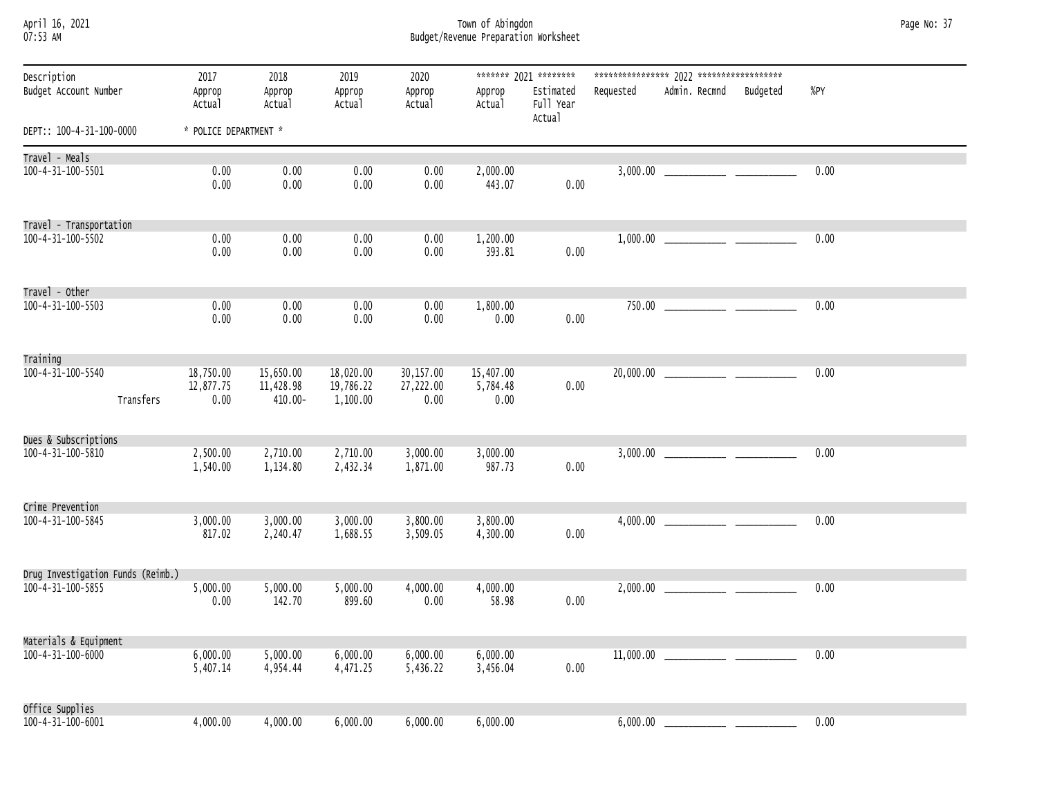Town of Abingdon
Budget/Revenue Preparation Worksheet

| Description / Budget Account Number | | 2017 Approp Actual | 2018 Approp Actual | 2019 Approp Actual | 2020 Approp Actual | 2021 Approp Actual | 2021 Estimated Full Year Actual | 2022 Requested | 2022 Admin. Recmnd | 2022 Budgeted | %PY |
|---|---|---|---|---|---|---|---|---|---|---|---|
| DEPT:: 100-4-31-100-0000 | * POLICE DEPARTMENT * | | | | | | | | | | |
| Travel - Meals | | | | | | | | | | | |
| 100-4-31-100-5501 | | 0.00 | 0.00 | 0.00 | 0.00 | 2,000.00 | | 3,000.00 | ___________ | ___________ | 0.00 |
| | | 0.00 | 0.00 | 0.00 | 0.00 | 443.07 | 0.00 | | | | |
| Travel - Transportation | | | | | | | | | | | |
| 100-4-31-100-5502 | | 0.00 | 0.00 | 0.00 | 0.00 | 1,200.00 | | 1,000.00 | ___________ | ___________ | 0.00 |
| | | 0.00 | 0.00 | 0.00 | 0.00 | 393.81 | 0.00 | | | | |
| Travel - Other | | | | | | | | | | | |
| 100-4-31-100-5503 | | 0.00 | 0.00 | 0.00 | 0.00 | 1,800.00 | | 750.00 | ___________ | ___________ | 0.00 |
| | | 0.00 | 0.00 | 0.00 | 0.00 | 0.00 | 0.00 | | | | |
| Training | | | | | | | | | | | |
| 100-4-31-100-5540 | | 18,750.00 | 15,650.00 | 18,020.00 | 30,157.00 | 15,407.00 | | 20,000.00 | ___________ | ___________ | 0.00 |
| | | 12,877.75 | 11,428.98 | 19,786.22 | 27,222.00 | 5,784.48 | 0.00 | | | | |
| | Transfers | 0.00 | 410.00- | 1,100.00 | 0.00 | 0.00 | | | | | |
| Dues & Subscriptions | | | | | | | | | | | |
| 100-4-31-100-5810 | | 2,500.00 | 2,710.00 | 2,710.00 | 3,000.00 | 3,000.00 | | 3,000.00 | ___________ | ___________ | 0.00 |
| | | 1,540.00 | 1,134.80 | 2,432.34 | 1,871.00 | 987.73 | 0.00 | | | | |
| Crime Prevention | | | | | | | | | | | |
| 100-4-31-100-5845 | | 3,000.00 | 3,000.00 | 3,000.00 | 3,800.00 | 3,800.00 | | 4,000.00 | ___________ | ___________ | 0.00 |
| | | 817.02 | 2,240.47 | 1,688.55 | 3,509.05 | 4,300.00 | 0.00 | | | | |
| Drug Investigation Funds (Reimb.) | | | | | | | | | | | |
| 100-4-31-100-5855 | | 5,000.00 | 5,000.00 | 5,000.00 | 4,000.00 | 4,000.00 | | 2,000.00 | ___________ | ___________ | 0.00 |
| | | 0.00 | 142.70 | 899.60 | 0.00 | 58.98 | 0.00 | | | | |
| Materials & Equipment | | | | | | | | | | | |
| 100-4-31-100-6000 | | 6,000.00 | 5,000.00 | 6,000.00 | 6,000.00 | 6,000.00 | | 11,000.00 | ___________ | ___________ | 0.00 |
| | | 5,407.14 | 4,954.44 | 4,471.25 | 5,436.22 | 3,456.04 | 0.00 | | | | |
| Office Supplies | | | | | | | | | | | |
| 100-4-31-100-6001 | | 4,000.00 | 4,000.00 | 6,000.00 | 6,000.00 | 6,000.00 | | 6,000.00 | ___________ | ___________ | 0.00 |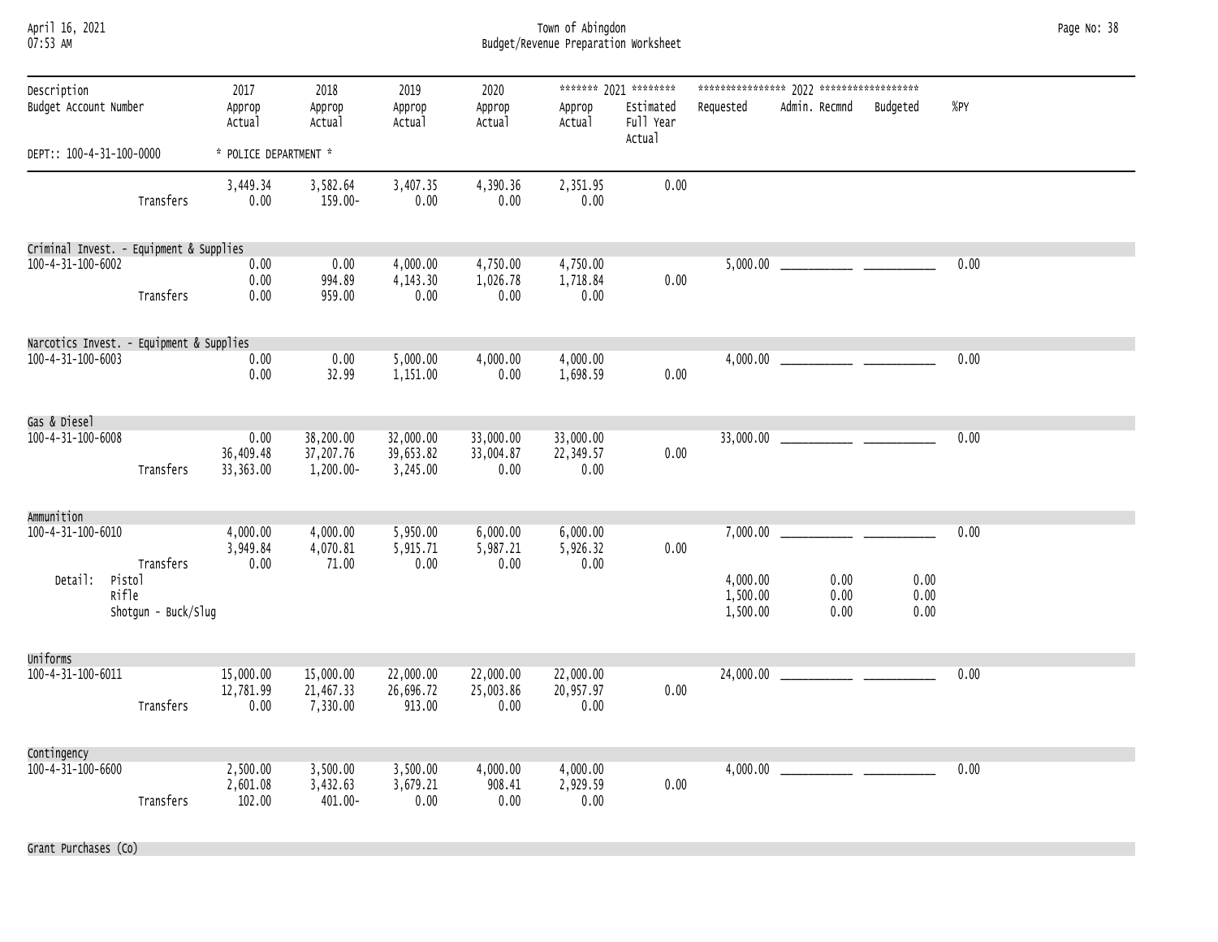| Description / Budget Account Number | | 2017 Approp Actual | 2018 Approp Actual | 2019 Approp Actual | 2020 Approp Actual | 2021 Approp Actual | 2021 Estimated Full Year Actual | 2022 Requested | 2022 Admin. Recmnd | 2022 Budgeted | %PY |
|---|---|---|---|---|---|---|---|---|---|---|---|
| DEPT:: 100-4-31-100-0000 | * POLICE DEPARTMENT * | | | | | | | | | | |
| | | 3,449.34 | 3,582.64 | 3,407.35 | 4,390.36 | 2,351.95 | 0.00 | | | | |
| | Transfers | 0.00 | 159.00- | 0.00 | 0.00 | 0.00 | | | | | |
| **Criminal Invest. - Equipment & Supplies** | | | | | | | | | | | |
| 100-4-31-100-6002 | | 0.00 | 0.00 | 4,000.00 | 4,750.00 | 4,750.00 | | 5,000.00 | ___________ | ___________ | 0.00 |
| | | 0.00 | 994.89 | 4,143.30 | 1,026.78 | 1,718.84 | 0.00 | | | | |
| | Transfers | 0.00 | 959.00 | 0.00 | 0.00 | 0.00 | | | | | |
| **Narcotics Invest. - Equipment & Supplies** | | | | | | | | | | | |
| 100-4-31-100-6003 | | 0.00 | 0.00 | 5,000.00 | 4,000.00 | 4,000.00 | | 4,000.00 | ___________ | ___________ | 0.00 |
| | | 0.00 | 32.99 | 1,151.00 | 0.00 | 1,698.59 | 0.00 | | | | |
| **Gas & Diesel** | | | | | | | | | | | |
| 100-4-31-100-6008 | | 0.00 | 38,200.00 | 32,000.00 | 33,000.00 | 33,000.00 | | 33,000.00 | ___________ | ___________ | 0.00 |
| | | 36,409.48 | 37,207.76 | 39,653.82 | 33,004.87 | 22,349.57 | 0.00 | | | | |
| | Transfers | 33,363.00 | 1,200.00- | 3,245.00 | 0.00 | 0.00 | | | | | |
| **Ammunition** | | | | | | | | | | | |
| 100-4-31-100-6010 | | 4,000.00 | 4,000.00 | 5,950.00 | 6,000.00 | 6,000.00 | | 7,000.00 | ___________ | ___________ | 0.00 |
| | | 3,949.84 | 4,070.81 | 5,915.71 | 5,987.21 | 5,926.32 | 0.00 | | | | |
| | Transfers | 0.00 | 71.00 | 0.00 | 0.00 | 0.00 | | | | | |
| Detail: | Pistol | | | | | | | 4,000.00 | 0.00 | 0.00 | |
| | Rifle | | | | | | | 1,500.00 | 0.00 | 0.00 | |
| | Shotgun - Buck/Slug | | | | | | | 1,500.00 | 0.00 | 0.00 | |
| **Uniforms** | | | | | | | | | | | |
| 100-4-31-100-6011 | | 15,000.00 | 15,000.00 | 22,000.00 | 22,000.00 | 22,000.00 | | 24,000.00 | ___________ | ___________ | 0.00 |
| | | 12,781.99 | 21,467.33 | 26,696.72 | 25,003.86 | 20,957.97 | 0.00 | | | | |
| | Transfers | 0.00 | 7,330.00 | 913.00 | 0.00 | 0.00 | | | | | |
| **Contingency** | | | | | | | | | | | |
| 100-4-31-100-6600 | | 2,500.00 | 3,500.00 | 3,500.00 | 4,000.00 | 4,000.00 | | 4,000.00 | ___________ | ___________ | 0.00 |
| | | 2,601.08 | 3,432.63 | 3,679.21 | 908.41 | 2,929.59 | 0.00 | | | | |
| | Transfers | 102.00 | 401.00- | 0.00 | 0.00 | 0.00 | | | | | |
| **Grant Purchases (Co)** | | | | | | | | | | | |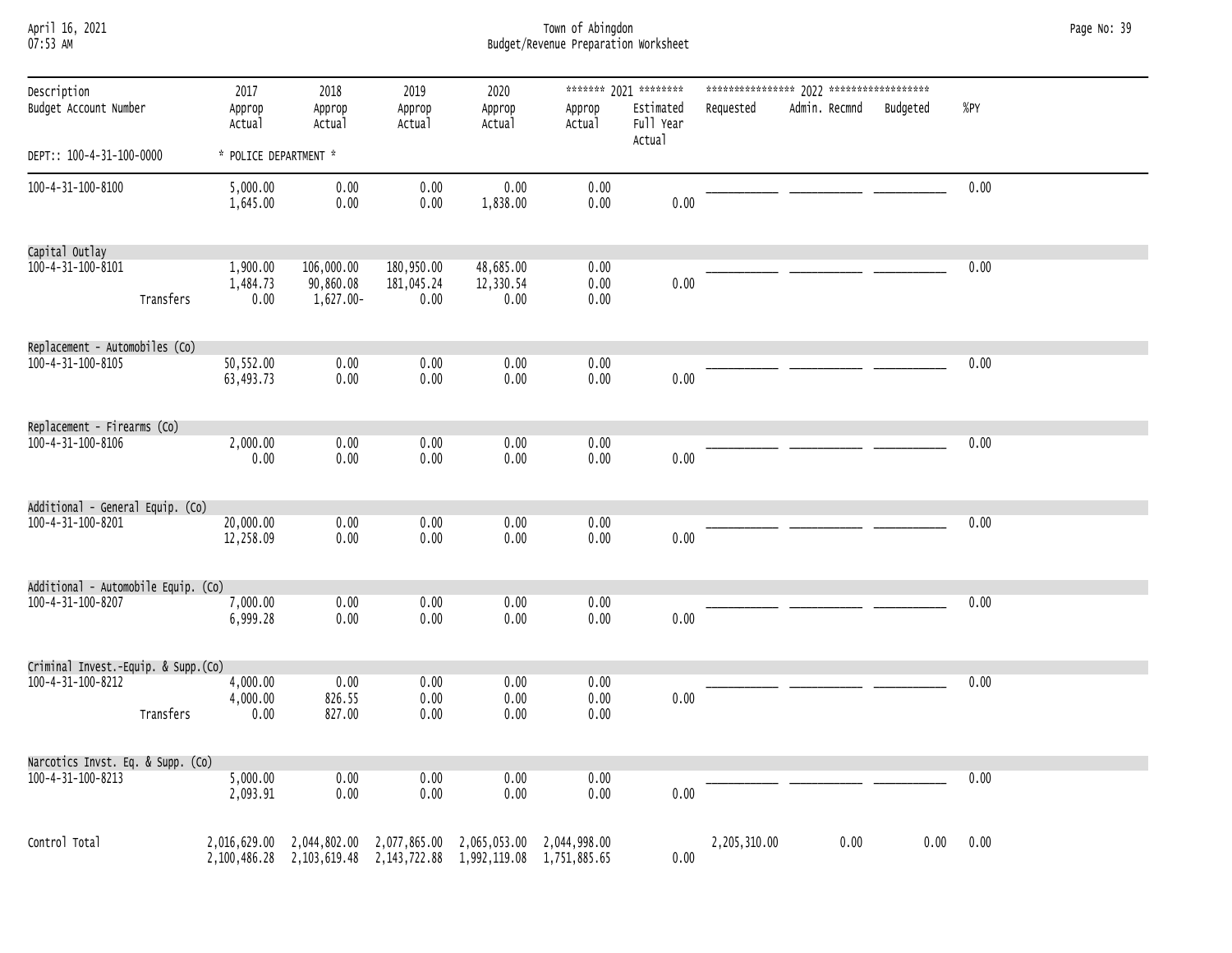Town of Abingdon
Budget/Revenue Preparation Worksheet

April 16, 2021
07:53 AM

| Description / Budget Account Number | | 2017 Approp Actual | 2018 Approp Actual | 2019 Approp Actual | 2020 Approp Actual | 2021 Approp Actual | 2021 Estimated Full Year Actual | 2022 Requested | 2022 Admin. Recmnd | 2022 Budgeted | %PY |
|---|---|---|---|---|---|---|---|---|---|---|---|
| DEPT:: 100-4-31-100-0000 | * POLICE DEPARTMENT * | | | | | | | | | | |
| 100-4-31-100-8100 | | 5,000.00 | 0.00 | 0.00 | 0.00 | 0.00 | | | | | 0.00 |
| | | 1,645.00 | 0.00 | 0.00 | 1,838.00 | 0.00 | 0.00 | | | | |
| **Capital Outlay** | | | | | | | | | | | |
| 100-4-31-100-8101 | | 1,900.00 | 106,000.00 | 180,950.00 | 48,685.00 | 0.00 | | | | | 0.00 |
| | | 1,484.73 | 90,860.08 | 181,045.24 | 12,330.54 | 0.00 | 0.00 | | | | |
| | Transfers | 0.00 | 1,627.00- | 0.00 | 0.00 | 0.00 | | | | | |
| **Replacement - Automobiles (Co)** | | | | | | | | | | | |
| 100-4-31-100-8105 | | 50,552.00 | 0.00 | 0.00 | 0.00 | 0.00 | | | | | 0.00 |
| | | 63,493.73 | 0.00 | 0.00 | 0.00 | 0.00 | 0.00 | | | | |
| **Replacement - Firearms (Co)** | | | | | | | | | | | |
| 100-4-31-100-8106 | | 2,000.00 | 0.00 | 0.00 | 0.00 | 0.00 | | | | | 0.00 |
| | | 0.00 | 0.00 | 0.00 | 0.00 | 0.00 | 0.00 | | | | |
| **Additional - General Equip. (Co)** | | | | | | | | | | | |
| 100-4-31-100-8201 | | 20,000.00 | 0.00 | 0.00 | 0.00 | 0.00 | | | | | 0.00 |
| | | 12,258.09 | 0.00 | 0.00 | 0.00 | 0.00 | 0.00 | | | | |
| **Additional - Automobile Equip. (Co)** | | | | | | | | | | | |
| 100-4-31-100-8207 | | 7,000.00 | 0.00 | 0.00 | 0.00 | 0.00 | | | | | 0.00 |
| | | 6,999.28 | 0.00 | 0.00 | 0.00 | 0.00 | 0.00 | | | | |
| **Criminal Invest.-Equip. & Supp.(Co)** | | | | | | | | | | | |
| 100-4-31-100-8212 | | 4,000.00 | 0.00 | 0.00 | 0.00 | 0.00 | | | | | 0.00 |
| | | 4,000.00 | 826.55 | 0.00 | 0.00 | 0.00 | 0.00 | | | | |
| | Transfers | 0.00 | 827.00 | 0.00 | 0.00 | 0.00 | | | | | |
| **Narcotics Invst. Eq. & Supp. (Co)** | | | | | | | | | | | |
| 100-4-31-100-8213 | | 5,000.00 | 0.00 | 0.00 | 0.00 | 0.00 | | | | | 0.00 |
| | | 2,093.91 | 0.00 | 0.00 | 0.00 | 0.00 | 0.00 | | | | |
| Control Total | | 2,016,629.00 | 2,044,802.00 | 2,077,865.00 | 2,065,053.00 | 2,044,998.00 | | 2,205,310.00 | 0.00 | 0.00 | 0.00 |
| | | 2,100,486.28 | 2,103,619.48 | 2,143,722.88 | 1,992,119.08 | 1,751,885.65 | 0.00 | | | | |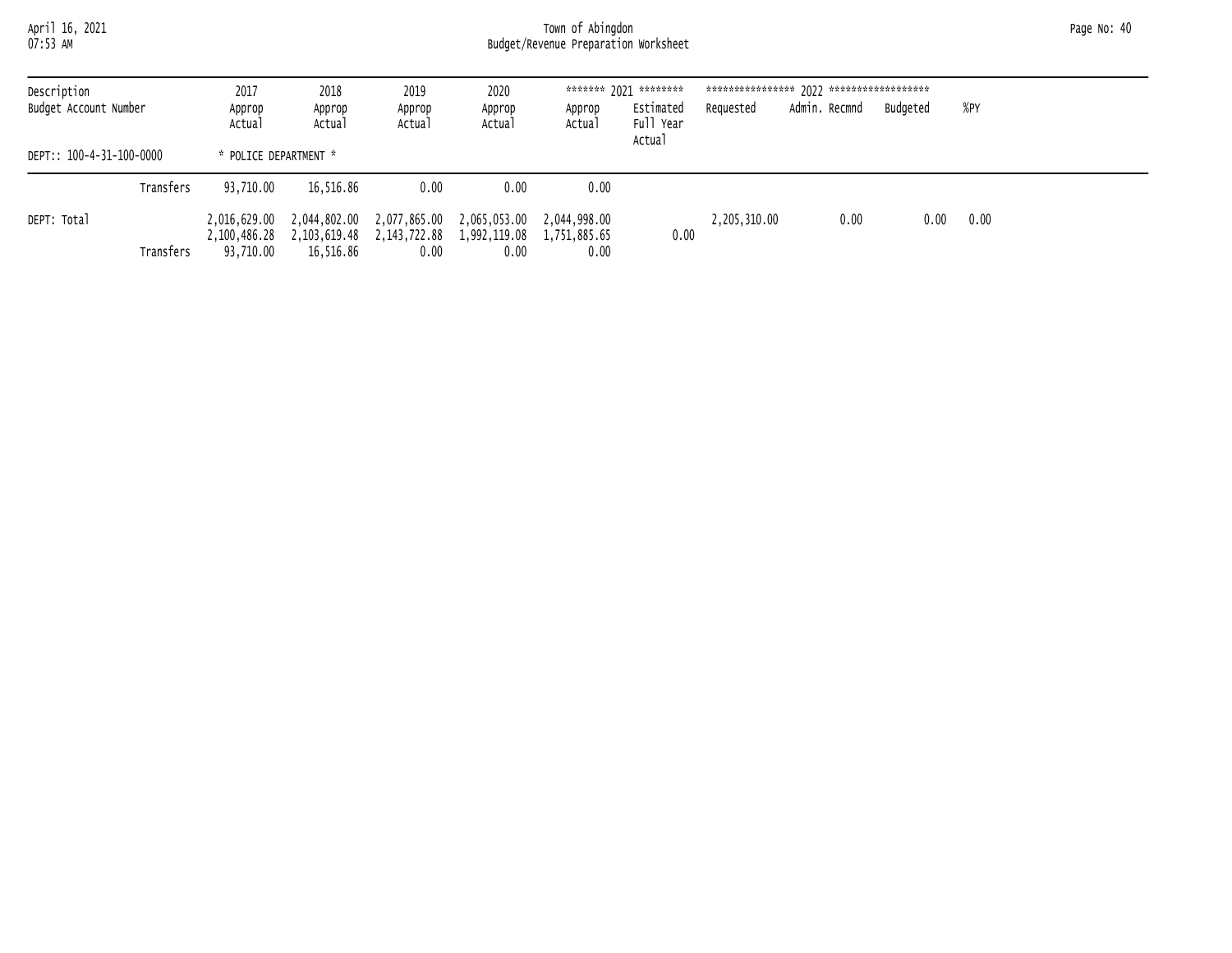Town of Abingdon
Budget/Revenue Preparation Worksheet

| Description<br>Budget Account Number | | 2017<br>Approp<br>Actual | 2018<br>Approp<br>Actual | 2019<br>Approp<br>Actual | 2020<br>Approp<br>Actual | ******* 2021 ********<br>Approp<br>Actual | Estimated<br>Full Year<br>Actual | **************** 2022 ******************<br>Requested | Admin. Recmnd | Budgeted | %PY |
|---|---|---|---|---|---|---|---|---|---|---|---|
| DEPT:: 100-4-31-100-0000 | | * POLICE DEPARTMENT * | | | | | | | | | |
| | Transfers | 93,710.00 | 16,516.86 | 0.00 | 0.00 | 0.00 | | | | | |
| DEPT: Total | | 2,016,629.00 | 2,044,802.00 | 2,077,865.00 | 2,065,053.00 | 2,044,998.00 | | 2,205,310.00 | 0.00 | 0.00 | 0.00 |
| | | 2,100,486.28 | 2,103,619.48 | 2,143,722.88 | 1,992,119.08 | 1,751,885.65 | 0.00 | | | | |
| | Transfers | 93,710.00 | 16,516.86 | 0.00 | 0.00 | 0.00 | | | | | |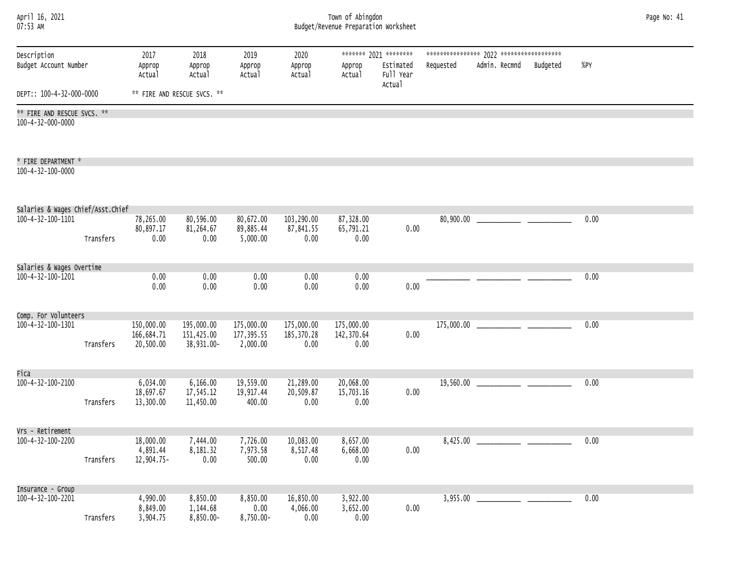Town of Abingdon
Budget/Revenue Preparation Worksheet

April 16, 2021
07:53 AM

| Description / Budget Account Number | | 2017 Approp Actual | 2018 Approp Actual | 2019 Approp Actual | 2020 Approp Actual | 2021 Approp Actual | 2021 Estimated Full Year Actual | 2022 Requested | 2022 Admin. Recmnd | 2022 Budgeted | %PY |
|---|---|---|---|---|---|---|---|---|---|---|---|
| DEPT:: 100-4-32-000-0000 | | ** FIRE AND RESCUE SVCS. ** | | | | | | | | | |
| ** FIRE AND RESCUE SVCS. ** 100-4-32-000-0000 | | | | | | | | | | | |
| * FIRE DEPARTMENT * 100-4-32-100-0000 | | | | | | | | | | | |
| Salaries & Wages Chief/Asst.Chief 100-4-32-100-1101 | | 78,265.00 | 80,596.00 | 80,672.00 | 103,290.00 | 87,328.00 | | 80,900.00 | ___________ | ___________ | 0.00 |
| | | 80,897.17 | 81,264.67 | 89,885.44 | 87,841.55 | 65,791.21 | 0.00 | | | | |
| | Transfers | 0.00 | 0.00 | 5,000.00 | 0.00 | 0.00 | | | | | |
| Salaries & Wages Overtime 100-4-32-100-1201 | | 0.00 | 0.00 | 0.00 | 0.00 | 0.00 | | ___________ | ___________ | ___________ | 0.00 |
| | | 0.00 | 0.00 | 0.00 | 0.00 | 0.00 | 0.00 | | | | |
| Comp. For Volunteers 100-4-32-100-1301 | | 150,000.00 | 195,000.00 | 175,000.00 | 175,000.00 | 175,000.00 | | 175,000.00 | ___________ | ___________ | 0.00 |
| | | 166,684.71 | 151,425.00 | 177,395.55 | 185,370.28 | 142,370.64 | 0.00 | | | | |
| | Transfers | 20,500.00 | 38,931.00- | 2,000.00 | 0.00 | 0.00 | | | | | |
| Fica 100-4-32-100-2100 | | 6,034.00 | 6,166.00 | 19,559.00 | 21,289.00 | 20,068.00 | | 19,560.00 | ___________ | ___________ | 0.00 |
| | | 18,697.67 | 17,545.12 | 19,917.44 | 20,509.87 | 15,703.16 | 0.00 | | | | |
| | Transfers | 13,300.00 | 11,450.00 | 400.00 | 0.00 | 0.00 | | | | | |
| Vrs - Retirement 100-4-32-100-2200 | | 18,000.00 | 7,444.00 | 7,726.00 | 10,083.00 | 8,657.00 | | 8,425.00 | ___________ | ___________ | 0.00 |
| | | 4,891.44 | 8,181.32 | 7,973.58 | 8,517.48 | 6,668.00 | 0.00 | | | | |
| | Transfers | 12,904.75- | 0.00 | 500.00 | 0.00 | 0.00 | | | | | |
| Insurance - Group 100-4-32-100-2201 | | 4,990.00 | 8,850.00 | 8,850.00 | 16,850.00 | 3,922.00 | | 3,955.00 | ___________ | ___________ | 0.00 |
| | | 8,849.00 | 1,144.68 | 0.00 | 4,066.00 | 3,652.00 | 0.00 | | | | |
| | Transfers | 3,904.75 | 8,850.00- | 8,750.00- | 0.00 | 0.00 | | | | | |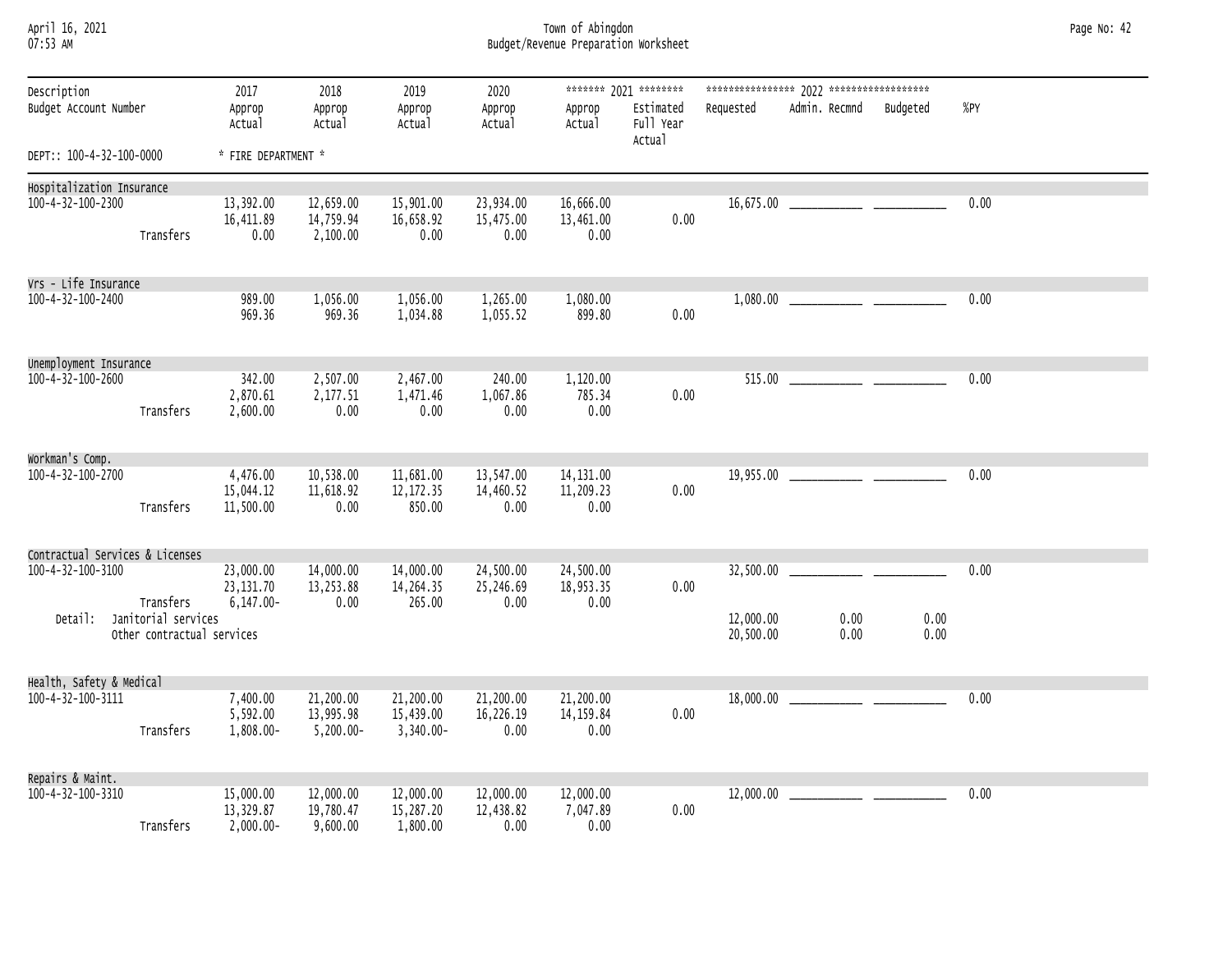Town of Abingdon
Budget/Revenue Preparation Worksheet

| Description / Budget Account Number | | 2017 Approp Actual | 2018 Approp Actual | 2019 Approp Actual | 2020 Approp Actual | 2021 Approp Actual | 2021 Estimated Full Year Actual | 2022 Requested | 2022 Admin. Recmnd | 2022 Budgeted | %PY |
|---|---|---|---|---|---|---|---|---|---|---|---|
| DEPT:: 100-4-32-100-0000 | | * FIRE DEPARTMENT * | | | | | | | | | |
| **Hospitalization Insurance** | | | | | | | | | | | |
| 100-4-32-100-2300 | | 13,392.00 | 12,659.00 | 15,901.00 | 23,934.00 | 16,666.00 | | 16,675.00 | ___________ | ___________ | 0.00 |
| | | 16,411.89 | 14,759.94 | 16,658.92 | 15,475.00 | 13,461.00 | 0.00 | | | | |
| | Transfers | 0.00 | 2,100.00 | 0.00 | 0.00 | 0.00 | | | | | |
| **Vrs - Life Insurance** | | | | | | | | | | | |
| 100-4-32-100-2400 | | 989.00 | 1,056.00 | 1,056.00 | 1,265.00 | 1,080.00 | | 1,080.00 | ___________ | ___________ | 0.00 |
| | | 969.36 | 969.36 | 1,034.88 | 1,055.52 | 899.80 | 0.00 | | | | |
| **Unemployment Insurance** | | | | | | | | | | | |
| 100-4-32-100-2600 | | 342.00 | 2,507.00 | 2,467.00 | 240.00 | 1,120.00 | | 515.00 | ___________ | ___________ | 0.00 |
| | | 2,870.61 | 2,177.51 | 1,471.46 | 1,067.86 | 785.34 | 0.00 | | | | |
| | Transfers | 2,600.00 | 0.00 | 0.00 | 0.00 | 0.00 | | | | | |
| **Workman's Comp.** | | | | | | | | | | | |
| 100-4-32-100-2700 | | 4,476.00 | 10,538.00 | 11,681.00 | 13,547.00 | 14,131.00 | | 19,955.00 | ___________ | ___________ | 0.00 |
| | | 15,044.12 | 11,618.92 | 12,172.35 | 14,460.52 | 11,209.23 | 0.00 | | | | |
| | Transfers | 11,500.00 | 0.00 | 850.00 | 0.00 | 0.00 | | | | | |
| **Contractual Services & Licenses** | | | | | | | | | | | |
| 100-4-32-100-3100 | | 23,000.00 | 14,000.00 | 14,000.00 | 24,500.00 | 24,500.00 | | 32,500.00 | ___________ | ___________ | 0.00 |
| | | 23,131.70 | 13,253.88 | 14,264.35 | 25,246.69 | 18,953.35 | 0.00 | | | | |
| | Transfers | 6,147.00- | 0.00 | 265.00 | 0.00 | 0.00 | | | | | |
| Detail: Janitorial services | | | | | | | | 12,000.00 | 0.00 | 0.00 | |
| Other contractual services | | | | | | | | 20,500.00 | 0.00 | 0.00 | |
| **Health, Safety & Medical** | | | | | | | | | | | |
| 100-4-32-100-3111 | | 7,400.00 | 21,200.00 | 21,200.00 | 21,200.00 | 21,200.00 | | 18,000.00 | ___________ | ___________ | 0.00 |
| | | 5,592.00 | 13,995.98 | 15,439.00 | 16,226.19 | 14,159.84 | 0.00 | | | | |
| | Transfers | 1,808.00- | 5,200.00- | 3,340.00- | 0.00 | 0.00 | | | | | |
| **Repairs & Maint.** | | | | | | | | | | | |
| 100-4-32-100-3310 | | 15,000.00 | 12,000.00 | 12,000.00 | 12,000.00 | 12,000.00 | | 12,000.00 | ___________ | ___________ | 0.00 |
| | | 13,329.87 | 19,780.47 | 15,287.20 | 12,438.82 | 7,047.89 | 0.00 | | | | |
| | Transfers | 2,000.00- | 9,600.00 | 1,800.00 | 0.00 | 0.00 | | | | | |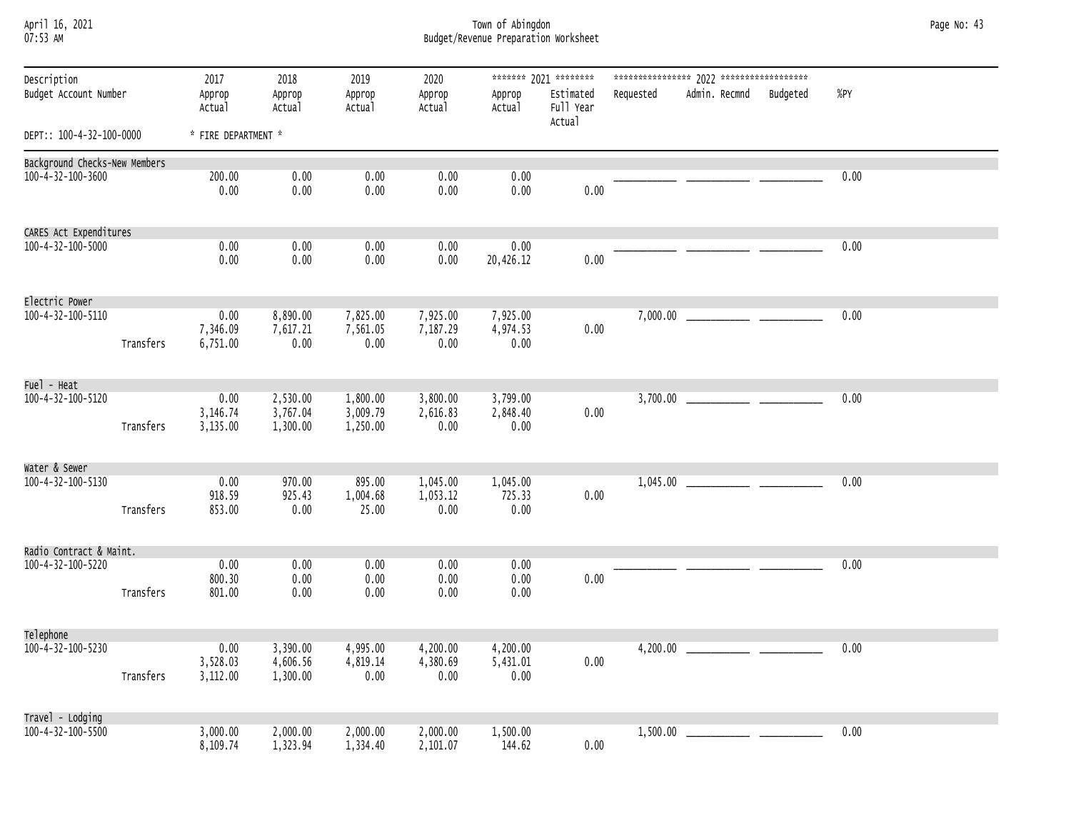Town of Abingdon
Budget/Revenue Preparation Worksheet

April 16, 2021
07:53 AM

| Description / Budget Account Number | | 2017 Approp Actual | 2018 Approp Actual | 2019 Approp Actual | 2020 Approp Actual | 2021 Approp Actual | 2021 Estimated Full Year Actual | 2022 Requested | 2022 Admin. Recmnd | 2022 Budgeted | %PY |
|---|---|---|---|---|---|---|---|---|---|---|---|
| DEPT:: 100-4-32-100-0000 | | * FIRE DEPARTMENT * | | | | | | | | | |
| **Background Checks-New Members** | | | | | | | | | | | |
| 100-4-32-100-3600 | | 200.00 | 0.00 | 0.00 | 0.00 | 0.00 | | | | | 0.00 |
| | | 0.00 | 0.00 | 0.00 | 0.00 | 0.00 | 0.00 | | | | |
| **CARES Act Expenditures** | | | | | | | | | | | |
| 100-4-32-100-5000 | | 0.00 | 0.00 | 0.00 | 0.00 | 0.00 | | | | | 0.00 |
| | | 0.00 | 0.00 | 0.00 | 0.00 | 20,426.12 | 0.00 | | | | |
| **Electric Power** | | | | | | | | | | | |
| 100-4-32-100-5110 | | 0.00 | 8,890.00 | 7,825.00 | 7,925.00 | 7,925.00 | | 7,000.00 | | | 0.00 |
| | | 7,346.09 | 7,617.21 | 7,561.05 | 7,187.29 | 4,974.53 | 0.00 | | | | |
| | Transfers | 6,751.00 | 0.00 | 0.00 | 0.00 | 0.00 | | | | | |
| **Fuel - Heat** | | | | | | | | | | | |
| 100-4-32-100-5120 | | 0.00 | 2,530.00 | 1,800.00 | 3,800.00 | 3,799.00 | | 3,700.00 | | | 0.00 |
| | | 3,146.74 | 3,767.04 | 3,009.79 | 2,616.83 | 2,848.40 | 0.00 | | | | |
| | Transfers | 3,135.00 | 1,300.00 | 1,250.00 | 0.00 | 0.00 | | | | | |
| **Water & Sewer** | | | | | | | | | | | |
| 100-4-32-100-5130 | | 0.00 | 970.00 | 895.00 | 1,045.00 | 1,045.00 | | 1,045.00 | | | 0.00 |
| | | 918.59 | 925.43 | 1,004.68 | 1,053.12 | 725.33 | 0.00 | | | | |
| | Transfers | 853.00 | 0.00 | 25.00 | 0.00 | 0.00 | | | | | |
| **Radio Contract & Maint.** | | | | | | | | | | | |
| 100-4-32-100-5220 | | 0.00 | 0.00 | 0.00 | 0.00 | 0.00 | | | | | 0.00 |
| | | 800.30 | 0.00 | 0.00 | 0.00 | 0.00 | 0.00 | | | | |
| | Transfers | 801.00 | 0.00 | 0.00 | 0.00 | 0.00 | | | | | |
| **Telephone** | | | | | | | | | | | |
| 100-4-32-100-5230 | | 0.00 | 3,390.00 | 4,995.00 | 4,200.00 | 4,200.00 | | 4,200.00 | | | 0.00 |
| | | 3,528.03 | 4,606.56 | 4,819.14 | 4,380.69 | 5,431.01 | 0.00 | | | | |
| | Transfers | 3,112.00 | 1,300.00 | 0.00 | 0.00 | 0.00 | | | | | |
| **Travel - Lodging** | | | | | | | | | | | |
| 100-4-32-100-5500 | | 3,000.00 | 2,000.00 | 2,000.00 | 2,000.00 | 1,500.00 | | 1,500.00 | | | 0.00 |
| | | 8,109.74 | 1,323.94 | 1,334.40 | 2,101.07 | 144.62 | 0.00 | | | | |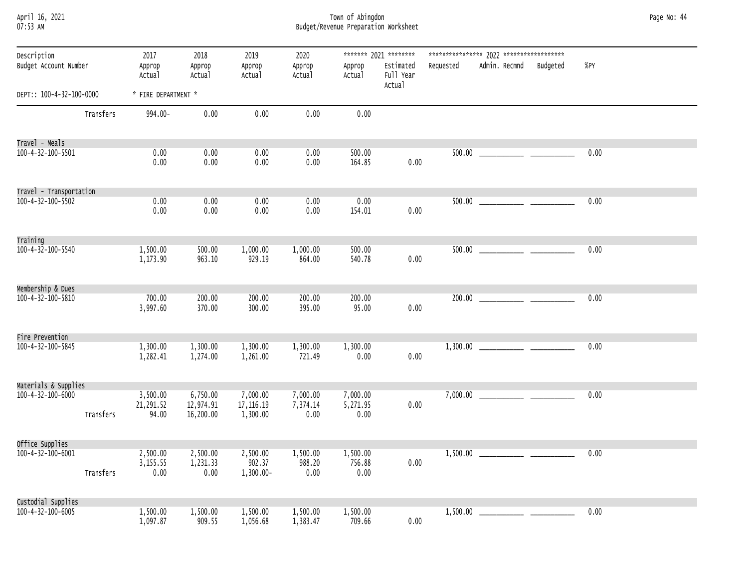Town of Abingdon
Budget/Revenue Preparation Worksheet

| Description / Budget Account Number | | 2017 Approp Actual | 2018 Approp Actual | 2019 Approp Actual | 2020 Approp Actual | 2021 Approp Actual | 2021 Estimated Full Year Actual | 2022 Requested | 2022 Admin. Recmnd | 2022 Budgeted | %PY |
|---|---|---|---|---|---|---|---|---|---|---|---|
| DEPT:: 100-4-32-100-0000 | * FIRE DEPARTMENT * | | | | | | | | | | |
| | Transfers | 994.00- | 0.00 | 0.00 | 0.00 | 0.00 | | | | | |
| Travel - Meals | | | | | | | | | | | |
| 100-4-32-100-5501 | | 0.00 | 0.00 | 0.00 | 0.00 | 500.00 | | 500.00 | ___________ | ___________ | 0.00 |
| | | 0.00 | 0.00 | 0.00 | 0.00 | 164.85 | 0.00 | | | | |
| Travel - Transportation | | | | | | | | | | | |
| 100-4-32-100-5502 | | 0.00 | 0.00 | 0.00 | 0.00 | 0.00 | | 500.00 | ___________ | ___________ | 0.00 |
| | | 0.00 | 0.00 | 0.00 | 0.00 | 154.01 | 0.00 | | | | |
| Training | | | | | | | | | | | |
| 100-4-32-100-5540 | | 1,500.00 | 500.00 | 1,000.00 | 1,000.00 | 500.00 | | 500.00 | ___________ | ___________ | 0.00 |
| | | 1,173.90 | 963.10 | 929.19 | 864.00 | 540.78 | 0.00 | | | | |
| Membership & Dues | | | | | | | | | | | |
| 100-4-32-100-5810 | | 700.00 | 200.00 | 200.00 | 200.00 | 200.00 | | 200.00 | ___________ | ___________ | 0.00 |
| | | 3,997.60 | 370.00 | 300.00 | 395.00 | 95.00 | 0.00 | | | | |
| Fire Prevention | | | | | | | | | | | |
| 100-4-32-100-5845 | | 1,300.00 | 1,300.00 | 1,300.00 | 1,300.00 | 1,300.00 | | 1,300.00 | ___________ | ___________ | 0.00 |
| | | 1,282.41 | 1,274.00 | 1,261.00 | 721.49 | 0.00 | 0.00 | | | | |
| Materials & Supplies | | | | | | | | | | | |
| 100-4-32-100-6000 | | 3,500.00 | 6,750.00 | 7,000.00 | 7,000.00 | 7,000.00 | | 7,000.00 | ___________ | ___________ | 0.00 |
| | | 21,291.52 | 12,974.91 | 17,116.19 | 7,374.14 | 5,271.95 | 0.00 | | | | |
| | Transfers | 94.00 | 16,200.00 | 1,300.00 | 0.00 | 0.00 | | | | | |
| Office Supplies | | | | | | | | | | | |
| 100-4-32-100-6001 | | 2,500.00 | 2,500.00 | 2,500.00 | 1,500.00 | 1,500.00 | | 1,500.00 | ___________ | ___________ | 0.00 |
| | | 3,155.55 | 1,231.33 | 902.37 | 988.20 | 756.88 | 0.00 | | | | |
| | Transfers | 0.00 | 0.00 | 1,300.00- | 0.00 | 0.00 | | | | | |
| Custodial Supplies | | | | | | | | | | | |
| 100-4-32-100-6005 | | 1,500.00 | 1,500.00 | 1,500.00 | 1,500.00 | 1,500.00 | | 1,500.00 | ___________ | ___________ | 0.00 |
| | | 1,097.87 | 909.55 | 1,056.68 | 1,383.47 | 709.66 | 0.00 | | | | |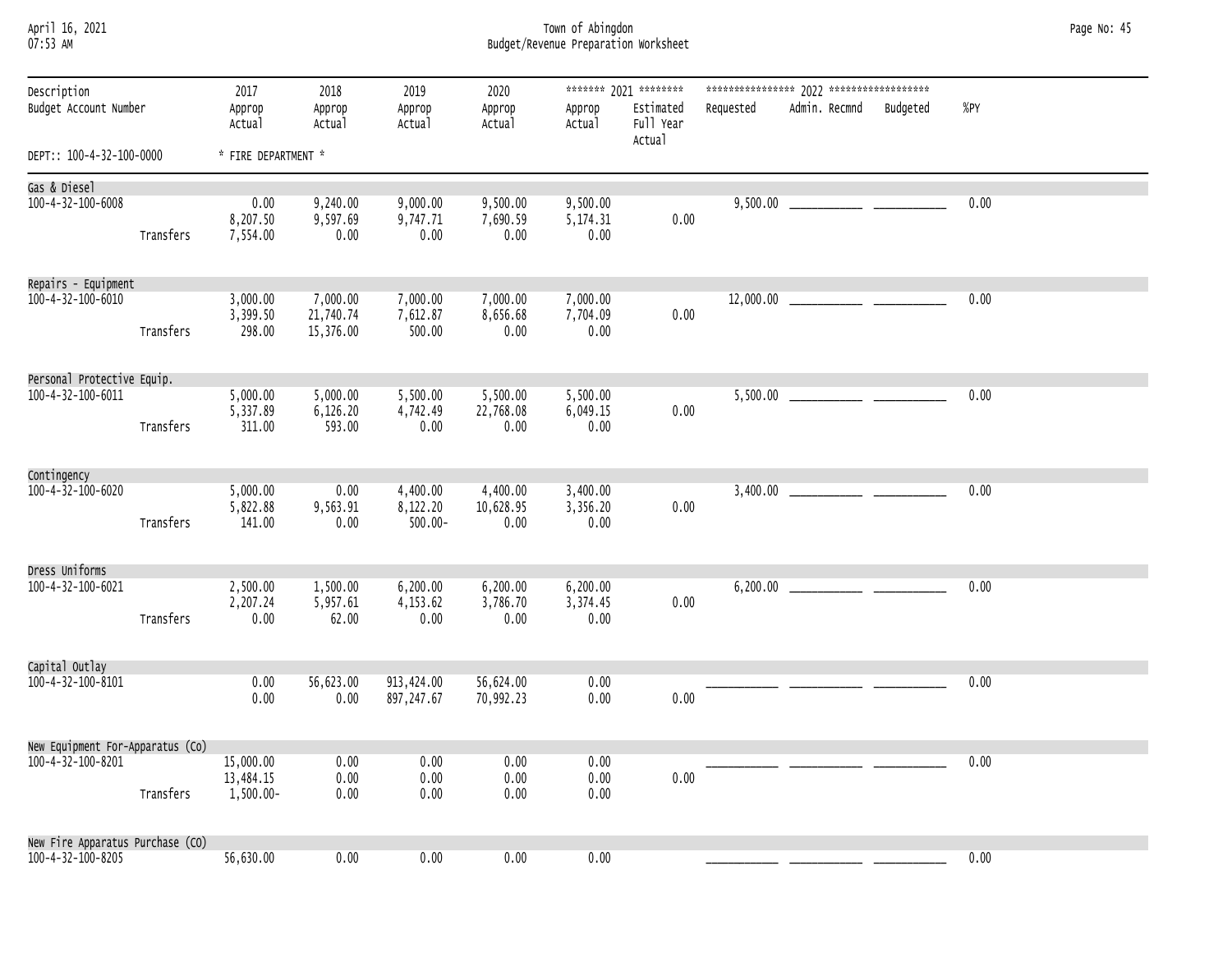# Town of Abingdon
## Budget/Revenue Preparation Worksheet

| Description / Budget Account Number | | 2017 Approp Actual | 2018 Approp Actual | 2019 Approp Actual | 2020 Approp Actual | 2021 Approp Actual | 2021 Estimated Full Year Actual | 2022 Requested | 2022 Admin. Recmnd | 2022 Budgeted | %PY |
|---|---|---|---|---|---|---|---|---|---|---|---|
| DEPT:: 100-4-32-100-0000 | | * FIRE DEPARTMENT * | | | | | | | | | |
| **Gas & Diesel** | | | | | | | | | | | |
| 100-4-32-100-6008 | | 0.00 | 9,240.00 | 9,000.00 | 9,500.00 | 9,500.00 | | 9,500.00 | ___________ | ___________ | 0.00 |
| | | 8,207.50 | 9,597.69 | 9,747.71 | 7,690.59 | 5,174.31 | 0.00 | | | | |
| | Transfers | 7,554.00 | 0.00 | 0.00 | 0.00 | 0.00 | | | | | |
| **Repairs - Equipment** | | | | | | | | | | | |
| 100-4-32-100-6010 | | 3,000.00 | 7,000.00 | 7,000.00 | 7,000.00 | 7,000.00 | | 12,000.00 | ___________ | ___________ | 0.00 |
| | | 3,399.50 | 21,740.74 | 7,612.87 | 8,656.68 | 7,704.09 | 0.00 | | | | |
| | Transfers | 298.00 | 15,376.00 | 500.00 | 0.00 | 0.00 | | | | | |
| **Personal Protective Equip.** | | | | | | | | | | | |
| 100-4-32-100-6011 | | 5,000.00 | 5,000.00 | 5,500.00 | 5,500.00 | 5,500.00 | | 5,500.00 | ___________ | ___________ | 0.00 |
| | | 5,337.89 | 6,126.20 | 4,742.49 | 22,768.08 | 6,049.15 | 0.00 | | | | |
| | Transfers | 311.00 | 593.00 | 0.00 | 0.00 | 0.00 | | | | | |
| **Contingency** | | | | | | | | | | | |
| 100-4-32-100-6020 | | 5,000.00 | 0.00 | 4,400.00 | 4,400.00 | 3,400.00 | | 3,400.00 | ___________ | ___________ | 0.00 |
| | | 5,822.88 | 9,563.91 | 8,122.20 | 10,628.95 | 3,356.20 | 0.00 | | | | |
| | Transfers | 141.00 | 0.00 | 500.00- | 0.00 | 0.00 | | | | | |
| **Dress Uniforms** | | | | | | | | | | | |
| 100-4-32-100-6021 | | 2,500.00 | 1,500.00 | 6,200.00 | 6,200.00 | 6,200.00 | | 6,200.00 | ___________ | ___________ | 0.00 |
| | | 2,207.24 | 5,957.61 | 4,153.62 | 3,786.70 | 3,374.45 | 0.00 | | | | |
| | Transfers | 0.00 | 62.00 | 0.00 | 0.00 | 0.00 | | | | | |
| **Capital Outlay** | | | | | | | | | | | |
| 100-4-32-100-8101 | | 0.00 | 56,623.00 | 913,424.00 | 56,624.00 | 0.00 | | ___________ | ___________ | ___________ | 0.00 |
| | | 0.00 | 0.00 | 897,247.67 | 70,992.23 | 0.00 | 0.00 | | | | |
| **New Equipment For-Apparatus (Co)** | | | | | | | | | | | |
| 100-4-32-100-8201 | | 15,000.00 | 0.00 | 0.00 | 0.00 | 0.00 | | ___________ | ___________ | ___________ | 0.00 |
| | | 13,484.15 | 0.00 | 0.00 | 0.00 | 0.00 | 0.00 | | | | |
| | Transfers | 1,500.00- | 0.00 | 0.00 | 0.00 | 0.00 | | | | | |
| **New Fire Apparatus Purchase (CO)** | | | | | | | | | | | |
| 100-4-32-100-8205 | | 56,630.00 | 0.00 | 0.00 | 0.00 | 0.00 | | ___________ | ___________ | ___________ | 0.00 |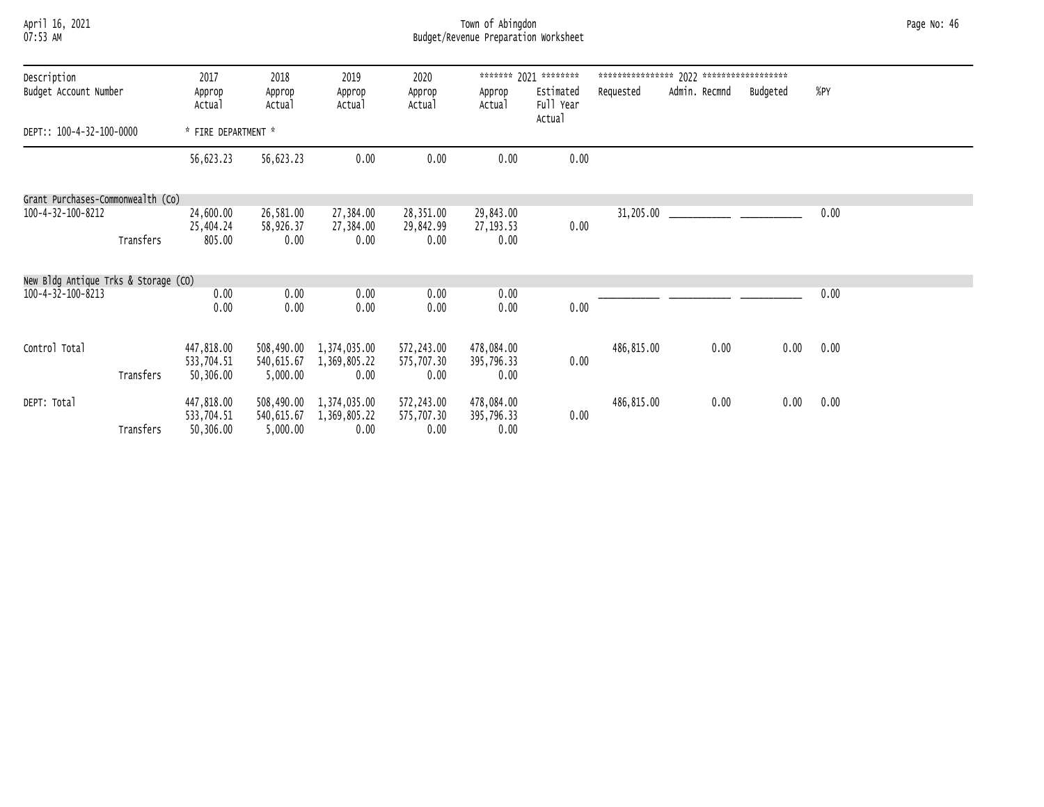Town of Abingdon
Budget/Revenue Preparation Worksheet

| Description / Budget Account Number | | 2017 Approp / Actual | 2018 Approp / Actual | 2019 Approp / Actual | 2020 Approp / Actual | 2021 Approp / Actual | 2021 Estimated Full Year Actual | 2022 Requested | 2022 Admin. Recmnd | 2022 Budgeted | %PY |
|---|---|---|---|---|---|---|---|---|---|---|---|
| DEPT:: 100-4-32-100-0000 | | * FIRE DEPARTMENT * | | | | | | | | | |
| | | 56,623.23 | 56,623.23 | 0.00 | 0.00 | 0.00 | 0.00 | | | | |
| Grant Purchases-Commonwealth (Co) | | | | | | | | | | | |
| 100-4-32-100-8212 | | 24,600.00 | 26,581.00 | 27,384.00 | 28,351.00 | 29,843.00 | | 31,205.00 | ___________ | ___________ | 0.00 |
| | | 25,404.24 | 58,926.37 | 27,384.00 | 29,842.99 | 27,193.53 | 0.00 | | | | |
| | Transfers | 805.00 | 0.00 | 0.00 | 0.00 | 0.00 | | | | | |
| New Bldg Antique Trks & Storage (CO) | | | | | | | | | | | |
| 100-4-32-100-8213 | | 0.00 | 0.00 | 0.00 | 0.00 | 0.00 | | ___________ | ___________ | ___________ | 0.00 |
| | | 0.00 | 0.00 | 0.00 | 0.00 | 0.00 | 0.00 | | | | |
| Control Total | | 447,818.00 | 508,490.00 | 1,374,035.00 | 572,243.00 | 478,084.00 | | 486,815.00 | 0.00 | 0.00 | 0.00 |
| | | 533,704.51 | 540,615.67 | 1,369,805.22 | 575,707.30 | 395,796.33 | 0.00 | | | | |
| | Transfers | 50,306.00 | 5,000.00 | 0.00 | 0.00 | 0.00 | | | | | |
| DEPT: Total | | 447,818.00 | 508,490.00 | 1,374,035.00 | 572,243.00 | 478,084.00 | | 486,815.00 | 0.00 | 0.00 | 0.00 |
| | | 533,704.51 | 540,615.67 | 1,369,805.22 | 575,707.30 | 395,796.33 | 0.00 | | | | |
| | Transfers | 50,306.00 | 5,000.00 | 0.00 | 0.00 | 0.00 | | | | | |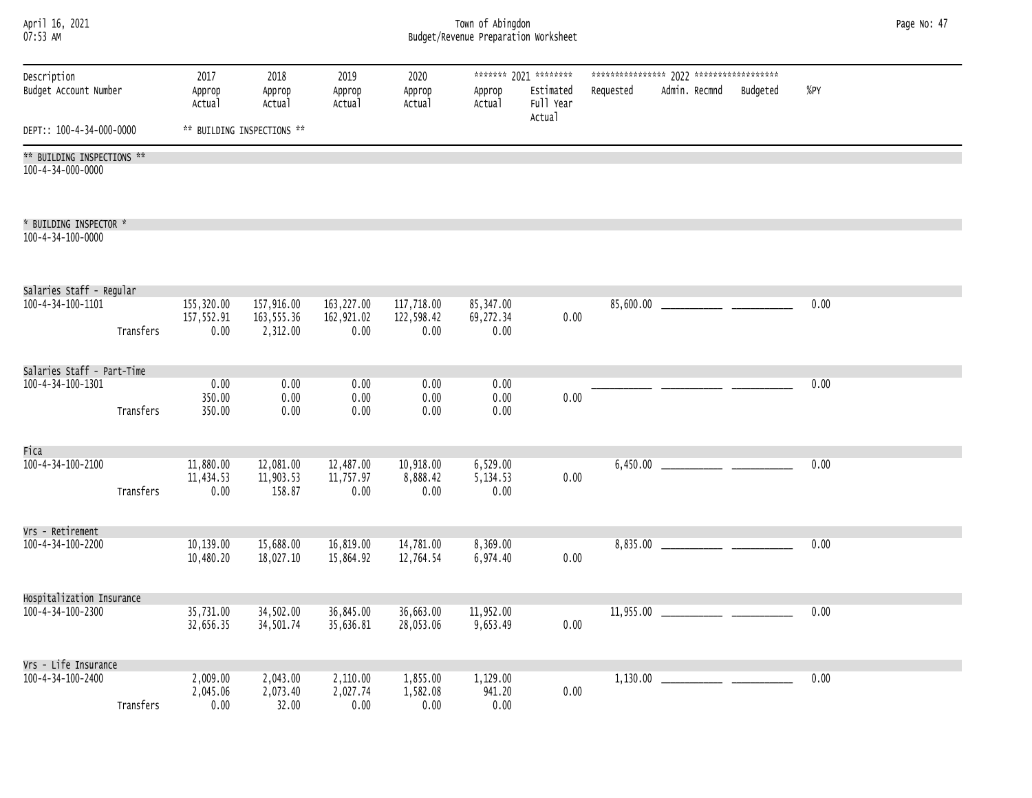Town of Abingdon
Budget/Revenue Preparation Worksheet

April 16, 2021
07:53 AM

| Description / Budget Account Number | | 2017 Approp Actual | 2018 Approp Actual | 2019 Approp Actual | 2020 Approp Actual | 2021 Approp Actual | 2021 Estimated Full Year Actual | 2022 Requested | 2022 Admin. Recmnd | 2022 Budgeted | %PY |
|---|---|---|---|---|---|---|---|---|---|---|---|
| DEPT:: 100-4-34-000-0000 | | ** BUILDING INSPECTIONS ** | | | | | | | | | |
| ** BUILDING INSPECTIONS ** 100-4-34-000-0000 | | | | | | | | | | | |
| * BUILDING INSPECTOR * 100-4-34-100-0000 | | | | | | | | | | | |
| Salaries Staff - Regular 100-4-34-100-1101 | | 155,320.00 | 157,916.00 | 163,227.00 | 117,718.00 | 85,347.00 | | 85,600.00 | ___________ | ___________ | 0.00 |
| | | 157,552.91 | 163,555.36 | 162,921.02 | 122,598.42 | 69,272.34 | 0.00 | | | | |
| | Transfers | 0.00 | 2,312.00 | 0.00 | 0.00 | 0.00 | | | | | |
| Salaries Staff - Part-Time 100-4-34-100-1301 | | 0.00 | 0.00 | 0.00 | 0.00 | 0.00 | | ___________ | ___________ | ___________ | 0.00 |
| | | 350.00 | 0.00 | 0.00 | 0.00 | 0.00 | 0.00 | | | | |
| | Transfers | 350.00 | 0.00 | 0.00 | 0.00 | 0.00 | | | | | |
| Fica 100-4-34-100-2100 | | 11,880.00 | 12,081.00 | 12,487.00 | 10,918.00 | 6,529.00 | | 6,450.00 | ___________ | ___________ | 0.00 |
| | | 11,434.53 | 11,903.53 | 11,757.97 | 8,888.42 | 5,134.53 | 0.00 | | | | |
| | Transfers | 0.00 | 158.87 | 0.00 | 0.00 | 0.00 | | | | | |
| Vrs - Retirement 100-4-34-100-2200 | | 10,139.00 | 15,688.00 | 16,819.00 | 14,781.00 | 8,369.00 | | 8,835.00 | ___________ | ___________ | 0.00 |
| | | 10,480.20 | 18,027.10 | 15,864.92 | 12,764.54 | 6,974.40 | 0.00 | | | | |
| Hospitalization Insurance 100-4-34-100-2300 | | 35,731.00 | 34,502.00 | 36,845.00 | 36,663.00 | 11,952.00 | | 11,955.00 | ___________ | ___________ | 0.00 |
| | | 32,656.35 | 34,501.74 | 35,636.81 | 28,053.06 | 9,653.49 | 0.00 | | | | |
| Vrs - Life Insurance 100-4-34-100-2400 | | 2,009.00 | 2,043.00 | 2,110.00 | 1,855.00 | 1,129.00 | | 1,130.00 | ___________ | ___________ | 0.00 |
| | | 2,045.06 | 2,073.40 | 2,027.74 | 1,582.08 | 941.20 | 0.00 | | | | |
| | Transfers | 0.00 | 32.00 | 0.00 | 0.00 | 0.00 | | | | | |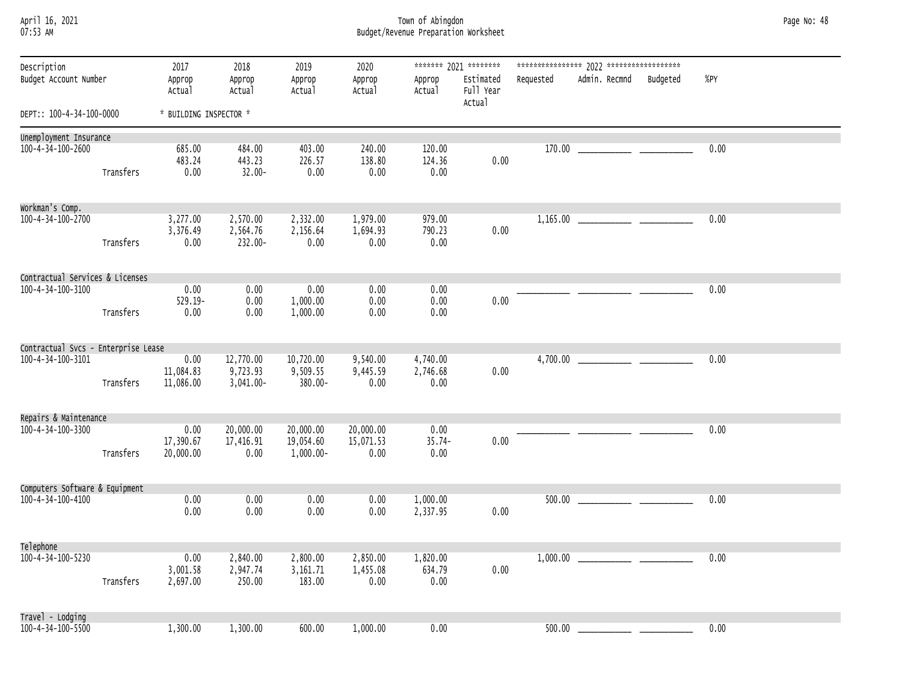Town of Abingdon
Budget/Revenue Preparation Worksheet

DEPT:: 100-4-34-100-0000 * BUILDING INSPECTOR *

| Description / Budget Account Number | | 2017 Approp Actual | 2018 Approp Actual | 2019 Approp Actual | 2020 Approp Actual | 2021 Approp Actual | 2021 Estimated Full Year Actual | 2022 Requested | 2022 Admin. Recmnd | 2022 Budgeted | %PY |
|---|---|---|---|---|---|---|---|---|---|---|---|
| **Unemployment Insurance** | | | | | | | | | | | |
| 100-4-34-100-2600 | | 685.00 | 484.00 | 403.00 | 240.00 | 120.00 | | 170.00 | ___________ | ___________ | 0.00 |
| | | 483.24 | 443.23 | 226.57 | 138.80 | 124.36 | 0.00 | | | | |
| | Transfers | 0.00 | 32.00- | 0.00 | 0.00 | 0.00 | | | | | |
| **Workman's Comp.** | | | | | | | | | | | |
| 100-4-34-100-2700 | | 3,277.00 | 2,570.00 | 2,332.00 | 1,979.00 | 979.00 | | 1,165.00 | ___________ | ___________ | 0.00 |
| | | 3,376.49 | 2,564.76 | 2,156.64 | 1,694.93 | 790.23 | 0.00 | | | | |
| | Transfers | 0.00 | 232.00- | 0.00 | 0.00 | 0.00 | | | | | |
| **Contractual Services & Licenses** | | | | | | | | | | | |
| 100-4-34-100-3100 | | 0.00 | 0.00 | 0.00 | 0.00 | 0.00 | | ___________ | ___________ | ___________ | 0.00 |
| | | 529.19- | 0.00 | 1,000.00 | 0.00 | 0.00 | 0.00 | | | | |
| | Transfers | 0.00 | 0.00 | 1,000.00 | 0.00 | 0.00 | | | | | |
| **Contractual Svcs - Enterprise Lease** | | | | | | | | | | | |
| 100-4-34-100-3101 | | 0.00 | 12,770.00 | 10,720.00 | 9,540.00 | 4,740.00 | | 4,700.00 | ___________ | ___________ | 0.00 |
| | | 11,084.83 | 9,723.93 | 9,509.55 | 9,445.59 | 2,746.68 | 0.00 | | | | |
| | Transfers | 11,086.00 | 3,041.00- | 380.00- | 0.00 | 0.00 | | | | | |
| **Repairs & Maintenance** | | | | | | | | | | | |
| 100-4-34-100-3300 | | 0.00 | 20,000.00 | 20,000.00 | 20,000.00 | 0.00 | | ___________ | ___________ | ___________ | 0.00 |
| | | 17,390.67 | 17,416.91 | 19,054.60 | 15,071.53 | 35.74- | 0.00 | | | | |
| | Transfers | 20,000.00 | 0.00 | 1,000.00- | 0.00 | 0.00 | | | | | |
| **Computers Software & Equipment** | | | | | | | | | | | |
| 100-4-34-100-4100 | | 0.00 | 0.00 | 0.00 | 0.00 | 1,000.00 | | 500.00 | ___________ | ___________ | 0.00 |
| | | 0.00 | 0.00 | 0.00 | 0.00 | 2,337.95 | 0.00 | | | | |
| **Telephone** | | | | | | | | | | | |
| 100-4-34-100-5230 | | 0.00 | 2,840.00 | 2,800.00 | 2,850.00 | 1,820.00 | | 1,000.00 | ___________ | ___________ | 0.00 |
| | | 3,001.58 | 2,947.74 | 3,161.71 | 1,455.08 | 634.79 | 0.00 | | | | |
| | Transfers | 2,697.00 | 250.00 | 183.00 | 0.00 | 0.00 | | | | | |
| **Travel - Lodging** | | | | | | | | | | | |
| 100-4-34-100-5500 | | 1,300.00 | 1,300.00 | 600.00 | 1,000.00 | 0.00 | | 500.00 | ___________ | ___________ | 0.00 |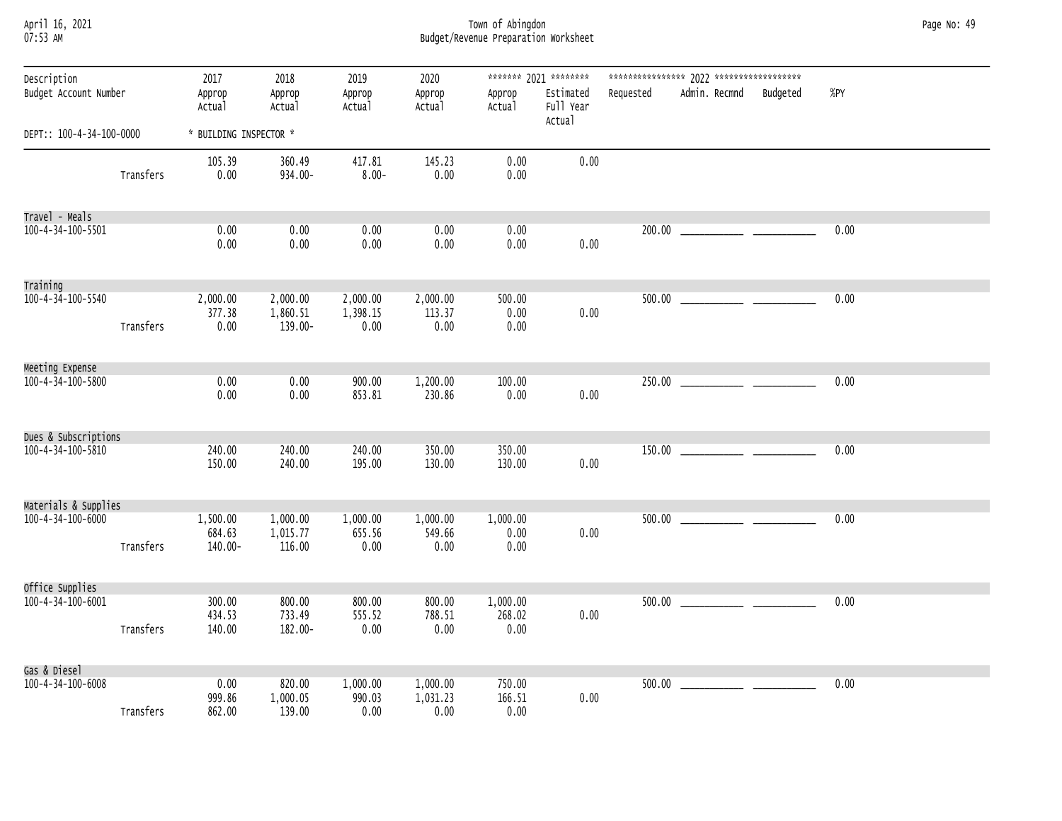| Description<br>Budget Account Number | | 2017<br>Approp<br>Actual | 2018<br>Approp<br>Actual | 2019<br>Approp<br>Actual | 2020<br>Approp<br>Actual | ******* 2021 ********<br>Approp<br>Actual | Estimated<br>Full Year<br>Actual | **************** 2022 ******************<br>Requested | Admin. Recmnd | Budgeted | %PY |
|---|---|---|---|---|---|---|---|---|---|---|---|
| DEPT:: 100-4-34-100-0000 | | * BUILDING INSPECTOR * | | | | | | | | | |
| | | 105.39 | 360.49 | 417.81 | 145.23 | 0.00 | 0.00 | | | | |
| | Transfers | 0.00 | 934.00- | 8.00- | 0.00 | 0.00 | | | | | |
| Travel - Meals | | | | | | | | | | | |
| 100-4-34-100-5501 | | 0.00 | 0.00 | 0.00 | 0.00 | 0.00 | | 200.00 | ___________ | ___________ | 0.00 |
| | | 0.00 | 0.00 | 0.00 | 0.00 | 0.00 | 0.00 | | | | |
| Training | | | | | | | | | | | |
| 100-4-34-100-5540 | | 2,000.00 | 2,000.00 | 2,000.00 | 2,000.00 | 500.00 | | 500.00 | ___________ | ___________ | 0.00 |
| | | 377.38 | 1,860.51 | 1,398.15 | 113.37 | 0.00 | 0.00 | | | | |
| | Transfers | 0.00 | 139.00- | 0.00 | 0.00 | 0.00 | | | | | |
| Meeting Expense | | | | | | | | | | | |
| 100-4-34-100-5800 | | 0.00 | 0.00 | 900.00 | 1,200.00 | 100.00 | | 250.00 | ___________ | ___________ | 0.00 |
| | | 0.00 | 0.00 | 853.81 | 230.86 | 0.00 | 0.00 | | | | |
| Dues & Subscriptions | | | | | | | | | | | |
| 100-4-34-100-5810 | | 240.00 | 240.00 | 240.00 | 350.00 | 350.00 | | 150.00 | ___________ | ___________ | 0.00 |
| | | 150.00 | 240.00 | 195.00 | 130.00 | 130.00 | 0.00 | | | | |
| Materials & Supplies | | | | | | | | | | | |
| 100-4-34-100-6000 | | 1,500.00 | 1,000.00 | 1,000.00 | 1,000.00 | 1,000.00 | | 500.00 | ___________ | ___________ | 0.00 |
| | | 684.63 | 1,015.77 | 655.56 | 549.66 | 0.00 | 0.00 | | | | |
| | Transfers | 140.00- | 116.00 | 0.00 | 0.00 | 0.00 | | | | | |
| Office Supplies | | | | | | | | | | | |
| 100-4-34-100-6001 | | 300.00 | 800.00 | 800.00 | 800.00 | 1,000.00 | | 500.00 | ___________ | ___________ | 0.00 |
| | | 434.53 | 733.49 | 555.52 | 788.51 | 268.02 | 0.00 | | | | |
| | Transfers | 140.00 | 182.00- | 0.00 | 0.00 | 0.00 | | | | | |
| Gas & Diesel | | | | | | | | | | | |
| 100-4-34-100-6008 | | 0.00 | 820.00 | 1,000.00 | 1,000.00 | 750.00 | | 500.00 | ___________ | ___________ | 0.00 |
| | | 999.86 | 1,000.05 | 990.03 | 1,031.23 | 166.51 | 0.00 | | | | |
| | Transfers | 862.00 | 139.00 | 0.00 | 0.00 | 0.00 | | | | | |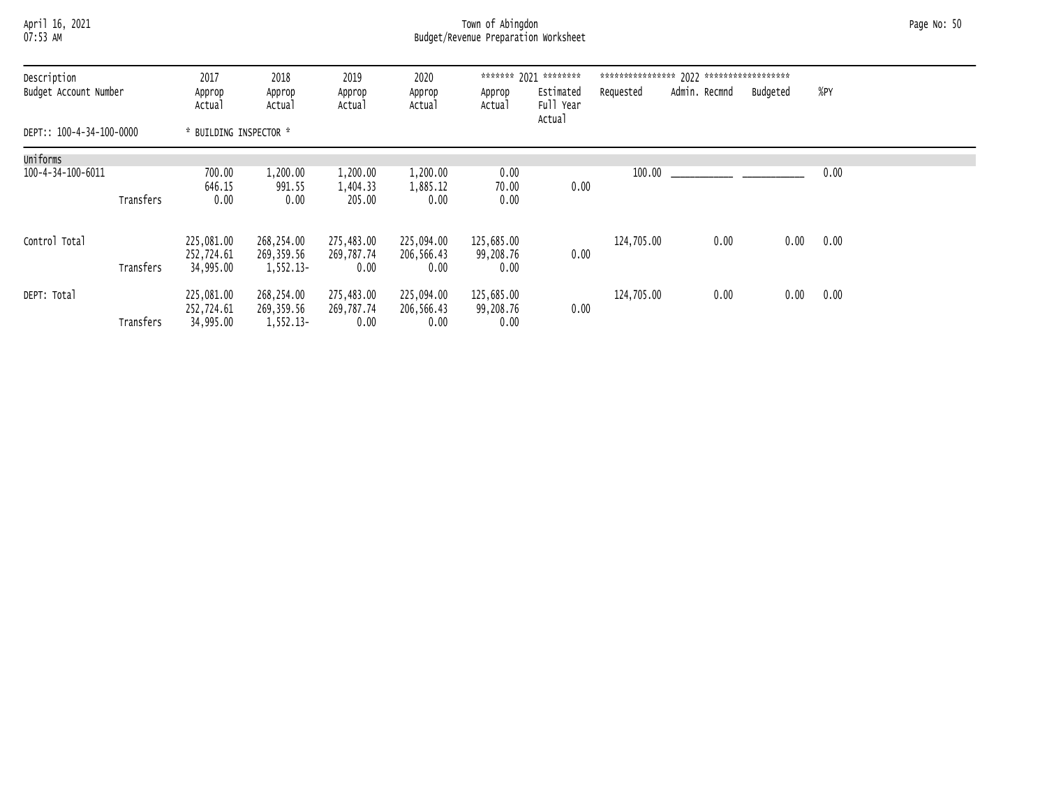Town of Abingdon
Budget/Revenue Preparation Worksheet

| Description / Budget Account Number | | 2017 Approp / Actual | 2018 Approp / Actual | 2019 Approp / Actual | 2020 Approp / Actual | 2021 Approp / Actual | 2021 Estimated Full Year Actual | 2022 Requested | 2022 Admin. Recmnd | 2022 Budgeted | %PY |
|---|---|---|---|---|---|---|---|---|---|---|---|
| DEPT:: 100-4-34-100-0000 | | * BUILDING INSPECTOR * | | | | | | | | | |
| Uniforms | | | | | | | | | | | |
| 100-4-34-100-6011 | | 700.00 | 1,200.00 | 1,200.00 | 1,200.00 | 0.00 | | 100.00 | ___________ | ___________ | 0.00 |
| | | 646.15 | 991.55 | 1,404.33 | 1,885.12 | 70.00 | 0.00 | | | | |
| | Transfers | 0.00 | 0.00 | 205.00 | 0.00 | 0.00 | | | | | |
| Control Total | | 225,081.00 | 268,254.00 | 275,483.00 | 225,094.00 | 125,685.00 | | 124,705.00 | 0.00 | 0.00 | 0.00 |
| | | 252,724.61 | 269,359.56 | 269,787.74 | 206,566.43 | 99,208.76 | 0.00 | | | | |
| | Transfers | 34,995.00 | 1,552.13- | 0.00 | 0.00 | 0.00 | | | | | |
| DEPT: Total | | 225,081.00 | 268,254.00 | 275,483.00 | 225,094.00 | 125,685.00 | | 124,705.00 | 0.00 | 0.00 | 0.00 |
| | | 252,724.61 | 269,359.56 | 269,787.74 | 206,566.43 | 99,208.76 | 0.00 | | | | |
| | Transfers | 34,995.00 | 1,552.13- | 0.00 | 0.00 | 0.00 | | | | | |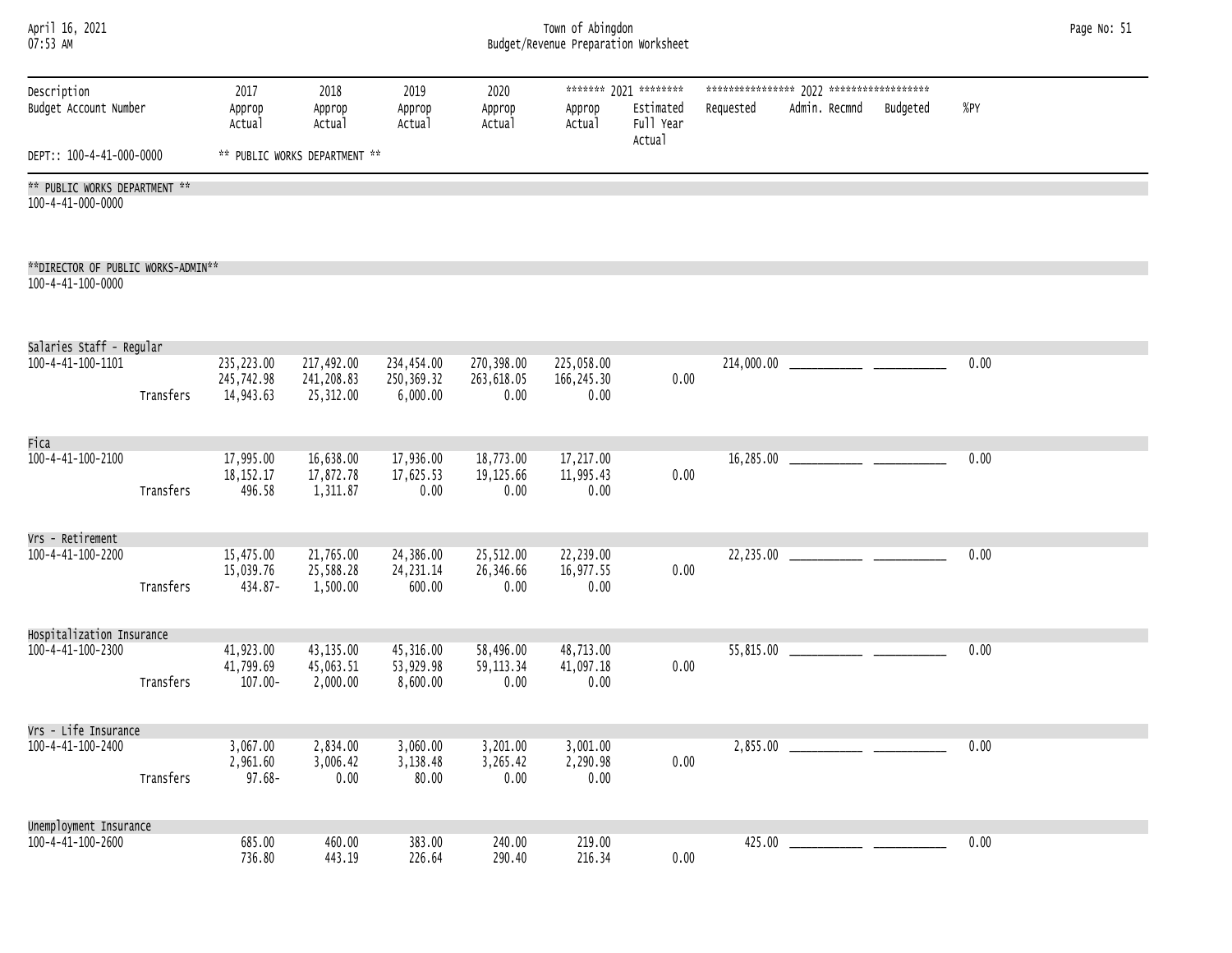**Town of Abingdon**
**Budget/Revenue Preparation Worksheet**

April 16, 2021
07:53 AM

| Description / Budget Account Number | | 2017 Approp Actual | 2018 Approp Actual | 2019 Approp Actual | 2020 Approp Actual | 2021 Approp Actual | 2021 Estimated Full Year Actual | 2022 Requested | 2022 Admin. Recmnd | 2022 Budgeted | %PY |
|---|---|---|---|---|---|---|---|---|---|---|---|
| DEPT:: 100-4-41-000-0000 | | ** PUBLIC WORKS DEPARTMENT ** | | | | | | | | | |
| ** PUBLIC WORKS DEPARTMENT ** 100-4-41-000-0000 | | | | | | | | | | | |
| **DIRECTOR OF PUBLIC WORKS-ADMIN** 100-4-41-100-0000 | | | | | | | | | | | |
| Salaries Staff - Regular 100-4-41-100-1101 | | 235,223.00 | 217,492.00 | 234,454.00 | 270,398.00 | 225,058.00 | | 214,000.00 | | | 0.00 |
| | | 245,742.98 | 241,208.83 | 250,369.32 | 263,618.05 | 166,245.30 | 0.00 | | | | |
| | Transfers | 14,943.63 | 25,312.00 | 6,000.00 | 0.00 | 0.00 | | | | | |
| Fica 100-4-41-100-2100 | | 17,995.00 | 16,638.00 | 17,936.00 | 18,773.00 | 17,217.00 | | 16,285.00 | | | 0.00 |
| | | 18,152.17 | 17,872.78 | 17,625.53 | 19,125.66 | 11,995.43 | 0.00 | | | | |
| | Transfers | 496.58 | 1,311.87 | 0.00 | 0.00 | 0.00 | | | | | |
| Vrs - Retirement 100-4-41-100-2200 | | 15,475.00 | 21,765.00 | 24,386.00 | 25,512.00 | 22,239.00 | | 22,235.00 | | | 0.00 |
| | | 15,039.76 | 25,588.28 | 24,231.14 | 26,346.66 | 16,977.55 | 0.00 | | | | |
| | Transfers | 434.87- | 1,500.00 | 600.00 | 0.00 | 0.00 | | | | | |
| Hospitalization Insurance 100-4-41-100-2300 | | 41,923.00 | 43,135.00 | 45,316.00 | 58,496.00 | 48,713.00 | | 55,815.00 | | | 0.00 |
| | | 41,799.69 | 45,063.51 | 53,929.98 | 59,113.34 | 41,097.18 | 0.00 | | | | |
| | Transfers | 107.00- | 2,000.00 | 8,600.00 | 0.00 | 0.00 | | | | | |
| Vrs - Life Insurance 100-4-41-100-2400 | | 3,067.00 | 2,834.00 | 3,060.00 | 3,201.00 | 3,001.00 | | 2,855.00 | | | 0.00 |
| | | 2,961.60 | 3,006.42 | 3,138.48 | 3,265.42 | 2,290.98 | 0.00 | | | | |
| | Transfers | 97.68- | 0.00 | 80.00 | 0.00 | 0.00 | | | | | |
| Unemployment Insurance 100-4-41-100-2600 | | 685.00 | 460.00 | 383.00 | 240.00 | 219.00 | | 425.00 | | | 0.00 |
| | | 736.80 | 443.19 | 226.64 | 290.40 | 216.34 | 0.00 | | | | |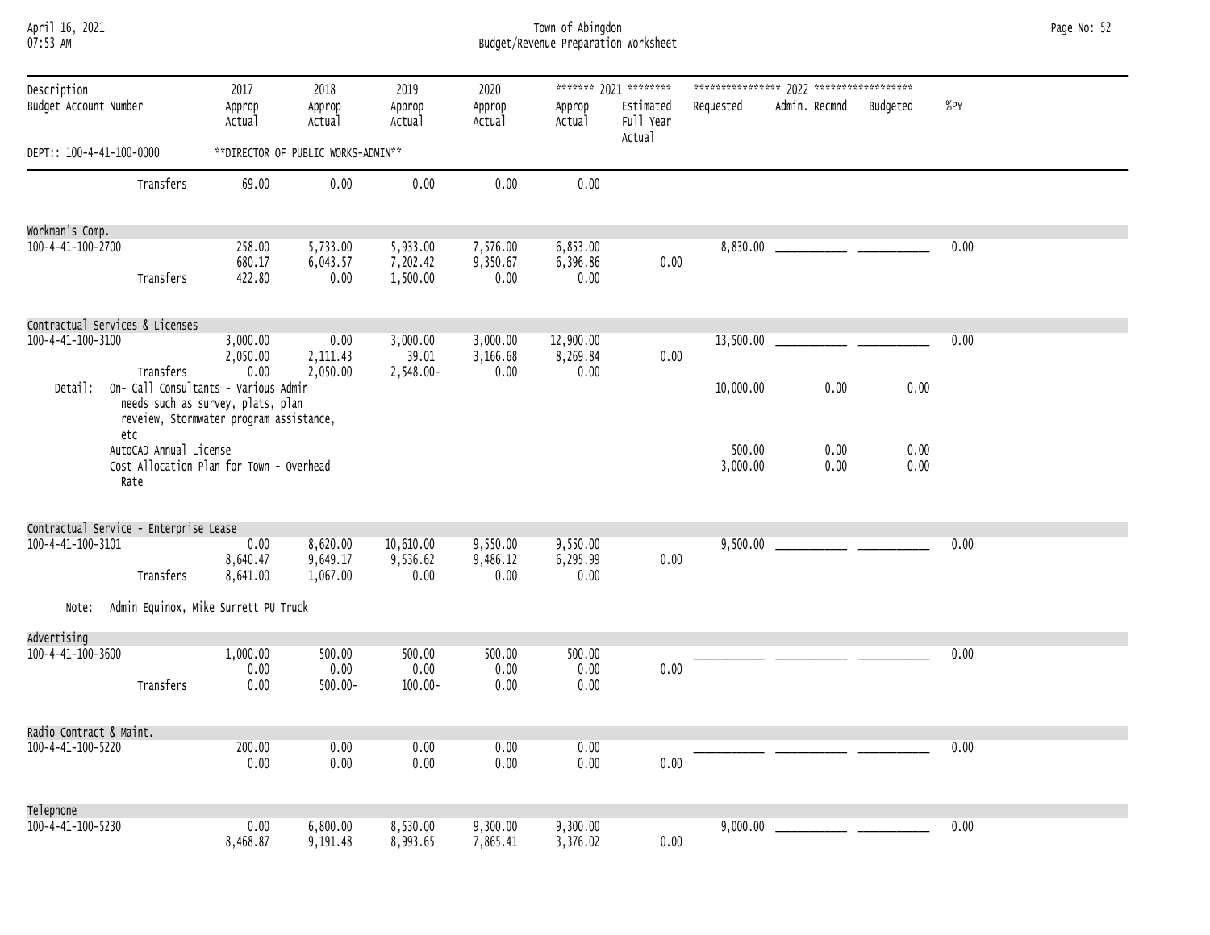Town of Abingdon
Budget/Revenue Preparation Worksheet

| Description / Budget Account Number | | 2017 Approp Actual | 2018 Approp Actual | 2019 Approp Actual | 2020 Approp Actual | 2021 Approp Actual | 2021 Estimated Full Year Actual | 2022 Requested | 2022 Admin. Recmnd | 2022 Budgeted | %PY |
|---|---|---|---|---|---|---|---|---|---|---|---|
| DEPT:: 100-4-41-100-0000 | **DIRECTOR OF PUBLIC WORKS-ADMIN** | | | | | | | | | | |
| | Transfers | 69.00 | 0.00 | 0.00 | 0.00 | 0.00 | | | | | |
| **Workman's Comp.** | | | | | | | | | | | |
| 100-4-41-100-2700 | | 258.00 | 5,733.00 | 5,933.00 | 7,576.00 | 6,853.00 | | 8,830.00 | ___________ | ___________ | 0.00 |
| | | 680.17 | 6,043.57 | 7,202.42 | 9,350.67 | 6,396.86 | 0.00 | | | | |
| | Transfers | 422.80 | 0.00 | 1,500.00 | 0.00 | 0.00 | | | | | |
| **Contractual Services & Licenses** | | | | | | | | | | | |
| 100-4-41-100-3100 | | 3,000.00 | 0.00 | 3,000.00 | 3,000.00 | 12,900.00 | | 13,500.00 | ___________ | ___________ | 0.00 |
| | | 2,050.00 | 2,111.43 | 39.01 | 3,166.68 | 8,269.84 | 0.00 | | | | |
| | Transfers | 0.00 | 2,050.00 | 2,548.00- | 0.00 | 0.00 | | | | | |
| Detail: | On- Call Consultants - Various Admin needs such as survey, plats, plan reveiew, Stormwater program assistance, etc | | | | | | | 10,000.00 | 0.00 | 0.00 | |
| | AutoCAD Annual License | | | | | | | 500.00 | 0.00 | 0.00 | |
| | Cost Allocation Plan for Town - Overhead Rate | | | | | | | 3,000.00 | 0.00 | 0.00 | |
| **Contractual Service - Enterprise Lease** | | | | | | | | | | | |
| 100-4-41-100-3101 | | 0.00 | 8,620.00 | 10,610.00 | 9,550.00 | 9,550.00 | | 9,500.00 | ___________ | ___________ | 0.00 |
| | | 8,640.47 | 9,649.17 | 9,536.62 | 9,486.12 | 6,295.99 | 0.00 | | | | |
| | Transfers | 8,641.00 | 1,067.00 | 0.00 | 0.00 | 0.00 | | | | | |
| Note: | Admin Equinox, Mike Surrett PU Truck | | | | | | | | | | |
| **Advertising** | | | | | | | | | | | |
| 100-4-41-100-3600 | | 1,000.00 | 500.00 | 500.00 | 500.00 | 500.00 | | ___________ | ___________ | ___________ | 0.00 |
| | | 0.00 | 0.00 | 0.00 | 0.00 | 0.00 | 0.00 | | | | |
| | Transfers | 0.00 | 500.00- | 100.00- | 0.00 | 0.00 | | | | | |
| **Radio Contract & Maint.** | | | | | | | | | | | |
| 100-4-41-100-5220 | | 200.00 | 0.00 | 0.00 | 0.00 | 0.00 | | ___________ | ___________ | ___________ | 0.00 |
| | | 0.00 | 0.00 | 0.00 | 0.00 | 0.00 | 0.00 | | | | |
| **Telephone** | | | | | | | | | | | |
| 100-4-41-100-5230 | | 0.00 | 6,800.00 | 8,530.00 | 9,300.00 | 9,300.00 | | 9,000.00 | ___________ | ___________ | 0.00 |
| | | 8,468.87 | 9,191.48 | 8,993.65 | 7,865.41 | 3,376.02 | 0.00 | | | | |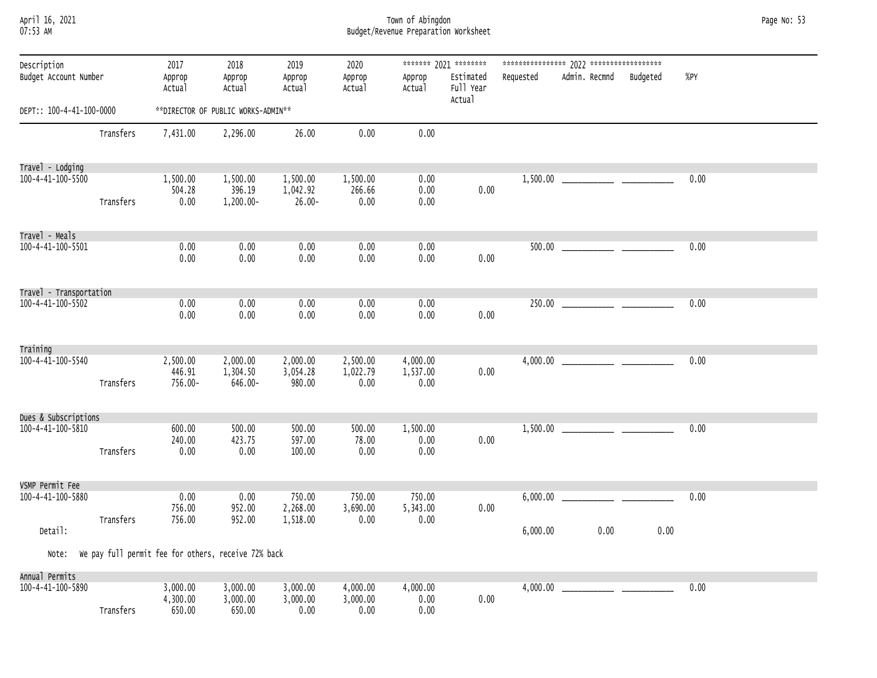| Description<br>Budget Account Number | | 2017<br>Approp<br>Actual | 2018<br>Approp<br>Actual | 2019<br>Approp<br>Actual | 2020<br>Approp<br>Actual | ******* 2021 ********<br>Approp<br>Actual | Estimated<br>Full Year<br>Actual | **************** 2022 ******************<br>Requested | Admin. Recmnd | Budgeted | %PY |
|---|---|---|---|---|---|---|---|---|---|---|---|
| DEPT:: 100-4-41-100-0000 | | **DIRECTOR OF PUBLIC WORKS-ADMIN** | | | | | | | | | |
| | Transfers | 7,431.00 | 2,296.00 | 26.00 | 0.00 | 0.00 | | | | | |
| Travel - Lodging | | | | | | | | | | | |
| 100-4-41-100-5500 | | 1,500.00 | 1,500.00 | 1,500.00 | 1,500.00 | 0.00 | | 1,500.00 | ___________ | ___________ | 0.00 |
| | | 504.28 | 396.19 | 1,042.92 | 266.66 | 0.00 | 0.00 | | | | |
| | Transfers | 0.00 | 1,200.00- | 26.00- | 0.00 | 0.00 | | | | | |
| Travel - Meals | | | | | | | | | | | |
| 100-4-41-100-5501 | | 0.00 | 0.00 | 0.00 | 0.00 | 0.00 | | 500.00 | ___________ | ___________ | 0.00 |
| | | 0.00 | 0.00 | 0.00 | 0.00 | 0.00 | 0.00 | | | | |
| Travel - Transportation | | | | | | | | | | | |
| 100-4-41-100-5502 | | 0.00 | 0.00 | 0.00 | 0.00 | 0.00 | | 250.00 | ___________ | ___________ | 0.00 |
| | | 0.00 | 0.00 | 0.00 | 0.00 | 0.00 | 0.00 | | | | |
| Training | | | | | | | | | | | |
| 100-4-41-100-5540 | | 2,500.00 | 2,000.00 | 2,000.00 | 2,500.00 | 4,000.00 | | 4,000.00 | ___________ | ___________ | 0.00 |
| | | 446.91 | 1,304.50 | 3,054.28 | 1,022.79 | 1,537.00 | 0.00 | | | | |
| | Transfers | 756.00- | 646.00- | 980.00 | 0.00 | 0.00 | | | | | |
| Dues & Subscriptions | | | | | | | | | | | |
| 100-4-41-100-5810 | | 600.00 | 500.00 | 500.00 | 500.00 | 1,500.00 | | 1,500.00 | ___________ | ___________ | 0.00 |
| | | 240.00 | 423.75 | 597.00 | 78.00 | 0.00 | 0.00 | | | | |
| | Transfers | 0.00 | 0.00 | 100.00 | 0.00 | 0.00 | | | | | |
| VSMP Permit Fee | | | | | | | | | | | |
| 100-4-41-100-5880 | | 0.00 | 0.00 | 750.00 | 750.00 | 750.00 | | 6,000.00 | ___________ | ___________ | 0.00 |
| | | 756.00 | 952.00 | 2,268.00 | 3,690.00 | 5,343.00 | 0.00 | | | | |
| | Transfers | 756.00 | 952.00 | 1,518.00 | 0.00 | 0.00 | | | | | |
| Detail: | | | | | | | | 6,000.00 | 0.00 | 0.00 | |
| Note: We pay full permit fee for others, receive 72% back | | | | | | | | | | | |
| Annual Permits | | | | | | | | | | | |
| 100-4-41-100-5890 | | 3,000.00 | 3,000.00 | 3,000.00 | 4,000.00 | 4,000.00 | | 4,000.00 | ___________ | ___________ | 0.00 |
| | | 4,300.00 | 3,000.00 | 3,000.00 | 3,000.00 | 0.00 | 0.00 | | | | |
| | Transfers | 650.00 | 650.00 | 0.00 | 0.00 | 0.00 | | | | | |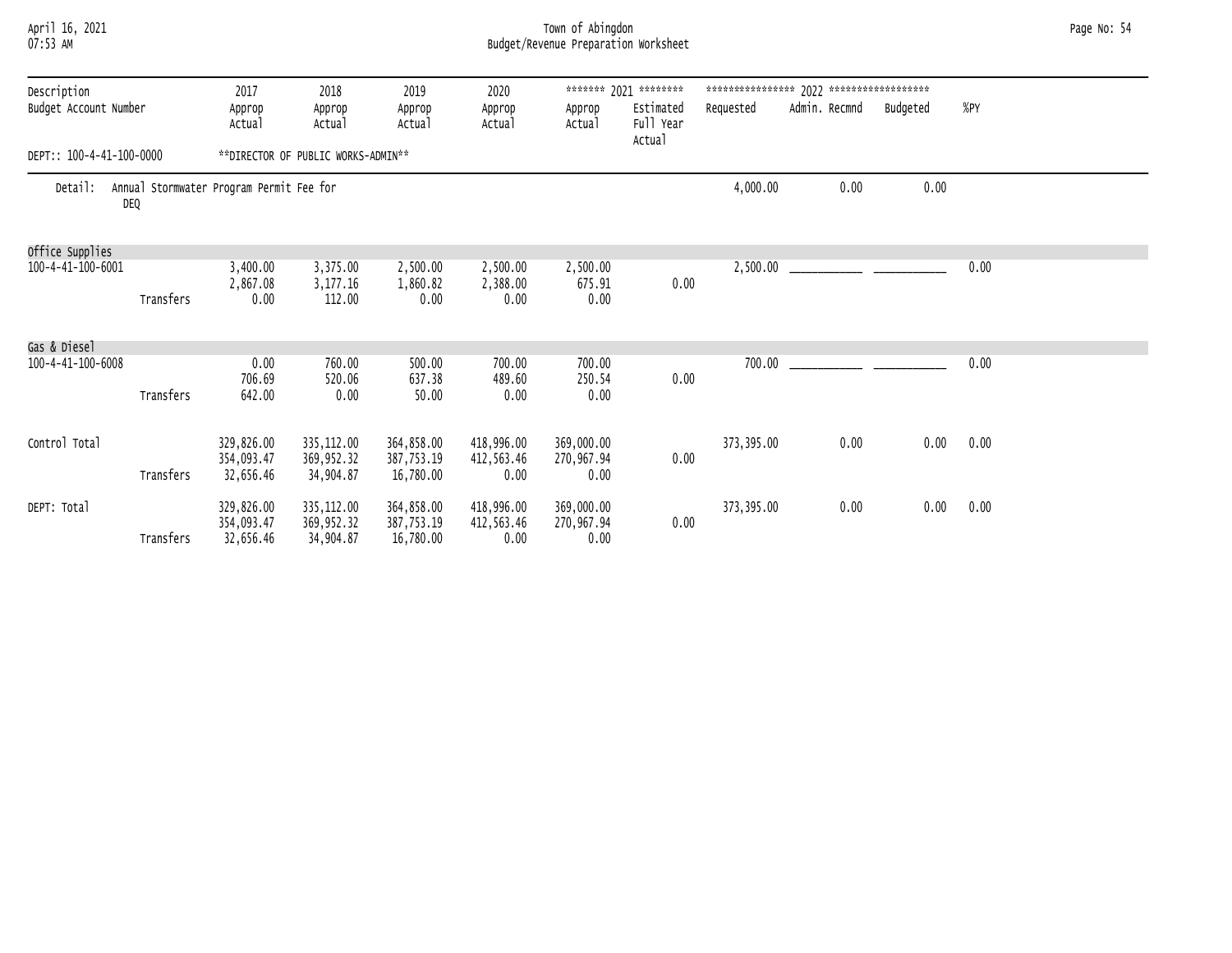Town of Abingdon
Budget/Revenue Preparation Worksheet

| Description / Budget Account Number | | 2017 Approp Actual | 2018 Approp Actual | 2019 Approp Actual | 2020 Approp Actual | 2021 Approp Actual | 2021 Estimated Full Year Actual | 2022 Requested | 2022 Admin. Recmnd | 2022 Budgeted | %PY |
|---|---|---|---|---|---|---|---|---|---|---|---|
| DEPT:: 100-4-41-100-0000 | | **DIRECTOR OF PUBLIC WORKS-ADMIN** | | | | | | | | | |
| Detail: Annual Stormwater Program Permit Fee for DEQ | | | | | | | | 4,000.00 | 0.00 | 0.00 | |
| **Office Supplies** | | | | | | | | | | | |
| 100-4-41-100-6001 | | 3,400.00 | 3,375.00 | 2,500.00 | 2,500.00 | 2,500.00 | | 2,500.00 | ___________ | ___________ | 0.00 |
| | | 2,867.08 | 3,177.16 | 1,860.82 | 2,388.00 | 675.91 | 0.00 | | | | |
| | Transfers | 0.00 | 112.00 | 0.00 | 0.00 | 0.00 | | | | | |
| **Gas & Diesel** | | | | | | | | | | | |
| 100-4-41-100-6008 | | 0.00 | 760.00 | 500.00 | 700.00 | 700.00 | | 700.00 | ___________ | ___________ | 0.00 |
| | | 706.69 | 520.06 | 637.38 | 489.60 | 250.54 | 0.00 | | | | |
| | Transfers | 642.00 | 0.00 | 50.00 | 0.00 | 0.00 | | | | | |
| Control Total | | 329,826.00 | 335,112.00 | 364,858.00 | 418,996.00 | 369,000.00 | | 373,395.00 | 0.00 | 0.00 | 0.00 |
| | | 354,093.47 | 369,952.32 | 387,753.19 | 412,563.46 | 270,967.94 | 0.00 | | | | |
| | Transfers | 32,656.46 | 34,904.87 | 16,780.00 | 0.00 | 0.00 | | | | | |
| DEPT: Total | | 329,826.00 | 335,112.00 | 364,858.00 | 418,996.00 | 369,000.00 | | 373,395.00 | 0.00 | 0.00 | 0.00 |
| | | 354,093.47 | 369,952.32 | 387,753.19 | 412,563.46 | 270,967.94 | 0.00 | | | | |
| | Transfers | 32,656.46 | 34,904.87 | 16,780.00 | 0.00 | 0.00 | | | | | |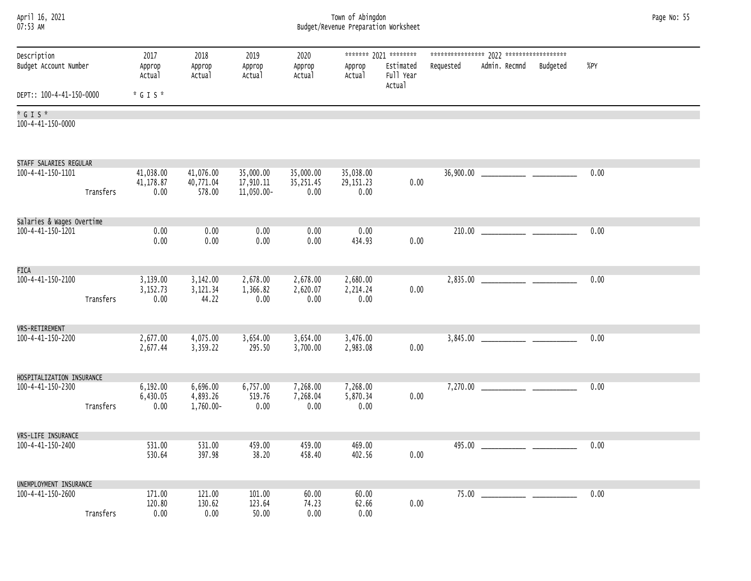Town of Abingdon
Budget/Revenue Preparation Worksheet

April 16, 2021
07:53 AM

| Description / Budget Account Number | | 2017 Approp Actual | 2018 Approp Actual | 2019 Approp Actual | 2020 Approp Actual | 2021 Approp Actual | 2021 Estimated Full Year Actual | 2022 Requested | 2022 Admin. Recmnd | 2022 Budgeted | %PY |
|---|---|---|---|---|---|---|---|---|---|---|---|
| DEPT:: 100-4-41-150-0000 | | * G I S * | | | | | | | | | |
| * G I S * 100-4-41-150-0000 | | | | | | | | | | | |
| STAFF SALARIES REGULAR 100-4-41-150-1101 | | 41,038.00 | 41,076.00 | 35,000.00 | 35,000.00 | 35,038.00 | | 36,900.00 | ___________ | ___________ | 0.00 |
| | | 41,178.87 | 40,771.04 | 17,910.11 | 35,251.45 | 29,151.23 | 0.00 | | | | |
| | Transfers | 0.00 | 578.00 | 11,050.00- | 0.00 | 0.00 | | | | | |
| Salaries & Wages Overtime 100-4-41-150-1201 | | 0.00 | 0.00 | 0.00 | 0.00 | 0.00 | | 210.00 | ___________ | ___________ | 0.00 |
| | | 0.00 | 0.00 | 0.00 | 0.00 | 434.93 | 0.00 | | | | |
| FICA 100-4-41-150-2100 | | 3,139.00 | 3,142.00 | 2,678.00 | 2,678.00 | 2,680.00 | | 2,835.00 | ___________ | ___________ | 0.00 |
| | | 3,152.73 | 3,121.34 | 1,366.82 | 2,620.07 | 2,214.24 | 0.00 | | | | |
| | Transfers | 0.00 | 44.22 | 0.00 | 0.00 | 0.00 | | | | | |
| VRS-RETIREMENT 100-4-41-150-2200 | | 2,677.00 | 4,075.00 | 3,654.00 | 3,654.00 | 3,476.00 | | 3,845.00 | ___________ | ___________ | 0.00 |
| | | 2,677.44 | 3,359.22 | 295.50 | 3,700.00 | 2,983.08 | 0.00 | | | | |
| HOSPITALIZATION INSURANCE 100-4-41-150-2300 | | 6,192.00 | 6,696.00 | 6,757.00 | 7,268.00 | 7,268.00 | | 7,270.00 | ___________ | ___________ | 0.00 |
| | | 6,430.05 | 4,893.26 | 519.76 | 7,268.04 | 5,870.34 | 0.00 | | | | |
| | Transfers | 0.00 | 1,760.00- | 0.00 | 0.00 | 0.00 | | | | | |
| VRS-LIFE INSURANCE 100-4-41-150-2400 | | 531.00 | 531.00 | 459.00 | 459.00 | 469.00 | | 495.00 | ___________ | ___________ | 0.00 |
| | | 530.64 | 397.98 | 38.20 | 458.40 | 402.56 | 0.00 | | | | |
| UNEMPLOYMENT INSURANCE 100-4-41-150-2600 | | 171.00 | 121.00 | 101.00 | 60.00 | 60.00 | | 75.00 | ___________ | ___________ | 0.00 |
| | | 120.80 | 130.62 | 123.64 | 74.23 | 62.66 | 0.00 | | | | |
| | Transfers | 0.00 | 0.00 | 50.00 | 0.00 | 0.00 | | | | | |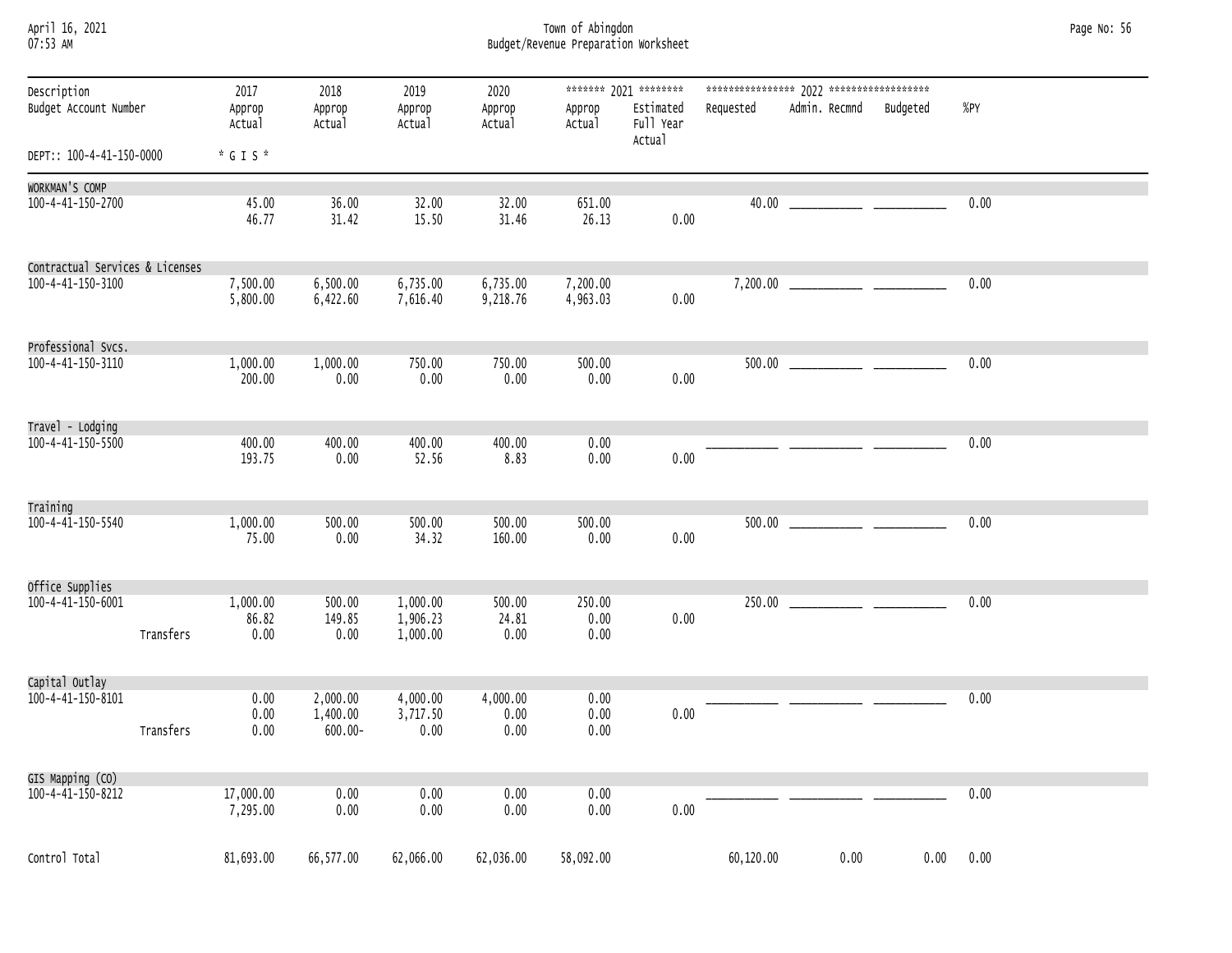Town of Abingdon
Budget/Revenue Preparation Worksheet

| Description / Budget Account Number | | 2017 Approp Actual | 2018 Approp Actual | 2019 Approp Actual | 2020 Approp Actual | 2021 Approp Actual | 2021 Estimated Full Year Actual | 2022 Requested | 2022 Admin. Recmnd | 2022 Budgeted | %PY |
|---|---|---|---|---|---|---|---|---|---|---|---|
| DEPT:: 100-4-41-150-0000 | | * G I S * | | | | | | | | | |
| **WORKMAN'S COMP** | | | | | | | | | | | |
| 100-4-41-150-2700 | | 45.00 | 36.00 | 32.00 | 32.00 | 651.00 | | 40.00 | ___________ | ___________ | 0.00 |
| | | 46.77 | 31.42 | 15.50 | 31.46 | 26.13 | 0.00 | | | | |
| **Contractual Services & Licenses** | | | | | | | | | | | |
| 100-4-41-150-3100 | | 7,500.00 | 6,500.00 | 6,735.00 | 6,735.00 | 7,200.00 | | 7,200.00 | ___________ | ___________ | 0.00 |
| | | 5,800.00 | 6,422.60 | 7,616.40 | 9,218.76 | 4,963.03 | 0.00 | | | | |
| **Professional Svcs.** | | | | | | | | | | | |
| 100-4-41-150-3110 | | 1,000.00 | 1,000.00 | 750.00 | 750.00 | 500.00 | | 500.00 | ___________ | ___________ | 0.00 |
| | | 200.00 | 0.00 | 0.00 | 0.00 | 0.00 | 0.00 | | | | |
| **Travel - Lodging** | | | | | | | | | | | |
| 100-4-41-150-5500 | | 400.00 | 400.00 | 400.00 | 400.00 | 0.00 | | ___________ | ___________ | ___________ | 0.00 |
| | | 193.75 | 0.00 | 52.56 | 8.83 | 0.00 | 0.00 | | | | |
| **Training** | | | | | | | | | | | |
| 100-4-41-150-5540 | | 1,000.00 | 500.00 | 500.00 | 500.00 | 500.00 | | 500.00 | ___________ | ___________ | 0.00 |
| | | 75.00 | 0.00 | 34.32 | 160.00 | 0.00 | 0.00 | | | | |
| **Office Supplies** | | | | | | | | | | | |
| 100-4-41-150-6001 | | 1,000.00 | 500.00 | 1,000.00 | 500.00 | 250.00 | | 250.00 | ___________ | ___________ | 0.00 |
| | | 86.82 | 149.85 | 1,906.23 | 24.81 | 0.00 | 0.00 | | | | |
| | Transfers | 0.00 | 0.00 | 1,000.00 | 0.00 | 0.00 | | | | | |
| **Capital Outlay** | | | | | | | | | | | |
| 100-4-41-150-8101 | | 0.00 | 2,000.00 | 4,000.00 | 4,000.00 | 0.00 | | ___________ | ___________ | ___________ | 0.00 |
| | | 0.00 | 1,400.00 | 3,717.50 | 0.00 | 0.00 | 0.00 | | | | |
| | Transfers | 0.00 | 600.00- | 0.00 | 0.00 | 0.00 | | | | | |
| **GIS Mapping (CO)** | | | | | | | | | | | |
| 100-4-41-150-8212 | | 17,000.00 | 0.00 | 0.00 | 0.00 | 0.00 | | ___________ | ___________ | ___________ | 0.00 |
| | | 7,295.00 | 0.00 | 0.00 | 0.00 | 0.00 | 0.00 | | | | |
| **Control Total** | | 81,693.00 | 66,577.00 | 62,066.00 | 62,036.00 | 58,092.00 | | 60,120.00 | 0.00 | 0.00 | 0.00 |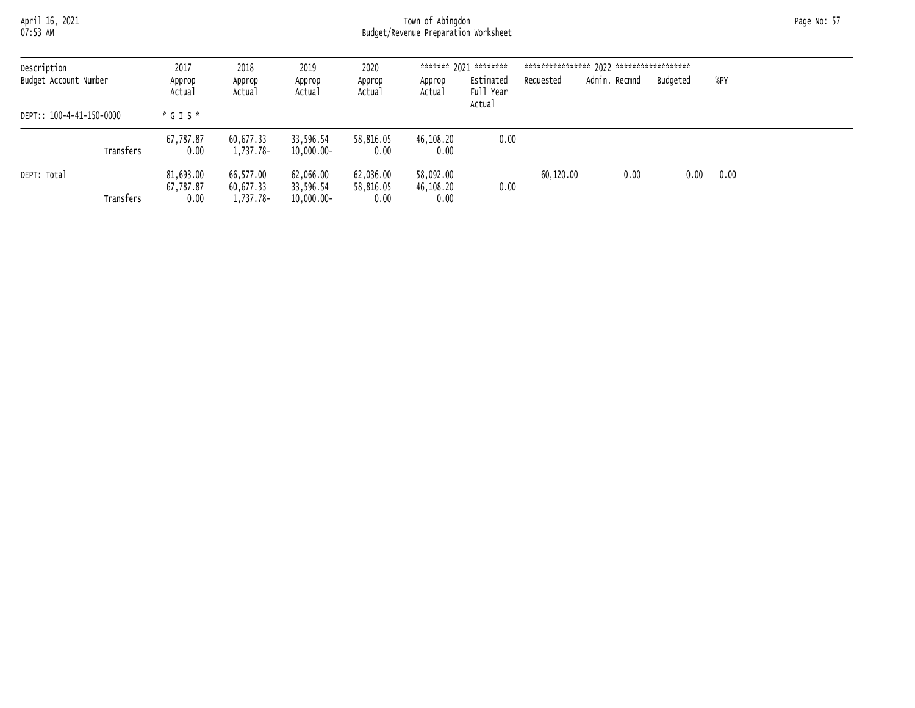Town of Abingdon
Budget/Revenue Preparation Worksheet

| Description<br>Budget Account Number | 2017<br>Approp<br>Actual | 2018<br>Approp<br>Actual | 2019<br>Approp<br>Actual | 2020<br>Approp<br>Actual | ******* 2021 ********<br>Approp<br>Actual | Estimated<br>Full Year<br>Actual | **************** 2022 ******************<br>Requested | Admin. Recmnd | Budgeted | %PY |
|---|---|---|---|---|---|---|---|---|---|---|
| DEPT:: 100-4-41-150-0000 | * G I S * | | | | | | | | | |
| | 67,787.87 | 60,677.33 | 33,596.54 | 58,816.05 | 46,108.20 | 0.00 | | | | |
| Transfers | 0.00 | 1,737.78- | 10,000.00- | 0.00 | 0.00 | | | | | |
| DEPT: Total | 81,693.00 | 66,577.00 | 62,066.00 | 62,036.00 | 58,092.00 | | 60,120.00 | 0.00 | 0.00 | 0.00 |
| | 67,787.87 | 60,677.33 | 33,596.54 | 58,816.05 | 46,108.20 | 0.00 | | | | |
| Transfers | 0.00 | 1,737.78- | 10,000.00- | 0.00 | 0.00 | | | | | |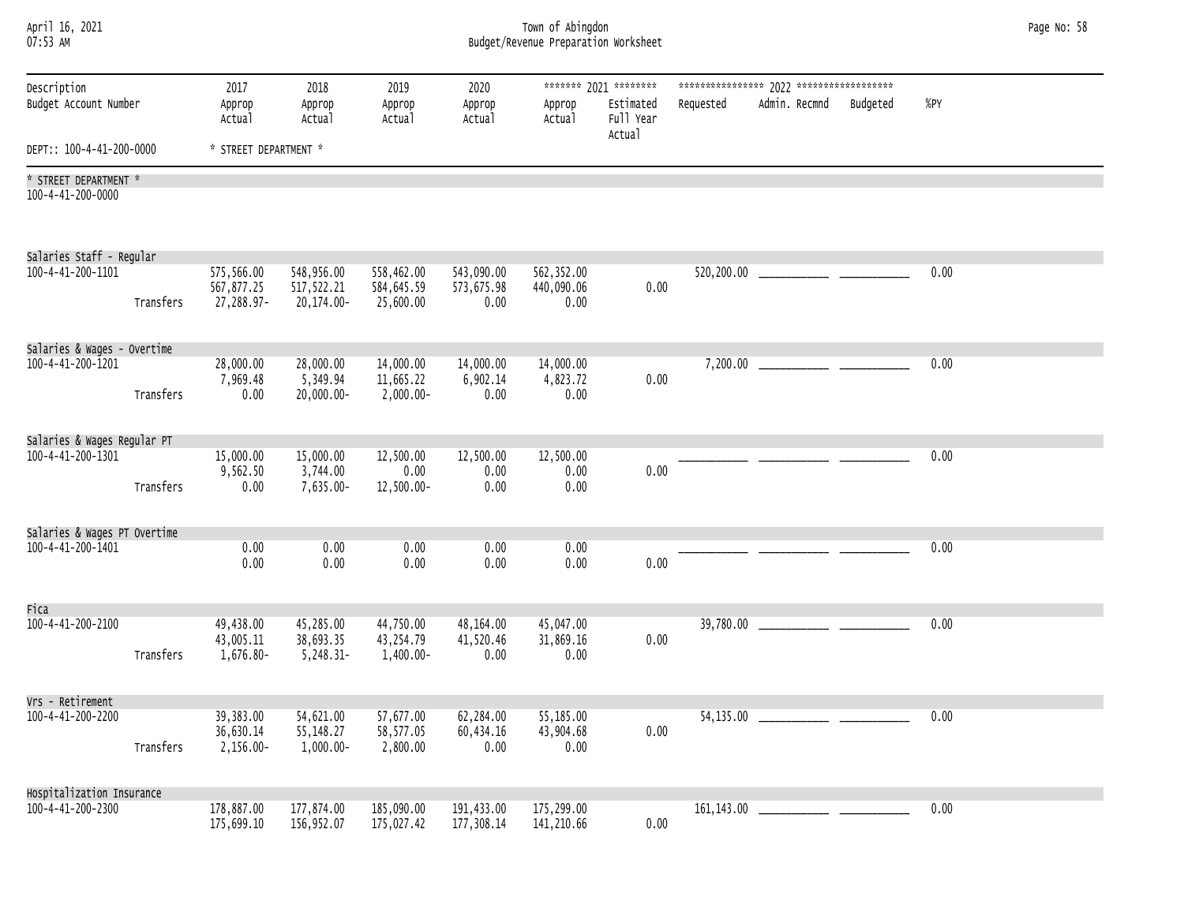Town of Abingdon
Budget/Revenue Preparation Worksheet

| Description / Budget Account Number | | 2017 Approp Actual | 2018 Approp Actual | 2019 Approp Actual | 2020 Approp Actual | 2021 Approp Actual | 2021 Estimated Full Year Actual | 2022 Requested | 2022 Admin. Recmnd | 2022 Budgeted | %PY |
|---|---|---|---|---|---|---|---|---|---|---|---|
| DEPT:: 100-4-41-200-0000 | | * STREET DEPARTMENT * | | | | | | | | | |
| * STREET DEPARTMENT * 100-4-41-200-0000 | | | | | | | | | | | |
| Salaries Staff - Regular 100-4-41-200-1101 | | 575,566.00 | 548,956.00 | 558,462.00 | 543,090.00 | 562,352.00 | | 520,200.00 | ___________ | ___________ | 0.00 |
| | | 567,877.25 | 517,522.21 | 584,645.59 | 573,675.98 | 440,090.06 | 0.00 | | | | |
| | Transfers | 27,288.97- | 20,174.00- | 25,600.00 | 0.00 | 0.00 | | | | | |
| Salaries & Wages - Overtime 100-4-41-200-1201 | | 28,000.00 | 28,000.00 | 14,000.00 | 14,000.00 | 14,000.00 | | 7,200.00 | ___________ | ___________ | 0.00 |
| | | 7,969.48 | 5,349.94 | 11,665.22 | 6,902.14 | 4,823.72 | 0.00 | | | | |
| | Transfers | 0.00 | 20,000.00- | 2,000.00- | 0.00 | 0.00 | | | | | |
| Salaries & Wages Regular PT 100-4-41-200-1301 | | 15,000.00 | 15,000.00 | 12,500.00 | 12,500.00 | 12,500.00 | | ___________ | ___________ | ___________ | 0.00 |
| | | 9,562.50 | 3,744.00 | 0.00 | 0.00 | 0.00 | 0.00 | | | | |
| | Transfers | 0.00 | 7,635.00- | 12,500.00- | 0.00 | 0.00 | | | | | |
| Salaries & Wages PT Overtime 100-4-41-200-1401 | | 0.00 | 0.00 | 0.00 | 0.00 | 0.00 | | ___________ | ___________ | ___________ | 0.00 |
| | | 0.00 | 0.00 | 0.00 | 0.00 | 0.00 | 0.00 | | | | |
| Fica 100-4-41-200-2100 | | 49,438.00 | 45,285.00 | 44,750.00 | 48,164.00 | 45,047.00 | | 39,780.00 | ___________ | ___________ | 0.00 |
| | | 43,005.11 | 38,693.35 | 43,254.79 | 41,520.46 | 31,869.16 | 0.00 | | | | |
| | Transfers | 1,676.80- | 5,248.31- | 1,400.00- | 0.00 | 0.00 | | | | | |
| Vrs - Retirement 100-4-41-200-2200 | | 39,383.00 | 54,621.00 | 57,677.00 | 62,284.00 | 55,185.00 | | 54,135.00 | ___________ | ___________ | 0.00 |
| | | 36,630.14 | 55,148.27 | 58,577.05 | 60,434.16 | 43,904.68 | 0.00 | | | | |
| | Transfers | 2,156.00- | 1,000.00- | 2,800.00 | 0.00 | 0.00 | | | | | |
| Hospitalization Insurance 100-4-41-200-2300 | | 178,887.00 | 177,874.00 | 185,090.00 | 191,433.00 | 175,299.00 | | 161,143.00 | ___________ | ___________ | 0.00 |
| | | 175,699.10 | 156,952.07 | 175,027.42 | 177,308.14 | 141,210.66 | 0.00 | | | | |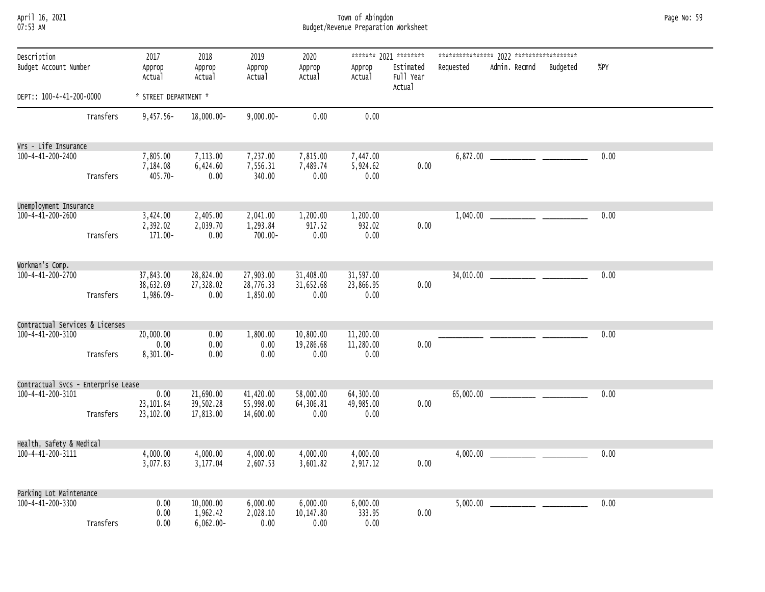| Description / Budget Account Number | | 2017 Approp Actual | 2018 Approp Actual | 2019 Approp Actual | 2020 Approp Actual | 2021 Approp Actual | 2021 Estimated Full Year Actual | 2022 Requested | 2022 Admin. Recmnd | 2022 Budgeted | %PY |
|---|---|---|---|---|---|---|---|---|---|---|---|
| DEPT:: 100-4-41-200-0000 | * STREET DEPARTMENT * | | | | | | | | | | |
| | Transfers | 9,457.56- | 18,000.00- | 9,000.00- | 0.00 | 0.00 | | | | | |
| **Vrs - Life Insurance** | | | | | | | | | | | |
| 100-4-41-200-2400 | | 7,805.00 | 7,113.00 | 7,237.00 | 7,815.00 | 7,447.00 | | 6,872.00 | ___________ | ___________ | 0.00 |
| | | 7,184.08 | 6,424.60 | 7,556.31 | 7,489.74 | 5,924.62 | 0.00 | | | | |
| | Transfers | 405.70- | 0.00 | 340.00 | 0.00 | 0.00 | | | | | |
| **Unemployment Insurance** | | | | | | | | | | | |
| 100-4-41-200-2600 | | 3,424.00 | 2,405.00 | 2,041.00 | 1,200.00 | 1,200.00 | | 1,040.00 | ___________ | ___________ | 0.00 |
| | | 2,392.02 | 2,039.70 | 1,293.84 | 917.52 | 932.02 | 0.00 | | | | |
| | Transfers | 171.00- | 0.00 | 700.00- | 0.00 | 0.00 | | | | | |
| **Workman's Comp.** | | | | | | | | | | | |
| 100-4-41-200-2700 | | 37,843.00 | 28,824.00 | 27,903.00 | 31,408.00 | 31,597.00 | | 34,010.00 | ___________ | ___________ | 0.00 |
| | | 38,632.69 | 27,328.02 | 28,776.33 | 31,652.68 | 23,866.95 | 0.00 | | | | |
| | Transfers | 1,986.09- | 0.00 | 1,850.00 | 0.00 | 0.00 | | | | | |
| **Contractual Services & Licenses** | | | | | | | | | | | |
| 100-4-41-200-3100 | | 20,000.00 | 0.00 | 1,800.00 | 10,800.00 | 11,200.00 | | ___________ | ___________ | ___________ | 0.00 |
| | | 0.00 | 0.00 | 0.00 | 19,286.68 | 11,280.00 | 0.00 | | | | |
| | Transfers | 8,301.00- | 0.00 | 0.00 | 0.00 | 0.00 | | | | | |
| **Contractual Svcs - Enterprise Lease** | | | | | | | | | | | |
| 100-4-41-200-3101 | | 0.00 | 21,690.00 | 41,420.00 | 58,000.00 | 64,300.00 | | 65,000.00 | ___________ | ___________ | 0.00 |
| | | 23,101.84 | 39,502.28 | 55,998.00 | 64,306.81 | 49,985.00 | 0.00 | | | | |
| | Transfers | 23,102.00 | 17,813.00 | 14,600.00 | 0.00 | 0.00 | | | | | |
| **Health, Safety & Medical** | | | | | | | | | | | |
| 100-4-41-200-3111 | | 4,000.00 | 4,000.00 | 4,000.00 | 4,000.00 | 4,000.00 | | 4,000.00 | ___________ | ___________ | 0.00 |
| | | 3,077.83 | 3,177.04 | 2,607.53 | 3,601.82 | 2,917.12 | 0.00 | | | | |
| **Parking Lot Maintenance** | | | | | | | | | | | |
| 100-4-41-200-3300 | | 0.00 | 10,000.00 | 6,000.00 | 6,000.00 | 6,000.00 | | 5,000.00 | ___________ | ___________ | 0.00 |
| | | 0.00 | 1,962.42 | 2,028.10 | 10,147.80 | 333.95 | 0.00 | | | | |
| | Transfers | 0.00 | 6,062.00- | 0.00 | 0.00 | 0.00 | | | | | |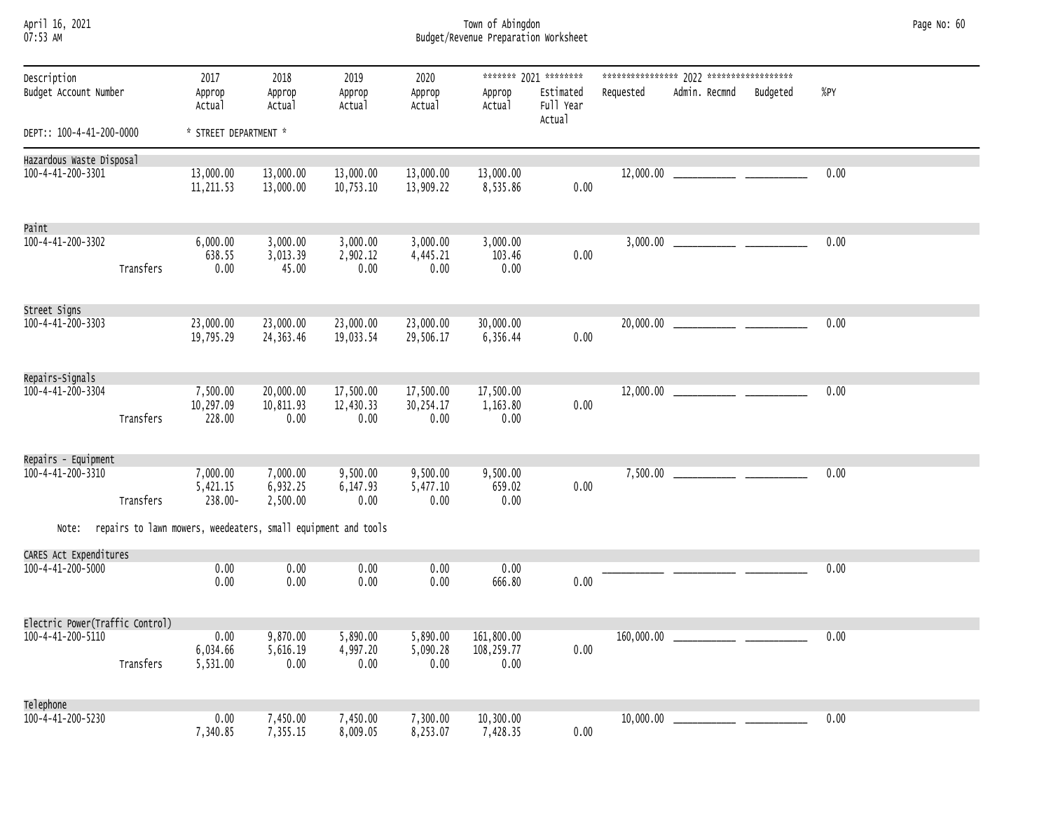| Description<br>Budget Account Number | | 2017<br>Approp<br>Actual | 2018<br>Approp<br>Actual | 2019<br>Approp<br>Actual | 2020<br>Approp<br>Actual | ******* 2021 ********<br>Approp<br>Actual | Estimated<br>Full Year<br>Actual | **************** 2022 ******************<br>Requested | Admin. Recmnd | Budgeted | %PY |
|---|---|---|---|---|---|---|---|---|---|---|---|
| DEPT:: 100-4-41-200-0000 | | * STREET DEPARTMENT * | | | | | | | | | |
| Hazardous Waste Disposal | | | | | | | | | | | |
| 100-4-41-200-3301 | | 13,000.00 | 13,000.00 | 13,000.00 | 13,000.00 | 13,000.00 | | 12,000.00 | ___________ | ___________ | 0.00 |
| | | 11,211.53 | 13,000.00 | 10,753.10 | 13,909.22 | 8,535.86 | 0.00 | | | | |
| Paint | | | | | | | | | | | |
| 100-4-41-200-3302 | | 6,000.00 | 3,000.00 | 3,000.00 | 3,000.00 | 3,000.00 | | 3,000.00 | ___________ | ___________ | 0.00 |
| | | 638.55 | 3,013.39 | 2,902.12 | 4,445.21 | 103.46 | 0.00 | | | | |
| | Transfers | 0.00 | 45.00 | 0.00 | 0.00 | 0.00 | | | | | |
| Street Signs | | | | | | | | | | | |
| 100-4-41-200-3303 | | 23,000.00 | 23,000.00 | 23,000.00 | 23,000.00 | 30,000.00 | | 20,000.00 | ___________ | ___________ | 0.00 |
| | | 19,795.29 | 24,363.46 | 19,033.54 | 29,506.17 | 6,356.44 | 0.00 | | | | |
| Repairs-Signals | | | | | | | | | | | |
| 100-4-41-200-3304 | | 7,500.00 | 20,000.00 | 17,500.00 | 17,500.00 | 17,500.00 | | 12,000.00 | ___________ | ___________ | 0.00 |
| | | 10,297.09 | 10,811.93 | 12,430.33 | 30,254.17 | 1,163.80 | 0.00 | | | | |
| | Transfers | 228.00 | 0.00 | 0.00 | 0.00 | 0.00 | | | | | |
| Repairs - Equipment | | | | | | | | | | | |
| 100-4-41-200-3310 | | 7,000.00 | 7,000.00 | 9,500.00 | 9,500.00 | 9,500.00 | | 7,500.00 | ___________ | ___________ | 0.00 |
| | | 5,421.15 | 6,932.25 | 6,147.93 | 5,477.10 | 659.02 | 0.00 | | | | |
| | Transfers | 238.00- | 2,500.00 | 0.00 | 0.00 | 0.00 | | | | | |
| Note: repairs to lawn mowers, weedeaters, small equipment and tools | | | | | | | | | | | |
| CARES Act Expenditures | | | | | | | | | | | |
| 100-4-41-200-5000 | | 0.00 | 0.00 | 0.00 | 0.00 | 0.00 | | ___________ | ___________ | ___________ | 0.00 |
| | | 0.00 | 0.00 | 0.00 | 0.00 | 666.80 | 0.00 | | | | |
| Electric Power(Traffic Control) | | | | | | | | | | | |
| 100-4-41-200-5110 | | 0.00 | 9,870.00 | 5,890.00 | 5,890.00 | 161,800.00 | | 160,000.00 | ___________ | ___________ | 0.00 |
| | | 6,034.66 | 5,616.19 | 4,997.20 | 5,090.28 | 108,259.77 | 0.00 | | | | |
| | Transfers | 5,531.00 | 0.00 | 0.00 | 0.00 | 0.00 | | | | | |
| Telephone | | | | | | | | | | | |
| 100-4-41-200-5230 | | 0.00 | 7,450.00 | 7,450.00 | 7,300.00 | 10,300.00 | | 10,000.00 | ___________ | ___________ | 0.00 |
| | | 7,340.85 | 7,355.15 | 8,009.05 | 8,253.07 | 7,428.35 | 0.00 | | | | |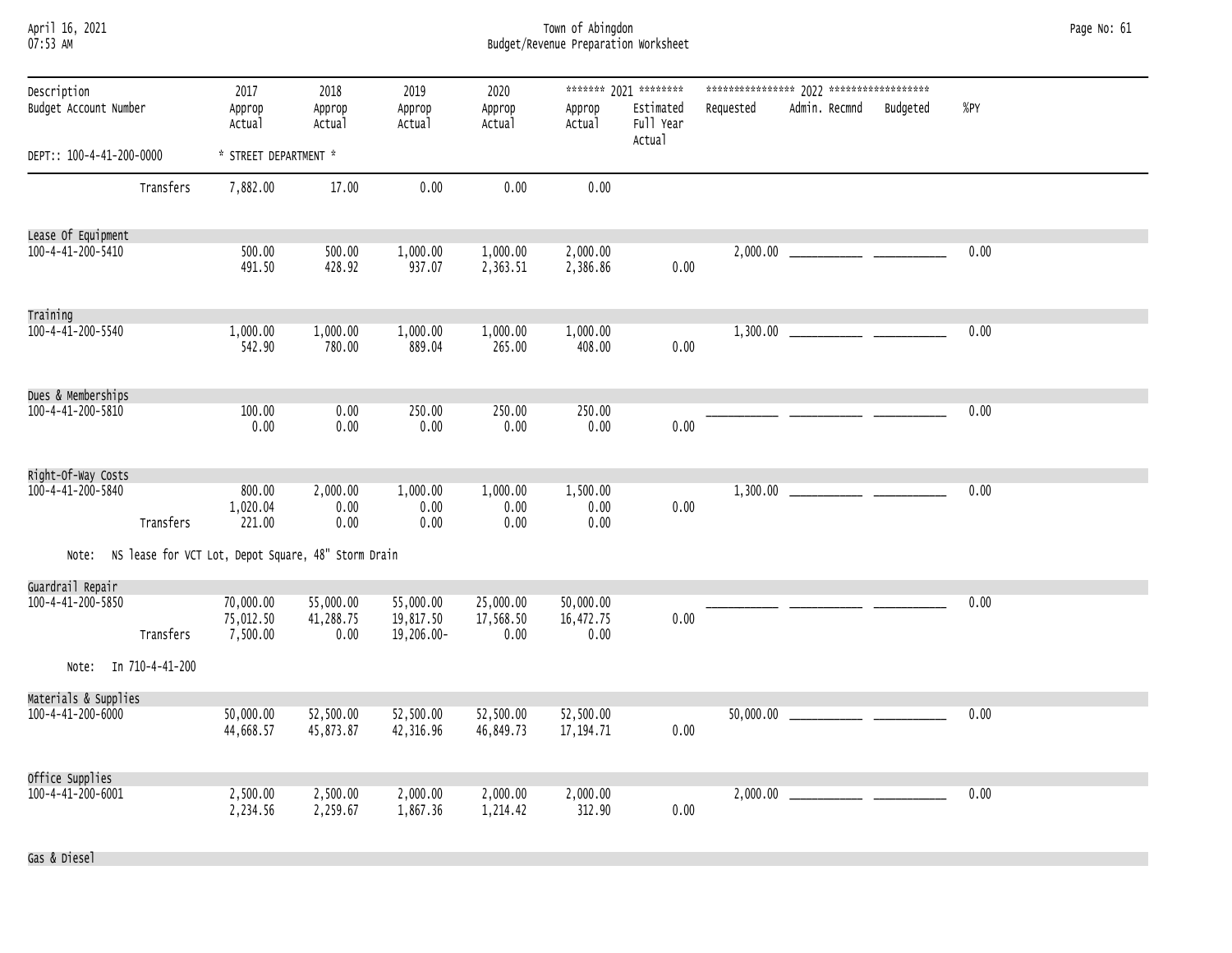Town of Abingdon
Budget/Revenue Preparation Worksheet

| Description / Budget Account Number | | 2017 Approp Actual | 2018 Approp Actual | 2019 Approp Actual | 2020 Approp Actual | 2021 Approp Actual | 2021 Estimated Full Year Actual | 2022 Requested | 2022 Admin. Recmnd | 2022 Budgeted | %PY |
|---|---|---|---|---|---|---|---|---|---|---|---|
| DEPT:: 100-4-41-200-0000 | * STREET DEPARTMENT * | | | | | | | | | | |
| | Transfers | 7,882.00 | 17.00 | 0.00 | 0.00 | 0.00 | | | | | |
| **Lease Of Equipment** | | | | | | | | | | | |
| 100-4-41-200-5410 | | 500.00 | 500.00 | 1,000.00 | 1,000.00 | 2,000.00 | | 2,000.00 | ___________ | ___________ | 0.00 |
| | | 491.50 | 428.92 | 937.07 | 2,363.51 | 2,386.86 | 0.00 | | | | |
| **Training** | | | | | | | | | | | |
| 100-4-41-200-5540 | | 1,000.00 | 1,000.00 | 1,000.00 | 1,000.00 | 1,000.00 | | 1,300.00 | ___________ | ___________ | 0.00 |
| | | 542.90 | 780.00 | 889.04 | 265.00 | 408.00 | 0.00 | | | | |
| **Dues & Memberships** | | | | | | | | | | | |
| 100-4-41-200-5810 | | 100.00 | 0.00 | 250.00 | 250.00 | 250.00 | | ___________ | ___________ | ___________ | 0.00 |
| | | 0.00 | 0.00 | 0.00 | 0.00 | 0.00 | 0.00 | | | | |
| **Right-Of-Way Costs** | | | | | | | | | | | |
| 100-4-41-200-5840 | | 800.00 | 2,000.00 | 1,000.00 | 1,000.00 | 1,500.00 | | 1,300.00 | ___________ | ___________ | 0.00 |
| | | 1,020.04 | 0.00 | 0.00 | 0.00 | 0.00 | 0.00 | | | | |
| | Transfers | 221.00 | 0.00 | 0.00 | 0.00 | 0.00 | | | | | |
| Note: NS lease for VCT Lot, Depot Square, 48" Storm Drain | | | | | | | | | | | |
| **Guardrail Repair** | | | | | | | | | | | |
| 100-4-41-200-5850 | | 70,000.00 | 55,000.00 | 55,000.00 | 25,000.00 | 50,000.00 | | ___________ | ___________ | ___________ | 0.00 |
| | | 75,012.50 | 41,288.75 | 19,817.50 | 17,568.50 | 16,472.75 | 0.00 | | | | |
| | Transfers | 7,500.00 | 0.00 | 19,206.00- | 0.00 | 0.00 | | | | | |
| Note: In 710-4-41-200 | | | | | | | | | | | |
| **Materials & Supplies** | | | | | | | | | | | |
| 100-4-41-200-6000 | | 50,000.00 | 52,500.00 | 52,500.00 | 52,500.00 | 52,500.00 | | 50,000.00 | ___________ | ___________ | 0.00 |
| | | 44,668.57 | 45,873.87 | 42,316.96 | 46,849.73 | 17,194.71 | 0.00 | | | | |
| **Office Supplies** | | | | | | | | | | | |
| 100-4-41-200-6001 | | 2,500.00 | 2,500.00 | 2,000.00 | 2,000.00 | 2,000.00 | | 2,000.00 | ___________ | ___________ | 0.00 |
| | | 2,234.56 | 2,259.67 | 1,867.36 | 1,214.42 | 312.90 | 0.00 | | | | |
| **Gas & Diesel** | | | | | | | | | | | |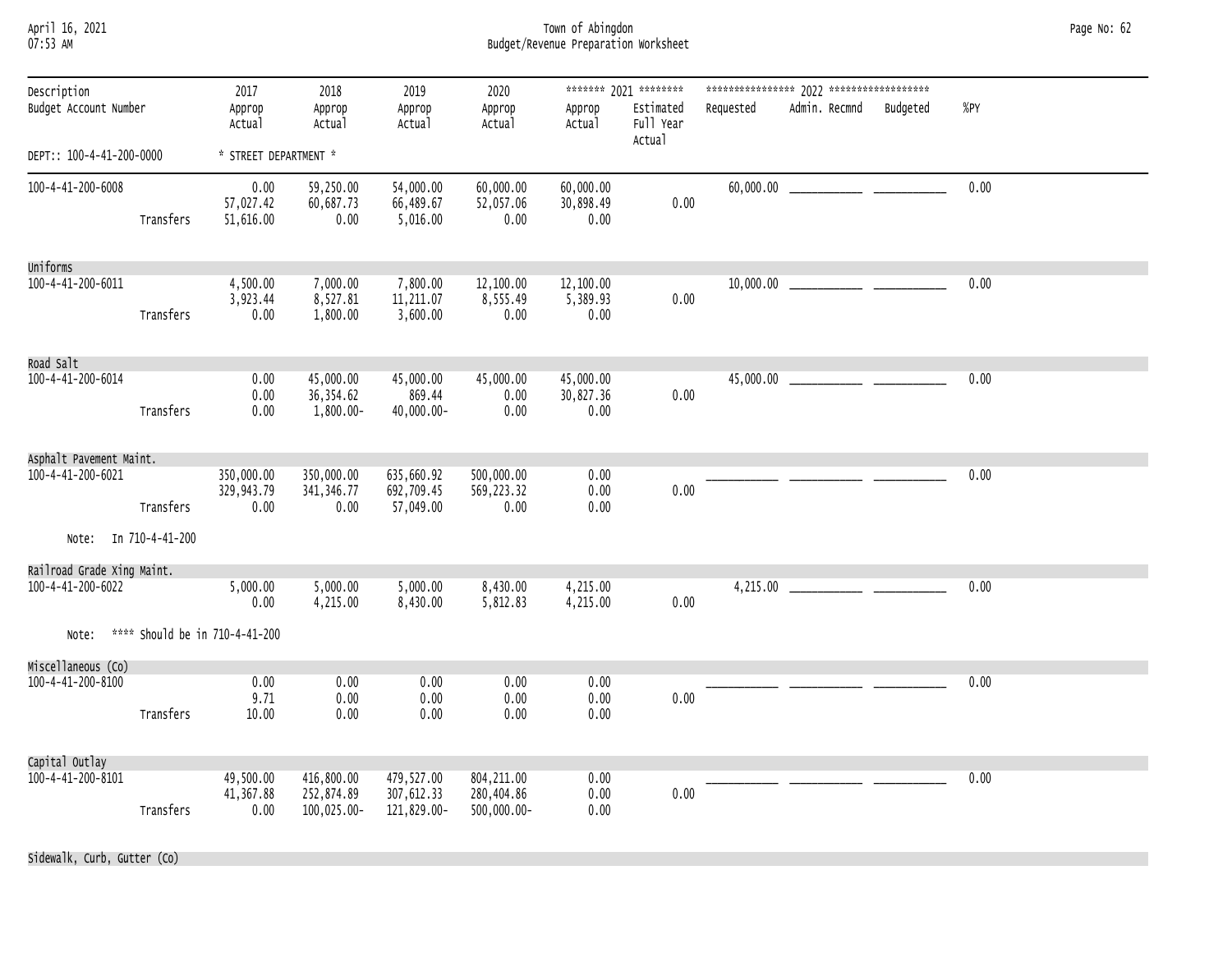**Town of Abingdon**
**Budget/Revenue Preparation Worksheet**

| Description / Budget Account Number | | 2017 Approp Actual | 2018 Approp Actual | 2019 Approp Actual | 2020 Approp Actual | 2021 Approp Actual | 2021 Estimated Full Year Actual | 2022 Requested | 2022 Admin. Recmnd | 2022 Budgeted | %PY |
|---|---|---|---|---|---|---|---|---|---|---|---|
| DEPT:: 100-4-41-200-0000 | * STREET DEPARTMENT * | | | | | | | | | | |
| 100-4-41-200-6008 | | 0.00 | 59,250.00 | 54,000.00 | 60,000.00 | 60,000.00 | | 60,000.00 | ___________ | ___________ | 0.00 |
| | | 57,027.42 | 60,687.73 | 66,489.67 | 52,057.06 | 30,898.49 | 0.00 | | | | |
| | Transfers | 51,616.00 | 0.00 | 5,016.00 | 0.00 | 0.00 | | | | | |
| **Uniforms** | | | | | | | | | | | |
| 100-4-41-200-6011 | | 4,500.00 | 7,000.00 | 7,800.00 | 12,100.00 | 12,100.00 | | 10,000.00 | ___________ | ___________ | 0.00 |
| | | 3,923.44 | 8,527.81 | 11,211.07 | 8,555.49 | 5,389.93 | 0.00 | | | | |
| | Transfers | 0.00 | 1,800.00 | 3,600.00 | 0.00 | 0.00 | | | | | |
| **Road Salt** | | | | | | | | | | | |
| 100-4-41-200-6014 | | 0.00 | 45,000.00 | 45,000.00 | 45,000.00 | 45,000.00 | | 45,000.00 | ___________ | ___________ | 0.00 |
| | | 0.00 | 36,354.62 | 869.44 | 0.00 | 30,827.36 | 0.00 | | | | |
| | Transfers | 0.00 | 1,800.00- | 40,000.00- | 0.00 | 0.00 | | | | | |
| **Asphalt Pavement Maint.** | | | | | | | | | | | |
| 100-4-41-200-6021 | | 350,000.00 | 350,000.00 | 635,660.92 | 500,000.00 | 0.00 | | ___________ | ___________ | ___________ | 0.00 |
| | | 329,943.79 | 341,346.77 | 692,709.45 | 569,223.32 | 0.00 | 0.00 | | | | |
| | Transfers | 0.00 | 0.00 | 57,049.00 | 0.00 | 0.00 | | | | | |
| Note: | In 710-4-41-200 | | | | | | | | | | |
| **Railroad Grade Xing Maint.** | | | | | | | | | | | |
| 100-4-41-200-6022 | | 5,000.00 | 5,000.00 | 5,000.00 | 8,430.00 | 4,215.00 | | 4,215.00 | ___________ | ___________ | 0.00 |
| | | 0.00 | 4,215.00 | 8,430.00 | 5,812.83 | 4,215.00 | 0.00 | | | | |
| Note: | **** Should be in 710-4-41-200 | | | | | | | | | | |
| **Miscellaneous (Co)** | | | | | | | | | | | |
| 100-4-41-200-8100 | | 0.00 | 0.00 | 0.00 | 0.00 | 0.00 | | ___________ | ___________ | ___________ | 0.00 |
| | | 9.71 | 0.00 | 0.00 | 0.00 | 0.00 | 0.00 | | | | |
| | Transfers | 10.00 | 0.00 | 0.00 | 0.00 | 0.00 | | | | | |
| **Capital Outlay** | | | | | | | | | | | |
| 100-4-41-200-8101 | | 49,500.00 | 416,800.00 | 479,527.00 | 804,211.00 | 0.00 | | ___________ | ___________ | ___________ | 0.00 |
| | | 41,367.88 | 252,874.89 | 307,612.33 | 280,404.86 | 0.00 | 0.00 | | | | |
| | Transfers | 0.00 | 100,025.00- | 121,829.00- | 500,000.00- | 0.00 | | | | | |
| **Sidewalk, Curb, Gutter (Co)** | | | | | | | | | | | |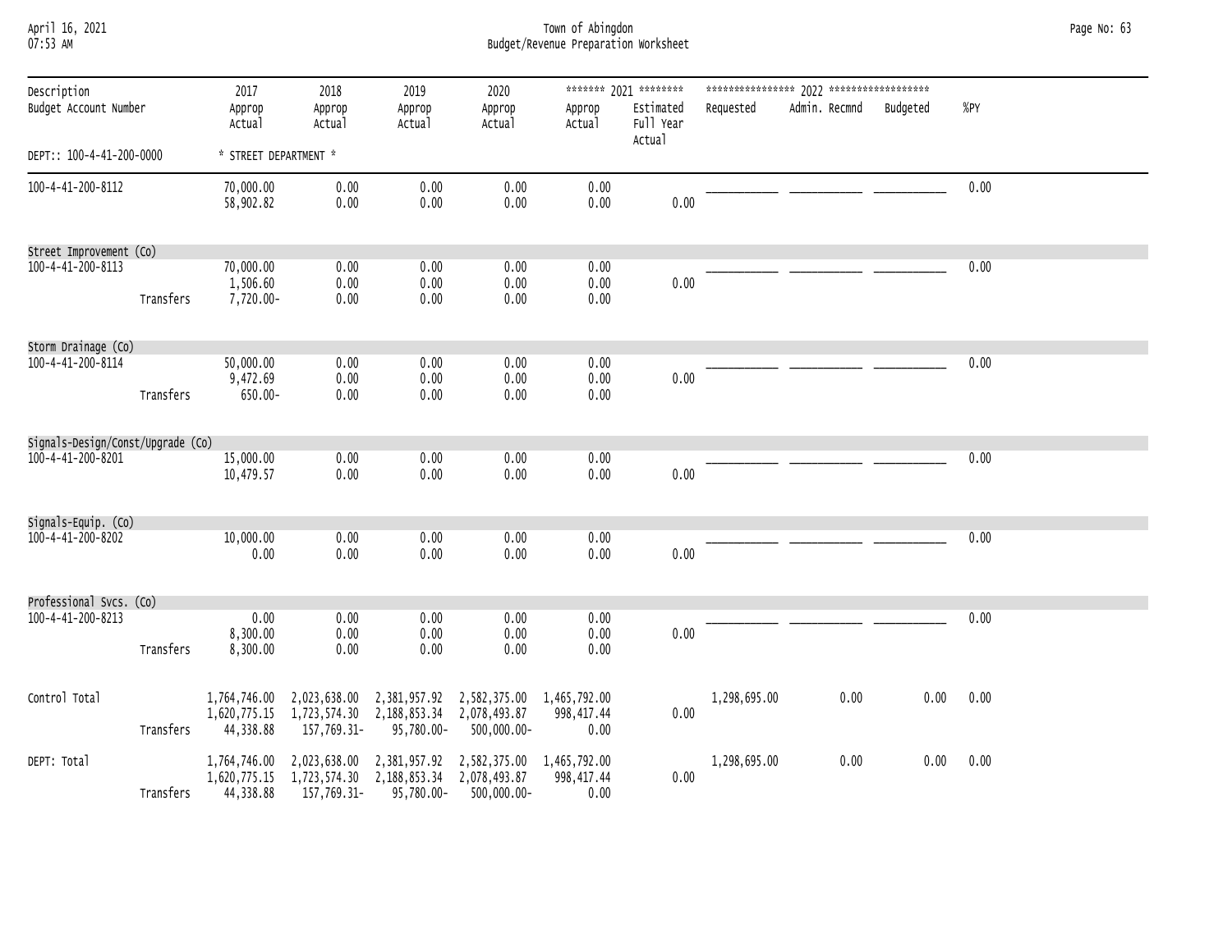DEPT:: 100-4-41-200-0000 * STREET DEPARTMENT *

| Description / Budget Account Number | | 2017 Approp Actual | 2018 Approp Actual | 2019 Approp Actual | 2020 Approp Actual | 2021 Approp Actual | 2021 Estimated Full Year Actual | 2022 Requested | 2022 Admin. Recmnd | 2022 Budgeted | %PY |
|---|---|---|---|---|---|---|---|---|---|---|---|
| 100-4-41-200-8112 | | 70,000.00 | 0.00 | 0.00 | 0.00 | 0.00 | | ___________ | ___________ | ___________ | 0.00 |
| | | 58,902.82 | 0.00 | 0.00 | 0.00 | 0.00 | 0.00 | | | | |
| Street Improvement (Co) | | | | | | | | | | | |
| 100-4-41-200-8113 | | 70,000.00 | 0.00 | 0.00 | 0.00 | 0.00 | | ___________ | ___________ | ___________ | 0.00 |
| | | 1,506.60 | 0.00 | 0.00 | 0.00 | 0.00 | 0.00 | | | | |
| | Transfers | 7,720.00- | 0.00 | 0.00 | 0.00 | 0.00 | | | | | |
| Storm Drainage (Co) | | | | | | | | | | | |
| 100-4-41-200-8114 | | 50,000.00 | 0.00 | 0.00 | 0.00 | 0.00 | | ___________ | ___________ | ___________ | 0.00 |
| | | 9,472.69 | 0.00 | 0.00 | 0.00 | 0.00 | 0.00 | | | | |
| | Transfers | 650.00- | 0.00 | 0.00 | 0.00 | 0.00 | | | | | |
| Signals-Design/Const/Upgrade (Co) | | | | | | | | | | | |
| 100-4-41-200-8201 | | 15,000.00 | 0.00 | 0.00 | 0.00 | 0.00 | | ___________ | ___________ | ___________ | 0.00 |
| | | 10,479.57 | 0.00 | 0.00 | 0.00 | 0.00 | 0.00 | | | | |
| Signals-Equip. (Co) | | | | | | | | | | | |
| 100-4-41-200-8202 | | 10,000.00 | 0.00 | 0.00 | 0.00 | 0.00 | | ___________ | ___________ | ___________ | 0.00 |
| | | 0.00 | 0.00 | 0.00 | 0.00 | 0.00 | 0.00 | | | | |
| Professional Svcs. (Co) | | | | | | | | | | | |
| 100-4-41-200-8213 | | 0.00 | 0.00 | 0.00 | 0.00 | 0.00 | | ___________ | ___________ | ___________ | 0.00 |
| | | 8,300.00 | 0.00 | 0.00 | 0.00 | 0.00 | 0.00 | | | | |
| | Transfers | 8,300.00 | 0.00 | 0.00 | 0.00 | 0.00 | | | | | |
| Control Total | | 1,764,746.00 | 2,023,638.00 | 2,381,957.92 | 2,582,375.00 | 1,465,792.00 | | 1,298,695.00 | 0.00 | 0.00 | 0.00 |
| | | 1,620,775.15 | 1,723,574.30 | 2,188,853.34 | 2,078,493.87 | 998,417.44 | 0.00 | | | | |
| | Transfers | 44,338.88 | 157,769.31- | 95,780.00- | 500,000.00- | 0.00 | | | | | |
| DEPT: Total | | 1,764,746.00 | 2,023,638.00 | 2,381,957.92 | 2,582,375.00 | 1,465,792.00 | | 1,298,695.00 | 0.00 | 0.00 | 0.00 |
| | | 1,620,775.15 | 1,723,574.30 | 2,188,853.34 | 2,078,493.87 | 998,417.44 | 0.00 | | | | |
| | Transfers | 44,338.88 | 157,769.31- | 95,780.00- | 500,000.00- | 0.00 | | | | | |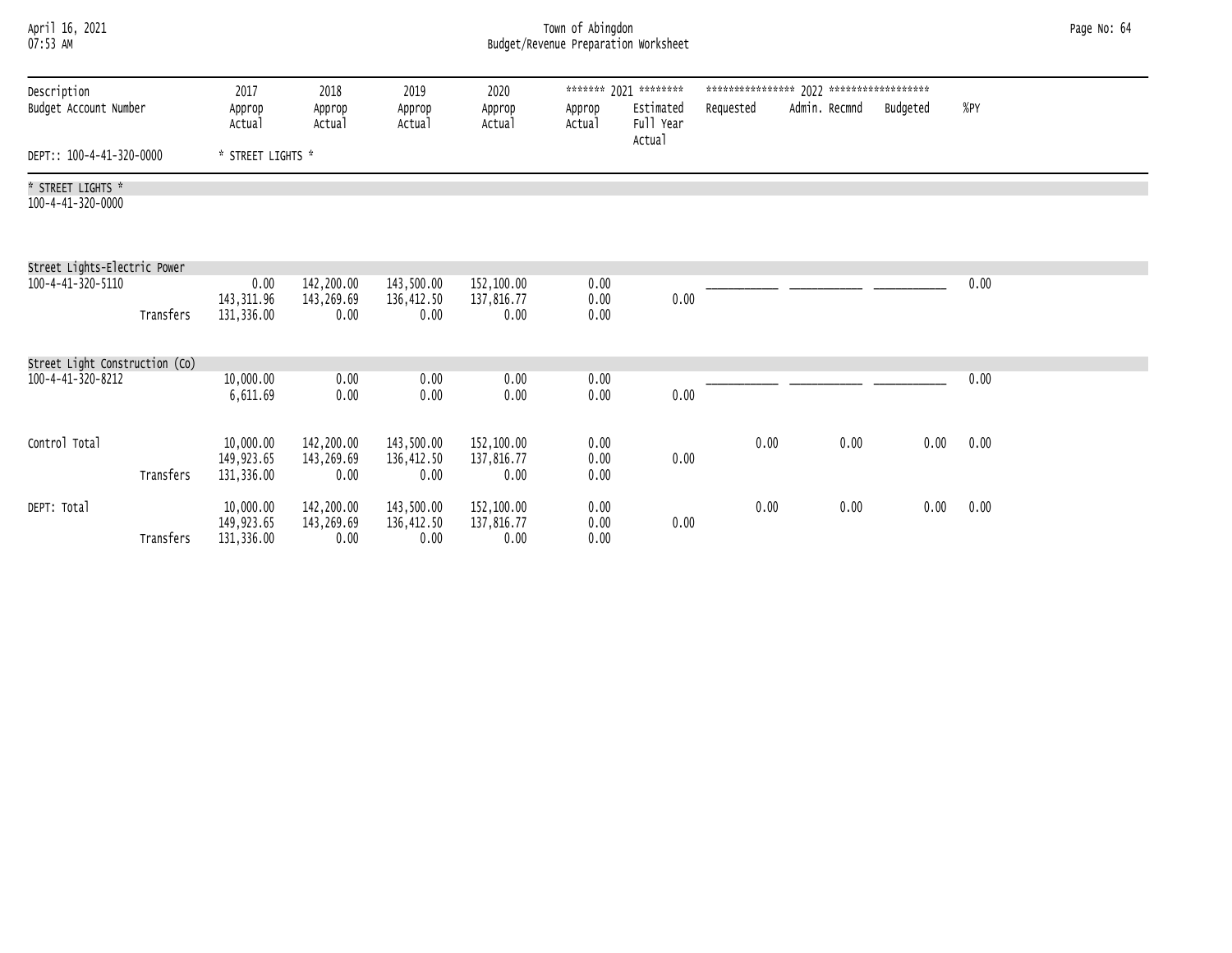Town of Abingdon
Budget/Revenue Preparation Worksheet

| Description / Budget Account Number | | 2017 Approp / Actual | 2018 Approp / Actual | 2019 Approp / Actual | 2020 Approp / Actual | 2021 Approp / Actual | 2021 Estimated Full Year Actual | 2022 Requested | 2022 Admin. Recmnd | 2022 Budgeted | %PY |
|---|---|---|---|---|---|---|---|---|---|---|---|
| DEPT:: 100-4-41-320-0000 | | * STREET LIGHTS * | | | | | | | | | |
| * STREET LIGHTS * 100-4-41-320-0000 | | | | | | | | | | | |
| Street Lights-Electric Power 100-4-41-320-5110 | | 0.00 | 142,200.00 | 143,500.00 | 152,100.00 | 0.00 | | ___ | ___ | ___ | 0.00 |
| | | 143,311.96 | 143,269.69 | 136,412.50 | 137,816.77 | 0.00 | 0.00 | | | | |
| | Transfers | 131,336.00 | 0.00 | 0.00 | 0.00 | 0.00 | | | | | |
| Street Light Construction (Co) 100-4-41-320-8212 | | 10,000.00 | 0.00 | 0.00 | 0.00 | 0.00 | | ___ | ___ | ___ | 0.00 |
| | | 6,611.69 | 0.00 | 0.00 | 0.00 | 0.00 | 0.00 | | | | |
| Control Total | | 10,000.00 | 142,200.00 | 143,500.00 | 152,100.00 | 0.00 | | 0.00 | 0.00 | 0.00 | 0.00 |
| | | 149,923.65 | 143,269.69 | 136,412.50 | 137,816.77 | 0.00 | 0.00 | | | | |
| | Transfers | 131,336.00 | 0.00 | 0.00 | 0.00 | 0.00 | | | | | |
| DEPT: Total | | 10,000.00 | 142,200.00 | 143,500.00 | 152,100.00 | 0.00 | | 0.00 | 0.00 | 0.00 | 0.00 |
| | | 149,923.65 | 143,269.69 | 136,412.50 | 137,816.77 | 0.00 | 0.00 | | | | |
| | Transfers | 131,336.00 | 0.00 | 0.00 | 0.00 | 0.00 | | | | | |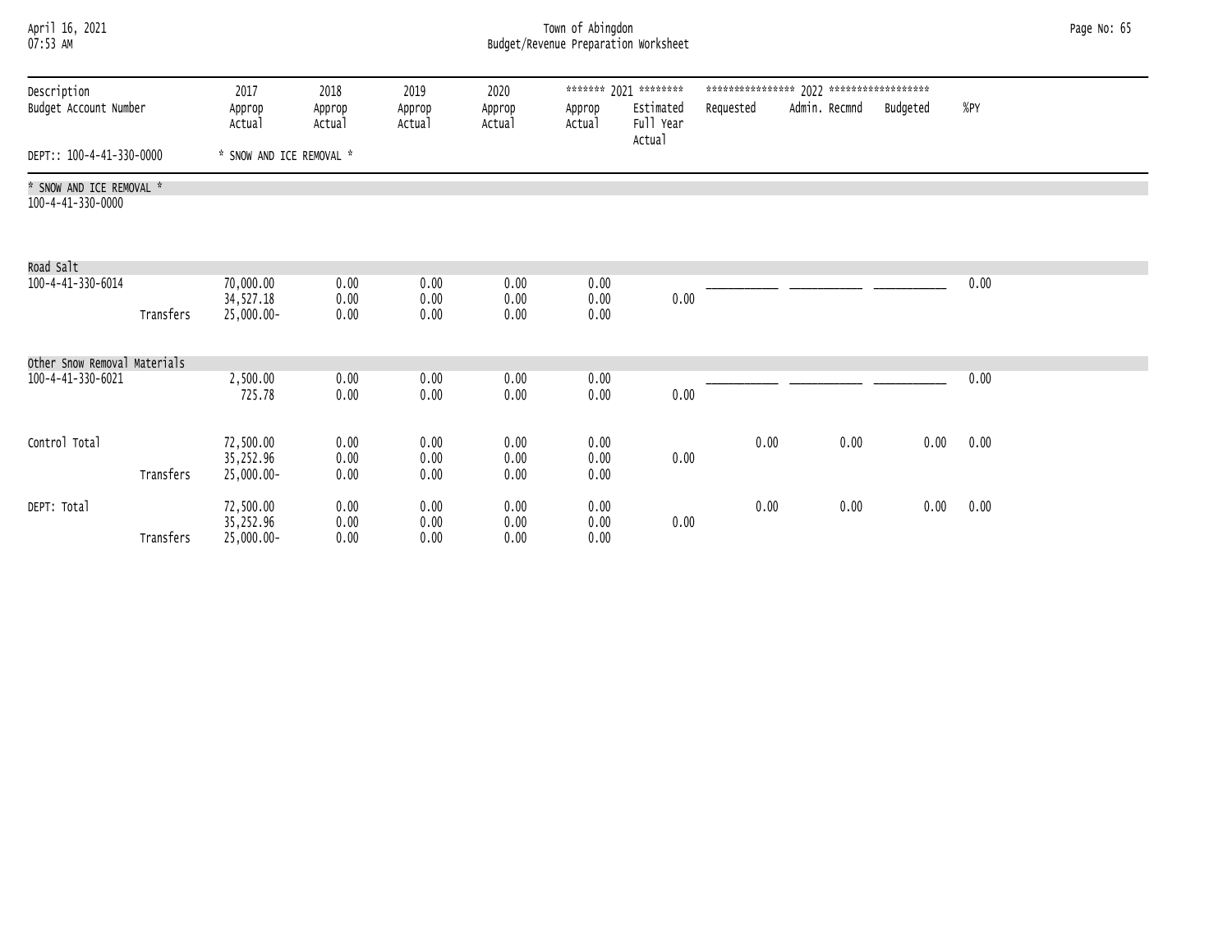Town of Abingdon
Budget/Revenue Preparation Worksheet

| Description<br>Budget Account Number | | 2017<br>Approp<br>Actual | 2018<br>Approp<br>Actual | 2019<br>Approp<br>Actual | 2020<br>Approp<br>Actual | ******* 2021 ********<br>Approp<br>Actual | Estimated<br>Full Year<br>Actual | **************** 2022 ******************<br>Requested | Admin. Recmnd | Budgeted | %PY |
|---|---|---|---|---|---|---|---|---|---|---|---|
| DEPT:: 100-4-41-330-0000 | | * SNOW AND ICE REMOVAL * | | | | | | | | | |
| * SNOW AND ICE REMOVAL *<br>100-4-41-330-0000 | | | | | | | | | | | |
| Road Salt<br>100-4-41-330-6014 | | 70,000.00 | 0.00 | 0.00 | 0.00 | 0.00 | | ___________ | ___________ | ___________ | 0.00 |
| | | 34,527.18 | 0.00 | 0.00 | 0.00 | 0.00 | 0.00 | | | | |
| | Transfers | 25,000.00- | 0.00 | 0.00 | 0.00 | 0.00 | | | | | |
| Other Snow Removal Materials<br>100-4-41-330-6021 | | 2,500.00 | 0.00 | 0.00 | 0.00 | 0.00 | | ___________ | ___________ | ___________ | 0.00 |
| | | 725.78 | 0.00 | 0.00 | 0.00 | 0.00 | 0.00 | | | | |
| Control Total | | 72,500.00 | 0.00 | 0.00 | 0.00 | 0.00 | | 0.00 | 0.00 | 0.00 | 0.00 |
| | | 35,252.96 | 0.00 | 0.00 | 0.00 | 0.00 | 0.00 | | | | |
| | Transfers | 25,000.00- | 0.00 | 0.00 | 0.00 | 0.00 | | | | | |
| DEPT: Total | | 72,500.00 | 0.00 | 0.00 | 0.00 | 0.00 | | 0.00 | 0.00 | 0.00 | 0.00 |
| | | 35,252.96 | 0.00 | 0.00 | 0.00 | 0.00 | 0.00 | | | | |
| | Transfers | 25,000.00- | 0.00 | 0.00 | 0.00 | 0.00 | | | | | |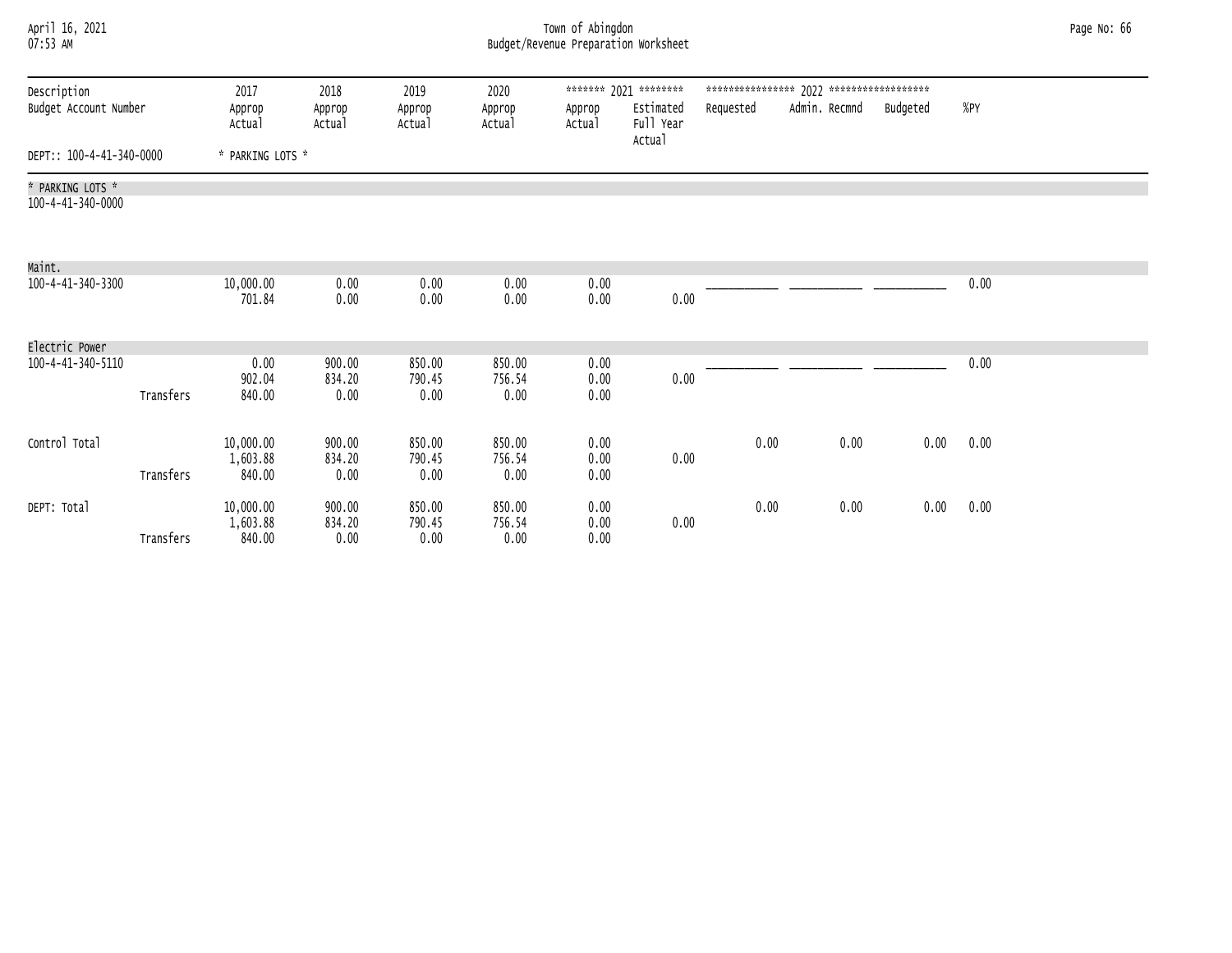# Town of Abingdon
## Budget/Revenue Preparation Worksheet

| Description / Budget Account Number | | 2017 Approp Actual | 2018 Approp Actual | 2019 Approp Actual | 2020 Approp Actual | 2021 Approp Actual | 2021 Estimated Full Year Actual | 2022 Requested | 2022 Admin. Recmnd | 2022 Budgeted | %PY |
|---|---|---|---|---|---|---|---|---|---|---|---|
| DEPT:: 100-4-41-340-0000 | | * PARKING LOTS * | | | | | | | | | |
| * PARKING LOTS * | | | | | | | | | | | |
| 100-4-41-340-0000 | | | | | | | | | | | |
| Maint. | | | | | | | | | | | |
| 100-4-41-340-3300 | | 10,000.00 | 0.00 | 0.00 | 0.00 | 0.00 | | ___________ | ___________ | ___________ | 0.00 |
| | | 701.84 | 0.00 | 0.00 | 0.00 | 0.00 | 0.00 | | | | |
| Electric Power | | | | | | | | | | | |
| 100-4-41-340-5110 | | 0.00 | 900.00 | 850.00 | 850.00 | 0.00 | | ___________ | ___________ | ___________ | 0.00 |
| | | 902.04 | 834.20 | 790.45 | 756.54 | 0.00 | 0.00 | | | | |
| | Transfers | 840.00 | 0.00 | 0.00 | 0.00 | 0.00 | | | | | |
| Control Total | | 10,000.00 | 900.00 | 850.00 | 850.00 | 0.00 | | 0.00 | 0.00 | 0.00 | 0.00 |
| | | 1,603.88 | 834.20 | 790.45 | 756.54 | 0.00 | 0.00 | | | | |
| | Transfers | 840.00 | 0.00 | 0.00 | 0.00 | 0.00 | | | | | |
| DEPT: Total | | 10,000.00 | 900.00 | 850.00 | 850.00 | 0.00 | | 0.00 | 0.00 | 0.00 | 0.00 |
| | | 1,603.88 | 834.20 | 790.45 | 756.54 | 0.00 | 0.00 | | | | |
| | Transfers | 840.00 | 0.00 | 0.00 | 0.00 | 0.00 | | | | | |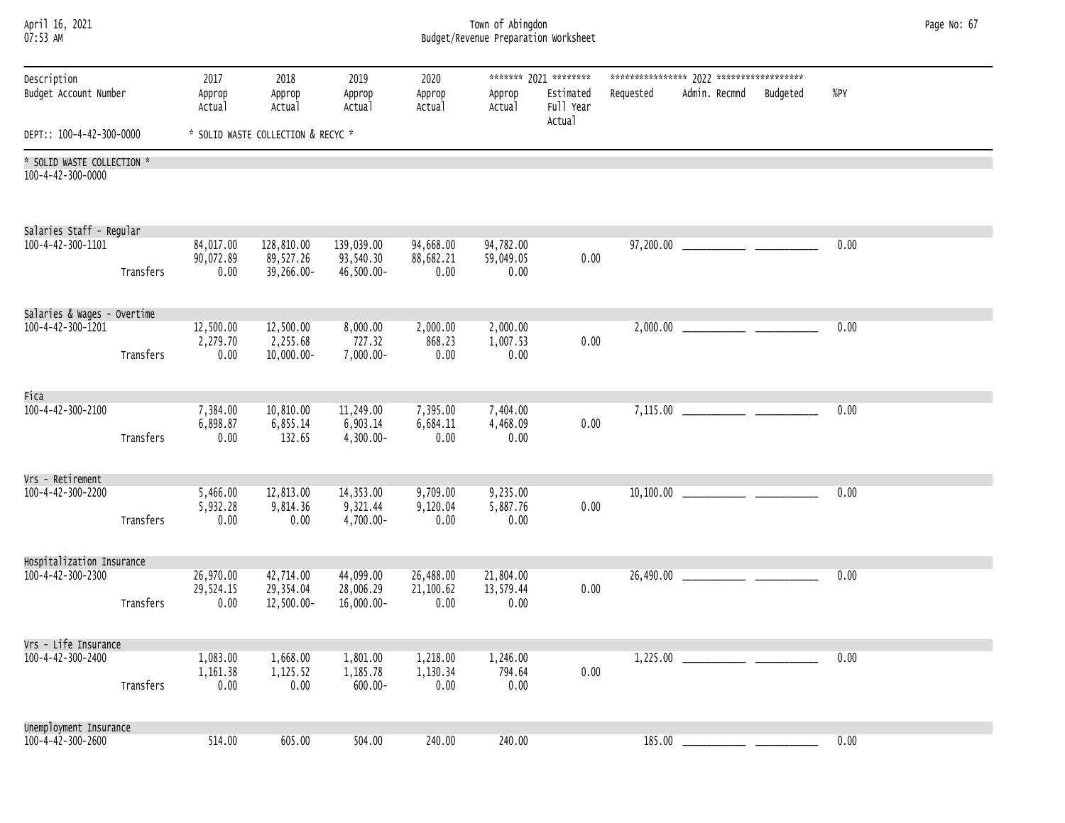Town of Abingdon
Budget/Revenue Preparation Worksheet

| Description / Budget Account Number | | 2017 Approp Actual | 2018 Approp Actual | 2019 Approp Actual | 2020 Approp Actual | 2021 Approp Actual | 2021 Estimated Full Year Actual | 2022 Requested | 2022 Admin. Recmnd | 2022 Budgeted | %PY |
|---|---|---|---|---|---|---|---|---|---|---|---|
| DEPT:: 100-4-42-300-0000 | * SOLID WASTE COLLECTION & RECYC * | | | | | | | | | | |
| * SOLID WASTE COLLECTION * 100-4-42-300-0000 | | | | | | | | | | | |
| Salaries Staff - Regular 100-4-42-300-1101 | | 84,017.00 | 128,810.00 | 139,039.00 | 94,668.00 | 94,782.00 | | 97,200.00 | ___________ | ___________ | 0.00 |
| | | 90,072.89 | 89,527.26 | 93,540.30 | 88,682.21 | 59,049.05 | 0.00 | | | | |
| | Transfers | 0.00 | 39,266.00- | 46,500.00- | 0.00 | 0.00 | | | | | |
| Salaries & Wages - Overtime 100-4-42-300-1201 | | 12,500.00 | 12,500.00 | 8,000.00 | 2,000.00 | 2,000.00 | | 2,000.00 | ___________ | ___________ | 0.00 |
| | | 2,279.70 | 2,255.68 | 727.32 | 868.23 | 1,007.53 | 0.00 | | | | |
| | Transfers | 0.00 | 10,000.00- | 7,000.00- | 0.00 | 0.00 | | | | | |
| Fica 100-4-42-300-2100 | | 7,384.00 | 10,810.00 | 11,249.00 | 7,395.00 | 7,404.00 | | 7,115.00 | ___________ | ___________ | 0.00 |
| | | 6,898.87 | 6,855.14 | 6,903.14 | 6,684.11 | 4,468.09 | 0.00 | | | | |
| | Transfers | 0.00 | 132.65 | 4,300.00- | 0.00 | 0.00 | | | | | |
| Vrs - Retirement 100-4-42-300-2200 | | 5,466.00 | 12,813.00 | 14,353.00 | 9,709.00 | 9,235.00 | | 10,100.00 | ___________ | ___________ | 0.00 |
| | | 5,932.28 | 9,814.36 | 9,321.44 | 9,120.04 | 5,887.76 | 0.00 | | | | |
| | Transfers | 0.00 | 0.00 | 4,700.00- | 0.00 | 0.00 | | | | | |
| Hospitalization Insurance 100-4-42-300-2300 | | 26,970.00 | 42,714.00 | 44,099.00 | 26,488.00 | 21,804.00 | | 26,490.00 | ___________ | ___________ | 0.00 |
| | | 29,524.15 | 29,354.04 | 28,006.29 | 21,100.62 | 13,579.44 | 0.00 | | | | |
| | Transfers | 0.00 | 12,500.00- | 16,000.00- | 0.00 | 0.00 | | | | | |
| Vrs - Life Insurance 100-4-42-300-2400 | | 1,083.00 | 1,668.00 | 1,801.00 | 1,218.00 | 1,246.00 | | 1,225.00 | ___________ | ___________ | 0.00 |
| | | 1,161.38 | 1,125.52 | 1,185.78 | 1,130.34 | 794.64 | 0.00 | | | | |
| | Transfers | 0.00 | 0.00 | 600.00- | 0.00 | 0.00 | | | | | |
| Unemployment Insurance 100-4-42-300-2600 | | 514.00 | 605.00 | 504.00 | 240.00 | 240.00 | | 185.00 | ___________ | ___________ | 0.00 |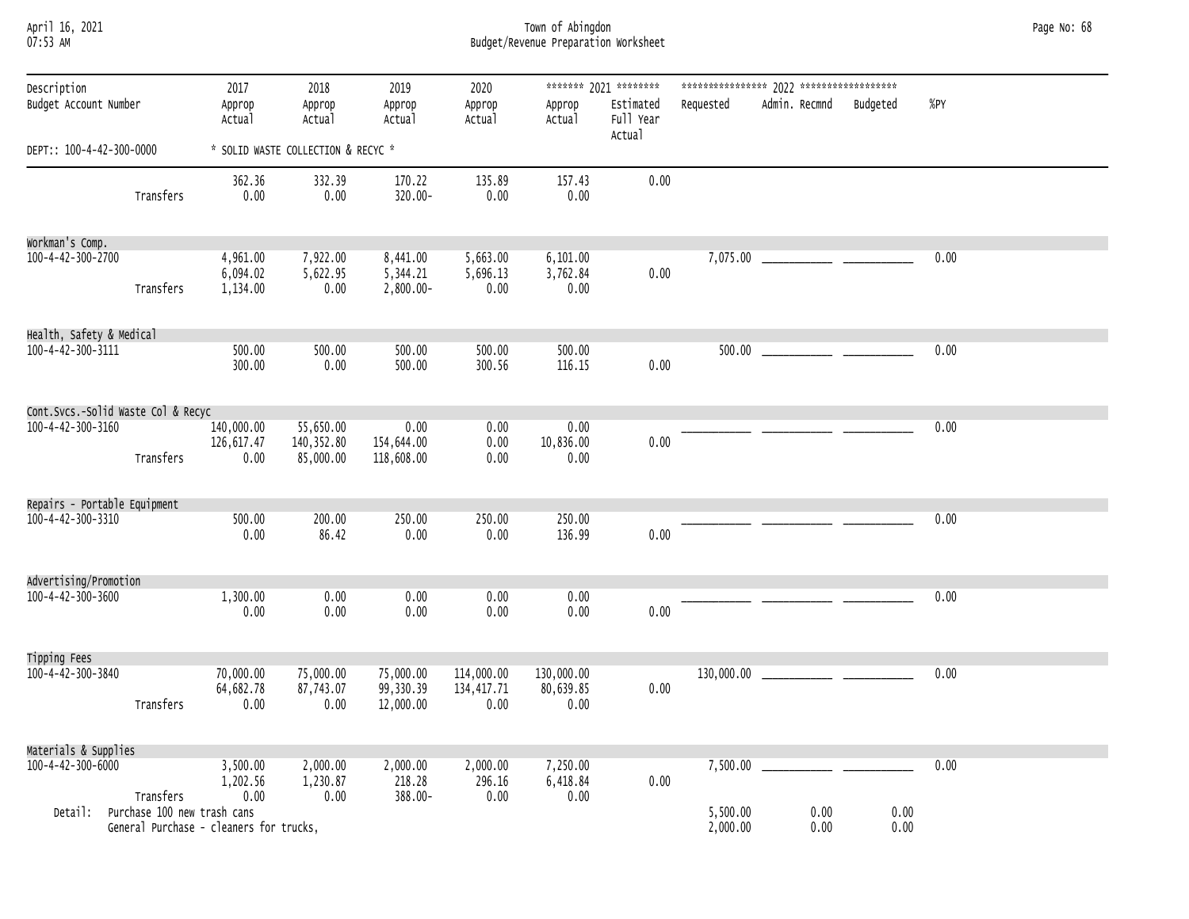Town of Abingdon
Budget/Revenue Preparation Worksheet

| Description / Budget Account Number | | 2017 Approp Actual | 2018 Approp Actual | 2019 Approp Actual | 2020 Approp Actual | 2021 Approp Actual | 2021 Estimated Full Year Actual | 2022 Requested | 2022 Admin. Recmnd | 2022 Budgeted | %PY |
|---|---|---|---|---|---|---|---|---|---|---|---|
| DEPT:: 100-4-42-300-0000 | * SOLID WASTE COLLECTION & RECYC * | | | | | | | | | | |
| | | 362.36 | 332.39 | 170.22 | 135.89 | 157.43 | 0.00 | | | | |
| | Transfers | 0.00 | 0.00 | 320.00- | 0.00 | 0.00 | | | | | |
| Workman's Comp. | | | | | | | | | | | |
| 100-4-42-300-2700 | | 4,961.00 | 7,922.00 | 8,441.00 | 5,663.00 | 6,101.00 | | 7,075.00 | | | 0.00 |
| | | 6,094.02 | 5,622.95 | 5,344.21 | 5,696.13 | 3,762.84 | 0.00 | | | | |
| | Transfers | 1,134.00 | 0.00 | 2,800.00- | 0.00 | 0.00 | | | | | |
| Health, Safety & Medical | | | | | | | | | | | |
| 100-4-42-300-3111 | | 500.00 | 500.00 | 500.00 | 500.00 | 500.00 | | 500.00 | | | 0.00 |
| | | 300.00 | 0.00 | 500.00 | 300.56 | 116.15 | 0.00 | | | | |
| Cont.Svcs.-Solid Waste Col & Recyc | | | | | | | | | | | |
| 100-4-42-300-3160 | | 140,000.00 | 55,650.00 | 0.00 | 0.00 | 0.00 | | | | | 0.00 |
| | | 126,617.47 | 140,352.80 | 154,644.00 | 0.00 | 10,836.00 | 0.00 | | | | |
| | Transfers | 0.00 | 85,000.00 | 118,608.00 | 0.00 | 0.00 | | | | | |
| Repairs - Portable Equipment | | | | | | | | | | | |
| 100-4-42-300-3310 | | 500.00 | 200.00 | 250.00 | 250.00 | 250.00 | | | | | 0.00 |
| | | 0.00 | 86.42 | 0.00 | 0.00 | 136.99 | 0.00 | | | | |
| Advertising/Promotion | | | | | | | | | | | |
| 100-4-42-300-3600 | | 1,300.00 | 0.00 | 0.00 | 0.00 | 0.00 | | | | | 0.00 |
| | | 0.00 | 0.00 | 0.00 | 0.00 | 0.00 | 0.00 | | | | |
| Tipping Fees | | | | | | | | | | | |
| 100-4-42-300-3840 | | 70,000.00 | 75,000.00 | 75,000.00 | 114,000.00 | 130,000.00 | | 130,000.00 | | | 0.00 |
| | | 64,682.78 | 87,743.07 | 99,330.39 | 134,417.71 | 80,639.85 | 0.00 | | | | |
| | Transfers | 0.00 | 0.00 | 12,000.00 | 0.00 | 0.00 | | | | | |
| Materials & Supplies | | | | | | | | | | | |
| 100-4-42-300-6000 | | 3,500.00 | 2,000.00 | 2,000.00 | 2,000.00 | 7,250.00 | | 7,500.00 | | | 0.00 |
| | | 1,202.56 | 1,230.87 | 218.28 | 296.16 | 6,418.84 | 0.00 | | | | |
| | Transfers | 0.00 | 0.00 | 388.00- | 0.00 | 0.00 | | | | | |
| Detail: | Purchase 100 new trash cans | | | | | | | 5,500.00 | 0.00 | 0.00 | |
| | General Purchase - cleaners for trucks, | | | | | | | 2,000.00 | 0.00 | 0.00 | |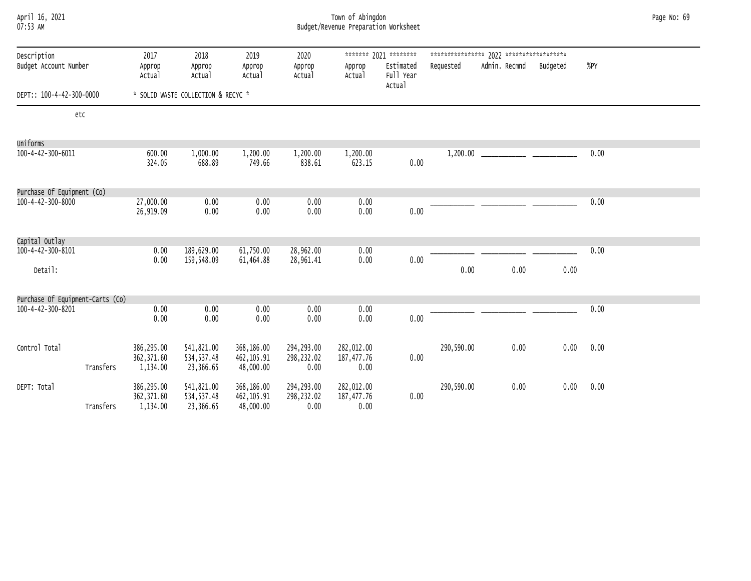Town of Abingdon
Budget/Revenue Preparation Worksheet

April 16, 2021
07:53 AM

| Description / Budget Account Number | | 2017 Approp / Actual | 2018 Approp / Actual | 2019 Approp / Actual | 2020 Approp / Actual | 2021 Approp / Actual | 2021 Estimated Full Year Actual | 2022 Requested | 2022 Admin. Recmnd | 2022 Budgeted | %PY |
|---|---|---|---|---|---|---|---|---|---|---|---|
| DEPT:: 100-4-42-300-0000 | | * SOLID WASTE COLLECTION & RECYC * | | | | | | | | | |
| etc | | | | | | | | | | | |
| Uniforms | | | | | | | | | | | |
| 100-4-42-300-6011 | | 600.00 | 1,000.00 | 1,200.00 | 1,200.00 | 1,200.00 | | 1,200.00 | ___________ | ___________ | 0.00 |
| | | 324.05 | 688.89 | 749.66 | 838.61 | 623.15 | 0.00 | | | | |
| Purchase Of Equipment (Co) | | | | | | | | | | | |
| 100-4-42-300-8000 | | 27,000.00 | 0.00 | 0.00 | 0.00 | 0.00 | | ___________ | ___________ | ___________ | 0.00 |
| | | 26,919.09 | 0.00 | 0.00 | 0.00 | 0.00 | 0.00 | | | | |
| Capital Outlay | | | | | | | | | | | |
| 100-4-42-300-8101 | | 0.00 | 189,629.00 | 61,750.00 | 28,962.00 | 0.00 | | ___________ | ___________ | ___________ | 0.00 |
| | | 0.00 | 159,548.09 | 61,464.88 | 28,961.41 | 0.00 | 0.00 | | | | |
| Detail: | | | | | | | | 0.00 | 0.00 | 0.00 | |
| Purchase Of Equipment-Carts (Co) | | | | | | | | | | | |
| 100-4-42-300-8201 | | 0.00 | 0.00 | 0.00 | 0.00 | 0.00 | | ___________ | ___________ | ___________ | 0.00 |
| | | 0.00 | 0.00 | 0.00 | 0.00 | 0.00 | 0.00 | | | | |
| Control Total | | 386,295.00 | 541,821.00 | 368,186.00 | 294,293.00 | 282,012.00 | | 290,590.00 | 0.00 | 0.00 | 0.00 |
| | | 362,371.60 | 534,537.48 | 462,105.91 | 298,232.02 | 187,477.76 | 0.00 | | | | |
| | Transfers | 1,134.00 | 23,366.65 | 48,000.00 | 0.00 | 0.00 | | | | | |
| DEPT: Total | | 386,295.00 | 541,821.00 | 368,186.00 | 294,293.00 | 282,012.00 | | 290,590.00 | 0.00 | 0.00 | 0.00 |
| | | 362,371.60 | 534,537.48 | 462,105.91 | 298,232.02 | 187,477.76 | 0.00 | | | | |
| | Transfers | 1,134.00 | 23,366.65 | 48,000.00 | 0.00 | 0.00 | | | | | |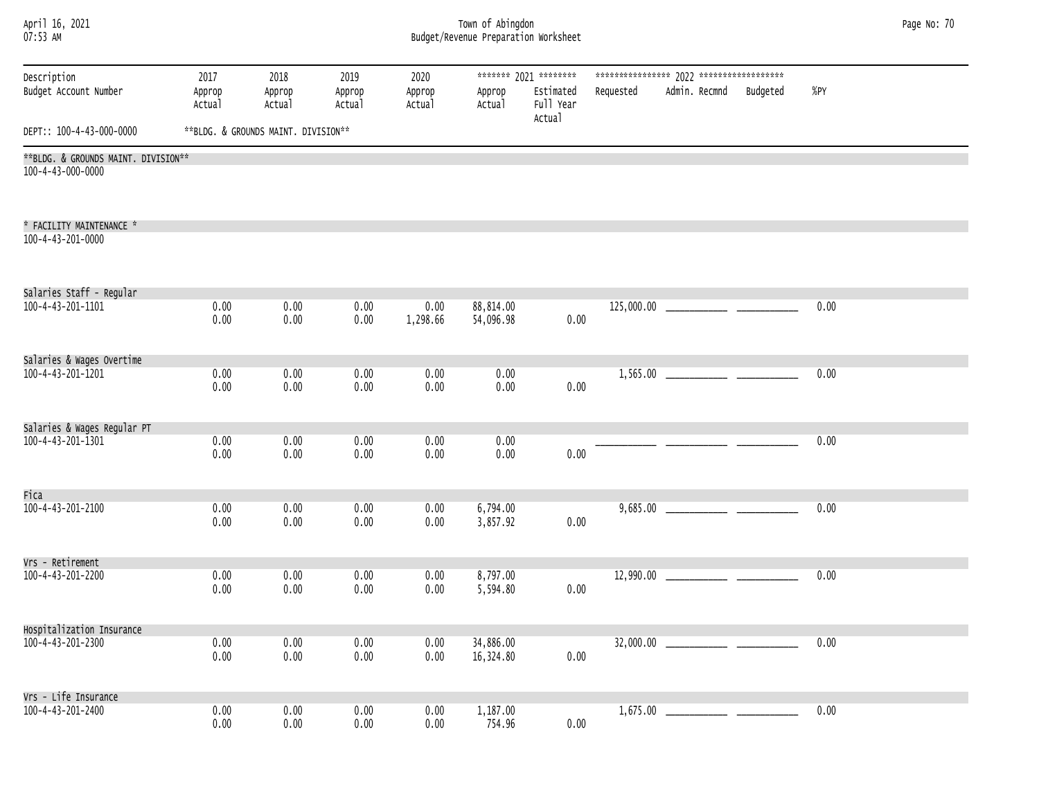# Town of Abingdon
## Budget/Revenue Preparation Worksheet

April 16, 2021
07:53 AM

DEPT:: 100-4-43-000-0000 **BLDG. & GROUNDS MAINT. DIVISION**

| Description / Budget Account Number | 2017 Approp / Actual | 2018 Approp / Actual | 2019 Approp / Actual | 2020 Approp / Actual | 2021 Approp / Actual | 2021 Estimated Full Year Actual | 2022 Requested | 2022 Admin. Recmnd | 2022 Budgeted | %PY |
|---|---|---|---|---|---|---|---|---|---|---|
| **BLDG. & GROUNDS MAINT. DIVISION** 100-4-43-000-0000 | | | | | | | | | | |
| * FACILITY MAINTENANCE * 100-4-43-201-0000 | | | | | | | | | | |
| Salaries Staff - Regular 100-4-43-201-1101 | 0.00 | 0.00 | 0.00 | 0.00 | 88,814.00 | | 125,000.00 | | | 0.00 |
| | 0.00 | 0.00 | 0.00 | 1,298.66 | 54,096.98 | 0.00 | | | | |
| Salaries & Wages Overtime 100-4-43-201-1201 | 0.00 | 0.00 | 0.00 | 0.00 | 0.00 | | 1,565.00 | | | 0.00 |
| | 0.00 | 0.00 | 0.00 | 0.00 | 0.00 | 0.00 | | | | |
| Salaries & Wages Regular PT 100-4-43-201-1301 | 0.00 | 0.00 | 0.00 | 0.00 | 0.00 | | | | | 0.00 |
| | 0.00 | 0.00 | 0.00 | 0.00 | 0.00 | 0.00 | | | | |
| Fica 100-4-43-201-2100 | 0.00 | 0.00 | 0.00 | 0.00 | 6,794.00 | | 9,685.00 | | | 0.00 |
| | 0.00 | 0.00 | 0.00 | 0.00 | 3,857.92 | 0.00 | | | | |
| Vrs - Retirement 100-4-43-201-2200 | 0.00 | 0.00 | 0.00 | 0.00 | 8,797.00 | | 12,990.00 | | | 0.00 |
| | 0.00 | 0.00 | 0.00 | 0.00 | 5,594.80 | 0.00 | | | | |
| Hospitalization Insurance 100-4-43-201-2300 | 0.00 | 0.00 | 0.00 | 0.00 | 34,886.00 | | 32,000.00 | | | 0.00 |
| | 0.00 | 0.00 | 0.00 | 0.00 | 16,324.80 | 0.00 | | | | |
| Vrs - Life Insurance 100-4-43-201-2400 | 0.00 | 0.00 | 0.00 | 0.00 | 1,187.00 | | 1,675.00 | | | 0.00 |
| | 0.00 | 0.00 | 0.00 | 0.00 | 754.96 | 0.00 | | | | |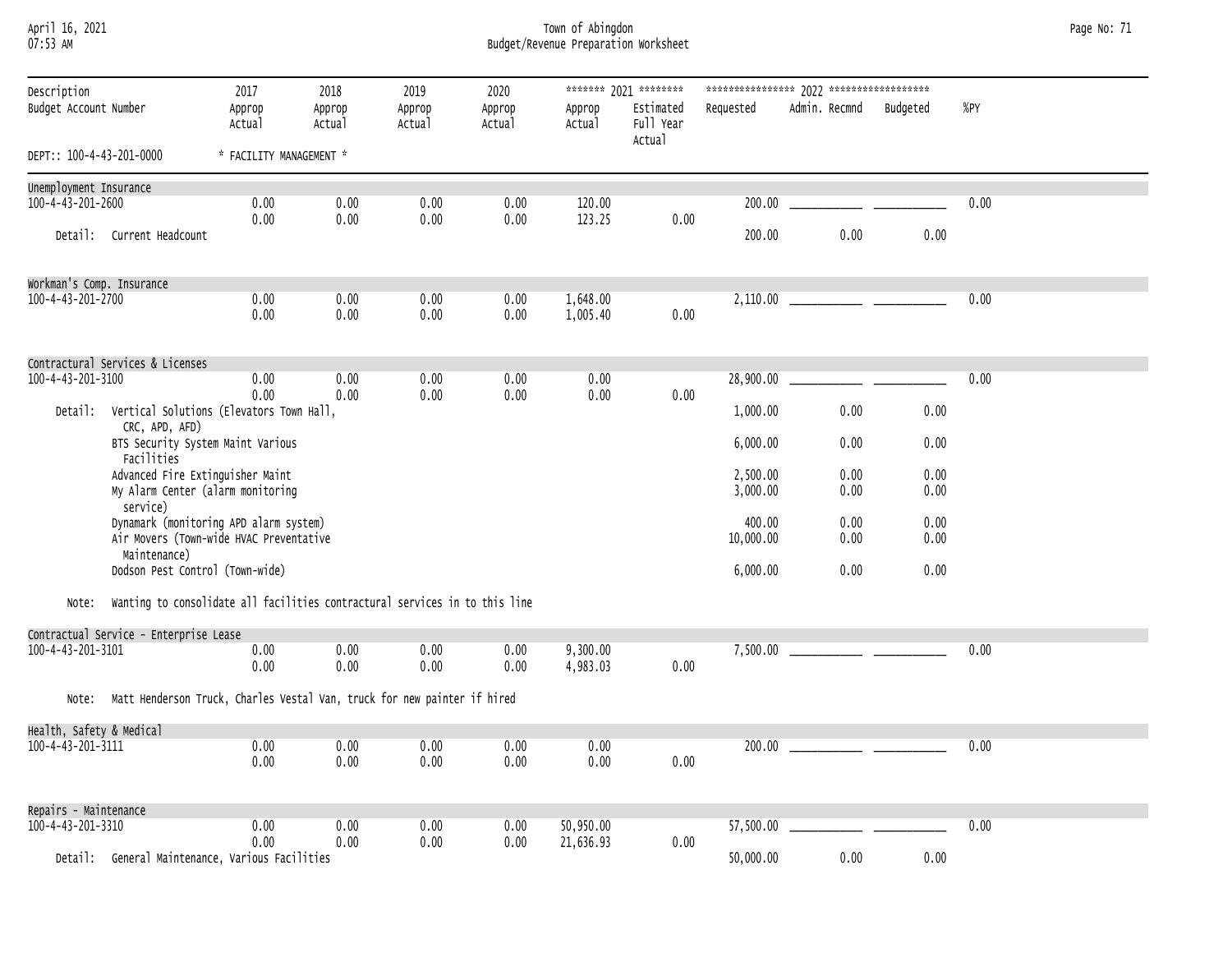Town of Abingdon
Budget/Revenue Preparation Worksheet

| Description / Budget Account Number | 2017 Approp / Actual | 2018 Approp / Actual | 2019 Approp / Actual | 2020 Approp / Actual | 2021 Approp / Actual | 2021 Estimated Full Year Actual | 2022 Requested | 2022 Admin. Recmnd | 2022 Budgeted | %PY |
|---|---|---|---|---|---|---|---|---|---|---|
| DEPT:: 100-4-43-201-0000 | * FACILITY MANAGEMENT * | | | | | | | | | |
| **Unemployment Insurance** | | | | | | | | | | |
| 100-4-43-201-2600 | 0.00 | 0.00 | 0.00 | 0.00 | 120.00 | | 200.00 | ___________ | ___________ | 0.00 |
| | 0.00 | 0.00 | 0.00 | 0.00 | 123.25 | 0.00 | | | | |
| Detail: Current Headcount | | | | | | | 200.00 | 0.00 | 0.00 | |
| **Workman's Comp. Insurance** | | | | | | | | | | |
| 100-4-43-201-2700 | 0.00 | 0.00 | 0.00 | 0.00 | 1,648.00 | | 2,110.00 | ___________ | ___________ | 0.00 |
| | 0.00 | 0.00 | 0.00 | 0.00 | 1,005.40 | 0.00 | | | | |
| **Contractural Services & Licenses** | | | | | | | | | | |
| 100-4-43-201-3100 | 0.00 | 0.00 | 0.00 | 0.00 | 0.00 | | 28,900.00 | ___________ | ___________ | 0.00 |
| | 0.00 | 0.00 | 0.00 | 0.00 | 0.00 | 0.00 | | | | |
| Detail: Vertical Solutions (Elevators Town Hall, CRC, APD, AFD) | | | | | | | 1,000.00 | 0.00 | 0.00 | |
| BTS Security System Maint Various Facilities | | | | | | | 6,000.00 | 0.00 | 0.00 | |
| Advanced Fire Extinguisher Maint | | | | | | | 2,500.00 | 0.00 | 0.00 | |
| My Alarm Center (alarm monitoring service) | | | | | | | 3,000.00 | 0.00 | 0.00 | |
| Dynamark (monitoring APD alarm system) | | | | | | | 400.00 | 0.00 | 0.00 | |
| Air Movers (Town-wide HVAC Preventative Maintenance) | | | | | | | 10,000.00 | 0.00 | 0.00 | |
| Dodson Pest Control (Town-wide) | | | | | | | 6,000.00 | 0.00 | 0.00 | |
| Note: Wanting to consolidate all facilities contractural services in to this line | | | | | | | | | | |
| **Contractual Service - Enterprise Lease** | | | | | | | | | | |
| 100-4-43-201-3101 | 0.00 | 0.00 | 0.00 | 0.00 | 9,300.00 | | 7,500.00 | ___________ | ___________ | 0.00 |
| | 0.00 | 0.00 | 0.00 | 0.00 | 4,983.03 | 0.00 | | | | |
| Note: Matt Henderson Truck, Charles Vestal Van, truck for new painter if hired | | | | | | | | | | |
| **Health, Safety & Medical** | | | | | | | | | | |
| 100-4-43-201-3111 | 0.00 | 0.00 | 0.00 | 0.00 | 0.00 | | 200.00 | ___________ | ___________ | 0.00 |
| | 0.00 | 0.00 | 0.00 | 0.00 | 0.00 | 0.00 | | | | |
| **Repairs - Maintenance** | | | | | | | | | | |
| 100-4-43-201-3310 | 0.00 | 0.00 | 0.00 | 0.00 | 50,950.00 | | 57,500.00 | ___________ | ___________ | 0.00 |
| | 0.00 | 0.00 | 0.00 | 0.00 | 21,636.93 | 0.00 | | | | |
| Detail: General Maintenance, Various Facilities | | | | | | | 50,000.00 | 0.00 | 0.00 | |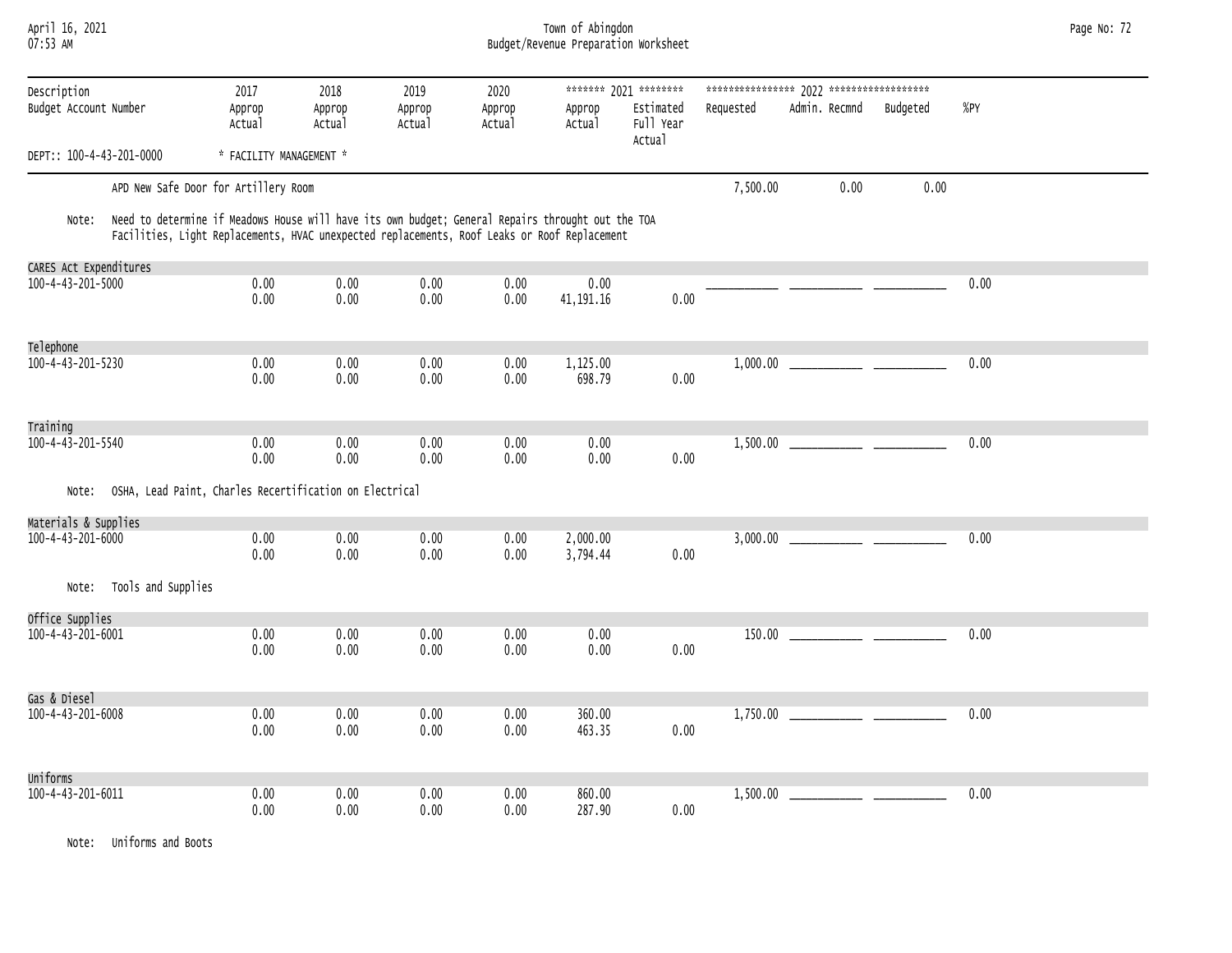Town of Abingdon
Budget/Revenue Preparation Worksheet

April 16, 2021
07:53 AM

| Description / Budget Account Number | 2017 Approp Actual | 2018 Approp Actual | 2019 Approp Actual | 2020 Approp Actual | 2021 Approp Actual | 2021 Estimated Full Year Actual | 2022 Requested | 2022 Admin. Recmnd | 2022 Budgeted | %PY |
|---|---|---|---|---|---|---|---|---|---|---|
| DEPT:: 100-4-43-201-0000 * FACILITY MANAGEMENT * | | | | | | | | | | |
| APD New Safe Door for Artillery Room | | | | | | | 7,500.00 | 0.00 | 0.00 | |

Note: Need to determine if Meadows House will have its own budget; General Repairs throught out the TOA Facilities, Light Replacements, HVAC unexpected replacements, Roof Leaks or Roof Replacement

| Description / Budget Account Number | 2017 Approp Actual | 2018 Approp Actual | 2019 Approp Actual | 2020 Approp Actual | 2021 Approp Actual | 2021 Estimated Full Year Actual | 2022 Requested | 2022 Admin. Recmnd | 2022 Budgeted | %PY |
|---|---|---|---|---|---|---|---|---|---|---|
| **CARES Act Expenditures** 100-4-43-201-5000 | 0.00 | 0.00 | 0.00 | 0.00 | 0.00 | | | | | 0.00 |
| | 0.00 | 0.00 | 0.00 | 0.00 | 41,191.16 | 0.00 | | | | |
| **Telephone** 100-4-43-201-5230 | 0.00 | 0.00 | 0.00 | 0.00 | 1,125.00 | | 1,000.00 | | | 0.00 |
| | 0.00 | 0.00 | 0.00 | 0.00 | 698.79 | 0.00 | | | | |
| **Training** 100-4-43-201-5540 | 0.00 | 0.00 | 0.00 | 0.00 | 0.00 | | 1,500.00 | | | 0.00 |
| | 0.00 | 0.00 | 0.00 | 0.00 | 0.00 | 0.00 | | | | |

Note: OSHA, Lead Paint, Charles Recertification on Electrical

| Description / Budget Account Number | 2017 Approp Actual | 2018 Approp Actual | 2019 Approp Actual | 2020 Approp Actual | 2021 Approp Actual | 2021 Estimated Full Year Actual | 2022 Requested | 2022 Admin. Recmnd | 2022 Budgeted | %PY |
|---|---|---|---|---|---|---|---|---|---|---|
| **Materials & Supplies** 100-4-43-201-6000 | 0.00 | 0.00 | 0.00 | 0.00 | 2,000.00 | | 3,000.00 | | | 0.00 |
| | 0.00 | 0.00 | 0.00 | 0.00 | 3,794.44 | 0.00 | | | | |

Note: Tools and Supplies

| Description / Budget Account Number | 2017 Approp Actual | 2018 Approp Actual | 2019 Approp Actual | 2020 Approp Actual | 2021 Approp Actual | 2021 Estimated Full Year Actual | 2022 Requested | 2022 Admin. Recmnd | 2022 Budgeted | %PY |
|---|---|---|---|---|---|---|---|---|---|---|
| **Office Supplies** 100-4-43-201-6001 | 0.00 | 0.00 | 0.00 | 0.00 | 0.00 | | 150.00 | | | 0.00 |
| | 0.00 | 0.00 | 0.00 | 0.00 | 0.00 | 0.00 | | | | |
| **Gas & Diesel** 100-4-43-201-6008 | 0.00 | 0.00 | 0.00 | 0.00 | 360.00 | | 1,750.00 | | | 0.00 |
| | 0.00 | 0.00 | 0.00 | 0.00 | 463.35 | 0.00 | | | | |
| **Uniforms** 100-4-43-201-6011 | 0.00 | 0.00 | 0.00 | 0.00 | 860.00 | | 1,500.00 | | | 0.00 |
| | 0.00 | 0.00 | 0.00 | 0.00 | 287.90 | 0.00 | | | | |

Note: Uniforms and Boots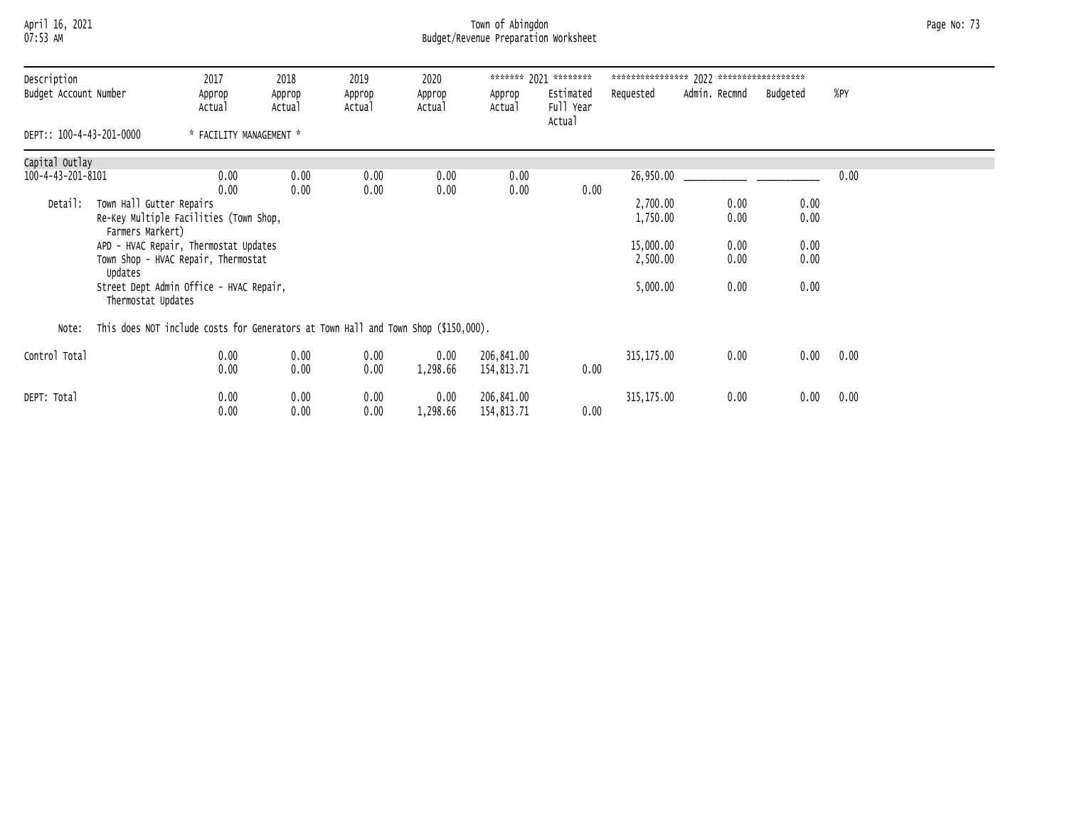Town of Abingdon
Budget/Revenue Preparation Worksheet

| Description / Budget Account Number | 2017 Approp / Actual | 2018 Approp / Actual | 2019 Approp / Actual | 2020 Approp / Actual | 2021 Approp / Actual | 2021 Estimated Full Year Actual | 2022 Requested | 2022 Admin. Recmnd | 2022 Budgeted | %PY |
|---|---|---|---|---|---|---|---|---|---|---|
| DEPT:: 100-4-43-201-0000 | * FACILITY MANAGEMENT * | | | | | | | | | |
| **Capital Outlay** | | | | | | | | | | |
| 100-4-43-201-8101 | 0.00 | 0.00 | 0.00 | 0.00 | 0.00 | | 26,950.00 | ___________ | ___________ | 0.00 |
| | 0.00 | 0.00 | 0.00 | 0.00 | 0.00 | 0.00 | | | | |
| Detail: Town Hall Gutter Repairs | | | | | | | 2,700.00 | 0.00 | 0.00 | |
| Re-Key Multiple Facilities (Town Shop, Farmers Markert) | | | | | | | 1,750.00 | 0.00 | 0.00 | |
| APD - HVAC Repair, Thermostat Updates | | | | | | | 15,000.00 | 0.00 | 0.00 | |
| Town Shop - HVAC Repair, Thermostat Updates | | | | | | | 2,500.00 | 0.00 | 0.00 | |
| Street Dept Admin Office - HVAC Repair, Thermostat Updates | | | | | | | 5,000.00 | 0.00 | 0.00 | |
| Note: This does NOT include costs for Generators at Town Hall and Town Shop ($150,000). | | | | | | | | | | |
| Control Total | 0.00 | 0.00 | 0.00 | 0.00 | 206,841.00 | | 315,175.00 | 0.00 | 0.00 | 0.00 |
| | 0.00 | 0.00 | 0.00 | 1,298.66 | 154,813.71 | 0.00 | | | | |
| DEPT: Total | 0.00 | 0.00 | 0.00 | 0.00 | 206,841.00 | | 315,175.00 | 0.00 | 0.00 | 0.00 |
| | 0.00 | 0.00 | 0.00 | 1,298.66 | 154,813.71 | 0.00 | | | | |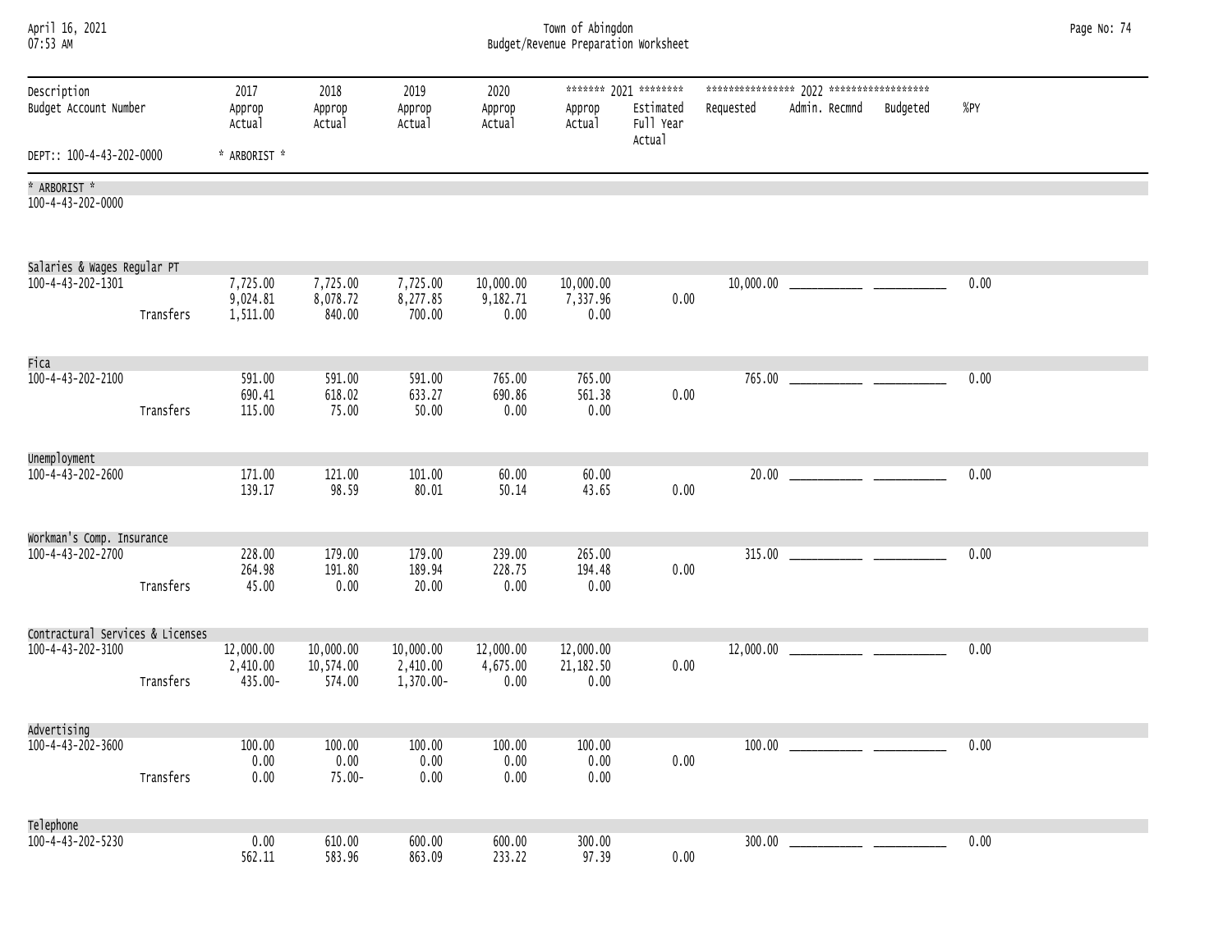Town of Abingdon
Budget/Revenue Preparation Worksheet

| Description / Budget Account Number | | 2017 Approp Actual | 2018 Approp Actual | 2019 Approp Actual | 2020 Approp Actual | 2021 Approp Actual | 2021 Estimated Full Year Actual | 2022 Requested | 2022 Admin. Recmnd | 2022 Budgeted | %PY |
|---|---|---|---|---|---|---|---|---|---|---|---|
| DEPT:: 100-4-43-202-0000 | | * ARBORIST * | | | | | | | | | |
| * ARBORIST * 100-4-43-202-0000 | | | | | | | | | | | |
| Salaries & Wages Regular PT 100-4-43-202-1301 | | 7,725.00 | 7,725.00 | 7,725.00 | 10,000.00 | 10,000.00 | | 10,000.00 | ___________ | ___________ | 0.00 |
| | | 9,024.81 | 8,078.72 | 8,277.85 | 9,182.71 | 7,337.96 | 0.00 | | | | |
| | Transfers | 1,511.00 | 840.00 | 700.00 | 0.00 | 0.00 | | | | | |
| Fica 100-4-43-202-2100 | | 591.00 | 591.00 | 591.00 | 765.00 | 765.00 | | 765.00 | ___________ | ___________ | 0.00 |
| | | 690.41 | 618.02 | 633.27 | 690.86 | 561.38 | 0.00 | | | | |
| | Transfers | 115.00 | 75.00 | 50.00 | 0.00 | 0.00 | | | | | |
| Unemployment 100-4-43-202-2600 | | 171.00 | 121.00 | 101.00 | 60.00 | 60.00 | | 20.00 | ___________ | ___________ | 0.00 |
| | | 139.17 | 98.59 | 80.01 | 50.14 | 43.65 | 0.00 | | | | |
| Workman's Comp. Insurance 100-4-43-202-2700 | | 228.00 | 179.00 | 179.00 | 239.00 | 265.00 | | 315.00 | ___________ | ___________ | 0.00 |
| | | 264.98 | 191.80 | 189.94 | 228.75 | 194.48 | 0.00 | | | | |
| | Transfers | 45.00 | 0.00 | 20.00 | 0.00 | 0.00 | | | | | |
| Contractural Services & Licenses 100-4-43-202-3100 | | 12,000.00 | 10,000.00 | 10,000.00 | 12,000.00 | 12,000.00 | | 12,000.00 | ___________ | ___________ | 0.00 |
| | | 2,410.00 | 10,574.00 | 2,410.00 | 4,675.00 | 21,182.50 | 0.00 | | | | |
| | Transfers | 435.00- | 574.00 | 1,370.00- | 0.00 | 0.00 | | | | | |
| Advertising 100-4-43-202-3600 | | 100.00 | 100.00 | 100.00 | 100.00 | 100.00 | | 100.00 | ___________ | ___________ | 0.00 |
| | | 0.00 | 0.00 | 0.00 | 0.00 | 0.00 | 0.00 | | | | |
| | Transfers | 0.00 | 75.00- | 0.00 | 0.00 | 0.00 | | | | | |
| Telephone 100-4-43-202-5230 | | 0.00 | 610.00 | 600.00 | 600.00 | 300.00 | | 300.00 | ___________ | ___________ | 0.00 |
| | | 562.11 | 583.96 | 863.09 | 233.22 | 97.39 | 0.00 | | | | |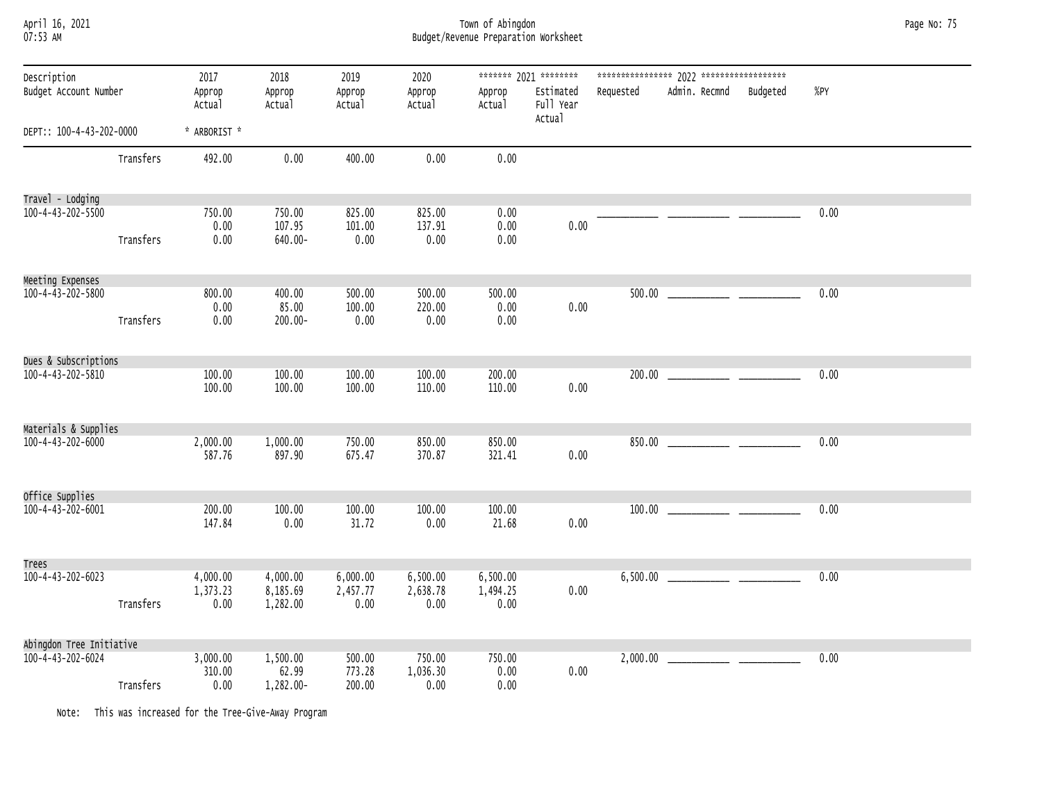| Description<br>Budget Account Number | | 2017<br>Approp<br>Actual | 2018<br>Approp<br>Actual | 2019<br>Approp<br>Actual | 2020<br>Approp<br>Actual | ******* 2021 ********<br>Approp<br>Actual | Estimated<br>Full Year<br>Actual | **************** 2022 ******************<br>Requested | Admin. Recmnd | Budgeted | %PY |
|---|---|---|---|---|---|---|---|---|---|---|---|
| DEPT:: 100-4-43-202-0000 | | * ARBORIST * | | | | | | | | | |
| | Transfers | 492.00 | 0.00 | 400.00 | 0.00 | 0.00 | | | | | |
| Travel - Lodging | | | | | | | | | | | |
| 100-4-43-202-5500 | | 750.00 | 750.00 | 825.00 | 825.00 | 0.00 | | ___________ | ___________ | ___________ | 0.00 |
| | | 0.00 | 107.95 | 101.00 | 137.91 | 0.00 | 0.00 | | | | |
| | Transfers | 0.00 | 640.00- | 0.00 | 0.00 | 0.00 | | | | | |
| Meeting Expenses | | | | | | | | | | | |
| 100-4-43-202-5800 | | 800.00 | 400.00 | 500.00 | 500.00 | 500.00 | | 500.00 | ___________ | ___________ | 0.00 |
| | | 0.00 | 85.00 | 100.00 | 220.00 | 0.00 | 0.00 | | | | |
| | Transfers | 0.00 | 200.00- | 0.00 | 0.00 | 0.00 | | | | | |
| Dues & Subscriptions | | | | | | | | | | | |
| 100-4-43-202-5810 | | 100.00 | 100.00 | 100.00 | 100.00 | 200.00 | | 200.00 | ___________ | ___________ | 0.00 |
| | | 100.00 | 100.00 | 100.00 | 110.00 | 110.00 | 0.00 | | | | |
| Materials & Supplies | | | | | | | | | | | |
| 100-4-43-202-6000 | | 2,000.00 | 1,000.00 | 750.00 | 850.00 | 850.00 | | 850.00 | ___________ | ___________ | 0.00 |
| | | 587.76 | 897.90 | 675.47 | 370.87 | 321.41 | 0.00 | | | | |
| Office Supplies | | | | | | | | | | | |
| 100-4-43-202-6001 | | 200.00 | 100.00 | 100.00 | 100.00 | 100.00 | | 100.00 | ___________ | ___________ | 0.00 |
| | | 147.84 | 0.00 | 31.72 | 0.00 | 21.68 | 0.00 | | | | |
| Trees | | | | | | | | | | | |
| 100-4-43-202-6023 | | 4,000.00 | 4,000.00 | 6,000.00 | 6,500.00 | 6,500.00 | | 6,500.00 | ___________ | ___________ | 0.00 |
| | | 1,373.23 | 8,185.69 | 2,457.77 | 2,638.78 | 1,494.25 | 0.00 | | | | |
| | Transfers | 0.00 | 1,282.00 | 0.00 | 0.00 | 0.00 | | | | | |
| Abingdon Tree Initiative | | | | | | | | | | | |
| 100-4-43-202-6024 | | 3,000.00 | 1,500.00 | 500.00 | 750.00 | 750.00 | | 2,000.00 | ___________ | ___________ | 0.00 |
| | | 310.00 | 62.99 | 773.28 | 1,036.30 | 0.00 | 0.00 | | | | |
| | Transfers | 0.00 | 1,282.00- | 200.00 | 0.00 | 0.00 | | | | | |

Note: This was increased for the Tree-Give-Away Program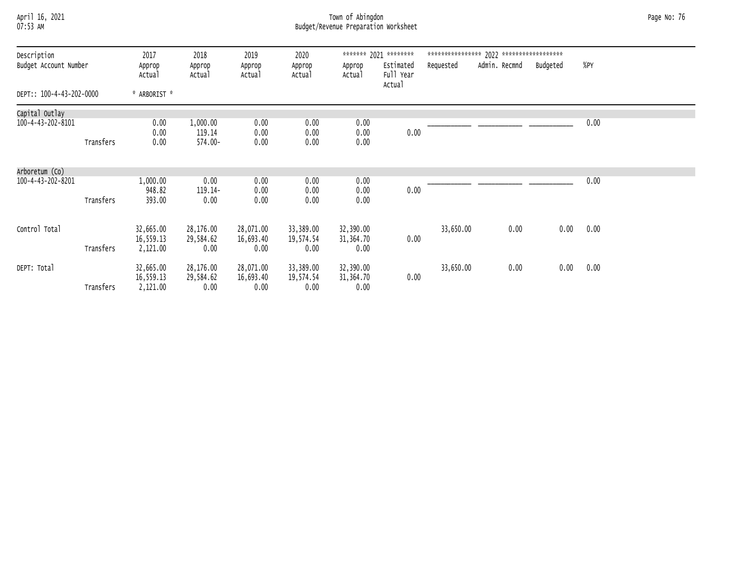Town of Abingdon
Budget/Revenue Preparation Worksheet

| Description / Budget Account Number | | 2017 Approp Actual | 2018 Approp Actual | 2019 Approp Actual | 2020 Approp Actual | 2021 Approp Actual | 2021 Estimated Full Year Actual | 2022 Requested | 2022 Admin. Recmnd | 2022 Budgeted | %PY |
|---|---|---|---|---|---|---|---|---|---|---|---|
| DEPT:: 100-4-43-202-0000 | | * ARBORIST * | | | | | | | | | |
| **Capital Outlay** | | | | | | | | | | | |
| 100-4-43-202-8101 | | 0.00 | 1,000.00 | 0.00 | 0.00 | 0.00 | | ___________ | ___________ | ___________ | 0.00 |
| | | 0.00 | 119.14 | 0.00 | 0.00 | 0.00 | 0.00 | | | | |
| | Transfers | 0.00 | 574.00- | 0.00 | 0.00 | 0.00 | | | | | |
| **Arboretum (Co)** | | | | | | | | | | | |
| 100-4-43-202-8201 | | 1,000.00 | 0.00 | 0.00 | 0.00 | 0.00 | | ___________ | ___________ | ___________ | 0.00 |
| | | 948.82 | 119.14- | 0.00 | 0.00 | 0.00 | 0.00 | | | | |
| | Transfers | 393.00 | 0.00 | 0.00 | 0.00 | 0.00 | | | | | |
| Control Total | | 32,665.00 | 28,176.00 | 28,071.00 | 33,389.00 | 32,390.00 | | 33,650.00 | 0.00 | 0.00 | 0.00 |
| | | 16,559.13 | 29,584.62 | 16,693.40 | 19,574.54 | 31,364.70 | 0.00 | | | | |
| | Transfers | 2,121.00 | 0.00 | 0.00 | 0.00 | 0.00 | | | | | |
| DEPT: Total | | 32,665.00 | 28,176.00 | 28,071.00 | 33,389.00 | 32,390.00 | | 33,650.00 | 0.00 | 0.00 | 0.00 |
| | | 16,559.13 | 29,584.62 | 16,693.40 | 19,574.54 | 31,364.70 | 0.00 | | | | |
| | Transfers | 2,121.00 | 0.00 | 0.00 | 0.00 | 0.00 | | | | | |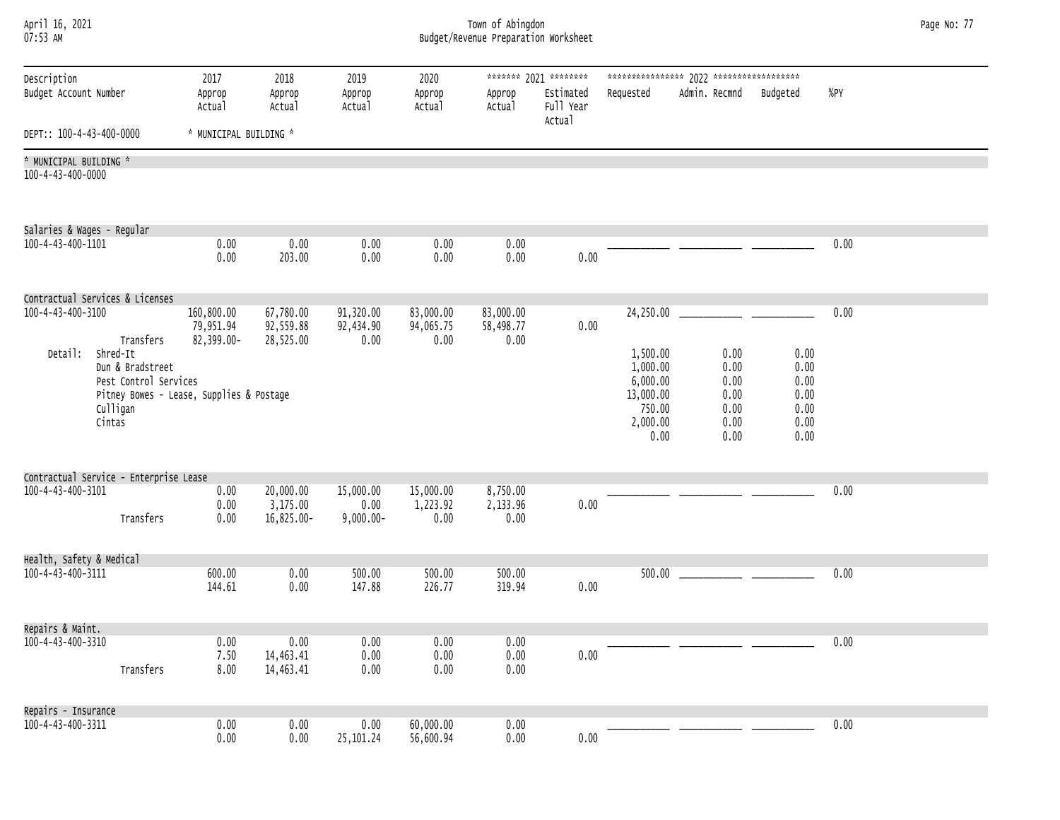# Town of Abingdon
## Budget/Revenue Preparation Worksheet

April 16, 2021
07:53 AM

| Description / Budget Account Number | 2017 Approp Actual | 2018 Approp Actual | 2019 Approp Actual | 2020 Approp Actual | 2021 Approp Actual | 2021 Estimated Full Year Actual | 2022 Requested | 2022 Admin. Recmnd | 2022 Budgeted | %PY |
|---|---|---|---|---|---|---|---|---|---|---|
| DEPT:: 100-4-43-400-0000 * MUNICIPAL BUILDING * | | | | | | | | | | |
| **\* MUNICIPAL BUILDING \*** 100-4-43-400-0000 | | | | | | | | | | |
| **Salaries & Wages - Regular** 100-4-43-400-1101 | 0.00 | 0.00 | 0.00 | 0.00 | 0.00 | | ___ | ___ | ___ | 0.00 |
| | 0.00 | 203.00 | 0.00 | 0.00 | 0.00 | 0.00 | | | | |
| **Contractual Services & Licenses** 100-4-43-400-3100 | 160,800.00 | 67,780.00 | 91,320.00 | 83,000.00 | 83,000.00 | | 24,250.00 | ___ | ___ | 0.00 |
| | 79,951.94 | 92,559.88 | 92,434.90 | 94,065.75 | 58,498.77 | 0.00 | | | | |
| Transfers | 82,399.00- | 28,525.00 | 0.00 | 0.00 | 0.00 | | | | | |
| Detail: Shred-It | | | | | | | 1,500.00 | 0.00 | 0.00 | |
| Dun & Bradstreet | | | | | | | 1,000.00 | 0.00 | 0.00 | |
| Pest Control Services | | | | | | | 6,000.00 | 0.00 | 0.00 | |
| Pitney Bowes - Lease, Supplies & Postage | | | | | | | 13,000.00 | 0.00 | 0.00 | |
| Culligan | | | | | | | 750.00 | 0.00 | 0.00 | |
| Cintas | | | | | | | 2,000.00 | 0.00 | 0.00 | |
| | | | | | | | 0.00 | 0.00 | 0.00 | |
| **Contractual Service - Enterprise Lease** 100-4-43-400-3101 | 0.00 | 20,000.00 | 15,000.00 | 15,000.00 | 8,750.00 | | ___ | ___ | ___ | 0.00 |
| | 0.00 | 3,175.00 | 0.00 | 1,223.92 | 2,133.96 | 0.00 | | | | |
| Transfers | 0.00 | 16,825.00- | 9,000.00- | 0.00 | 0.00 | | | | | |
| **Health, Safety & Medical** 100-4-43-400-3111 | 600.00 | 0.00 | 500.00 | 500.00 | 500.00 | | 500.00 | ___ | ___ | 0.00 |
| | 144.61 | 0.00 | 147.88 | 226.77 | 319.94 | 0.00 | | | | |
| **Repairs & Maint.** 100-4-43-400-3310 | 0.00 | 0.00 | 0.00 | 0.00 | 0.00 | | ___ | ___ | ___ | 0.00 |
| | 7.50 | 14,463.41 | 0.00 | 0.00 | 0.00 | 0.00 | | | | |
| Transfers | 8.00 | 14,463.41 | 0.00 | 0.00 | 0.00 | | | | | |
| **Repairs - Insurance** 100-4-43-400-3311 | 0.00 | 0.00 | 0.00 | 60,000.00 | 0.00 | | ___ | ___ | ___ | 0.00 |
| | 0.00 | 0.00 | 25,101.24 | 56,600.94 | 0.00 | 0.00 | | | | |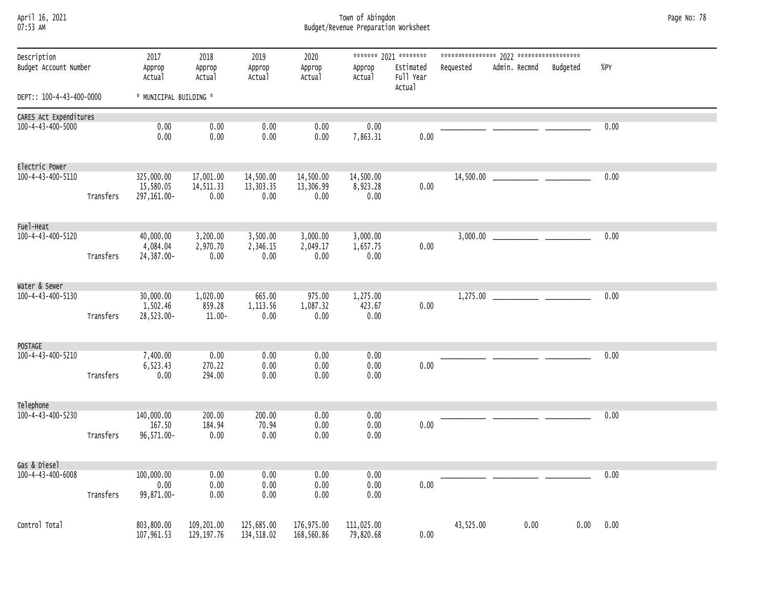Town of Abingdon
Budget/Revenue Preparation Worksheet

April 16, 2021
07:53 AM

| Description / Budget Account Number | | 2017 Approp Actual | 2018 Approp Actual | 2019 Approp Actual | 2020 Approp Actual | 2021 Approp Actual | 2021 Estimated Full Year Actual | 2022 Requested | 2022 Admin. Recmnd | 2022 Budgeted | %PY |
|---|---|---|---|---|---|---|---|---|---|---|---|
| DEPT:: 100-4-43-400-0000 | | * MUNICIPAL BUILDING * | | | | | | | | | |
| **CARES Act Expenditures** | | | | | | | | | | | |
| 100-4-43-400-5000 | | 0.00 | 0.00 | 0.00 | 0.00 | 0.00 | | ___________ | ___________ | ___________ | 0.00 |
| | | 0.00 | 0.00 | 0.00 | 0.00 | 7,863.31 | 0.00 | | | | |
| **Electric Power** | | | | | | | | | | | |
| 100-4-43-400-5110 | | 325,000.00 | 17,001.00 | 14,500.00 | 14,500.00 | 14,500.00 | | 14,500.00 | ___________ | ___________ | 0.00 |
| | | 15,580.05 | 14,511.33 | 13,303.35 | 13,306.99 | 8,923.28 | 0.00 | | | | |
| | Transfers | 297,161.00- | 0.00 | 0.00 | 0.00 | 0.00 | | | | | |
| **Fuel-Heat** | | | | | | | | | | | |
| 100-4-43-400-5120 | | 40,000.00 | 3,200.00 | 3,500.00 | 3,000.00 | 3,000.00 | | 3,000.00 | ___________ | ___________ | 0.00 |
| | | 4,084.04 | 2,970.70 | 2,346.15 | 2,049.17 | 1,657.75 | 0.00 | | | | |
| | Transfers | 24,387.00- | 0.00 | 0.00 | 0.00 | 0.00 | | | | | |
| **Water & Sewer** | | | | | | | | | | | |
| 100-4-43-400-5130 | | 30,000.00 | 1,020.00 | 665.00 | 975.00 | 1,275.00 | | 1,275.00 | ___________ | ___________ | 0.00 |
| | | 1,502.46 | 859.28 | 1,113.56 | 1,087.32 | 423.67 | 0.00 | | | | |
| | Transfers | 28,523.00- | 11.00- | 0.00 | 0.00 | 0.00 | | | | | |
| **POSTAGE** | | | | | | | | | | | |
| 100-4-43-400-5210 | | 7,400.00 | 0.00 | 0.00 | 0.00 | 0.00 | | ___________ | ___________ | ___________ | 0.00 |
| | | 6,523.43 | 270.22 | 0.00 | 0.00 | 0.00 | 0.00 | | | | |
| | Transfers | 0.00 | 294.00 | 0.00 | 0.00 | 0.00 | | | | | |
| **Telephone** | | | | | | | | | | | |
| 100-4-43-400-5230 | | 140,000.00 | 200.00 | 200.00 | 0.00 | 0.00 | | ___________ | ___________ | ___________ | 0.00 |
| | | 167.50 | 184.94 | 70.94 | 0.00 | 0.00 | 0.00 | | | | |
| | Transfers | 96,571.00- | 0.00 | 0.00 | 0.00 | 0.00 | | | | | |
| **Gas & Diesel** | | | | | | | | | | | |
| 100-4-43-400-6008 | | 100,000.00 | 0.00 | 0.00 | 0.00 | 0.00 | | ___________ | ___________ | ___________ | 0.00 |
| | | 0.00 | 0.00 | 0.00 | 0.00 | 0.00 | 0.00 | | | | |
| | Transfers | 99,871.00- | 0.00 | 0.00 | 0.00 | 0.00 | | | | | |
| **Control Total** | | 803,800.00 | 109,201.00 | 125,685.00 | 176,975.00 | 111,025.00 | | 43,525.00 | 0.00 | 0.00 | 0.00 |
| | | 107,961.53 | 129,197.76 | 134,518.02 | 168,560.86 | 79,820.68 | 0.00 | | | | |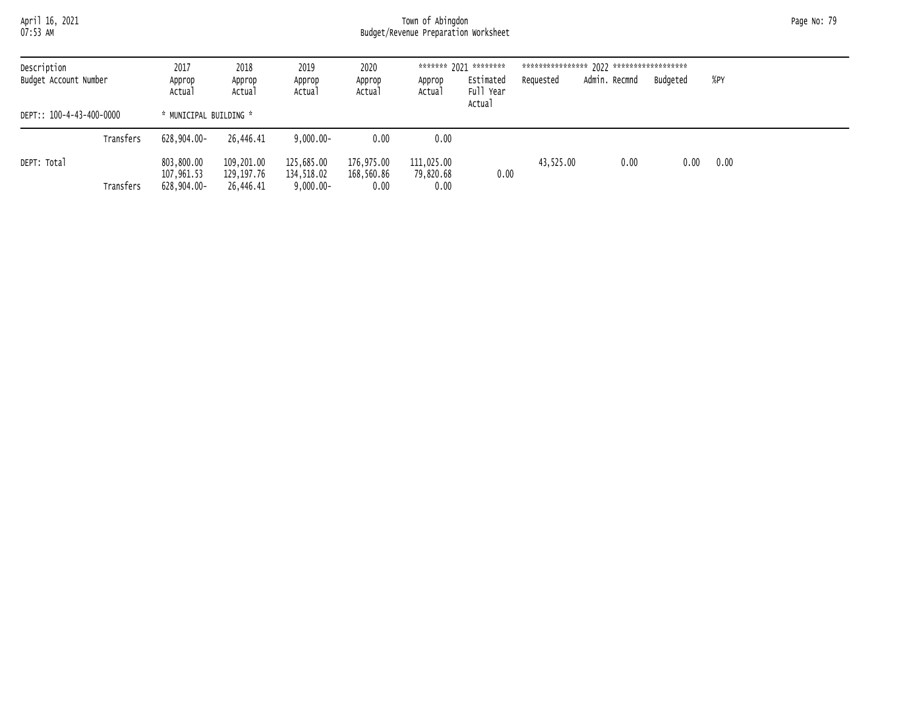Town of Abingdon

Budget/Revenue Preparation Worksheet

| Description<br>Budget Account Number | | 2017<br>Approp<br>Actual | 2018<br>Approp<br>Actual | 2019<br>Approp<br>Actual | 2020<br>Approp<br>Actual | ******* 2021 ********<br>Approp<br>Actual | <br>Estimated<br>Full Year<br>Actual | **************** 2022 ******************<br>Requested | <br>Admin. Recmnd | <br>Budgeted | <br>%PY |
|---|---|---|---|---|---|---|---|---|---|---|---|
| DEPT:: 100-4-43-400-0000 | | * MUNICIPAL BUILDING * | | | | | | | | | |
| | Transfers | 628,904.00- | 26,446.41 | 9,000.00- | 0.00 | 0.00 | | | | | |
| DEPT: Total | | 803,800.00 | 109,201.00 | 125,685.00 | 176,975.00 | 111,025.00 | | 43,525.00 | 0.00 | 0.00 | 0.00 |
| | | 107,961.53 | 129,197.76 | 134,518.02 | 168,560.86 | 79,820.68 | 0.00 | | | | |
| | Transfers | 628,904.00- | 26,446.41 | 9,000.00- | 0.00 | 0.00 | | | | | |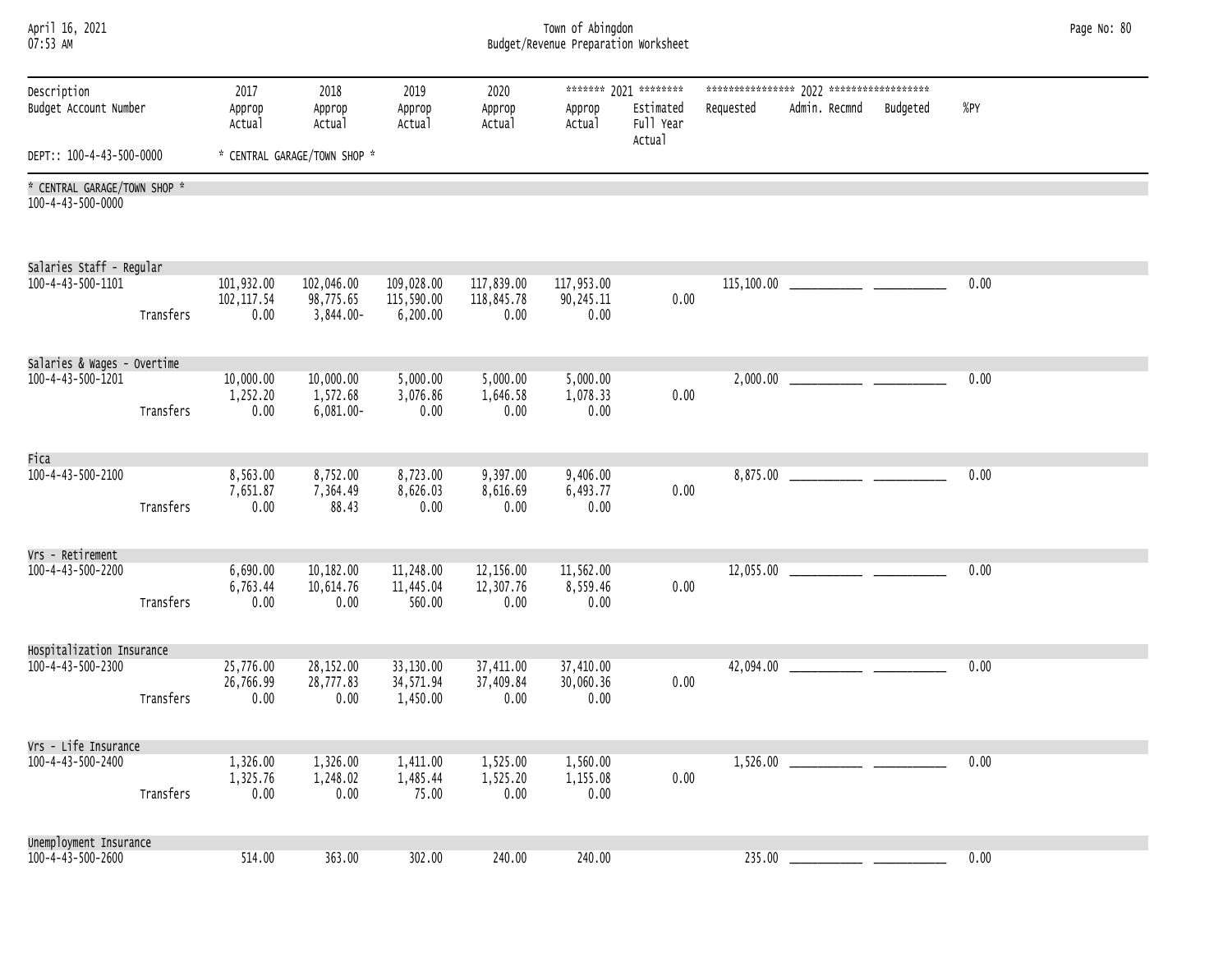Town of Abingdon
Budget/Revenue Preparation Worksheet

| Description / Budget Account Number | | 2017 Approp Actual | 2018 Approp Actual | 2019 Approp Actual | 2020 Approp Actual | 2021 Approp Actual | 2021 Estimated Full Year Actual | 2022 Requested | 2022 Admin. Recmnd | 2022 Budgeted | %PY |
|---|---|---|---|---|---|---|---|---|---|---|---|
| DEPT:: 100-4-43-500-0000 | | * CENTRAL GARAGE/TOWN SHOP * | | | | | | | | | |
| * CENTRAL GARAGE/TOWN SHOP * 100-4-43-500-0000 | | | | | | | | | | | |
| Salaries Staff - Regular 100-4-43-500-1101 | | 101,932.00 | 102,046.00 | 109,028.00 | 117,839.00 | 117,953.00 | | 115,100.00 | ___________ | ___________ | 0.00 |
| | | 102,117.54 | 98,775.65 | 115,590.00 | 118,845.78 | 90,245.11 | 0.00 | | | | |
| | Transfers | 0.00 | 3,844.00- | 6,200.00 | 0.00 | 0.00 | | | | | |
| Salaries & Wages - Overtime 100-4-43-500-1201 | | 10,000.00 | 10,000.00 | 5,000.00 | 5,000.00 | 5,000.00 | | 2,000.00 | ___________ | ___________ | 0.00 |
| | | 1,252.20 | 1,572.68 | 3,076.86 | 1,646.58 | 1,078.33 | 0.00 | | | | |
| | Transfers | 0.00 | 6,081.00- | 0.00 | 0.00 | 0.00 | | | | | |
| Fica 100-4-43-500-2100 | | 8,563.00 | 8,752.00 | 8,723.00 | 9,397.00 | 9,406.00 | | 8,875.00 | ___________ | ___________ | 0.00 |
| | | 7,651.87 | 7,364.49 | 8,626.03 | 8,616.69 | 6,493.77 | 0.00 | | | | |
| | Transfers | 0.00 | 88.43 | 0.00 | 0.00 | 0.00 | | | | | |
| Vrs - Retirement 100-4-43-500-2200 | | 6,690.00 | 10,182.00 | 11,248.00 | 12,156.00 | 11,562.00 | | 12,055.00 | ___________ | ___________ | 0.00 |
| | | 6,763.44 | 10,614.76 | 11,445.04 | 12,307.76 | 8,559.46 | 0.00 | | | | |
| | Transfers | 0.00 | 0.00 | 560.00 | 0.00 | 0.00 | | | | | |
| Hospitalization Insurance 100-4-43-500-2300 | | 25,776.00 | 28,152.00 | 33,130.00 | 37,411.00 | 37,410.00 | | 42,094.00 | ___________ | ___________ | 0.00 |
| | | 26,766.99 | 28,777.83 | 34,571.94 | 37,409.84 | 30,060.36 | 0.00 | | | | |
| | Transfers | 0.00 | 0.00 | 1,450.00 | 0.00 | 0.00 | | | | | |
| Vrs - Life Insurance 100-4-43-500-2400 | | 1,326.00 | 1,326.00 | 1,411.00 | 1,525.00 | 1,560.00 | | 1,526.00 | ___________ | ___________ | 0.00 |
| | | 1,325.76 | 1,248.02 | 1,485.44 | 1,525.20 | 1,155.08 | 0.00 | | | | |
| | Transfers | 0.00 | 0.00 | 75.00 | 0.00 | 0.00 | | | | | |
| Unemployment Insurance 100-4-43-500-2600 | | 514.00 | 363.00 | 302.00 | 240.00 | 240.00 | | 235.00 | ___________ | ___________ | 0.00 |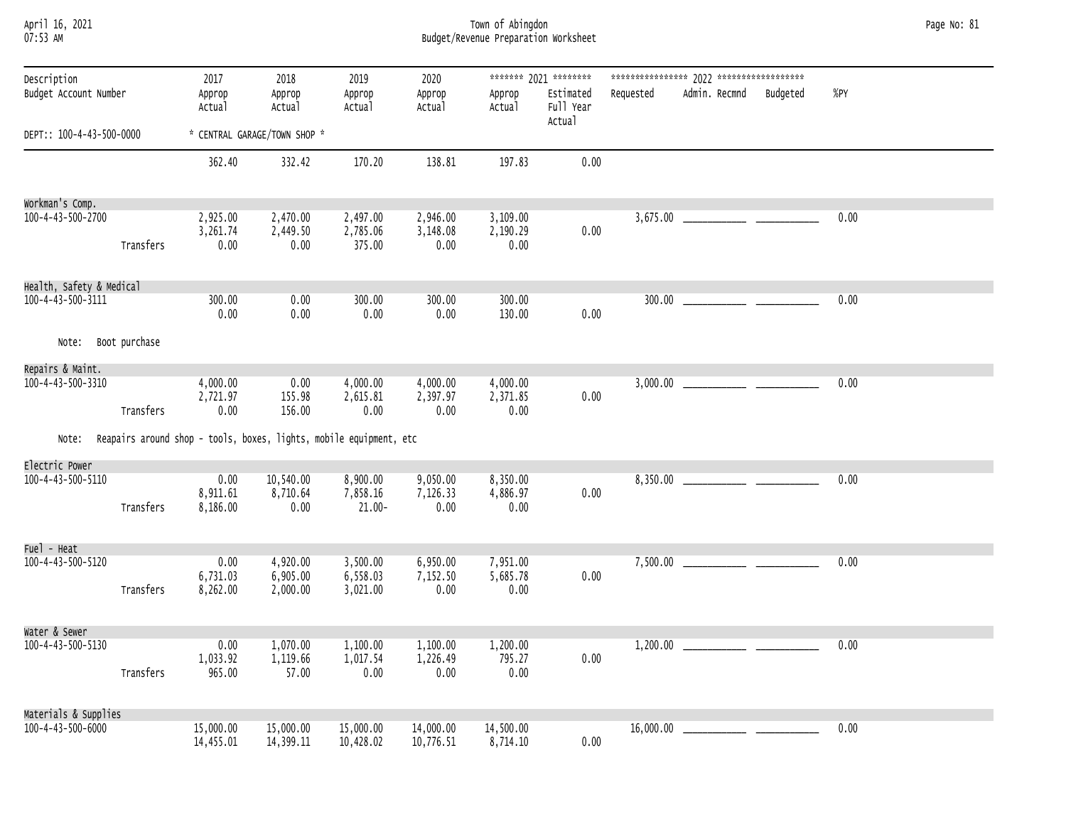Town of Abingdon
Budget/Revenue Preparation Worksheet

April 16, 2021
07:53 AM

| Description / Budget Account Number | | 2017 Approp Actual | 2018 Approp Actual | 2019 Approp Actual | 2020 Approp Actual | 2021 Approp Actual | 2021 Estimated Full Year Actual | 2022 Requested | 2022 Admin. Recmnd | 2022 Budgeted | %PY |
|---|---|---|---|---|---|---|---|---|---|---|---|
| DEPT:: 100-4-43-500-0000 | * CENTRAL GARAGE/TOWN SHOP * | | | | | | | | | | |
| | | 362.40 | 332.42 | 170.20 | 138.81 | 197.83 | 0.00 | | | | |
| Workman's Comp. | | | | | | | | | | | |
| 100-4-43-500-2700 | | 2,925.00 | 2,470.00 | 2,497.00 | 2,946.00 | 3,109.00 | | 3,675.00 | ___________ | ___________ | 0.00 |
| | | 3,261.74 | 2,449.50 | 2,785.06 | 3,148.08 | 2,190.29 | 0.00 | | | | |
| | Transfers | 0.00 | 0.00 | 375.00 | 0.00 | 0.00 | | | | | |
| Health, Safety & Medical | | | | | | | | | | | |
| 100-4-43-500-3111 | | 300.00 | 0.00 | 300.00 | 300.00 | 300.00 | | 300.00 | ___________ | ___________ | 0.00 |
| | | 0.00 | 0.00 | 0.00 | 0.00 | 130.00 | 0.00 | | | | |
| Note: Boot purchase | | | | | | | | | | | |
| Repairs & Maint. | | | | | | | | | | | |
| 100-4-43-500-3310 | | 4,000.00 | 0.00 | 4,000.00 | 4,000.00 | 4,000.00 | | 3,000.00 | ___________ | ___________ | 0.00 |
| | | 2,721.97 | 155.98 | 2,615.81 | 2,397.97 | 2,371.85 | 0.00 | | | | |
| | Transfers | 0.00 | 156.00 | 0.00 | 0.00 | 0.00 | | | | | |
| Note: Reapairs around shop - tools, boxes, lights, mobile equipment, etc | | | | | | | | | | | |
| Electric Power | | | | | | | | | | | |
| 100-4-43-500-5110 | | 0.00 | 10,540.00 | 8,900.00 | 9,050.00 | 8,350.00 | | 8,350.00 | ___________ | ___________ | 0.00 |
| | | 8,911.61 | 8,710.64 | 7,858.16 | 7,126.33 | 4,886.97 | 0.00 | | | | |
| | Transfers | 8,186.00 | 0.00 | 21.00- | 0.00 | 0.00 | | | | | |
| Fuel - Heat | | | | | | | | | | | |
| 100-4-43-500-5120 | | 0.00 | 4,920.00 | 3,500.00 | 6,950.00 | 7,951.00 | | 7,500.00 | ___________ | ___________ | 0.00 |
| | | 6,731.03 | 6,905.00 | 6,558.03 | 7,152.50 | 5,685.78 | 0.00 | | | | |
| | Transfers | 8,262.00 | 2,000.00 | 3,021.00 | 0.00 | 0.00 | | | | | |
| Water & Sewer | | | | | | | | | | | |
| 100-4-43-500-5130 | | 0.00 | 1,070.00 | 1,100.00 | 1,100.00 | 1,200.00 | | 1,200.00 | ___________ | ___________ | 0.00 |
| | | 1,033.92 | 1,119.66 | 1,017.54 | 1,226.49 | 795.27 | 0.00 | | | | |
| | Transfers | 965.00 | 57.00 | 0.00 | 0.00 | 0.00 | | | | | |
| Materials & Supplies | | | | | | | | | | | |
| 100-4-43-500-6000 | | 15,000.00 | 15,000.00 | 15,000.00 | 14,000.00 | 14,500.00 | | 16,000.00 | ___________ | ___________ | 0.00 |
| | | 14,455.01 | 14,399.11 | 10,428.02 | 10,776.51 | 8,714.10 | 0.00 | | | | |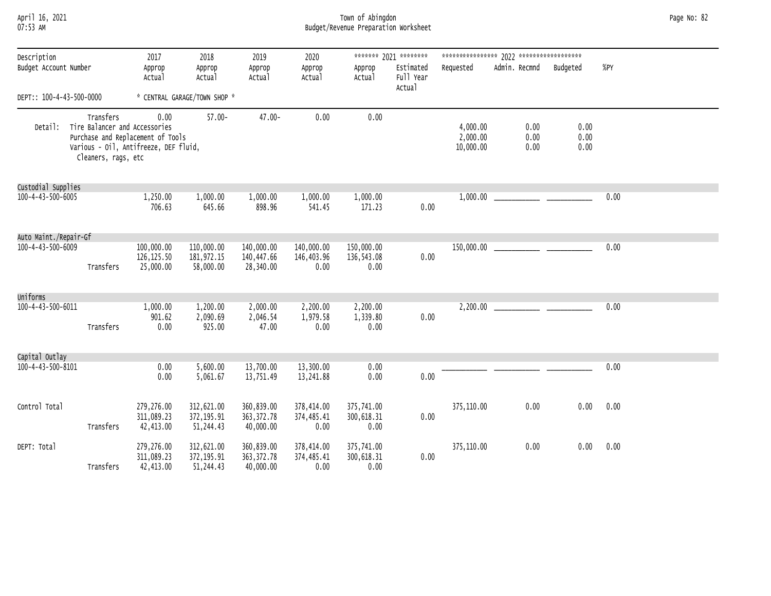Town of Abingdon
Budget/Revenue Preparation Worksheet

DEPT:: 100-4-43-500-0000 — * CENTRAL GARAGE/TOWN SHOP *

| Description / Budget Account Number | | 2017 Approp Actual | 2018 Approp Actual | 2019 Approp Actual | 2020 Approp Actual | 2021 Approp Actual | 2021 Estimated Full Year Actual | 2022 Requested | 2022 Admin. Recmnd | 2022 Budgeted | %PY |
|---|---|---|---|---|---|---|---|---|---|---|---|
| | Transfers | 0.00 | 57.00- | 47.00- | 0.00 | 0.00 | | | | | |
| Detail: Tire Balancer and Accessories | | | | | | | | 4,000.00 | 0.00 | 0.00 | |
| Purchase and Replacement of Tools | | | | | | | | 2,000.00 | 0.00 | 0.00 | |
| Various - Oil, Antifreeze, DEF fluid, Cleaners, rags, etc | | | | | | | | 10,000.00 | 0.00 | 0.00 | |
| **Custodial Supplies** | | | | | | | | | | | |
| 100-4-43-500-6005 | | 1,250.00 | 1,000.00 | 1,000.00 | 1,000.00 | 1,000.00 | | 1,000.00 | ___________ | ___________ | 0.00 |
| | | 706.63 | 645.66 | 898.96 | 541.45 | 171.23 | 0.00 | | | | |
| **Auto Maint./Repair-Gf** | | | | | | | | | | | |
| 100-4-43-500-6009 | | 100,000.00 | 110,000.00 | 140,000.00 | 140,000.00 | 150,000.00 | | 150,000.00 | ___________ | ___________ | 0.00 |
| | | 126,125.50 | 181,972.15 | 140,447.66 | 146,403.96 | 136,543.08 | 0.00 | | | | |
| | Transfers | 25,000.00 | 58,000.00 | 28,340.00 | 0.00 | 0.00 | | | | | |
| **Uniforms** | | | | | | | | | | | |
| 100-4-43-500-6011 | | 1,000.00 | 1,200.00 | 2,000.00 | 2,200.00 | 2,200.00 | | 2,200.00 | ___________ | ___________ | 0.00 |
| | | 901.62 | 2,090.69 | 2,046.54 | 1,979.58 | 1,339.80 | 0.00 | | | | |
| | Transfers | 0.00 | 925.00 | 47.00 | 0.00 | 0.00 | | | | | |
| **Capital Outlay** | | | | | | | | | | | |
| 100-4-43-500-8101 | | 0.00 | 5,600.00 | 13,700.00 | 13,300.00 | 0.00 | | ___________ | ___________ | ___________ | 0.00 |
| | | 0.00 | 5,061.67 | 13,751.49 | 13,241.88 | 0.00 | 0.00 | | | | |
| Control Total | | 279,276.00 | 312,621.00 | 360,839.00 | 378,414.00 | 375,741.00 | | 375,110.00 | 0.00 | 0.00 | 0.00 |
| | | 311,089.23 | 372,195.91 | 363,372.78 | 374,485.41 | 300,618.31 | 0.00 | | | | |
| | Transfers | 42,413.00 | 51,244.43 | 40,000.00 | 0.00 | 0.00 | | | | | |
| DEPT: Total | | 279,276.00 | 312,621.00 | 360,839.00 | 378,414.00 | 375,741.00 | | 375,110.00 | 0.00 | 0.00 | 0.00 |
| | | 311,089.23 | 372,195.91 | 363,372.78 | 374,485.41 | 300,618.31 | 0.00 | | | | |
| | Transfers | 42,413.00 | 51,244.43 | 40,000.00 | 0.00 | 0.00 | | | | | |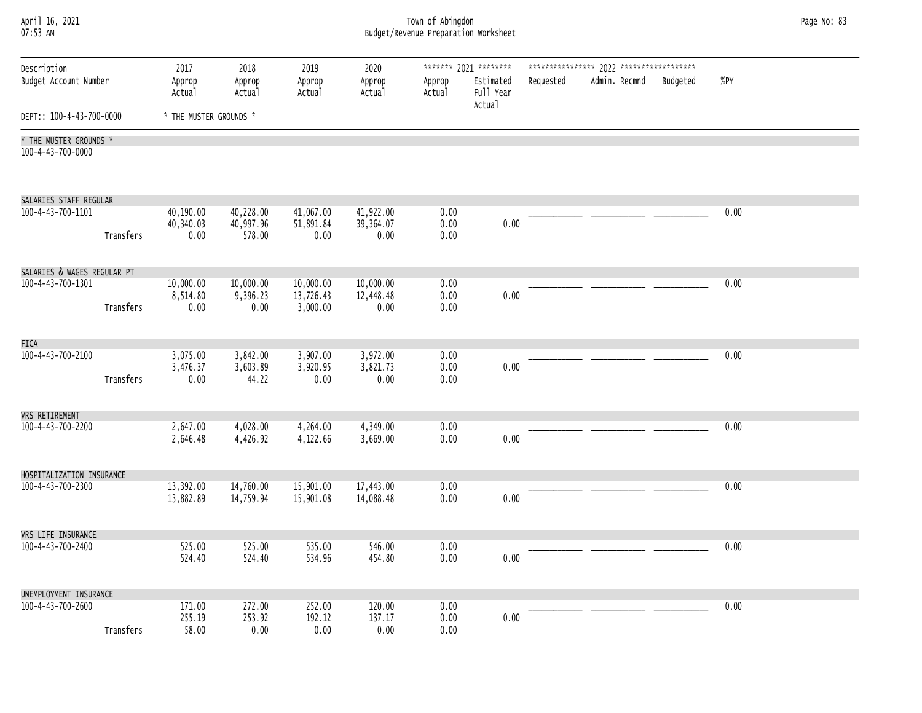Town of Abingdon
Budget/Revenue Preparation Worksheet

April 16, 2021
07:53 AM

| Description / Budget Account Number | | 2017 Approp Actual | 2018 Approp Actual | 2019 Approp Actual | 2020 Approp Actual | 2021 Approp Actual | 2021 Estimated Full Year Actual | 2022 Requested | 2022 Admin. Recmnd | 2022 Budgeted | %PY |
|---|---|---|---|---|---|---|---|---|---|---|---|
| DEPT:: 100-4-43-700-0000 | * THE MUSTER GROUNDS * | | | | | | | | | | |
| * THE MUSTER GROUNDS * 100-4-43-700-0000 | | | | | | | | | | | |
| SALARIES STAFF REGULAR 100-4-43-700-1101 | | 40,190.00 | 40,228.00 | 41,067.00 | 41,922.00 | 0.00 | | ___ | ___ | ___ | 0.00 |
| | | 40,340.03 | 40,997.96 | 51,891.84 | 39,364.07 | 0.00 | 0.00 | | | | |
| | Transfers | 0.00 | 578.00 | 0.00 | 0.00 | 0.00 | | | | | |
| SALARIES & WAGES REGULAR PT 100-4-43-700-1301 | | 10,000.00 | 10,000.00 | 10,000.00 | 10,000.00 | 0.00 | | ___ | ___ | ___ | 0.00 |
| | | 8,514.80 | 9,396.23 | 13,726.43 | 12,448.48 | 0.00 | 0.00 | | | | |
| | Transfers | 0.00 | 0.00 | 3,000.00 | 0.00 | 0.00 | | | | | |
| FICA 100-4-43-700-2100 | | 3,075.00 | 3,842.00 | 3,907.00 | 3,972.00 | 0.00 | | ___ | ___ | ___ | 0.00 |
| | | 3,476.37 | 3,603.89 | 3,920.95 | 3,821.73 | 0.00 | 0.00 | | | | |
| | Transfers | 0.00 | 44.22 | 0.00 | 0.00 | 0.00 | | | | | |
| VRS RETIREMENT 100-4-43-700-2200 | | 2,647.00 | 4,028.00 | 4,264.00 | 4,349.00 | 0.00 | | ___ | ___ | ___ | 0.00 |
| | | 2,646.48 | 4,426.92 | 4,122.66 | 3,669.00 | 0.00 | 0.00 | | | | |
| HOSPITALIZATION INSURANCE 100-4-43-700-2300 | | 13,392.00 | 14,760.00 | 15,901.00 | 17,443.00 | 0.00 | | ___ | ___ | ___ | 0.00 |
| | | 13,882.89 | 14,759.94 | 15,901.08 | 14,088.48 | 0.00 | 0.00 | | | | |
| VRS LIFE INSURANCE 100-4-43-700-2400 | | 525.00 | 525.00 | 535.00 | 546.00 | 0.00 | | ___ | ___ | ___ | 0.00 |
| | | 524.40 | 524.40 | 534.96 | 454.80 | 0.00 | 0.00 | | | | |
| UNEMPLOYMENT INSURANCE 100-4-43-700-2600 | | 171.00 | 272.00 | 252.00 | 120.00 | 0.00 | | ___ | ___ | ___ | 0.00 |
| | | 255.19 | 253.92 | 192.12 | 137.17 | 0.00 | 0.00 | | | | |
| | Transfers | 58.00 | 0.00 | 0.00 | 0.00 | 0.00 | | | | | |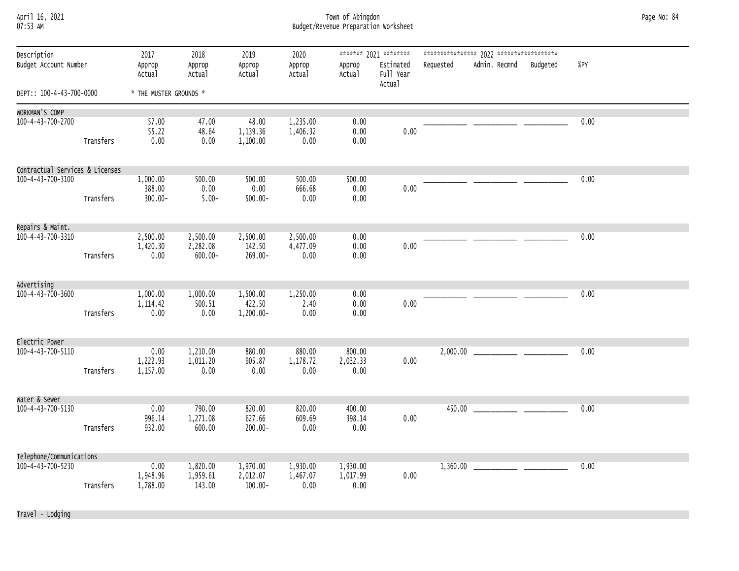Town of Abingdon
Budget/Revenue Preparation Worksheet

April 16, 2021
07:53 AM

| Description / Budget Account Number | | 2017 Approp Actual | 2018 Approp Actual | 2019 Approp Actual | 2020 Approp Actual | 2021 Approp Actual | 2021 Estimated Full Year Actual | 2022 Requested | 2022 Admin. Recmnd | 2022 Budgeted | %PY |
|---|---|---|---|---|---|---|---|---|---|---|---|
| DEPT:: 100-4-43-700-0000 | | * THE MUSTER GROUNDS * | | | | | | | | | |
| **WORKMAN'S COMP** | | | | | | | | | | | |
| 100-4-43-700-2700 | | 57.00 | 47.00 | 48.00 | 1,235.00 | 0.00 | | | | | 0.00 |
| | | 55.22 | 48.64 | 1,139.36 | 1,406.32 | 0.00 | 0.00 | | | | |
| | Transfers | 0.00 | 0.00 | 1,100.00 | 0.00 | 0.00 | | | | | |
| **Contractual Services & Licenses** | | | | | | | | | | | |
| 100-4-43-700-3100 | | 1,000.00 | 500.00 | 500.00 | 500.00 | 500.00 | | | | | 0.00 |
| | | 388.00 | 0.00 | 0.00 | 666.68 | 0.00 | 0.00 | | | | |
| | Transfers | 300.00- | 5.00- | 500.00- | 0.00 | 0.00 | | | | | |
| **Repairs & Maint.** | | | | | | | | | | | |
| 100-4-43-700-3310 | | 2,500.00 | 2,500.00 | 2,500.00 | 2,500.00 | 0.00 | | | | | 0.00 |
| | | 1,420.30 | 2,282.08 | 142.50 | 4,477.09 | 0.00 | 0.00 | | | | |
| | Transfers | 0.00 | 600.00- | 269.00- | 0.00 | 0.00 | | | | | |
| **Advertising** | | | | | | | | | | | |
| 100-4-43-700-3600 | | 1,000.00 | 1,000.00 | 1,500.00 | 1,250.00 | 0.00 | | | | | 0.00 |
| | | 1,114.42 | 500.51 | 422.50 | 2.40 | 0.00 | 0.00 | | | | |
| | Transfers | 0.00 | 0.00 | 1,200.00- | 0.00 | 0.00 | | | | | |
| **Electric Power** | | | | | | | | | | | |
| 100-4-43-700-5110 | | 0.00 | 1,210.00 | 880.00 | 880.00 | 800.00 | | 2,000.00 | | | 0.00 |
| | | 1,222.93 | 1,011.20 | 905.87 | 1,178.72 | 2,032.33 | 0.00 | | | | |
| | Transfers | 1,157.00 | 0.00 | 0.00 | 0.00 | 0.00 | | | | | |
| **Water & Sewer** | | | | | | | | | | | |
| 100-4-43-700-5130 | | 0.00 | 790.00 | 820.00 | 820.00 | 400.00 | | 450.00 | | | 0.00 |
| | | 996.14 | 1,271.08 | 627.66 | 609.69 | 398.14 | 0.00 | | | | |
| | Transfers | 932.00 | 600.00 | 200.00- | 0.00 | 0.00 | | | | | |
| **Telephone/Communications** | | | | | | | | | | | |
| 100-4-43-700-5230 | | 0.00 | 1,820.00 | 1,970.00 | 1,930.00 | 1,930.00 | | 1,360.00 | | | 0.00 |
| | | 1,948.96 | 1,959.61 | 2,012.07 | 1,467.07 | 1,017.99 | 0.00 | | | | |
| | Transfers | 1,788.00 | 143.00 | 100.00- | 0.00 | 0.00 | | | | | |
| **Travel - Lodging** | | | | | | | | | | | |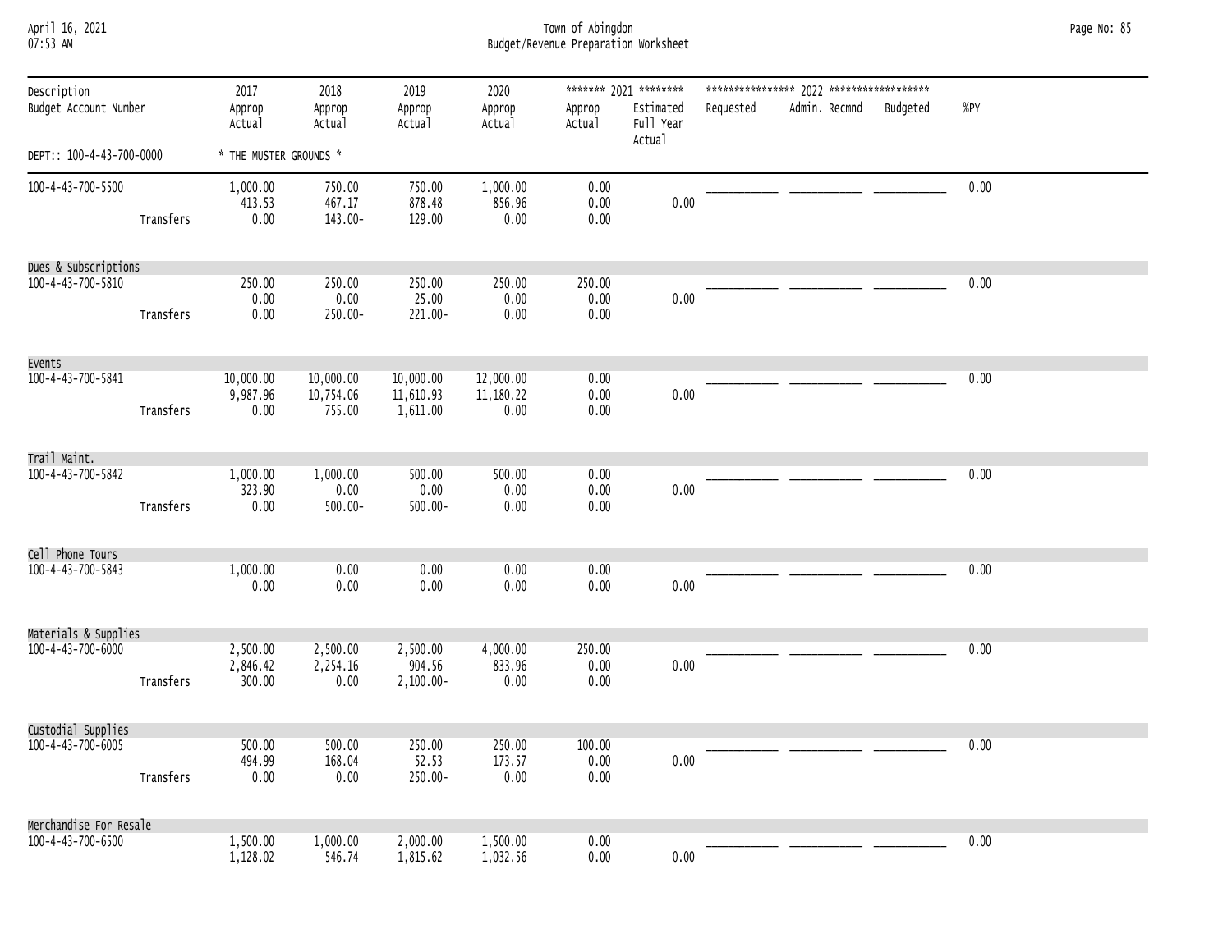Town of Abingdon
Budget/Revenue Preparation Worksheet

April 16, 2021
07:53 AM

| Description / Budget Account Number | | 2017 Approp Actual | 2018 Approp Actual | 2019 Approp Actual | 2020 Approp Actual | 2021 Approp Actual | 2021 Estimated Full Year Actual | 2022 Requested | 2022 Admin. Recmnd | 2022 Budgeted | %PY |
|---|---|---|---|---|---|---|---|---|---|---|---|
| DEPT:: 100-4-43-700-0000 | * THE MUSTER GROUNDS * | | | | | | | | | | |
| 100-4-43-700-5500 | | 1,000.00 | 750.00 | 750.00 | 1,000.00 | 0.00 | | ___ | ___ | ___ | 0.00 |
| | | 413.53 | 467.17 | 878.48 | 856.96 | 0.00 | 0.00 | | | | |
| | Transfers | 0.00 | 143.00- | 129.00 | 0.00 | 0.00 | | | | | |
| Dues & Subscriptions | | | | | | | | | | | |
| 100-4-43-700-5810 | | 250.00 | 250.00 | 250.00 | 250.00 | 250.00 | | ___ | ___ | ___ | 0.00 |
| | | 0.00 | 0.00 | 25.00 | 0.00 | 0.00 | 0.00 | | | | |
| | Transfers | 0.00 | 250.00- | 221.00- | 0.00 | 0.00 | | | | | |
| Events | | | | | | | | | | | |
| 100-4-43-700-5841 | | 10,000.00 | 10,000.00 | 10,000.00 | 12,000.00 | 0.00 | | ___ | ___ | ___ | 0.00 |
| | | 9,987.96 | 10,754.06 | 11,610.93 | 11,180.22 | 0.00 | 0.00 | | | | |
| | Transfers | 0.00 | 755.00 | 1,611.00 | 0.00 | 0.00 | | | | | |
| Trail Maint. | | | | | | | | | | | |
| 100-4-43-700-5842 | | 1,000.00 | 1,000.00 | 500.00 | 500.00 | 0.00 | | ___ | ___ | ___ | 0.00 |
| | | 323.90 | 0.00 | 0.00 | 0.00 | 0.00 | 0.00 | | | | |
| | Transfers | 0.00 | 500.00- | 500.00- | 0.00 | 0.00 | | | | | |
| Cell Phone Tours | | | | | | | | | | | |
| 100-4-43-700-5843 | | 1,000.00 | 0.00 | 0.00 | 0.00 | 0.00 | | ___ | ___ | ___ | 0.00 |
| | | 0.00 | 0.00 | 0.00 | 0.00 | 0.00 | 0.00 | | | | |
| Materials & Supplies | | | | | | | | | | | |
| 100-4-43-700-6000 | | 2,500.00 | 2,500.00 | 2,500.00 | 4,000.00 | 250.00 | | ___ | ___ | ___ | 0.00 |
| | | 2,846.42 | 2,254.16 | 904.56 | 833.96 | 0.00 | 0.00 | | | | |
| | Transfers | 300.00 | 0.00 | 2,100.00- | 0.00 | 0.00 | | | | | |
| Custodial Supplies | | | | | | | | | | | |
| 100-4-43-700-6005 | | 500.00 | 500.00 | 250.00 | 250.00 | 100.00 | | ___ | ___ | ___ | 0.00 |
| | | 494.99 | 168.04 | 52.53 | 173.57 | 0.00 | 0.00 | | | | |
| | Transfers | 0.00 | 0.00 | 250.00- | 0.00 | 0.00 | | | | | |
| Merchandise For Resale | | | | | | | | | | | |
| 100-4-43-700-6500 | | 1,500.00 | 1,000.00 | 2,000.00 | 1,500.00 | 0.00 | | ___ | ___ | ___ | 0.00 |
| | | 1,128.02 | 546.74 | 1,815.62 | 1,032.56 | 0.00 | 0.00 | | | | |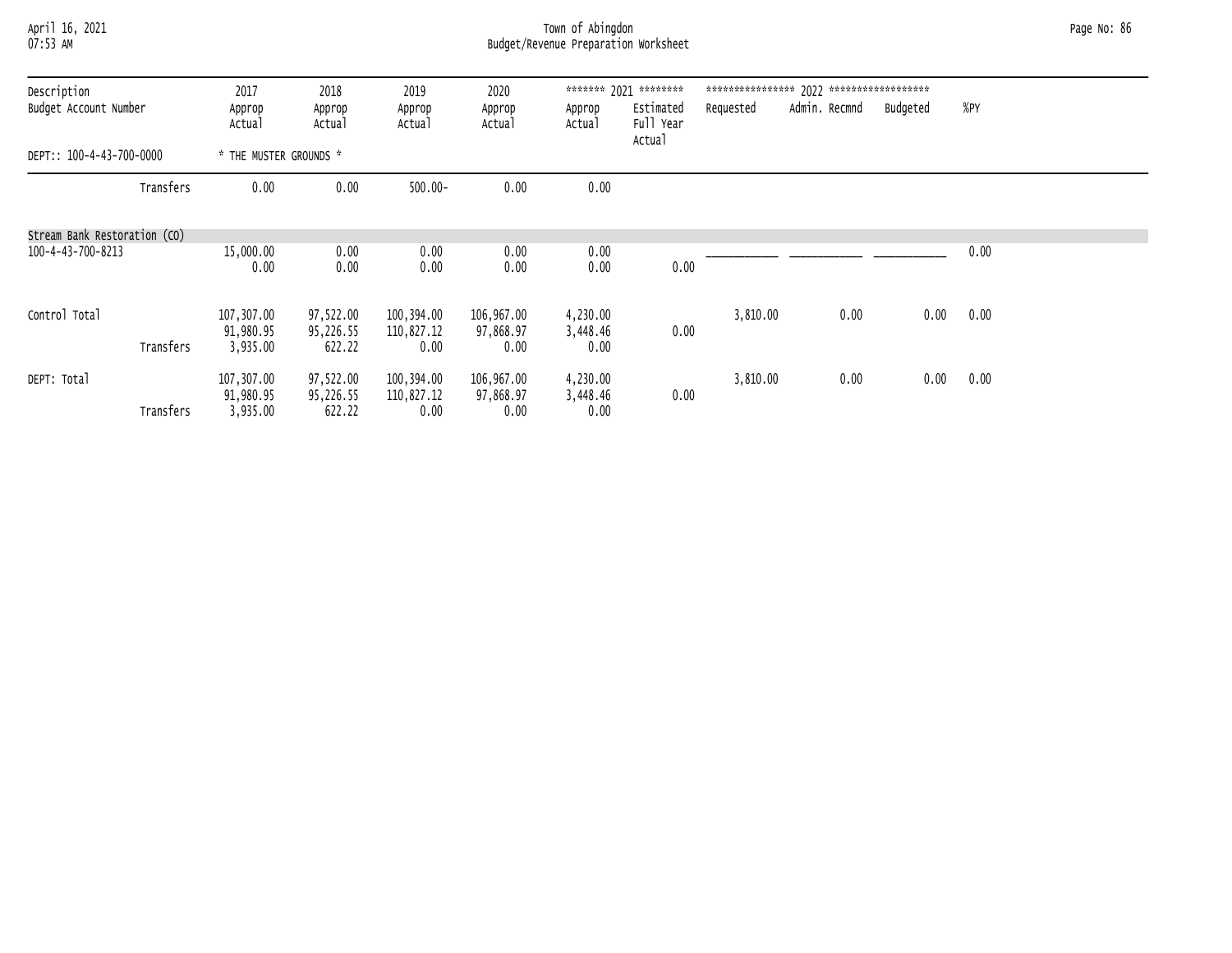Town of Abingdon
Budget/Revenue Preparation Worksheet

| Description / Budget Account Number | | 2017 Approp / Actual | 2018 Approp / Actual | 2019 Approp / Actual | 2020 Approp / Actual | 2021 Approp / Actual | 2021 Estimated Full Year Actual | 2022 Requested | 2022 Admin. Recmnd | 2022 Budgeted | %PY |
|---|---|---|---|---|---|---|---|---|---|---|---|
| DEPT:: 100-4-43-700-0000 | | * THE MUSTER GROUNDS * | | | | | | | | | |
| | Transfers | 0.00 | 0.00 | 500.00- | 0.00 | 0.00 | | | | | |
| Stream Bank Restoration (CO) | | | | | | | | | | | |
| 100-4-43-700-8213 | | 15,000.00 | 0.00 | 0.00 | 0.00 | 0.00 | | ___________ | ___________ | ___________ | 0.00 |
| | | 0.00 | 0.00 | 0.00 | 0.00 | 0.00 | 0.00 | | | | |
| Control Total | | 107,307.00 | 97,522.00 | 100,394.00 | 106,967.00 | 4,230.00 | | 3,810.00 | 0.00 | 0.00 | 0.00 |
| | | 91,980.95 | 95,226.55 | 110,827.12 | 97,868.97 | 3,448.46 | 0.00 | | | | |
| | Transfers | 3,935.00 | 622.22 | 0.00 | 0.00 | 0.00 | | | | | |
| DEPT: Total | | 107,307.00 | 97,522.00 | 100,394.00 | 106,967.00 | 4,230.00 | | 3,810.00 | 0.00 | 0.00 | 0.00 |
| | | 91,980.95 | 95,226.55 | 110,827.12 | 97,868.97 | 3,448.46 | 0.00 | | | | |
| | Transfers | 3,935.00 | 622.22 | 0.00 | 0.00 | 0.00 | | | | | |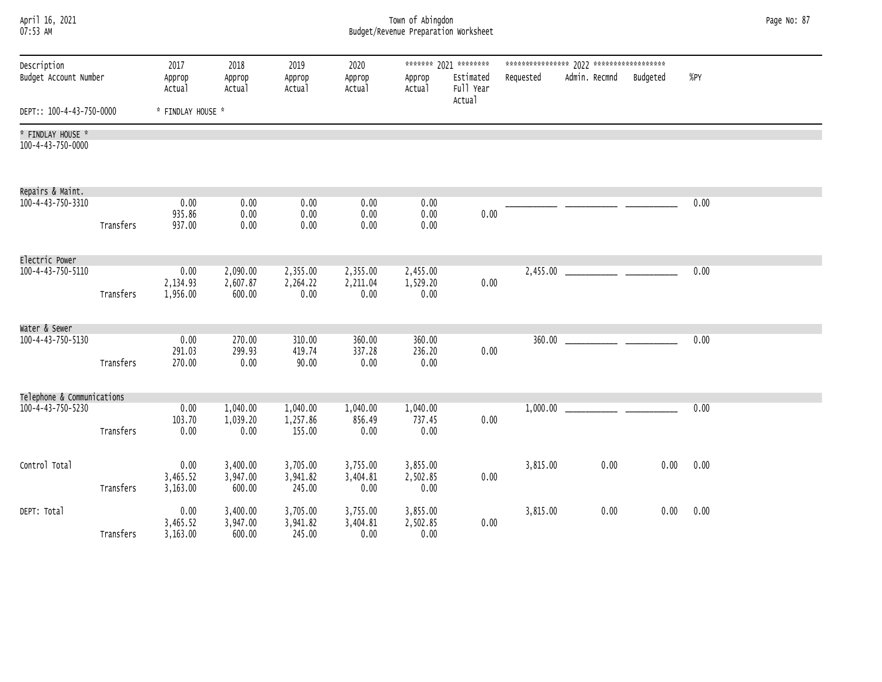Town of Abingdon
Budget/Revenue Preparation Worksheet

| Description / Budget Account Number | | 2017 Approp Actual | 2018 Approp Actual | 2019 Approp Actual | 2020 Approp Actual | 2021 Approp Actual | 2021 Estimated Full Year Actual | 2022 Requested | 2022 Admin. Recmnd | 2022 Budgeted | %PY |
|---|---|---|---|---|---|---|---|---|---|---|---|
| DEPT:: 100-4-43-750-0000 | | * FINDLAY HOUSE * | | | | | | | | | |
| * FINDLAY HOUSE * 100-4-43-750-0000 | | | | | | | | | | | |
| Repairs & Maint. 100-4-43-750-3310 | | 0.00 | 0.00 | 0.00 | 0.00 | 0.00 | | ___________ | ___________ | ___________ | 0.00 |
| | | 935.86 | 0.00 | 0.00 | 0.00 | 0.00 | 0.00 | | | | |
| | Transfers | 937.00 | 0.00 | 0.00 | 0.00 | 0.00 | | | | | |
| Electric Power 100-4-43-750-5110 | | 0.00 | 2,090.00 | 2,355.00 | 2,355.00 | 2,455.00 | | 2,455.00 | ___________ | ___________ | 0.00 |
| | | 2,134.93 | 2,607.87 | 2,264.22 | 2,211.04 | 1,529.20 | 0.00 | | | | |
| | Transfers | 1,956.00 | 600.00 | 0.00 | 0.00 | 0.00 | | | | | |
| Water & Sewer 100-4-43-750-5130 | | 0.00 | 270.00 | 310.00 | 360.00 | 360.00 | | 360.00 | ___________ | ___________ | 0.00 |
| | | 291.03 | 299.93 | 419.74 | 337.28 | 236.20 | 0.00 | | | | |
| | Transfers | 270.00 | 0.00 | 90.00 | 0.00 | 0.00 | | | | | |
| Telephone & Communications 100-4-43-750-5230 | | 0.00 | 1,040.00 | 1,040.00 | 1,040.00 | 1,040.00 | | 1,000.00 | ___________ | ___________ | 0.00 |
| | | 103.70 | 1,039.20 | 1,257.86 | 856.49 | 737.45 | 0.00 | | | | |
| | Transfers | 0.00 | 0.00 | 155.00 | 0.00 | 0.00 | | | | | |
| Control Total | | 0.00 | 3,400.00 | 3,705.00 | 3,755.00 | 3,855.00 | | 3,815.00 | 0.00 | 0.00 | 0.00 |
| | | 3,465.52 | 3,947.00 | 3,941.82 | 3,404.81 | 2,502.85 | 0.00 | | | | |
| | Transfers | 3,163.00 | 600.00 | 245.00 | 0.00 | 0.00 | | | | | |
| DEPT: Total | | 0.00 | 3,400.00 | 3,705.00 | 3,755.00 | 3,855.00 | | 3,815.00 | 0.00 | 0.00 | 0.00 |
| | | 3,465.52 | 3,947.00 | 3,941.82 | 3,404.81 | 2,502.85 | 0.00 | | | | |
| | Transfers | 3,163.00 | 600.00 | 245.00 | 0.00 | 0.00 | | | | | |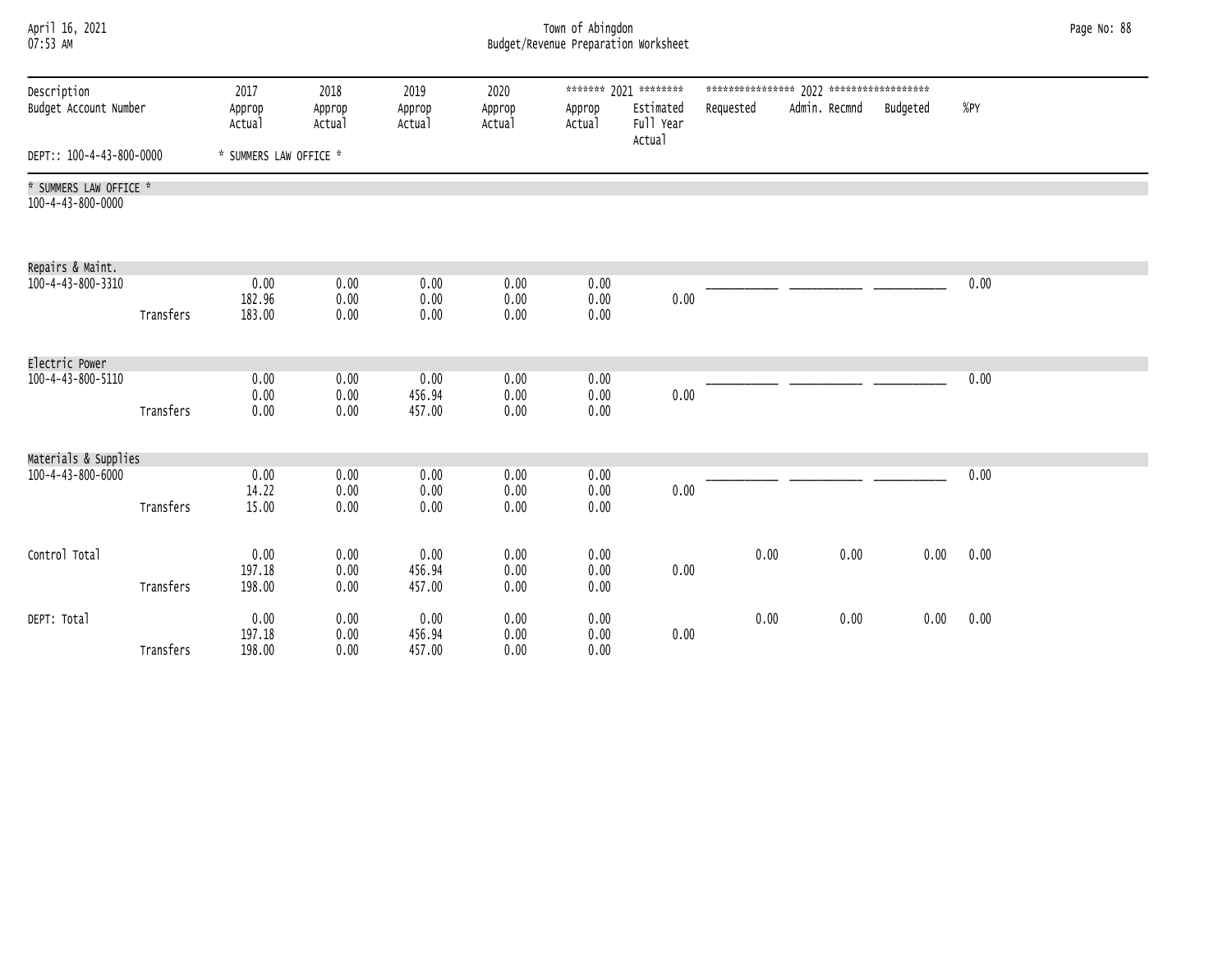Town of Abingdon

Budget/Revenue Preparation Worksheet

April 16, 2021
07:53 AM

| Description / Budget Account Number | | 2017 Approp Actual | 2018 Approp Actual | 2019 Approp Actual | 2020 Approp Actual | 2021 Approp Actual | 2021 Estimated Full Year Actual | 2022 Requested | 2022 Admin. Recmnd | 2022 Budgeted | %PY |
|---|---|---|---|---|---|---|---|---|---|---|---|
| DEPT:: 100-4-43-800-0000 | | * SUMMERS LAW OFFICE * | | | | | | | | | |
| * SUMMERS LAW OFFICE * 100-4-43-800-0000 | | | | | | | | | | | |
| Repairs & Maint. 100-4-43-800-3310 | | 0.00 | 0.00 | 0.00 | 0.00 | 0.00 | | ___________ | ___________ | ___________ | 0.00 |
| | | 182.96 | 0.00 | 0.00 | 0.00 | 0.00 | 0.00 | | | | |
| | Transfers | 183.00 | 0.00 | 0.00 | 0.00 | 0.00 | | | | | |
| Electric Power 100-4-43-800-5110 | | 0.00 | 0.00 | 0.00 | 0.00 | 0.00 | | ___________ | ___________ | ___________ | 0.00 |
| | | 0.00 | 0.00 | 456.94 | 0.00 | 0.00 | 0.00 | | | | |
| | Transfers | 0.00 | 0.00 | 457.00 | 0.00 | 0.00 | | | | | |
| Materials & Supplies 100-4-43-800-6000 | | 0.00 | 0.00 | 0.00 | 0.00 | 0.00 | | ___________ | ___________ | ___________ | 0.00 |
| | | 14.22 | 0.00 | 0.00 | 0.00 | 0.00 | 0.00 | | | | |
| | Transfers | 15.00 | 0.00 | 0.00 | 0.00 | 0.00 | | | | | |
| Control Total | | 0.00 | 0.00 | 0.00 | 0.00 | 0.00 | | 0.00 | 0.00 | 0.00 | 0.00 |
| | | 197.18 | 0.00 | 456.94 | 0.00 | 0.00 | 0.00 | | | | |
| | Transfers | 198.00 | 0.00 | 457.00 | 0.00 | 0.00 | | | | | |
| DEPT: Total | | 0.00 | 0.00 | 0.00 | 0.00 | 0.00 | | 0.00 | 0.00 | 0.00 | 0.00 |
| | | 197.18 | 0.00 | 456.94 | 0.00 | 0.00 | 0.00 | | | | |
| | Transfers | 198.00 | 0.00 | 457.00 | 0.00 | 0.00 | | | | | |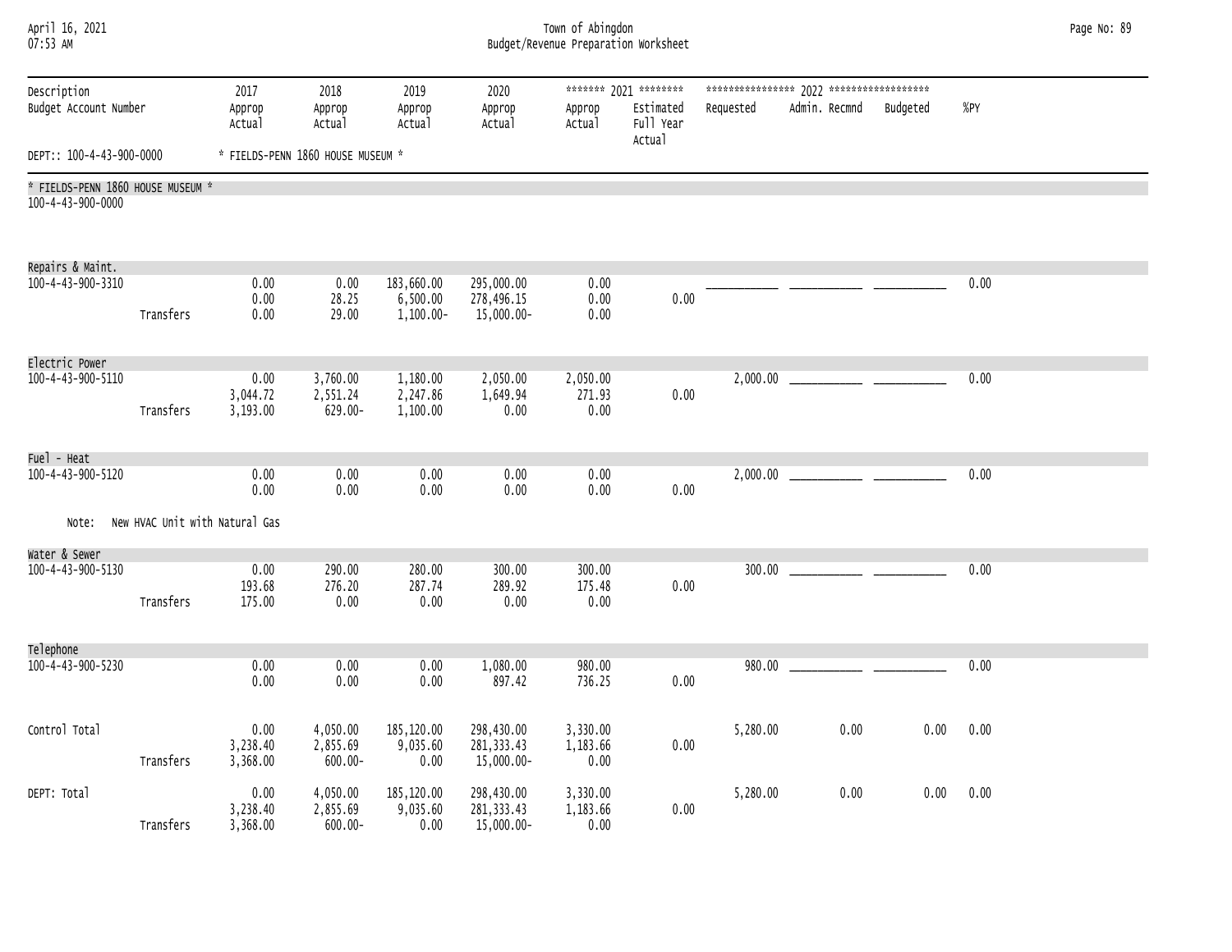Town of Abingdon
Budget/Revenue Preparation Worksheet

April 16, 2021
07:53 AM

| Description / Budget Account Number | | 2017 Approp Actual | 2018 Approp Actual | 2019 Approp Actual | 2020 Approp Actual | 2021 Approp Actual | 2021 Estimated Full Year Actual | 2022 Requested | 2022 Admin. Recmnd | 2022 Budgeted | %PY |
|---|---|---|---|---|---|---|---|---|---|---|---|
| DEPT:: 100-4-43-900-0000 | * FIELDS-PENN 1860 HOUSE MUSEUM * | | | | | | | | | | |
| **\* FIELDS-PENN 1860 HOUSE MUSEUM \*** | | | | | | | | | | | |
| 100-4-43-900-0000 | | | | | | | | | | | |
| **Repairs & Maint.** | | | | | | | | | | | |
| 100-4-43-900-3310 | | 0.00 | 0.00 | 183,660.00 | 295,000.00 | 0.00 | | ___________ | ___________ | ___________ | 0.00 |
| | | 0.00 | 28.25 | 6,500.00 | 278,496.15 | 0.00 | 0.00 | | | | |
| | Transfers | 0.00 | 29.00 | 1,100.00- | 15,000.00- | 0.00 | | | | | |
| **Electric Power** | | | | | | | | | | | |
| 100-4-43-900-5110 | | 0.00 | 3,760.00 | 1,180.00 | 2,050.00 | 2,050.00 | | 2,000.00 | ___________ | ___________ | 0.00 |
| | | 3,044.72 | 2,551.24 | 2,247.86 | 1,649.94 | 271.93 | 0.00 | | | | |
| | Transfers | 3,193.00 | 629.00- | 1,100.00 | 0.00 | 0.00 | | | | | |
| **Fuel - Heat** | | | | | | | | | | | |
| 100-4-43-900-5120 | | 0.00 | 0.00 | 0.00 | 0.00 | 0.00 | | 2,000.00 | ___________ | ___________ | 0.00 |
| | | 0.00 | 0.00 | 0.00 | 0.00 | 0.00 | 0.00 | | | | |
| Note: New HVAC Unit with Natural Gas | | | | | | | | | | | |
| **Water & Sewer** | | | | | | | | | | | |
| 100-4-43-900-5130 | | 0.00 | 290.00 | 280.00 | 300.00 | 300.00 | | 300.00 | ___________ | ___________ | 0.00 |
| | | 193.68 | 276.20 | 287.74 | 289.92 | 175.48 | 0.00 | | | | |
| | Transfers | 175.00 | 0.00 | 0.00 | 0.00 | 0.00 | | | | | |
| **Telephone** | | | | | | | | | | | |
| 100-4-43-900-5230 | | 0.00 | 0.00 | 0.00 | 1,080.00 | 980.00 | | 980.00 | ___________ | ___________ | 0.00 |
| | | 0.00 | 0.00 | 0.00 | 897.42 | 736.25 | 0.00 | | | | |
| Control Total | | 0.00 | 4,050.00 | 185,120.00 | 298,430.00 | 3,330.00 | | 5,280.00 | 0.00 | 0.00 | 0.00 |
| | | 3,238.40 | 2,855.69 | 9,035.60 | 281,333.43 | 1,183.66 | 0.00 | | | | |
| | Transfers | 3,368.00 | 600.00- | 0.00 | 15,000.00- | 0.00 | | | | | |
| DEPT: Total | | 0.00 | 4,050.00 | 185,120.00 | 298,430.00 | 3,330.00 | | 5,280.00 | 0.00 | 0.00 | 0.00 |
| | | 3,238.40 | 2,855.69 | 9,035.60 | 281,333.43 | 1,183.66 | 0.00 | | | | |
| | Transfers | 3,368.00 | 600.00- | 0.00 | 15,000.00- | 0.00 | | | | | |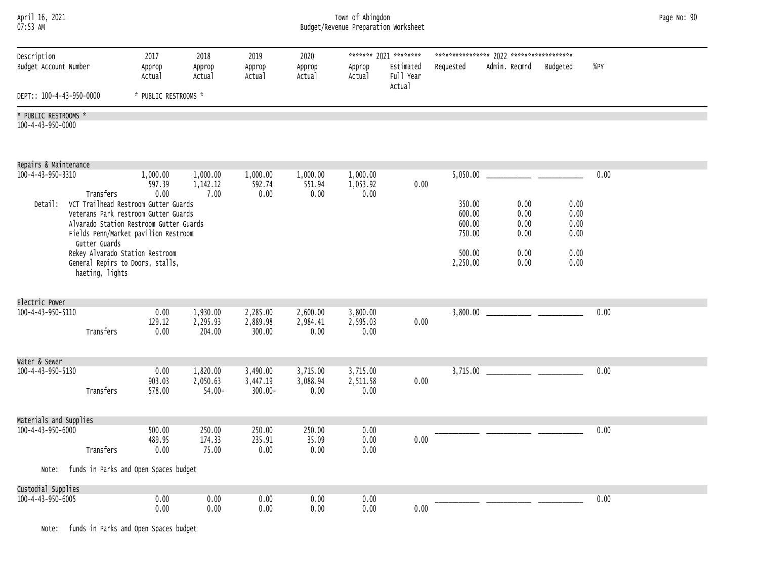Town of Abingdon
Budget/Revenue Preparation Worksheet

| Description / Budget Account Number | | 2017 Approp Actual | 2018 Approp Actual | 2019 Approp Actual | 2020 Approp Actual | 2021 Approp Actual | 2021 Estimated Full Year Actual | 2022 Requested | 2022 Admin. Recmnd | 2022 Budgeted | %PY |
|---|---|---|---|---|---|---|---|---|---|---|---|
| DEPT:: 100-4-43-950-0000 | * PUBLIC RESTROOMS * | | | | | | | | | | |
| * PUBLIC RESTROOMS * 100-4-43-950-0000 | | | | | | | | | | | |
| Repairs & Maintenance 100-4-43-950-3310 | | 1,000.00 | 1,000.00 | 1,000.00 | 1,000.00 | 1,000.00 | | 5,050.00 | ___________ | ___________ | 0.00 |
| | | 597.39 | 1,142.12 | 592.74 | 551.94 | 1,053.92 | 0.00 | | | | |
| | Transfers | 0.00 | 7.00 | 0.00 | 0.00 | 0.00 | | | | | |
| Detail: | VCT Trailhead Restroom Gutter Guards | | | | | | | 350.00 | 0.00 | 0.00 | |
| | Veterans Park restroom Gutter Guards | | | | | | | 600.00 | 0.00 | 0.00 | |
| | Alvarado Station Restroom Gutter Guards | | | | | | | 600.00 | 0.00 | 0.00 | |
| | Fields Penn/Market pavilion Restroom Gutter Guards | | | | | | | 750.00 | 0.00 | 0.00 | |
| | Rekey Alvarado Station Restroom | | | | | | | 500.00 | 0.00 | 0.00 | |
| | General Repirs to Doors, stalls, haeting, lights | | | | | | | 2,250.00 | 0.00 | 0.00 | |
| Electric Power 100-4-43-950-5110 | | 0.00 | 1,930.00 | 2,285.00 | 2,600.00 | 3,800.00 | | 3,800.00 | ___________ | ___________ | 0.00 |
| | | 129.12 | 2,295.93 | 2,889.98 | 2,984.41 | 2,595.03 | 0.00 | | | | |
| | Transfers | 0.00 | 204.00 | 300.00 | 0.00 | 0.00 | | | | | |
| Water & Sewer 100-4-43-950-5130 | | 0.00 | 1,820.00 | 3,490.00 | 3,715.00 | 3,715.00 | | 3,715.00 | ___________ | ___________ | 0.00 |
| | | 903.03 | 2,050.63 | 3,447.19 | 3,088.94 | 2,511.58 | 0.00 | | | | |
| | Transfers | 578.00 | 54.00- | 300.00- | 0.00 | 0.00 | | | | | |
| Materials and Supplies 100-4-43-950-6000 | | 500.00 | 250.00 | 250.00 | 250.00 | 0.00 | | ___________ | ___________ | ___________ | 0.00 |
| | | 489.95 | 174.33 | 235.91 | 35.09 | 0.00 | 0.00 | | | | |
| | Transfers | 0.00 | 75.00 | 0.00 | 0.00 | 0.00 | | | | | |
| Note: | funds in Parks and Open Spaces budget | | | | | | | | | | |
| Custodial Supplies 100-4-43-950-6005 | | 0.00 | 0.00 | 0.00 | 0.00 | 0.00 | | ___________ | ___________ | ___________ | 0.00 |
| | | 0.00 | 0.00 | 0.00 | 0.00 | 0.00 | 0.00 | | | | |
| Note: | funds in Parks and Open Spaces budget | | | | | | | | | | |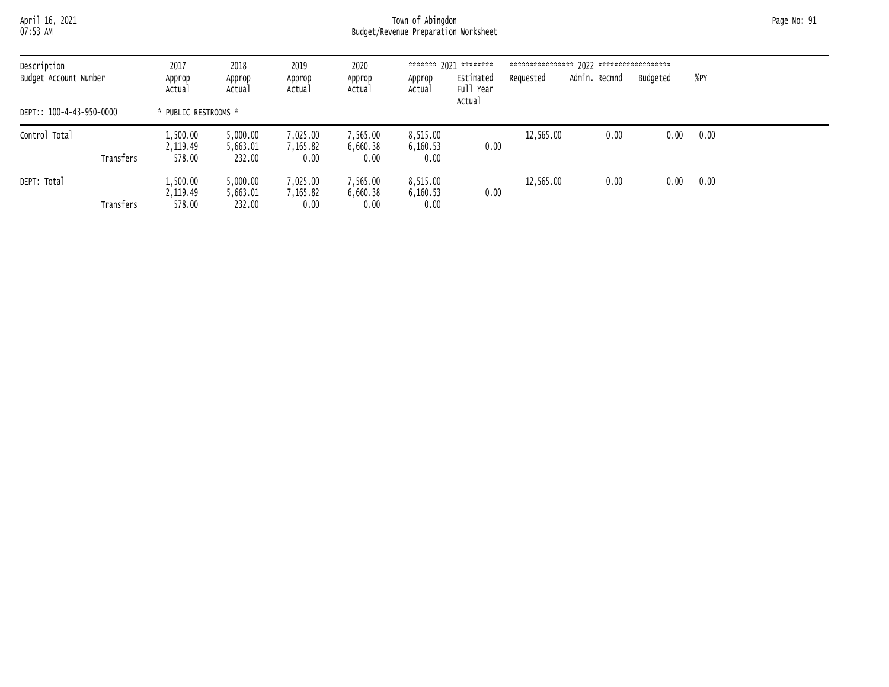Town of Abingdon
Budget/Revenue Preparation Worksheet

| Description | | 2017 | 2018 | 2019 | 2020 | ******* 2021 ******** | | **************** 2022 ****************** | | | |
|---|---|---|---|---|---|---|---|---|---|---|---|
| Budget Account Number | | Approp Actual | Approp Actual | Approp Actual | Approp Actual | Approp Actual | Estimated Full Year Actual | Requested | Admin. Recmnd | Budgeted | %PY |
| DEPT:: 100-4-43-950-0000 | | * PUBLIC RESTROOMS * | | | | | | | | | |
| Control Total | | 1,500.00 | 5,000.00 | 7,025.00 | 7,565.00 | 8,515.00 | | 12,565.00 | 0.00 | 0.00 | 0.00 |
| | | 2,119.49 | 5,663.01 | 7,165.82 | 6,660.38 | 6,160.53 | 0.00 | | | | |
| | Transfers | 578.00 | 232.00 | 0.00 | 0.00 | 0.00 | | | | | |
| DEPT: Total | | 1,500.00 | 5,000.00 | 7,025.00 | 7,565.00 | 8,515.00 | | 12,565.00 | 0.00 | 0.00 | 0.00 |
| | | 2,119.49 | 5,663.01 | 7,165.82 | 6,660.38 | 6,160.53 | 0.00 | | | | |
| | Transfers | 578.00 | 232.00 | 0.00 | 0.00 | 0.00 | | | | | |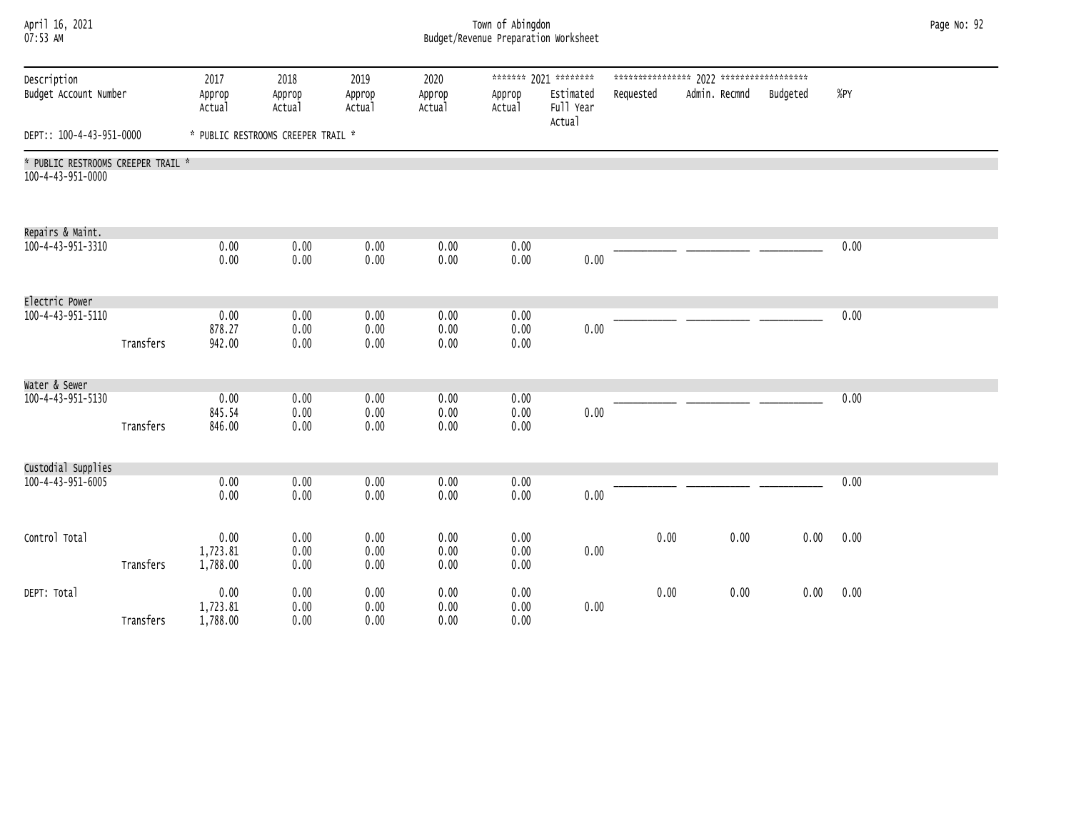Town of Abingdon
Budget/Revenue Preparation Worksheet

April 16, 2021
07:53 AM

| Description / Budget Account Number | | 2017 Approp Actual | 2018 Approp Actual | 2019 Approp Actual | 2020 Approp Actual | 2021 Approp Actual | 2021 Estimated Full Year Actual | 2022 Requested | 2022 Admin. Recmnd | 2022 Budgeted | %PY |
|---|---|---|---|---|---|---|---|---|---|---|---|
| DEPT:: 100-4-43-951-0000 | | * PUBLIC RESTROOMS CREEPER TRAIL * | | | | | | | | | |
| * PUBLIC RESTROOMS CREEPER TRAIL * 100-4-43-951-0000 | | | | | | | | | | | |
| Repairs & Maint. 100-4-43-951-3310 | | 0.00 | 0.00 | 0.00 | 0.00 | 0.00 | | ___________ | ___________ | ___________ | 0.00 |
| | | 0.00 | 0.00 | 0.00 | 0.00 | 0.00 | 0.00 | | | | |
| Electric Power 100-4-43-951-5110 | | 0.00 | 0.00 | 0.00 | 0.00 | 0.00 | | ___________ | ___________ | ___________ | 0.00 |
| | | 878.27 | 0.00 | 0.00 | 0.00 | 0.00 | 0.00 | | | | |
| | Transfers | 942.00 | 0.00 | 0.00 | 0.00 | 0.00 | | | | | |
| Water & Sewer 100-4-43-951-5130 | | 0.00 | 0.00 | 0.00 | 0.00 | 0.00 | | ___________ | ___________ | ___________ | 0.00 |
| | | 845.54 | 0.00 | 0.00 | 0.00 | 0.00 | 0.00 | | | | |
| | Transfers | 846.00 | 0.00 | 0.00 | 0.00 | 0.00 | | | | | |
| Custodial Supplies 100-4-43-951-6005 | | 0.00 | 0.00 | 0.00 | 0.00 | 0.00 | | ___________ | ___________ | ___________ | 0.00 |
| | | 0.00 | 0.00 | 0.00 | 0.00 | 0.00 | 0.00 | | | | |
| Control Total | | 0.00 | 0.00 | 0.00 | 0.00 | 0.00 | | 0.00 | 0.00 | 0.00 | 0.00 |
| | | 1,723.81 | 0.00 | 0.00 | 0.00 | 0.00 | 0.00 | | | | |
| | Transfers | 1,788.00 | 0.00 | 0.00 | 0.00 | 0.00 | | | | | |
| DEPT: Total | | 0.00 | 0.00 | 0.00 | 0.00 | 0.00 | | 0.00 | 0.00 | 0.00 | 0.00 |
| | | 1,723.81 | 0.00 | 0.00 | 0.00 | 0.00 | 0.00 | | | | |
| | Transfers | 1,788.00 | 0.00 | 0.00 | 0.00 | 0.00 | | | | | |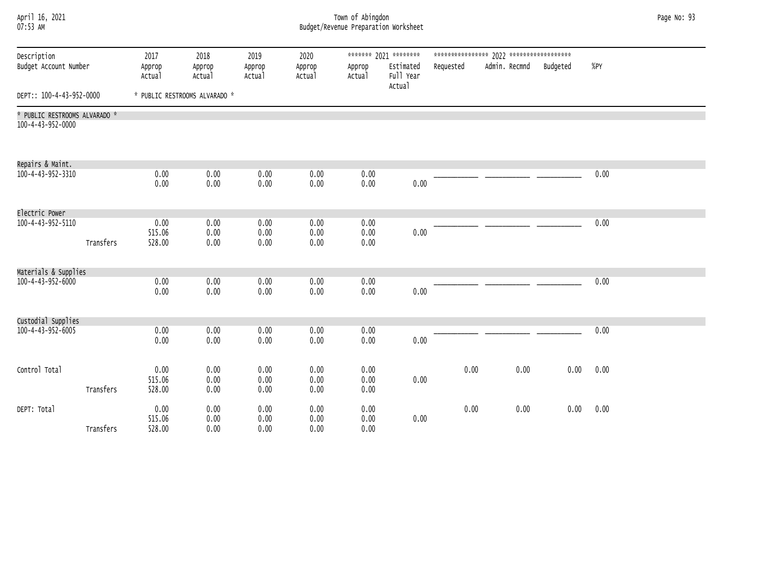Town of Abingdon
Budget/Revenue Preparation Worksheet

April 16, 2021
07:53 AM

| Description<br>Budget Account Number | | 2017<br>Approp<br>Actual | 2018<br>Approp<br>Actual | 2019<br>Approp<br>Actual | 2020<br>Approp<br>Actual | ******* 2021 ********<br>Approp<br>Actual | Estimated<br>Full Year<br>Actual | **************** 2022 ******************<br>Requested | Admin. Recmnd | Budgeted | %PY |
|---|---|---|---|---|---|---|---|---|---|---|---|
| DEPT:: 100-4-43-952-0000 | | * PUBLIC RESTROOMS ALVARADO * | | | | | | | | | |
| * PUBLIC RESTROOMS ALVARADO *<br>100-4-43-952-0000 | | | | | | | | | | | |
| Repairs & Maint.<br>100-4-43-952-3310 | | 0.00<br>0.00 | 0.00<br>0.00 | 0.00<br>0.00 | 0.00<br>0.00 | 0.00<br>0.00 | 0.00 | ___________ | ___________ | ___________ | 0.00 |
| Electric Power<br>100-4-43-952-5110 | | 0.00<br>515.06 | 0.00<br>0.00 | 0.00<br>0.00 | 0.00<br>0.00 | 0.00<br>0.00 | 0.00 | ___________ | ___________ | ___________ | 0.00 |
| | Transfers | 528.00 | 0.00 | 0.00 | 0.00 | 0.00 | | | | | |
| Materials & Supplies<br>100-4-43-952-6000 | | 0.00<br>0.00 | 0.00<br>0.00 | 0.00<br>0.00 | 0.00<br>0.00 | 0.00<br>0.00 | 0.00 | ___________ | ___________ | ___________ | 0.00 |
| Custodial Supplies<br>100-4-43-952-6005 | | 0.00<br>0.00 | 0.00<br>0.00 | 0.00<br>0.00 | 0.00<br>0.00 | 0.00<br>0.00 | 0.00 | ___________ | ___________ | ___________ | 0.00 |
| Control Total | | 0.00<br>515.06 | 0.00<br>0.00 | 0.00<br>0.00 | 0.00<br>0.00 | 0.00<br>0.00 | 0.00 | 0.00 | 0.00 | 0.00 | 0.00 |
| | Transfers | 528.00 | 0.00 | 0.00 | 0.00 | 0.00 | | | | | |
| DEPT: Total | | 0.00<br>515.06 | 0.00<br>0.00 | 0.00<br>0.00 | 0.00<br>0.00 | 0.00<br>0.00 | 0.00 | 0.00 | 0.00 | 0.00 | 0.00 |
| | Transfers | 528.00 | 0.00 | 0.00 | 0.00 | 0.00 | | | | | |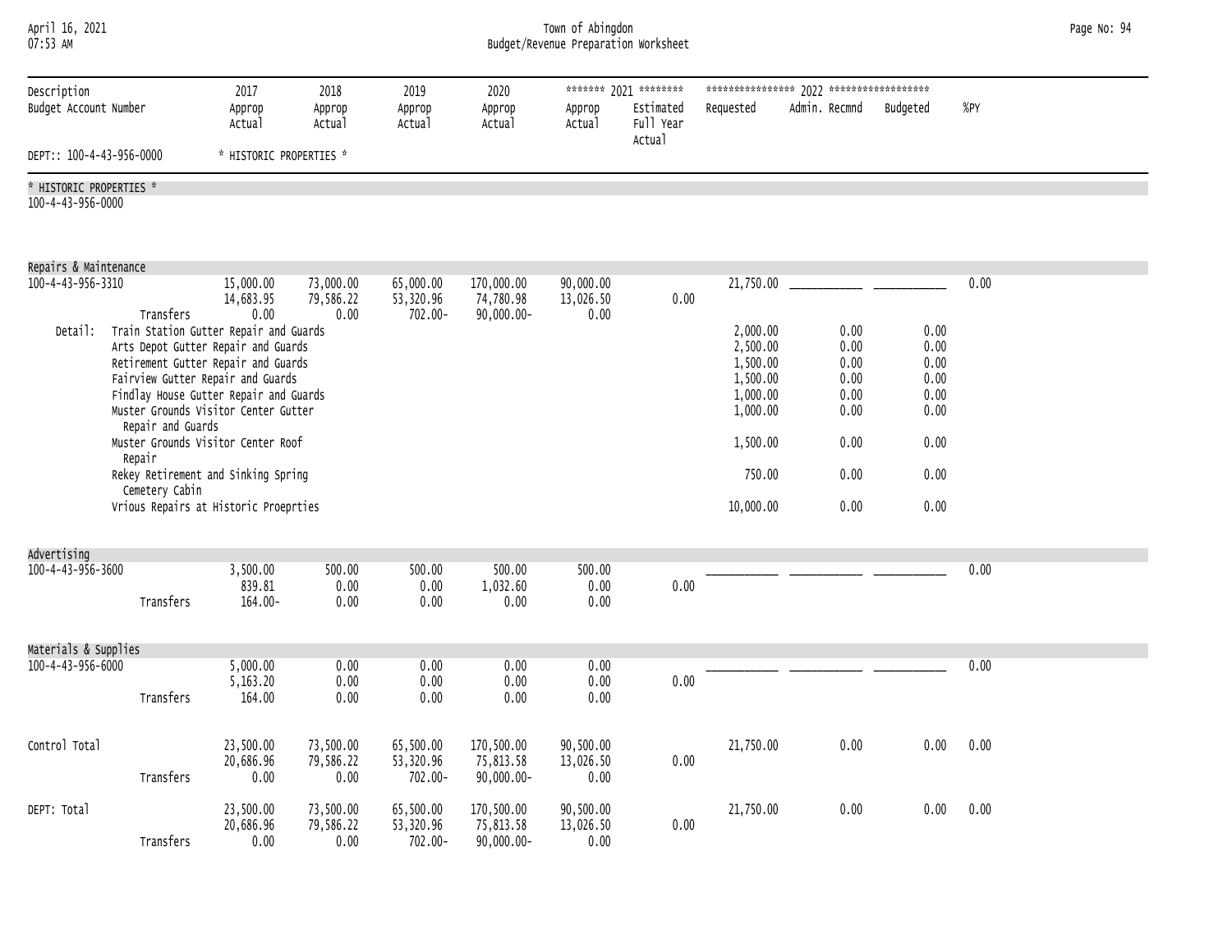Town of Abingdon
Budget/Revenue Preparation Worksheet

| Description / Budget Account Number | | 2017 Approp Actual | 2018 Approp Actual | 2019 Approp Actual | 2020 Approp Actual | 2021 Approp Actual | 2021 Estimated Full Year Actual | 2022 Requested | 2022 Admin. Recmnd | 2022 Budgeted | %PY |
|---|---|---|---|---|---|---|---|---|---|---|---|
| DEPT:: 100-4-43-956-0000 | | * HISTORIC PROPERTIES * | | | | | | | | | |
| **\* HISTORIC PROPERTIES \*** 100-4-43-956-0000 | | | | | | | | | | | |
| **Repairs & Maintenance** 100-4-43-956-3310 | | 15,000.00 | 73,000.00 | 65,000.00 | 170,000.00 | 90,000.00 | | 21,750.00 | ___________ | ___________ | 0.00 |
| | | 14,683.95 | 79,586.22 | 53,320.96 | 74,780.98 | 13,026.50 | 0.00 | | | | |
| | Transfers | 0.00 | 0.00 | 702.00- | 90,000.00- | 0.00 | | | | | |
| Detail: | Train Station Gutter Repair and Guards | | | | | | | 2,000.00 | 0.00 | 0.00 | |
| | Arts Depot Gutter Repair and Guards | | | | | | | 2,500.00 | 0.00 | 0.00 | |
| | Retirement Gutter Repair and Guards | | | | | | | 1,500.00 | 0.00 | 0.00 | |
| | Fairview Gutter Repair and Guards | | | | | | | 1,500.00 | 0.00 | 0.00 | |
| | Findlay House Gutter Repair and Guards | | | | | | | 1,000.00 | 0.00 | 0.00 | |
| | Muster Grounds Visitor Center Gutter Repair and Guards | | | | | | | 1,000.00 | 0.00 | 0.00 | |
| | Muster Grounds Visitor Center Roof Repair | | | | | | | 1,500.00 | 0.00 | 0.00 | |
| | Rekey Retirement and Sinking Spring Cemetery Cabin | | | | | | | 750.00 | 0.00 | 0.00 | |
| | Vrious Repairs at Historic Proeprties | | | | | | | 10,000.00 | 0.00 | 0.00 | |
| **Advertising** 100-4-43-956-3600 | | 3,500.00 | 500.00 | 500.00 | 500.00 | 500.00 | | ___________ | ___________ | ___________ | 0.00 |
| | | 839.81 | 0.00 | 0.00 | 1,032.60 | 0.00 | 0.00 | | | | |
| | Transfers | 164.00- | 0.00 | 0.00 | 0.00 | 0.00 | | | | | |
| **Materials & Supplies** 100-4-43-956-6000 | | 5,000.00 | 0.00 | 0.00 | 0.00 | 0.00 | | ___________ | ___________ | ___________ | 0.00 |
| | | 5,163.20 | 0.00 | 0.00 | 0.00 | 0.00 | 0.00 | | | | |
| | Transfers | 164.00 | 0.00 | 0.00 | 0.00 | 0.00 | | | | | |
| Control Total | | 23,500.00 | 73,500.00 | 65,500.00 | 170,500.00 | 90,500.00 | | 21,750.00 | 0.00 | 0.00 | 0.00 |
| | | 20,686.96 | 79,586.22 | 53,320.96 | 75,813.58 | 13,026.50 | 0.00 | | | | |
| | Transfers | 0.00 | 0.00 | 702.00- | 90,000.00- | 0.00 | | | | | |
| DEPT: Total | | 23,500.00 | 73,500.00 | 65,500.00 | 170,500.00 | 90,500.00 | | 21,750.00 | 0.00 | 0.00 | 0.00 |
| | | 20,686.96 | 79,586.22 | 53,320.96 | 75,813.58 | 13,026.50 | 0.00 | | | | |
| | Transfers | 0.00 | 0.00 | 702.00- | 90,000.00- | 0.00 | | | | | |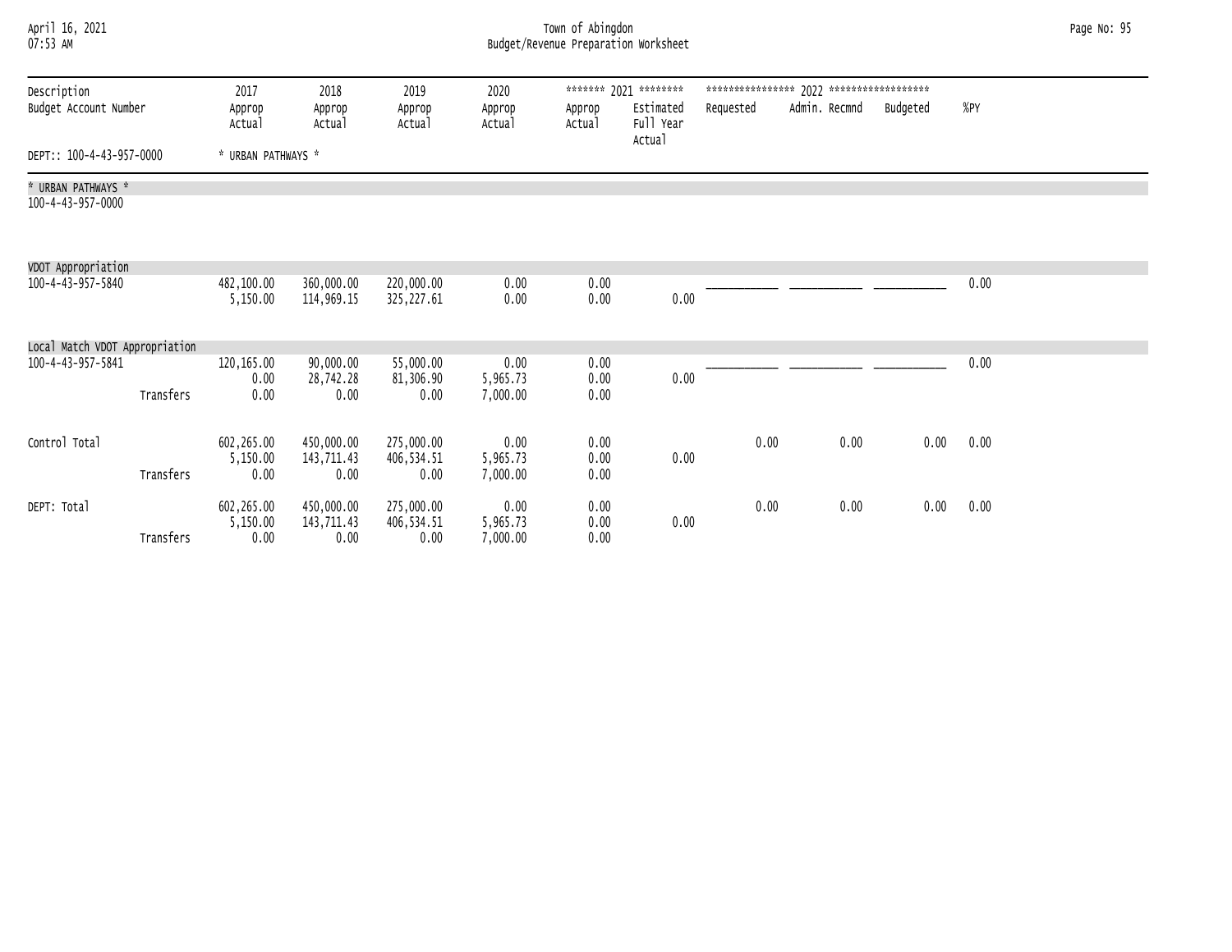Town of Abingdon
Budget/Revenue Preparation Worksheet

| Description<br>Budget Account Number | | 2017<br>Approp<br>Actual | 2018<br>Approp<br>Actual | 2019<br>Approp<br>Actual | 2020<br>Approp<br>Actual | 2021<br>Approp<br>Actual | 2021<br>Estimated<br>Full Year<br>Actual | 2022<br>Requested | 2022<br>Admin. Recmnd | 2022<br>Budgeted | %PY |
|---|---|---|---|---|---|---|---|---|---|---|---|
| DEPT:: 100-4-43-957-0000 | | * URBAN PATHWAYS * | | | | | | | | | |
| * URBAN PATHWAYS *<br>100-4-43-957-0000 | | | | | | | | | | | |
| VDOT Appropriation<br>100-4-43-957-5840 | | 482,100.00 | 360,000.00 | 220,000.00 | 0.00 | 0.00 | | ___________ | ___________ | ___________ | 0.00 |
| | | 5,150.00 | 114,969.15 | 325,227.61 | 0.00 | 0.00 | 0.00 | | | | |
| Local Match VDOT Appropriation<br>100-4-43-957-5841 | | 120,165.00 | 90,000.00 | 55,000.00 | 0.00 | 0.00 | | ___________ | ___________ | ___________ | 0.00 |
| | | 0.00 | 28,742.28 | 81,306.90 | 5,965.73 | 0.00 | 0.00 | | | | |
| | Transfers | 0.00 | 0.00 | 0.00 | 7,000.00 | 0.00 | | | | | |
| Control Total | | 602,265.00 | 450,000.00 | 275,000.00 | 0.00 | 0.00 | | 0.00 | 0.00 | 0.00 | 0.00 |
| | | 5,150.00 | 143,711.43 | 406,534.51 | 5,965.73 | 0.00 | 0.00 | | | | |
| | Transfers | 0.00 | 0.00 | 0.00 | 7,000.00 | 0.00 | | | | | |
| DEPT: Total | | 602,265.00 | 450,000.00 | 275,000.00 | 0.00 | 0.00 | | 0.00 | 0.00 | 0.00 | 0.00 |
| | | 5,150.00 | 143,711.43 | 406,534.51 | 5,965.73 | 0.00 | 0.00 | | | | |
| | Transfers | 0.00 | 0.00 | 0.00 | 7,000.00 | 0.00 | | | | | |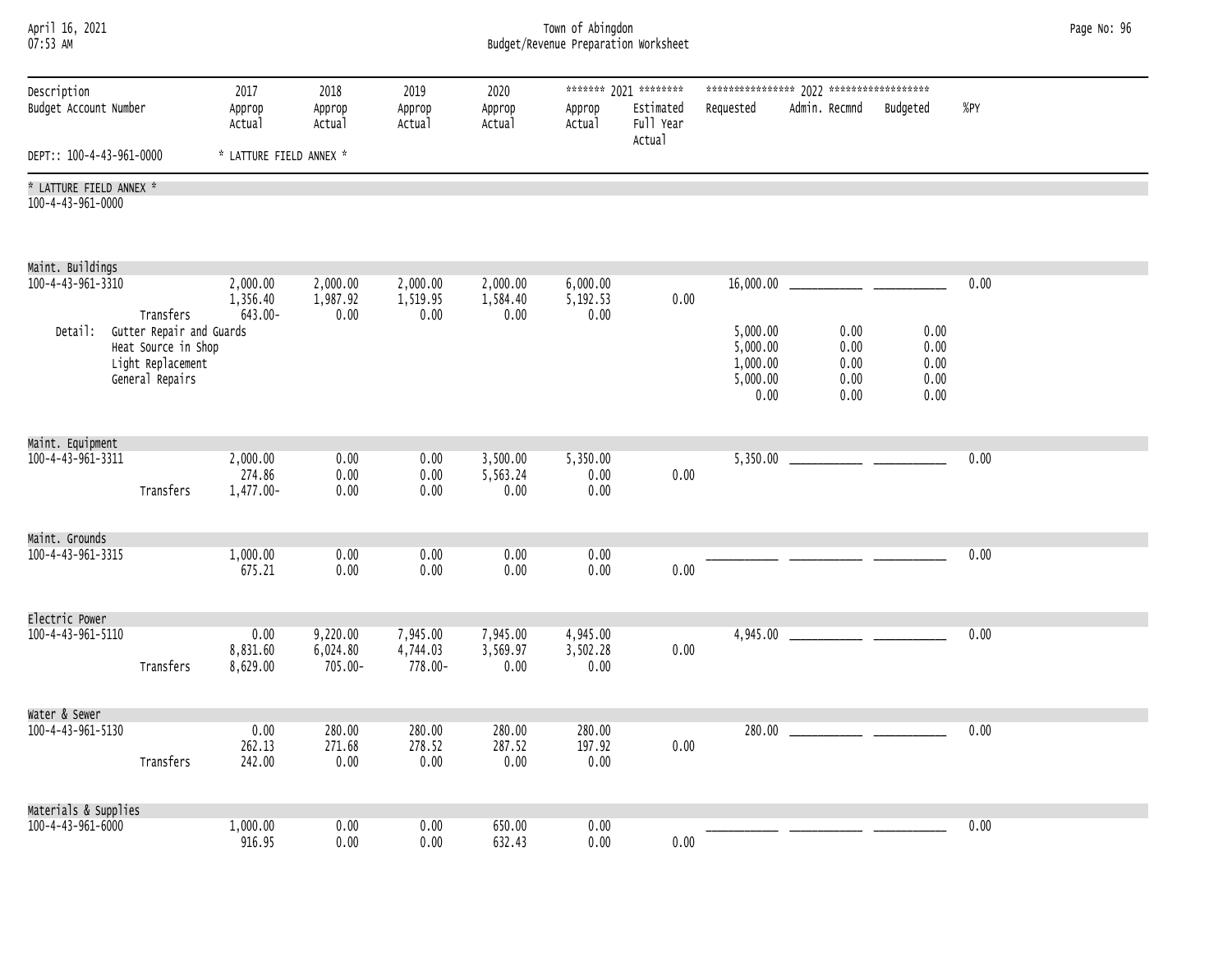Town of Abingdon
Budget/Revenue Preparation Worksheet

| Description / Budget Account Number | | 2017 Approp Actual | 2018 Approp Actual | 2019 Approp Actual | 2020 Approp Actual | 2021 Approp Actual | 2021 Estimated Full Year Actual | 2022 Requested | 2022 Admin. Recmnd | 2022 Budgeted | %PY |
|---|---|---|---|---|---|---|---|---|---|---|---|
| DEPT:: 100-4-43-961-0000 | | * LATTURE FIELD ANNEX * | | | | | | | | | |
| * LATTURE FIELD ANNEX * 100-4-43-961-0000 | | | | | | | | | | | |
| Maint. Buildings | | | | | | | | | | | |
| 100-4-43-961-3310 | | 2,000.00 | 2,000.00 | 2,000.00 | 2,000.00 | 6,000.00 | | 16,000.00 | ___________ | ___________ | 0.00 |
| | | 1,356.40 | 1,987.92 | 1,519.95 | 1,584.40 | 5,192.53 | 0.00 | | | | |
| | Transfers | 643.00- | 0.00 | 0.00 | 0.00 | 0.00 | | | | | |
| Detail: | Gutter Repair and Guards | | | | | | | 5,000.00 | 0.00 | 0.00 | |
| | Heat Source in Shop | | | | | | | 5,000.00 | 0.00 | 0.00 | |
| | Light Replacement | | | | | | | 1,000.00 | 0.00 | 0.00 | |
| | General Repairs | | | | | | | 5,000.00 | 0.00 | 0.00 | |
| | | | | | | | | 0.00 | 0.00 | 0.00 | |
| Maint. Equipment | | | | | | | | | | | |
| 100-4-43-961-3311 | | 2,000.00 | 0.00 | 0.00 | 3,500.00 | 5,350.00 | | 5,350.00 | ___________ | ___________ | 0.00 |
| | | 274.86 | 0.00 | 0.00 | 5,563.24 | 0.00 | 0.00 | | | | |
| | Transfers | 1,477.00- | 0.00 | 0.00 | 0.00 | 0.00 | | | | | |
| Maint. Grounds | | | | | | | | | | | |
| 100-4-43-961-3315 | | 1,000.00 | 0.00 | 0.00 | 0.00 | 0.00 | | ___________ | ___________ | ___________ | 0.00 |
| | | 675.21 | 0.00 | 0.00 | 0.00 | 0.00 | 0.00 | | | | |
| Electric Power | | | | | | | | | | | |
| 100-4-43-961-5110 | | 0.00 | 9,220.00 | 7,945.00 | 7,945.00 | 4,945.00 | | 4,945.00 | ___________ | ___________ | 0.00 |
| | | 8,831.60 | 6,024.80 | 4,744.03 | 3,569.97 | 3,502.28 | 0.00 | | | | |
| | Transfers | 8,629.00 | 705.00- | 778.00- | 0.00 | 0.00 | | | | | |
| Water & Sewer | | | | | | | | | | | |
| 100-4-43-961-5130 | | 0.00 | 280.00 | 280.00 | 280.00 | 280.00 | | 280.00 | ___________ | ___________ | 0.00 |
| | | 262.13 | 271.68 | 278.52 | 287.52 | 197.92 | 0.00 | | | | |
| | Transfers | 242.00 | 0.00 | 0.00 | 0.00 | 0.00 | | | | | |
| Materials & Supplies | | | | | | | | | | | |
| 100-4-43-961-6000 | | 1,000.00 | 0.00 | 0.00 | 650.00 | 0.00 | | ___________ | ___________ | ___________ | 0.00 |
| | | 916.95 | 0.00 | 0.00 | 632.43 | 0.00 | 0.00 | | | | |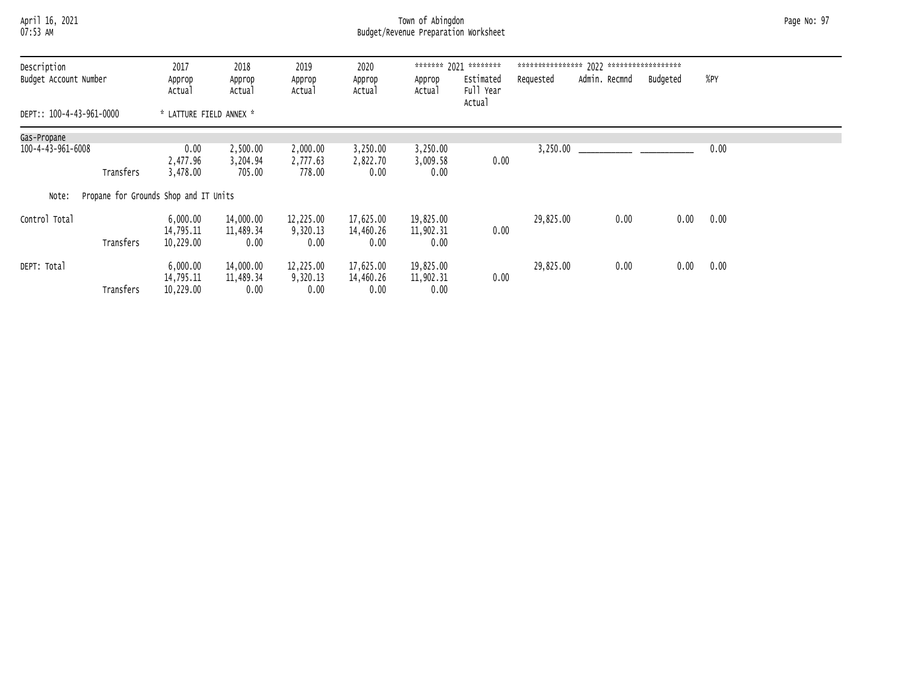Town of Abingdon

Budget/Revenue Preparation Worksheet

| Description / Budget Account Number | | 2017 Approp / Actual | 2018 Approp / Actual | 2019 Approp / Actual | 2020 Approp / Actual | 2021 Approp / Actual | 2021 Estimated Full Year Actual | 2022 Requested | 2022 Admin. Recmnd | 2022 Budgeted | %PY |
|---|---|---|---|---|---|---|---|---|---|---|---|
| DEPT:: 100-4-43-961-0000 | * LATTURE FIELD ANNEX * | | | | | | | | | | |
| Gas-Propane | | | | | | | | | | | |
| 100-4-43-961-6008 | | 0.00 | 2,500.00 | 2,000.00 | 3,250.00 | 3,250.00 | | 3,250.00 | ___________ | ___________ | 0.00 |
| | | 2,477.96 | 3,204.94 | 2,777.63 | 2,822.70 | 3,009.58 | 0.00 | | | | |
| | Transfers | 3,478.00 | 705.00 | 778.00 | 0.00 | 0.00 | | | | | |
| Note: Propane for Grounds Shop and IT Units | | | | | | | | | | | |
| Control Total | | 6,000.00 | 14,000.00 | 12,225.00 | 17,625.00 | 19,825.00 | | 29,825.00 | 0.00 | 0.00 | 0.00 |
| | | 14,795.11 | 11,489.34 | 9,320.13 | 14,460.26 | 11,902.31 | 0.00 | | | | |
| | Transfers | 10,229.00 | 0.00 | 0.00 | 0.00 | 0.00 | | | | | |
| DEPT: Total | | 6,000.00 | 14,000.00 | 12,225.00 | 17,625.00 | 19,825.00 | | 29,825.00 | 0.00 | 0.00 | 0.00 |
| | | 14,795.11 | 11,489.34 | 9,320.13 | 14,460.26 | 11,902.31 | 0.00 | | | | |
| | Transfers | 10,229.00 | 0.00 | 0.00 | 0.00 | 0.00 | | | | | |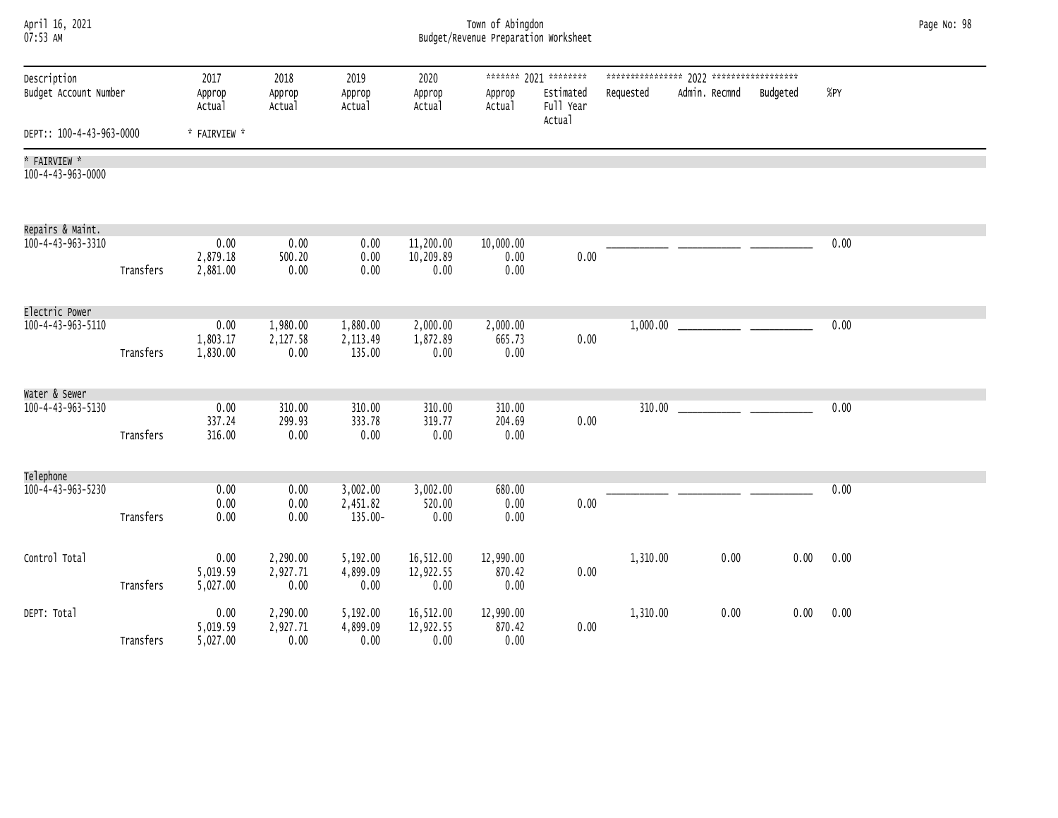Town of Abingdon
Budget/Revenue Preparation Worksheet

| Description / Budget Account Number | | 2017 Approp Actual | 2018 Approp Actual | 2019 Approp Actual | 2020 Approp Actual | 2021 Approp Actual | 2021 Estimated Full Year Actual | 2022 Requested | 2022 Admin. Recmnd | 2022 Budgeted | %PY |
|---|---|---|---|---|---|---|---|---|---|---|---|
| DEPT:: 100-4-43-963-0000 | | * FAIRVIEW * | | | | | | | | | |
| * FAIRVIEW * 100-4-43-963-0000 | | | | | | | | | | | |
| Repairs & Maint. 100-4-43-963-3310 | | 0.00 | 0.00 | 0.00 | 11,200.00 | 10,000.00 | | ___________ | ___________ | ___________ | 0.00 |
| | | 2,879.18 | 500.20 | 0.00 | 10,209.89 | 0.00 | 0.00 | | | | |
| | Transfers | 2,881.00 | 0.00 | 0.00 | 0.00 | 0.00 | | | | | |
| Electric Power 100-4-43-963-5110 | | 0.00 | 1,980.00 | 1,880.00 | 2,000.00 | 2,000.00 | | 1,000.00 | ___________ | ___________ | 0.00 |
| | | 1,803.17 | 2,127.58 | 2,113.49 | 1,872.89 | 665.73 | 0.00 | | | | |
| | Transfers | 1,830.00 | 0.00 | 135.00 | 0.00 | 0.00 | | | | | |
| Water & Sewer 100-4-43-963-5130 | | 0.00 | 310.00 | 310.00 | 310.00 | 310.00 | | 310.00 | ___________ | ___________ | 0.00 |
| | | 337.24 | 299.93 | 333.78 | 319.77 | 204.69 | 0.00 | | | | |
| | Transfers | 316.00 | 0.00 | 0.00 | 0.00 | 0.00 | | | | | |
| Telephone 100-4-43-963-5230 | | 0.00 | 0.00 | 3,002.00 | 3,002.00 | 680.00 | | ___________ | ___________ | ___________ | 0.00 |
| | | 0.00 | 0.00 | 2,451.82 | 520.00 | 0.00 | 0.00 | | | | |
| | Transfers | 0.00 | 0.00 | 135.00- | 0.00 | 0.00 | | | | | |
| Control Total | | 0.00 | 2,290.00 | 5,192.00 | 16,512.00 | 12,990.00 | | 1,310.00 | 0.00 | 0.00 | 0.00 |
| | | 5,019.59 | 2,927.71 | 4,899.09 | 12,922.55 | 870.42 | 0.00 | | | | |
| | Transfers | 5,027.00 | 0.00 | 0.00 | 0.00 | 0.00 | | | | | |
| DEPT: Total | | 0.00 | 2,290.00 | 5,192.00 | 16,512.00 | 12,990.00 | | 1,310.00 | 0.00 | 0.00 | 0.00 |
| | | 5,019.59 | 2,927.71 | 4,899.09 | 12,922.55 | 870.42 | 0.00 | | | | |
| | Transfers | 5,027.00 | 0.00 | 0.00 | 0.00 | 0.00 | | | | | |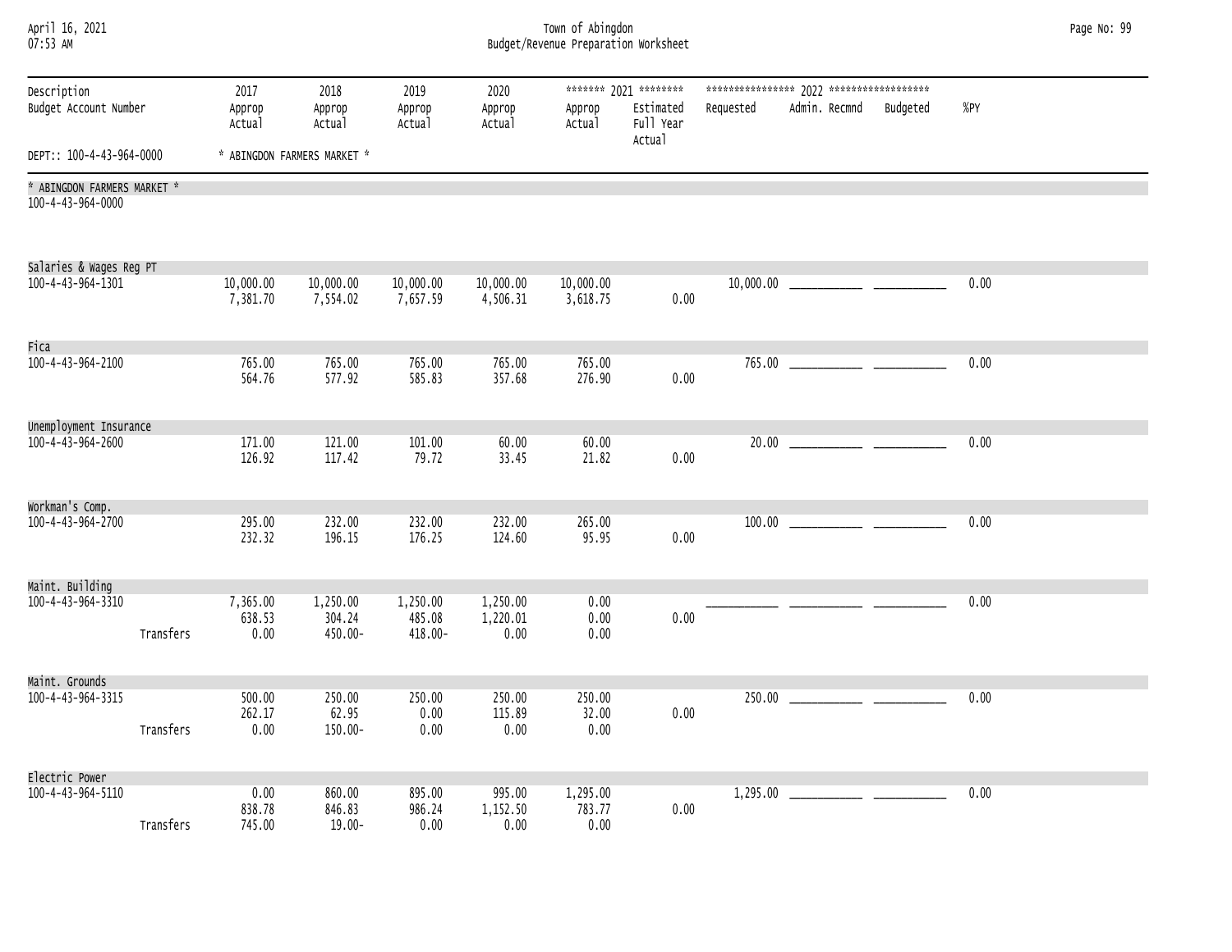Town of Abingdon
Budget/Revenue Preparation Worksheet

DEPT:: 100-4-43-964-0000 * ABINGDON FARMERS MARKET *

| Description / Budget Account Number | | 2017 Approp Actual | 2018 Approp Actual | 2019 Approp Actual | 2020 Approp Actual | 2021 Approp Actual | 2021 Estimated Full Year Actual | 2022 Requested | 2022 Admin. Recmnd | 2022 Budgeted | %PY |
|---|---|---|---|---|---|---|---|---|---|---|---|
| * ABINGDON FARMERS MARKET * 100-4-43-964-0000 | | | | | | | | | | | |
| Salaries & Wages Reg PT 100-4-43-964-1301 | | 10,000.00 | 10,000.00 | 10,000.00 | 10,000.00 | 10,000.00 | | 10,000.00 | ___________ | ___________ | 0.00 |
| | | 7,381.70 | 7,554.02 | 7,657.59 | 4,506.31 | 3,618.75 | 0.00 | | | | |
| Fica 100-4-43-964-2100 | | 765.00 | 765.00 | 765.00 | 765.00 | 765.00 | | 765.00 | ___________ | ___________ | 0.00 |
| | | 564.76 | 577.92 | 585.83 | 357.68 | 276.90 | 0.00 | | | | |
| Unemployment Insurance 100-4-43-964-2600 | | 171.00 | 121.00 | 101.00 | 60.00 | 60.00 | | 20.00 | ___________ | ___________ | 0.00 |
| | | 126.92 | 117.42 | 79.72 | 33.45 | 21.82 | 0.00 | | | | |
| Workman's Comp. 100-4-43-964-2700 | | 295.00 | 232.00 | 232.00 | 232.00 | 265.00 | | 100.00 | ___________ | ___________ | 0.00 |
| | | 232.32 | 196.15 | 176.25 | 124.60 | 95.95 | 0.00 | | | | |
| Maint. Building 100-4-43-964-3310 | | 7,365.00 | 1,250.00 | 1,250.00 | 1,250.00 | 0.00 | | ___________ | ___________ | ___________ | 0.00 |
| | | 638.53 | 304.24 | 485.08 | 1,220.01 | 0.00 | 0.00 | | | | |
| | Transfers | 0.00 | 450.00- | 418.00- | 0.00 | 0.00 | | | | | |
| Maint. Grounds 100-4-43-964-3315 | | 500.00 | 250.00 | 250.00 | 250.00 | 250.00 | | 250.00 | ___________ | ___________ | 0.00 |
| | | 262.17 | 62.95 | 0.00 | 115.89 | 32.00 | 0.00 | | | | |
| | Transfers | 0.00 | 150.00- | 0.00 | 0.00 | 0.00 | | | | | |
| Electric Power 100-4-43-964-5110 | | 0.00 | 860.00 | 895.00 | 995.00 | 1,295.00 | | 1,295.00 | ___________ | ___________ | 0.00 |
| | | 838.78 | 846.83 | 986.24 | 1,152.50 | 783.77 | 0.00 | | | | |
| | Transfers | 745.00 | 19.00- | 0.00 | 0.00 | 0.00 | | | | | |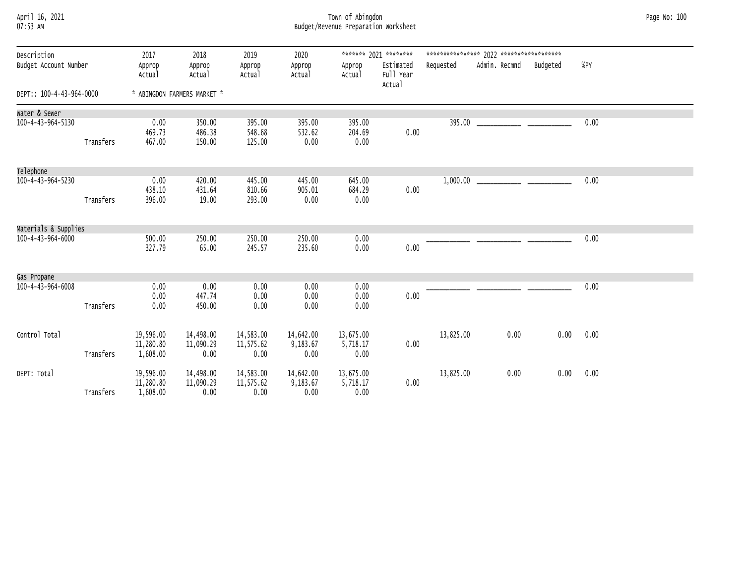Town of Abingdon
Budget/Revenue Preparation Worksheet

| Description / Budget Account Number | | 2017 Approp Actual | 2018 Approp Actual | 2019 Approp Actual | 2020 Approp Actual | 2021 Approp Actual | 2021 Estimated Full Year Actual | 2022 Requested | 2022 Admin. Recmnd | 2022 Budgeted | %PY |
|---|---|---|---|---|---|---|---|---|---|---|---|
| DEPT:: 100-4-43-964-0000 | * ABINGDON FARMERS MARKET * | | | | | | | | | | |
| **Water & Sewer** | | | | | | | | | | | |
| 100-4-43-964-5130 | | 0.00 | 350.00 | 395.00 | 395.00 | 395.00 | | 395.00 | ___________ | ___________ | 0.00 |
| | | 469.73 | 486.38 | 548.68 | 532.62 | 204.69 | 0.00 | | | | |
| | Transfers | 467.00 | 150.00 | 125.00 | 0.00 | 0.00 | | | | | |
| **Telephone** | | | | | | | | | | | |
| 100-4-43-964-5230 | | 0.00 | 420.00 | 445.00 | 445.00 | 645.00 | | 1,000.00 | ___________ | ___________ | 0.00 |
| | | 438.10 | 431.64 | 810.66 | 905.01 | 684.29 | 0.00 | | | | |
| | Transfers | 396.00 | 19.00 | 293.00 | 0.00 | 0.00 | | | | | |
| **Materials & Supplies** | | | | | | | | | | | |
| 100-4-43-964-6000 | | 500.00 | 250.00 | 250.00 | 250.00 | 0.00 | | ___________ | ___________ | ___________ | 0.00 |
| | | 327.79 | 65.00 | 245.57 | 235.60 | 0.00 | 0.00 | | | | |
| **Gas Propane** | | | | | | | | | | | |
| 100-4-43-964-6008 | | 0.00 | 0.00 | 0.00 | 0.00 | 0.00 | | ___________ | ___________ | ___________ | 0.00 |
| | | 0.00 | 447.74 | 0.00 | 0.00 | 0.00 | 0.00 | | | | |
| | Transfers | 0.00 | 450.00 | 0.00 | 0.00 | 0.00 | | | | | |
| Control Total | | 19,596.00 | 14,498.00 | 14,583.00 | 14,642.00 | 13,675.00 | | 13,825.00 | 0.00 | 0.00 | 0.00 |
| | | 11,280.80 | 11,090.29 | 11,575.62 | 9,183.67 | 5,718.17 | 0.00 | | | | |
| | Transfers | 1,608.00 | 0.00 | 0.00 | 0.00 | 0.00 | | | | | |
| DEPT: Total | | 19,596.00 | 14,498.00 | 14,583.00 | 14,642.00 | 13,675.00 | | 13,825.00 | 0.00 | 0.00 | 0.00 |
| | | 11,280.80 | 11,090.29 | 11,575.62 | 9,183.67 | 5,718.17 | 0.00 | | | | |
| | Transfers | 1,608.00 | 0.00 | 0.00 | 0.00 | 0.00 | | | | | |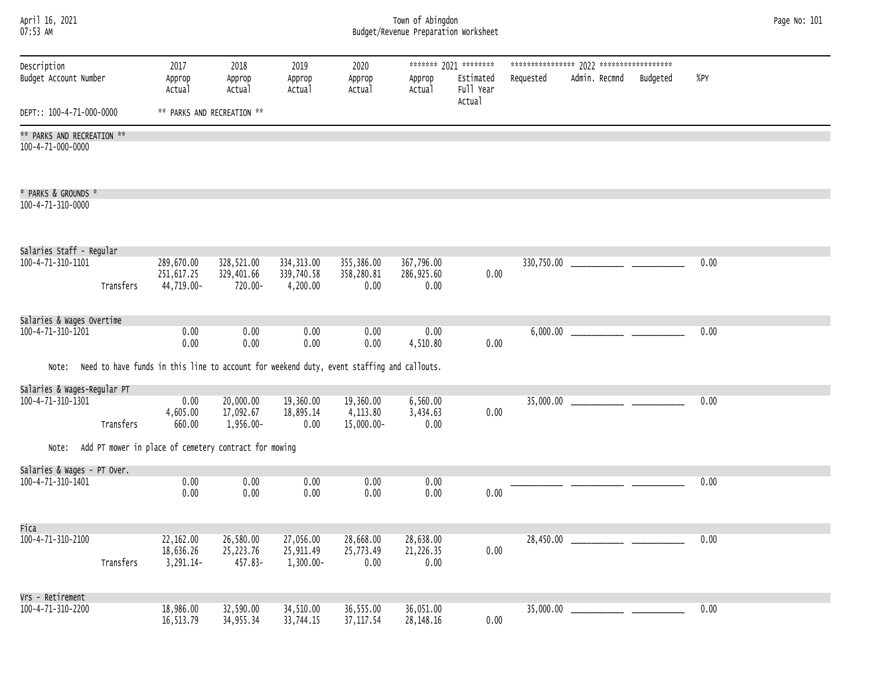Town of Abingdon
Budget/Revenue Preparation Worksheet

April 16, 2021
07:53 AM

| Description / Budget Account Number | | 2017 Approp / Actual | 2018 Approp / Actual | 2019 Approp / Actual | 2020 Approp / Actual | 2021 Approp / Actual | 2021 Estimated Full Year Actual | 2022 Requested | 2022 Admin. Recmnd | 2022 Budgeted | %PY |
|---|---|---|---|---|---|---|---|---|---|---|---|
| DEPT:: 100-4-71-000-0000 | | ** PARKS AND RECREATION ** | | | | | | | | | |
| ** PARKS AND RECREATION ** 100-4-71-000-0000 | | | | | | | | | | | |
| * PARKS & GROUNDS * 100-4-71-310-0000 | | | | | | | | | | | |
| Salaries Staff - Regular 100-4-71-310-1101 | | 289,670.00 | 328,521.00 | 334,313.00 | 355,386.00 | 367,796.00 | | 330,750.00 | ___________ | ___________ | 0.00 |
| | | 251,617.25 | 329,401.66 | 339,740.58 | 358,280.81 | 286,925.60 | 0.00 | | | | |
| | Transfers | 44,719.00- | 720.00- | 4,200.00 | 0.00 | 0.00 | | | | | |
| Salaries & Wages Overtime 100-4-71-310-1201 | | 0.00 | 0.00 | 0.00 | 0.00 | 0.00 | | 6,000.00 | ___________ | ___________ | 0.00 |
| | | 0.00 | 0.00 | 0.00 | 0.00 | 4,510.80 | 0.00 | | | | |
| Note: Need to have funds in this line to account for weekend duty, event staffing and callouts. | | | | | | | | | | | |
| Salaries & Wages-Regular PT 100-4-71-310-1301 | | 0.00 | 20,000.00 | 19,360.00 | 19,360.00 | 6,560.00 | | 35,000.00 | ___________ | ___________ | 0.00 |
| | | 4,605.00 | 17,092.67 | 18,895.14 | 4,113.80 | 3,434.63 | 0.00 | | | | |
| | Transfers | 660.00 | 1,956.00- | 0.00 | 15,000.00- | 0.00 | | | | | |
| Note: Add PT mower in place of cemetery contract for mowing | | | | | | | | | | | |
| Salaries & Wages - PT Over. 100-4-71-310-1401 | | 0.00 | 0.00 | 0.00 | 0.00 | 0.00 | | ___________ | ___________ | ___________ | 0.00 |
| | | 0.00 | 0.00 | 0.00 | 0.00 | 0.00 | 0.00 | | | | |
| Fica 100-4-71-310-2100 | | 22,162.00 | 26,580.00 | 27,056.00 | 28,668.00 | 28,638.00 | | 28,450.00 | ___________ | ___________ | 0.00 |
| | | 18,636.26 | 25,223.76 | 25,911.49 | 25,773.49 | 21,226.35 | 0.00 | | | | |
| | Transfers | 3,291.14- | 457.83- | 1,300.00- | 0.00 | 0.00 | | | | | |
| Vrs - Retirement 100-4-71-310-2200 | | 18,986.00 | 32,590.00 | 34,510.00 | 36,555.00 | 36,051.00 | | 35,000.00 | ___________ | ___________ | 0.00 |
| | | 16,513.79 | 34,955.34 | 33,744.15 | 37,117.54 | 28,148.16 | 0.00 | | | | |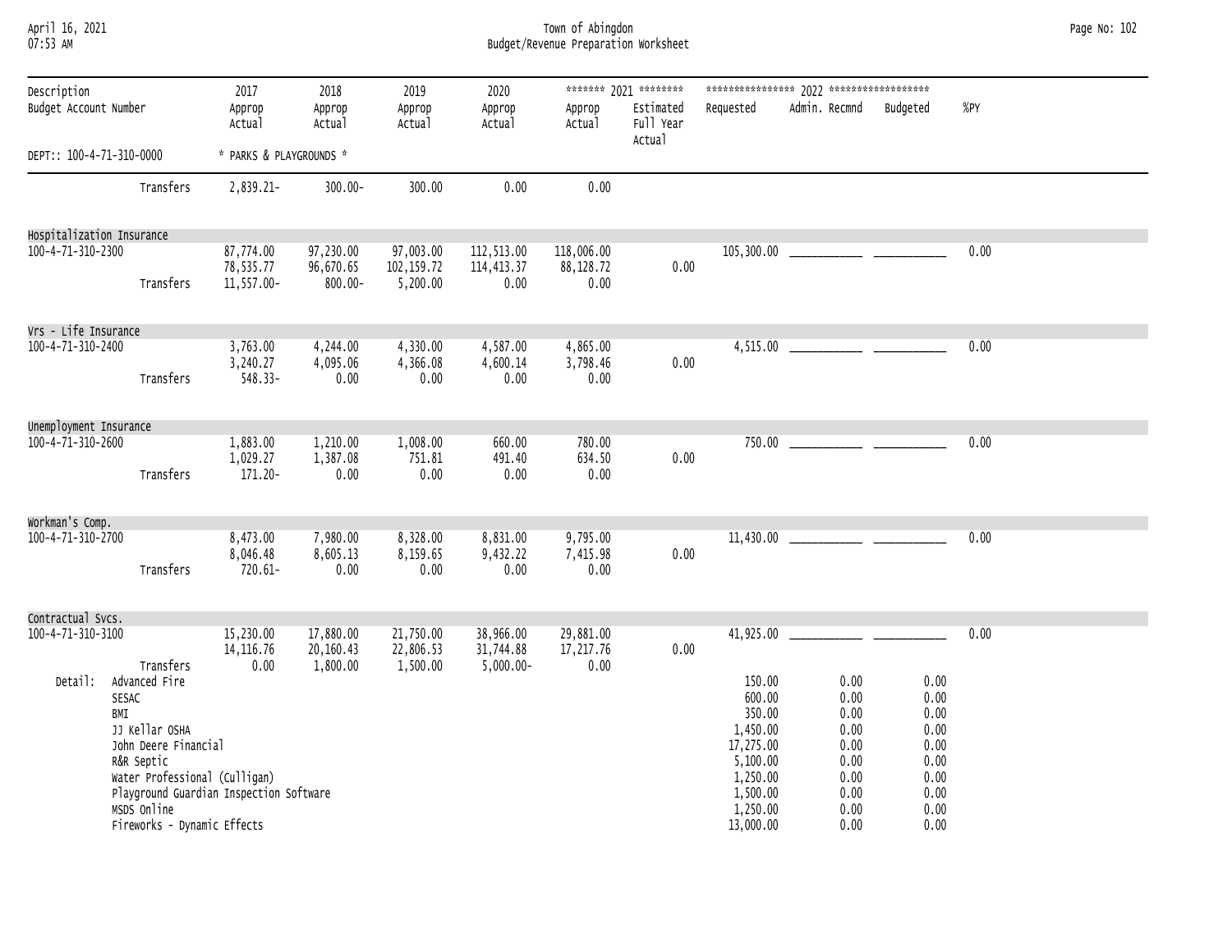Town of Abingdon
Budget/Revenue Preparation Worksheet

| Description / Budget Account Number | | 2017 Approp Actual | 2018 Approp Actual | 2019 Approp Actual | 2020 Approp Actual | 2021 Approp Actual | 2021 Estimated Full Year Actual | 2022 Requested | 2022 Admin. Recmnd | 2022 Budgeted | %PY |
|---|---|---|---|---|---|---|---|---|---|---|---|
| DEPT:: 100-4-71-310-0000 | * PARKS & PLAYGROUNDS * | | | | | | | | | | |
| | Transfers | 2,839.21- | 300.00- | 300.00 | 0.00 | 0.00 | | | | | |
| **Hospitalization Insurance** | | | | | | | | | | | |
| 100-4-71-310-2300 | | 87,774.00 | 97,230.00 | 97,003.00 | 112,513.00 | 118,006.00 | | 105,300.00 | ___________ | ___________ | 0.00 |
| | | 78,535.77 | 96,670.65 | 102,159.72 | 114,413.37 | 88,128.72 | 0.00 | | | | |
| | Transfers | 11,557.00- | 800.00- | 5,200.00 | 0.00 | 0.00 | | | | | |
| **Vrs - Life Insurance** | | | | | | | | | | | |
| 100-4-71-310-2400 | | 3,763.00 | 4,244.00 | 4,330.00 | 4,587.00 | 4,865.00 | | 4,515.00 | ___________ | ___________ | 0.00 |
| | | 3,240.27 | 4,095.06 | 4,366.08 | 4,600.14 | 3,798.46 | 0.00 | | | | |
| | Transfers | 548.33- | 0.00 | 0.00 | 0.00 | 0.00 | | | | | |
| **Unemployment Insurance** | | | | | | | | | | | |
| 100-4-71-310-2600 | | 1,883.00 | 1,210.00 | 1,008.00 | 660.00 | 780.00 | | 750.00 | ___________ | ___________ | 0.00 |
| | | 1,029.27 | 1,387.08 | 751.81 | 491.40 | 634.50 | 0.00 | | | | |
| | Transfers | 171.20- | 0.00 | 0.00 | 0.00 | 0.00 | | | | | |
| **Workman's Comp.** | | | | | | | | | | | |
| 100-4-71-310-2700 | | 8,473.00 | 7,980.00 | 8,328.00 | 8,831.00 | 9,795.00 | | 11,430.00 | ___________ | ___________ | 0.00 |
| | | 8,046.48 | 8,605.13 | 8,159.65 | 9,432.22 | 7,415.98 | 0.00 | | | | |
| | Transfers | 720.61- | 0.00 | 0.00 | 0.00 | 0.00 | | | | | |
| **Contractual Svcs.** | | | | | | | | | | | |
| 100-4-71-310-3100 | | 15,230.00 | 17,880.00 | 21,750.00 | 38,966.00 | 29,881.00 | | 41,925.00 | ___________ | ___________ | 0.00 |
| | | 14,116.76 | 20,160.43 | 22,806.53 | 31,744.88 | 17,217.76 | 0.00 | | | | |
| | Transfers | 0.00 | 1,800.00 | 1,500.00 | 5,000.00- | 0.00 | | | | | |
| Detail: | Advanced Fire | | | | | | | 150.00 | 0.00 | 0.00 | |
| | SESAC | | | | | | | 600.00 | 0.00 | 0.00 | |
| | BMI | | | | | | | 350.00 | 0.00 | 0.00 | |
| | JJ Kellar OSHA | | | | | | | 1,450.00 | 0.00 | 0.00 | |
| | John Deere Financial | | | | | | | 17,275.00 | 0.00 | 0.00 | |
| | R&R Septic | | | | | | | 5,100.00 | 0.00 | 0.00 | |
| | Water Professional (Culligan) | | | | | | | 1,250.00 | 0.00 | 0.00 | |
| | Playground Guardian Inspection Software | | | | | | | 1,500.00 | 0.00 | 0.00 | |
| | MSDS Online | | | | | | | 1,250.00 | 0.00 | 0.00 | |
| | Fireworks - Dynamic Effects | | | | | | | 13,000.00 | 0.00 | 0.00 | |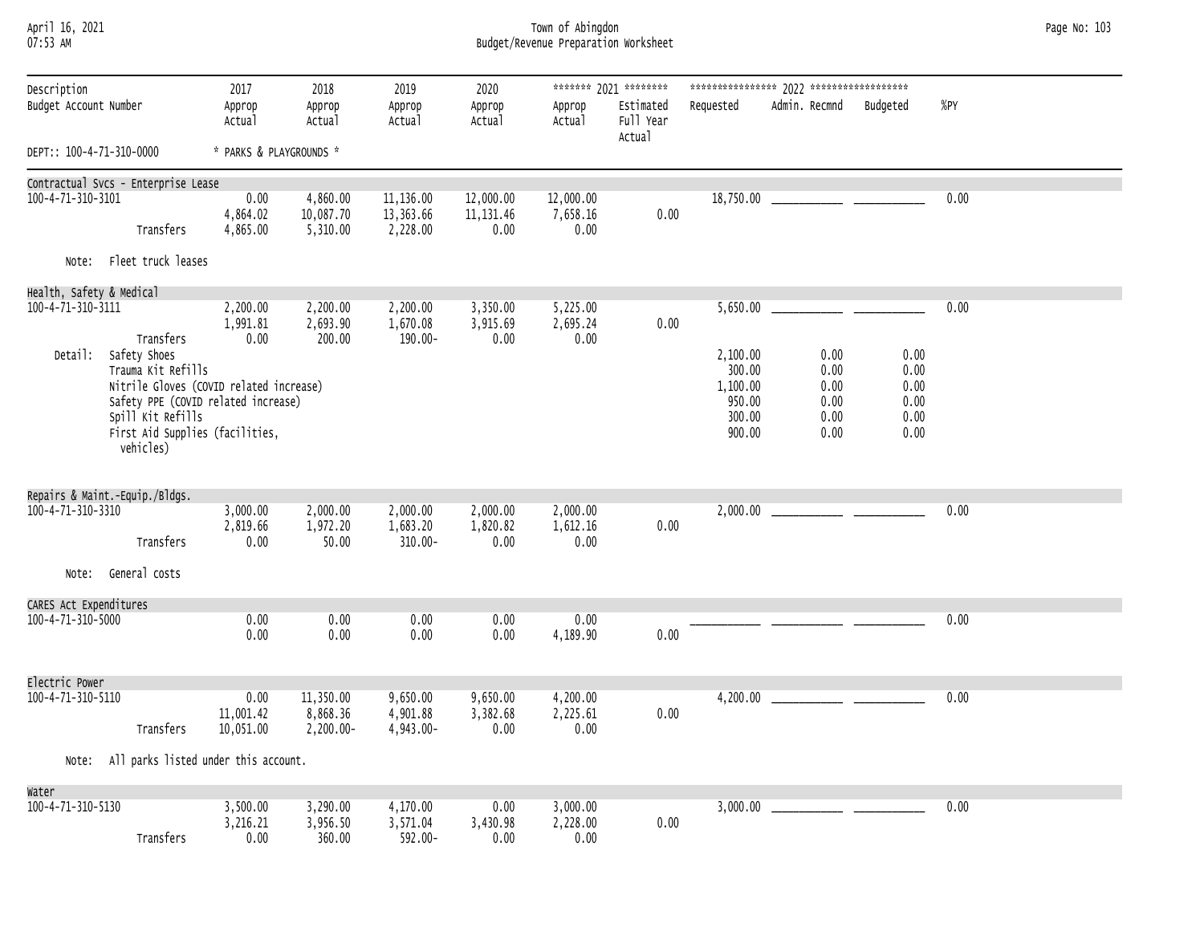Town of Abingdon
Budget/Revenue Preparation Worksheet

| Description / Budget Account Number | | 2017 Approp Actual | 2018 Approp Actual | 2019 Approp Actual | 2020 Approp Actual | 2021 Approp Actual | 2021 Estimated Full Year Actual | 2022 Requested | 2022 Admin. Recmnd | 2022 Budgeted | %PY |
|---|---|---|---|---|---|---|---|---|---|---|---|
| DEPT:: 100-4-71-310-0000 | | * PARKS & PLAYGROUNDS * | | | | | | | | | |
| **Contractual Svcs - Enterprise Lease** | | | | | | | | | | | |
| 100-4-71-310-3101 | | 0.00 | 4,860.00 | 11,136.00 | 12,000.00 | 12,000.00 | | 18,750.00 | ___________ | ___________ | 0.00 |
| | | 4,864.02 | 10,087.70 | 13,363.66 | 11,131.46 | 7,658.16 | 0.00 | | | | |
| | Transfers | 4,865.00 | 5,310.00 | 2,228.00 | 0.00 | 0.00 | | | | | |
| Note: | Fleet truck leases | | | | | | | | | | |
| **Health, Safety & Medical** | | | | | | | | | | | |
| 100-4-71-310-3111 | | 2,200.00 | 2,200.00 | 2,200.00 | 3,350.00 | 5,225.00 | | 5,650.00 | ___________ | ___________ | 0.00 |
| | | 1,991.81 | 2,693.90 | 1,670.08 | 3,915.69 | 2,695.24 | 0.00 | | | | |
| | Transfers | 0.00 | 200.00 | 190.00- | 0.00 | 0.00 | | | | | |
| Detail: | Safety Shoes | | | | | | | 2,100.00 | 0.00 | 0.00 | |
| | Trauma Kit Refills | | | | | | | 300.00 | 0.00 | 0.00 | |
| | Nitrile Gloves (COVID related increase) | | | | | | | 1,100.00 | 0.00 | 0.00 | |
| | Safety PPE (COVID related increase) | | | | | | | 950.00 | 0.00 | 0.00 | |
| | Spill Kit Refills | | | | | | | 300.00 | 0.00 | 0.00 | |
| | First Aid Supplies (facilities, vehicles) | | | | | | | 900.00 | 0.00 | 0.00 | |
| **Repairs & Maint.-Equip./Bldgs.** | | | | | | | | | | | |
| 100-4-71-310-3310 | | 3,000.00 | 2,000.00 | 2,000.00 | 2,000.00 | 2,000.00 | | 2,000.00 | ___________ | ___________ | 0.00 |
| | | 2,819.66 | 1,972.20 | 1,683.20 | 1,820.82 | 1,612.16 | 0.00 | | | | |
| | Transfers | 0.00 | 50.00 | 310.00- | 0.00 | 0.00 | | | | | |
| Note: | General costs | | | | | | | | | | |
| **CARES Act Expenditures** | | | | | | | | | | | |
| 100-4-71-310-5000 | | 0.00 | 0.00 | 0.00 | 0.00 | 0.00 | | ___________ | ___________ | ___________ | 0.00 |
| | | 0.00 | 0.00 | 0.00 | 0.00 | 4,189.90 | 0.00 | | | | |
| **Electric Power** | | | | | | | | | | | |
| 100-4-71-310-5110 | | 0.00 | 11,350.00 | 9,650.00 | 9,650.00 | 4,200.00 | | 4,200.00 | ___________ | ___________ | 0.00 |
| | | 11,001.42 | 8,868.36 | 4,901.88 | 3,382.68 | 2,225.61 | 0.00 | | | | |
| | Transfers | 10,051.00 | 2,200.00- | 4,943.00- | 0.00 | 0.00 | | | | | |
| Note: | All parks listed under this account. | | | | | | | | | | |
| **Water** | | | | | | | | | | | |
| 100-4-71-310-5130 | | 3,500.00 | 3,290.00 | 4,170.00 | 0.00 | 3,000.00 | | 3,000.00 | ___________ | ___________ | 0.00 |
| | | 3,216.21 | 3,956.50 | 3,571.04 | 3,430.98 | 2,228.00 | 0.00 | | | | |
| | Transfers | 0.00 | 360.00 | 592.00- | 0.00 | 0.00 | | | | | |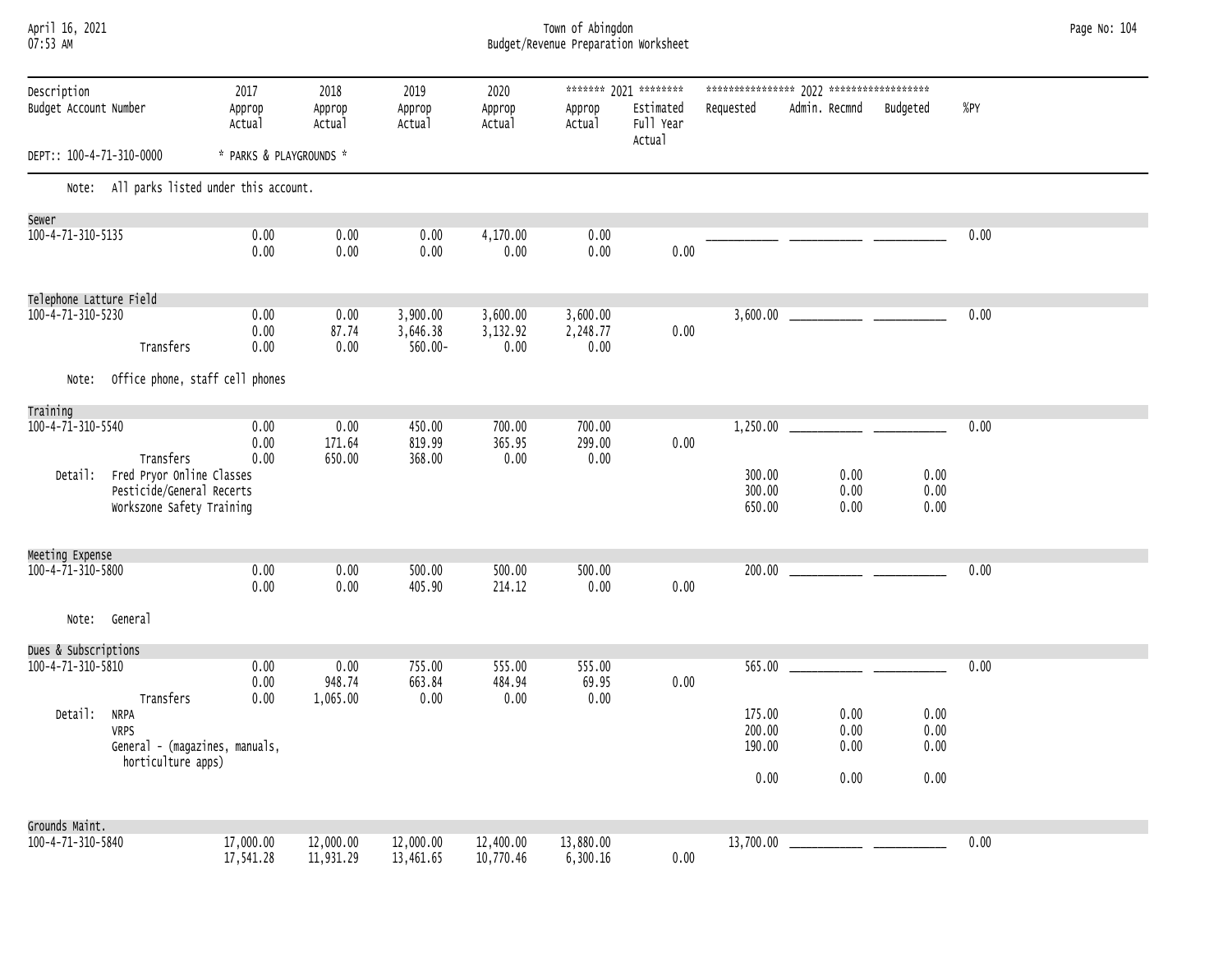Town of Abingdon
Budget/Revenue Preparation Worksheet

| Description / Budget Account Number | | 2017 Approp Actual | 2018 Approp Actual | 2019 Approp Actual | 2020 Approp Actual | 2021 Approp Actual | 2021 Estimated Full Year Actual | 2022 Requested | 2022 Admin. Recmnd | 2022 Budgeted | %PY |
|---|---|---|---|---|---|---|---|---|---|---|---|
| DEPT:: 100-4-71-310-0000 | * PARKS & PLAYGROUNDS * | | | | | | | | | | |
| Note: All parks listed under this account. | | | | | | | | | | | |
| **Sewer** | | | | | | | | | | | |
| 100-4-71-310-5135 | | 0.00 | 0.00 | 0.00 | 4,170.00 | 0.00 | | ___________ | ___________ | ___________ | 0.00 |
| | | 0.00 | 0.00 | 0.00 | 0.00 | 0.00 | 0.00 | | | | |
| **Telephone Latture Field** | | | | | | | | | | | |
| 100-4-71-310-5230 | | 0.00 | 0.00 | 3,900.00 | 3,600.00 | 3,600.00 | | 3,600.00 | ___________ | ___________ | 0.00 |
| | | 0.00 | 87.74 | 3,646.38 | 3,132.92 | 2,248.77 | 0.00 | | | | |
| | Transfers | 0.00 | 0.00 | 560.00- | 0.00 | 0.00 | | | | | |
| Note: Office phone, staff cell phones | | | | | | | | | | | |
| **Training** | | | | | | | | | | | |
| 100-4-71-310-5540 | | 0.00 | 0.00 | 450.00 | 700.00 | 700.00 | | 1,250.00 | ___________ | ___________ | 0.00 |
| | | 0.00 | 171.64 | 819.99 | 365.95 | 299.00 | 0.00 | | | | |
| | Transfers | 0.00 | 650.00 | 368.00 | 0.00 | 0.00 | | | | | |
| Detail: | Fred Pryor Online Classes | | | | | | | 300.00 | 0.00 | 0.00 | |
| | Pesticide/General Recerts | | | | | | | 300.00 | 0.00 | 0.00 | |
| | Workszone Safety Training | | | | | | | 650.00 | 0.00 | 0.00 | |
| **Meeting Expense** | | | | | | | | | | | |
| 100-4-71-310-5800 | | 0.00 | 0.00 | 500.00 | 500.00 | 500.00 | | 200.00 | ___________ | ___________ | 0.00 |
| | | 0.00 | 0.00 | 405.90 | 214.12 | 0.00 | 0.00 | | | | |
| Note: General | | | | | | | | | | | |
| **Dues & Subscriptions** | | | | | | | | | | | |
| 100-4-71-310-5810 | | 0.00 | 0.00 | 755.00 | 555.00 | 555.00 | | 565.00 | ___________ | ___________ | 0.00 |
| | | 0.00 | 948.74 | 663.84 | 484.94 | 69.95 | 0.00 | | | | |
| | Transfers | 0.00 | 1,065.00 | 0.00 | 0.00 | 0.00 | | | | | |
| Detail: | NRPA | | | | | | | 175.00 | 0.00 | 0.00 | |
| | VRPS | | | | | | | 200.00 | 0.00 | 0.00 | |
| | General - (magazines, manuals, horticulture apps) | | | | | | | 190.00 | 0.00 | 0.00 | |
| | | | | | | | | 0.00 | 0.00 | 0.00 | |
| **Grounds Maint.** | | | | | | | | | | | |
| 100-4-71-310-5840 | | 17,000.00 | 12,000.00 | 12,000.00 | 12,400.00 | 13,880.00 | | 13,700.00 | ___________ | ___________ | 0.00 |
| | | 17,541.28 | 11,931.29 | 13,461.65 | 10,770.46 | 6,300.16 | 0.00 | | | | |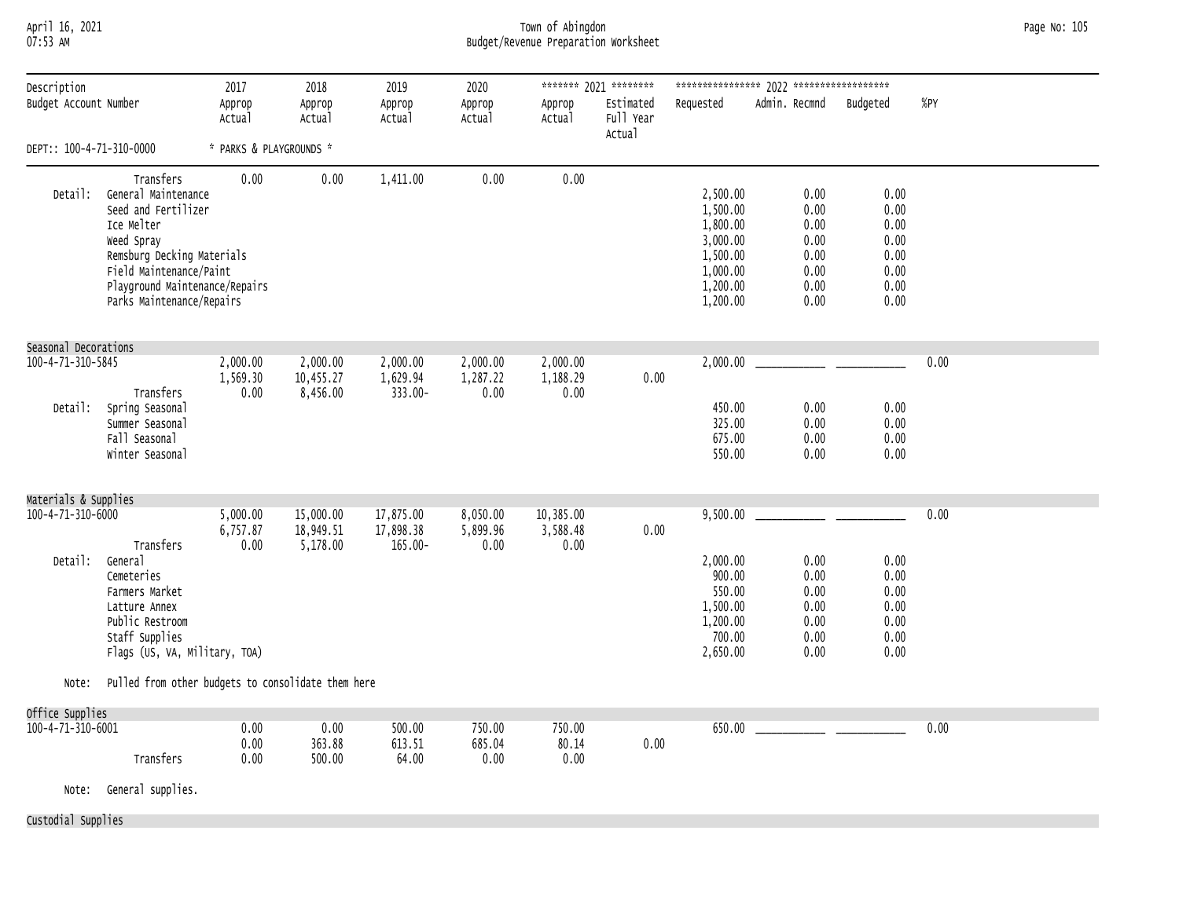Town of Abingdon

Budget/Revenue Preparation Worksheet

| Description / Budget Account Number | | 2017 Approp Actual | 2018 Approp Actual | 2019 Approp Actual | 2020 Approp Actual | 2021 Approp Actual | 2021 Estimated Full Year Actual | 2022 Requested | 2022 Admin. Recmnd | 2022 Budgeted | %PY |
|---|---|---|---|---|---|---|---|---|---|---|---|
| DEPT:: 100-4-71-310-0000 | * PARKS & PLAYGROUNDS * | | | | | | | | | | |
| | Transfers | 0.00 | 0.00 | 1,411.00 | 0.00 | 0.00 | | | | | |
| Detail: | General Maintenance | | | | | | | 2,500.00 | 0.00 | 0.00 | |
| | Seed and Fertilizer | | | | | | | 1,500.00 | 0.00 | 0.00 | |
| | Ice Melter | | | | | | | 1,800.00 | 0.00 | 0.00 | |
| | Weed Spray | | | | | | | 3,000.00 | 0.00 | 0.00 | |
| | Remsburg Decking Materials | | | | | | | 1,500.00 | 0.00 | 0.00 | |
| | Field Maintenance/Paint | | | | | | | 1,000.00 | 0.00 | 0.00 | |
| | Playground Maintenance/Repairs | | | | | | | 1,200.00 | 0.00 | 0.00 | |
| | Parks Maintenance/Repairs | | | | | | | 1,200.00 | 0.00 | 0.00 | |
| **Seasonal Decorations** | | | | | | | | | | | |
| 100-4-71-310-5845 | | 2,000.00 | 2,000.00 | 2,000.00 | 2,000.00 | 2,000.00 | | 2,000.00 | ________ | ________ | 0.00 |
| | | 1,569.30 | 10,455.27 | 1,629.94 | 1,287.22 | 1,188.29 | 0.00 | | | | |
| | Transfers | 0.00 | 8,456.00 | 333.00- | 0.00 | 0.00 | | | | | |
| Detail: | Spring Seasonal | | | | | | | 450.00 | 0.00 | 0.00 | |
| | Summer Seasonal | | | | | | | 325.00 | 0.00 | 0.00 | |
| | Fall Seasonal | | | | | | | 675.00 | 0.00 | 0.00 | |
| | Winter Seasonal | | | | | | | 550.00 | 0.00 | 0.00 | |
| **Materials & Supplies** | | | | | | | | | | | |
| 100-4-71-310-6000 | | 5,000.00 | 15,000.00 | 17,875.00 | 8,050.00 | 10,385.00 | | 9,500.00 | ________ | ________ | 0.00 |
| | | 6,757.87 | 18,949.51 | 17,898.38 | 5,899.96 | 3,588.48 | 0.00 | | | | |
| | Transfers | 0.00 | 5,178.00 | 165.00- | 0.00 | 0.00 | | | | | |
| Detail: | General | | | | | | | 2,000.00 | 0.00 | 0.00 | |
| | Cemeteries | | | | | | | 900.00 | 0.00 | 0.00 | |
| | Farmers Market | | | | | | | 550.00 | 0.00 | 0.00 | |
| | Latture Annex | | | | | | | 1,500.00 | 0.00 | 0.00 | |
| | Public Restroom | | | | | | | 1,200.00 | 0.00 | 0.00 | |
| | Staff Supplies | | | | | | | 700.00 | 0.00 | 0.00 | |
| | Flags (US, VA, Military, TOA) | | | | | | | 2,650.00 | 0.00 | 0.00 | |
| Note: | Pulled from other budgets to consolidate them here | | | | | | | | | | |
| **Office Supplies** | | | | | | | | | | | |
| 100-4-71-310-6001 | | 0.00 | 0.00 | 500.00 | 750.00 | 750.00 | | 650.00 | ________ | ________ | 0.00 |
| | | 0.00 | 363.88 | 613.51 | 685.04 | 80.14 | 0.00 | | | | |
| | Transfers | 0.00 | 500.00 | 64.00 | 0.00 | 0.00 | | | | | |
| Note: | General supplies. | | | | | | | | | | |
| **Custodial Supplies** | | | | | | | | | | | |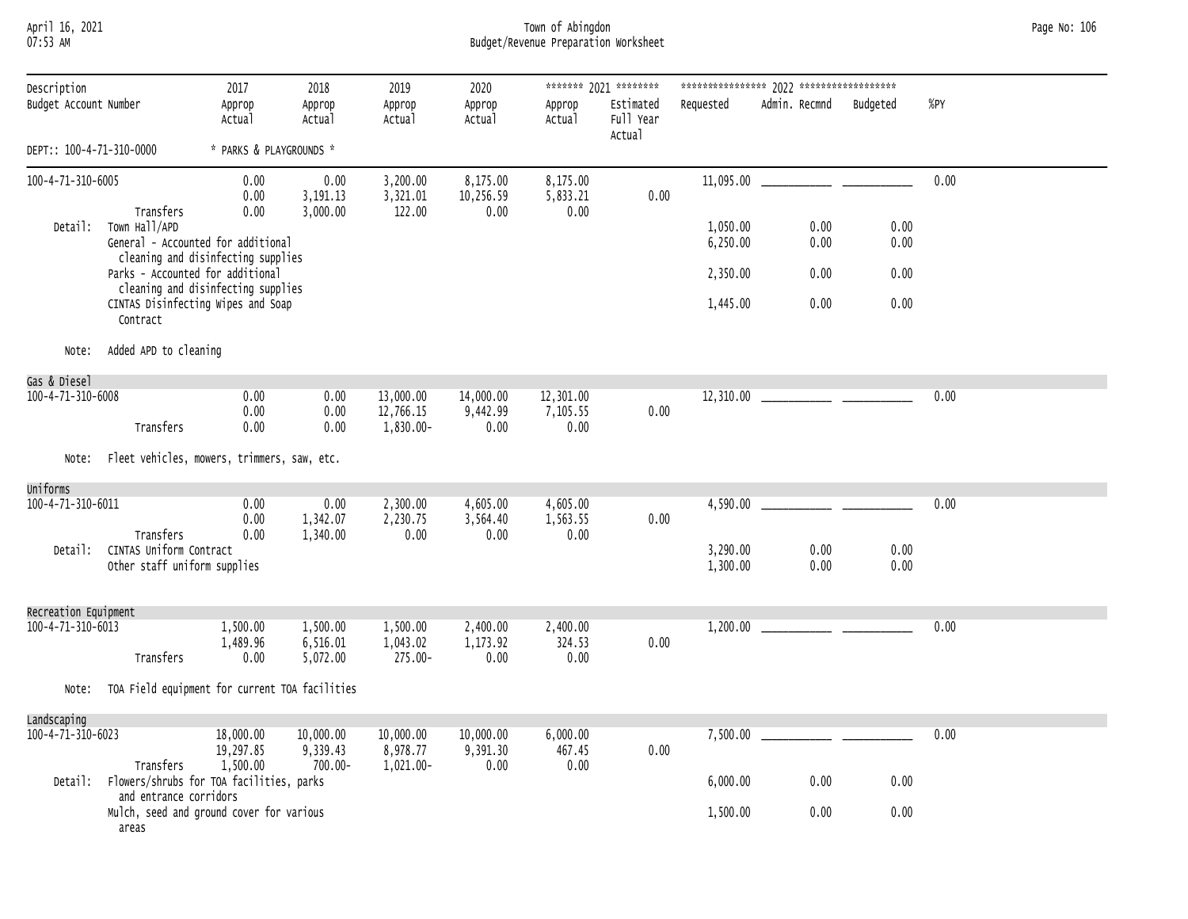| Description<br>Budget Account Number | | 2017<br>Approp<br>Actual | 2018<br>Approp<br>Actual | 2019<br>Approp<br>Actual | 2020<br>Approp<br>Actual | 2021<br>Approp<br>Actual | 2021<br>Estimated Full Year Actual | 2022<br>Requested | 2022<br>Admin. Recmnd | 2022<br>Budgeted | %PY |
|---|---|---|---|---|---|---|---|---|---|---|---|
| DEPT:: 100-4-71-310-0000 | | * PARKS & PLAYGROUNDS * | | | | | | | | | |
| 100-4-71-310-6005 | | 0.00 | 0.00 | 3,200.00 | 8,175.00 | 8,175.00 | | 11,095.00 | ___________ | ___________ | 0.00 |
| | | 0.00 | 3,191.13 | 3,321.01 | 10,256.59 | 5,833.21 | 0.00 | | | | |
| | Transfers | 0.00 | 3,000.00 | 122.00 | 0.00 | 0.00 | | | | | |
| Detail: | Town Hall/APD | | | | | | | 1,050.00 | 0.00 | 0.00 | |
| | General - Accounted for additional cleaning and disinfecting supplies | | | | | | | 6,250.00 | 0.00 | 0.00 | |
| | Parks - Accounted for additional cleaning and disinfecting supplies | | | | | | | 2,350.00 | 0.00 | 0.00 | |
| | CINTAS Disinfecting Wipes and Soap Contract | | | | | | | 1,445.00 | 0.00 | 0.00 | |
| Note: | Added APD to cleaning | | | | | | | | | | |
| Gas & Diesel | | | | | | | | | | | |
| 100-4-71-310-6008 | | 0.00 | 0.00 | 13,000.00 | 14,000.00 | 12,301.00 | | 12,310.00 | ___________ | ___________ | 0.00 |
| | | 0.00 | 0.00 | 12,766.15 | 9,442.99 | 7,105.55 | 0.00 | | | | |
| | Transfers | 0.00 | 0.00 | 1,830.00- | 0.00 | 0.00 | | | | | |
| Note: | Fleet vehicles, mowers, trimmers, saw, etc. | | | | | | | | | | |
| Uniforms | | | | | | | | | | | |
| 100-4-71-310-6011 | | 0.00 | 0.00 | 2,300.00 | 4,605.00 | 4,605.00 | | 4,590.00 | ___________ | ___________ | 0.00 |
| | | 0.00 | 1,342.07 | 2,230.75 | 3,564.40 | 1,563.55 | 0.00 | | | | |
| | Transfers | 0.00 | 1,340.00 | 0.00 | 0.00 | 0.00 | | | | | |
| Detail: | CINTAS Uniform Contract | | | | | | | 3,290.00 | 0.00 | 0.00 | |
| | Other staff uniform supplies | | | | | | | 1,300.00 | 0.00 | 0.00 | |
| Recreation Equipment | | | | | | | | | | | |
| 100-4-71-310-6013 | | 1,500.00 | 1,500.00 | 1,500.00 | 2,400.00 | 2,400.00 | | 1,200.00 | ___________ | ___________ | 0.00 |
| | | 1,489.96 | 6,516.01 | 1,043.02 | 1,173.92 | 324.53 | 0.00 | | | | |
| | Transfers | 0.00 | 5,072.00 | 275.00- | 0.00 | 0.00 | | | | | |
| Note: | TOA Field equipment for current TOA facilities | | | | | | | | | | |
| Landscaping | | | | | | | | | | | |
| 100-4-71-310-6023 | | 18,000.00 | 10,000.00 | 10,000.00 | 10,000.00 | 6,000.00 | | 7,500.00 | ___________ | ___________ | 0.00 |
| | | 19,297.85 | 9,339.43 | 8,978.77 | 9,391.30 | 467.45 | 0.00 | | | | |
| | Transfers | 1,500.00 | 700.00- | 1,021.00- | 0.00 | 0.00 | | | | | |
| Detail: | Flowers/shrubs for TOA facilities, parks and entrance corridors | | | | | | | 6,000.00 | 0.00 | 0.00 | |
| | Mulch, seed and ground cover for various areas | | | | | | | 1,500.00 | 0.00 | 0.00 | |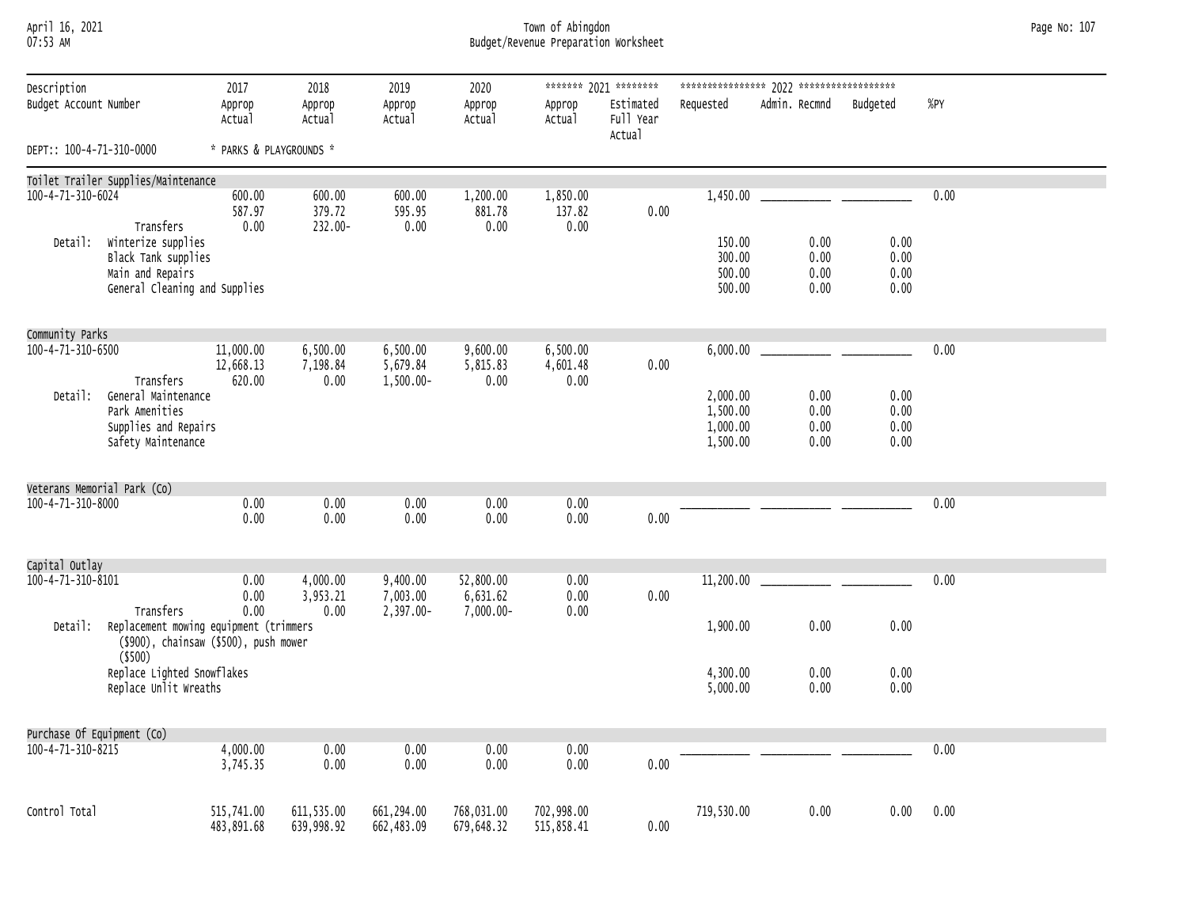Town of Abingdon
Budget/Revenue Preparation Worksheet

| Description / Budget Account Number | | 2017 Approp Actual | 2018 Approp Actual | 2019 Approp Actual | 2020 Approp Actual | 2021 Approp Actual | 2021 Estimated Full Year Actual | 2022 Requested | 2022 Admin. Recmnd | 2022 Budgeted | %PY |
|---|---|---|---|---|---|---|---|---|---|---|---|
| DEPT:: 100-4-71-310-0000 | | * PARKS & PLAYGROUNDS * | | | | | | | | | |
| **Toilet Trailer Supplies/Maintenance** | | | | | | | | | | | |
| 100-4-71-310-6024 | | 600.00 | 600.00 | 600.00 | 1,200.00 | 1,850.00 | | 1,450.00 | ________ | ________ | 0.00 |
| | | 587.97 | 379.72 | 595.95 | 881.78 | 137.82 | 0.00 | | | | |
| | Transfers | 0.00 | 232.00- | 0.00 | 0.00 | 0.00 | | | | | |
| Detail: | Winterize supplies | | | | | | | 150.00 | 0.00 | 0.00 | |
| | Black Tank supplies | | | | | | | 300.00 | 0.00 | 0.00 | |
| | Main and Repairs | | | | | | | 500.00 | 0.00 | 0.00 | |
| | General Cleaning and Supplies | | | | | | | 500.00 | 0.00 | 0.00 | |
| **Community Parks** | | | | | | | | | | | |
| 100-4-71-310-6500 | | 11,000.00 | 6,500.00 | 6,500.00 | 9,600.00 | 6,500.00 | | 6,000.00 | ________ | ________ | 0.00 |
| | | 12,668.13 | 7,198.84 | 5,679.84 | 5,815.83 | 4,601.48 | 0.00 | | | | |
| | Transfers | 620.00 | 0.00 | 1,500.00- | 0.00 | 0.00 | | | | | |
| Detail: | General Maintenance | | | | | | | 2,000.00 | 0.00 | 0.00 | |
| | Park Amenities | | | | | | | 1,500.00 | 0.00 | 0.00 | |
| | Supplies and Repairs | | | | | | | 1,000.00 | 0.00 | 0.00 | |
| | Safety Maintenance | | | | | | | 1,500.00 | 0.00 | 0.00 | |
| **Veterans Memorial Park (Co)** | | | | | | | | | | | |
| 100-4-71-310-8000 | | 0.00 | 0.00 | 0.00 | 0.00 | 0.00 | | ________ | ________ | ________ | 0.00 |
| | | 0.00 | 0.00 | 0.00 | 0.00 | 0.00 | 0.00 | | | | |
| **Capital Outlay** | | | | | | | | | | | |
| 100-4-71-310-8101 | | 0.00 | 4,000.00 | 9,400.00 | 52,800.00 | 0.00 | | 11,200.00 | ________ | ________ | 0.00 |
| | | 0.00 | 3,953.21 | 7,003.00 | 6,631.62 | 0.00 | 0.00 | | | | |
| | Transfers | 0.00 | 0.00 | 2,397.00- | 7,000.00- | 0.00 | | | | | |
| Detail: | Replacement mowing equipment (trimmers ($900), chainsaw ($500), push mower ($500) | | | | | | | 1,900.00 | 0.00 | 0.00 | |
| | Replace Lighted Snowflakes | | | | | | | 4,300.00 | 0.00 | 0.00 | |
| | Replace Unlit Wreaths | | | | | | | 5,000.00 | 0.00 | 0.00 | |
| **Purchase Of Equipment (Co)** | | | | | | | | | | | |
| 100-4-71-310-8215 | | 4,000.00 | 0.00 | 0.00 | 0.00 | 0.00 | | ________ | ________ | ________ | 0.00 |
| | | 3,745.35 | 0.00 | 0.00 | 0.00 | 0.00 | 0.00 | | | | |
| **Control Total** | | 515,741.00 | 611,535.00 | 661,294.00 | 768,031.00 | 702,998.00 | | 719,530.00 | 0.00 | 0.00 | 0.00 |
| | | 483,891.68 | 639,998.92 | 662,483.09 | 679,648.32 | 515,858.41 | 0.00 | | | | |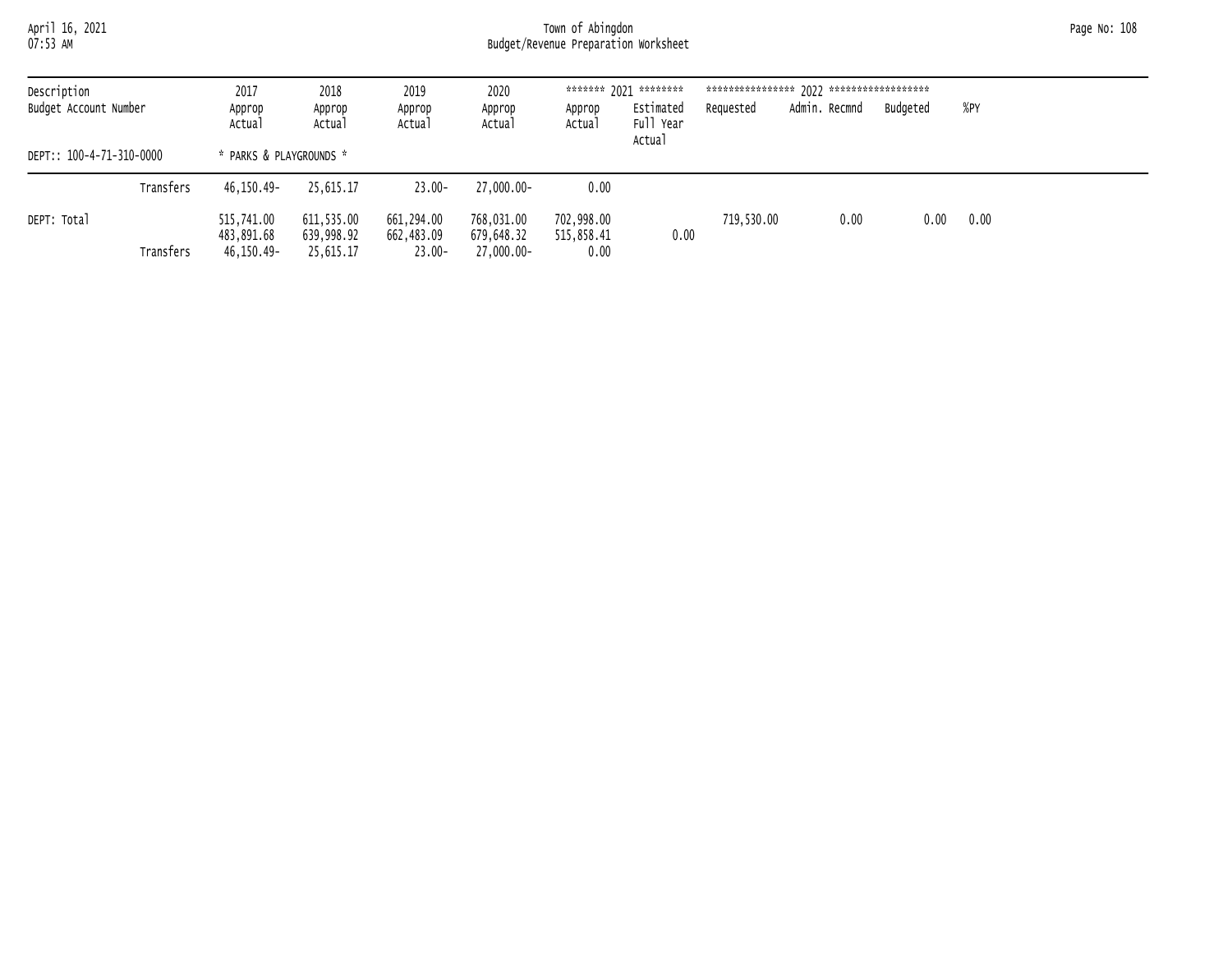| Description / Budget Account Number | | 2017 Approp / Actual | 2018 Approp / Actual | 2019 Approp / Actual | 2020 Approp / Actual | ******* 2021 ******** Approp / Actual | Estimated Full Year Actual | **************** 2022 ****************** Requested | Admin. Recmnd | Budgeted | %PY |
|---|---|---|---|---|---|---|---|---|---|---|---|
| DEPT:: 100-4-71-310-0000 | | * PARKS & PLAYGROUNDS * | | | | | | | | | |
| | Transfers | 46,150.49- | 25,615.17 | 23.00- | 27,000.00- | 0.00 | | | | | |
| DEPT: Total | | 515,741.00 | 611,535.00 | 661,294.00 | 768,031.00 | 702,998.00 | | 719,530.00 | 0.00 | 0.00 | 0.00 |
| | | 483,891.68 | 639,998.92 | 662,483.09 | 679,648.32 | 515,858.41 | 0.00 | | | | |
| | Transfers | 46,150.49- | 25,615.17 | 23.00- | 27,000.00- | 0.00 | | | | | |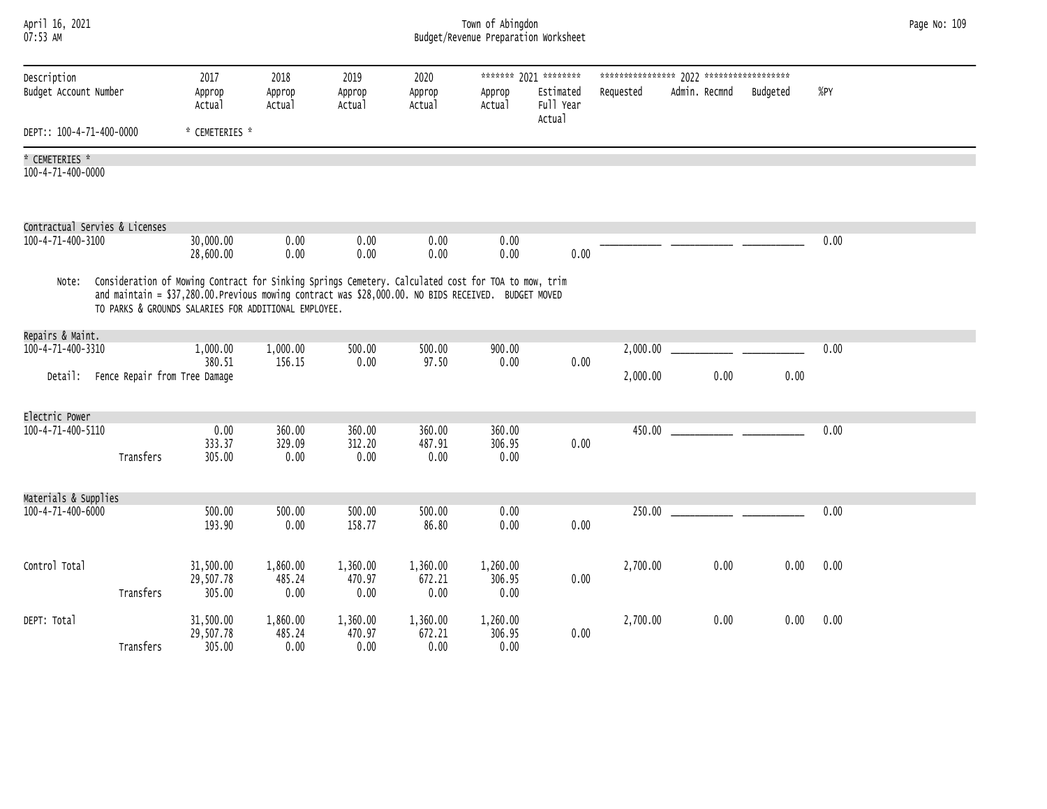Town of Abingdon
Budget/Revenue Preparation Worksheet

| Description / Budget Account Number | | 2017 Approp Actual | 2018 Approp Actual | 2019 Approp Actual | 2020 Approp Actual | 2021 Approp Actual | 2021 Estimated Full Year Actual | 2022 Requested | 2022 Admin. Recmnd | 2022 Budgeted | %PY |
|---|---|---|---|---|---|---|---|---|---|---|---|
| DEPT:: 100-4-71-400-0000 | | * CEMETERIES * | | | | | | | | | |
| * CEMETERIES * 100-4-71-400-0000 | | | | | | | | | | | |
| Contractual Servies & Licenses 100-4-71-400-3100 | | 30,000.00 | 0.00 | 0.00 | 0.00 | 0.00 | | ___ | ___ | ___ | 0.00 |
| | | 28,600.00 | 0.00 | 0.00 | 0.00 | 0.00 | 0.00 | | | | |
| Repairs & Maint. 100-4-71-400-3310 | | 1,000.00 | 1,000.00 | 500.00 | 500.00 | 900.00 | | 2,000.00 | ___ | ___ | 0.00 |
| | | 380.51 | 156.15 | 0.00 | 97.50 | 0.00 | 0.00 | | | | |
| Detail: Fence Repair from Tree Damage | | | | | | | | 2,000.00 | 0.00 | 0.00 | |
| Electric Power 100-4-71-400-5110 | | 0.00 | 360.00 | 360.00 | 360.00 | 360.00 | | 450.00 | ___ | ___ | 0.00 |
| | | 333.37 | 329.09 | 312.20 | 487.91 | 306.95 | 0.00 | | | | |
| | Transfers | 305.00 | 0.00 | 0.00 | 0.00 | 0.00 | | | | | |
| Materials & Supplies 100-4-71-400-6000 | | 500.00 | 500.00 | 500.00 | 500.00 | 0.00 | | 250.00 | ___ | ___ | 0.00 |
| | | 193.90 | 0.00 | 158.77 | 86.80 | 0.00 | 0.00 | | | | |
| Control Total | | 31,500.00 | 1,860.00 | 1,360.00 | 1,360.00 | 1,260.00 | | 2,700.00 | 0.00 | 0.00 | 0.00 |
| | | 29,507.78 | 485.24 | 470.97 | 672.21 | 306.95 | 0.00 | | | | |
| | Transfers | 305.00 | 0.00 | 0.00 | 0.00 | 0.00 | | | | | |
| DEPT: Total | | 31,500.00 | 1,860.00 | 1,360.00 | 1,360.00 | 1,260.00 | | 2,700.00 | 0.00 | 0.00 | 0.00 |
| | | 29,507.78 | 485.24 | 470.97 | 672.21 | 306.95 | 0.00 | | | | |
| | Transfers | 305.00 | 0.00 | 0.00 | 0.00 | 0.00 | | | | | |

Note (100-4-71-400-3100): Consideration of Mowing Contract for Sinking Springs Cemetery. Calculated cost for TOA to mow, trim and maintain = $37,280.00.Previous mowing contract was $28,000.00. NO BIDS RECEIVED. BUDGET MOVED TO PARKS & GROUNDS SALARIES FOR ADDITIONAL EMPLOYEE.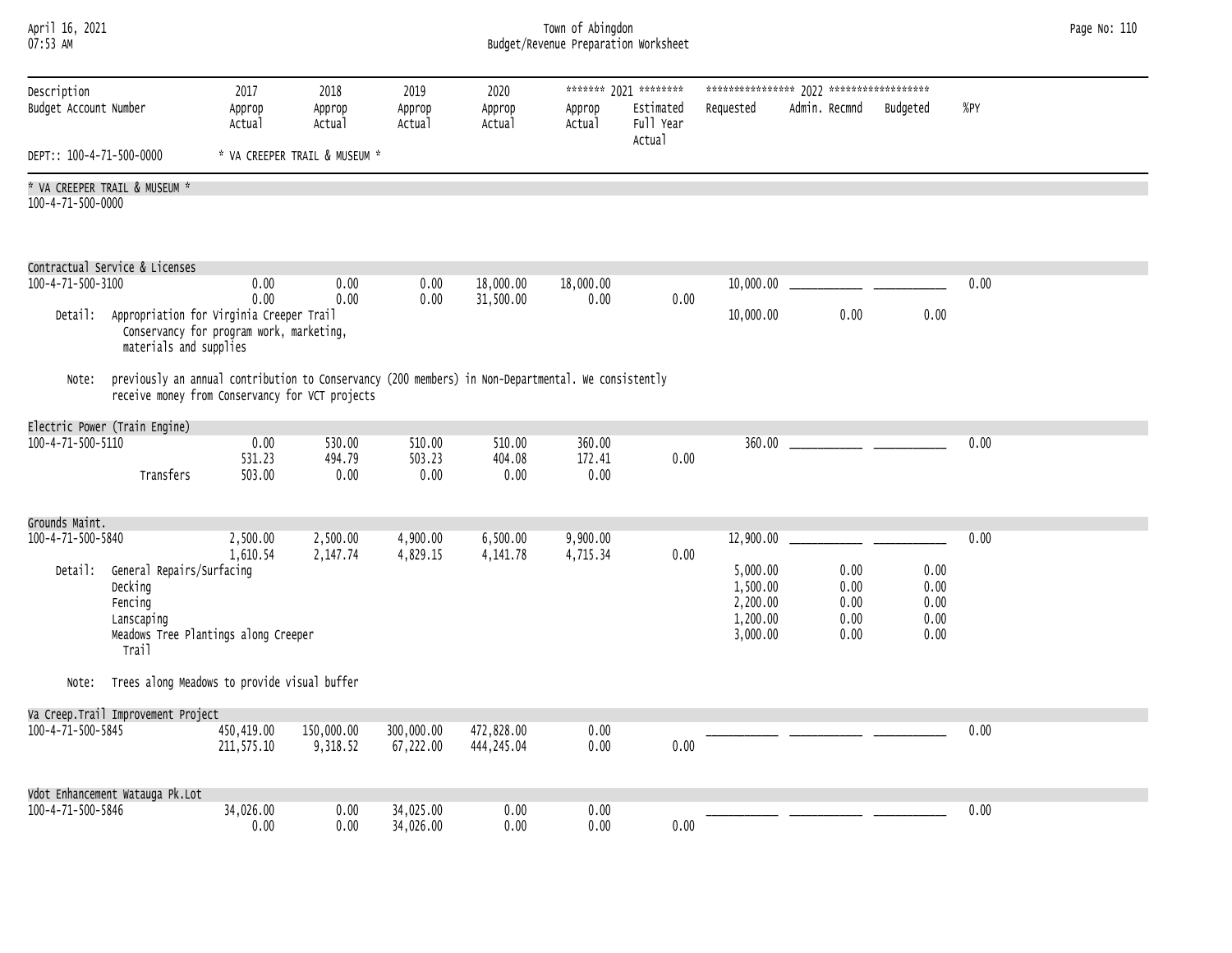Town of Abingdon
Budget/Revenue Preparation Worksheet

| Description / Budget Account Number | | 2017 Approp Actual | 2018 Approp Actual | 2019 Approp Actual | 2020 Approp Actual | 2021 Approp Actual | 2021 Estimated Full Year Actual | 2022 Requested | 2022 Admin. Recmnd | 2022 Budgeted | %PY |
|---|---|---|---|---|---|---|---|---|---|---|---|
| DEPT:: 100-4-71-500-0000 | * VA CREEPER TRAIL & MUSEUM * | | | | | | | | | | |
| * VA CREEPER TRAIL & MUSEUM * 100-4-71-500-0000 | | | | | | | | | | | |
| Contractual Service & Licenses | | | | | | | | | | | |
| 100-4-71-500-3100 | | 0.00 | 0.00 | 0.00 | 18,000.00 | 18,000.00 | | 10,000.00 | ___________ | ___________ | 0.00 |
| | | 0.00 | 0.00 | 0.00 | 31,500.00 | 0.00 | 0.00 | | | | |
| Detail: | Appropriation for Virginia Creeper Trail Conservancy for program work, marketing, materials and supplies | | | | | | | 10,000.00 | 0.00 | 0.00 | |
| Note: | previously an annual contribution to Conservancy (200 members) in Non-Departmental. We consistently receive money from Conservancy for VCT projects | | | | | | | | | | |
| Electric Power (Train Engine) | | | | | | | | | | | |
| 100-4-71-500-5110 | | 0.00 | 530.00 | 510.00 | 510.00 | 360.00 | | 360.00 | ___________ | ___________ | 0.00 |
| | | 531.23 | 494.79 | 503.23 | 404.08 | 172.41 | 0.00 | | | | |
| | Transfers | 503.00 | 0.00 | 0.00 | 0.00 | 0.00 | | | | | |
| Grounds Maint. | | | | | | | | | | | |
| 100-4-71-500-5840 | | 2,500.00 | 2,500.00 | 4,900.00 | 6,500.00 | 9,900.00 | | 12,900.00 | ___________ | ___________ | 0.00 |
| | | 1,610.54 | 2,147.74 | 4,829.15 | 4,141.78 | 4,715.34 | 0.00 | | | | |
| Detail: | General Repairs/Surfacing | | | | | | | 5,000.00 | 0.00 | 0.00 | |
| | Decking | | | | | | | 1,500.00 | 0.00 | 0.00 | |
| | Fencing | | | | | | | 2,200.00 | 0.00 | 0.00 | |
| | Lanscaping | | | | | | | 1,200.00 | 0.00 | 0.00 | |
| | Meadows Tree Plantings along Creeper Trail | | | | | | | 3,000.00 | 0.00 | 0.00 | |
| Note: | Trees along Meadows to provide visual buffer | | | | | | | | | | |
| Va Creep.Trail Improvement Project | | | | | | | | | | | |
| 100-4-71-500-5845 | | 450,419.00 | 150,000.00 | 300,000.00 | 472,828.00 | 0.00 | | ___________ | ___________ | ___________ | 0.00 |
| | | 211,575.10 | 9,318.52 | 67,222.00 | 444,245.04 | 0.00 | 0.00 | | | | |
| Vdot Enhancement Watauga Pk.Lot | | | | | | | | | | | |
| 100-4-71-500-5846 | | 34,026.00 | 0.00 | 34,025.00 | 0.00 | 0.00 | | ___________ | ___________ | ___________ | 0.00 |
| | | 0.00 | 0.00 | 34,026.00 | 0.00 | 0.00 | 0.00 | | | | |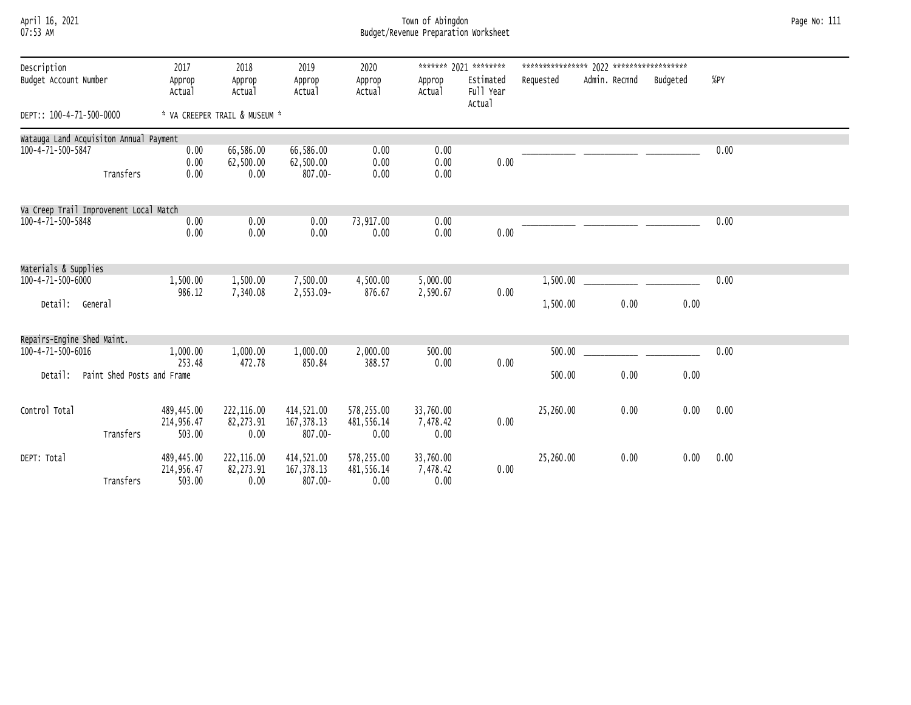Town of Abingdon
Budget/Revenue Preparation Worksheet

| Description / Budget Account Number | | 2017 Approp / Actual | 2018 Approp / Actual | 2019 Approp / Actual | 2020 Approp / Actual | 2021 Approp / Actual | 2021 Estimated Full Year Actual | 2022 Requested | 2022 Admin. Recmnd | 2022 Budgeted | %PY |
|---|---|---|---|---|---|---|---|---|---|---|---|
| DEPT:: 100-4-71-500-0000 | * VA CREEPER TRAIL & MUSEUM * | | | | | | | | | | |
| **Watauga Land Acquisiton Annual Payment** | | | | | | | | | | | |
| 100-4-71-500-5847 | | 0.00 | 66,586.00 | 66,586.00 | 0.00 | 0.00 | | ___________ | ___________ | ___________ | 0.00 |
| | | 0.00 | 62,500.00 | 62,500.00 | 0.00 | 0.00 | 0.00 | | | | |
| | Transfers | 0.00 | 0.00 | 807.00- | 0.00 | 0.00 | | | | | |
| **Va Creep Trail Improvement Local Match** | | | | | | | | | | | |
| 100-4-71-500-5848 | | 0.00 | 0.00 | 0.00 | 73,917.00 | 0.00 | | ___________ | ___________ | ___________ | 0.00 |
| | | 0.00 | 0.00 | 0.00 | 0.00 | 0.00 | 0.00 | | | | |
| **Materials & Supplies** | | | | | | | | | | | |
| 100-4-71-500-6000 | | 1,500.00 | 1,500.00 | 7,500.00 | 4,500.00 | 5,000.00 | | 1,500.00 | ___________ | ___________ | 0.00 |
| | | 986.12 | 7,340.08 | 2,553.09- | 876.67 | 2,590.67 | 0.00 | | | | |
| Detail: General | | | | | | | | 1,500.00 | 0.00 | 0.00 | |
| **Repairs-Engine Shed Maint.** | | | | | | | | | | | |
| 100-4-71-500-6016 | | 1,000.00 | 1,000.00 | 1,000.00 | 2,000.00 | 500.00 | | 500.00 | ___________ | ___________ | 0.00 |
| | | 253.48 | 472.78 | 850.84 | 388.57 | 0.00 | 0.00 | | | | |
| Detail: Paint Shed Posts and Frame | | | | | | | | 500.00 | 0.00 | 0.00 | |
| Control Total | | 489,445.00 | 222,116.00 | 414,521.00 | 578,255.00 | 33,760.00 | | 25,260.00 | 0.00 | 0.00 | 0.00 |
| | | 214,956.47 | 82,273.91 | 167,378.13 | 481,556.14 | 7,478.42 | 0.00 | | | | |
| | Transfers | 503.00 | 0.00 | 807.00- | 0.00 | 0.00 | | | | | |
| DEPT: Total | | 489,445.00 | 222,116.00 | 414,521.00 | 578,255.00 | 33,760.00 | | 25,260.00 | 0.00 | 0.00 | 0.00 |
| | | 214,956.47 | 82,273.91 | 167,378.13 | 481,556.14 | 7,478.42 | 0.00 | | | | |
| | Transfers | 503.00 | 0.00 | 807.00- | 0.00 | 0.00 | | | | | |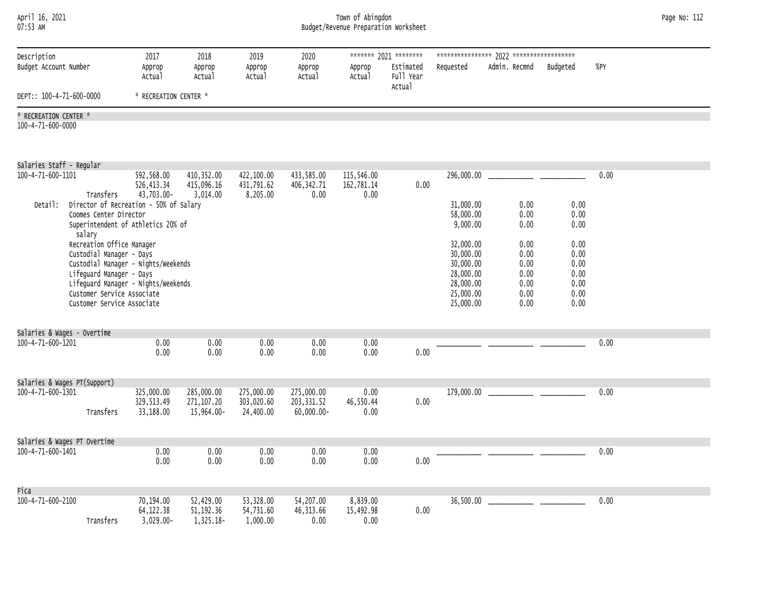Town of Abingdon
Budget/Revenue Preparation Worksheet

| Description / Budget Account Number | | 2017 Approp Actual | 2018 Approp Actual | 2019 Approp Actual | 2020 Approp Actual | 2021 Approp Actual | 2021 Estimated Full Year Actual | 2022 Requested | 2022 Admin. Recmnd | 2022 Budgeted | %PY |
|---|---|---|---|---|---|---|---|---|---|---|---|
| DEPT:: 100-4-71-600-0000 | | * RECREATION CENTER * | | | | | | | | | |
| **\* RECREATION CENTER \*** 100-4-71-600-0000 | | | | | | | | | | | |
| **Salaries Staff - Regular** | | | | | | | | | | | |
| 100-4-71-600-1101 | | 592,568.00 | 410,352.00 | 422,100.00 | 433,585.00 | 115,546.00 | | 296,000.00 | ___________ | ___________ | 0.00 |
| | | 526,413.34 | 415,096.16 | 431,791.62 | 406,342.71 | 162,781.14 | 0.00 | | | | |
| | Transfers | 43,703.00- | 3,014.00 | 8,205.00 | 0.00 | 0.00 | | | | | |
| Detail: | Director of Recreation - 50% of Salary | | | | | | | 31,000.00 | 0.00 | 0.00 | |
| | Coomes Center Director | | | | | | | 58,000.00 | 0.00 | 0.00 | |
| | Superintendent of Athletics 20% of salary | | | | | | | 9,000.00 | 0.00 | 0.00 | |
| | Recreation Office Manager | | | | | | | 32,000.00 | 0.00 | 0.00 | |
| | Custodial Manager - Days | | | | | | | 30,000.00 | 0.00 | 0.00 | |
| | Custodial Manager - Nights/Weekends | | | | | | | 30,000.00 | 0.00 | 0.00 | |
| | Lifeguard Manager - Days | | | | | | | 28,000.00 | 0.00 | 0.00 | |
| | Lifeguard Manager - Nights/Weekends | | | | | | | 28,000.00 | 0.00 | 0.00 | |
| | Customer Service Associate | | | | | | | 25,000.00 | 0.00 | 0.00 | |
| | Customer Service Associate | | | | | | | 25,000.00 | 0.00 | 0.00 | |
| **Salaries & Wages - Overtime** | | | | | | | | | | | |
| 100-4-71-600-1201 | | 0.00 | 0.00 | 0.00 | 0.00 | 0.00 | | ___________ | ___________ | ___________ | 0.00 |
| | | 0.00 | 0.00 | 0.00 | 0.00 | 0.00 | 0.00 | | | | |
| **Salaries & Wages PT(Support)** | | | | | | | | | | | |
| 100-4-71-600-1301 | | 325,000.00 | 285,000.00 | 275,000.00 | 275,000.00 | 0.00 | | 179,000.00 | ___________ | ___________ | 0.00 |
| | | 329,513.49 | 271,107.20 | 303,020.60 | 203,331.52 | 46,550.44 | 0.00 | | | | |
| | Transfers | 33,188.00 | 15,964.00- | 24,400.00 | 60,000.00- | 0.00 | | | | | |
| **Salaries & Wages PT Overtime** | | | | | | | | | | | |
| 100-4-71-600-1401 | | 0.00 | 0.00 | 0.00 | 0.00 | 0.00 | | ___________ | ___________ | ___________ | 0.00 |
| | | 0.00 | 0.00 | 0.00 | 0.00 | 0.00 | 0.00 | | | | |
| **Fica** | | | | | | | | | | | |
| 100-4-71-600-2100 | | 70,194.00 | 52,429.00 | 53,328.00 | 54,207.00 | 8,839.00 | | 36,500.00 | ___________ | ___________ | 0.00 |
| | | 64,122.38 | 51,192.36 | 54,731.60 | 46,313.66 | 15,492.98 | 0.00 | | | | |
| | Transfers | 3,029.00- | 1,325.18- | 1,000.00 | 0.00 | 0.00 | | | | | |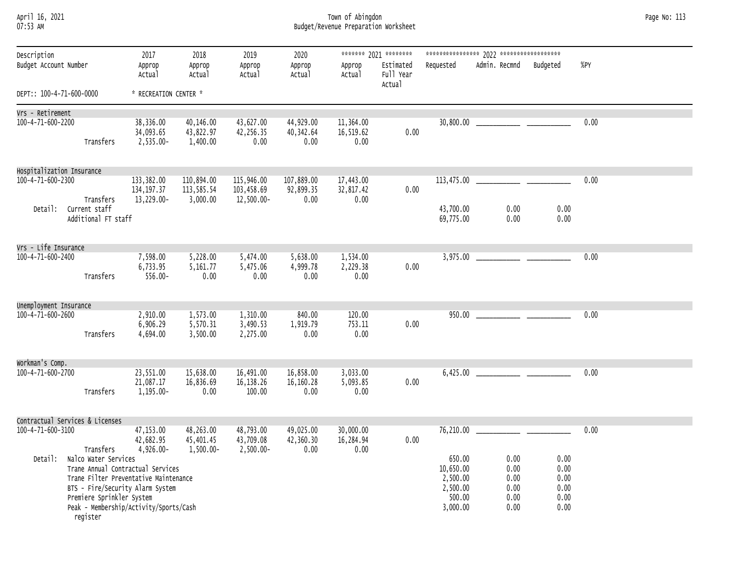Town of Abingdon
Budget/Revenue Preparation Worksheet

April 16, 2021
07:53 AM

| Description / Budget Account Number | | 2017 Approp / Actual | 2018 Approp / Actual | 2019 Approp / Actual | 2020 Approp / Actual | 2021 Approp / Actual | 2021 Estimated Full Year Actual | 2022 Requested | 2022 Admin. Recmnd | 2022 Budgeted | %PY |
|---|---|---|---|---|---|---|---|---|---|---|---|
| DEPT:: 100-4-71-600-0000 | * RECREATION CENTER * | | | | | | | | | | |
| **Vrs - Retirement** | | | | | | | | | | | |
| 100-4-71-600-2200 | | 38,336.00 | 40,146.00 | 43,627.00 | 44,929.00 | 11,364.00 | | 30,800.00 | ___________ | ___________ | 0.00 |
| | | 34,093.65 | 43,822.97 | 42,256.35 | 40,342.64 | 16,519.62 | 0.00 | | | | |
| | Transfers | 2,535.00- | 1,400.00 | 0.00 | 0.00 | 0.00 | | | | | |
| **Hospitalization Insurance** | | | | | | | | | | | |
| 100-4-71-600-2300 | | 133,382.00 | 110,894.00 | 115,946.00 | 107,889.00 | 17,443.00 | | 113,475.00 | ___________ | ___________ | 0.00 |
| | | 134,197.37 | 113,585.54 | 103,458.69 | 92,899.35 | 32,817.42 | 0.00 | | | | |
| | Transfers | 13,229.00- | 3,000.00 | 12,500.00- | 0.00 | 0.00 | | | | | |
| Detail: | Current staff | | | | | | | 43,700.00 | 0.00 | 0.00 | |
| | Additional FT staff | | | | | | | 69,775.00 | 0.00 | 0.00 | |
| **Vrs - Life Insurance** | | | | | | | | | | | |
| 100-4-71-600-2400 | | 7,598.00 | 5,228.00 | 5,474.00 | 5,638.00 | 1,534.00 | | 3,975.00 | ___________ | ___________ | 0.00 |
| | | 6,733.95 | 5,161.77 | 5,475.06 | 4,999.78 | 2,229.38 | 0.00 | | | | |
| | Transfers | 556.00- | 0.00 | 0.00 | 0.00 | 0.00 | | | | | |
| **Unemployment Insurance** | | | | | | | | | | | |
| 100-4-71-600-2600 | | 2,910.00 | 1,573.00 | 1,310.00 | 840.00 | 120.00 | | 950.00 | ___________ | ___________ | 0.00 |
| | | 6,906.29 | 5,570.31 | 3,490.53 | 1,919.79 | 753.11 | 0.00 | | | | |
| | Transfers | 4,694.00 | 3,500.00 | 2,275.00 | 0.00 | 0.00 | | | | | |
| **Workman's Comp.** | | | | | | | | | | | |
| 100-4-71-600-2700 | | 23,551.00 | 15,638.00 | 16,491.00 | 16,858.00 | 3,033.00 | | 6,425.00 | ___________ | ___________ | 0.00 |
| | | 21,087.17 | 16,836.69 | 16,138.26 | 16,160.28 | 5,093.85 | 0.00 | | | | |
| | Transfers | 1,195.00- | 0.00 | 100.00 | 0.00 | 0.00 | | | | | |
| **Contractual Services & Licenses** | | | | | | | | | | | |
| 100-4-71-600-3100 | | 47,153.00 | 48,263.00 | 48,793.00 | 49,025.00 | 30,000.00 | | 76,210.00 | ___________ | ___________ | 0.00 |
| | | 42,682.95 | 45,401.45 | 43,709.08 | 42,360.30 | 16,284.94 | 0.00 | | | | |
| | Transfers | 4,926.00- | 1,500.00- | 2,500.00- | 0.00 | 0.00 | | | | | |
| Detail: | Nalco Water Services | | | | | | | 650.00 | 0.00 | 0.00 | |
| | Trane Annual Contractual Services | | | | | | | 10,650.00 | 0.00 | 0.00 | |
| | Trane Filter Preventative Maintenance | | | | | | | 2,500.00 | 0.00 | 0.00 | |
| | BTS - Fire/Security Alarm System | | | | | | | 2,500.00 | 0.00 | 0.00 | |
| | Premiere Sprinkler System | | | | | | | 500.00 | 0.00 | 0.00 | |
| | Peak - Membership/Activity/Sports/Cash register | | | | | | | 3,000.00 | 0.00 | 0.00 | |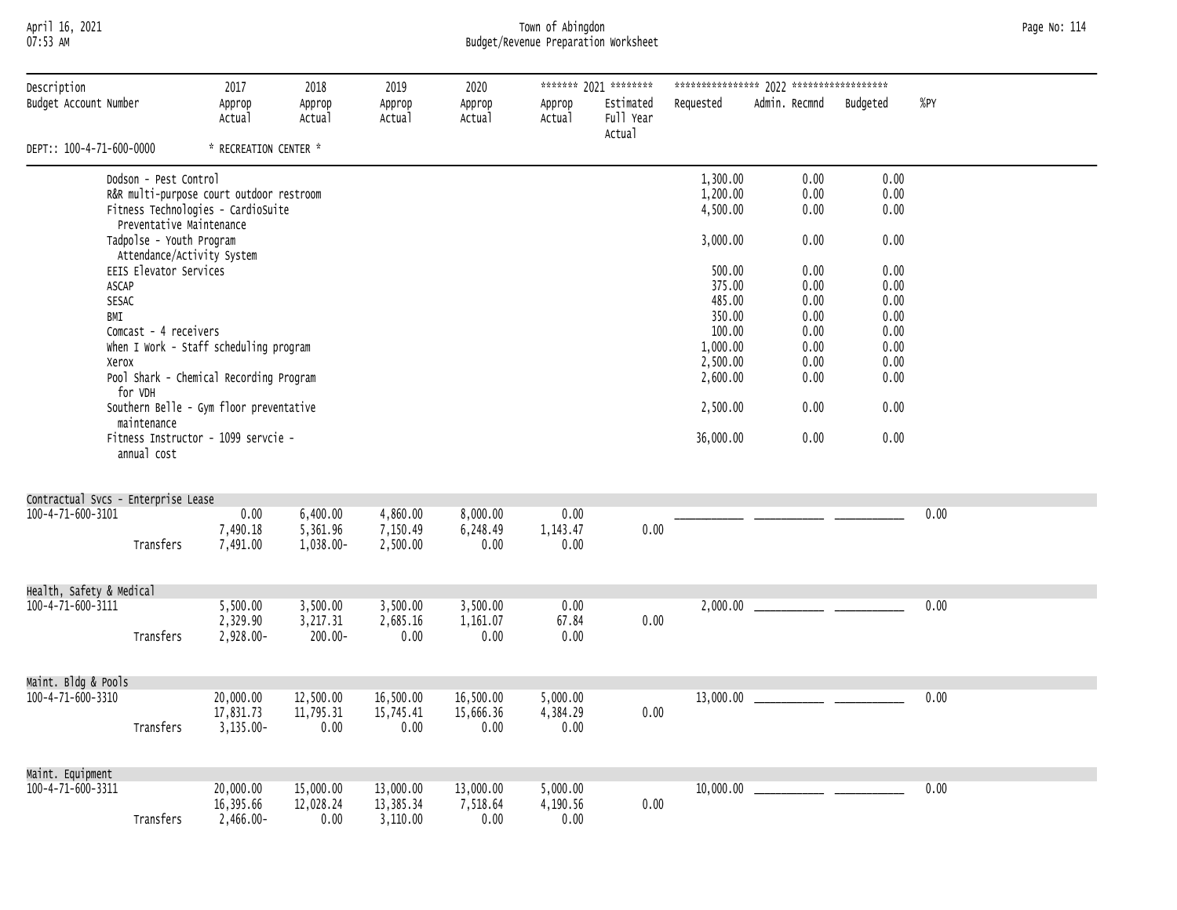Town of Abingdon
Budget/Revenue Preparation Worksheet

| Description / Budget Account Number | | 2017 Approp Actual | 2018 Approp Actual | 2019 Approp Actual | 2020 Approp Actual | 2021 Approp Actual | 2021 Estimated Full Year Actual | 2022 Requested | 2022 Admin. Recmnd | 2022 Budgeted | %PY |
|---|---|---|---|---|---|---|---|---|---|---|---|
| DEPT:: 100-4-71-600-0000 | | * RECREATION CENTER * | | | | | | | | | |
| Dodson - Pest Control | | | | | | | | 1,300.00 | 0.00 | 0.00 | |
| R&R multi-purpose court outdoor restroom | | | | | | | | 1,200.00 | 0.00 | 0.00 | |
| Fitness Technologies - CardioSuite Preventative Maintenance | | | | | | | | 4,500.00 | 0.00 | 0.00 | |
| Tadpolse - Youth Program Attendance/Activity System | | | | | | | | 3,000.00 | 0.00 | 0.00 | |
| EEIS Elevator Services | | | | | | | | 500.00 | 0.00 | 0.00 | |
| ASCAP | | | | | | | | 375.00 | 0.00 | 0.00 | |
| SESAC | | | | | | | | 485.00 | 0.00 | 0.00 | |
| BMI | | | | | | | | 350.00 | 0.00 | 0.00 | |
| Comcast - 4 receivers | | | | | | | | 100.00 | 0.00 | 0.00 | |
| When I Work - Staff scheduling program | | | | | | | | 1,000.00 | 0.00 | 0.00 | |
| Xerox | | | | | | | | 2,500.00 | 0.00 | 0.00 | |
| Pool Shark - Chemical Recording Program for VDH | | | | | | | | 2,600.00 | 0.00 | 0.00 | |
| Southern Belle - Gym floor preventative maintenance | | | | | | | | 2,500.00 | 0.00 | 0.00 | |
| Fitness Instructor - 1099 servcie - annual cost | | | | | | | | 36,000.00 | 0.00 | 0.00 | |
| **Contractual Svcs - Enterprise Lease** | | | | | | | | | | | |
| 100-4-71-600-3101 | | 0.00 | 6,400.00 | 4,860.00 | 8,000.00 | 0.00 | | ________ | ________ | ________ | 0.00 |
| | | 7,490.18 | 5,361.96 | 7,150.49 | 6,248.49 | 1,143.47 | 0.00 | | | | |
| | Transfers | 7,491.00 | 1,038.00- | 2,500.00 | 0.00 | 0.00 | | | | | |
| **Health, Safety & Medical** | | | | | | | | | | | |
| 100-4-71-600-3111 | | 5,500.00 | 3,500.00 | 3,500.00 | 3,500.00 | 0.00 | | 2,000.00 | ________ | ________ | 0.00 |
| | | 2,329.90 | 3,217.31 | 2,685.16 | 1,161.07 | 67.84 | 0.00 | | | | |
| | Transfers | 2,928.00- | 200.00- | 0.00 | 0.00 | 0.00 | | | | | |
| **Maint. Bldg & Pools** | | | | | | | | | | | |
| 100-4-71-600-3310 | | 20,000.00 | 12,500.00 | 16,500.00 | 16,500.00 | 5,000.00 | | 13,000.00 | ________ | ________ | 0.00 |
| | | 17,831.73 | 11,795.31 | 15,745.41 | 15,666.36 | 4,384.29 | 0.00 | | | | |
| | Transfers | 3,135.00- | 0.00 | 0.00 | 0.00 | 0.00 | | | | | |
| **Maint. Equipment** | | | | | | | | | | | |
| 100-4-71-600-3311 | | 20,000.00 | 15,000.00 | 13,000.00 | 13,000.00 | 5,000.00 | | 10,000.00 | ________ | ________ | 0.00 |
| | | 16,395.66 | 12,028.24 | 13,385.34 | 7,518.64 | 4,190.56 | 0.00 | | | | |
| | Transfers | 2,466.00- | 0.00 | 3,110.00 | 0.00 | 0.00 | | | | | |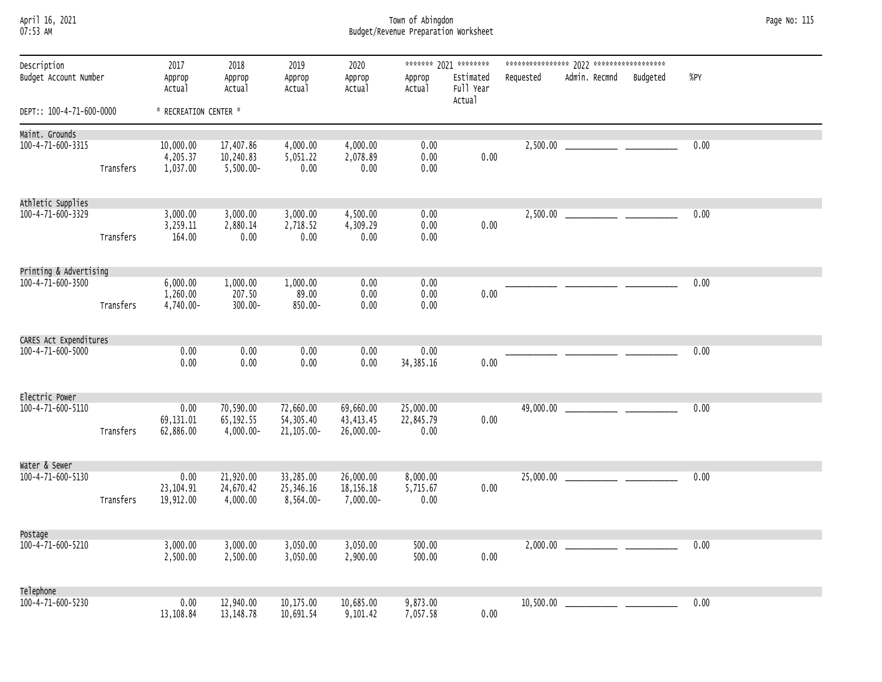Town of Abingdon
Budget/Revenue Preparation Worksheet

| Description / Budget Account Number | | 2017 Approp Actual | 2018 Approp Actual | 2019 Approp Actual | 2020 Approp Actual | 2021 Approp Actual | 2021 Estimated Full Year Actual | 2022 Requested | 2022 Admin. Recmnd | 2022 Budgeted | %PY |
|---|---|---|---|---|---|---|---|---|---|---|---|
| DEPT:: 100-4-71-600-0000 | | * RECREATION CENTER * | | | | | | | | | |
| **Maint. Grounds** | | | | | | | | | | | |
| 100-4-71-600-3315 | | 10,000.00 | 17,407.86 | 4,000.00 | 4,000.00 | 0.00 | | 2,500.00 | ___________ | ___________ | 0.00 |
| | | 4,205.37 | 10,240.83 | 5,051.22 | 2,078.89 | 0.00 | 0.00 | | | | |
| | Transfers | 1,037.00 | 5,500.00- | 0.00 | 0.00 | 0.00 | | | | | |
| **Athletic Supplies** | | | | | | | | | | | |
| 100-4-71-600-3329 | | 3,000.00 | 3,000.00 | 3,000.00 | 4,500.00 | 0.00 | | 2,500.00 | ___________ | ___________ | 0.00 |
| | | 3,259.11 | 2,880.14 | 2,718.52 | 4,309.29 | 0.00 | 0.00 | | | | |
| | Transfers | 164.00 | 0.00 | 0.00 | 0.00 | 0.00 | | | | | |
| **Printing & Advertising** | | | | | | | | | | | |
| 100-4-71-600-3500 | | 6,000.00 | 1,000.00 | 1,000.00 | 0.00 | 0.00 | | ___________ | ___________ | ___________ | 0.00 |
| | | 1,260.00 | 207.50 | 89.00 | 0.00 | 0.00 | 0.00 | | | | |
| | Transfers | 4,740.00- | 300.00- | 850.00- | 0.00 | 0.00 | | | | | |
| **CARES Act Expenditures** | | | | | | | | | | | |
| 100-4-71-600-5000 | | 0.00 | 0.00 | 0.00 | 0.00 | 0.00 | | ___________ | ___________ | ___________ | 0.00 |
| | | 0.00 | 0.00 | 0.00 | 0.00 | 34,385.16 | 0.00 | | | | |
| **Electric Power** | | | | | | | | | | | |
| 100-4-71-600-5110 | | 0.00 | 70,590.00 | 72,660.00 | 69,660.00 | 25,000.00 | | 49,000.00 | ___________ | ___________ | 0.00 |
| | | 69,131.01 | 65,192.55 | 54,305.40 | 43,413.45 | 22,845.79 | 0.00 | | | | |
| | Transfers | 62,886.00 | 4,000.00- | 21,105.00- | 26,000.00- | 0.00 | | | | | |
| **Water & Sewer** | | | | | | | | | | | |
| 100-4-71-600-5130 | | 0.00 | 21,920.00 | 33,285.00 | 26,000.00 | 8,000.00 | | 25,000.00 | ___________ | ___________ | 0.00 |
| | | 23,104.91 | 24,670.42 | 25,346.16 | 18,156.18 | 5,715.67 | 0.00 | | | | |
| | Transfers | 19,912.00 | 4,000.00 | 8,564.00- | 7,000.00- | 0.00 | | | | | |
| **Postage** | | | | | | | | | | | |
| 100-4-71-600-5210 | | 3,000.00 | 3,000.00 | 3,050.00 | 3,050.00 | 500.00 | | 2,000.00 | ___________ | ___________ | 0.00 |
| | | 2,500.00 | 2,500.00 | 3,050.00 | 2,900.00 | 500.00 | 0.00 | | | | |
| **Telephone** | | | | | | | | | | | |
| 100-4-71-600-5230 | | 0.00 | 12,940.00 | 10,175.00 | 10,685.00 | 9,873.00 | | 10,500.00 | ___________ | ___________ | 0.00 |
| | | 13,108.84 | 13,148.78 | 10,691.54 | 9,101.42 | 7,057.58 | 0.00 | | | | |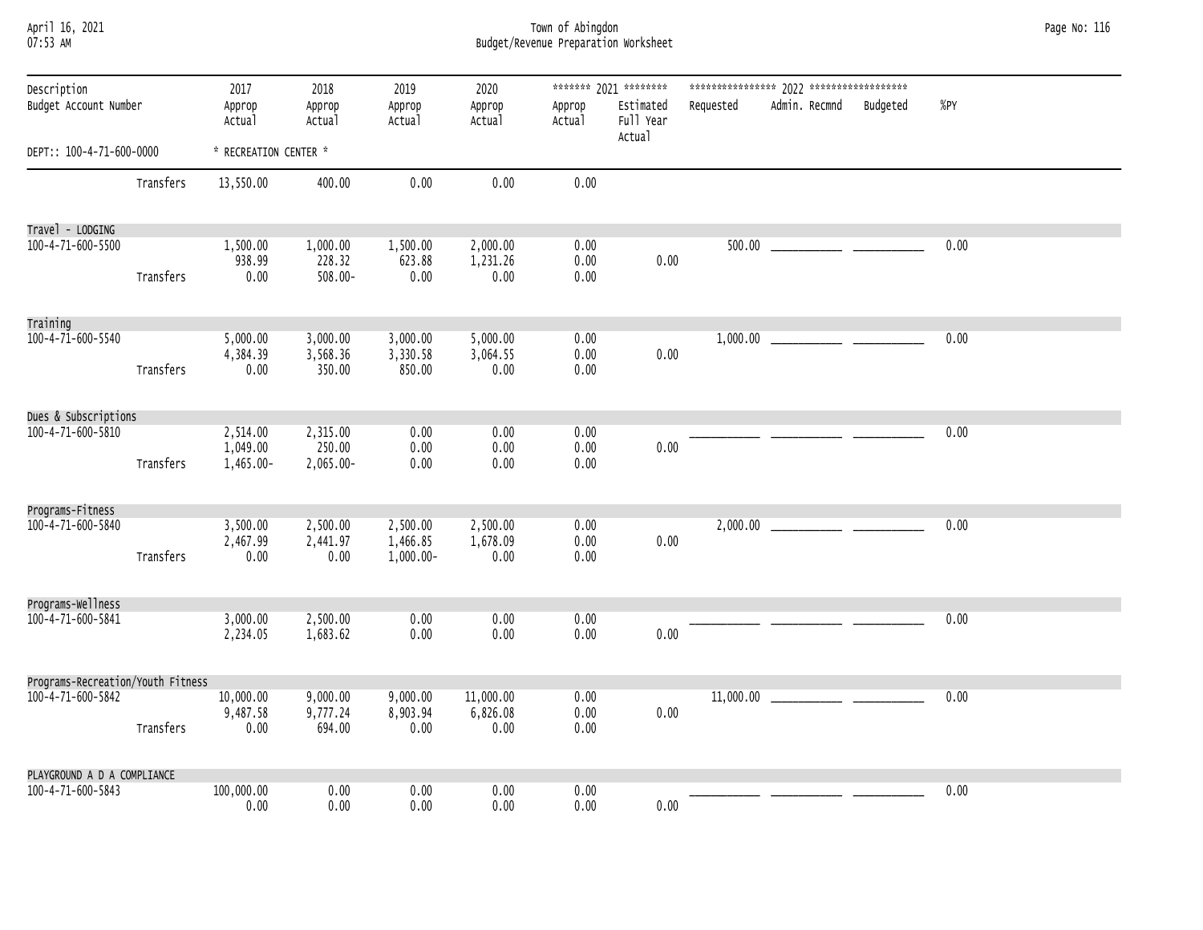Town of Abingdon
Budget/Revenue Preparation Worksheet

| Description / Budget Account Number | | 2017 Approp Actual | 2018 Approp Actual | 2019 Approp Actual | 2020 Approp Actual | 2021 Approp Actual | 2021 Estimated Full Year Actual | 2022 Requested | 2022 Admin. Recmnd | 2022 Budgeted | %PY |
|---|---|---|---|---|---|---|---|---|---|---|---|
| DEPT:: 100-4-71-600-0000 | | * RECREATION CENTER * | | | | | | | | | |
| | Transfers | 13,550.00 | 400.00 | 0.00 | 0.00 | 0.00 | | | | | |
| Travel - LODGING | | | | | | | | | | | |
| 100-4-71-600-5500 | | 1,500.00 | 1,000.00 | 1,500.00 | 2,000.00 | 0.00 | | 500.00 | ___________ | ___________ | 0.00 |
| | | 938.99 | 228.32 | 623.88 | 1,231.26 | 0.00 | 0.00 | | | | |
| | Transfers | 0.00 | 508.00- | 0.00 | 0.00 | 0.00 | | | | | |
| Training | | | | | | | | | | | |
| 100-4-71-600-5540 | | 5,000.00 | 3,000.00 | 3,000.00 | 5,000.00 | 0.00 | | 1,000.00 | ___________ | ___________ | 0.00 |
| | | 4,384.39 | 3,568.36 | 3,330.58 | 3,064.55 | 0.00 | 0.00 | | | | |
| | Transfers | 0.00 | 350.00 | 850.00 | 0.00 | 0.00 | | | | | |
| Dues & Subscriptions | | | | | | | | | | | |
| 100-4-71-600-5810 | | 2,514.00 | 2,315.00 | 0.00 | 0.00 | 0.00 | | ___________ | ___________ | ___________ | 0.00 |
| | | 1,049.00 | 250.00 | 0.00 | 0.00 | 0.00 | 0.00 | | | | |
| | Transfers | 1,465.00- | 2,065.00- | 0.00 | 0.00 | 0.00 | | | | | |
| Programs-Fitness | | | | | | | | | | | |
| 100-4-71-600-5840 | | 3,500.00 | 2,500.00 | 2,500.00 | 2,500.00 | 0.00 | | 2,000.00 | ___________ | ___________ | 0.00 |
| | | 2,467.99 | 2,441.97 | 1,466.85 | 1,678.09 | 0.00 | 0.00 | | | | |
| | Transfers | 0.00 | 0.00 | 1,000.00- | 0.00 | 0.00 | | | | | |
| Programs-Wellness | | | | | | | | | | | |
| 100-4-71-600-5841 | | 3,000.00 | 2,500.00 | 0.00 | 0.00 | 0.00 | | ___________ | ___________ | ___________ | 0.00 |
| | | 2,234.05 | 1,683.62 | 0.00 | 0.00 | 0.00 | 0.00 | | | | |
| Programs-Recreation/Youth Fitness | | | | | | | | | | | |
| 100-4-71-600-5842 | | 10,000.00 | 9,000.00 | 9,000.00 | 11,000.00 | 0.00 | | 11,000.00 | ___________ | ___________ | 0.00 |
| | | 9,487.58 | 9,777.24 | 8,903.94 | 6,826.08 | 0.00 | 0.00 | | | | |
| | Transfers | 0.00 | 694.00 | 0.00 | 0.00 | 0.00 | | | | | |
| PLAYGROUND A D A COMPLIANCE | | | | | | | | | | | |
| 100-4-71-600-5843 | | 100,000.00 | 0.00 | 0.00 | 0.00 | 0.00 | | ___________ | ___________ | ___________ | 0.00 |
| | | 0.00 | 0.00 | 0.00 | 0.00 | 0.00 | 0.00 | | | | |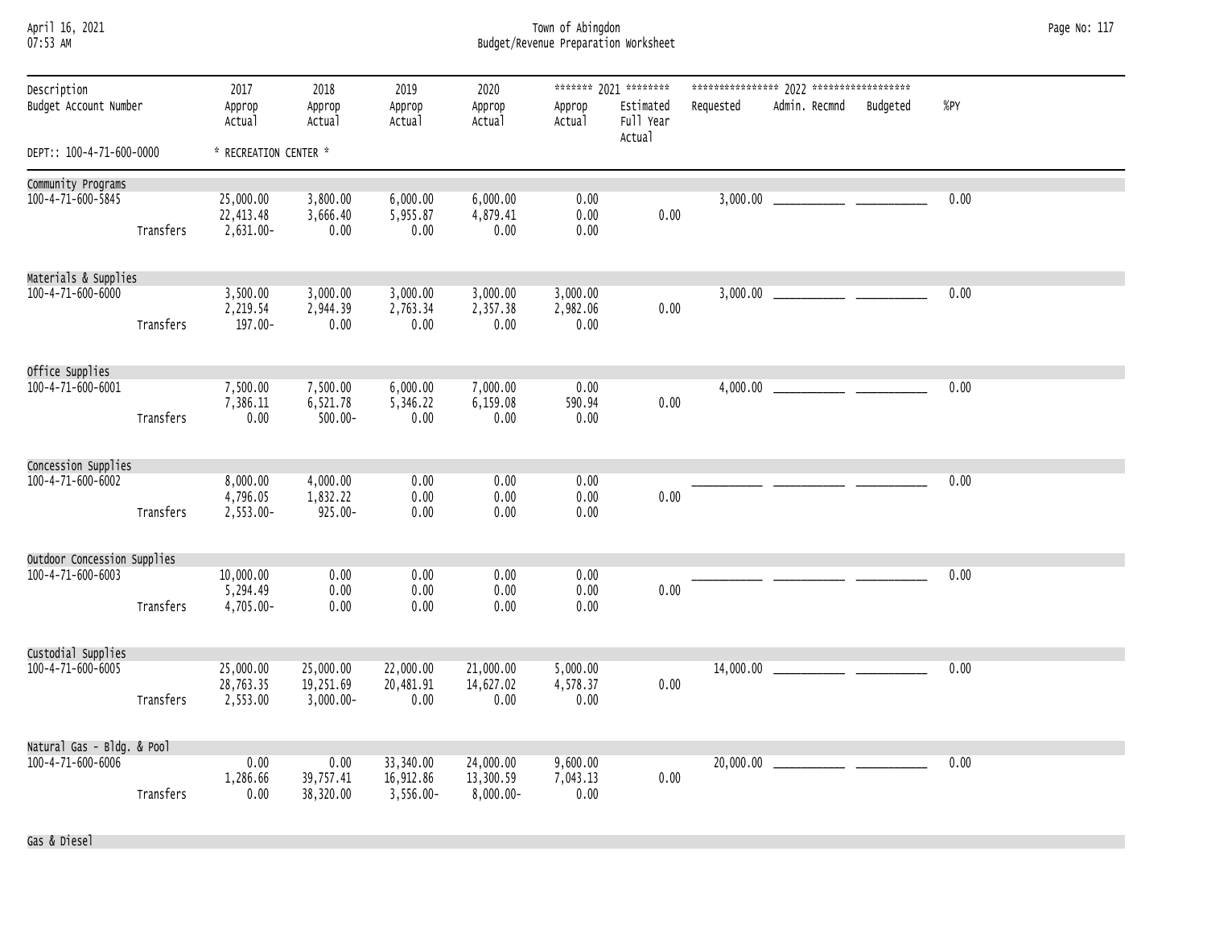| Description / Budget Account Number | | 2017 Approp Actual | 2018 Approp Actual | 2019 Approp Actual | 2020 Approp Actual | 2021 Approp Actual | 2021 Estimated Full Year Actual | 2022 Requested | 2022 Admin. Recmnd | 2022 Budgeted | %PY |
|---|---|---|---|---|---|---|---|---|---|---|---|
| DEPT:: 100-4-71-600-0000 | | * RECREATION CENTER * | | | | | | | | | |
| **Community Programs** | | | | | | | | | | | |
| 100-4-71-600-5845 | | 25,000.00 | 3,800.00 | 6,000.00 | 6,000.00 | 0.00 | | 3,000.00 | ___________ | ___________ | 0.00 |
| | | 22,413.48 | 3,666.40 | 5,955.87 | 4,879.41 | 0.00 | 0.00 | | | | |
| | Transfers | 2,631.00- | 0.00 | 0.00 | 0.00 | 0.00 | | | | | |
| **Materials & Supplies** | | | | | | | | | | | |
| 100-4-71-600-6000 | | 3,500.00 | 3,000.00 | 3,000.00 | 3,000.00 | 3,000.00 | | 3,000.00 | ___________ | ___________ | 0.00 |
| | | 2,219.54 | 2,944.39 | 2,763.34 | 2,357.38 | 2,982.06 | 0.00 | | | | |
| | Transfers | 197.00- | 0.00 | 0.00 | 0.00 | 0.00 | | | | | |
| **Office Supplies** | | | | | | | | | | | |
| 100-4-71-600-6001 | | 7,500.00 | 7,500.00 | 6,000.00 | 7,000.00 | 0.00 | | 4,000.00 | ___________ | ___________ | 0.00 |
| | | 7,386.11 | 6,521.78 | 5,346.22 | 6,159.08 | 590.94 | 0.00 | | | | |
| | Transfers | 0.00 | 500.00- | 0.00 | 0.00 | 0.00 | | | | | |
| **Concession Supplies** | | | | | | | | | | | |
| 100-4-71-600-6002 | | 8,000.00 | 4,000.00 | 0.00 | 0.00 | 0.00 | | ___________ | ___________ | ___________ | 0.00 |
| | | 4,796.05 | 1,832.22 | 0.00 | 0.00 | 0.00 | 0.00 | | | | |
| | Transfers | 2,553.00- | 925.00- | 0.00 | 0.00 | 0.00 | | | | | |
| **Outdoor Concession Supplies** | | | | | | | | | | | |
| 100-4-71-600-6003 | | 10,000.00 | 0.00 | 0.00 | 0.00 | 0.00 | | ___________ | ___________ | ___________ | 0.00 |
| | | 5,294.49 | 0.00 | 0.00 | 0.00 | 0.00 | 0.00 | | | | |
| | Transfers | 4,705.00- | 0.00 | 0.00 | 0.00 | 0.00 | | | | | |
| **Custodial Supplies** | | | | | | | | | | | |
| 100-4-71-600-6005 | | 25,000.00 | 25,000.00 | 22,000.00 | 21,000.00 | 5,000.00 | | 14,000.00 | ___________ | ___________ | 0.00 |
| | | 28,763.35 | 19,251.69 | 20,481.91 | 14,627.02 | 4,578.37 | 0.00 | | | | |
| | Transfers | 2,553.00 | 3,000.00- | 0.00 | 0.00 | 0.00 | | | | | |
| **Natural Gas - Bldg. & Pool** | | | | | | | | | | | |
| 100-4-71-600-6006 | | 0.00 | 0.00 | 33,340.00 | 24,000.00 | 9,600.00 | | 20,000.00 | ___________ | ___________ | 0.00 |
| | | 1,286.66 | 39,757.41 | 16,912.86 | 13,300.59 | 7,043.13 | 0.00 | | | | |
| | Transfers | 0.00 | 38,320.00 | 3,556.00- | 8,000.00- | 0.00 | | | | | |
| **Gas & Diesel** | | | | | | | | | | | |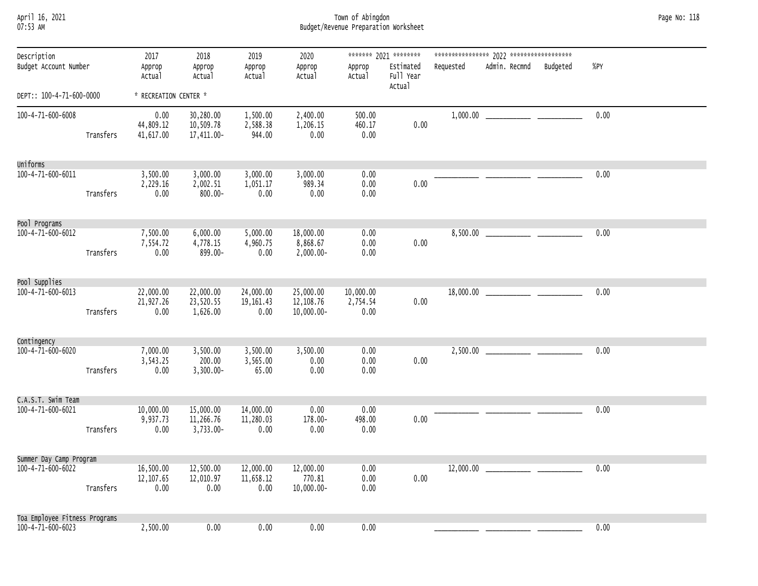Town of Abingdon
Budget/Revenue Preparation Worksheet

DEPT:: 100-4-71-600-0000 * RECREATION CENTER *

| Description / Budget Account Number | | 2017 Approp Actual | 2018 Approp Actual | 2019 Approp Actual | 2020 Approp Actual | 2021 Approp Actual | 2021 Estimated Full Year Actual | 2022 Requested | 2022 Admin. Recmnd | 2022 Budgeted | %PY |
|---|---|---|---|---|---|---|---|---|---|---|---|
| 100-4-71-600-6008 | | 0.00 | 30,280.00 | 1,500.00 | 2,400.00 | 500.00 | | 1,000.00 | ___________ | ___________ | 0.00 |
| | | 44,809.12 | 10,509.78 | 2,588.38 | 1,206.15 | 460.17 | 0.00 | | | | |
| | Transfers | 41,617.00 | 17,411.00- | 944.00 | 0.00 | 0.00 | | | | | |
| **Uniforms** | | | | | | | | | | | |
| 100-4-71-600-6011 | | 3,500.00 | 3,000.00 | 3,000.00 | 3,000.00 | 0.00 | | ___________ | ___________ | ___________ | 0.00 |
| | | 2,229.16 | 2,002.51 | 1,051.17 | 989.34 | 0.00 | 0.00 | | | | |
| | Transfers | 0.00 | 800.00- | 0.00 | 0.00 | 0.00 | | | | | |
| **Pool Programs** | | | | | | | | | | | |
| 100-4-71-600-6012 | | 7,500.00 | 6,000.00 | 5,000.00 | 18,000.00 | 0.00 | | 8,500.00 | ___________ | ___________ | 0.00 |
| | | 7,554.72 | 4,778.15 | 4,960.75 | 8,868.67 | 0.00 | 0.00 | | | | |
| | Transfers | 0.00 | 899.00- | 0.00 | 2,000.00- | 0.00 | | | | | |
| **Pool Supplies** | | | | | | | | | | | |
| 100-4-71-600-6013 | | 22,000.00 | 22,000.00 | 24,000.00 | 25,000.00 | 10,000.00 | | 18,000.00 | ___________ | ___________ | 0.00 |
| | | 21,927.26 | 23,520.55 | 19,161.43 | 12,108.76 | 2,754.54 | 0.00 | | | | |
| | Transfers | 0.00 | 1,626.00 | 0.00 | 10,000.00- | 0.00 | | | | | |
| **Contingency** | | | | | | | | | | | |
| 100-4-71-600-6020 | | 7,000.00 | 3,500.00 | 3,500.00 | 3,500.00 | 0.00 | | 2,500.00 | ___________ | ___________ | 0.00 |
| | | 3,543.25 | 200.00 | 3,565.00 | 0.00 | 0.00 | 0.00 | | | | |
| | Transfers | 0.00 | 3,300.00- | 65.00 | 0.00 | 0.00 | | | | | |
| **C.A.S.T. Swim Team** | | | | | | | | | | | |
| 100-4-71-600-6021 | | 10,000.00 | 15,000.00 | 14,000.00 | 0.00 | 0.00 | | ___________ | ___________ | ___________ | 0.00 |
| | | 9,937.73 | 11,266.76 | 11,280.03 | 178.00- | 498.00 | 0.00 | | | | |
| | Transfers | 0.00 | 3,733.00- | 0.00 | 0.00 | 0.00 | | | | | |
| **Summer Day Camp Program** | | | | | | | | | | | |
| 100-4-71-600-6022 | | 16,500.00 | 12,500.00 | 12,000.00 | 12,000.00 | 0.00 | | 12,000.00 | ___________ | ___________ | 0.00 |
| | | 12,107.65 | 12,010.97 | 11,658.12 | 770.81 | 0.00 | 0.00 | | | | |
| | Transfers | 0.00 | 0.00 | 0.00 | 10,000.00- | 0.00 | | | | | |
| **Toa Employee Fitness Programs** | | | | | | | | | | | |
| 100-4-71-600-6023 | | 2,500.00 | 0.00 | 0.00 | 0.00 | 0.00 | | ___________ | ___________ | ___________ | 0.00 |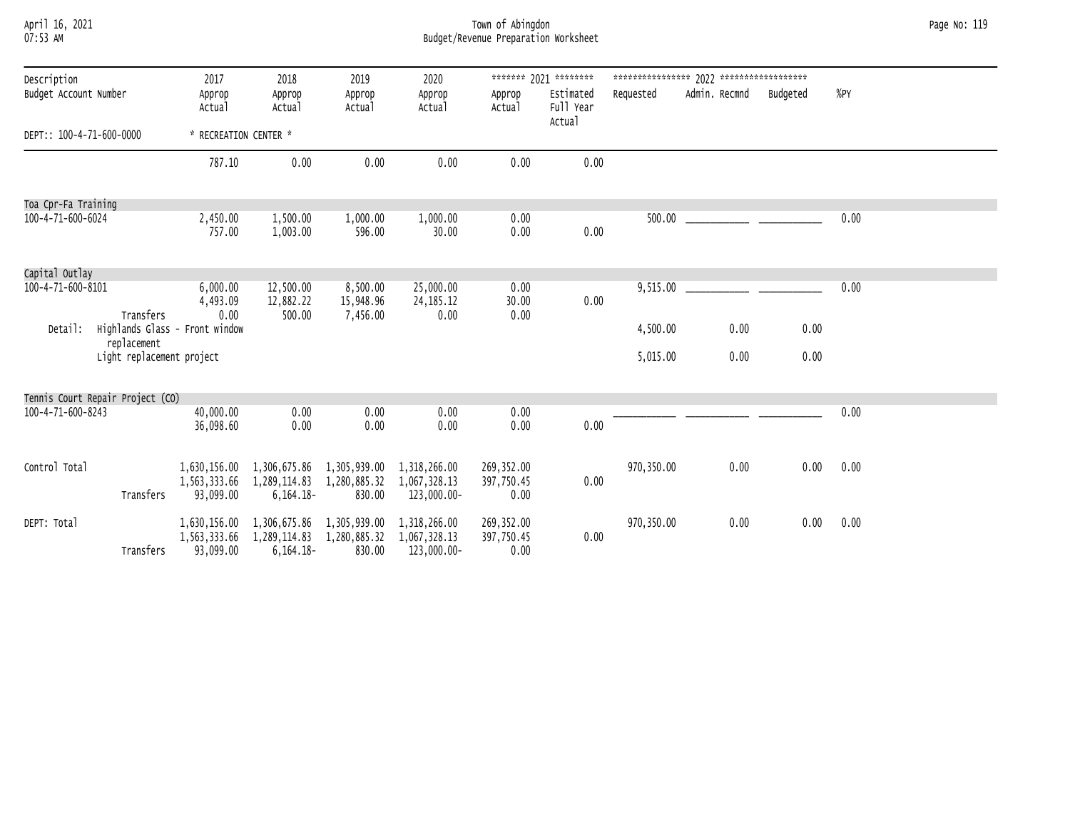Town of Abingdon
Budget/Revenue Preparation Worksheet

| Description / Budget Account Number | | 2017 Approp Actual | 2018 Approp Actual | 2019 Approp Actual | 2020 Approp Actual | 2021 Approp Actual | 2021 Estimated Full Year Actual | 2022 Requested | 2022 Admin. Recmnd | 2022 Budgeted | %PY |
|---|---|---|---|---|---|---|---|---|---|---|---|
| DEPT:: 100-4-71-600-0000 | | * RECREATION CENTER * | | | | | | | | | |
| | | 787.10 | 0.00 | 0.00 | 0.00 | 0.00 | 0.00 | | | | |
| Toa Cpr-Fa Training | | | | | | | | | | | |
| 100-4-71-600-6024 | | 2,450.00 | 1,500.00 | 1,000.00 | 1,000.00 | 0.00 | | 500.00 | ___________ | ___________ | 0.00 |
| | | 757.00 | 1,003.00 | 596.00 | 30.00 | 0.00 | 0.00 | | | | |
| Capital Outlay | | | | | | | | | | | |
| 100-4-71-600-8101 | | 6,000.00 | 12,500.00 | 8,500.00 | 25,000.00 | 0.00 | | 9,515.00 | ___________ | ___________ | 0.00 |
| | | 4,493.09 | 12,882.22 | 15,948.96 | 24,185.12 | 30.00 | 0.00 | | | | |
| | Transfers | 0.00 | 500.00 | 7,456.00 | 0.00 | 0.00 | | | | | |
| Detail: Highlands Glass - Front window replacement | | | | | | | | 4,500.00 | 0.00 | 0.00 | |
| Light replacement project | | | | | | | | 5,015.00 | 0.00 | 0.00 | |
| Tennis Court Repair Project (CO) | | | | | | | | | | | |
| 100-4-71-600-8243 | | 40,000.00 | 0.00 | 0.00 | 0.00 | 0.00 | | ___________ | ___________ | ___________ | 0.00 |
| | | 36,098.60 | 0.00 | 0.00 | 0.00 | 0.00 | 0.00 | | | | |
| Control Total | | 1,630,156.00 | 1,306,675.86 | 1,305,939.00 | 1,318,266.00 | 269,352.00 | | 970,350.00 | 0.00 | 0.00 | 0.00 |
| | | 1,563,333.66 | 1,289,114.83 | 1,280,885.32 | 1,067,328.13 | 397,750.45 | 0.00 | | | | |
| | Transfers | 93,099.00 | 6,164.18- | 830.00 | 123,000.00- | 0.00 | | | | | |
| DEPT: Total | | 1,630,156.00 | 1,306,675.86 | 1,305,939.00 | 1,318,266.00 | 269,352.00 | | 970,350.00 | 0.00 | 0.00 | 0.00 |
| | | 1,563,333.66 | 1,289,114.83 | 1,280,885.32 | 1,067,328.13 | 397,750.45 | 0.00 | | | | |
| | Transfers | 93,099.00 | 6,164.18- | 830.00 | 123,000.00- | 0.00 | | | | | |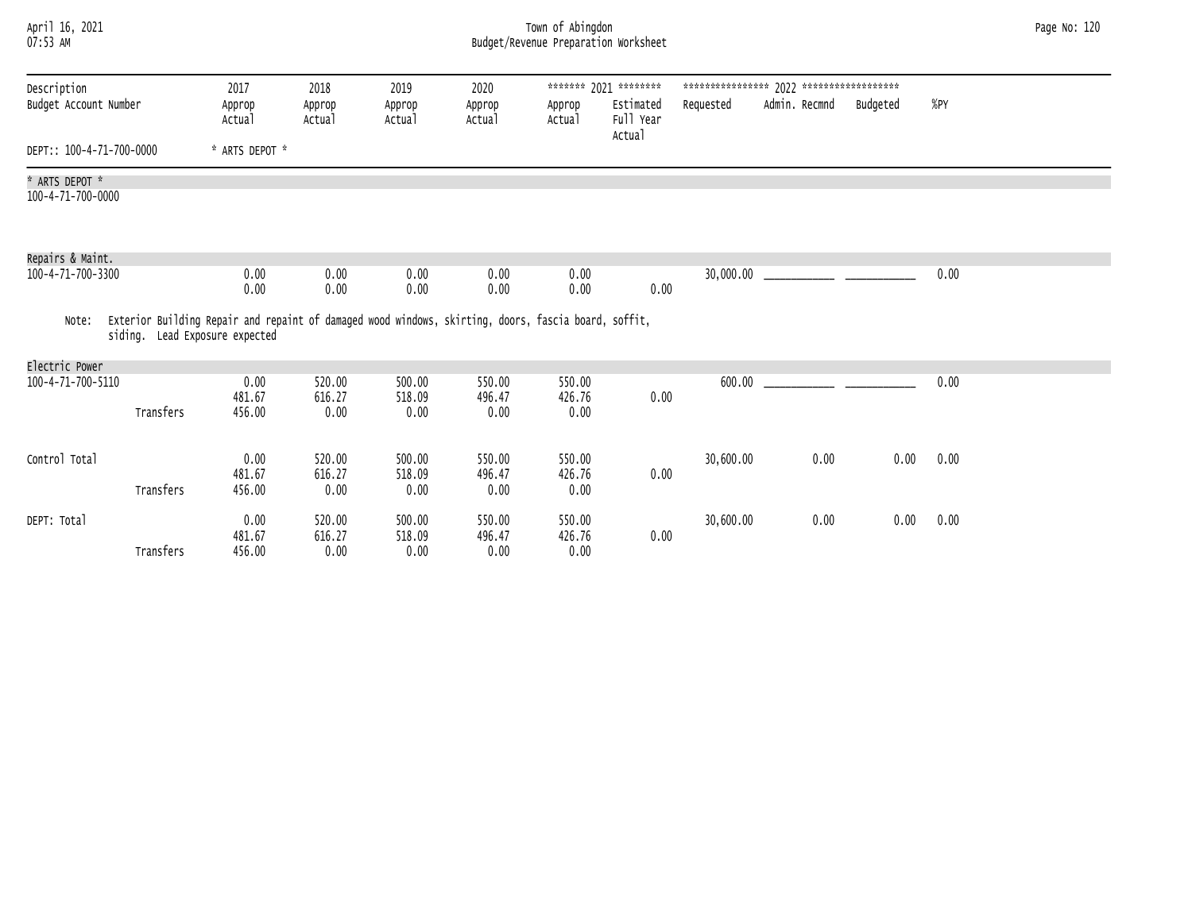Town of Abingdon
Budget/Revenue Preparation Worksheet

April 16, 2021
07:53 AM

| Description / Budget Account Number | | 2017 Approp Actual | 2018 Approp Actual | 2019 Approp Actual | 2020 Approp Actual | 2021 Approp Actual | 2021 Estimated Full Year Actual | 2022 Requested | 2022 Admin. Recmnd | 2022 Budgeted | %PY |
|---|---|---|---|---|---|---|---|---|---|---|---|
| DEPT:: 100-4-71-700-0000 | | * ARTS DEPOT * | | | | | | | | | |
| * ARTS DEPOT * 100-4-71-700-0000 | | | | | | | | | | | |
| Repairs & Maint. 100-4-71-700-3300 | | 0.00 | 0.00 | 0.00 | 0.00 | 0.00 | | 30,000.00 | ___________ | ___________ | 0.00 |
| | | 0.00 | 0.00 | 0.00 | 0.00 | 0.00 | 0.00 | | | | |
| Electric Power 100-4-71-700-5110 | | 0.00 | 520.00 | 500.00 | 550.00 | 550.00 | | 600.00 | ___________ | ___________ | 0.00 |
| | | 481.67 | 616.27 | 518.09 | 496.47 | 426.76 | 0.00 | | | | |
| | Transfers | 456.00 | 0.00 | 0.00 | 0.00 | 0.00 | | | | | |
| Control Total | | 0.00 | 520.00 | 500.00 | 550.00 | 550.00 | | 30,600.00 | 0.00 | 0.00 | 0.00 |
| | | 481.67 | 616.27 | 518.09 | 496.47 | 426.76 | 0.00 | | | | |
| | Transfers | 456.00 | 0.00 | 0.00 | 0.00 | 0.00 | | | | | |
| DEPT: Total | | 0.00 | 520.00 | 500.00 | 550.00 | 550.00 | | 30,600.00 | 0.00 | 0.00 | 0.00 |
| | | 481.67 | 616.27 | 518.09 | 496.47 | 426.76 | 0.00 | | | | |
| | Transfers | 456.00 | 0.00 | 0.00 | 0.00 | 0.00 | | | | | |

Note (Repairs & Maint. 100-4-71-700-3300): Exterior Building Repair and repaint of damaged wood windows, skirting, doors, fascia board, soffit, siding. Lead Exposure expected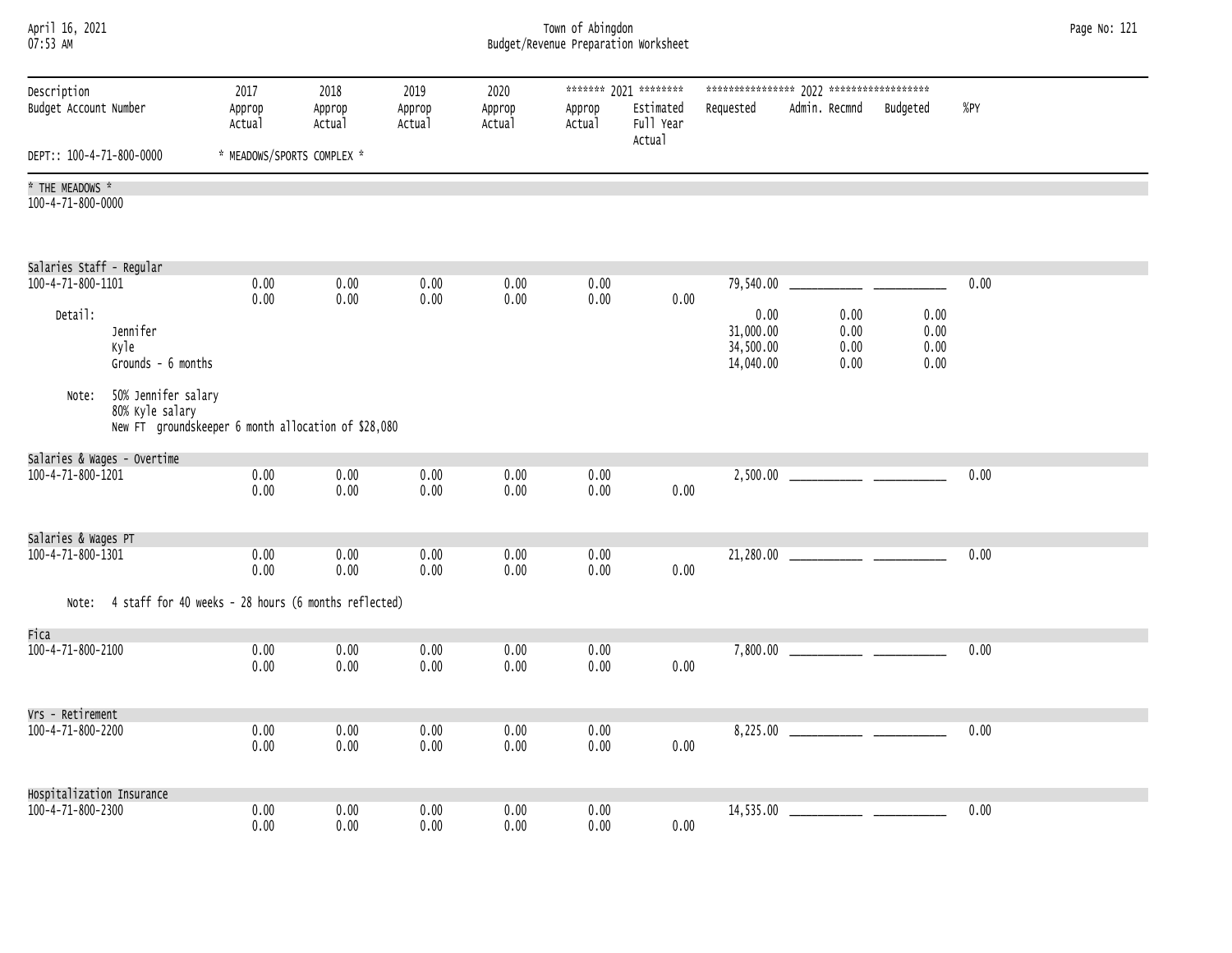Town of Abingdon
Budget/Revenue Preparation Worksheet

April 16, 2021
07:53 AM

| Description / Budget Account Number | 2017 Approp Actual | 2018 Approp Actual | 2019 Approp Actual | 2020 Approp Actual | 2021 Approp Actual | 2021 Estimated Full Year Actual | 2022 Requested | 2022 Admin. Recmnd | 2022 Budgeted | %PY |
|---|---|---|---|---|---|---|---|---|---|---|
| DEPT:: 100-4-71-800-0000 | * MEADOWS/SPORTS COMPLEX * | | | | | | | | | |
| * THE MEADOWS * | | | | | | | | | | |
| 100-4-71-800-0000 | | | | | | | | | | |
| Salaries Staff - Regular | | | | | | | | | | |
| 100-4-71-800-1101 | 0.00 | 0.00 | 0.00 | 0.00 | 0.00 | | 79,540.00 | ___________ | ___________ | 0.00 |
| | 0.00 | 0.00 | 0.00 | 0.00 | 0.00 | 0.00 | | | | |
| Detail: | | | | | | | 0.00 | 0.00 | 0.00 | |
| Jennifer | | | | | | | 31,000.00 | 0.00 | 0.00 | |
| Kyle | | | | | | | 34,500.00 | 0.00 | 0.00 | |
| Grounds - 6 months | | | | | | | 14,040.00 | 0.00 | 0.00 | |
| Note: 50% Jennifer salary<br>80% Kyle salary<br>New FT groundskeeper 6 month allocation of $28,080 | | | | | | | | | | |
| Salaries & Wages - Overtime | | | | | | | | | | |
| 100-4-71-800-1201 | 0.00 | 0.00 | 0.00 | 0.00 | 0.00 | | 2,500.00 | ___________ | ___________ | 0.00 |
| | 0.00 | 0.00 | 0.00 | 0.00 | 0.00 | 0.00 | | | | |
| Salaries & Wages PT | | | | | | | | | | |
| 100-4-71-800-1301 | 0.00 | 0.00 | 0.00 | 0.00 | 0.00 | | 21,280.00 | ___________ | ___________ | 0.00 |
| | 0.00 | 0.00 | 0.00 | 0.00 | 0.00 | 0.00 | | | | |
| Note: 4 staff for 40 weeks - 28 hours (6 months reflected) | | | | | | | | | | |
| Fica | | | | | | | | | | |
| 100-4-71-800-2100 | 0.00 | 0.00 | 0.00 | 0.00 | 0.00 | | 7,800.00 | ___________ | ___________ | 0.00 |
| | 0.00 | 0.00 | 0.00 | 0.00 | 0.00 | 0.00 | | | | |
| Vrs - Retirement | | | | | | | | | | |
| 100-4-71-800-2200 | 0.00 | 0.00 | 0.00 | 0.00 | 0.00 | | 8,225.00 | ___________ | ___________ | 0.00 |
| | 0.00 | 0.00 | 0.00 | 0.00 | 0.00 | 0.00 | | | | |
| Hospitalization Insurance | | | | | | | | | | |
| 100-4-71-800-2300 | 0.00 | 0.00 | 0.00 | 0.00 | 0.00 | | 14,535.00 | ___________ | ___________ | 0.00 |
| | 0.00 | 0.00 | 0.00 | 0.00 | 0.00 | 0.00 | | | | |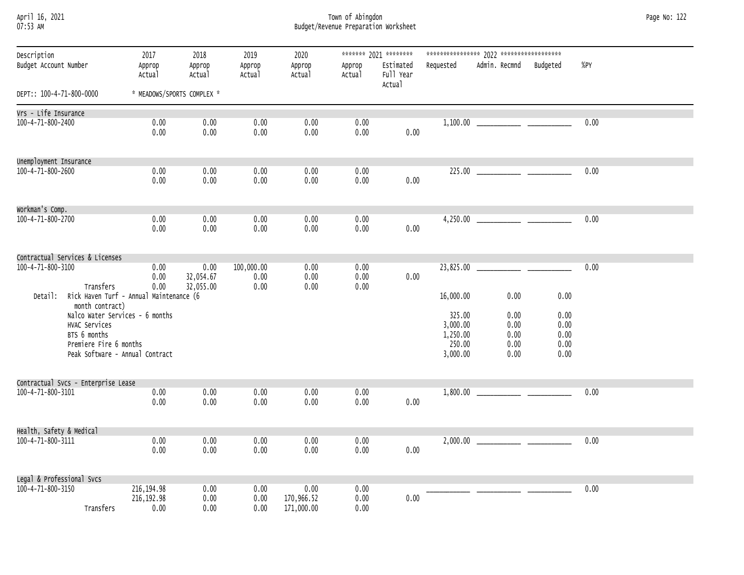Town of Abingdon
Budget/Revenue Preparation Worksheet

| Description / Budget Account Number | | 2017 Approp Actual | 2018 Approp Actual | 2019 Approp Actual | 2020 Approp Actual | 2021 Approp Actual | 2021 Estimated Full Year Actual | 2022 Requested | 2022 Admin. Recmnd | 2022 Budgeted | %PY |
|---|---|---|---|---|---|---|---|---|---|---|---|
| DEPT:: 100-4-71-800-0000 | | * MEADOWS/SPORTS COMPLEX * | | | | | | | | | |
| **Vrs - Life Insurance** | | | | | | | | | | | |
| 100-4-71-800-2400 | | 0.00 | 0.00 | 0.00 | 0.00 | 0.00 | | 1,100.00 | ___________ | ___________ | 0.00 |
| | | 0.00 | 0.00 | 0.00 | 0.00 | 0.00 | 0.00 | | | | |
| **Unemployment Insurance** | | | | | | | | | | | |
| 100-4-71-800-2600 | | 0.00 | 0.00 | 0.00 | 0.00 | 0.00 | | 225.00 | ___________ | ___________ | 0.00 |
| | | 0.00 | 0.00 | 0.00 | 0.00 | 0.00 | 0.00 | | | | |
| **Workman's Comp.** | | | | | | | | | | | |
| 100-4-71-800-2700 | | 0.00 | 0.00 | 0.00 | 0.00 | 0.00 | | 4,250.00 | ___________ | ___________ | 0.00 |
| | | 0.00 | 0.00 | 0.00 | 0.00 | 0.00 | 0.00 | | | | |
| **Contractual Services & Licenses** | | | | | | | | | | | |
| 100-4-71-800-3100 | | 0.00 | 0.00 | 100,000.00 | 0.00 | 0.00 | | 23,825.00 | ___________ | ___________ | 0.00 |
| | | 0.00 | 32,054.67 | 0.00 | 0.00 | 0.00 | 0.00 | | | | |
| | Transfers | 0.00 | 32,055.00 | 0.00 | 0.00 | 0.00 | | | | | |
| Detail: | Rick Haven Turf - Annual Maintenance (6 month contract) | | | | | | | 16,000.00 | 0.00 | 0.00 | |
| | Nalco Water Services - 6 months | | | | | | | 325.00 | 0.00 | 0.00 | |
| | HVAC Services | | | | | | | 3,000.00 | 0.00 | 0.00 | |
| | BTS 6 months | | | | | | | 1,250.00 | 0.00 | 0.00 | |
| | Premiere Fire 6 months | | | | | | | 250.00 | 0.00 | 0.00 | |
| | Peak Software - Annual Contract | | | | | | | 3,000.00 | 0.00 | 0.00 | |
| **Contractual Svcs - Enterprise Lease** | | | | | | | | | | | |
| 100-4-71-800-3101 | | 0.00 | 0.00 | 0.00 | 0.00 | 0.00 | | 1,800.00 | ___________ | ___________ | 0.00 |
| | | 0.00 | 0.00 | 0.00 | 0.00 | 0.00 | 0.00 | | | | |
| **Health, Safety & Medical** | | | | | | | | | | | |
| 100-4-71-800-3111 | | 0.00 | 0.00 | 0.00 | 0.00 | 0.00 | | 2,000.00 | ___________ | ___________ | 0.00 |
| | | 0.00 | 0.00 | 0.00 | 0.00 | 0.00 | 0.00 | | | | |
| **Legal & Professional Svcs** | | | | | | | | | | | |
| 100-4-71-800-3150 | | 216,194.98 | 0.00 | 0.00 | 0.00 | 0.00 | | ___________ | ___________ | ___________ | 0.00 |
| | | 216,192.98 | 0.00 | 0.00 | 170,966.52 | 0.00 | 0.00 | | | | |
| | Transfers | 0.00 | 0.00 | 0.00 | 171,000.00 | 0.00 | | | | | |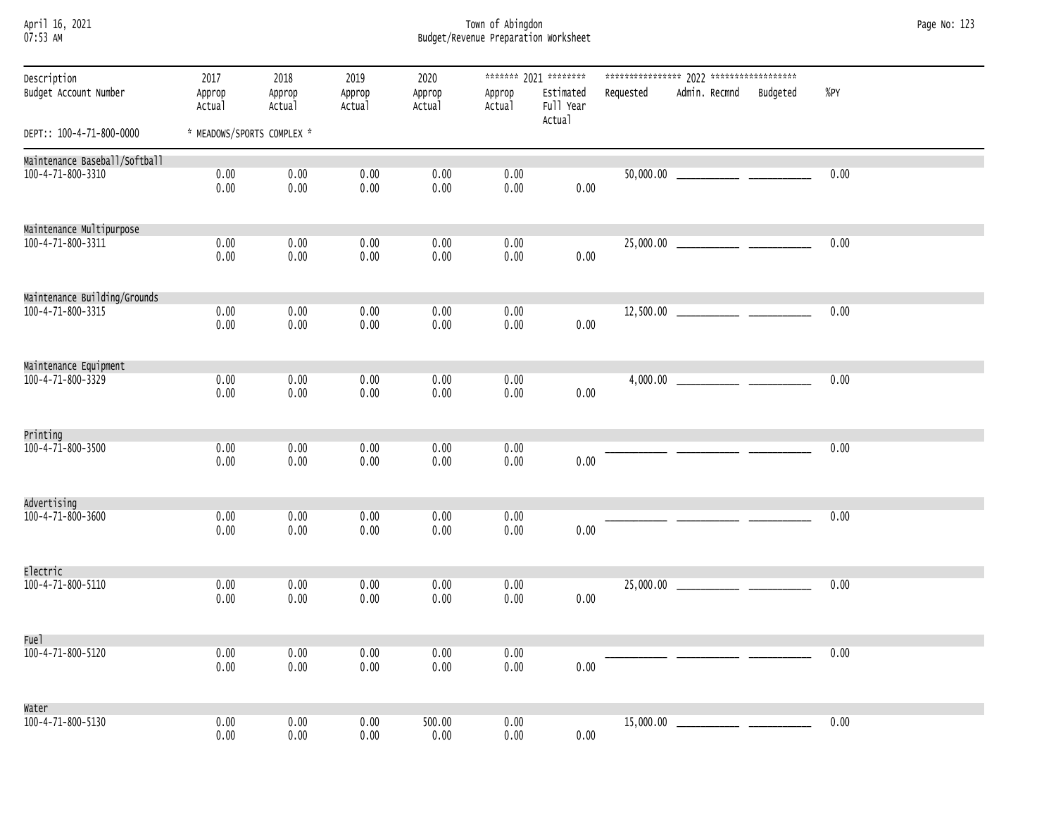Town of Abingdon
Budget/Revenue Preparation Worksheet

April 16, 2021
07:53 AM

| Description / Budget Account Number | 2017 Approp / Actual | 2018 Approp / Actual | 2019 Approp / Actual | 2020 Approp / Actual | 2021 Approp / Actual | 2021 Estimated Full Year Actual | 2022 Requested | 2022 Admin. Recmnd | 2022 Budgeted | %PY |
|---|---|---|---|---|---|---|---|---|---|---|
| DEPT:: 100-4-71-800-0000 | * MEADOWS/SPORTS COMPLEX * | | | | | | | | | |
| Maintenance Baseball/Softball | | | | | | | | | | |
| 100-4-71-800-3310 | 0.00 | 0.00 | 0.00 | 0.00 | 0.00 | | 50,000.00 | ___________ | ___________ | 0.00 |
| | 0.00 | 0.00 | 0.00 | 0.00 | 0.00 | 0.00 | | | | |
| Maintenance Multipurpose | | | | | | | | | | |
| 100-4-71-800-3311 | 0.00 | 0.00 | 0.00 | 0.00 | 0.00 | | 25,000.00 | ___________ | ___________ | 0.00 |
| | 0.00 | 0.00 | 0.00 | 0.00 | 0.00 | 0.00 | | | | |
| Maintenance Building/Grounds | | | | | | | | | | |
| 100-4-71-800-3315 | 0.00 | 0.00 | 0.00 | 0.00 | 0.00 | | 12,500.00 | ___________ | ___________ | 0.00 |
| | 0.00 | 0.00 | 0.00 | 0.00 | 0.00 | 0.00 | | | | |
| Maintenance Equipment | | | | | | | | | | |
| 100-4-71-800-3329 | 0.00 | 0.00 | 0.00 | 0.00 | 0.00 | | 4,000.00 | ___________ | ___________ | 0.00 |
| | 0.00 | 0.00 | 0.00 | 0.00 | 0.00 | 0.00 | | | | |
| Printing | | | | | | | | | | |
| 100-4-71-800-3500 | 0.00 | 0.00 | 0.00 | 0.00 | 0.00 | | ___________ | ___________ | ___________ | 0.00 |
| | 0.00 | 0.00 | 0.00 | 0.00 | 0.00 | 0.00 | | | | |
| Advertising | | | | | | | | | | |
| 100-4-71-800-3600 | 0.00 | 0.00 | 0.00 | 0.00 | 0.00 | | ___________ | ___________ | ___________ | 0.00 |
| | 0.00 | 0.00 | 0.00 | 0.00 | 0.00 | 0.00 | | | | |
| Electric | | | | | | | | | | |
| 100-4-71-800-5110 | 0.00 | 0.00 | 0.00 | 0.00 | 0.00 | | 25,000.00 | ___________ | ___________ | 0.00 |
| | 0.00 | 0.00 | 0.00 | 0.00 | 0.00 | 0.00 | | | | |
| Fuel | | | | | | | | | | |
| 100-4-71-800-5120 | 0.00 | 0.00 | 0.00 | 0.00 | 0.00 | | ___________ | ___________ | ___________ | 0.00 |
| | 0.00 | 0.00 | 0.00 | 0.00 | 0.00 | 0.00 | | | | |
| Water | | | | | | | | | | |
| 100-4-71-800-5130 | 0.00 | 0.00 | 0.00 | 500.00 | 0.00 | | 15,000.00 | ___________ | ___________ | 0.00 |
| | 0.00 | 0.00 | 0.00 | 0.00 | 0.00 | 0.00 | | | | |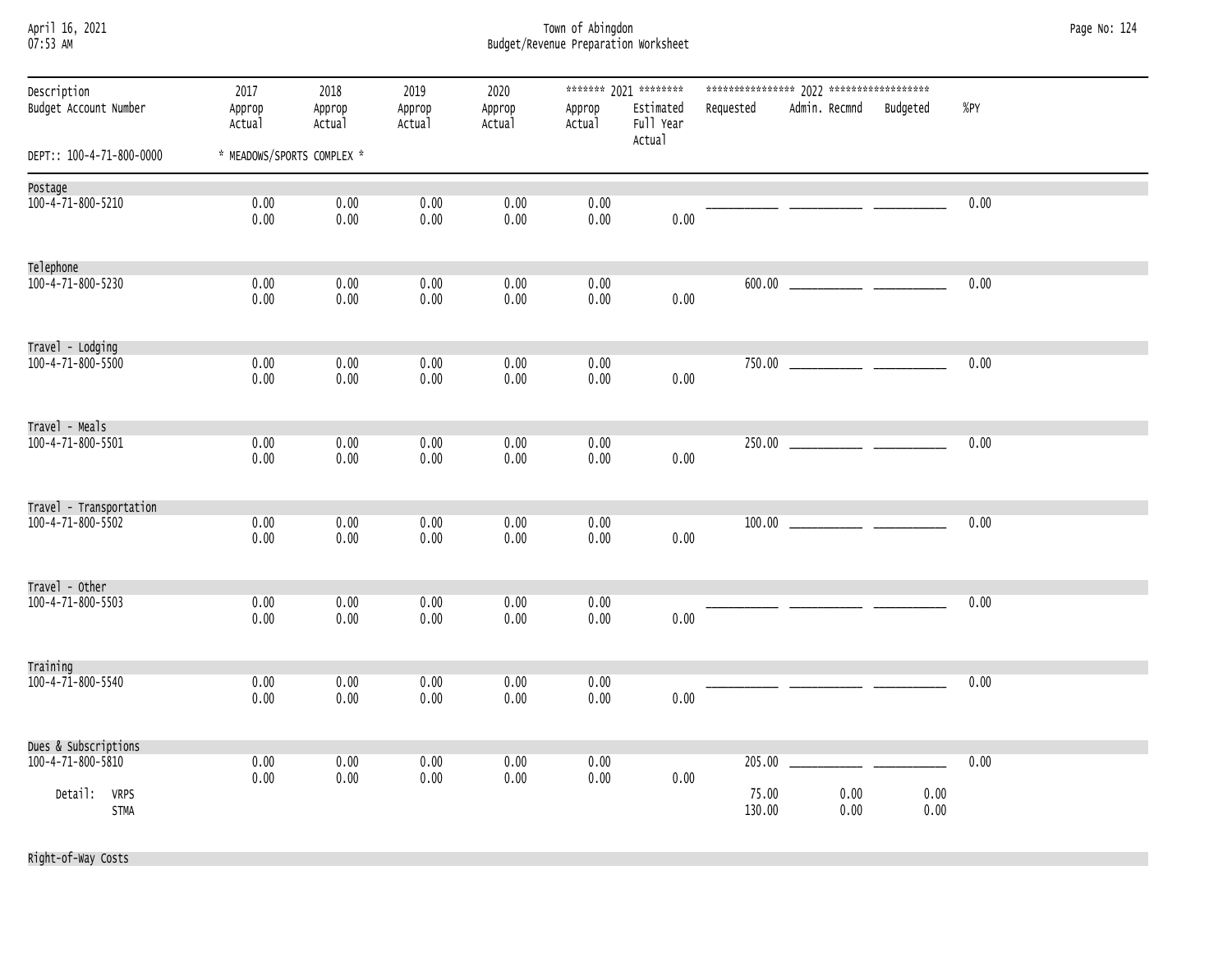Town of Abingdon
Budget/Revenue Preparation Worksheet

April 16, 2021
07:53 AM

| Description / Budget Account Number | 2017 Approp / Actual | 2018 Approp / Actual | 2019 Approp / Actual | 2020 Approp / Actual | 2021 Approp / Actual | 2021 Estimated Full Year Actual | 2022 Requested | 2022 Admin. Recmnd | 2022 Budgeted | %PY |
|---|---|---|---|---|---|---|---|---|---|---|
| DEPT:: 100-4-71-800-0000 * MEADOWS/SPORTS COMPLEX * | | | | | | | | | | |
| **Postage** | | | | | | | | | | |
| 100-4-71-800-5210 | 0.00 | 0.00 | 0.00 | 0.00 | 0.00 | | ___________ | ___________ | ___________ | 0.00 |
| | 0.00 | 0.00 | 0.00 | 0.00 | 0.00 | 0.00 | | | | |
| **Telephone** | | | | | | | | | | |
| 100-4-71-800-5230 | 0.00 | 0.00 | 0.00 | 0.00 | 0.00 | | 600.00 | ___________ | ___________ | 0.00 |
| | 0.00 | 0.00 | 0.00 | 0.00 | 0.00 | 0.00 | | | | |
| **Travel - Lodging** | | | | | | | | | | |
| 100-4-71-800-5500 | 0.00 | 0.00 | 0.00 | 0.00 | 0.00 | | 750.00 | ___________ | ___________ | 0.00 |
| | 0.00 | 0.00 | 0.00 | 0.00 | 0.00 | 0.00 | | | | |
| **Travel - Meals** | | | | | | | | | | |
| 100-4-71-800-5501 | 0.00 | 0.00 | 0.00 | 0.00 | 0.00 | | 250.00 | ___________ | ___________ | 0.00 |
| | 0.00 | 0.00 | 0.00 | 0.00 | 0.00 | 0.00 | | | | |
| **Travel - Transportation** | | | | | | | | | | |
| 100-4-71-800-5502 | 0.00 | 0.00 | 0.00 | 0.00 | 0.00 | | 100.00 | ___________ | ___________ | 0.00 |
| | 0.00 | 0.00 | 0.00 | 0.00 | 0.00 | 0.00 | | | | |
| **Travel - Other** | | | | | | | | | | |
| 100-4-71-800-5503 | 0.00 | 0.00 | 0.00 | 0.00 | 0.00 | | ___________ | ___________ | ___________ | 0.00 |
| | 0.00 | 0.00 | 0.00 | 0.00 | 0.00 | 0.00 | | | | |
| **Training** | | | | | | | | | | |
| 100-4-71-800-5540 | 0.00 | 0.00 | 0.00 | 0.00 | 0.00 | | ___________ | ___________ | ___________ | 0.00 |
| | 0.00 | 0.00 | 0.00 | 0.00 | 0.00 | 0.00 | | | | |
| **Dues & Subscriptions** | | | | | | | | | | |
| 100-4-71-800-5810 | 0.00 | 0.00 | 0.00 | 0.00 | 0.00 | | 205.00 | ___________ | ___________ | 0.00 |
| | 0.00 | 0.00 | 0.00 | 0.00 | 0.00 | 0.00 | | | | |
| Detail: VRPS | | | | | | | 75.00 | 0.00 | 0.00 | |
| STMA | | | | | | | 130.00 | 0.00 | 0.00 | |
| **Right-of-Way Costs** | | | | | | | | | | |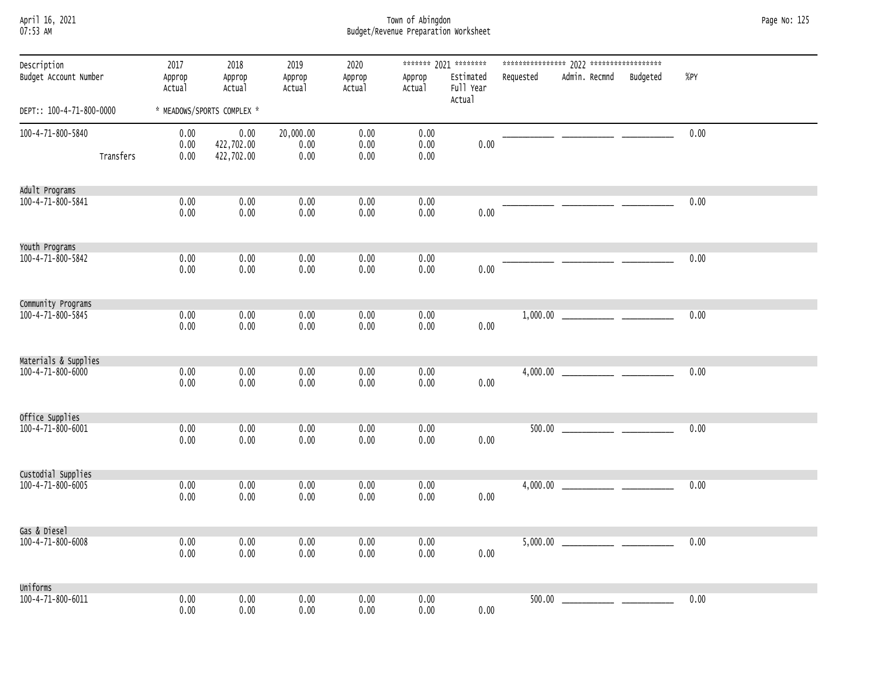Town of Abingdon
Budget/Revenue Preparation Worksheet

| Description / Budget Account Number | 2017 Approp Actual | 2018 Approp Actual | 2019 Approp Actual | 2020 Approp Actual | 2021 Approp Actual | 2021 Estimated Full Year Actual | 2022 Requested | 2022 Admin. Recmnd | 2022 Budgeted | %PY |
|---|---|---|---|---|---|---|---|---|---|---|
| DEPT:: 100-4-71-800-0000 * MEADOWS/SPORTS COMPLEX * | | | | | | | | | | |
| 100-4-71-800-5840 | 0.00 | 0.00 | 20,000.00 | 0.00 | 0.00 | | ___________ | ___________ | ___________ | 0.00 |
| | 0.00 | 422,702.00 | 0.00 | 0.00 | 0.00 | 0.00 | | | | |
| Transfers | 0.00 | 422,702.00 | 0.00 | 0.00 | 0.00 | | | | | |
| **Adult Programs** | | | | | | | | | | |
| 100-4-71-800-5841 | 0.00 | 0.00 | 0.00 | 0.00 | 0.00 | | ___________ | ___________ | ___________ | 0.00 |
| | 0.00 | 0.00 | 0.00 | 0.00 | 0.00 | 0.00 | | | | |
| **Youth Programs** | | | | | | | | | | |
| 100-4-71-800-5842 | 0.00 | 0.00 | 0.00 | 0.00 | 0.00 | | ___________ | ___________ | ___________ | 0.00 |
| | 0.00 | 0.00 | 0.00 | 0.00 | 0.00 | 0.00 | | | | |
| **Community Programs** | | | | | | | | | | |
| 100-4-71-800-5845 | 0.00 | 0.00 | 0.00 | 0.00 | 0.00 | | 1,000.00 | ___________ | ___________ | 0.00 |
| | 0.00 | 0.00 | 0.00 | 0.00 | 0.00 | 0.00 | | | | |
| **Materials & Supplies** | | | | | | | | | | |
| 100-4-71-800-6000 | 0.00 | 0.00 | 0.00 | 0.00 | 0.00 | | 4,000.00 | ___________ | ___________ | 0.00 |
| | 0.00 | 0.00 | 0.00 | 0.00 | 0.00 | 0.00 | | | | |
| **Office Supplies** | | | | | | | | | | |
| 100-4-71-800-6001 | 0.00 | 0.00 | 0.00 | 0.00 | 0.00 | | 500.00 | ___________ | ___________ | 0.00 |
| | 0.00 | 0.00 | 0.00 | 0.00 | 0.00 | 0.00 | | | | |
| **Custodial Supplies** | | | | | | | | | | |
| 100-4-71-800-6005 | 0.00 | 0.00 | 0.00 | 0.00 | 0.00 | | 4,000.00 | ___________ | ___________ | 0.00 |
| | 0.00 | 0.00 | 0.00 | 0.00 | 0.00 | 0.00 | | | | |
| **Gas & Diesel** | | | | | | | | | | |
| 100-4-71-800-6008 | 0.00 | 0.00 | 0.00 | 0.00 | 0.00 | | 5,000.00 | ___________ | ___________ | 0.00 |
| | 0.00 | 0.00 | 0.00 | 0.00 | 0.00 | 0.00 | | | | |
| **Uniforms** | | | | | | | | | | |
| 100-4-71-800-6011 | 0.00 | 0.00 | 0.00 | 0.00 | 0.00 | | 500.00 | ___________ | ___________ | 0.00 |
| | 0.00 | 0.00 | 0.00 | 0.00 | 0.00 | 0.00 | | | | |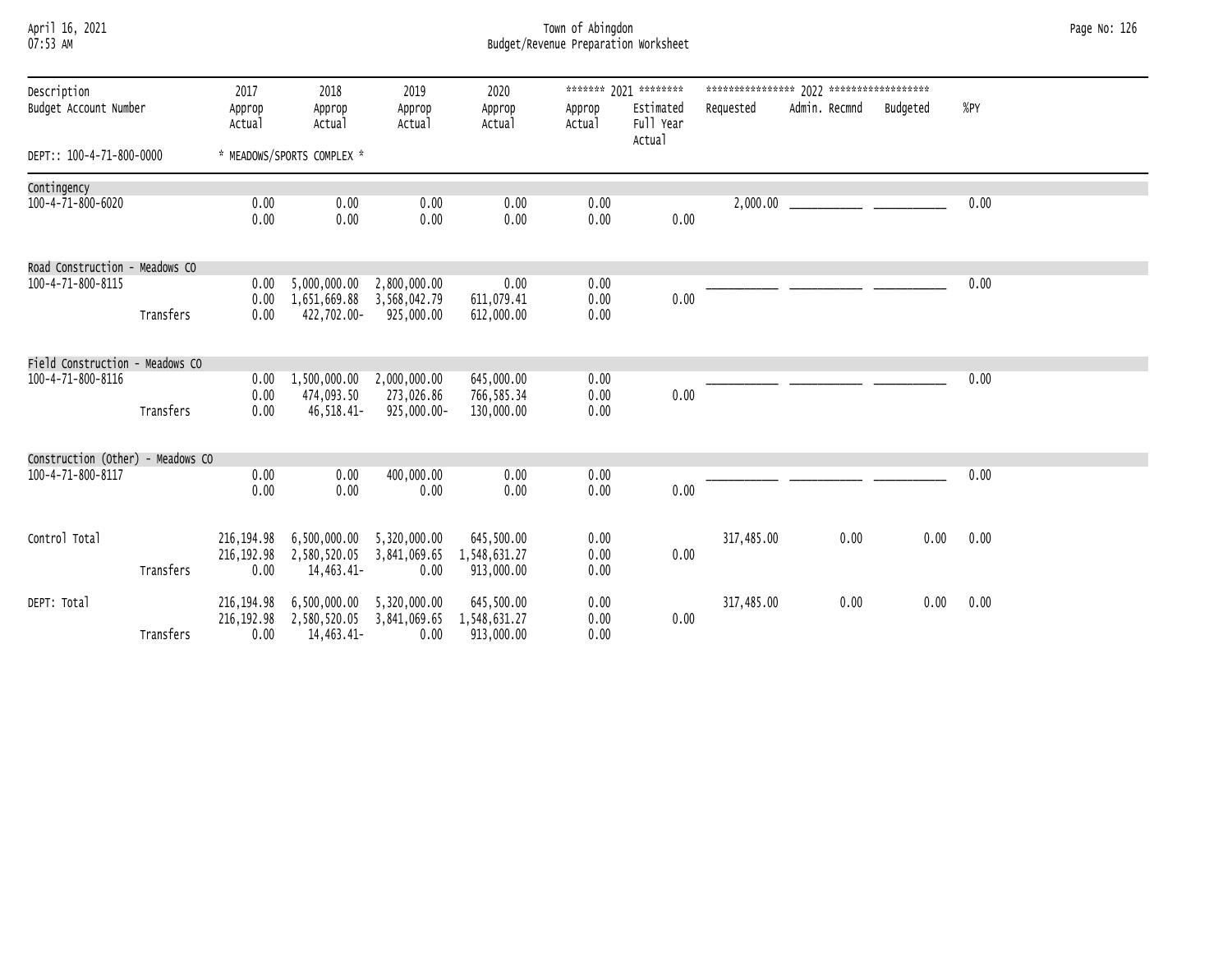Town of Abingdon
Budget/Revenue Preparation Worksheet

April 16, 2021
07:53 AM

| Description / Budget Account Number | | 2017 Approp Actual | 2018 Approp Actual | 2019 Approp Actual | 2020 Approp Actual | 2021 Approp Actual | 2021 Estimated Full Year Actual | 2022 Requested | 2022 Admin. Recmnd | 2022 Budgeted | %PY |
|---|---|---|---|---|---|---|---|---|---|---|---|
| DEPT:: 100-4-71-800-0000 | | * MEADOWS/SPORTS COMPLEX * | | | | | | | | | |
| **Contingency** | | | | | | | | | | | |
| 100-4-71-800-6020 | | 0.00 | 0.00 | 0.00 | 0.00 | 0.00 | | 2,000.00 | ___________ | ___________ | 0.00 |
| | | 0.00 | 0.00 | 0.00 | 0.00 | 0.00 | 0.00 | | | | |
| **Road Construction - Meadows CO** | | | | | | | | | | | |
| 100-4-71-800-8115 | | 0.00 | 5,000,000.00 | 2,800,000.00 | 0.00 | 0.00 | | ___________ | ___________ | ___________ | 0.00 |
| | | 0.00 | 1,651,669.88 | 3,568,042.79 | 611,079.41 | 0.00 | 0.00 | | | | |
| | Transfers | 0.00 | 422,702.00- | 925,000.00 | 612,000.00 | 0.00 | | | | | |
| **Field Construction - Meadows CO** | | | | | | | | | | | |
| 100-4-71-800-8116 | | 0.00 | 1,500,000.00 | 2,000,000.00 | 645,000.00 | 0.00 | | ___________ | ___________ | ___________ | 0.00 |
| | | 0.00 | 474,093.50 | 273,026.86 | 766,585.34 | 0.00 | 0.00 | | | | |
| | Transfers | 0.00 | 46,518.41- | 925,000.00- | 130,000.00 | 0.00 | | | | | |
| **Construction (Other) - Meadows CO** | | | | | | | | | | | |
| 100-4-71-800-8117 | | 0.00 | 0.00 | 400,000.00 | 0.00 | 0.00 | | ___________ | ___________ | ___________ | 0.00 |
| | | 0.00 | 0.00 | 0.00 | 0.00 | 0.00 | 0.00 | | | | |
| Control Total | | 216,194.98 | 6,500,000.00 | 5,320,000.00 | 645,500.00 | 0.00 | | 317,485.00 | 0.00 | 0.00 | 0.00 |
| | | 216,192.98 | 2,580,520.05 | 3,841,069.65 | 1,548,631.27 | 0.00 | 0.00 | | | | |
| | Transfers | 0.00 | 14,463.41- | 0.00 | 913,000.00 | 0.00 | | | | | |
| DEPT: Total | | 216,194.98 | 6,500,000.00 | 5,320,000.00 | 645,500.00 | 0.00 | | 317,485.00 | 0.00 | 0.00 | 0.00 |
| | | 216,192.98 | 2,580,520.05 | 3,841,069.65 | 1,548,631.27 | 0.00 | 0.00 | | | | |
| | Transfers | 0.00 | 14,463.41- | 0.00 | 913,000.00 | 0.00 | | | | | |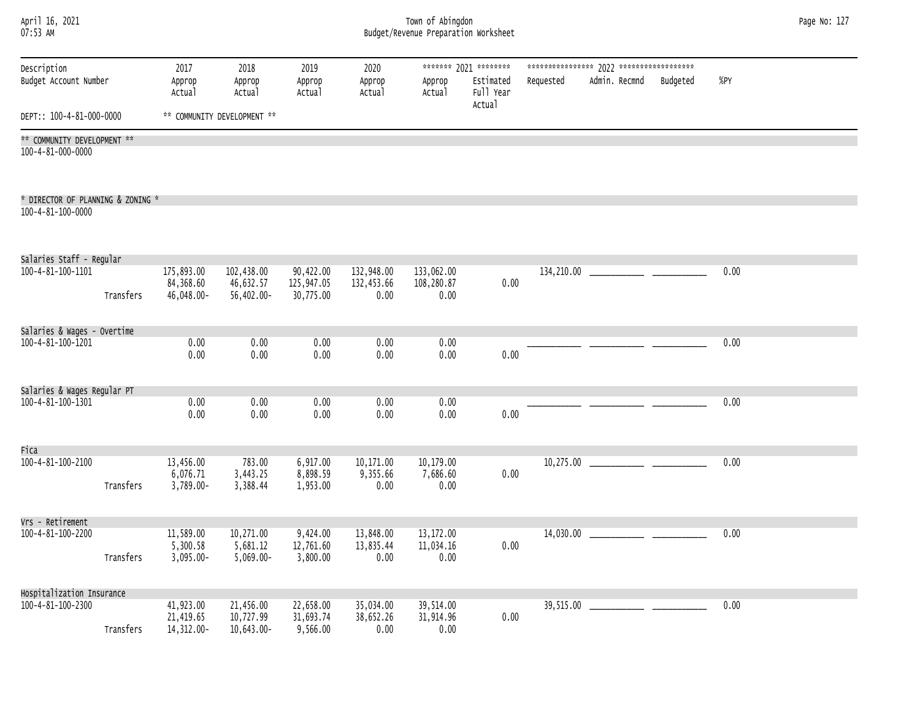Town of Abingdon
Budget/Revenue Preparation Worksheet

| Description<br>Budget Account Number | | 2017<br>Approp<br>Actual | 2018<br>Approp<br>Actual | 2019<br>Approp<br>Actual | 2020<br>Approp<br>Actual | 2021<br>Approp<br>Actual | 2021<br>Estimated<br>Full Year<br>Actual | 2022<br>Requested | 2022<br>Admin. Recmnd | 2022<br>Budgeted | %PY |
|---|---|---|---|---|---|---|---|---|---|---|---|
| DEPT:: 100-4-81-000-0000 | | ** COMMUNITY DEVELOPMENT ** | | | | | | | | | |
| ** COMMUNITY DEVELOPMENT **<br>100-4-81-000-0000 | | | | | | | | | | | |
| * DIRECTOR OF PLANNING & ZONING *<br>100-4-81-100-0000 | | | | | | | | | | | |
| Salaries Staff - Regular<br>100-4-81-100-1101 | | 175,893.00 | 102,438.00 | 90,422.00 | 132,948.00 | 133,062.00 | | 134,210.00 | ___________ | ___________ | 0.00 |
| | | 84,368.60 | 46,632.57 | 125,947.05 | 132,453.66 | 108,280.87 | 0.00 | | | | |
| | Transfers | 46,048.00- | 56,402.00- | 30,775.00 | 0.00 | 0.00 | | | | | |
| Salaries & Wages - Overtime<br>100-4-81-100-1201 | | 0.00 | 0.00 | 0.00 | 0.00 | 0.00 | | ___________ | ___________ | ___________ | 0.00 |
| | | 0.00 | 0.00 | 0.00 | 0.00 | 0.00 | 0.00 | | | | |
| Salaries & Wages Regular PT<br>100-4-81-100-1301 | | 0.00 | 0.00 | 0.00 | 0.00 | 0.00 | | ___________ | ___________ | ___________ | 0.00 |
| | | 0.00 | 0.00 | 0.00 | 0.00 | 0.00 | 0.00 | | | | |
| Fica<br>100-4-81-100-2100 | | 13,456.00 | 783.00 | 6,917.00 | 10,171.00 | 10,179.00 | | 10,275.00 | ___________ | ___________ | 0.00 |
| | | 6,076.71 | 3,443.25 | 8,898.59 | 9,355.66 | 7,686.60 | 0.00 | | | | |
| | Transfers | 3,789.00- | 3,388.44 | 1,953.00 | 0.00 | 0.00 | | | | | |
| Vrs - Retirement<br>100-4-81-100-2200 | | 11,589.00 | 10,271.00 | 9,424.00 | 13,848.00 | 13,172.00 | | 14,030.00 | ___________ | ___________ | 0.00 |
| | | 5,300.58 | 5,681.12 | 12,761.60 | 13,835.44 | 11,034.16 | 0.00 | | | | |
| | Transfers | 3,095.00- | 5,069.00- | 3,800.00 | 0.00 | 0.00 | | | | | |
| Hospitalization Insurance<br>100-4-81-100-2300 | | 41,923.00 | 21,456.00 | 22,658.00 | 35,034.00 | 39,514.00 | | 39,515.00 | ___________ | ___________ | 0.00 |
| | | 21,419.65 | 10,727.99 | 31,693.74 | 38,652.26 | 31,914.96 | 0.00 | | | | |
| | Transfers | 14,312.00- | 10,643.00- | 9,566.00 | 0.00 | 0.00 | | | | | |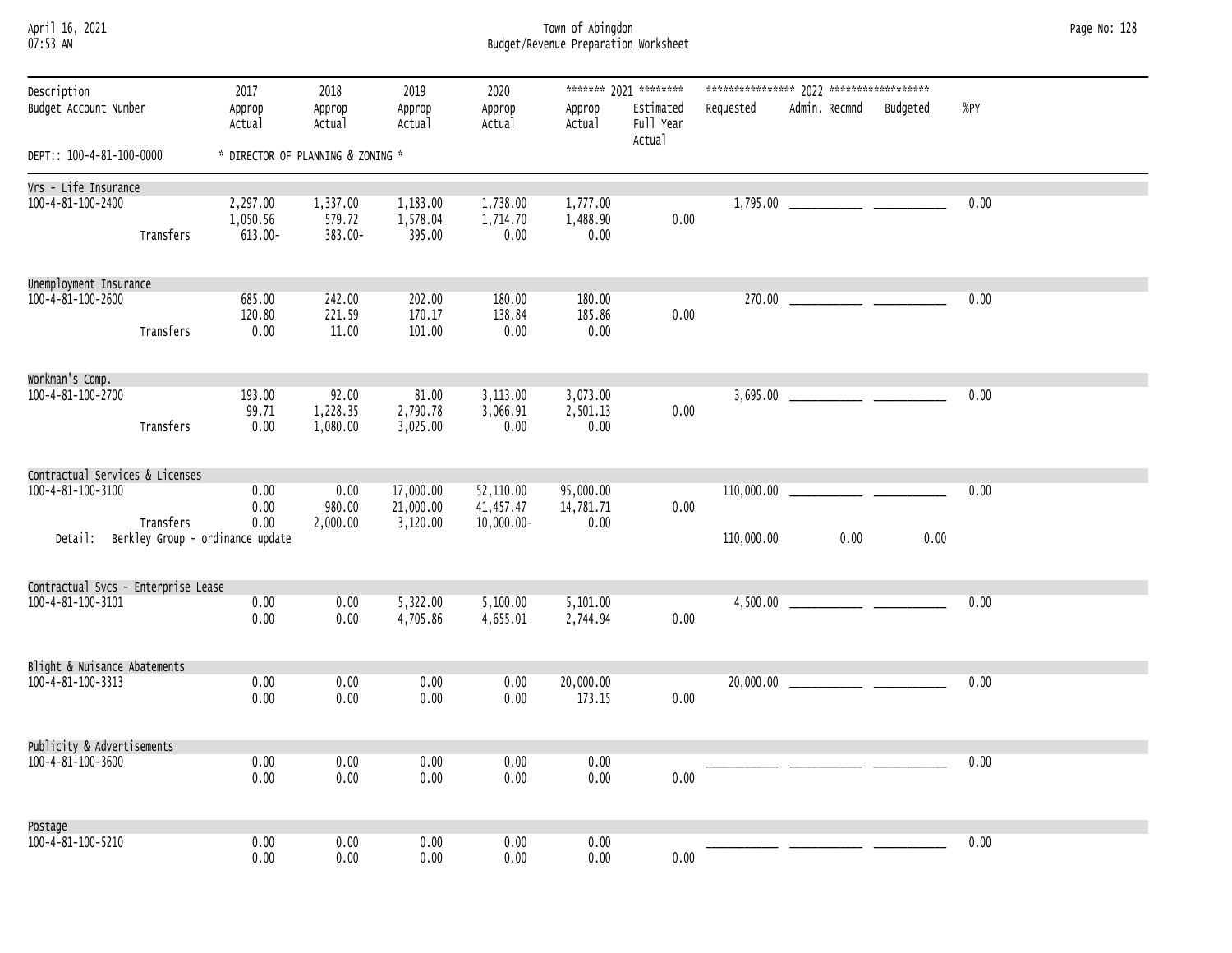Town of Abingdon
Budget/Revenue Preparation Worksheet

| Description / Budget Account Number | | 2017 Approp Actual | 2018 Approp Actual | 2019 Approp Actual | 2020 Approp Actual | 2021 Approp Actual | 2021 Estimated Full Year Actual | 2022 Requested | 2022 Admin. Recmnd | 2022 Budgeted | %PY |
|---|---|---|---|---|---|---|---|---|---|---|---|
| DEPT:: 100-4-81-100-0000 | * DIRECTOR OF PLANNING & ZONING * | | | | | | | | | | |
| **Vrs - Life Insurance** | | | | | | | | | | | |
| 100-4-81-100-2400 | | 2,297.00 | 1,337.00 | 1,183.00 | 1,738.00 | 1,777.00 | | 1,795.00 | ___ | ___ | 0.00 |
| | | 1,050.56 | 579.72 | 1,578.04 | 1,714.70 | 1,488.90 | 0.00 | | | | |
| | Transfers | 613.00- | 383.00- | 395.00 | 0.00 | 0.00 | | | | | |
| **Unemployment Insurance** | | | | | | | | | | | |
| 100-4-81-100-2600 | | 685.00 | 242.00 | 202.00 | 180.00 | 180.00 | | 270.00 | ___ | ___ | 0.00 |
| | | 120.80 | 221.59 | 170.17 | 138.84 | 185.86 | 0.00 | | | | |
| | Transfers | 0.00 | 11.00 | 101.00 | 0.00 | 0.00 | | | | | |
| **Workman's Comp.** | | | | | | | | | | | |
| 100-4-81-100-2700 | | 193.00 | 92.00 | 81.00 | 3,113.00 | 3,073.00 | | 3,695.00 | ___ | ___ | 0.00 |
| | | 99.71 | 1,228.35 | 2,790.78 | 3,066.91 | 2,501.13 | 0.00 | | | | |
| | Transfers | 0.00 | 1,080.00 | 3,025.00 | 0.00 | 0.00 | | | | | |
| **Contractual Services & Licenses** | | | | | | | | | | | |
| 100-4-81-100-3100 | | 0.00 | 0.00 | 17,000.00 | 52,110.00 | 95,000.00 | | 110,000.00 | ___ | ___ | 0.00 |
| | | 0.00 | 980.00 | 21,000.00 | 41,457.47 | 14,781.71 | 0.00 | | | | |
| | Transfers | 0.00 | 2,000.00 | 3,120.00 | 10,000.00- | 0.00 | | | | | |
| Detail: Berkley Group - ordinance update | | | | | | | | 110,000.00 | 0.00 | 0.00 | |
| **Contractual Svcs - Enterprise Lease** | | | | | | | | | | | |
| 100-4-81-100-3101 | | 0.00 | 0.00 | 5,322.00 | 5,100.00 | 5,101.00 | | 4,500.00 | ___ | ___ | 0.00 |
| | | 0.00 | 0.00 | 4,705.86 | 4,655.01 | 2,744.94 | 0.00 | | | | |
| **Blight & Nuisance Abatements** | | | | | | | | | | | |
| 100-4-81-100-3313 | | 0.00 | 0.00 | 0.00 | 0.00 | 20,000.00 | | 20,000.00 | ___ | ___ | 0.00 |
| | | 0.00 | 0.00 | 0.00 | 0.00 | 173.15 | 0.00 | | | | |
| **Publicity & Advertisements** | | | | | | | | | | | |
| 100-4-81-100-3600 | | 0.00 | 0.00 | 0.00 | 0.00 | 0.00 | | ___ | ___ | ___ | 0.00 |
| | | 0.00 | 0.00 | 0.00 | 0.00 | 0.00 | 0.00 | | | | |
| **Postage** | | | | | | | | | | | |
| 100-4-81-100-5210 | | 0.00 | 0.00 | 0.00 | 0.00 | 0.00 | | ___ | ___ | ___ | 0.00 |
| | | 0.00 | 0.00 | 0.00 | 0.00 | 0.00 | 0.00 | | | | |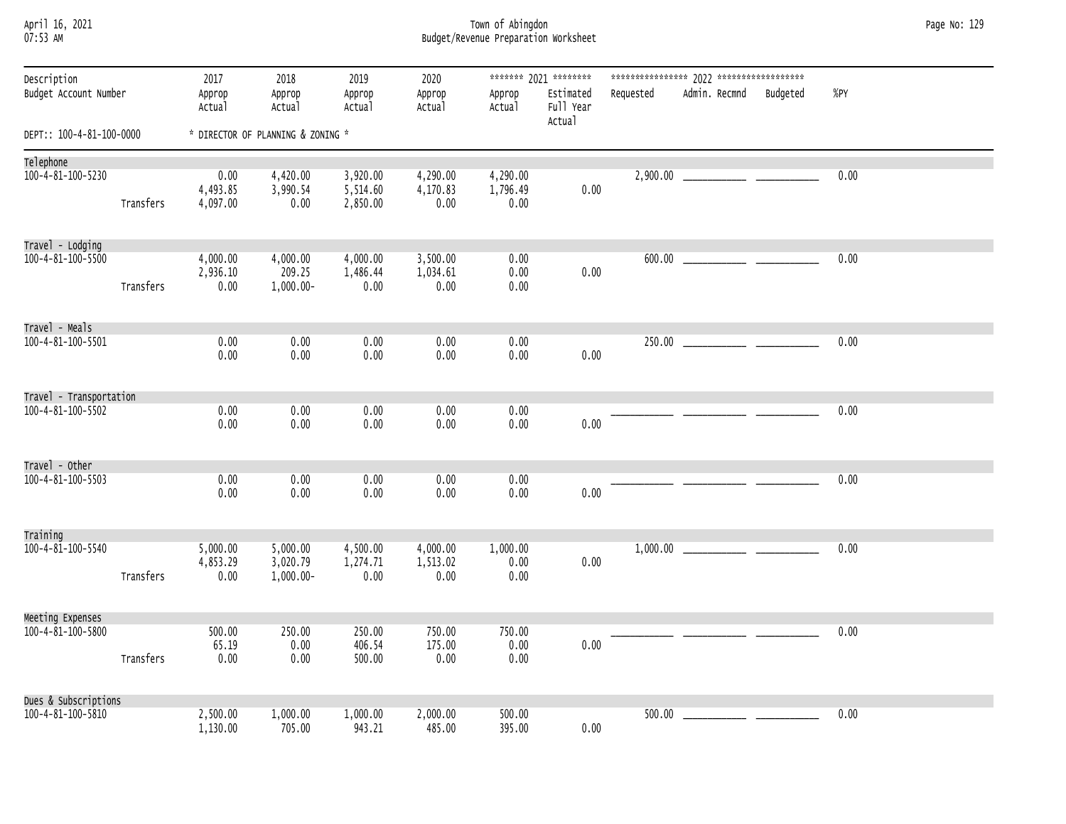Town of Abingdon
Budget/Revenue Preparation Worksheet

DEPT:: 100-4-81-100-0000 * DIRECTOR OF PLANNING & ZONING *

| Description / Budget Account Number | | 2017 Approp / Actual | 2018 Approp / Actual | 2019 Approp / Actual | 2020 Approp / Actual | 2021 Approp / Actual | 2021 Estimated Full Year Actual | 2022 Requested | 2022 Admin. Recmnd | 2022 Budgeted | %PY |
|---|---|---|---|---|---|---|---|---|---|---|---|
| **Telephone** | | | | | | | | | | | |
| 100-4-81-100-5230 | | 0.00 | 4,420.00 | 3,920.00 | 4,290.00 | 4,290.00 | | 2,900.00 | ___________ | ___________ | 0.00 |
| | | 4,493.85 | 3,990.54 | 5,514.60 | 4,170.83 | 1,796.49 | 0.00 | | | | |
| | Transfers | 4,097.00 | 0.00 | 2,850.00 | 0.00 | 0.00 | | | | | |
| **Travel - Lodging** | | | | | | | | | | | |
| 100-4-81-100-5500 | | 4,000.00 | 4,000.00 | 4,000.00 | 3,500.00 | 0.00 | | 600.00 | ___________ | ___________ | 0.00 |
| | | 2,936.10 | 209.25 | 1,486.44 | 1,034.61 | 0.00 | 0.00 | | | | |
| | Transfers | 0.00 | 1,000.00- | 0.00 | 0.00 | 0.00 | | | | | |
| **Travel - Meals** | | | | | | | | | | | |
| 100-4-81-100-5501 | | 0.00 | 0.00 | 0.00 | 0.00 | 0.00 | | 250.00 | ___________ | ___________ | 0.00 |
| | | 0.00 | 0.00 | 0.00 | 0.00 | 0.00 | 0.00 | | | | |
| **Travel - Transportation** | | | | | | | | | | | |
| 100-4-81-100-5502 | | 0.00 | 0.00 | 0.00 | 0.00 | 0.00 | | ___________ | ___________ | ___________ | 0.00 |
| | | 0.00 | 0.00 | 0.00 | 0.00 | 0.00 | 0.00 | | | | |
| **Travel - Other** | | | | | | | | | | | |
| 100-4-81-100-5503 | | 0.00 | 0.00 | 0.00 | 0.00 | 0.00 | | ___________ | ___________ | ___________ | 0.00 |
| | | 0.00 | 0.00 | 0.00 | 0.00 | 0.00 | 0.00 | | | | |
| **Training** | | | | | | | | | | | |
| 100-4-81-100-5540 | | 5,000.00 | 5,000.00 | 4,500.00 | 4,000.00 | 1,000.00 | | 1,000.00 | ___________ | ___________ | 0.00 |
| | | 4,853.29 | 3,020.79 | 1,274.71 | 1,513.02 | 0.00 | 0.00 | | | | |
| | Transfers | 0.00 | 1,000.00- | 0.00 | 0.00 | 0.00 | | | | | |
| **Meeting Expenses** | | | | | | | | | | | |
| 100-4-81-100-5800 | | 500.00 | 250.00 | 250.00 | 750.00 | 750.00 | | ___________ | ___________ | ___________ | 0.00 |
| | | 65.19 | 0.00 | 406.54 | 175.00 | 0.00 | 0.00 | | | | |
| | Transfers | 0.00 | 0.00 | 500.00 | 0.00 | 0.00 | | | | | |
| **Dues & Subscriptions** | | | | | | | | | | | |
| 100-4-81-100-5810 | | 2,500.00 | 1,000.00 | 1,000.00 | 2,000.00 | 500.00 | | 500.00 | ___________ | ___________ | 0.00 |
| | | 1,130.00 | 705.00 | 943.21 | 485.00 | 395.00 | 0.00 | | | | |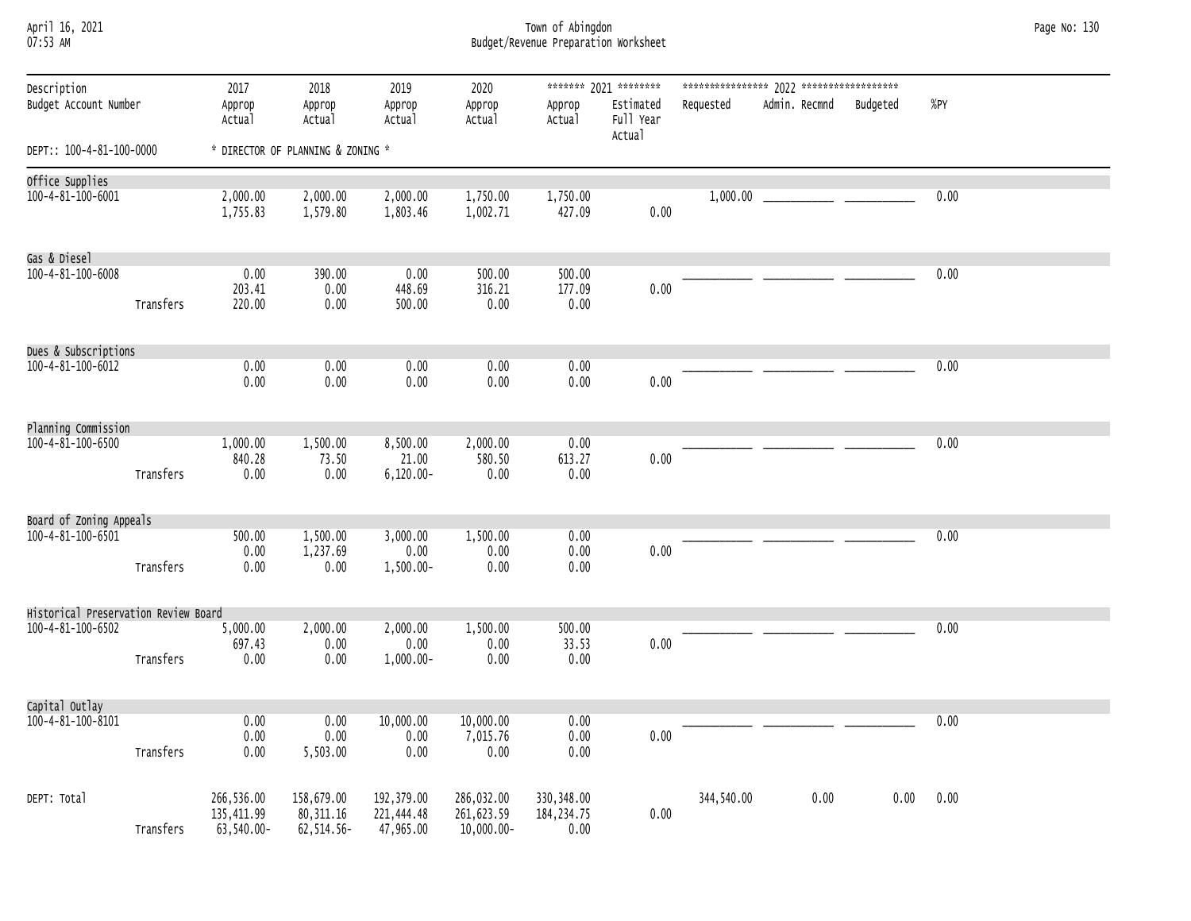Town of Abingdon
Budget/Revenue Preparation Worksheet

April 16, 2021
07:53 AM

| Description / Budget Account Number | | 2017 Approp / Actual | 2018 Approp / Actual | 2019 Approp / Actual | 2020 Approp / Actual | 2021 Approp / Actual | 2021 Estimated Full Year Actual | 2022 Requested | 2022 Admin. Recmnd | 2022 Budgeted | %PY |
|---|---|---|---|---|---|---|---|---|---|---|---|
| DEPT:: 100-4-81-100-0000 | * DIRECTOR OF PLANNING & ZONING * | | | | | | | | | | |
| **Office Supplies** | | | | | | | | | | | |
| 100-4-81-100-6001 | | 2,000.00 | 2,000.00 | 2,000.00 | 1,750.00 | 1,750.00 | | 1,000.00 | | | 0.00 |
| | | 1,755.83 | 1,579.80 | 1,803.46 | 1,002.71 | 427.09 | 0.00 | | | | |
| **Gas & Diesel** | | | | | | | | | | | |
| 100-4-81-100-6008 | | 0.00 | 390.00 | 0.00 | 500.00 | 500.00 | | | | | 0.00 |
| | | 203.41 | 0.00 | 448.69 | 316.21 | 177.09 | 0.00 | | | | |
| | Transfers | 220.00 | 0.00 | 500.00 | 0.00 | 0.00 | | | | | |
| **Dues & Subscriptions** | | | | | | | | | | | |
| 100-4-81-100-6012 | | 0.00 | 0.00 | 0.00 | 0.00 | 0.00 | | | | | 0.00 |
| | | 0.00 | 0.00 | 0.00 | 0.00 | 0.00 | 0.00 | | | | |
| **Planning Commission** | | | | | | | | | | | |
| 100-4-81-100-6500 | | 1,000.00 | 1,500.00 | 8,500.00 | 2,000.00 | 0.00 | | | | | 0.00 |
| | | 840.28 | 73.50 | 21.00 | 580.50 | 613.27 | 0.00 | | | | |
| | Transfers | 0.00 | 0.00 | 6,120.00- | 0.00 | 0.00 | | | | | |
| **Board of Zoning Appeals** | | | | | | | | | | | |
| 100-4-81-100-6501 | | 500.00 | 1,500.00 | 3,000.00 | 1,500.00 | 0.00 | | | | | 0.00 |
| | | 0.00 | 1,237.69 | 0.00 | 0.00 | 0.00 | 0.00 | | | | |
| | Transfers | 0.00 | 0.00 | 1,500.00- | 0.00 | 0.00 | | | | | |
| **Historical Preservation Review Board** | | | | | | | | | | | |
| 100-4-81-100-6502 | | 5,000.00 | 2,000.00 | 2,000.00 | 1,500.00 | 500.00 | | | | | 0.00 |
| | | 697.43 | 0.00 | 0.00 | 0.00 | 33.53 | 0.00 | | | | |
| | Transfers | 0.00 | 0.00 | 1,000.00- | 0.00 | 0.00 | | | | | |
| **Capital Outlay** | | | | | | | | | | | |
| 100-4-81-100-8101 | | 0.00 | 0.00 | 10,000.00 | 10,000.00 | 0.00 | | | | | 0.00 |
| | | 0.00 | 0.00 | 0.00 | 7,015.76 | 0.00 | 0.00 | | | | |
| | Transfers | 0.00 | 5,503.00 | 0.00 | 0.00 | 0.00 | | | | | |
| **DEPT: Total** | | 266,536.00 | 158,679.00 | 192,379.00 | 286,032.00 | 330,348.00 | | 344,540.00 | 0.00 | 0.00 | 0.00 |
| | | 135,411.99 | 80,311.16 | 221,444.48 | 261,623.59 | 184,234.75 | 0.00 | | | | |
| | Transfers | 63,540.00- | 62,514.56- | 47,965.00 | 10,000.00- | 0.00 | | | | | |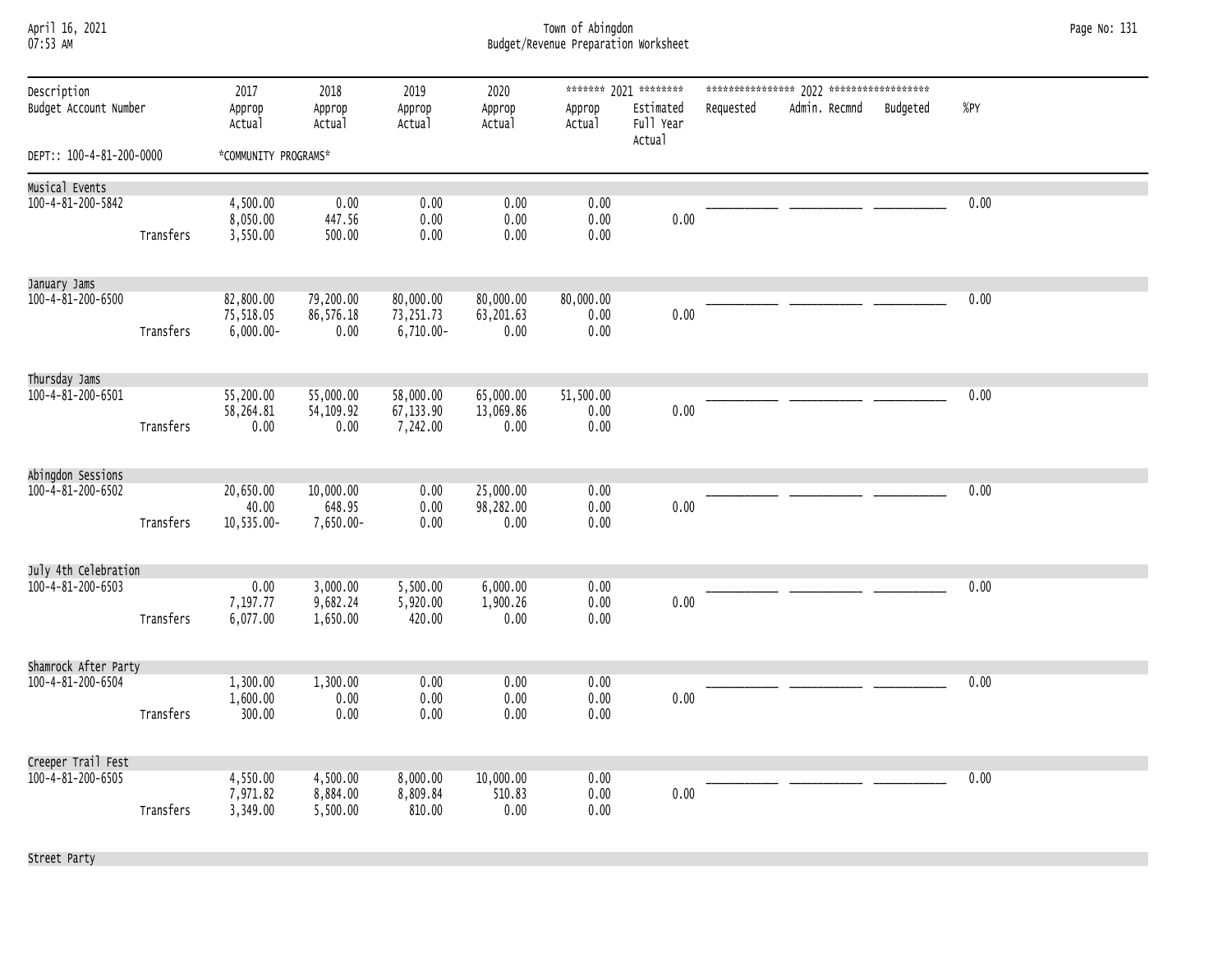Town of Abingdon
Budget/Revenue Preparation Worksheet

| Description / Budget Account Number | | 2017 Approp Actual | 2018 Approp Actual | 2019 Approp Actual | 2020 Approp Actual | 2021 Approp Actual | 2021 Estimated Full Year Actual | 2022 Requested | 2022 Admin. Recmnd | 2022 Budgeted | %PY |
|---|---|---|---|---|---|---|---|---|---|---|---|
| DEPT:: 100-4-81-200-0000 | | *COMMUNITY PROGRAMS* | | | | | | | | | |
| **Musical Events** | | | | | | | | | | | |
| 100-4-81-200-5842 | | 4,500.00 | 0.00 | 0.00 | 0.00 | 0.00 | | ___________ | ___________ | ___________ | 0.00 |
| | | 8,050.00 | 447.56 | 0.00 | 0.00 | 0.00 | 0.00 | | | | |
| | Transfers | 3,550.00 | 500.00 | 0.00 | 0.00 | 0.00 | | | | | |
| **January Jams** | | | | | | | | | | | |
| 100-4-81-200-6500 | | 82,800.00 | 79,200.00 | 80,000.00 | 80,000.00 | 80,000.00 | | ___________ | ___________ | ___________ | 0.00 |
| | | 75,518.05 | 86,576.18 | 73,251.73 | 63,201.63 | 0.00 | 0.00 | | | | |
| | Transfers | 6,000.00- | 0.00 | 6,710.00- | 0.00 | 0.00 | | | | | |
| **Thursday Jams** | | | | | | | | | | | |
| 100-4-81-200-6501 | | 55,200.00 | 55,000.00 | 58,000.00 | 65,000.00 | 51,500.00 | | ___________ | ___________ | ___________ | 0.00 |
| | | 58,264.81 | 54,109.92 | 67,133.90 | 13,069.86 | 0.00 | 0.00 | | | | |
| | Transfers | 0.00 | 0.00 | 7,242.00 | 0.00 | 0.00 | | | | | |
| **Abingdon Sessions** | | | | | | | | | | | |
| 100-4-81-200-6502 | | 20,650.00 | 10,000.00 | 0.00 | 25,000.00 | 0.00 | | ___________ | ___________ | ___________ | 0.00 |
| | | 40.00 | 648.95 | 0.00 | 98,282.00 | 0.00 | 0.00 | | | | |
| | Transfers | 10,535.00- | 7,650.00- | 0.00 | 0.00 | 0.00 | | | | | |
| **July 4th Celebration** | | | | | | | | | | | |
| 100-4-81-200-6503 | | 0.00 | 3,000.00 | 5,500.00 | 6,000.00 | 0.00 | | ___________ | ___________ | ___________ | 0.00 |
| | | 7,197.77 | 9,682.24 | 5,920.00 | 1,900.26 | 0.00 | 0.00 | | | | |
| | Transfers | 6,077.00 | 1,650.00 | 420.00 | 0.00 | 0.00 | | | | | |
| **Shamrock After Party** | | | | | | | | | | | |
| 100-4-81-200-6504 | | 1,300.00 | 1,300.00 | 0.00 | 0.00 | 0.00 | | ___________ | ___________ | ___________ | 0.00 |
| | | 1,600.00 | 0.00 | 0.00 | 0.00 | 0.00 | 0.00 | | | | |
| | Transfers | 300.00 | 0.00 | 0.00 | 0.00 | 0.00 | | | | | |
| **Creeper Trail Fest** | | | | | | | | | | | |
| 100-4-81-200-6505 | | 4,550.00 | 4,500.00 | 8,000.00 | 10,000.00 | 0.00 | | ___________ | ___________ | ___________ | 0.00 |
| | | 7,971.82 | 8,884.00 | 8,809.84 | 510.83 | 0.00 | 0.00 | | | | |
| | Transfers | 3,349.00 | 5,500.00 | 810.00 | 0.00 | 0.00 | | | | | |
| **Street Party** | | | | | | | | | | | |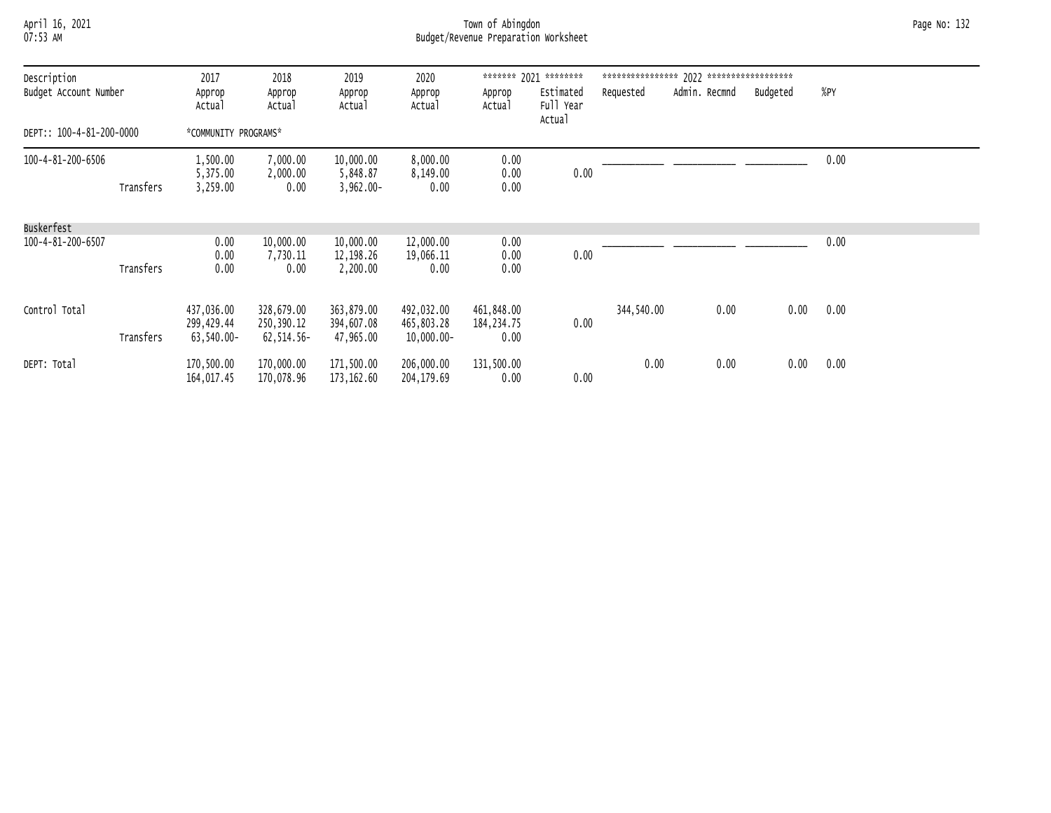# Town of Abingdon
## Budget/Revenue Preparation Worksheet

| Description / Budget Account Number | | 2017 Approp Actual | 2018 Approp Actual | 2019 Approp Actual | 2020 Approp Actual | 2021 Approp Actual | 2021 Estimated Full Year Actual | 2022 Requested | 2022 Admin. Recmnd | 2022 Budgeted | %PY |
|---|---|---|---|---|---|---|---|---|---|---|---|
| DEPT:: 100-4-81-200-0000 | | *COMMUNITY PROGRAMS* | | | | | | | | | |
| 100-4-81-200-6506 | | 1,500.00 | 7,000.00 | 10,000.00 | 8,000.00 | 0.00 | | ___________ | ___________ | ___________ | 0.00 |
| | | 5,375.00 | 2,000.00 | 5,848.87 | 8,149.00 | 0.00 | 0.00 | | | | |
| | Transfers | 3,259.00 | 0.00 | 3,962.00- | 0.00 | 0.00 | | | | | |
| Buskerfest | | | | | | | | | | | |
| 100-4-81-200-6507 | | 0.00 | 10,000.00 | 10,000.00 | 12,000.00 | 0.00 | | ___________ | ___________ | ___________ | 0.00 |
| | | 0.00 | 7,730.11 | 12,198.26 | 19,066.11 | 0.00 | 0.00 | | | | |
| | Transfers | 0.00 | 0.00 | 2,200.00 | 0.00 | 0.00 | | | | | |
| Control Total | | 437,036.00 | 328,679.00 | 363,879.00 | 492,032.00 | 461,848.00 | | 344,540.00 | 0.00 | 0.00 | 0.00 |
| | | 299,429.44 | 250,390.12 | 394,607.08 | 465,803.28 | 184,234.75 | 0.00 | | | | |
| | Transfers | 63,540.00- | 62,514.56- | 47,965.00 | 10,000.00- | 0.00 | | | | | |
| DEPT: Total | | 170,500.00 | 170,000.00 | 171,500.00 | 206,000.00 | 131,500.00 | | 0.00 | 0.00 | 0.00 | 0.00 |
| | | 164,017.45 | 170,078.96 | 173,162.60 | 204,179.69 | 0.00 | 0.00 | | | | |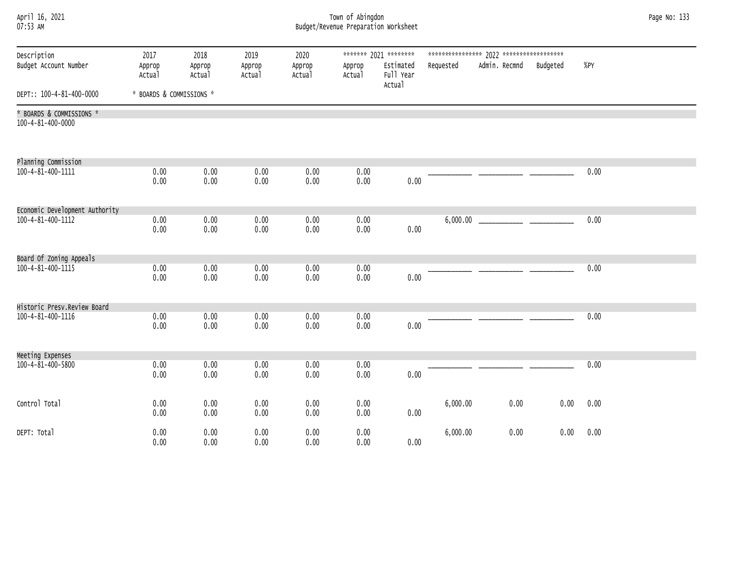Town of Abingdon
Budget/Revenue Preparation Worksheet

April 16, 2021
07:53 AM

| Description<br>Budget Account Number | 2017<br>Approp<br>Actual | 2018<br>Approp<br>Actual | 2019<br>Approp<br>Actual | 2020<br>Approp<br>Actual | 2021<br>Approp<br>Actual | 2021<br>Estimated<br>Full Year<br>Actual | 2022<br>Requested | 2022<br>Admin. Recmnd | 2022<br>Budgeted | %PY |
|---|---|---|---|---|---|---|---|---|---|---|
| DEPT:: 100-4-81-400-0000 | * BOARDS & COMMISSIONS * | | | | | | | | | |
| * BOARDS & COMMISSIONS *<br>100-4-81-400-0000 | | | | | | | | | | |
| Planning Commission<br>100-4-81-400-1111 | 0.00<br>0.00 | 0.00<br>0.00 | 0.00<br>0.00 | 0.00<br>0.00 | 0.00<br>0.00 | 0.00 | ___________ | ___________ | ___________ | 0.00 |
| Economic Development Authority<br>100-4-81-400-1112 | 0.00<br>0.00 | 0.00<br>0.00 | 0.00<br>0.00 | 0.00<br>0.00 | 0.00<br>0.00 | 0.00 | 6,000.00 | ___________ | ___________ | 0.00 |
| Board Of Zoning Appeals<br>100-4-81-400-1115 | 0.00<br>0.00 | 0.00<br>0.00 | 0.00<br>0.00 | 0.00<br>0.00 | 0.00<br>0.00 | 0.00 | ___________ | ___________ | ___________ | 0.00 |
| Historic Presv.Review Board<br>100-4-81-400-1116 | 0.00<br>0.00 | 0.00<br>0.00 | 0.00<br>0.00 | 0.00<br>0.00 | 0.00<br>0.00 | 0.00 | ___________ | ___________ | ___________ | 0.00 |
| Meeting Expenses<br>100-4-81-400-5800 | 0.00<br>0.00 | 0.00<br>0.00 | 0.00<br>0.00 | 0.00<br>0.00 | 0.00<br>0.00 | 0.00 | ___________ | ___________ | ___________ | 0.00 |
| Control Total | 0.00<br>0.00 | 0.00<br>0.00 | 0.00<br>0.00 | 0.00<br>0.00 | 0.00<br>0.00 | 0.00 | 6,000.00 | 0.00 | 0.00 | 0.00 |
| DEPT: Total | 0.00<br>0.00 | 0.00<br>0.00 | 0.00<br>0.00 | 0.00<br>0.00 | 0.00<br>0.00 | 0.00 | 6,000.00 | 0.00 | 0.00 | 0.00 |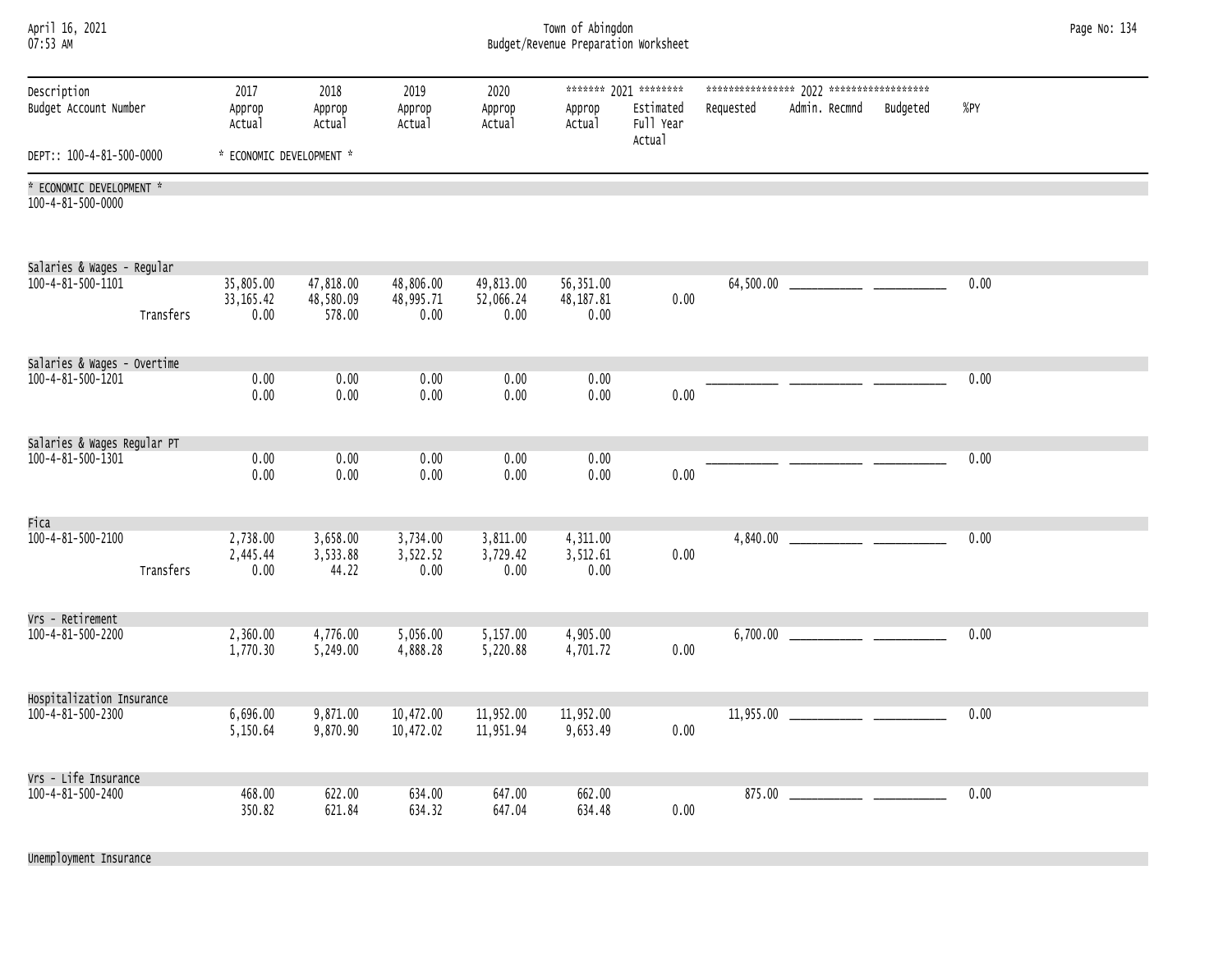Town of Abingdon
Budget/Revenue Preparation Worksheet

April 16, 2021
07:53 AM

| Description / Budget Account Number | | 2017 Approp / Actual | 2018 Approp / Actual | 2019 Approp / Actual | 2020 Approp / Actual | 2021 Approp / Actual | 2021 Estimated Full Year Actual | 2022 Requested | 2022 Admin. Recmnd | 2022 Budgeted | %PY |
|---|---|---|---|---|---|---|---|---|---|---|---|
| DEPT:: 100-4-81-500-0000 | | * ECONOMIC DEVELOPMENT * | | | | | | | | | |
| * ECONOMIC DEVELOPMENT * 100-4-81-500-0000 | | | | | | | | | | | |
| Salaries & Wages - Regular 100-4-81-500-1101 | | 35,805.00 | 47,818.00 | 48,806.00 | 49,813.00 | 56,351.00 | | 64,500.00 | ___________ | ___________ | 0.00 |
| | | 33,165.42 | 48,580.09 | 48,995.71 | 52,066.24 | 48,187.81 | 0.00 | | | | |
| | Transfers | 0.00 | 578.00 | 0.00 | 0.00 | 0.00 | | | | | |
| Salaries & Wages - Overtime 100-4-81-500-1201 | | 0.00 | 0.00 | 0.00 | 0.00 | 0.00 | | ___________ | ___________ | ___________ | 0.00 |
| | | 0.00 | 0.00 | 0.00 | 0.00 | 0.00 | 0.00 | | | | |
| Salaries & Wages Regular PT 100-4-81-500-1301 | | 0.00 | 0.00 | 0.00 | 0.00 | 0.00 | | ___________ | ___________ | ___________ | 0.00 |
| | | 0.00 | 0.00 | 0.00 | 0.00 | 0.00 | 0.00 | | | | |
| Fica 100-4-81-500-2100 | | 2,738.00 | 3,658.00 | 3,734.00 | 3,811.00 | 4,311.00 | | 4,840.00 | ___________ | ___________ | 0.00 |
| | | 2,445.44 | 3,533.88 | 3,522.52 | 3,729.42 | 3,512.61 | 0.00 | | | | |
| | Transfers | 0.00 | 44.22 | 0.00 | 0.00 | 0.00 | | | | | |
| Vrs - Retirement 100-4-81-500-2200 | | 2,360.00 | 4,776.00 | 5,056.00 | 5,157.00 | 4,905.00 | | 6,700.00 | ___________ | ___________ | 0.00 |
| | | 1,770.30 | 5,249.00 | 4,888.28 | 5,220.88 | 4,701.72 | 0.00 | | | | |
| Hospitalization Insurance 100-4-81-500-2300 | | 6,696.00 | 9,871.00 | 10,472.00 | 11,952.00 | 11,952.00 | | 11,955.00 | ___________ | ___________ | 0.00 |
| | | 5,150.64 | 9,870.90 | 10,472.02 | 11,951.94 | 9,653.49 | 0.00 | | | | |
| Vrs - Life Insurance 100-4-81-500-2400 | | 468.00 | 622.00 | 634.00 | 647.00 | 662.00 | | 875.00 | ___________ | ___________ | 0.00 |
| | | 350.82 | 621.84 | 634.32 | 647.04 | 634.48 | 0.00 | | | | |
| Unemployment Insurance | | | | | | | | | | | |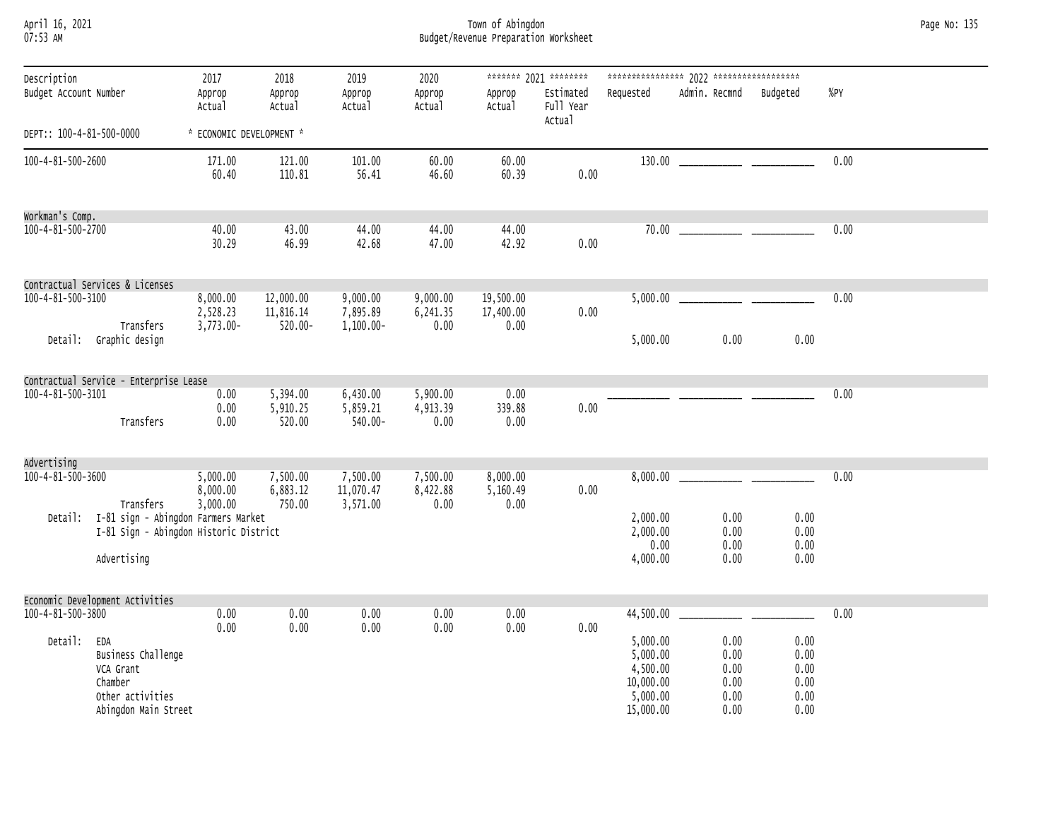| Description / Budget Account Number | | 2017 Approp Actual | 2018 Approp Actual | 2019 Approp Actual | 2020 Approp Actual | 2021 Approp Actual | 2021 Estimated Full Year Actual | 2022 Requested | 2022 Admin. Recmnd | 2022 Budgeted | %PY |
|---|---|---|---|---|---|---|---|---|---|---|---|
| DEPT:: 100-4-81-500-0000 | | * ECONOMIC DEVELOPMENT * | | | | | | | | | |
| 100-4-81-500-2600 | | 171.00 | 121.00 | 101.00 | 60.00 | 60.00 | | 130.00 | ___________ | ___________ | 0.00 |
| | | 60.40 | 110.81 | 56.41 | 46.60 | 60.39 | 0.00 | | | | |
| **Workman's Comp.** | | | | | | | | | | | |
| 100-4-81-500-2700 | | 40.00 | 43.00 | 44.00 | 44.00 | 44.00 | | 70.00 | ___________ | ___________ | 0.00 |
| | | 30.29 | 46.99 | 42.68 | 47.00 | 42.92 | 0.00 | | | | |
| **Contractual Services & Licenses** | | | | | | | | | | | |
| 100-4-81-500-3100 | | 8,000.00 | 12,000.00 | 9,000.00 | 9,000.00 | 19,500.00 | | 5,000.00 | ___________ | ___________ | 0.00 |
| | | 2,528.23 | 11,816.14 | 7,895.89 | 6,241.35 | 17,400.00 | 0.00 | | | | |
| | Transfers | 3,773.00- | 520.00- | 1,100.00- | 0.00 | 0.00 | | | | | |
| Detail: | Graphic design | | | | | | | 5,000.00 | 0.00 | 0.00 | |
| **Contractual Service - Enterprise Lease** | | | | | | | | | | | |
| 100-4-81-500-3101 | | 0.00 | 5,394.00 | 6,430.00 | 5,900.00 | 0.00 | | ___________ | ___________ | ___________ | 0.00 |
| | | 0.00 | 5,910.25 | 5,859.21 | 4,913.39 | 339.88 | 0.00 | | | | |
| | Transfers | 0.00 | 520.00 | 540.00- | 0.00 | 0.00 | | | | | |
| **Advertising** | | | | | | | | | | | |
| 100-4-81-500-3600 | | 5,000.00 | 7,500.00 | 7,500.00 | 7,500.00 | 8,000.00 | | 8,000.00 | ___________ | ___________ | 0.00 |
| | | 8,000.00 | 6,883.12 | 11,070.47 | 8,422.88 | 5,160.49 | 0.00 | | | | |
| | Transfers | 3,000.00 | 750.00 | 3,571.00 | 0.00 | 0.00 | | | | | |
| Detail: | I-81 sign - Abingdon Farmers Market | | | | | | | 2,000.00 | 0.00 | 0.00 | |
| | I-81 Sign - Abingdon Historic District | | | | | | | 2,000.00 | 0.00 | 0.00 | |
| | | | | | | | | 0.00 | 0.00 | 0.00 | |
| | Advertising | | | | | | | 4,000.00 | 0.00 | 0.00 | |
| **Economic Development Activities** | | | | | | | | | | | |
| 100-4-81-500-3800 | | 0.00 | 0.00 | 0.00 | 0.00 | 0.00 | | 44,500.00 | ___________ | ___________ | 0.00 |
| | | 0.00 | 0.00 | 0.00 | 0.00 | 0.00 | 0.00 | | | | |
| Detail: | EDA | | | | | | | 5,000.00 | 0.00 | 0.00 | |
| | Business Challenge | | | | | | | 5,000.00 | 0.00 | 0.00 | |
| | VCA Grant | | | | | | | 4,500.00 | 0.00 | 0.00 | |
| | Chamber | | | | | | | 10,000.00 | 0.00 | 0.00 | |
| | Other activities | | | | | | | 5,000.00 | 0.00 | 0.00 | |
| | Abingdon Main Street | | | | | | | 15,000.00 | 0.00 | 0.00 | |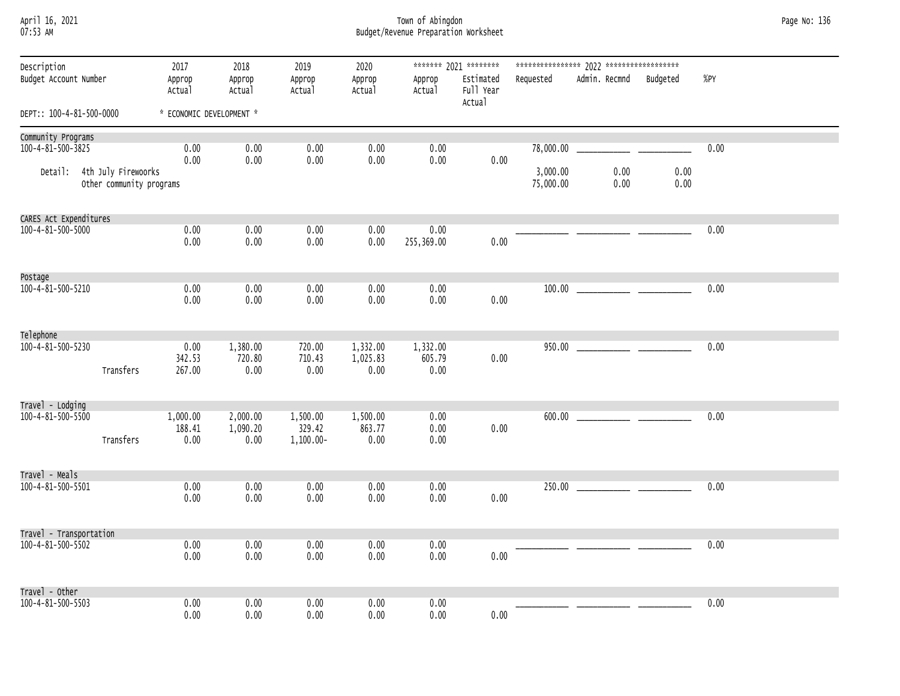| Description / Budget Account Number | | 2017 Approp Actual | 2018 Approp Actual | 2019 Approp Actual | 2020 Approp Actual | 2021 Approp Actual | 2021 Estimated Full Year Actual | 2022 Requested | 2022 Admin. Recmnd | 2022 Budgeted | %PY |
|---|---|---|---|---|---|---|---|---|---|---|---|
| DEPT:: 100-4-81-500-0000 | * ECONOMIC DEVELOPMENT * | | | | | | | | | | |
| **Community Programs** | | | | | | | | | | | |
| 100-4-81-500-3825 | | 0.00 | 0.00 | 0.00 | 0.00 | 0.00 | | 78,000.00 | ___________ | ___________ | 0.00 |
| | | 0.00 | 0.00 | 0.00 | 0.00 | 0.00 | 0.00 | | | | |
| Detail: 4th July Fireworks | | | | | | | | 3,000.00 | 0.00 | 0.00 | |
| Other community programs | | | | | | | | 75,000.00 | 0.00 | 0.00 | |
| **CARES Act Expenditures** | | | | | | | | | | | |
| 100-4-81-500-5000 | | 0.00 | 0.00 | 0.00 | 0.00 | 0.00 | | ___________ | ___________ | ___________ | 0.00 |
| | | 0.00 | 0.00 | 0.00 | 0.00 | 255,369.00 | 0.00 | | | | |
| **Postage** | | | | | | | | | | | |
| 100-4-81-500-5210 | | 0.00 | 0.00 | 0.00 | 0.00 | 0.00 | | 100.00 | ___________ | ___________ | 0.00 |
| | | 0.00 | 0.00 | 0.00 | 0.00 | 0.00 | 0.00 | | | | |
| **Telephone** | | | | | | | | | | | |
| 100-4-81-500-5230 | | 0.00 | 1,380.00 | 720.00 | 1,332.00 | 1,332.00 | | 950.00 | ___________ | ___________ | 0.00 |
| | | 342.53 | 720.80 | 710.43 | 1,025.83 | 605.79 | 0.00 | | | | |
| | Transfers | 267.00 | 0.00 | 0.00 | 0.00 | 0.00 | | | | | |
| **Travel - Lodging** | | | | | | | | | | | |
| 100-4-81-500-5500 | | 1,000.00 | 2,000.00 | 1,500.00 | 1,500.00 | 0.00 | | 600.00 | ___________ | ___________ | 0.00 |
| | | 188.41 | 1,090.20 | 329.42 | 863.77 | 0.00 | 0.00 | | | | |
| | Transfers | 0.00 | 0.00 | 1,100.00- | 0.00 | 0.00 | | | | | |
| **Travel - Meals** | | | | | | | | | | | |
| 100-4-81-500-5501 | | 0.00 | 0.00 | 0.00 | 0.00 | 0.00 | | 250.00 | ___________ | ___________ | 0.00 |
| | | 0.00 | 0.00 | 0.00 | 0.00 | 0.00 | 0.00 | | | | |
| **Travel - Transportation** | | | | | | | | | | | |
| 100-4-81-500-5502 | | 0.00 | 0.00 | 0.00 | 0.00 | 0.00 | | ___________ | ___________ | ___________ | 0.00 |
| | | 0.00 | 0.00 | 0.00 | 0.00 | 0.00 | 0.00 | | | | |
| **Travel - Other** | | | | | | | | | | | |
| 100-4-81-500-5503 | | 0.00 | 0.00 | 0.00 | 0.00 | 0.00 | | ___________ | ___________ | ___________ | 0.00 |
| | | 0.00 | 0.00 | 0.00 | 0.00 | 0.00 | 0.00 | | | | |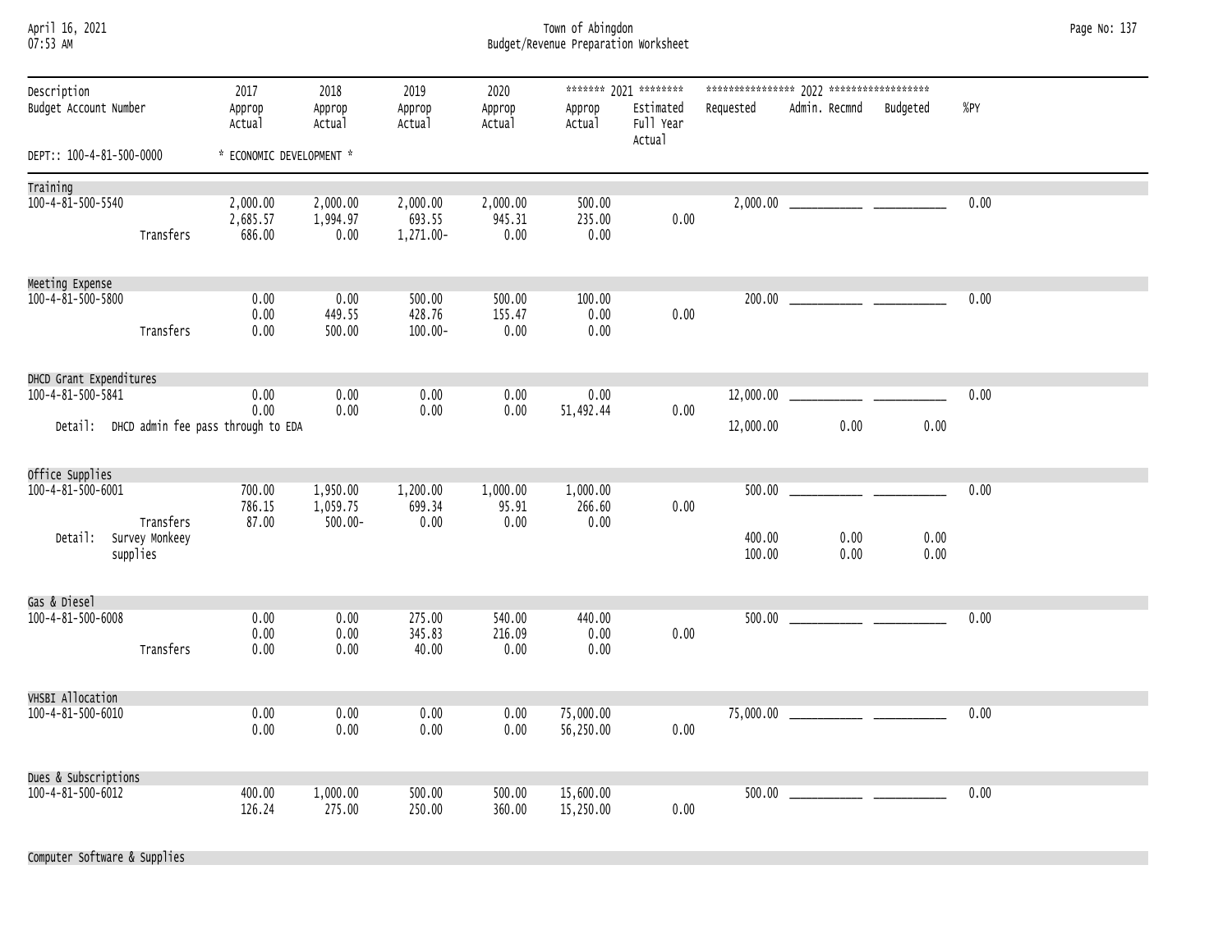Town of Abingdon
Budget/Revenue Preparation Worksheet

| Description / Budget Account Number | | 2017 Approp Actual | 2018 Approp Actual | 2019 Approp Actual | 2020 Approp Actual | 2021 Approp Actual | 2021 Estimated Full Year Actual | 2022 Requested | 2022 Admin. Recmnd | 2022 Budgeted | %PY |
|---|---|---|---|---|---|---|---|---|---|---|---|
| DEPT:: 100-4-81-500-0000 | * ECONOMIC DEVELOPMENT * | | | | | | | | | | |
| **Training** | | | | | | | | | | | |
| 100-4-81-500-5540 | | 2,000.00 | 2,000.00 | 2,000.00 | 2,000.00 | 500.00 | | 2,000.00 | ___________ | ___________ | 0.00 |
| | | 2,685.57 | 1,994.97 | 693.55 | 945.31 | 235.00 | 0.00 | | | | |
| | Transfers | 686.00 | 0.00 | 1,271.00- | 0.00 | 0.00 | | | | | |
| **Meeting Expense** | | | | | | | | | | | |
| 100-4-81-500-5800 | | 0.00 | 0.00 | 500.00 | 500.00 | 100.00 | | 200.00 | ___________ | ___________ | 0.00 |
| | | 0.00 | 449.55 | 428.76 | 155.47 | 0.00 | 0.00 | | | | |
| | Transfers | 0.00 | 500.00 | 100.00- | 0.00 | 0.00 | | | | | |
| **DHCD Grant Expenditures** | | | | | | | | | | | |
| 100-4-81-500-5841 | | 0.00 | 0.00 | 0.00 | 0.00 | 0.00 | | 12,000.00 | ___________ | ___________ | 0.00 |
| | | 0.00 | 0.00 | 0.00 | 0.00 | 51,492.44 | 0.00 | | | | |
| Detail: | DHCD admin fee pass through to EDA | | | | | | | 12,000.00 | 0.00 | 0.00 | |
| **Office Supplies** | | | | | | | | | | | |
| 100-4-81-500-6001 | | 700.00 | 1,950.00 | 1,200.00 | 1,000.00 | 1,000.00 | | 500.00 | ___________ | ___________ | 0.00 |
| | | 786.15 | 1,059.75 | 699.34 | 95.91 | 266.60 | 0.00 | | | | |
| | Transfers | 87.00 | 500.00- | 0.00 | 0.00 | 0.00 | | | | | |
| Detail: | Survey Monkeey | | | | | | | 400.00 | 0.00 | 0.00 | |
| | supplies | | | | | | | 100.00 | 0.00 | 0.00 | |
| **Gas & Diesel** | | | | | | | | | | | |
| 100-4-81-500-6008 | | 0.00 | 0.00 | 275.00 | 540.00 | 440.00 | | 500.00 | ___________ | ___________ | 0.00 |
| | | 0.00 | 0.00 | 345.83 | 216.09 | 0.00 | 0.00 | | | | |
| | Transfers | 0.00 | 0.00 | 40.00 | 0.00 | 0.00 | | | | | |
| **VHSBI Allocation** | | | | | | | | | | | |
| 100-4-81-500-6010 | | 0.00 | 0.00 | 0.00 | 0.00 | 75,000.00 | | 75,000.00 | ___________ | ___________ | 0.00 |
| | | 0.00 | 0.00 | 0.00 | 0.00 | 56,250.00 | 0.00 | | | | |
| **Dues & Subscriptions** | | | | | | | | | | | |
| 100-4-81-500-6012 | | 400.00 | 1,000.00 | 500.00 | 500.00 | 15,600.00 | | 500.00 | ___________ | ___________ | 0.00 |
| | | 126.24 | 275.00 | 250.00 | 360.00 | 15,250.00 | 0.00 | | | | |
| **Computer Software & Supplies** | | | | | | | | | | | |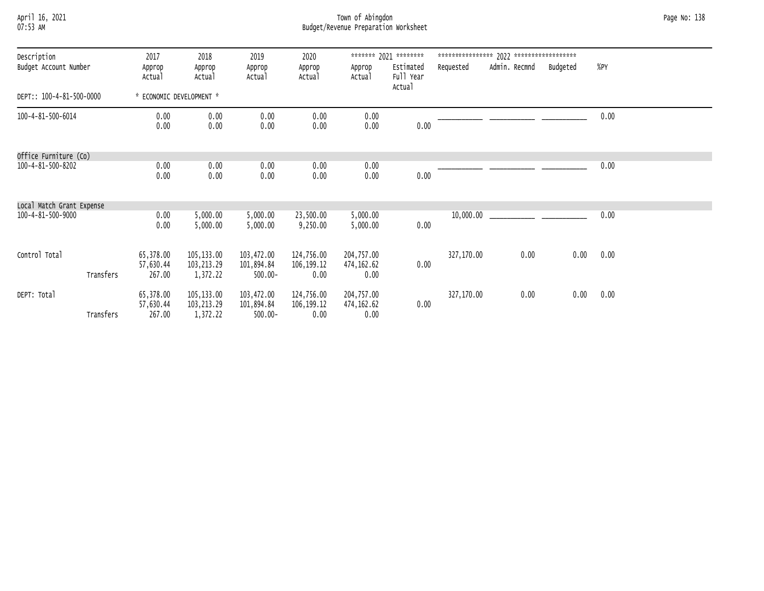| Description<br>Budget Account Number | | 2017<br>Approp<br>Actual | 2018<br>Approp<br>Actual | 2019<br>Approp<br>Actual | 2020<br>Approp<br>Actual | 2021<br>Approp<br>Actual | 2021<br>Estimated<br>Full Year<br>Actual | 2022<br>Requested | 2022<br>Admin. Recmnd | 2022<br>Budgeted | %PY |
|---|---|---|---|---|---|---|---|---|---|---|---|
| DEPT:: 100-4-81-500-0000 | | * ECONOMIC DEVELOPMENT * | | | | | | | | | |
| 100-4-81-500-6014 | | 0.00<br>0.00 | 0.00<br>0.00 | 0.00<br>0.00 | 0.00<br>0.00 | 0.00<br>0.00 | 0.00 | ___________ | ___________ | ___________ | 0.00 |
| Office Furniture (Co)<br>100-4-81-500-8202 | | 0.00<br>0.00 | 0.00<br>0.00 | 0.00<br>0.00 | 0.00<br>0.00 | 0.00<br>0.00 | 0.00 | ___________ | ___________ | ___________ | 0.00 |
| Local Match Grant Expense<br>100-4-81-500-9000 | | 0.00<br>0.00 | 5,000.00<br>5,000.00 | 5,000.00<br>5,000.00 | 23,500.00<br>9,250.00 | 5,000.00<br>5,000.00 | 0.00 | 10,000.00 | ___________ | ___________ | 0.00 |
| Control Total | | 65,378.00<br>57,630.44 | 105,133.00<br>103,213.29 | 103,472.00<br>101,894.84 | 124,756.00<br>106,199.12 | 204,757.00<br>474,162.62 | 0.00 | 327,170.00 | 0.00 | 0.00 | 0.00 |
| | Transfers | 267.00 | 1,372.22 | 500.00- | 0.00 | 0.00 | | | | | |
| DEPT: Total | | 65,378.00<br>57,630.44 | 105,133.00<br>103,213.29 | 103,472.00<br>101,894.84 | 124,756.00<br>106,199.12 | 204,757.00<br>474,162.62 | 0.00 | 327,170.00 | 0.00 | 0.00 | 0.00 |
| | Transfers | 267.00 | 1,372.22 | 500.00- | 0.00 | 0.00 | | | | | |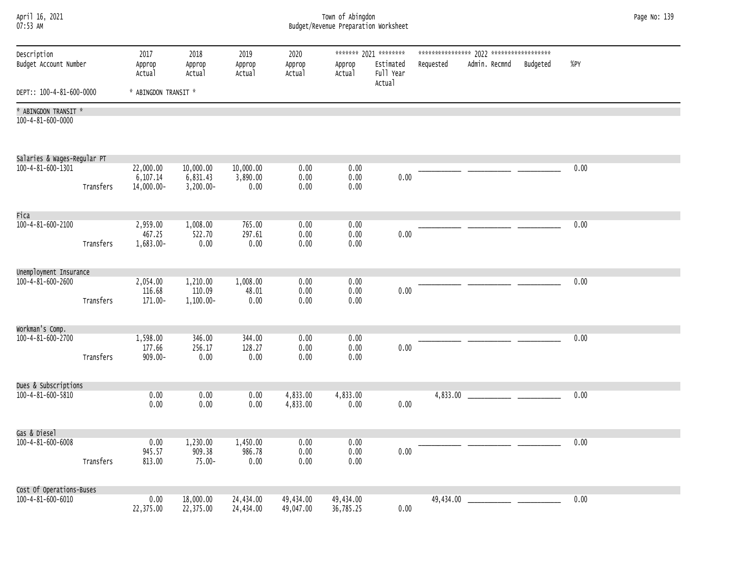# Town of Abingdon
## Budget/Revenue Preparation Worksheet

April 16, 2021
07:53 AM

| Description / Budget Account Number | | 2017 Approp Actual | 2018 Approp Actual | 2019 Approp Actual | 2020 Approp Actual | 2021 Approp Actual | 2021 Estimated Full Year Actual | 2022 Requested | 2022 Admin. Recmnd | 2022 Budgeted | %PY |
|---|---|---|---|---|---|---|---|---|---|---|---|
| DEPT:: 100-4-81-600-0000 | | * ABINGDON TRANSIT * | | | | | | | | | |
| * ABINGDON TRANSIT * 100-4-81-600-0000 | | | | | | | | | | | |
| Salaries & Wages-Regular PT 100-4-81-600-1301 | | 22,000.00 | 10,000.00 | 10,000.00 | 0.00 | 0.00 | | ___ | ___ | ___ | 0.00 |
| | | 6,107.14 | 6,831.43 | 3,890.00 | 0.00 | 0.00 | 0.00 | | | | |
| | Transfers | 14,000.00- | 3,200.00- | 0.00 | 0.00 | 0.00 | | | | | |
| Fica 100-4-81-600-2100 | | 2,959.00 | 1,008.00 | 765.00 | 0.00 | 0.00 | | ___ | ___ | ___ | 0.00 |
| | | 467.25 | 522.70 | 297.61 | 0.00 | 0.00 | 0.00 | | | | |
| | Transfers | 1,683.00- | 0.00 | 0.00 | 0.00 | 0.00 | | | | | |
| Unemployment Insurance 100-4-81-600-2600 | | 2,054.00 | 1,210.00 | 1,008.00 | 0.00 | 0.00 | | ___ | ___ | ___ | 0.00 |
| | | 116.68 | 110.09 | 48.01 | 0.00 | 0.00 | 0.00 | | | | |
| | Transfers | 171.00- | 1,100.00- | 0.00 | 0.00 | 0.00 | | | | | |
| Workman's Comp. 100-4-81-600-2700 | | 1,598.00 | 346.00 | 344.00 | 0.00 | 0.00 | | ___ | ___ | ___ | 0.00 |
| | | 177.66 | 256.17 | 128.27 | 0.00 | 0.00 | 0.00 | | | | |
| | Transfers | 909.00- | 0.00 | 0.00 | 0.00 | 0.00 | | | | | |
| Dues & Subscriptions 100-4-81-600-5810 | | 0.00 | 0.00 | 0.00 | 4,833.00 | 4,833.00 | | 4,833.00 | ___ | ___ | 0.00 |
| | | 0.00 | 0.00 | 0.00 | 4,833.00 | 0.00 | 0.00 | | | | |
| Gas & Diesel 100-4-81-600-6008 | | 0.00 | 1,230.00 | 1,450.00 | 0.00 | 0.00 | | ___ | ___ | ___ | 0.00 |
| | | 945.57 | 909.38 | 986.78 | 0.00 | 0.00 | 0.00 | | | | |
| | Transfers | 813.00 | 75.00- | 0.00 | 0.00 | 0.00 | | | | | |
| Cost Of Operations-Buses 100-4-81-600-6010 | | 0.00 | 18,000.00 | 24,434.00 | 49,434.00 | 49,434.00 | | 49,434.00 | ___ | ___ | 0.00 |
| | | 22,375.00 | 22,375.00 | 24,434.00 | 49,047.00 | 36,785.25 | 0.00 | | | | |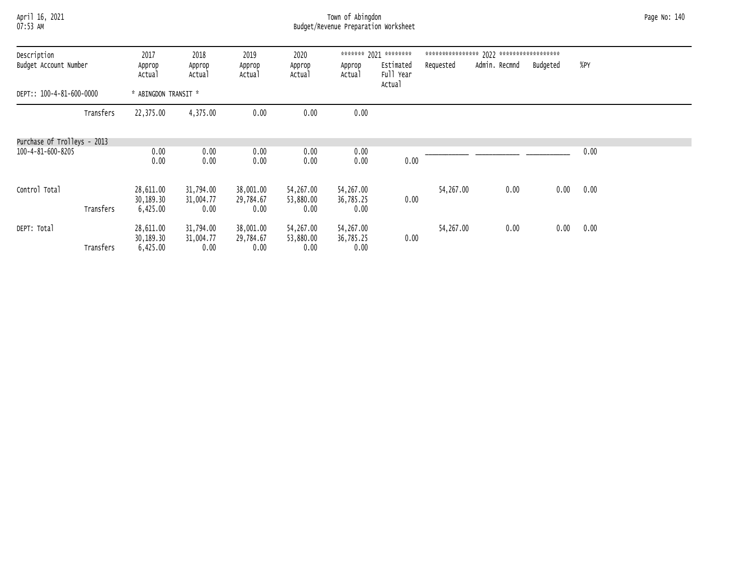| Description<br>Budget Account Number | | 2017<br>Approp<br>Actual | 2018<br>Approp<br>Actual | 2019<br>Approp<br>Actual | 2020<br>Approp<br>Actual | ******* 2021 ********<br>Approp<br>Actual | Estimated<br>Full Year<br>Actual | **************** 2022 ******************<br>Requested | Admin. Recmnd | Budgeted | %PY |
|---|---|---|---|---|---|---|---|---|---|---|---|
| DEPT:: 100-4-81-600-0000 | | * ABINGDON TRANSIT * | | | | | | | | | |
| | Transfers | 22,375.00 | 4,375.00 | 0.00 | 0.00 | 0.00 | | | | | |
| Purchase Of Trolleys - 2013 | | | | | | | | | | | |
| 100-4-81-600-8205 | | 0.00 | 0.00 | 0.00 | 0.00 | 0.00 | | ___________ | ___________ | ___________ | 0.00 |
| | | 0.00 | 0.00 | 0.00 | 0.00 | 0.00 | 0.00 | | | | |
| Control Total | | 28,611.00 | 31,794.00 | 38,001.00 | 54,267.00 | 54,267.00 | | 54,267.00 | 0.00 | 0.00 | 0.00 |
| | | 30,189.30 | 31,004.77 | 29,784.67 | 53,880.00 | 36,785.25 | 0.00 | | | | |
| | Transfers | 6,425.00 | 0.00 | 0.00 | 0.00 | 0.00 | | | | | |
| DEPT: Total | | 28,611.00 | 31,794.00 | 38,001.00 | 54,267.00 | 54,267.00 | | 54,267.00 | 0.00 | 0.00 | 0.00 |
| | | 30,189.30 | 31,004.77 | 29,784.67 | 53,880.00 | 36,785.25 | 0.00 | | | | |
| | Transfers | 6,425.00 | 0.00 | 0.00 | 0.00 | 0.00 | | | | | |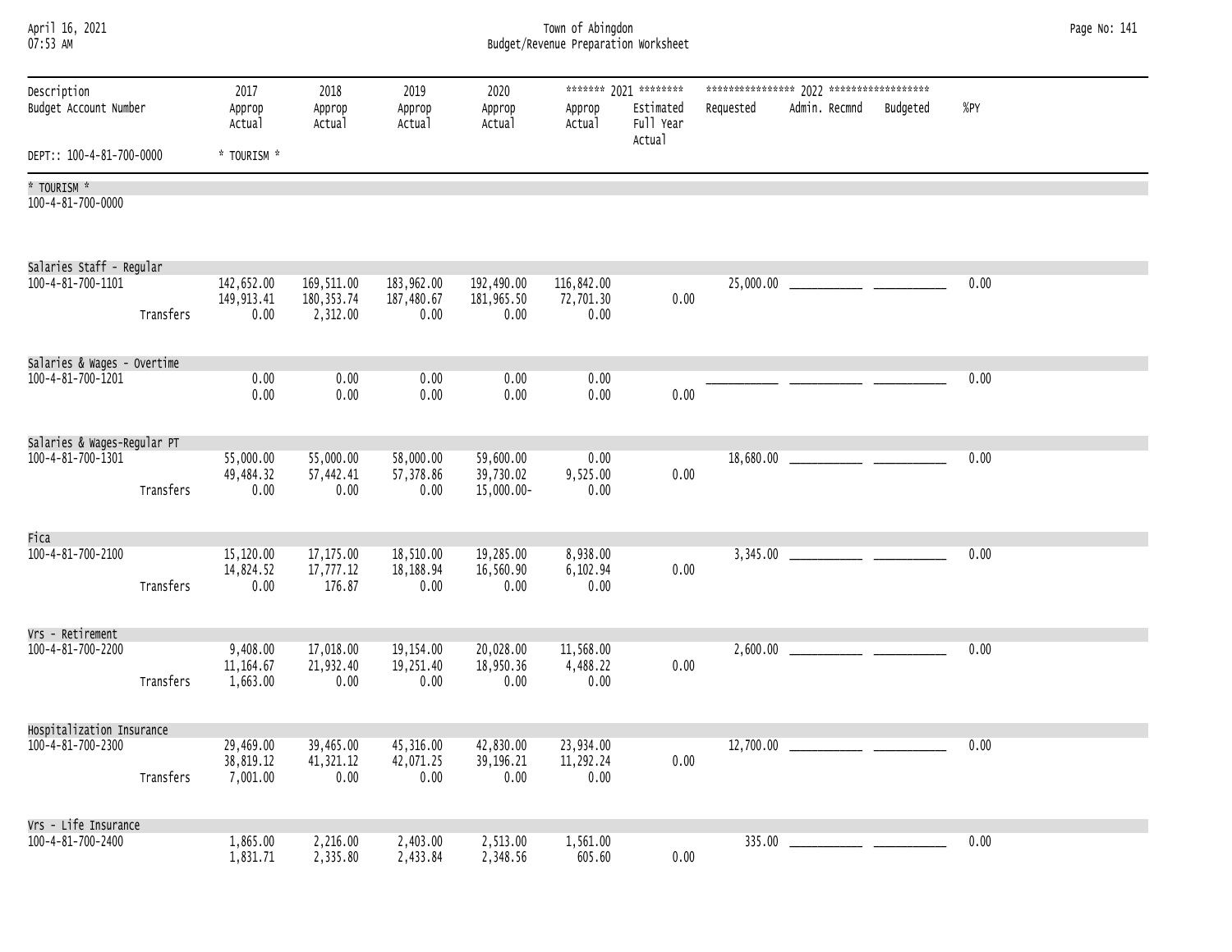Town of Abingdon
Budget/Revenue Preparation Worksheet

April 16, 2021
07:53 AM

| Description / Budget Account Number | | 2017 Approp Actual | 2018 Approp Actual | 2019 Approp Actual | 2020 Approp Actual | 2021 Approp Actual | 2021 Estimated Full Year Actual | 2022 Requested | 2022 Admin. Recmnd | 2022 Budgeted | %PY |
|---|---|---|---|---|---|---|---|---|---|---|---|
| DEPT:: 100-4-81-700-0000 | | * TOURISM * | | | | | | | | | |
| * TOURISM * 100-4-81-700-0000 | | | | | | | | | | | |
| Salaries Staff - Regular 100-4-81-700-1101 | | 142,652.00 | 169,511.00 | 183,962.00 | 192,490.00 | 116,842.00 | | 25,000.00 | ___________ | ___________ | 0.00 |
| | | 149,913.41 | 180,353.74 | 187,480.67 | 181,965.50 | 72,701.30 | 0.00 | | | | |
| | Transfers | 0.00 | 2,312.00 | 0.00 | 0.00 | 0.00 | | | | | |
| Salaries & Wages - Overtime 100-4-81-700-1201 | | 0.00 | 0.00 | 0.00 | 0.00 | 0.00 | | ___________ | ___________ | ___________ | 0.00 |
| | | 0.00 | 0.00 | 0.00 | 0.00 | 0.00 | 0.00 | | | | |
| Salaries & Wages-Regular PT 100-4-81-700-1301 | | 55,000.00 | 55,000.00 | 58,000.00 | 59,600.00 | 0.00 | | 18,680.00 | ___________ | ___________ | 0.00 |
| | | 49,484.32 | 57,442.41 | 57,378.86 | 39,730.02 | 9,525.00 | 0.00 | | | | |
| | Transfers | 0.00 | 0.00 | 0.00 | 15,000.00- | 0.00 | | | | | |
| Fica 100-4-81-700-2100 | | 15,120.00 | 17,175.00 | 18,510.00 | 19,285.00 | 8,938.00 | | 3,345.00 | ___________ | ___________ | 0.00 |
| | | 14,824.52 | 17,777.12 | 18,188.94 | 16,560.90 | 6,102.94 | 0.00 | | | | |
| | Transfers | 0.00 | 176.87 | 0.00 | 0.00 | 0.00 | | | | | |
| Vrs - Retirement 100-4-81-700-2200 | | 9,408.00 | 17,018.00 | 19,154.00 | 20,028.00 | 11,568.00 | | 2,600.00 | ___________ | ___________ | 0.00 |
| | | 11,164.67 | 21,932.40 | 19,251.40 | 18,950.36 | 4,488.22 | 0.00 | | | | |
| | Transfers | 1,663.00 | 0.00 | 0.00 | 0.00 | 0.00 | | | | | |
| Hospitalization Insurance 100-4-81-700-2300 | | 29,469.00 | 39,465.00 | 45,316.00 | 42,830.00 | 23,934.00 | | 12,700.00 | ___________ | ___________ | 0.00 |
| | | 38,819.12 | 41,321.12 | 42,071.25 | 39,196.21 | 11,292.24 | 0.00 | | | | |
| | Transfers | 7,001.00 | 0.00 | 0.00 | 0.00 | 0.00 | | | | | |
| Vrs - Life Insurance 100-4-81-700-2400 | | 1,865.00 | 2,216.00 | 2,403.00 | 2,513.00 | 1,561.00 | | 335.00 | ___________ | ___________ | 0.00 |
| | | 1,831.71 | 2,335.80 | 2,433.84 | 2,348.56 | 605.60 | 0.00 | | | | |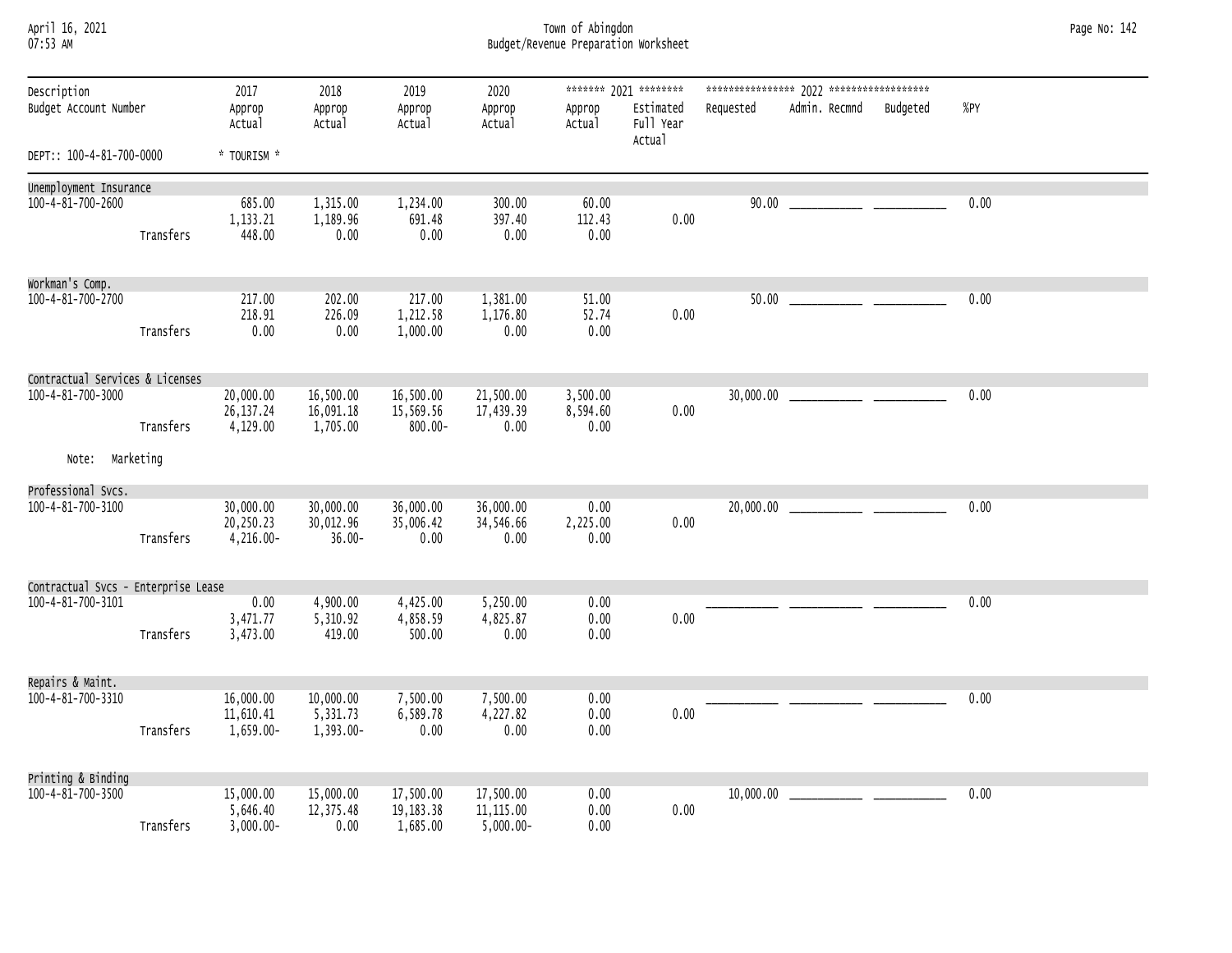Town of Abingdon
Budget/Revenue Preparation Worksheet

April 16, 2021
07:53 AM

| Description / Budget Account Number | | 2017 Approp Actual | 2018 Approp Actual | 2019 Approp Actual | 2020 Approp Actual | 2021 Approp Actual | 2021 Estimated Full Year Actual | 2022 Requested | 2022 Admin. Recmnd | 2022 Budgeted | %PY |
|---|---|---|---|---|---|---|---|---|---|---|---|
| DEPT:: 100-4-81-700-0000 | | * TOURISM * | | | | | | | | | |
| **Unemployment Insurance** | | | | | | | | | | | |
| 100-4-81-700-2600 | | 685.00 | 1,315.00 | 1,234.00 | 300.00 | 60.00 | | 90.00 | ___________ | ___________ | 0.00 |
| | | 1,133.21 | 1,189.96 | 691.48 | 397.40 | 112.43 | 0.00 | | | | |
| | Transfers | 448.00 | 0.00 | 0.00 | 0.00 | 0.00 | | | | | |
| **Workman's Comp.** | | | | | | | | | | | |
| 100-4-81-700-2700 | | 217.00 | 202.00 | 217.00 | 1,381.00 | 51.00 | | 50.00 | ___________ | ___________ | 0.00 |
| | | 218.91 | 226.09 | 1,212.58 | 1,176.80 | 52.74 | 0.00 | | | | |
| | Transfers | 0.00 | 0.00 | 1,000.00 | 0.00 | 0.00 | | | | | |
| **Contractual Services & Licenses** | | | | | | | | | | | |
| 100-4-81-700-3000 | | 20,000.00 | 16,500.00 | 16,500.00 | 21,500.00 | 3,500.00 | | 30,000.00 | ___________ | ___________ | 0.00 |
| | | 26,137.24 | 16,091.18 | 15,569.56 | 17,439.39 | 8,594.60 | 0.00 | | | | |
| | Transfers | 4,129.00 | 1,705.00 | 800.00- | 0.00 | 0.00 | | | | | |
| Note: Marketing | | | | | | | | | | | |
| **Professional Svcs.** | | | | | | | | | | | |
| 100-4-81-700-3100 | | 30,000.00 | 30,000.00 | 36,000.00 | 36,000.00 | 0.00 | | 20,000.00 | ___________ | ___________ | 0.00 |
| | | 20,250.23 | 30,012.96 | 35,006.42 | 34,546.66 | 2,225.00 | 0.00 | | | | |
| | Transfers | 4,216.00- | 36.00- | 0.00 | 0.00 | 0.00 | | | | | |
| **Contractual Svcs - Enterprise Lease** | | | | | | | | | | | |
| 100-4-81-700-3101 | | 0.00 | 4,900.00 | 4,425.00 | 5,250.00 | 0.00 | | ___________ | ___________ | ___________ | 0.00 |
| | | 3,471.77 | 5,310.92 | 4,858.59 | 4,825.87 | 0.00 | 0.00 | | | | |
| | Transfers | 3,473.00 | 419.00 | 500.00 | 0.00 | 0.00 | | | | | |
| **Repairs & Maint.** | | | | | | | | | | | |
| 100-4-81-700-3310 | | 16,000.00 | 10,000.00 | 7,500.00 | 7,500.00 | 0.00 | | ___________ | ___________ | ___________ | 0.00 |
| | | 11,610.41 | 5,331.73 | 6,589.78 | 4,227.82 | 0.00 | 0.00 | | | | |
| | Transfers | 1,659.00- | 1,393.00- | 0.00 | 0.00 | 0.00 | | | | | |
| **Printing & Binding** | | | | | | | | | | | |
| 100-4-81-700-3500 | | 15,000.00 | 15,000.00 | 17,500.00 | 17,500.00 | 0.00 | | 10,000.00 | ___________ | ___________ | 0.00 |
| | | 5,646.40 | 12,375.48 | 19,183.38 | 11,115.00 | 0.00 | 0.00 | | | | |
| | Transfers | 3,000.00- | 0.00 | 1,685.00 | 5,000.00- | 0.00 | | | | | |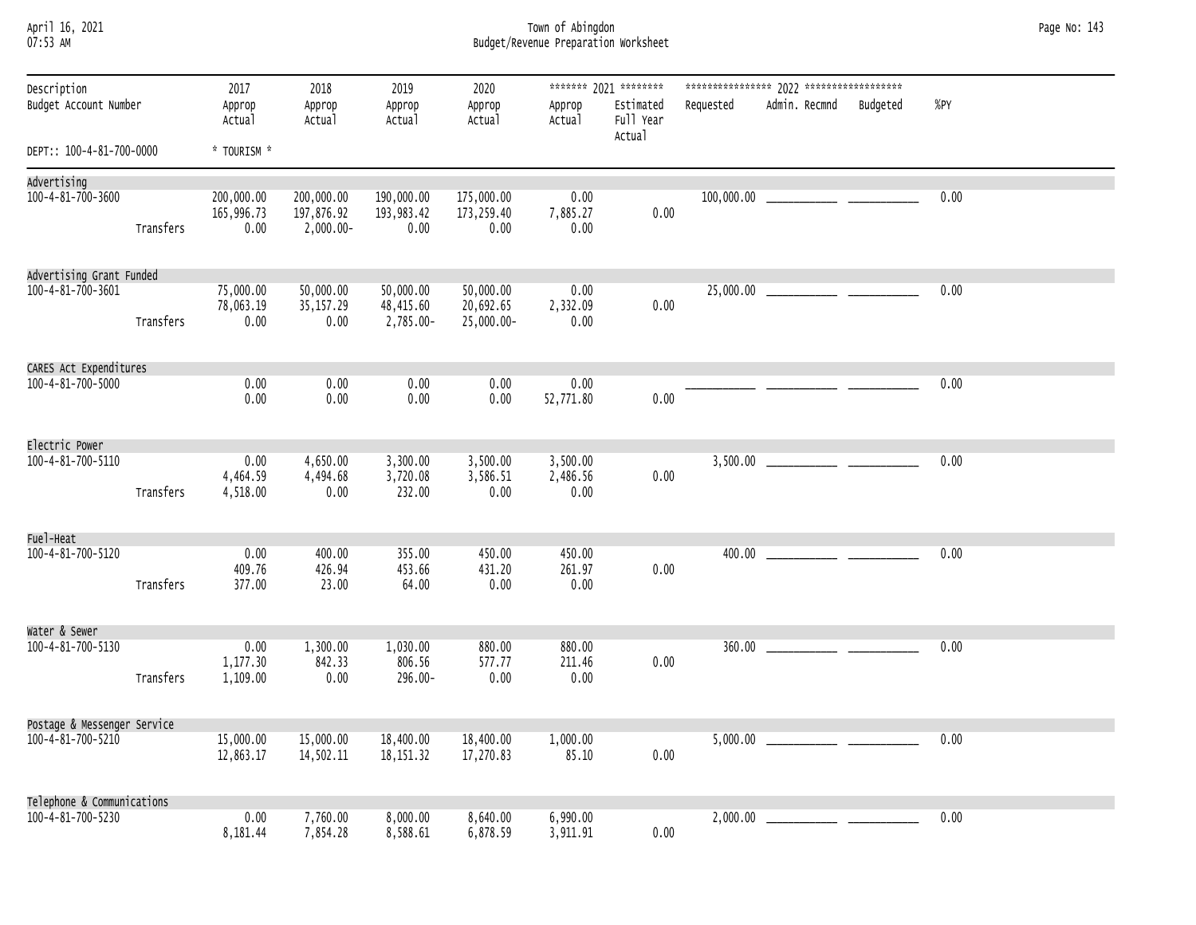Town of Abingdon
Budget/Revenue Preparation Worksheet

| Description / Budget Account Number | | 2017 Approp Actual | 2018 Approp Actual | 2019 Approp Actual | 2020 Approp Actual | 2021 Approp Actual | 2021 Estimated Full Year Actual | 2022 Requested | 2022 Admin. Recmnd | 2022 Budgeted | %PY |
|---|---|---|---|---|---|---|---|---|---|---|---|
| DEPT:: 100-4-81-700-0000 | | * TOURISM * | | | | | | | | | |
| **Advertising** | | | | | | | | | | | |
| 100-4-81-700-3600 | | 200,000.00 | 200,000.00 | 190,000.00 | 175,000.00 | 0.00 | | 100,000.00 | ___________ | ___________ | 0.00 |
| | | 165,996.73 | 197,876.92 | 193,983.42 | 173,259.40 | 7,885.27 | 0.00 | | | | |
| | Transfers | 0.00 | 2,000.00- | 0.00 | 0.00 | 0.00 | | | | | |
| **Advertising Grant Funded** | | | | | | | | | | | |
| 100-4-81-700-3601 | | 75,000.00 | 50,000.00 | 50,000.00 | 50,000.00 | 0.00 | | 25,000.00 | ___________ | ___________ | 0.00 |
| | | 78,063.19 | 35,157.29 | 48,415.60 | 20,692.65 | 2,332.09 | 0.00 | | | | |
| | Transfers | 0.00 | 0.00 | 2,785.00- | 25,000.00- | 0.00 | | | | | |
| **CARES Act Expenditures** | | | | | | | | | | | |
| 100-4-81-700-5000 | | 0.00 | 0.00 | 0.00 | 0.00 | 0.00 | | ___________ | ___________ | ___________ | 0.00 |
| | | 0.00 | 0.00 | 0.00 | 0.00 | 52,771.80 | 0.00 | | | | |
| **Electric Power** | | | | | | | | | | | |
| 100-4-81-700-5110 | | 0.00 | 4,650.00 | 3,300.00 | 3,500.00 | 3,500.00 | | 3,500.00 | ___________ | ___________ | 0.00 |
| | | 4,464.59 | 4,494.68 | 3,720.08 | 3,586.51 | 2,486.56 | 0.00 | | | | |
| | Transfers | 4,518.00 | 0.00 | 232.00 | 0.00 | 0.00 | | | | | |
| **Fuel-Heat** | | | | | | | | | | | |
| 100-4-81-700-5120 | | 0.00 | 400.00 | 355.00 | 450.00 | 450.00 | | 400.00 | ___________ | ___________ | 0.00 |
| | | 409.76 | 426.94 | 453.66 | 431.20 | 261.97 | 0.00 | | | | |
| | Transfers | 377.00 | 23.00 | 64.00 | 0.00 | 0.00 | | | | | |
| **Water & Sewer** | | | | | | | | | | | |
| 100-4-81-700-5130 | | 0.00 | 1,300.00 | 1,030.00 | 880.00 | 880.00 | | 360.00 | ___________ | ___________ | 0.00 |
| | | 1,177.30 | 842.33 | 806.56 | 577.77 | 211.46 | 0.00 | | | | |
| | Transfers | 1,109.00 | 0.00 | 296.00- | 0.00 | 0.00 | | | | | |
| **Postage & Messenger Service** | | | | | | | | | | | |
| 100-4-81-700-5210 | | 15,000.00 | 15,000.00 | 18,400.00 | 18,400.00 | 1,000.00 | | 5,000.00 | ___________ | ___________ | 0.00 |
| | | 12,863.17 | 14,502.11 | 18,151.32 | 17,270.83 | 85.10 | 0.00 | | | | |
| **Telephone & Communications** | | | | | | | | | | | |
| 100-4-81-700-5230 | | 0.00 | 7,760.00 | 8,000.00 | 8,640.00 | 6,990.00 | | 2,000.00 | ___________ | ___________ | 0.00 |
| | | 8,181.44 | 7,854.28 | 8,588.61 | 6,878.59 | 3,911.91 | 0.00 | | | | |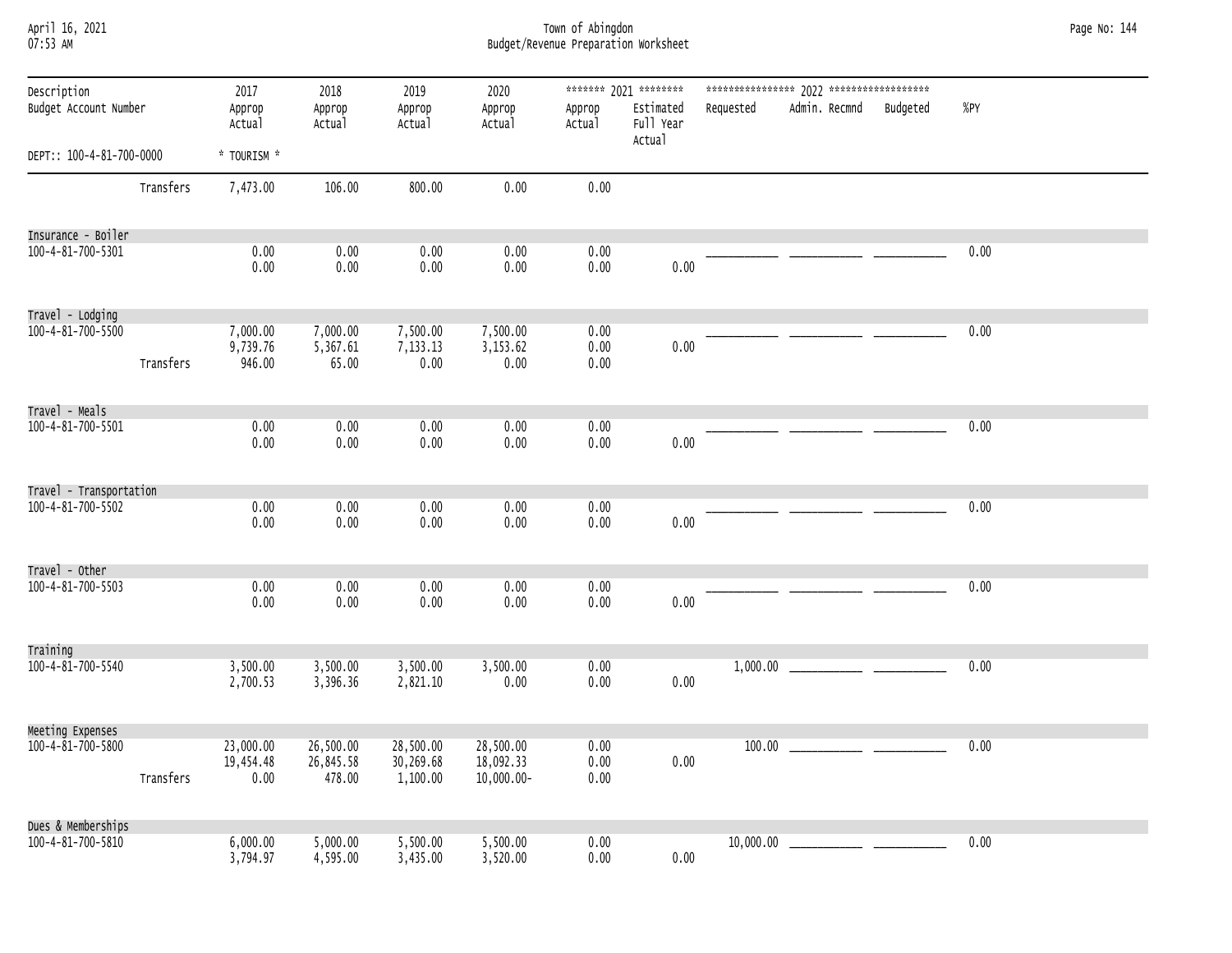Town of Abingdon
Budget/Revenue Preparation Worksheet

| Description / Budget Account Number | | 2017 Approp Actual | 2018 Approp Actual | 2019 Approp Actual | 2020 Approp Actual | 2021 Approp Actual | 2021 Estimated Full Year Actual | 2022 Requested | 2022 Admin. Recmnd | 2022 Budgeted | %PY |
|---|---|---|---|---|---|---|---|---|---|---|---|
| DEPT:: 100-4-81-700-0000 | | * TOURISM * | | | | | | | | | |
| | Transfers | 7,473.00 | 106.00 | 800.00 | 0.00 | 0.00 | | | | | |
| **Insurance - Boiler** | | | | | | | | | | | |
| 100-4-81-700-5301 | | 0.00 | 0.00 | 0.00 | 0.00 | 0.00 | | ___________ | ___________ | ___________ | 0.00 |
| | | 0.00 | 0.00 | 0.00 | 0.00 | 0.00 | 0.00 | | | | |
| **Travel - Lodging** | | | | | | | | | | | |
| 100-4-81-700-5500 | | 7,000.00 | 7,000.00 | 7,500.00 | 7,500.00 | 0.00 | | ___________ | ___________ | ___________ | 0.00 |
| | | 9,739.76 | 5,367.61 | 7,133.13 | 3,153.62 | 0.00 | 0.00 | | | | |
| | Transfers | 946.00 | 65.00 | 0.00 | 0.00 | 0.00 | | | | | |
| **Travel - Meals** | | | | | | | | | | | |
| 100-4-81-700-5501 | | 0.00 | 0.00 | 0.00 | 0.00 | 0.00 | | ___________ | ___________ | ___________ | 0.00 |
| | | 0.00 | 0.00 | 0.00 | 0.00 | 0.00 | 0.00 | | | | |
| **Travel - Transportation** | | | | | | | | | | | |
| 100-4-81-700-5502 | | 0.00 | 0.00 | 0.00 | 0.00 | 0.00 | | ___________ | ___________ | ___________ | 0.00 |
| | | 0.00 | 0.00 | 0.00 | 0.00 | 0.00 | 0.00 | | | | |
| **Travel - Other** | | | | | | | | | | | |
| 100-4-81-700-5503 | | 0.00 | 0.00 | 0.00 | 0.00 | 0.00 | | ___________ | ___________ | ___________ | 0.00 |
| | | 0.00 | 0.00 | 0.00 | 0.00 | 0.00 | 0.00 | | | | |
| **Training** | | | | | | | | | | | |
| 100-4-81-700-5540 | | 3,500.00 | 3,500.00 | 3,500.00 | 3,500.00 | 0.00 | | 1,000.00 | ___________ | ___________ | 0.00 |
| | | 2,700.53 | 3,396.36 | 2,821.10 | 0.00 | 0.00 | 0.00 | | | | |
| **Meeting Expenses** | | | | | | | | | | | |
| 100-4-81-700-5800 | | 23,000.00 | 26,500.00 | 28,500.00 | 28,500.00 | 0.00 | | 100.00 | ___________ | ___________ | 0.00 |
| | | 19,454.48 | 26,845.58 | 30,269.68 | 18,092.33 | 0.00 | 0.00 | | | | |
| | Transfers | 0.00 | 478.00 | 1,100.00 | 10,000.00- | 0.00 | | | | | |
| **Dues & Memberships** | | | | | | | | | | | |
| 100-4-81-700-5810 | | 6,000.00 | 5,000.00 | 5,500.00 | 5,500.00 | 0.00 | | 10,000.00 | ___________ | ___________ | 0.00 |
| | | 3,794.97 | 4,595.00 | 3,435.00 | 3,520.00 | 0.00 | 0.00 | | | | |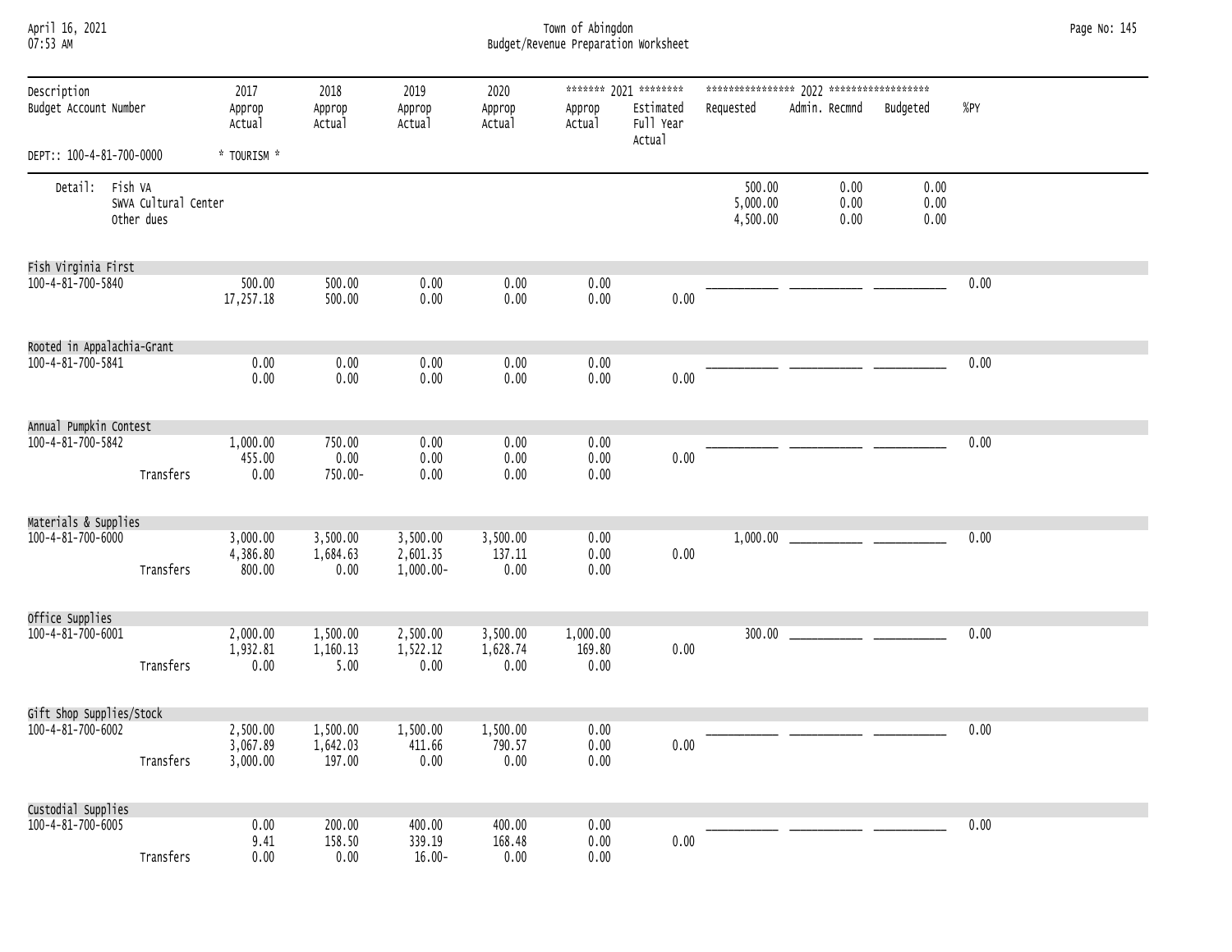Town of Abingdon
Budget/Revenue Preparation Worksheet

April 16, 2021
07:53 AM

| Description / Budget Account Number | | 2017 Approp Actual | 2018 Approp Actual | 2019 Approp Actual | 2020 Approp Actual | 2021 Approp Actual | 2021 Estimated Full Year Actual | 2022 Requested | 2022 Admin. Recmnd | 2022 Budgeted | %PY |
|---|---|---|---|---|---|---|---|---|---|---|---|
| DEPT:: 100-4-81-700-0000 | | * TOURISM * | | | | | | | | | |
| Detail: Fish VA | | | | | | | | 500.00 | 0.00 | 0.00 | |
| SWVA Cultural Center | | | | | | | | 5,000.00 | 0.00 | 0.00 | |
| Other dues | | | | | | | | 4,500.00 | 0.00 | 0.00 | |
| **Fish Virginia First** | | | | | | | | | | | |
| 100-4-81-700-5840 | | 500.00 | 500.00 | 0.00 | 0.00 | 0.00 | | | | | 0.00 |
| | | 17,257.18 | 500.00 | 0.00 | 0.00 | 0.00 | 0.00 | | | | |
| **Rooted in Appalachia-Grant** | | | | | | | | | | | |
| 100-4-81-700-5841 | | 0.00 | 0.00 | 0.00 | 0.00 | 0.00 | | | | | 0.00 |
| | | 0.00 | 0.00 | 0.00 | 0.00 | 0.00 | 0.00 | | | | |
| **Annual Pumpkin Contest** | | | | | | | | | | | |
| 100-4-81-700-5842 | | 1,000.00 | 750.00 | 0.00 | 0.00 | 0.00 | | | | | 0.00 |
| | | 455.00 | 0.00 | 0.00 | 0.00 | 0.00 | 0.00 | | | | |
| | Transfers | 0.00 | 750.00- | 0.00 | 0.00 | 0.00 | | | | | |
| **Materials & Supplies** | | | | | | | | | | | |
| 100-4-81-700-6000 | | 3,000.00 | 3,500.00 | 3,500.00 | 3,500.00 | 0.00 | | 1,000.00 | | | 0.00 |
| | | 4,386.80 | 1,684.63 | 2,601.35 | 137.11 | 0.00 | 0.00 | | | | |
| | Transfers | 800.00 | 0.00 | 1,000.00- | 0.00 | 0.00 | | | | | |
| **Office Supplies** | | | | | | | | | | | |
| 100-4-81-700-6001 | | 2,000.00 | 1,500.00 | 2,500.00 | 3,500.00 | 1,000.00 | | 300.00 | | | 0.00 |
| | | 1,932.81 | 1,160.13 | 1,522.12 | 1,628.74 | 169.80 | 0.00 | | | | |
| | Transfers | 0.00 | 5.00 | 0.00 | 0.00 | 0.00 | | | | | |
| **Gift Shop Supplies/Stock** | | | | | | | | | | | |
| 100-4-81-700-6002 | | 2,500.00 | 1,500.00 | 1,500.00 | 1,500.00 | 0.00 | | | | | 0.00 |
| | | 3,067.89 | 1,642.03 | 411.66 | 790.57 | 0.00 | 0.00 | | | | |
| | Transfers | 3,000.00 | 197.00 | 0.00 | 0.00 | 0.00 | | | | | |
| **Custodial Supplies** | | | | | | | | | | | |
| 100-4-81-700-6005 | | 0.00 | 200.00 | 400.00 | 400.00 | 0.00 | | | | | 0.00 |
| | | 9.41 | 158.50 | 339.19 | 168.48 | 0.00 | 0.00 | | | | |
| | Transfers | 0.00 | 0.00 | 16.00- | 0.00 | 0.00 | | | | | |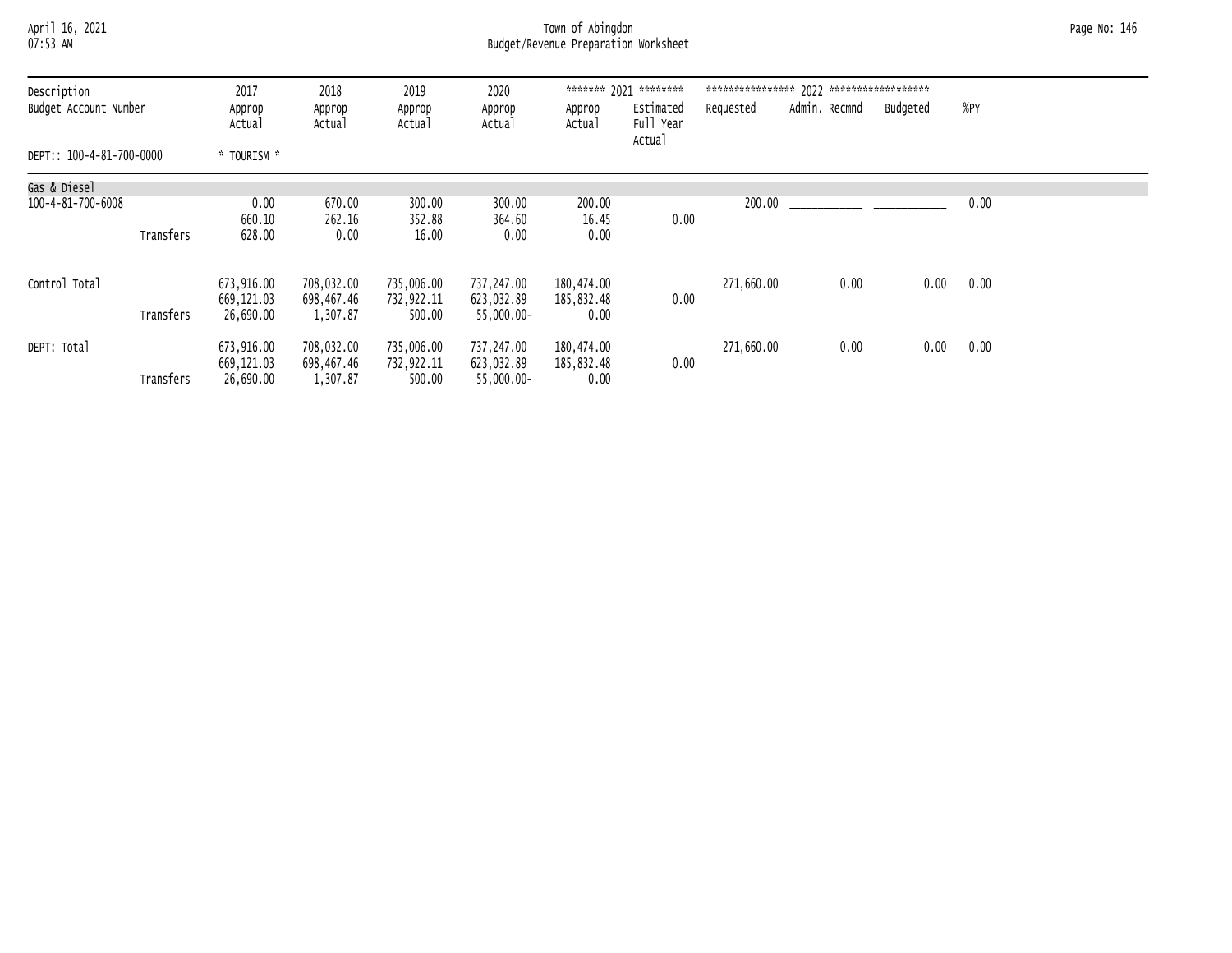Town of Abingdon
Budget/Revenue Preparation Worksheet

April 16, 2021
07:53 AM

| Description<br>Budget Account Number | | 2017<br>Approp<br>Actual | 2018<br>Approp<br>Actual | 2019<br>Approp<br>Actual | 2020<br>Approp<br>Actual | ******* 2021 ********<br>Approp<br>Actual | Estimated<br>Full Year<br>Actual | **************** 2022 ******************<br>Requested | Admin. Recmnd | Budgeted | %PY |
|---|---|---|---|---|---|---|---|---|---|---|---|
| DEPT:: 100-4-81-700-0000 | | * TOURISM * | | | | | | | | | |
| Gas & Diesel | | | | | | | | | | | |
| 100-4-81-700-6008 | | 0.00 | 670.00 | 300.00 | 300.00 | 200.00 | | 200.00 | ___________ | ___________ | 0.00 |
| | | 660.10 | 262.16 | 352.88 | 364.60 | 16.45 | 0.00 | | | | |
| | Transfers | 628.00 | 0.00 | 16.00 | 0.00 | 0.00 | | | | | |
| Control Total | | 673,916.00 | 708,032.00 | 735,006.00 | 737,247.00 | 180,474.00 | | 271,660.00 | 0.00 | 0.00 | 0.00 |
| | | 669,121.03 | 698,467.46 | 732,922.11 | 623,032.89 | 185,832.48 | 0.00 | | | | |
| | Transfers | 26,690.00 | 1,307.87 | 500.00 | 55,000.00- | 0.00 | | | | | |
| DEPT: Total | | 673,916.00 | 708,032.00 | 735,006.00 | 737,247.00 | 180,474.00 | | 271,660.00 | 0.00 | 0.00 | 0.00 |
| | | 669,121.03 | 698,467.46 | 732,922.11 | 623,032.89 | 185,832.48 | 0.00 | | | | |
| | Transfers | 26,690.00 | 1,307.87 | 500.00 | 55,000.00- | 0.00 | | | | | |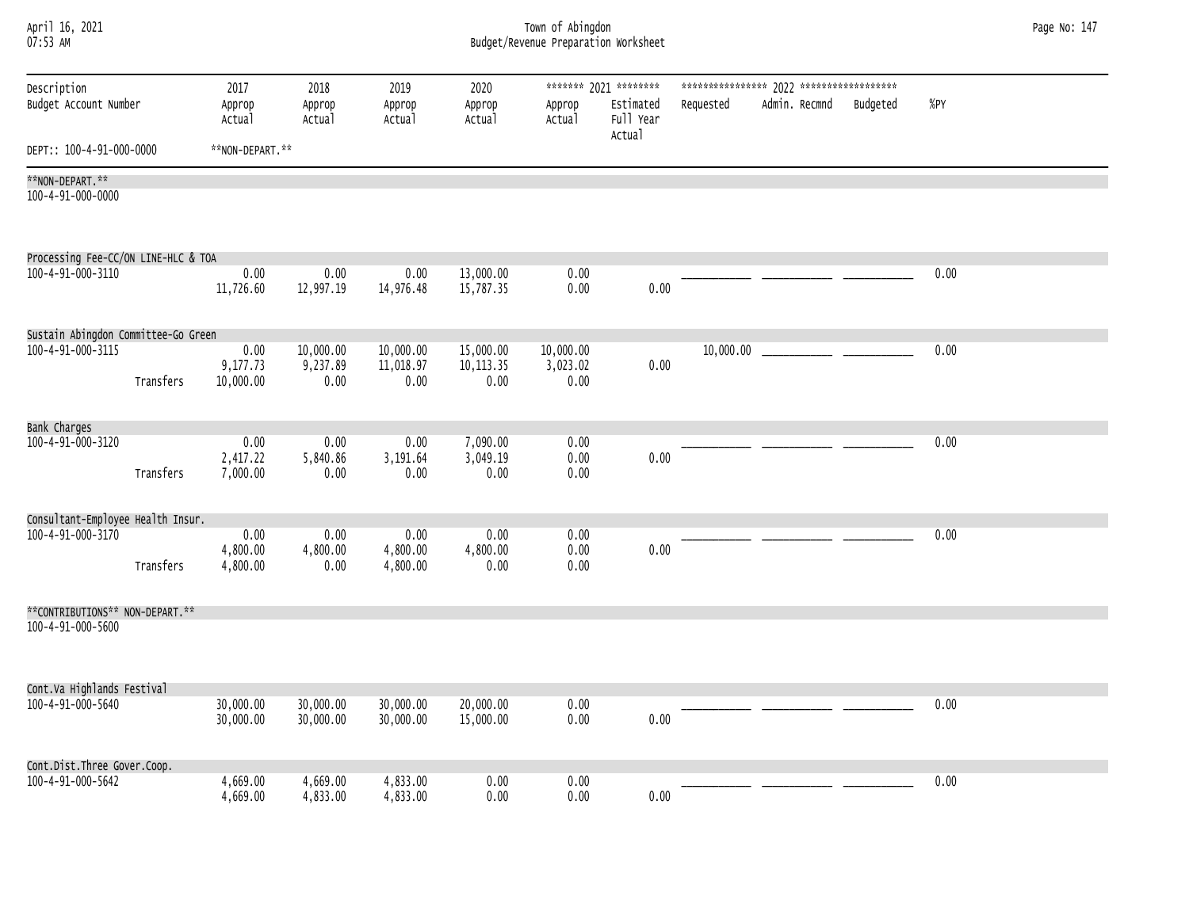Town of Abingdon
Budget/Revenue Preparation Worksheet

April 16, 2021
07:53 AM

| Description / Budget Account Number | | 2017 Approp Actual | 2018 Approp Actual | 2019 Approp Actual | 2020 Approp Actual | 2021 Approp Actual | 2021 Estimated Full Year Actual | 2022 Requested | 2022 Admin. Recmnd | 2022 Budgeted | %PY |
|---|---|---|---|---|---|---|---|---|---|---|---|
| DEPT:: 100-4-91-000-0000 | | **NON-DEPART.** | | | | | | | | | |
| **NON-DEPART.** 100-4-91-000-0000 | | | | | | | | | | | |
| Processing Fee-CC/ON LINE-HLC & TOA 100-4-91-000-3110 | | 0.00 | 0.00 | 0.00 | 13,000.00 | 0.00 | | ___ | ___ | ___ | 0.00 |
| | | 11,726.60 | 12,997.19 | 14,976.48 | 15,787.35 | 0.00 | 0.00 | | | | |
| Sustain Abingdon Committee-Go Green 100-4-91-000-3115 | | 0.00 | 10,000.00 | 10,000.00 | 15,000.00 | 10,000.00 | | 10,000.00 | ___ | ___ | 0.00 |
| | | 9,177.73 | 9,237.89 | 11,018.97 | 10,113.35 | 3,023.02 | 0.00 | | | | |
| | Transfers | 10,000.00 | 0.00 | 0.00 | 0.00 | 0.00 | | | | | |
| Bank Charges 100-4-91-000-3120 | | 0.00 | 0.00 | 0.00 | 7,090.00 | 0.00 | | ___ | ___ | ___ | 0.00 |
| | | 2,417.22 | 5,840.86 | 3,191.64 | 3,049.19 | 0.00 | 0.00 | | | | |
| | Transfers | 7,000.00 | 0.00 | 0.00 | 0.00 | 0.00 | | | | | |
| Consultant-Employee Health Insur. 100-4-91-000-3170 | | 0.00 | 0.00 | 0.00 | 0.00 | 0.00 | | ___ | ___ | ___ | 0.00 |
| | | 4,800.00 | 4,800.00 | 4,800.00 | 4,800.00 | 0.00 | 0.00 | | | | |
| | Transfers | 4,800.00 | 0.00 | 4,800.00 | 0.00 | 0.00 | | | | | |
| **CONTRIBUTIONS** NON-DEPART.** 100-4-91-000-5600 | | | | | | | | | | | |
| Cont.Va Highlands Festival 100-4-91-000-5640 | | 30,000.00 | 30,000.00 | 30,000.00 | 20,000.00 | 0.00 | | ___ | ___ | ___ | 0.00 |
| | | 30,000.00 | 30,000.00 | 30,000.00 | 15,000.00 | 0.00 | 0.00 | | | | |
| Cont.Dist.Three Gover.Coop. 100-4-91-000-5642 | | 4,669.00 | 4,669.00 | 4,833.00 | 0.00 | 0.00 | | ___ | ___ | ___ | 0.00 |
| | | 4,669.00 | 4,833.00 | 4,833.00 | 0.00 | 0.00 | 0.00 | | | | |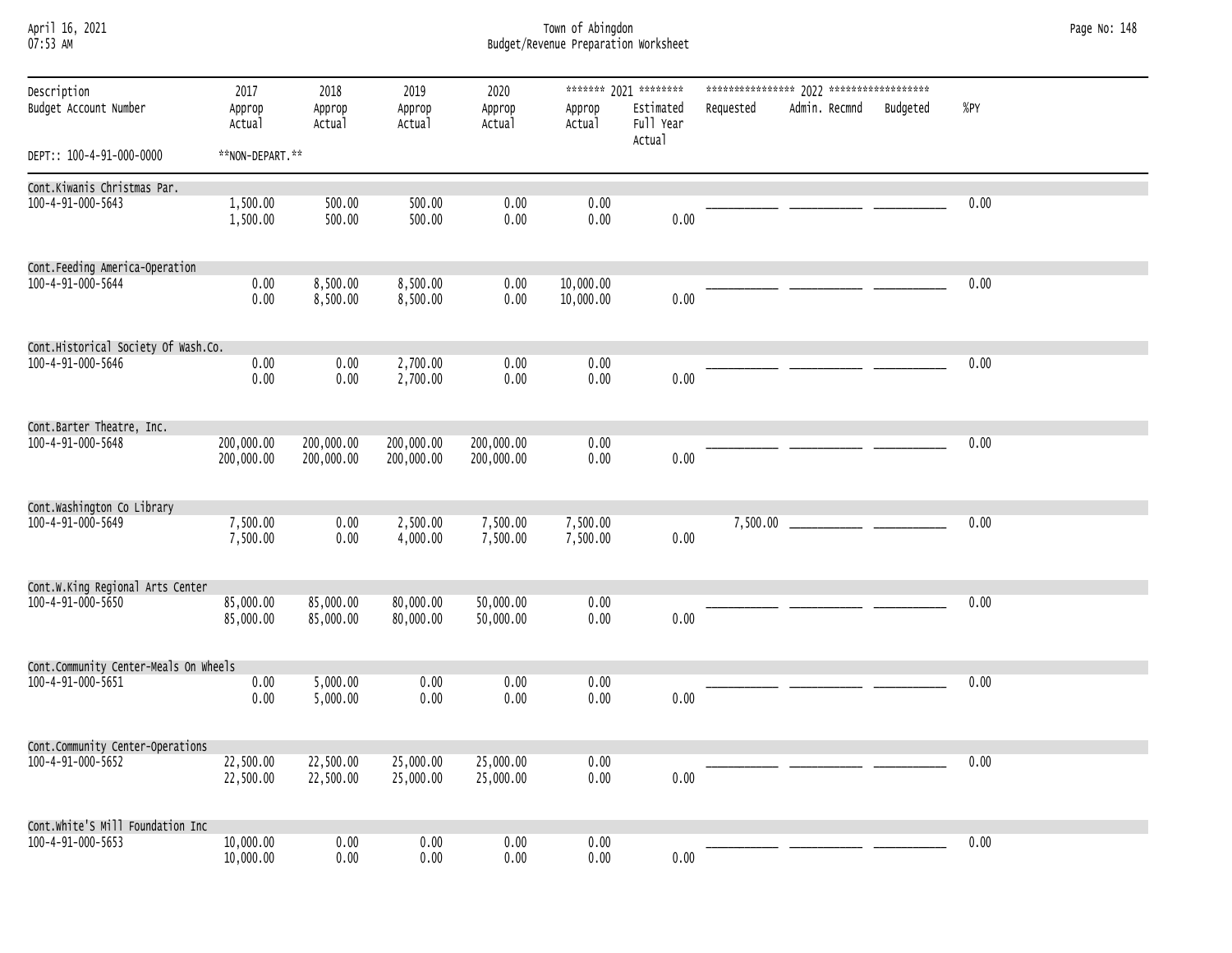Town of Abingdon
Budget/Revenue Preparation Worksheet

| Description / Budget Account Number | 2017 Approp Actual | 2018 Approp Actual | 2019 Approp Actual | 2020 Approp Actual | 2021 Approp Actual | 2021 Estimated Full Year Actual | 2022 Requested | 2022 Admin. Recmnd | 2022 Budgeted | %PY |
|---|---|---|---|---|---|---|---|---|---|---|
| DEPT:: 100-4-91-000-0000 | **NON-DEPART.** | | | | | | | | | |
| Cont.Kiwanis Christmas Par. | | | | | | | | | | |
| 100-4-91-000-5643 | 1,500.00 | 500.00 | 500.00 | 0.00 | 0.00 | | ___________ | ___________ | ___________ | 0.00 |
| | 1,500.00 | 500.00 | 500.00 | 0.00 | 0.00 | 0.00 | | | | |
| Cont.Feeding America-Operation | | | | | | | | | | |
| 100-4-91-000-5644 | 0.00 | 8,500.00 | 8,500.00 | 0.00 | 10,000.00 | | ___________ | ___________ | ___________ | 0.00 |
| | 0.00 | 8,500.00 | 8,500.00 | 0.00 | 10,000.00 | 0.00 | | | | |
| Cont.Historical Society Of Wash.Co. | | | | | | | | | | |
| 100-4-91-000-5646 | 0.00 | 0.00 | 2,700.00 | 0.00 | 0.00 | | ___________ | ___________ | ___________ | 0.00 |
| | 0.00 | 0.00 | 2,700.00 | 0.00 | 0.00 | 0.00 | | | | |
| Cont.Barter Theatre, Inc. | | | | | | | | | | |
| 100-4-91-000-5648 | 200,000.00 | 200,000.00 | 200,000.00 | 200,000.00 | 0.00 | | ___________ | ___________ | ___________ | 0.00 |
| | 200,000.00 | 200,000.00 | 200,000.00 | 200,000.00 | 0.00 | 0.00 | | | | |
| Cont.Washington Co Library | | | | | | | | | | |
| 100-4-91-000-5649 | 7,500.00 | 0.00 | 2,500.00 | 7,500.00 | 7,500.00 | | 7,500.00 | ___________ | ___________ | 0.00 |
| | 7,500.00 | 0.00 | 4,000.00 | 7,500.00 | 7,500.00 | 0.00 | | | | |
| Cont.W.King Regional Arts Center | | | | | | | | | | |
| 100-4-91-000-5650 | 85,000.00 | 85,000.00 | 80,000.00 | 50,000.00 | 0.00 | | ___________ | ___________ | ___________ | 0.00 |
| | 85,000.00 | 85,000.00 | 80,000.00 | 50,000.00 | 0.00 | 0.00 | | | | |
| Cont.Community Center-Meals On Wheels | | | | | | | | | | |
| 100-4-91-000-5651 | 0.00 | 5,000.00 | 0.00 | 0.00 | 0.00 | | ___________ | ___________ | ___________ | 0.00 |
| | 0.00 | 5,000.00 | 0.00 | 0.00 | 0.00 | 0.00 | | | | |
| Cont.Community Center-Operations | | | | | | | | | | |
| 100-4-91-000-5652 | 22,500.00 | 22,500.00 | 25,000.00 | 25,000.00 | 0.00 | | ___________ | ___________ | ___________ | 0.00 |
| | 22,500.00 | 22,500.00 | 25,000.00 | 25,000.00 | 0.00 | 0.00 | | | | |
| Cont.White'S Mill Foundation Inc | | | | | | | | | | |
| 100-4-91-000-5653 | 10,000.00 | 0.00 | 0.00 | 0.00 | 0.00 | | ___________ | ___________ | ___________ | 0.00 |
| | 10,000.00 | 0.00 | 0.00 | 0.00 | 0.00 | 0.00 | | | | |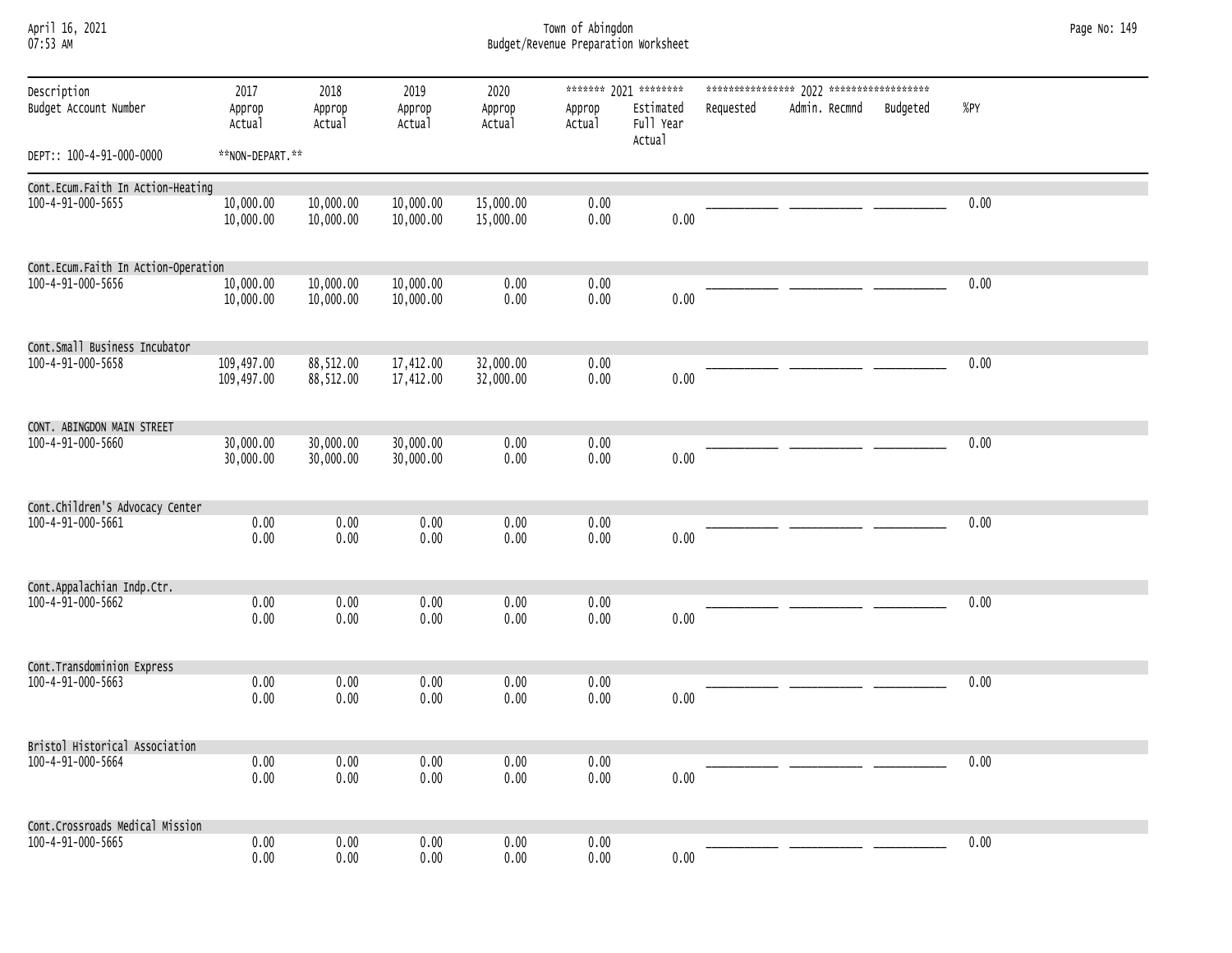Town of Abingdon
Budget/Revenue Preparation Worksheet

April 16, 2021
07:53 AM

| Description / Budget Account Number | 2017 Approp Actual | 2018 Approp Actual | 2019 Approp Actual | 2020 Approp Actual | 2021 Approp Actual | 2021 Estimated Full Year Actual | 2022 Requested | 2022 Admin. Recmnd | 2022 Budgeted | %PY |
|---|---|---|---|---|---|---|---|---|---|---|
| DEPT:: 100-4-91-000-0000 | **NON-DEPART.** | | | | | | | | | |
| Cont.Ecum.Faith In Action-Heating | | | | | | | | | | |
| 100-4-91-000-5655 | 10,000.00 | 10,000.00 | 10,000.00 | 15,000.00 | 0.00 | | ___ | ___ | ___ | 0.00 |
| | 10,000.00 | 10,000.00 | 10,000.00 | 15,000.00 | 0.00 | 0.00 | | | | |
| Cont.Ecum.Faith In Action-Operation | | | | | | | | | | |
| 100-4-91-000-5656 | 10,000.00 | 10,000.00 | 10,000.00 | 0.00 | 0.00 | | ___ | ___ | ___ | 0.00 |
| | 10,000.00 | 10,000.00 | 10,000.00 | 0.00 | 0.00 | 0.00 | | | | |
| Cont.Small Business Incubator | | | | | | | | | | |
| 100-4-91-000-5658 | 109,497.00 | 88,512.00 | 17,412.00 | 32,000.00 | 0.00 | | ___ | ___ | ___ | 0.00 |
| | 109,497.00 | 88,512.00 | 17,412.00 | 32,000.00 | 0.00 | 0.00 | | | | |
| CONT. ABINGDON MAIN STREET | | | | | | | | | | |
| 100-4-91-000-5660 | 30,000.00 | 30,000.00 | 30,000.00 | 0.00 | 0.00 | | ___ | ___ | ___ | 0.00 |
| | 30,000.00 | 30,000.00 | 30,000.00 | 0.00 | 0.00 | 0.00 | | | | |
| Cont.Children'S Advocacy Center | | | | | | | | | | |
| 100-4-91-000-5661 | 0.00 | 0.00 | 0.00 | 0.00 | 0.00 | | ___ | ___ | ___ | 0.00 |
| | 0.00 | 0.00 | 0.00 | 0.00 | 0.00 | 0.00 | | | | |
| Cont.Appalachian Indp.Ctr. | | | | | | | | | | |
| 100-4-91-000-5662 | 0.00 | 0.00 | 0.00 | 0.00 | 0.00 | | ___ | ___ | ___ | 0.00 |
| | 0.00 | 0.00 | 0.00 | 0.00 | 0.00 | 0.00 | | | | |
| Cont.Transdominion Express | | | | | | | | | | |
| 100-4-91-000-5663 | 0.00 | 0.00 | 0.00 | 0.00 | 0.00 | | ___ | ___ | ___ | 0.00 |
| | 0.00 | 0.00 | 0.00 | 0.00 | 0.00 | 0.00 | | | | |
| Bristol Historical Association | | | | | | | | | | |
| 100-4-91-000-5664 | 0.00 | 0.00 | 0.00 | 0.00 | 0.00 | | ___ | ___ | ___ | 0.00 |
| | 0.00 | 0.00 | 0.00 | 0.00 | 0.00 | 0.00 | | | | |
| Cont.Crossroads Medical Mission | | | | | | | | | | |
| 100-4-91-000-5665 | 0.00 | 0.00 | 0.00 | 0.00 | 0.00 | | ___ | ___ | ___ | 0.00 |
| | 0.00 | 0.00 | 0.00 | 0.00 | 0.00 | 0.00 | | | | |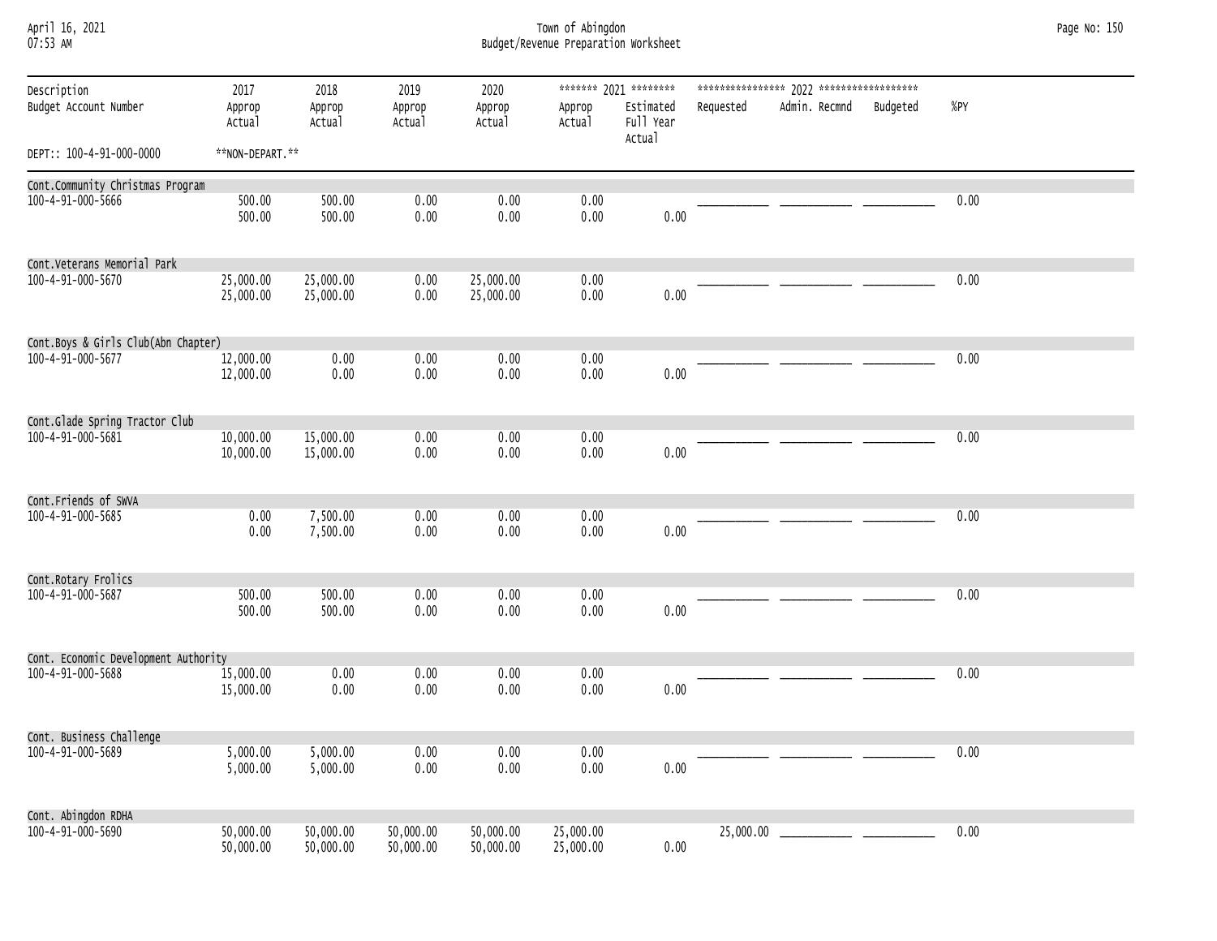| Description<br>Budget Account Number | 2017<br>Approp<br>Actual | 2018<br>Approp<br>Actual | 2019<br>Approp<br>Actual | 2020<br>Approp<br>Actual | 2021<br>Approp<br>Actual | 2021<br>Estimated<br>Full Year<br>Actual | 2022<br>Requested | 2022<br>Admin. Recmnd | 2022<br>Budgeted | %PY |
|---|---|---|---|---|---|---|---|---|---|---|
| DEPT:: 100-4-91-000-0000 | **NON-DEPART.** | | | | | | | | | |
| Cont.Community Christmas Program | | | | | | | | | | |
| 100-4-91-000-5666 | 500.00<br>500.00 | 500.00<br>500.00 | 0.00<br>0.00 | 0.00<br>0.00 | 0.00<br>0.00 | 0.00 | | | | 0.00 |
| Cont.Veterans Memorial Park | | | | | | | | | | |
| 100-4-91-000-5670 | 25,000.00<br>25,000.00 | 25,000.00<br>25,000.00 | 0.00<br>0.00 | 25,000.00<br>25,000.00 | 0.00<br>0.00 | 0.00 | | | | 0.00 |
| Cont.Boys & Girls Club(Abn Chapter) | | | | | | | | | | |
| 100-4-91-000-5677 | 12,000.00<br>12,000.00 | 0.00<br>0.00 | 0.00<br>0.00 | 0.00<br>0.00 | 0.00<br>0.00 | 0.00 | | | | 0.00 |
| Cont.Glade Spring Tractor Club | | | | | | | | | | |
| 100-4-91-000-5681 | 10,000.00<br>10,000.00 | 15,000.00<br>15,000.00 | 0.00<br>0.00 | 0.00<br>0.00 | 0.00<br>0.00 | 0.00 | | | | 0.00 |
| Cont.Friends of SWVA | | | | | | | | | | |
| 100-4-91-000-5685 | 0.00<br>0.00 | 7,500.00<br>7,500.00 | 0.00<br>0.00 | 0.00<br>0.00 | 0.00<br>0.00 | 0.00 | | | | 0.00 |
| Cont.Rotary Frolics | | | | | | | | | | |
| 100-4-91-000-5687 | 500.00<br>500.00 | 500.00<br>500.00 | 0.00<br>0.00 | 0.00<br>0.00 | 0.00<br>0.00 | 0.00 | | | | 0.00 |
| Cont. Economic Development Authority | | | | | | | | | | |
| 100-4-91-000-5688 | 15,000.00<br>15,000.00 | 0.00<br>0.00 | 0.00<br>0.00 | 0.00<br>0.00 | 0.00<br>0.00 | 0.00 | | | | 0.00 |
| Cont. Business Challenge | | | | | | | | | | |
| 100-4-91-000-5689 | 5,000.00<br>5,000.00 | 5,000.00<br>5,000.00 | 0.00<br>0.00 | 0.00<br>0.00 | 0.00<br>0.00 | 0.00 | | | | 0.00 |
| Cont. Abingdon RDHA | | | | | | | | | | |
| 100-4-91-000-5690 | 50,000.00<br>50,000.00 | 50,000.00<br>50,000.00 | 50,000.00<br>50,000.00 | 50,000.00<br>50,000.00 | 25,000.00<br>25,000.00 | 0.00 | 25,000.00 | | | 0.00 |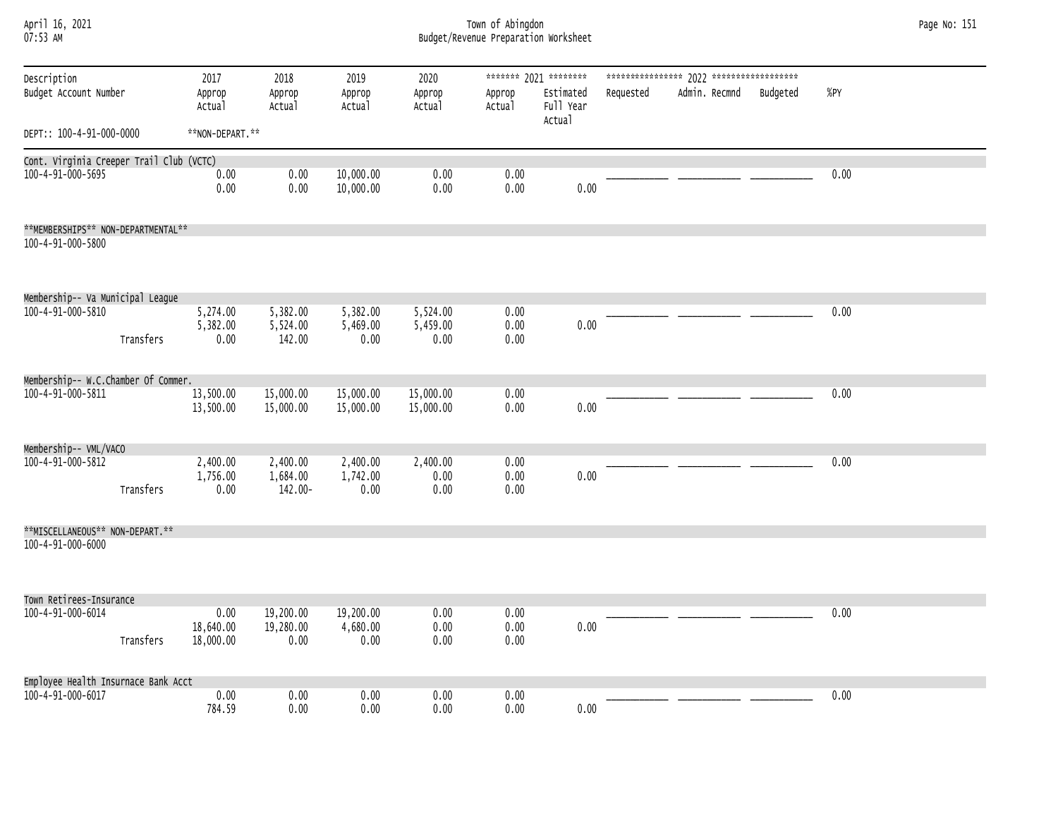Town of Abingdon
Budget/Revenue Preparation Worksheet

| Description<br>Budget Account Number | | 2017<br>Approp<br>Actual | 2018<br>Approp<br>Actual | 2019<br>Approp<br>Actual | 2020<br>Approp<br>Actual | 2021<br>Approp<br>Actual | 2021<br>Estimated<br>Full Year<br>Actual | 2022<br>Requested | 2022<br>Admin. Recmnd | 2022<br>Budgeted | %PY |
|---|---|---|---|---|---|---|---|---|---|---|---|
| DEPT:: 100-4-91-000-0000 | | **NON-DEPART.** | | | | | | | | | |
| Cont. Virginia Creeper Trail Club (VCTC) | | | | | | | | | | | |
| 100-4-91-000-5695 | | 0.00 | 0.00 | 10,000.00 | 0.00 | 0.00 | | | | | 0.00 |
| | | 0.00 | 0.00 | 10,000.00 | 0.00 | 0.00 | 0.00 | | | | |
| **MEMBERSHIPS** NON-DEPARTMENTAL** | | | | | | | | | | | |
| 100-4-91-000-5800 | | | | | | | | | | | |
| Membership-- Va Municipal League | | | | | | | | | | | |
| 100-4-91-000-5810 | | 5,274.00 | 5,382.00 | 5,382.00 | 5,524.00 | 0.00 | | | | | 0.00 |
| | | 5,382.00 | 5,524.00 | 5,469.00 | 5,459.00 | 0.00 | 0.00 | | | | |
| | Transfers | 0.00 | 142.00 | 0.00 | 0.00 | 0.00 | | | | | |
| Membership-- W.C.Chamber Of Commer. | | | | | | | | | | | |
| 100-4-91-000-5811 | | 13,500.00 | 15,000.00 | 15,000.00 | 15,000.00 | 0.00 | | | | | 0.00 |
| | | 13,500.00 | 15,000.00 | 15,000.00 | 15,000.00 | 0.00 | 0.00 | | | | |
| Membership-- VML/VACO | | | | | | | | | | | |
| 100-4-91-000-5812 | | 2,400.00 | 2,400.00 | 2,400.00 | 2,400.00 | 0.00 | | | | | 0.00 |
| | | 1,756.00 | 1,684.00 | 1,742.00 | 0.00 | 0.00 | 0.00 | | | | |
| | Transfers | 0.00 | 142.00- | 0.00 | 0.00 | 0.00 | | | | | |
| **MISCELLANEOUS** NON-DEPART.** | | | | | | | | | | | |
| 100-4-91-000-6000 | | | | | | | | | | | |
| Town Retirees-Insurance | | | | | | | | | | | |
| 100-4-91-000-6014 | | 0.00 | 19,200.00 | 19,200.00 | 0.00 | 0.00 | | | | | 0.00 |
| | | 18,640.00 | 19,280.00 | 4,680.00 | 0.00 | 0.00 | 0.00 | | | | |
| | Transfers | 18,000.00 | 0.00 | 0.00 | 0.00 | 0.00 | | | | | |
| Employee Health Insurnace Bank Acct | | | | | | | | | | | |
| 100-4-91-000-6017 | | 0.00 | 0.00 | 0.00 | 0.00 | 0.00 | | | | | 0.00 |
| | | 784.59 | 0.00 | 0.00 | 0.00 | 0.00 | 0.00 | | | | |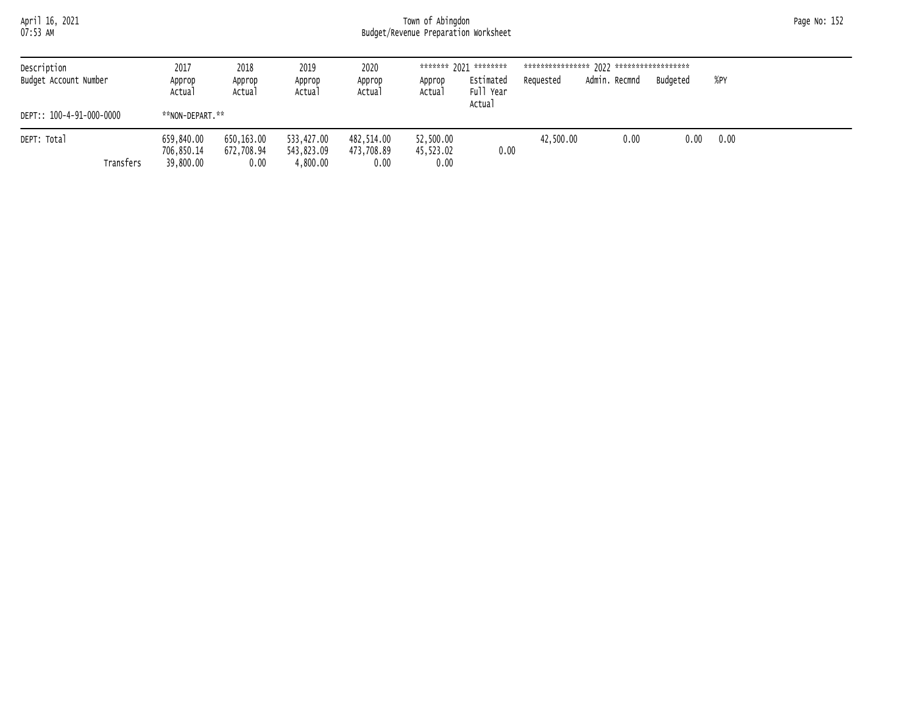# Town of Abingdon
## Budget/Revenue Preparation Worksheet

April 16, 2021
07:53 AM

| Description<br>Budget Account Number | 2017<br>Approp<br>Actual | 2018<br>Approp<br>Actual | 2019<br>Approp<br>Actual | 2020<br>Approp<br>Actual | 2021<br>Approp<br>Actual | 2021<br>Estimated Full Year Actual | 2022<br>Requested | 2022<br>Admin. Recmnd | 2022<br>Budgeted | %PY |
|---|---|---|---|---|---|---|---|---|---|---|
| DEPT:: 100-4-91-000-0000 | **NON-DEPART.** | | | | | | | | | |
| DEPT: Total | 659,840.00<br>706,850.14 | 650,163.00<br>672,708.94 | 533,427.00<br>543,823.09 | 482,514.00<br>473,708.89 | 52,500.00<br>45,523.02 | 0.00 | 42,500.00 | 0.00 | 0.00 | 0.00 |
| Transfers | 39,800.00 | 0.00 | 4,800.00 | 0.00 | 0.00 | | | | | |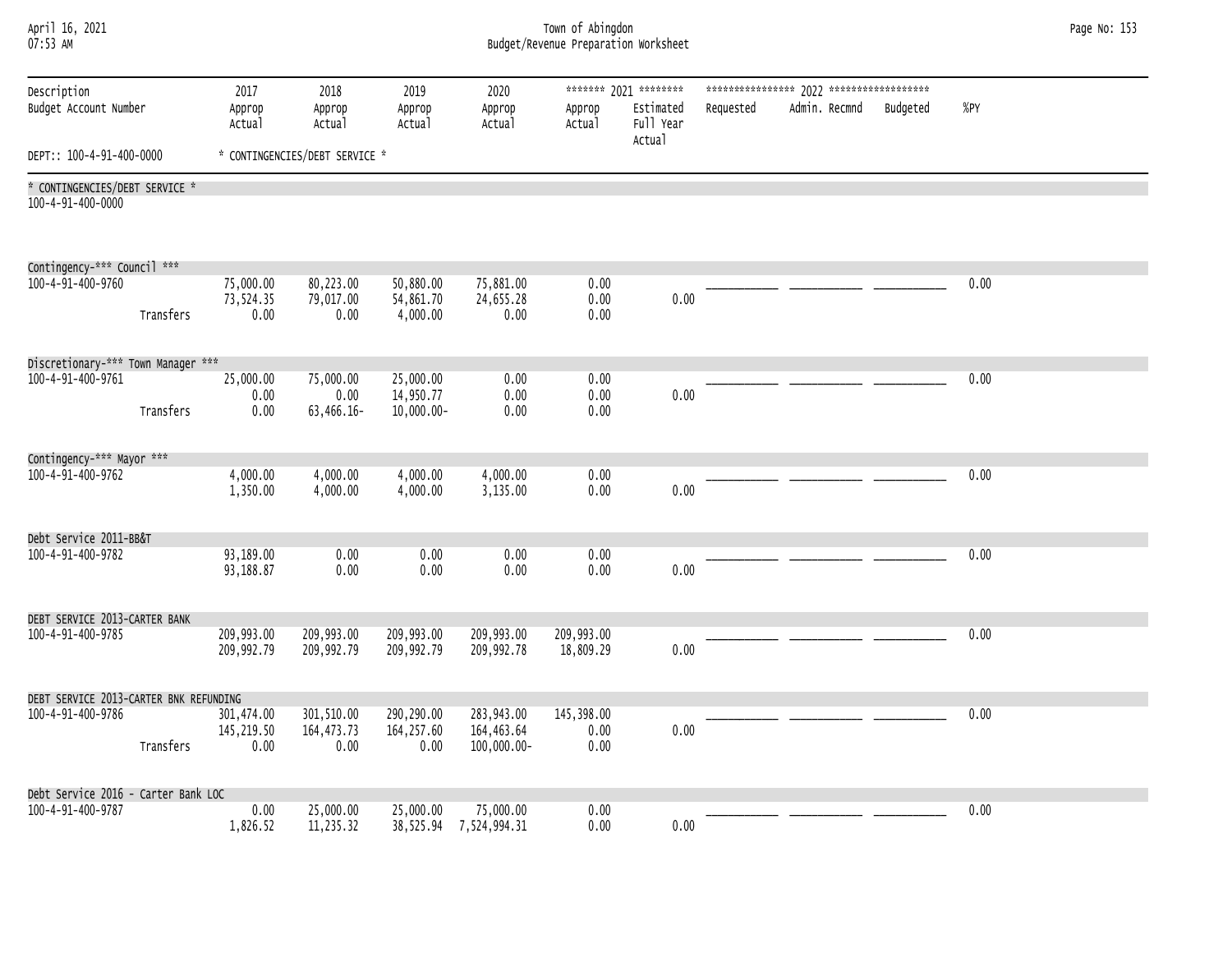Town of Abingdon
Budget/Revenue Preparation Worksheet

| Description / Budget Account Number | | 2017 Approp Actual | 2018 Approp Actual | 2019 Approp Actual | 2020 Approp Actual | 2021 Approp Actual | 2021 Estimated Full Year Actual | 2022 Requested | 2022 Admin. Recmnd | 2022 Budgeted | %PY |
|---|---|---|---|---|---|---|---|---|---|---|---|
| DEPT:: 100-4-91-400-0000 | | * CONTINGENCIES/DEBT SERVICE * | | | | | | | | | |
| * CONTINGENCIES/DEBT SERVICE * 100-4-91-400-0000 | | | | | | | | | | | |
| Contingency-*** Council *** | | | | | | | | | | | |
| 100-4-91-400-9760 | | 75,000.00 | 80,223.00 | 50,880.00 | 75,881.00 | 0.00 | | ________ | ________ | ________ | 0.00 |
| | | 73,524.35 | 79,017.00 | 54,861.70 | 24,655.28 | 0.00 | 0.00 | | | | |
| | Transfers | 0.00 | 0.00 | 4,000.00 | 0.00 | 0.00 | | | | | |
| Discretionary-*** Town Manager *** | | | | | | | | | | | |
| 100-4-91-400-9761 | | 25,000.00 | 75,000.00 | 25,000.00 | 0.00 | 0.00 | | ________ | ________ | ________ | 0.00 |
| | | 0.00 | 0.00 | 14,950.77 | 0.00 | 0.00 | 0.00 | | | | |
| | Transfers | 0.00 | 63,466.16- | 10,000.00- | 0.00 | 0.00 | | | | | |
| Contingency-*** Mayor *** | | | | | | | | | | | |
| 100-4-91-400-9762 | | 4,000.00 | 4,000.00 | 4,000.00 | 4,000.00 | 0.00 | | ________ | ________ | ________ | 0.00 |
| | | 1,350.00 | 4,000.00 | 4,000.00 | 3,135.00 | 0.00 | 0.00 | | | | |
| Debt Service 2011-BB&T | | | | | | | | | | | |
| 100-4-91-400-9782 | | 93,189.00 | 0.00 | 0.00 | 0.00 | 0.00 | | ________ | ________ | ________ | 0.00 |
| | | 93,188.87 | 0.00 | 0.00 | 0.00 | 0.00 | 0.00 | | | | |
| DEBT SERVICE 2013-CARTER BANK | | | | | | | | | | | |
| 100-4-91-400-9785 | | 209,993.00 | 209,993.00 | 209,993.00 | 209,993.00 | 209,993.00 | | ________ | ________ | ________ | 0.00 |
| | | 209,992.79 | 209,992.79 | 209,992.79 | 209,992.78 | 18,809.29 | 0.00 | | | | |
| DEBT SERVICE 2013-CARTER BNK REFUNDING | | | | | | | | | | | |
| 100-4-91-400-9786 | | 301,474.00 | 301,510.00 | 290,290.00 | 283,943.00 | 145,398.00 | | ________ | ________ | ________ | 0.00 |
| | | 145,219.50 | 164,473.73 | 164,257.60 | 164,463.64 | 0.00 | 0.00 | | | | |
| | Transfers | 0.00 | 0.00 | 0.00 | 100,000.00- | 0.00 | | | | | |
| Debt Service 2016 - Carter Bank LOC | | | | | | | | | | | |
| 100-4-91-400-9787 | | 0.00 | 25,000.00 | 25,000.00 | 75,000.00 | 0.00 | | ________ | ________ | ________ | 0.00 |
| | | 1,826.52 | 11,235.32 | 38,525.94 | 7,524,994.31 | 0.00 | 0.00 | | | | |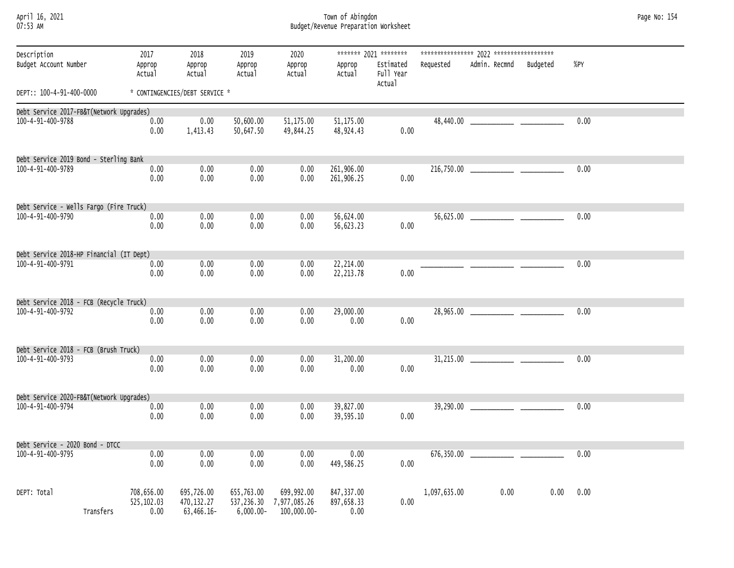Town of Abingdon
Budget/Revenue Preparation Worksheet

April 16, 2021
07:53 AM

| Description / Budget Account Number | 2017 Approp Actual | 2018 Approp Actual | 2019 Approp Actual | 2020 Approp Actual | 2021 Approp Actual | 2021 Estimated Full Year Actual | 2022 Requested | 2022 Admin. Recmnd | 2022 Budgeted | %PY |
|---|---|---|---|---|---|---|---|---|---|---|
| DEPT:: 100-4-91-400-0000 * CONTINGENCIES/DEBT SERVICE * | | | | | | | | | | |
| Debt Service 2017-FB&T(Network Upgrades) | | | | | | | | | | |
| 100-4-91-400-9788 | 0.00 | 0.00 | 50,600.00 | 51,175.00 | 51,175.00 | | 48,440.00 | ___________ | ___________ | 0.00 |
| | 0.00 | 1,413.43 | 50,647.50 | 49,844.25 | 48,924.43 | 0.00 | | | | |
| Debt Service 2019 Bond - Sterling Bank | | | | | | | | | | |
| 100-4-91-400-9789 | 0.00 | 0.00 | 0.00 | 0.00 | 261,906.00 | | 216,750.00 | ___________ | ___________ | 0.00 |
| | 0.00 | 0.00 | 0.00 | 0.00 | 261,906.25 | 0.00 | | | | |
| Debt Service - Wells Fargo (Fire Truck) | | | | | | | | | | |
| 100-4-91-400-9790 | 0.00 | 0.00 | 0.00 | 0.00 | 56,624.00 | | 56,625.00 | ___________ | ___________ | 0.00 |
| | 0.00 | 0.00 | 0.00 | 0.00 | 56,623.23 | 0.00 | | | | |
| Debt Service 2018-HP Financial (IT Dept) | | | | | | | | | | |
| 100-4-91-400-9791 | 0.00 | 0.00 | 0.00 | 0.00 | 22,214.00 | | ___________ | ___________ | ___________ | 0.00 |
| | 0.00 | 0.00 | 0.00 | 0.00 | 22,213.78 | 0.00 | | | | |
| Debt Service 2018 - FCB (Recycle Truck) | | | | | | | | | | |
| 100-4-91-400-9792 | 0.00 | 0.00 | 0.00 | 0.00 | 29,000.00 | | 28,965.00 | ___________ | ___________ | 0.00 |
| | 0.00 | 0.00 | 0.00 | 0.00 | 0.00 | 0.00 | | | | |
| Debt Service 2018 - FCB (Brush Truck) | | | | | | | | | | |
| 100-4-91-400-9793 | 0.00 | 0.00 | 0.00 | 0.00 | 31,200.00 | | 31,215.00 | ___________ | ___________ | 0.00 |
| | 0.00 | 0.00 | 0.00 | 0.00 | 0.00 | 0.00 | | | | |
| Debt Service 2020-FB&T(Network Upgrades) | | | | | | | | | | |
| 100-4-91-400-9794 | 0.00 | 0.00 | 0.00 | 0.00 | 39,827.00 | | 39,290.00 | ___________ | ___________ | 0.00 |
| | 0.00 | 0.00 | 0.00 | 0.00 | 39,595.10 | 0.00 | | | | |
| Debt Service - 2020 Bond - DTCC | | | | | | | | | | |
| 100-4-91-400-9795 | 0.00 | 0.00 | 0.00 | 0.00 | 0.00 | | 676,350.00 | ___________ | ___________ | 0.00 |
| | 0.00 | 0.00 | 0.00 | 0.00 | 449,586.25 | 0.00 | | | | |
| DEPT: Total | 708,656.00 | 695,726.00 | 655,763.00 | 699,992.00 | 847,337.00 | | 1,097,635.00 | 0.00 | 0.00 | 0.00 |
| | 525,102.03 | 470,132.27 | 537,236.30 | 7,977,085.26 | 897,658.33 | 0.00 | | | | |
| Transfers | 0.00 | 63,466.16- | 6,000.00- | 100,000.00- | 0.00 | | | | | |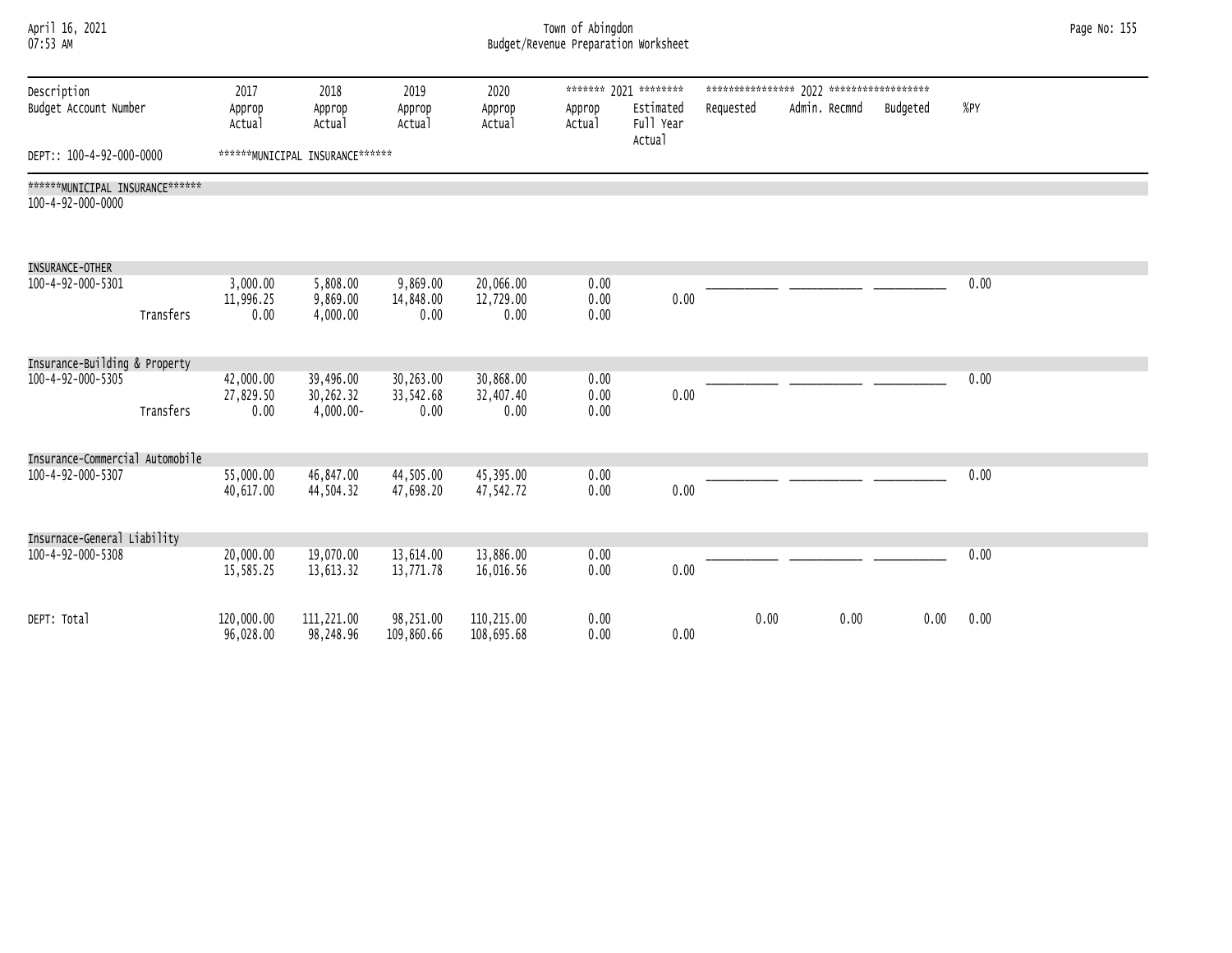Town of Abingdon
Budget/Revenue Preparation Worksheet

April 16, 2021
07:53 AM

| Description / Budget Account Number | | 2017 Approp / Actual | 2018 Approp / Actual | 2019 Approp / Actual | 2020 Approp / Actual | 2021 Approp / Actual | 2021 Estimated Full Year Actual | 2022 Requested | 2022 Admin. Recmnd | 2022 Budgeted | %PY |
|---|---|---|---|---|---|---|---|---|---|---|---|
| DEPT:: 100-4-92-000-0000 | | ******MUNICIPAL INSURANCE****** | | | | | | | | | |
| ******MUNICIPAL INSURANCE****** 100-4-92-000-0000 | | | | | | | | | | | |
| INSURANCE-OTHER 100-4-92-000-5301 | | 3,000.00 | 5,808.00 | 9,869.00 | 20,066.00 | 0.00 | | ___________ | ___________ | ___________ | 0.00 |
| | | 11,996.25 | 9,869.00 | 14,848.00 | 12,729.00 | 0.00 | 0.00 | | | | |
| | Transfers | 0.00 | 4,000.00 | 0.00 | 0.00 | 0.00 | | | | | |
| Insurance-Building & Property 100-4-92-000-5305 | | 42,000.00 | 39,496.00 | 30,263.00 | 30,868.00 | 0.00 | | ___________ | ___________ | ___________ | 0.00 |
| | | 27,829.50 | 30,262.32 | 33,542.68 | 32,407.40 | 0.00 | 0.00 | | | | |
| | Transfers | 0.00 | 4,000.00- | 0.00 | 0.00 | 0.00 | | | | | |
| Insurance-Commercial Automobile 100-4-92-000-5307 | | 55,000.00 | 46,847.00 | 44,505.00 | 45,395.00 | 0.00 | | ___________ | ___________ | ___________ | 0.00 |
| | | 40,617.00 | 44,504.32 | 47,698.20 | 47,542.72 | 0.00 | 0.00 | | | | |
| Insurnace-General Liability 100-4-92-000-5308 | | 20,000.00 | 19,070.00 | 13,614.00 | 13,886.00 | 0.00 | | ___________ | ___________ | ___________ | 0.00 |
| | | 15,585.25 | 13,613.32 | 13,771.78 | 16,016.56 | 0.00 | 0.00 | | | | |
| DEPT: Total | | 120,000.00 | 111,221.00 | 98,251.00 | 110,215.00 | 0.00 | | 0.00 | 0.00 | 0.00 | 0.00 |
| | | 96,028.00 | 98,248.96 | 109,860.66 | 108,695.68 | 0.00 | 0.00 | | | | |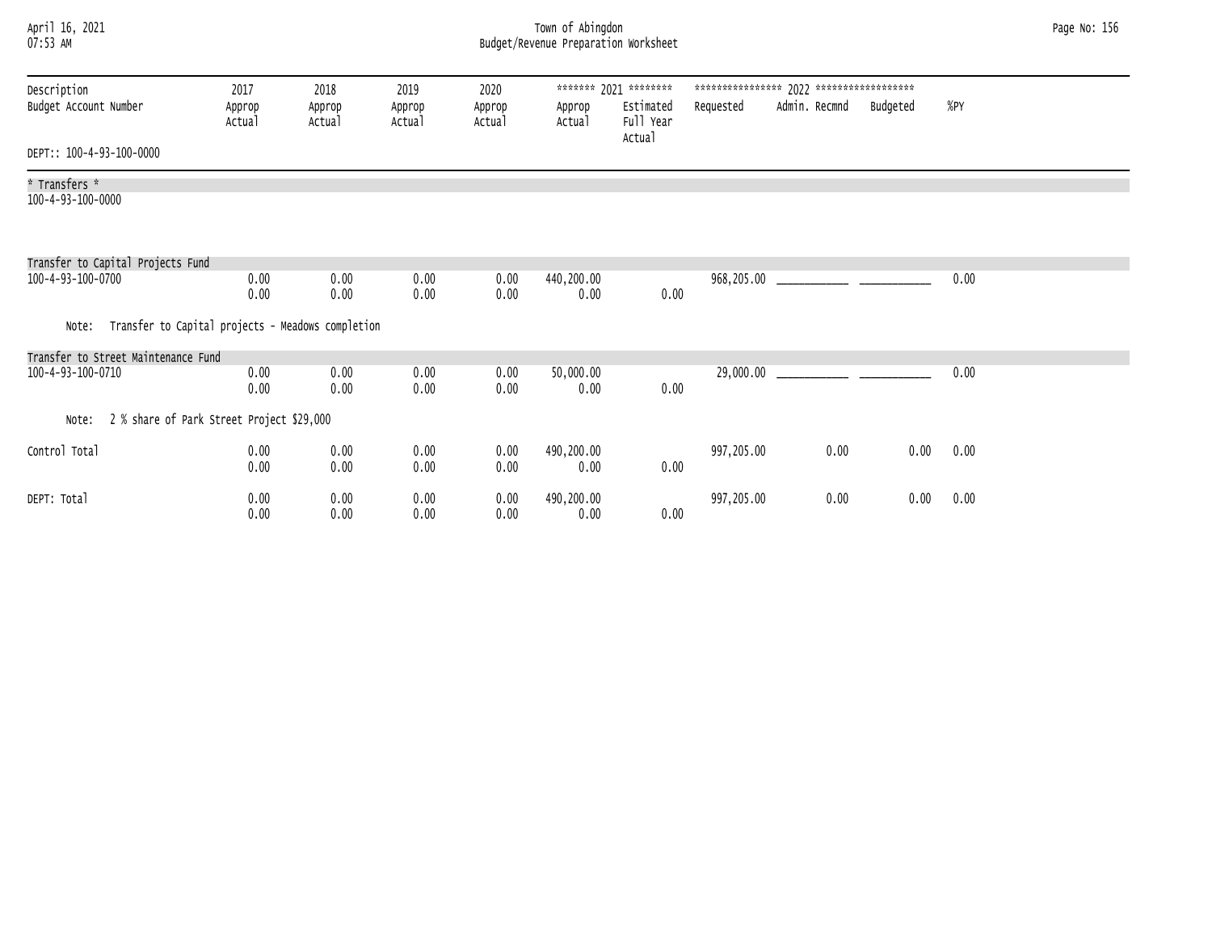Town of Abingdon
Budget/Revenue Preparation Worksheet

| Description / Budget Account Number | 2017 Approp / Actual | 2018 Approp / Actual | 2019 Approp / Actual | 2020 Approp / Actual | 2021 Approp / Actual | 2021 Estimated Full Year Actual | 2022 Requested | 2022 Admin. Recmnd | 2022 Budgeted | %PY |
|---|---|---|---|---|---|---|---|---|---|---|
| DEPT:: 100-4-93-100-0000 | | | | | | | | | | |
| * Transfers * 100-4-93-100-0000 | | | | | | | | | | |
| Transfer to Capital Projects Fund 100-4-93-100-0700 | 0.00 / 0.00 | 0.00 / 0.00 | 0.00 / 0.00 | 0.00 / 0.00 | 440,200.00 / 0.00 | 0.00 | 968,205.00 | ___________ | ___________ | 0.00 |
| Note: Transfer to Capital projects - Meadows completion | | | | | | | | | | |
| Transfer to Street Maintenance Fund 100-4-93-100-0710 | 0.00 / 0.00 | 0.00 / 0.00 | 0.00 / 0.00 | 0.00 / 0.00 | 50,000.00 / 0.00 | 0.00 | 29,000.00 | ___________ | ___________ | 0.00 |
| Note: 2 % share of Park Street Project $29,000 | | | | | | | | | | |
| Control Total | 0.00 / 0.00 | 0.00 / 0.00 | 0.00 / 0.00 | 0.00 / 0.00 | 490,200.00 / 0.00 | 0.00 | 997,205.00 | 0.00 | 0.00 | 0.00 |
| DEPT: Total | 0.00 / 0.00 | 0.00 / 0.00 | 0.00 / 0.00 | 0.00 / 0.00 | 490,200.00 / 0.00 | 0.00 | 997,205.00 | 0.00 | 0.00 | 0.00 |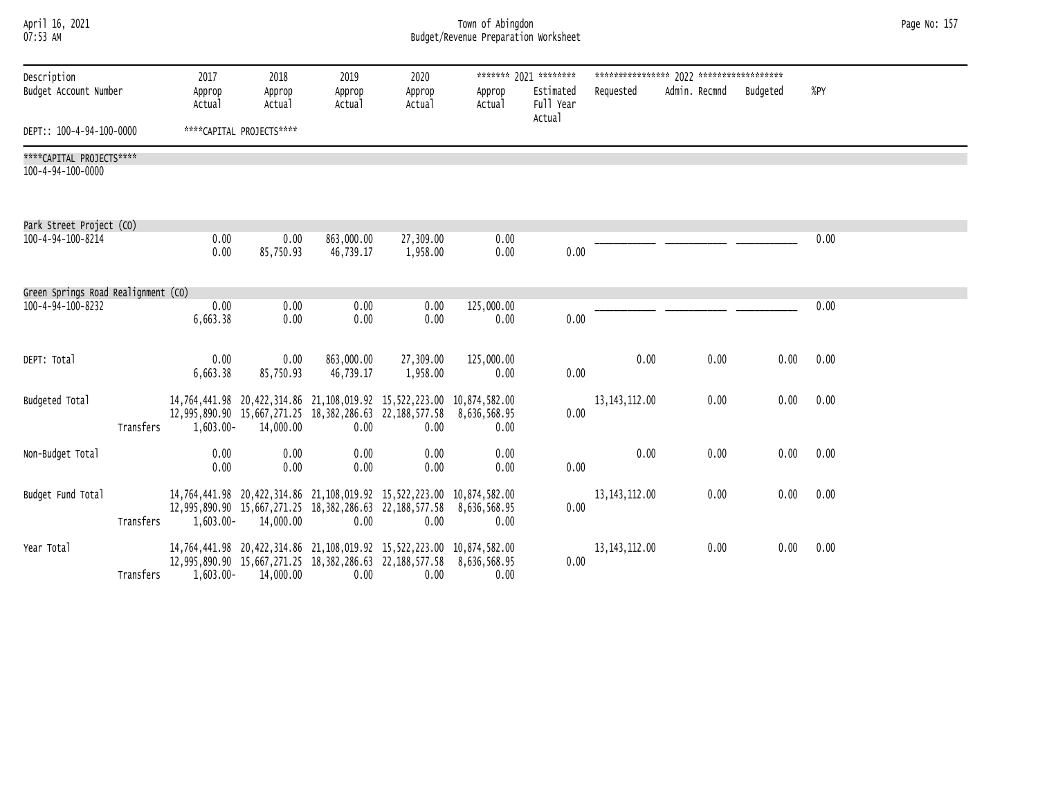| Description / Budget Account Number | | 2017 Approp / Actual | 2018 Approp / Actual | 2019 Approp / Actual | 2020 Approp / Actual | 2021 Approp / Actual | 2021 Estimated Full Year Actual | 2022 Requested | 2022 Admin. Recmnd | 2022 Budgeted | %PY |
|---|---|---|---|---|---|---|---|---|---|---|---|
| DEPT:: 100-4-94-100-0000 | | ****CAPITAL PROJECTS**** | | | | | | | | | |
| ****CAPITAL PROJECTS**** 100-4-94-100-0000 | | | | | | | | | | | |
| Park Street Project (CO) 100-4-94-100-8214 | | 0.00 | 0.00 | 863,000.00 | 27,309.00 | 0.00 | | ___________ | ___________ | ___________ | 0.00 |
| | | 0.00 | 85,750.93 | 46,739.17 | 1,958.00 | 0.00 | 0.00 | | | | |
| Green Springs Road Realignment (CO) 100-4-94-100-8232 | | 0.00 | 0.00 | 0.00 | 0.00 | 125,000.00 | | ___________ | ___________ | ___________ | 0.00 |
| | | 6,663.38 | 0.00 | 0.00 | 0.00 | 0.00 | 0.00 | | | | |
| DEPT: Total | | 0.00 | 0.00 | 863,000.00 | 27,309.00 | 125,000.00 | | 0.00 | 0.00 | 0.00 | 0.00 |
| | | 6,663.38 | 85,750.93 | 46,739.17 | 1,958.00 | 0.00 | 0.00 | | | | |
| Budgeted Total | | 14,764,441.98 | 20,422,314.86 | 21,108,019.92 | 15,522,223.00 | 10,874,582.00 | | 13,143,112.00 | 0.00 | 0.00 | 0.00 |
| | | 12,995,890.90 | 15,667,271.25 | 18,382,286.63 | 22,188,577.58 | 8,636,568.95 | 0.00 | | | | |
| | Transfers | 1,603.00- | 14,000.00 | 0.00 | 0.00 | 0.00 | | | | | |
| Non-Budget Total | | 0.00 | 0.00 | 0.00 | 0.00 | 0.00 | | 0.00 | 0.00 | 0.00 | 0.00 |
| | | 0.00 | 0.00 | 0.00 | 0.00 | 0.00 | 0.00 | | | | |
| Budget Fund Total | | 14,764,441.98 | 20,422,314.86 | 21,108,019.92 | 15,522,223.00 | 10,874,582.00 | | 13,143,112.00 | 0.00 | 0.00 | 0.00 |
| | | 12,995,890.90 | 15,667,271.25 | 18,382,286.63 | 22,188,577.58 | 8,636,568.95 | 0.00 | | | | |
| | Transfers | 1,603.00- | 14,000.00 | 0.00 | 0.00 | 0.00 | | | | | |
| Year Total | | 14,764,441.98 | 20,422,314.86 | 21,108,019.92 | 15,522,223.00 | 10,874,582.00 | | 13,143,112.00 | 0.00 | 0.00 | 0.00 |
| | | 12,995,890.90 | 15,667,271.25 | 18,382,286.63 | 22,188,577.58 | 8,636,568.95 | 0.00 | | | | |
| | Transfers | 1,603.00- | 14,000.00 | 0.00 | 0.00 | 0.00 | | | | | |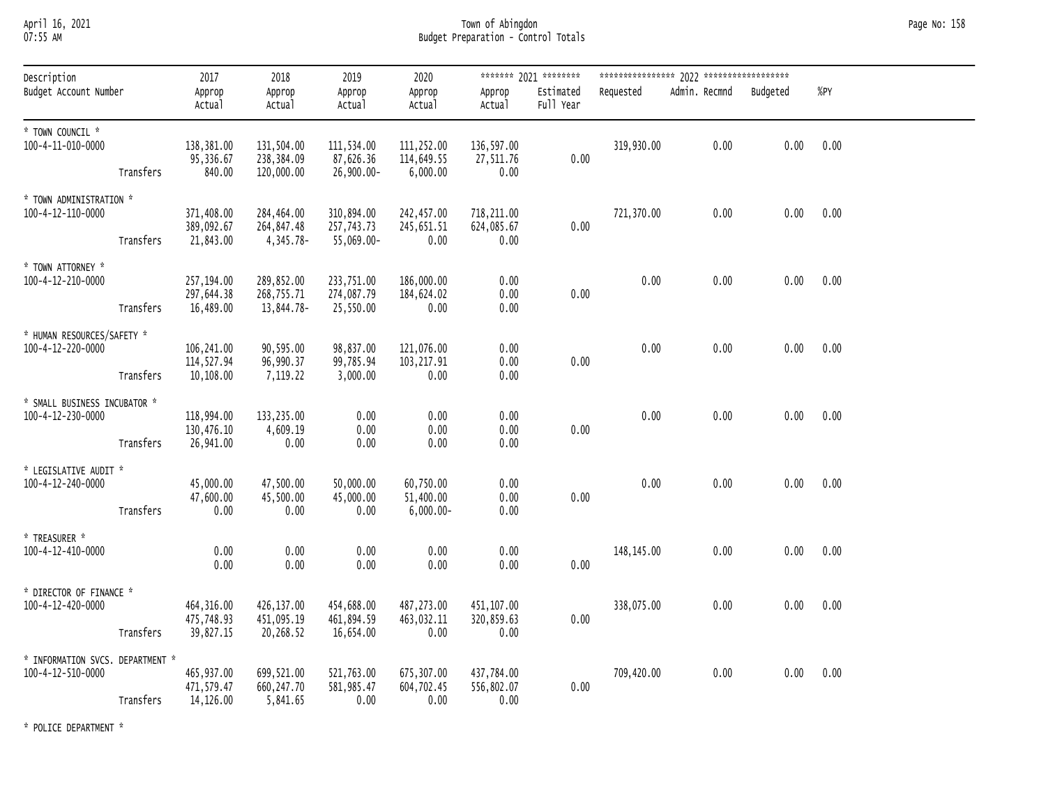Town of Abingdon
Budget Preparation - Control Totals

| Description<br>Budget Account Number | | 2017<br>Approp<br>Actual | 2018<br>Approp<br>Actual | 2019<br>Approp<br>Actual | 2020<br>Approp<br>Actual | 2021<br>Approp<br>Actual | 2021<br>Estimated<br>Full Year | 2022<br>Requested | 2022<br>Admin. Recmnd | 2022<br>Budgeted | %PY |
|---|---|---|---|---|---|---|---|---|---|---|---|
| * TOWN COUNCIL * | | | | | | | | | | | |
| 100-4-11-010-0000 | | 138,381.00 | 131,504.00 | 111,534.00 | 111,252.00 | 136,597.00 | | 319,930.00 | 0.00 | 0.00 | 0.00 |
| | | 95,336.67 | 238,384.09 | 87,626.36 | 114,649.55 | 27,511.76 | 0.00 | | | | |
| | Transfers | 840.00 | 120,000.00 | 26,900.00- | 6,000.00 | 0.00 | | | | | |
| * TOWN ADMINISTRATION * | | | | | | | | | | | |
| 100-4-12-110-0000 | | 371,408.00 | 284,464.00 | 310,894.00 | 242,457.00 | 718,211.00 | | 721,370.00 | 0.00 | 0.00 | 0.00 |
| | | 389,092.67 | 264,847.48 | 257,743.73 | 245,651.51 | 624,085.67 | 0.00 | | | | |
| | Transfers | 21,843.00 | 4,345.78- | 55,069.00- | 0.00 | 0.00 | | | | | |
| * TOWN ATTORNEY * | | | | | | | | | | | |
| 100-4-12-210-0000 | | 257,194.00 | 289,852.00 | 233,751.00 | 186,000.00 | 0.00 | | 0.00 | 0.00 | 0.00 | 0.00 |
| | | 297,644.38 | 268,755.71 | 274,087.79 | 184,624.02 | 0.00 | 0.00 | | | | |
| | Transfers | 16,489.00 | 13,844.78- | 25,550.00 | 0.00 | 0.00 | | | | | |
| * HUMAN RESOURCES/SAFETY * | | | | | | | | | | | |
| 100-4-12-220-0000 | | 106,241.00 | 90,595.00 | 98,837.00 | 121,076.00 | 0.00 | | 0.00 | 0.00 | 0.00 | 0.00 |
| | | 114,527.94 | 96,990.37 | 99,785.94 | 103,217.91 | 0.00 | 0.00 | | | | |
| | Transfers | 10,108.00 | 7,119.22 | 3,000.00 | 0.00 | 0.00 | | | | | |
| * SMALL BUSINESS INCUBATOR * | | | | | | | | | | | |
| 100-4-12-230-0000 | | 118,994.00 | 133,235.00 | 0.00 | 0.00 | 0.00 | | 0.00 | 0.00 | 0.00 | 0.00 |
| | | 130,476.10 | 4,609.19 | 0.00 | 0.00 | 0.00 | 0.00 | | | | |
| | Transfers | 26,941.00 | 0.00 | 0.00 | 0.00 | 0.00 | | | | | |
| * LEGISLATIVE AUDIT * | | | | | | | | | | | |
| 100-4-12-240-0000 | | 45,000.00 | 47,500.00 | 50,000.00 | 60,750.00 | 0.00 | | 0.00 | 0.00 | 0.00 | 0.00 |
| | | 47,600.00 | 45,500.00 | 45,000.00 | 51,400.00 | 0.00 | 0.00 | | | | |
| | Transfers | 0.00 | 0.00 | 0.00 | 6,000.00- | 0.00 | | | | | |
| * TREASURER * | | | | | | | | | | | |
| 100-4-12-410-0000 | | 0.00 | 0.00 | 0.00 | 0.00 | 0.00 | | 148,145.00 | 0.00 | 0.00 | 0.00 |
| | | 0.00 | 0.00 | 0.00 | 0.00 | 0.00 | 0.00 | | | | |
| * DIRECTOR OF FINANCE * | | | | | | | | | | | |
| 100-4-12-420-0000 | | 464,316.00 | 426,137.00 | 454,688.00 | 487,273.00 | 451,107.00 | | 338,075.00 | 0.00 | 0.00 | 0.00 |
| | | 475,748.93 | 451,095.19 | 461,894.59 | 463,032.11 | 320,859.63 | 0.00 | | | | |
| | Transfers | 39,827.15 | 20,268.52 | 16,654.00 | 0.00 | 0.00 | | | | | |
| * INFORMATION SVCS. DEPARTMENT * | | | | | | | | | | | |
| 100-4-12-510-0000 | | 465,937.00 | 699,521.00 | 521,763.00 | 675,307.00 | 437,784.00 | | 709,420.00 | 0.00 | 0.00 | 0.00 |
| | | 471,579.47 | 660,247.70 | 581,985.47 | 604,702.45 | 556,802.07 | 0.00 | | | | |
| | Transfers | 14,126.00 | 5,841.65 | 0.00 | 0.00 | 0.00 | | | | | |
| * POLICE DEPARTMENT * | | | | | | | | | | | |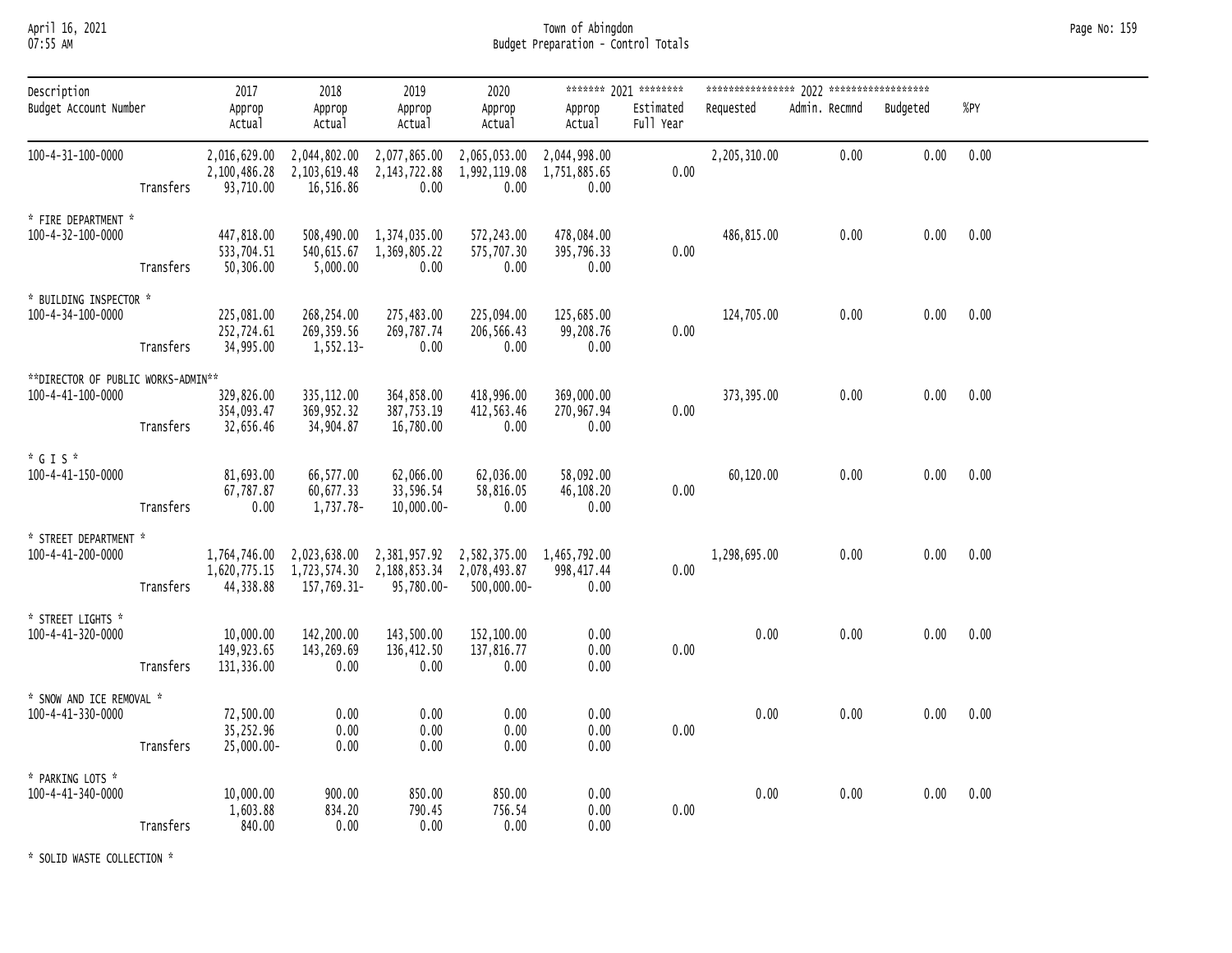| Description<br>Budget Account Number | | 2017<br>Approp<br>Actual | 2018<br>Approp<br>Actual | 2019<br>Approp<br>Actual | 2020<br>Approp<br>Actual | ******* 2021 ********<br>Approp<br>Actual | Estimated<br>Full Year | **************** 2022 ******************<br>Requested | Admin. Recmnd | Budgeted | %PY |
|---|---|---|---|---|---|---|---|---|---|---|---|
| 100-4-31-100-0000 | | 2,016,629.00 | 2,044,802.00 | 2,077,865.00 | 2,065,053.00 | 2,044,998.00 | | 2,205,310.00 | 0.00 | 0.00 | 0.00 |
| | | 2,100,486.28 | 2,103,619.48 | 2,143,722.88 | 1,992,119.08 | 1,751,885.65 | 0.00 | | | | |
| | Transfers | 93,710.00 | 16,516.86 | 0.00 | 0.00 | 0.00 | | | | | |
| * FIRE DEPARTMENT * | | | | | | | | | | | |
| 100-4-32-100-0000 | | 447,818.00 | 508,490.00 | 1,374,035.00 | 572,243.00 | 478,084.00 | | 486,815.00 | 0.00 | 0.00 | 0.00 |
| | | 533,704.51 | 540,615.67 | 1,369,805.22 | 575,707.30 | 395,796.33 | 0.00 | | | | |
| | Transfers | 50,306.00 | 5,000.00 | 0.00 | 0.00 | 0.00 | | | | | |
| * BUILDING INSPECTOR * | | | | | | | | | | | |
| 100-4-34-100-0000 | | 225,081.00 | 268,254.00 | 275,483.00 | 225,094.00 | 125,685.00 | | 124,705.00 | 0.00 | 0.00 | 0.00 |
| | | 252,724.61 | 269,359.56 | 269,787.74 | 206,566.43 | 99,208.76 | 0.00 | | | | |
| | Transfers | 34,995.00 | 1,552.13- | 0.00 | 0.00 | 0.00 | | | | | |
| **DIRECTOR OF PUBLIC WORKS-ADMIN** | | | | | | | | | | | |
| 100-4-41-100-0000 | | 329,826.00 | 335,112.00 | 364,858.00 | 418,996.00 | 369,000.00 | | 373,395.00 | 0.00 | 0.00 | 0.00 |
| | | 354,093.47 | 369,952.32 | 387,753.19 | 412,563.46 | 270,967.94 | 0.00 | | | | |
| | Transfers | 32,656.46 | 34,904.87 | 16,780.00 | 0.00 | 0.00 | | | | | |
| * G I S * | | | | | | | | | | | |
| 100-4-41-150-0000 | | 81,693.00 | 66,577.00 | 62,066.00 | 62,036.00 | 58,092.00 | | 60,120.00 | 0.00 | 0.00 | 0.00 |
| | | 67,787.87 | 60,677.33 | 33,596.54 | 58,816.05 | 46,108.20 | 0.00 | | | | |
| | Transfers | 0.00 | 1,737.78- | 10,000.00- | 0.00 | 0.00 | | | | | |
| * STREET DEPARTMENT * | | | | | | | | | | | |
| 100-4-41-200-0000 | | 1,764,746.00 | 2,023,638.00 | 2,381,957.92 | 2,582,375.00 | 1,465,792.00 | | 1,298,695.00 | 0.00 | 0.00 | 0.00 |
| | | 1,620,775.15 | 1,723,574.30 | 2,188,853.34 | 2,078,493.87 | 998,417.44 | 0.00 | | | | |
| | Transfers | 44,338.88 | 157,769.31- | 95,780.00- | 500,000.00- | 0.00 | | | | | |
| * STREET LIGHTS * | | | | | | | | | | | |
| 100-4-41-320-0000 | | 10,000.00 | 142,200.00 | 143,500.00 | 152,100.00 | 0.00 | | 0.00 | 0.00 | 0.00 | 0.00 |
| | | 149,923.65 | 143,269.69 | 136,412.50 | 137,816.77 | 0.00 | 0.00 | | | | |
| | Transfers | 131,336.00 | 0.00 | 0.00 | 0.00 | 0.00 | | | | | |
| * SNOW AND ICE REMOVAL * | | | | | | | | | | | |
| 100-4-41-330-0000 | | 72,500.00 | 0.00 | 0.00 | 0.00 | 0.00 | | 0.00 | 0.00 | 0.00 | 0.00 |
| | | 35,252.96 | 0.00 | 0.00 | 0.00 | 0.00 | 0.00 | | | | |
| | Transfers | 25,000.00- | 0.00 | 0.00 | 0.00 | 0.00 | | | | | |
| * PARKING LOTS * | | | | | | | | | | | |
| 100-4-41-340-0000 | | 10,000.00 | 900.00 | 850.00 | 850.00 | 0.00 | | 0.00 | 0.00 | 0.00 | 0.00 |
| | | 1,603.88 | 834.20 | 790.45 | 756.54 | 0.00 | 0.00 | | | | |
| | Transfers | 840.00 | 0.00 | 0.00 | 0.00 | 0.00 | | | | | |
| * SOLID WASTE COLLECTION * | | | | | | | | | | | |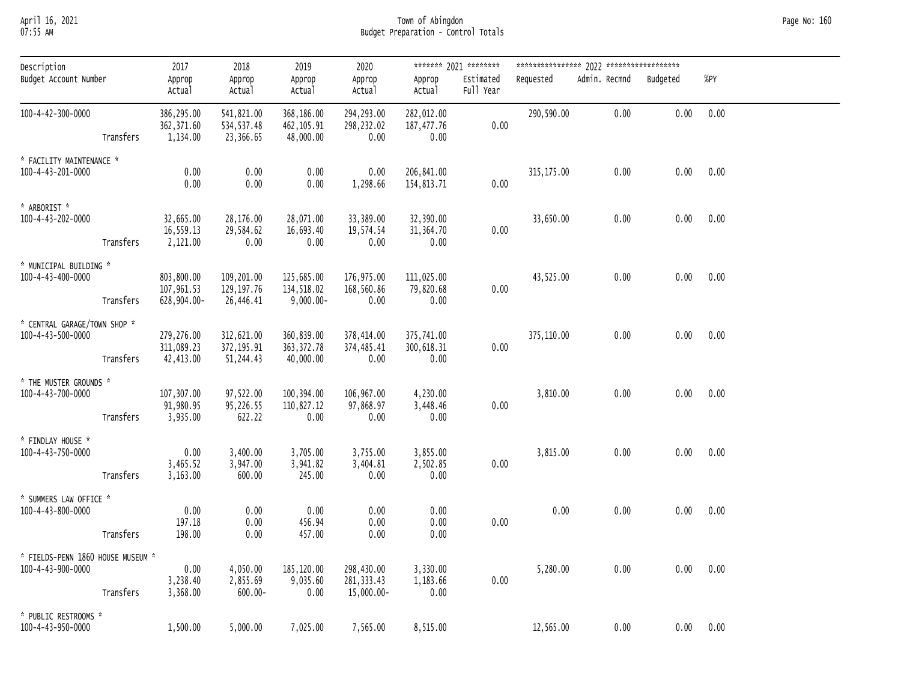| Description<br>Budget Account Number | | 2017<br>Approp<br>Actual | 2018<br>Approp<br>Actual | 2019<br>Approp<br>Actual | 2020<br>Approp<br>Actual | ******* 2021 ********<br>Approp<br>Actual | Estimated<br>Full Year | **************** 2022 ******************<br>Requested | Admin. Recmnd | Budgeted | %PY |
|---|---|---|---|---|---|---|---|---|---|---|---|
| 100-4-42-300-0000 | | 386,295.00 | 541,821.00 | 368,186.00 | 294,293.00 | 282,012.00 | | 290,590.00 | 0.00 | 0.00 | 0.00 |
| | | 362,371.60 | 534,537.48 | 462,105.91 | 298,232.02 | 187,477.76 | 0.00 | | | | |
| | Transfers | 1,134.00 | 23,366.65 | 48,000.00 | 0.00 | 0.00 | | | | | |
| * FACILITY MAINTENANCE * | | | | | | | | | | | |
| 100-4-43-201-0000 | | 0.00 | 0.00 | 0.00 | 0.00 | 206,841.00 | | 315,175.00 | 0.00 | 0.00 | 0.00 |
| | | 0.00 | 0.00 | 0.00 | 1,298.66 | 154,813.71 | 0.00 | | | | |
| * ARBORIST * | | | | | | | | | | | |
| 100-4-43-202-0000 | | 32,665.00 | 28,176.00 | 28,071.00 | 33,389.00 | 32,390.00 | | 33,650.00 | 0.00 | 0.00 | 0.00 |
| | | 16,559.13 | 29,584.62 | 16,693.40 | 19,574.54 | 31,364.70 | 0.00 | | | | |
| | Transfers | 2,121.00 | 0.00 | 0.00 | 0.00 | 0.00 | | | | | |
| * MUNICIPAL BUILDING * | | | | | | | | | | | |
| 100-4-43-400-0000 | | 803,800.00 | 109,201.00 | 125,685.00 | 176,975.00 | 111,025.00 | | 43,525.00 | 0.00 | 0.00 | 0.00 |
| | | 107,961.53 | 129,197.76 | 134,518.02 | 168,560.86 | 79,820.68 | 0.00 | | | | |
| | Transfers | 628,904.00- | 26,446.41 | 9,000.00- | 0.00 | 0.00 | | | | | |
| * CENTRAL GARAGE/TOWN SHOP * | | | | | | | | | | | |
| 100-4-43-500-0000 | | 279,276.00 | 312,621.00 | 360,839.00 | 378,414.00 | 375,741.00 | | 375,110.00 | 0.00 | 0.00 | 0.00 |
| | | 311,089.23 | 372,195.91 | 363,372.78 | 374,485.41 | 300,618.31 | 0.00 | | | | |
| | Transfers | 42,413.00 | 51,244.43 | 40,000.00 | 0.00 | 0.00 | | | | | |
| * THE MUSTER GROUNDS * | | | | | | | | | | | |
| 100-4-43-700-0000 | | 107,307.00 | 97,522.00 | 100,394.00 | 106,967.00 | 4,230.00 | | 3,810.00 | 0.00 | 0.00 | 0.00 |
| | | 91,980.95 | 95,226.55 | 110,827.12 | 97,868.97 | 3,448.46 | 0.00 | | | | |
| | Transfers | 3,935.00 | 622.22 | 0.00 | 0.00 | 0.00 | | | | | |
| * FINDLAY HOUSE * | | | | | | | | | | | |
| 100-4-43-750-0000 | | 0.00 | 3,400.00 | 3,705.00 | 3,755.00 | 3,855.00 | | 3,815.00 | 0.00 | 0.00 | 0.00 |
| | | 3,465.52 | 3,947.00 | 3,941.82 | 3,404.81 | 2,502.85 | 0.00 | | | | |
| | Transfers | 3,163.00 | 600.00 | 245.00 | 0.00 | 0.00 | | | | | |
| * SUMMERS LAW OFFICE * | | | | | | | | | | | |
| 100-4-43-800-0000 | | 0.00 | 0.00 | 0.00 | 0.00 | 0.00 | | 0.00 | 0.00 | 0.00 | 0.00 |
| | | 197.18 | 0.00 | 456.94 | 0.00 | 0.00 | 0.00 | | | | |
| | Transfers | 198.00 | 0.00 | 457.00 | 0.00 | 0.00 | | | | | |
| * FIELDS-PENN 1860 HOUSE MUSEUM * | | | | | | | | | | | |
| 100-4-43-900-0000 | | 0.00 | 4,050.00 | 185,120.00 | 298,430.00 | 3,330.00 | | 5,280.00 | 0.00 | 0.00 | 0.00 |
| | | 3,238.40 | 2,855.69 | 9,035.60 | 281,333.43 | 1,183.66 | 0.00 | | | | |
| | Transfers | 3,368.00 | 600.00- | 0.00 | 15,000.00- | 0.00 | | | | | |
| * PUBLIC RESTROOMS * | | | | | | | | | | | |
| 100-4-43-950-0000 | | 1,500.00 | 5,000.00 | 7,025.00 | 7,565.00 | 8,515.00 | | 12,565.00 | 0.00 | 0.00 | 0.00 |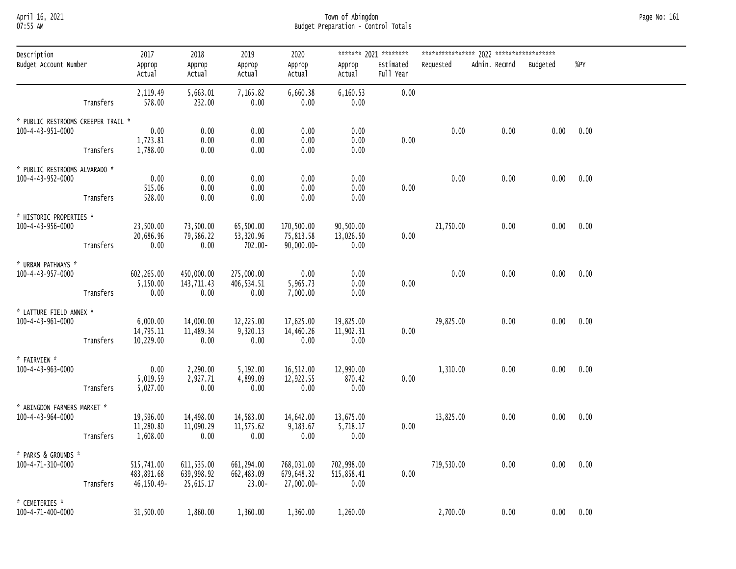| Description<br>Budget Account Number | | 2017<br>Approp<br>Actual | 2018<br>Approp<br>Actual | 2019<br>Approp<br>Actual | 2020<br>Approp<br>Actual | 2021<br>Approp<br>Actual | 2021<br>Estimated<br>Full Year | 2022<br>Requested | 2022<br>Admin. Recmnd | 2022<br>Budgeted | %PY |
|---|---|---|---|---|---|---|---|---|---|---|---|
| | | 2,119.49 | 5,663.01 | 7,165.82 | 6,660.38 | 6,160.53 | 0.00 | | | | |
| | Transfers | 578.00 | 232.00 | 0.00 | 0.00 | 0.00 | | | | | |
| * PUBLIC RESTROOMS CREEPER TRAIL * | | | | | | | | | | | |
| 100-4-43-951-0000 | | 0.00 | 0.00 | 0.00 | 0.00 | 0.00 | | 0.00 | 0.00 | 0.00 | 0.00 |
| | | 1,723.81 | 0.00 | 0.00 | 0.00 | 0.00 | 0.00 | | | | |
| | Transfers | 1,788.00 | 0.00 | 0.00 | 0.00 | 0.00 | | | | | |
| * PUBLIC RESTROOMS ALVARADO * | | | | | | | | | | | |
| 100-4-43-952-0000 | | 0.00 | 0.00 | 0.00 | 0.00 | 0.00 | | 0.00 | 0.00 | 0.00 | 0.00 |
| | | 515.06 | 0.00 | 0.00 | 0.00 | 0.00 | 0.00 | | | | |
| | Transfers | 528.00 | 0.00 | 0.00 | 0.00 | 0.00 | | | | | |
| * HISTORIC PROPERTIES * | | | | | | | | | | | |
| 100-4-43-956-0000 | | 23,500.00 | 73,500.00 | 65,500.00 | 170,500.00 | 90,500.00 | | 21,750.00 | 0.00 | 0.00 | 0.00 |
| | | 20,686.96 | 79,586.22 | 53,320.96 | 75,813.58 | 13,026.50 | 0.00 | | | | |
| | Transfers | 0.00 | 0.00 | 702.00- | 90,000.00- | 0.00 | | | | | |
| * URBAN PATHWAYS * | | | | | | | | | | | |
| 100-4-43-957-0000 | | 602,265.00 | 450,000.00 | 275,000.00 | 0.00 | 0.00 | | 0.00 | 0.00 | 0.00 | 0.00 |
| | | 5,150.00 | 143,711.43 | 406,534.51 | 5,965.73 | 0.00 | 0.00 | | | | |
| | Transfers | 0.00 | 0.00 | 0.00 | 7,000.00 | 0.00 | | | | | |
| * LATTURE FIELD ANNEX * | | | | | | | | | | | |
| 100-4-43-961-0000 | | 6,000.00 | 14,000.00 | 12,225.00 | 17,625.00 | 19,825.00 | | 29,825.00 | 0.00 | 0.00 | 0.00 |
| | | 14,795.11 | 11,489.34 | 9,320.13 | 14,460.26 | 11,902.31 | 0.00 | | | | |
| | Transfers | 10,229.00 | 0.00 | 0.00 | 0.00 | 0.00 | | | | | |
| * FAIRVIEW * | | | | | | | | | | | |
| 100-4-43-963-0000 | | 0.00 | 2,290.00 | 5,192.00 | 16,512.00 | 12,990.00 | | 1,310.00 | 0.00 | 0.00 | 0.00 |
| | | 5,019.59 | 2,927.71 | 4,899.09 | 12,922.55 | 870.42 | 0.00 | | | | |
| | Transfers | 5,027.00 | 0.00 | 0.00 | 0.00 | 0.00 | | | | | |
| * ABINGDON FARMERS MARKET * | | | | | | | | | | | |
| 100-4-43-964-0000 | | 19,596.00 | 14,498.00 | 14,583.00 | 14,642.00 | 13,675.00 | | 13,825.00 | 0.00 | 0.00 | 0.00 |
| | | 11,280.80 | 11,090.29 | 11,575.62 | 9,183.67 | 5,718.17 | 0.00 | | | | |
| | Transfers | 1,608.00 | 0.00 | 0.00 | 0.00 | 0.00 | | | | | |
| * PARKS & GROUNDS * | | | | | | | | | | | |
| 100-4-71-310-0000 | | 515,741.00 | 611,535.00 | 661,294.00 | 768,031.00 | 702,998.00 | | 719,530.00 | 0.00 | 0.00 | 0.00 |
| | | 483,891.68 | 639,998.92 | 662,483.09 | 679,648.32 | 515,858.41 | 0.00 | | | | |
| | Transfers | 46,150.49- | 25,615.17 | 23.00- | 27,000.00- | 0.00 | | | | | |
| * CEMETERIES * | | | | | | | | | | | |
| 100-4-71-400-0000 | | 31,500.00 | 1,860.00 | 1,360.00 | 1,360.00 | 1,260.00 | | 2,700.00 | 0.00 | 0.00 | 0.00 |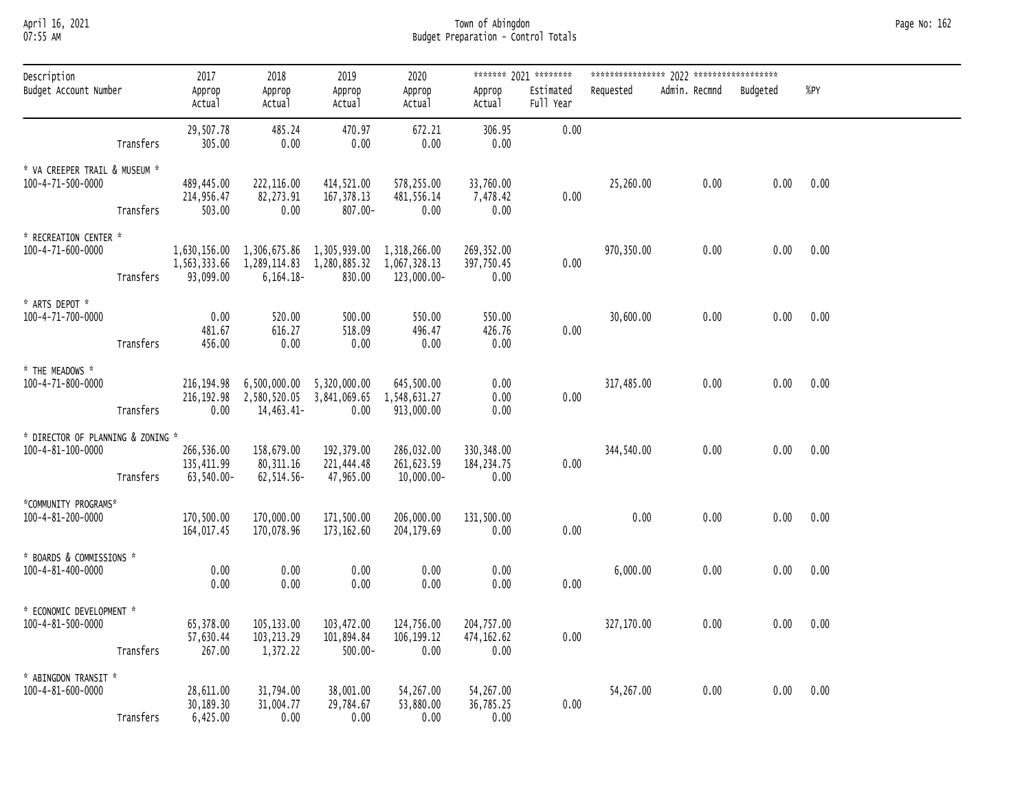| Description / Budget Account Number | | 2017 Approp / Actual | 2018 Approp / Actual | 2019 Approp / Actual | 2020 Approp / Actual | 2021 Approp / Actual | 2021 Estimated Full Year | 2022 Requested | 2022 Admin. Recmnd | 2022 Budgeted | %PY |
|---|---|---|---|---|---|---|---|---|---|---|---|
| | | 29,507.78 | 485.24 | 470.97 | 672.21 | 306.95 | 0.00 | | | | |
| | Transfers | 305.00 | 0.00 | 0.00 | 0.00 | 0.00 | | | | | |
| * VA CREEPER TRAIL & MUSEUM * | | | | | | | | | | | |
| 100-4-71-500-0000 | | 489,445.00 | 222,116.00 | 414,521.00 | 578,255.00 | 33,760.00 | | 25,260.00 | 0.00 | 0.00 | 0.00 |
| | | 214,956.47 | 82,273.91 | 167,378.13 | 481,556.14 | 7,478.42 | 0.00 | | | | |
| | Transfers | 503.00 | 0.00 | 807.00- | 0.00 | 0.00 | | | | | |
| * RECREATION CENTER * | | | | | | | | | | | |
| 100-4-71-600-0000 | | 1,630,156.00 | 1,306,675.86 | 1,305,939.00 | 1,318,266.00 | 269,352.00 | | 970,350.00 | 0.00 | 0.00 | 0.00 |
| | | 1,563,333.66 | 1,289,114.83 | 1,280,885.32 | 1,067,328.13 | 397,750.45 | 0.00 | | | | |
| | Transfers | 93,099.00 | 6,164.18- | 830.00 | 123,000.00- | 0.00 | | | | | |
| * ARTS DEPOT * | | | | | | | | | | | |
| 100-4-71-700-0000 | | 0.00 | 520.00 | 500.00 | 550.00 | 550.00 | | 30,600.00 | 0.00 | 0.00 | 0.00 |
| | | 481.67 | 616.27 | 518.09 | 496.47 | 426.76 | 0.00 | | | | |
| | Transfers | 456.00 | 0.00 | 0.00 | 0.00 | 0.00 | | | | | |
| * THE MEADOWS * | | | | | | | | | | | |
| 100-4-71-800-0000 | | 216,194.98 | 6,500,000.00 | 5,320,000.00 | 645,500.00 | 0.00 | | 317,485.00 | 0.00 | 0.00 | 0.00 |
| | | 216,192.98 | 2,580,520.05 | 3,841,069.65 | 1,548,631.27 | 0.00 | 0.00 | | | | |
| | Transfers | 0.00 | 14,463.41- | 0.00 | 913,000.00 | 0.00 | | | | | |
| * DIRECTOR OF PLANNING & ZONING * | | | | | | | | | | | |
| 100-4-81-100-0000 | | 266,536.00 | 158,679.00 | 192,379.00 | 286,032.00 | 330,348.00 | | 344,540.00 | 0.00 | 0.00 | 0.00 |
| | | 135,411.99 | 80,311.16 | 221,444.48 | 261,623.59 | 184,234.75 | 0.00 | | | | |
| | Transfers | 63,540.00- | 62,514.56- | 47,965.00 | 10,000.00- | 0.00 | | | | | |
| *COMMUNITY PROGRAMS* | | | | | | | | | | | |
| 100-4-81-200-0000 | | 170,500.00 | 170,000.00 | 171,500.00 | 206,000.00 | 131,500.00 | | 0.00 | 0.00 | 0.00 | 0.00 |
| | | 164,017.45 | 170,078.96 | 173,162.60 | 204,179.69 | 0.00 | 0.00 | | | | |
| * BOARDS & COMMISSIONS * | | | | | | | | | | | |
| 100-4-81-400-0000 | | 0.00 | 0.00 | 0.00 | 0.00 | 0.00 | | 6,000.00 | 0.00 | 0.00 | 0.00 |
| | | 0.00 | 0.00 | 0.00 | 0.00 | 0.00 | 0.00 | | | | |
| * ECONOMIC DEVELOPMENT * | | | | | | | | | | | |
| 100-4-81-500-0000 | | 65,378.00 | 105,133.00 | 103,472.00 | 124,756.00 | 204,757.00 | | 327,170.00 | 0.00 | 0.00 | 0.00 |
| | | 57,630.44 | 103,213.29 | 101,894.84 | 106,199.12 | 474,162.62 | 0.00 | | | | |
| | Transfers | 267.00 | 1,372.22 | 500.00- | 0.00 | 0.00 | | | | | |
| * ABINGDON TRANSIT * | | | | | | | | | | | |
| 100-4-81-600-0000 | | 28,611.00 | 31,794.00 | 38,001.00 | 54,267.00 | 54,267.00 | | 54,267.00 | 0.00 | 0.00 | 0.00 |
| | | 30,189.30 | 31,004.77 | 29,784.67 | 53,880.00 | 36,785.25 | 0.00 | | | | |
| | Transfers | 6,425.00 | 0.00 | 0.00 | 0.00 | 0.00 | | | | | |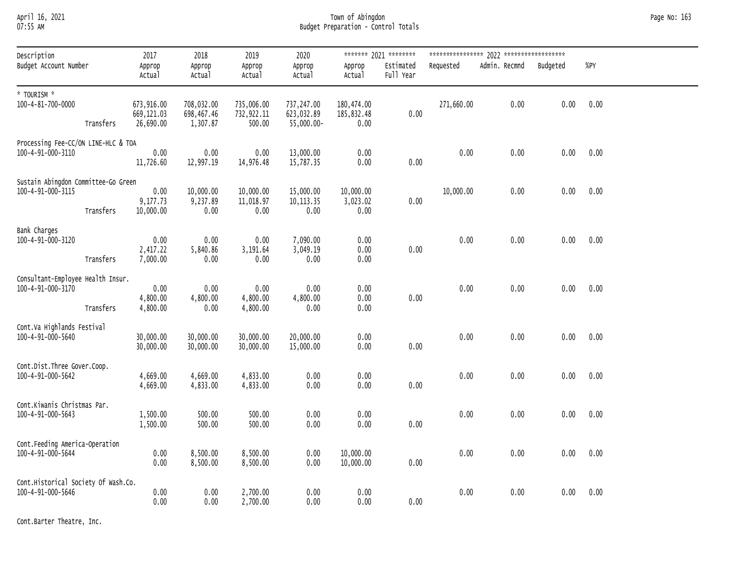| Description Budget Account Number | | 2017 Approp Actual | 2018 Approp Actual | 2019 Approp Actual | 2020 Approp Actual | ******* 2021 ******** Approp Actual | Estimated Full Year | **************** 2022 ****************** Requested | Admin. Recmnd | Budgeted | %PY |
|---|---|---|---|---|---|---|---|---|---|---|---|
| * TOURISM * | | | | | | | | | | | |
| 100-4-81-700-0000 | | 673,916.00 | 708,032.00 | 735,006.00 | 737,247.00 | 180,474.00 | | 271,660.00 | 0.00 | 0.00 | 0.00 |
| | | 669,121.03 | 698,467.46 | 732,922.11 | 623,032.89 | 185,832.48 | 0.00 | | | | |
| | Transfers | 26,690.00 | 1,307.87 | 500.00 | 55,000.00- | 0.00 | | | | | |
| Processing Fee-CC/ON LINE-HLC & TOA | | | | | | | | | | | |
| 100-4-91-000-3110 | | 0.00 | 0.00 | 0.00 | 13,000.00 | 0.00 | | 0.00 | 0.00 | 0.00 | 0.00 |
| | | 11,726.60 | 12,997.19 | 14,976.48 | 15,787.35 | 0.00 | 0.00 | | | | |
| Sustain Abingdon Committee-Go Green | | | | | | | | | | | |
| 100-4-91-000-3115 | | 0.00 | 10,000.00 | 10,000.00 | 15,000.00 | 10,000.00 | | 10,000.00 | 0.00 | 0.00 | 0.00 |
| | | 9,177.73 | 9,237.89 | 11,018.97 | 10,113.35 | 3,023.02 | 0.00 | | | | |
| | Transfers | 10,000.00 | 0.00 | 0.00 | 0.00 | 0.00 | | | | | |
| Bank Charges | | | | | | | | | | | |
| 100-4-91-000-3120 | | 0.00 | 0.00 | 0.00 | 7,090.00 | 0.00 | | 0.00 | 0.00 | 0.00 | 0.00 |
| | | 2,417.22 | 5,840.86 | 3,191.64 | 3,049.19 | 0.00 | 0.00 | | | | |
| | Transfers | 7,000.00 | 0.00 | 0.00 | 0.00 | 0.00 | | | | | |
| Consultant-Employee Health Insur. | | | | | | | | | | | |
| 100-4-91-000-3170 | | 0.00 | 0.00 | 0.00 | 0.00 | 0.00 | | 0.00 | 0.00 | 0.00 | 0.00 |
| | | 4,800.00 | 4,800.00 | 4,800.00 | 4,800.00 | 0.00 | 0.00 | | | | |
| | Transfers | 4,800.00 | 0.00 | 4,800.00 | 0.00 | 0.00 | | | | | |
| Cont.Va Highlands Festival | | | | | | | | | | | |
| 100-4-91-000-5640 | | 30,000.00 | 30,000.00 | 30,000.00 | 20,000.00 | 0.00 | | 0.00 | 0.00 | 0.00 | 0.00 |
| | | 30,000.00 | 30,000.00 | 30,000.00 | 15,000.00 | 0.00 | 0.00 | | | | |
| Cont.Dist.Three Gover.Coop. | | | | | | | | | | | |
| 100-4-91-000-5642 | | 4,669.00 | 4,669.00 | 4,833.00 | 0.00 | 0.00 | | 0.00 | 0.00 | 0.00 | 0.00 |
| | | 4,669.00 | 4,833.00 | 4,833.00 | 0.00 | 0.00 | 0.00 | | | | |
| Cont.Kiwanis Christmas Par. | | | | | | | | | | | |
| 100-4-91-000-5643 | | 1,500.00 | 500.00 | 500.00 | 0.00 | 0.00 | | 0.00 | 0.00 | 0.00 | 0.00 |
| | | 1,500.00 | 500.00 | 500.00 | 0.00 | 0.00 | 0.00 | | | | |
| Cont.Feeding America-Operation | | | | | | | | | | | |
| 100-4-91-000-5644 | | 0.00 | 8,500.00 | 8,500.00 | 0.00 | 10,000.00 | | 0.00 | 0.00 | 0.00 | 0.00 |
| | | 0.00 | 8,500.00 | 8,500.00 | 0.00 | 10,000.00 | 0.00 | | | | |
| Cont.Historical Society Of Wash.Co. | | | | | | | | | | | |
| 100-4-91-000-5646 | | 0.00 | 0.00 | 2,700.00 | 0.00 | 0.00 | | 0.00 | 0.00 | 0.00 | 0.00 |
| | | 0.00 | 0.00 | 2,700.00 | 0.00 | 0.00 | 0.00 | | | | |
| Cont.Barter Theatre, Inc. | | | | | | | | | | | |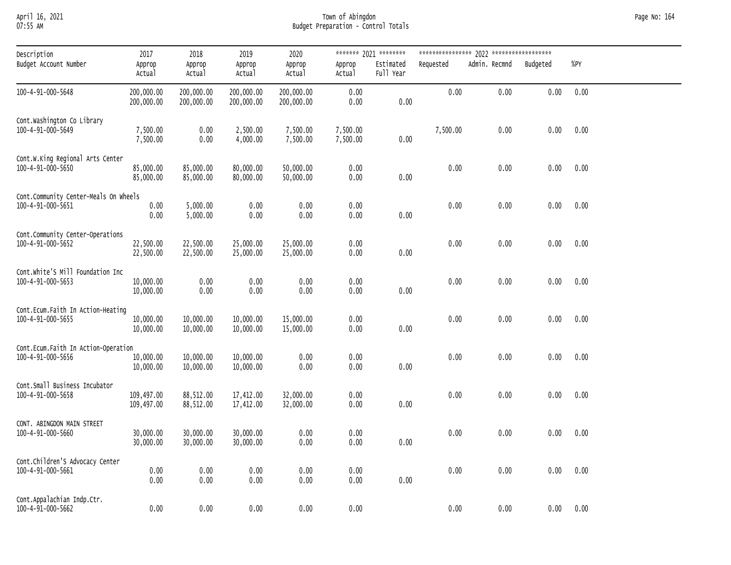| Description<br>Budget Account Number | 2017<br>Approp<br>Actual | 2018<br>Approp<br>Actual | 2019<br>Approp<br>Actual | 2020<br>Approp<br>Actual | ******* 2021 ********<br>Approp<br>Actual | Estimated<br>Full Year | **************** 2022 ******************<br>Requested | Admin. Recmnd | Budgeted | %PY |
|---|---|---|---|---|---|---|---|---|---|---|
| 100-4-91-000-5648 | 200,000.00<br>200,000.00 | 200,000.00<br>200,000.00 | 200,000.00<br>200,000.00 | 200,000.00<br>200,000.00 | 0.00<br>0.00 | 0.00 | 0.00 | 0.00 | 0.00 | 0.00 |
| Cont.Washington Co Library<br>100-4-91-000-5649 | 7,500.00<br>7,500.00 | 0.00<br>0.00 | 2,500.00<br>4,000.00 | 7,500.00<br>7,500.00 | 7,500.00<br>7,500.00 | 0.00 | 7,500.00 | 0.00 | 0.00 | 0.00 |
| Cont.W.King Regional Arts Center<br>100-4-91-000-5650 | 85,000.00<br>85,000.00 | 85,000.00<br>85,000.00 | 80,000.00<br>80,000.00 | 50,000.00<br>50,000.00 | 0.00<br>0.00 | 0.00 | 0.00 | 0.00 | 0.00 | 0.00 |
| Cont.Community Center-Meals On Wheels<br>100-4-91-000-5651 | 0.00<br>0.00 | 5,000.00<br>5,000.00 | 0.00<br>0.00 | 0.00<br>0.00 | 0.00<br>0.00 | 0.00 | 0.00 | 0.00 | 0.00 | 0.00 |
| Cont.Community Center-Operations<br>100-4-91-000-5652 | 22,500.00<br>22,500.00 | 22,500.00<br>22,500.00 | 25,000.00<br>25,000.00 | 25,000.00<br>25,000.00 | 0.00<br>0.00 | 0.00 | 0.00 | 0.00 | 0.00 | 0.00 |
| Cont.White'S Mill Foundation Inc<br>100-4-91-000-5653 | 10,000.00<br>10,000.00 | 0.00<br>0.00 | 0.00<br>0.00 | 0.00<br>0.00 | 0.00<br>0.00 | 0.00 | 0.00 | 0.00 | 0.00 | 0.00 |
| Cont.Ecum.Faith In Action-Heating<br>100-4-91-000-5655 | 10,000.00<br>10,000.00 | 10,000.00<br>10,000.00 | 10,000.00<br>10,000.00 | 15,000.00<br>15,000.00 | 0.00<br>0.00 | 0.00 | 0.00 | 0.00 | 0.00 | 0.00 |
| Cont.Ecum.Faith In Action-Operation<br>100-4-91-000-5656 | 10,000.00<br>10,000.00 | 10,000.00<br>10,000.00 | 10,000.00<br>10,000.00 | 0.00<br>0.00 | 0.00<br>0.00 | 0.00 | 0.00 | 0.00 | 0.00 | 0.00 |
| Cont.Small Business Incubator<br>100-4-91-000-5658 | 109,497.00<br>109,497.00 | 88,512.00<br>88,512.00 | 17,412.00<br>17,412.00 | 32,000.00<br>32,000.00 | 0.00<br>0.00 | 0.00 | 0.00 | 0.00 | 0.00 | 0.00 |
| CONT. ABINGDON MAIN STREET<br>100-4-91-000-5660 | 30,000.00<br>30,000.00 | 30,000.00<br>30,000.00 | 30,000.00<br>30,000.00 | 0.00<br>0.00 | 0.00<br>0.00 | 0.00 | 0.00 | 0.00 | 0.00 | 0.00 |
| Cont.Children'S Advocacy Center<br>100-4-91-000-5661 | 0.00<br>0.00 | 0.00<br>0.00 | 0.00<br>0.00 | 0.00<br>0.00 | 0.00<br>0.00 | 0.00 | 0.00 | 0.00 | 0.00 | 0.00 |
| Cont.Appalachian Indp.Ctr.<br>100-4-91-000-5662 | 0.00 | 0.00 | 0.00 | 0.00 | 0.00 | | 0.00 | 0.00 | 0.00 | 0.00 |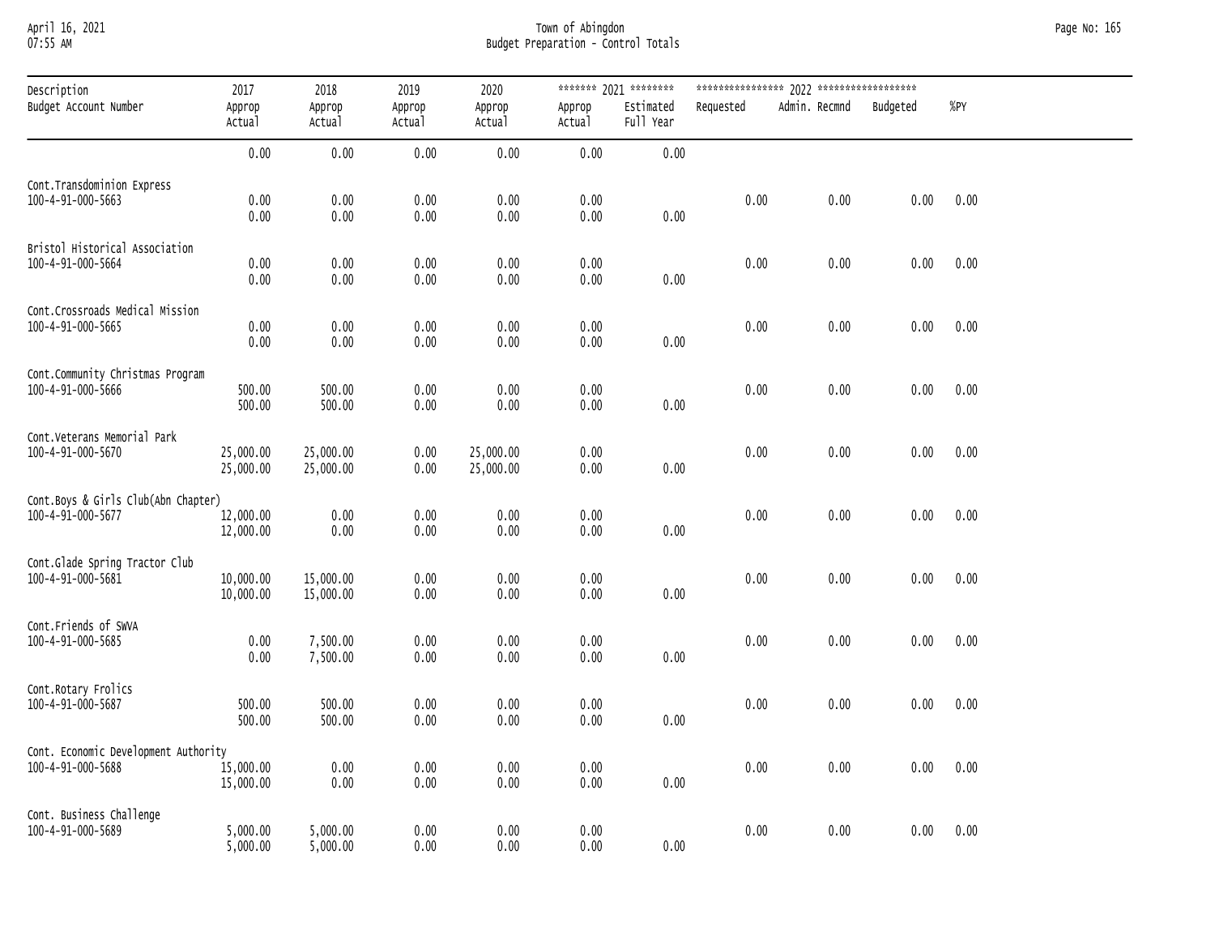# Town of Abingdon
## Budget Preparation - Control Totals

| Description<br>Budget Account Number | 2017<br>Approp<br>Actual | 2018<br>Approp<br>Actual | 2019<br>Approp<br>Actual | 2020<br>Approp<br>Actual | 2021<br>Approp<br>Actual | 2021<br>Estimated<br>Full Year | 2022<br>Requested | 2022<br>Admin. Recmnd | 2022<br>Budgeted | %PY |
|---|---|---|---|---|---|---|---|---|---|---|
| | 0.00 | 0.00 | 0.00 | 0.00 | 0.00 | 0.00 | | | | |
| Cont.Transdominion Express<br>100-4-91-000-5663 | 0.00<br>0.00 | 0.00<br>0.00 | 0.00<br>0.00 | 0.00<br>0.00 | 0.00<br>0.00 | 0.00 | 0.00 | 0.00 | 0.00 | 0.00 |
| Bristol Historical Association<br>100-4-91-000-5664 | 0.00<br>0.00 | 0.00<br>0.00 | 0.00<br>0.00 | 0.00<br>0.00 | 0.00<br>0.00 | 0.00 | 0.00 | 0.00 | 0.00 | 0.00 |
| Cont.Crossroads Medical Mission<br>100-4-91-000-5665 | 0.00<br>0.00 | 0.00<br>0.00 | 0.00<br>0.00 | 0.00<br>0.00 | 0.00<br>0.00 | 0.00 | 0.00 | 0.00 | 0.00 | 0.00 |
| Cont.Community Christmas Program<br>100-4-91-000-5666 | 500.00<br>500.00 | 500.00<br>500.00 | 0.00<br>0.00 | 0.00<br>0.00 | 0.00<br>0.00 | 0.00 | 0.00 | 0.00 | 0.00 | 0.00 |
| Cont.Veterans Memorial Park<br>100-4-91-000-5670 | 25,000.00<br>25,000.00 | 25,000.00<br>25,000.00 | 0.00<br>0.00 | 25,000.00<br>25,000.00 | 0.00<br>0.00 | 0.00 | 0.00 | 0.00 | 0.00 | 0.00 |
| Cont.Boys & Girls Club(Abn Chapter)<br>100-4-91-000-5677 | 12,000.00<br>12,000.00 | 0.00<br>0.00 | 0.00<br>0.00 | 0.00<br>0.00 | 0.00<br>0.00 | 0.00 | 0.00 | 0.00 | 0.00 | 0.00 |
| Cont.Glade Spring Tractor Club<br>100-4-91-000-5681 | 10,000.00<br>10,000.00 | 15,000.00<br>15,000.00 | 0.00<br>0.00 | 0.00<br>0.00 | 0.00<br>0.00 | 0.00 | 0.00 | 0.00 | 0.00 | 0.00 |
| Cont.Friends of SWVA<br>100-4-91-000-5685 | 0.00<br>0.00 | 7,500.00<br>7,500.00 | 0.00<br>0.00 | 0.00<br>0.00 | 0.00<br>0.00 | 0.00 | 0.00 | 0.00 | 0.00 | 0.00 |
| Cont.Rotary Frolics<br>100-4-91-000-5687 | 500.00<br>500.00 | 500.00<br>500.00 | 0.00<br>0.00 | 0.00<br>0.00 | 0.00<br>0.00 | 0.00 | 0.00 | 0.00 | 0.00 | 0.00 |
| Cont. Economic Development Authority<br>100-4-91-000-5688 | 15,000.00<br>15,000.00 | 0.00<br>0.00 | 0.00<br>0.00 | 0.00<br>0.00 | 0.00<br>0.00 | 0.00 | 0.00 | 0.00 | 0.00 | 0.00 |
| Cont. Business Challenge<br>100-4-91-000-5689 | 5,000.00<br>5,000.00 | 5,000.00<br>5,000.00 | 0.00<br>0.00 | 0.00<br>0.00 | 0.00<br>0.00 | 0.00 | 0.00 | 0.00 | 0.00 | 0.00 |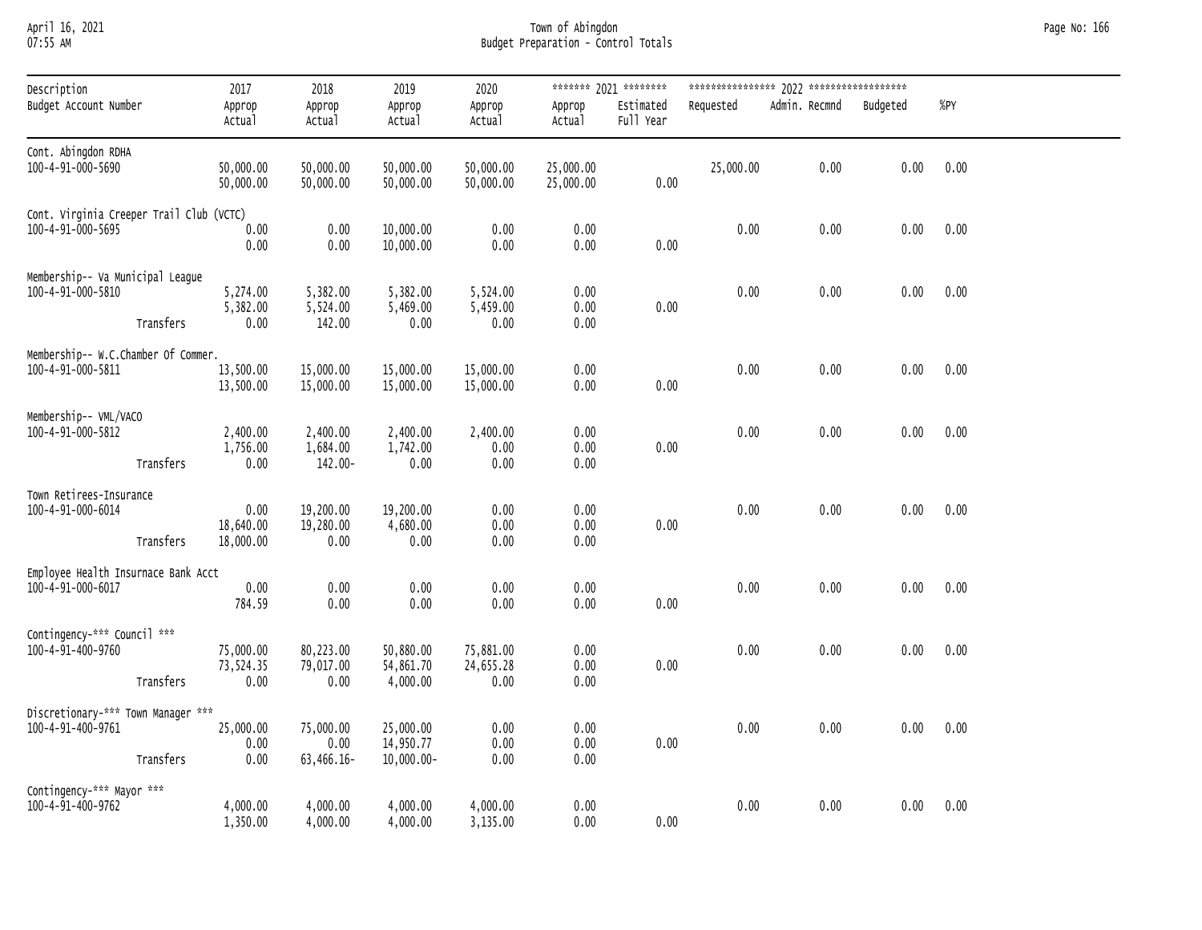| Description<br>Budget Account Number | | 2017<br>Approp<br>Actual | 2018<br>Approp<br>Actual | 2019<br>Approp<br>Actual | 2020<br>Approp<br>Actual | 2021<br>Approp<br>Actual | 2021<br>Estimated<br>Full Year | 2022<br>Requested | 2022<br>Admin. Recmnd | 2022<br>Budgeted | %PY |
|---|---|---|---|---|---|---|---|---|---|---|---|
| Cont. Abingdon RDHA | | | | | | | | | | | |
| 100-4-91-000-5690 | | 50,000.00 | 50,000.00 | 50,000.00 | 50,000.00 | 25,000.00 | | 25,000.00 | 0.00 | 0.00 | 0.00 |
| | | 50,000.00 | 50,000.00 | 50,000.00 | 50,000.00 | 25,000.00 | 0.00 | | | | |
| Cont. Virginia Creeper Trail Club (VCTC) | | | | | | | | | | | |
| 100-4-91-000-5695 | | 0.00 | 0.00 | 10,000.00 | 0.00 | 0.00 | | 0.00 | 0.00 | 0.00 | 0.00 |
| | | 0.00 | 0.00 | 10,000.00 | 0.00 | 0.00 | 0.00 | | | | |
| Membership-- Va Municipal League | | | | | | | | | | | |
| 100-4-91-000-5810 | | 5,274.00 | 5,382.00 | 5,382.00 | 5,524.00 | 0.00 | | 0.00 | 0.00 | 0.00 | 0.00 |
| | | 5,382.00 | 5,524.00 | 5,469.00 | 5,459.00 | 0.00 | 0.00 | | | | |
| | Transfers | 0.00 | 142.00 | 0.00 | 0.00 | 0.00 | | | | | |
| Membership-- W.C.Chamber Of Commer. | | | | | | | | | | | |
| 100-4-91-000-5811 | | 13,500.00 | 15,000.00 | 15,000.00 | 15,000.00 | 0.00 | | 0.00 | 0.00 | 0.00 | 0.00 |
| | | 13,500.00 | 15,000.00 | 15,000.00 | 15,000.00 | 0.00 | 0.00 | | | | |
| Membership-- VML/VACO | | | | | | | | | | | |
| 100-4-91-000-5812 | | 2,400.00 | 2,400.00 | 2,400.00 | 2,400.00 | 0.00 | | 0.00 | 0.00 | 0.00 | 0.00 |
| | | 1,756.00 | 1,684.00 | 1,742.00 | 0.00 | 0.00 | 0.00 | | | | |
| | Transfers | 0.00 | 142.00- | 0.00 | 0.00 | 0.00 | | | | | |
| Town Retirees-Insurance | | | | | | | | | | | |
| 100-4-91-000-6014 | | 0.00 | 19,200.00 | 19,200.00 | 0.00 | 0.00 | | 0.00 | 0.00 | 0.00 | 0.00 |
| | | 18,640.00 | 19,280.00 | 4,680.00 | 0.00 | 0.00 | 0.00 | | | | |
| | Transfers | 18,000.00 | 0.00 | 0.00 | 0.00 | 0.00 | | | | | |
| Employee Health Insurnace Bank Acct | | | | | | | | | | | |
| 100-4-91-000-6017 | | 0.00 | 0.00 | 0.00 | 0.00 | 0.00 | | 0.00 | 0.00 | 0.00 | 0.00 |
| | | 784.59 | 0.00 | 0.00 | 0.00 | 0.00 | 0.00 | | | | |
| Contingency-*** Council *** | | | | | | | | | | | |
| 100-4-91-400-9760 | | 75,000.00 | 80,223.00 | 50,880.00 | 75,881.00 | 0.00 | | 0.00 | 0.00 | 0.00 | 0.00 |
| | | 73,524.35 | 79,017.00 | 54,861.70 | 24,655.28 | 0.00 | 0.00 | | | | |
| | Transfers | 0.00 | 0.00 | 4,000.00 | 0.00 | 0.00 | | | | | |
| Discretionary-*** Town Manager *** | | | | | | | | | | | |
| 100-4-91-400-9761 | | 25,000.00 | 75,000.00 | 25,000.00 | 0.00 | 0.00 | | 0.00 | 0.00 | 0.00 | 0.00 |
| | | 0.00 | 0.00 | 14,950.77 | 0.00 | 0.00 | 0.00 | | | | |
| | Transfers | 0.00 | 63,466.16- | 10,000.00- | 0.00 | 0.00 | | | | | |
| Contingency-*** Mayor *** | | | | | | | | | | | |
| 100-4-91-400-9762 | | 4,000.00 | 4,000.00 | 4,000.00 | 4,000.00 | 0.00 | | 0.00 | 0.00 | 0.00 | 0.00 |
| | | 1,350.00 | 4,000.00 | 4,000.00 | 3,135.00 | 0.00 | 0.00 | | | | |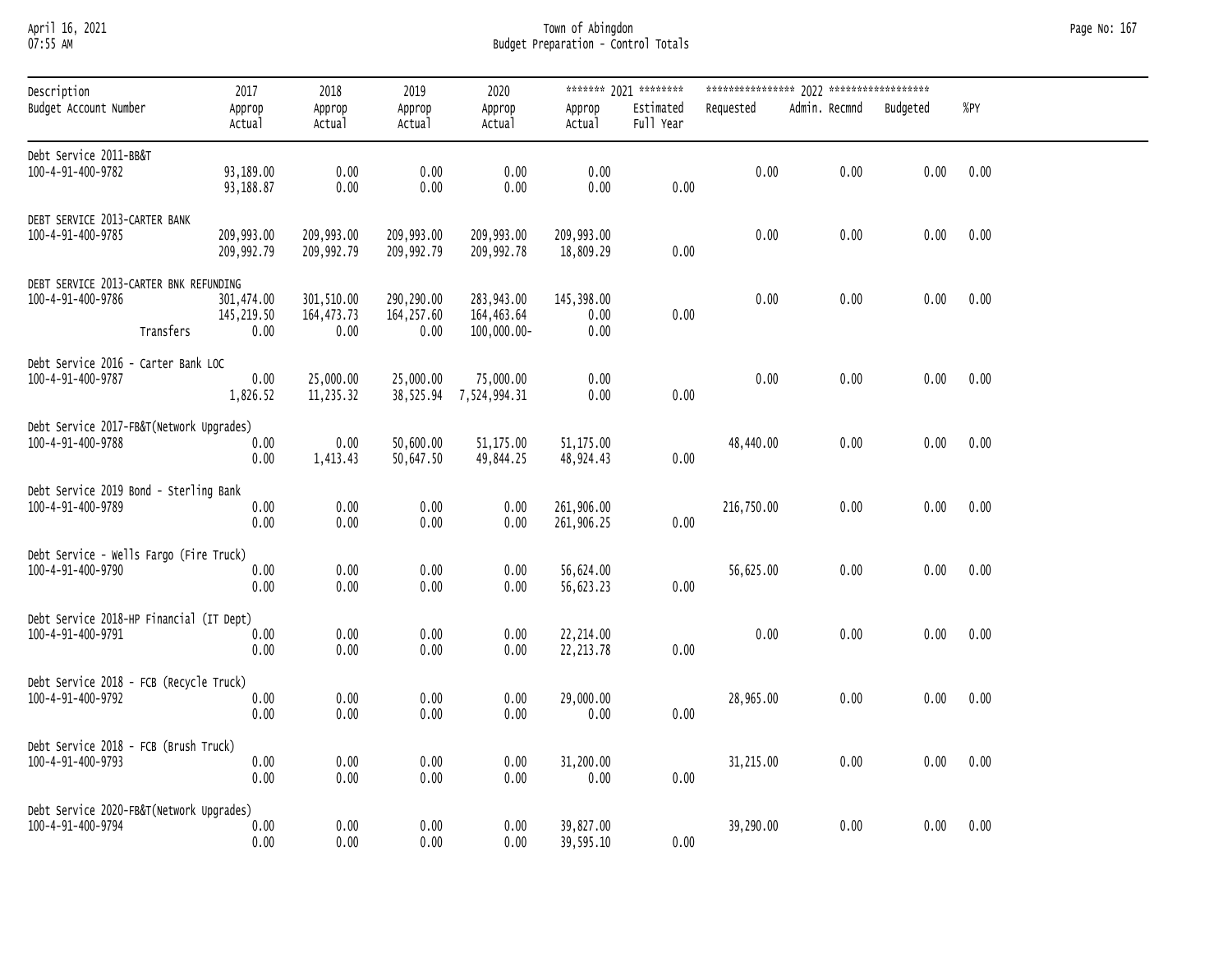# Town of Abingdon

## Budget Preparation - Control Totals

| Description<br>Budget Account Number | 2017<br>Approp<br>Actual | 2018<br>Approp<br>Actual | 2019<br>Approp<br>Actual | 2020<br>Approp<br>Actual | 2021<br>Approp<br>Actual | 2021<br>Estimated<br>Full Year | 2022<br>Requested | 2022<br>Admin. Recmnd | 2022<br>Budgeted | %PY |
|---|---|---|---|---|---|---|---|---|---|---|
| Debt Service 2011-BB&T | | | | | | | | | | |
| 100-4-91-400-9782 | 93,189.00 | 0.00 | 0.00 | 0.00 | 0.00 | | 0.00 | 0.00 | 0.00 | 0.00 |
| | 93,188.87 | 0.00 | 0.00 | 0.00 | 0.00 | 0.00 | | | | |
| DEBT SERVICE 2013-CARTER BANK | | | | | | | | | | |
| 100-4-91-400-9785 | 209,993.00 | 209,993.00 | 209,993.00 | 209,993.00 | 209,993.00 | | 0.00 | 0.00 | 0.00 | 0.00 |
| | 209,992.79 | 209,992.79 | 209,992.79 | 209,992.78 | 18,809.29 | 0.00 | | | | |
| DEBT SERVICE 2013-CARTER BNK REFUNDING | | | | | | | | | | |
| 100-4-91-400-9786 | 301,474.00 | 301,510.00 | 290,290.00 | 283,943.00 | 145,398.00 | | 0.00 | 0.00 | 0.00 | 0.00 |
| | 145,219.50 | 164,473.73 | 164,257.60 | 164,463.64 | 0.00 | 0.00 | | | | |
| Transfers | 0.00 | 0.00 | 0.00 | 100,000.00- | 0.00 | | | | | |
| Debt Service 2016 - Carter Bank LOC | | | | | | | | | | |
| 100-4-91-400-9787 | 0.00 | 25,000.00 | 25,000.00 | 75,000.00 | 0.00 | | 0.00 | 0.00 | 0.00 | 0.00 |
| | 1,826.52 | 11,235.32 | 38,525.94 | 7,524,994.31 | 0.00 | 0.00 | | | | |
| Debt Service 2017-FB&T(Network Upgrades) | | | | | | | | | | |
| 100-4-91-400-9788 | 0.00 | 0.00 | 50,600.00 | 51,175.00 | 51,175.00 | | 48,440.00 | 0.00 | 0.00 | 0.00 |
| | 0.00 | 1,413.43 | 50,647.50 | 49,844.25 | 48,924.43 | 0.00 | | | | |
| Debt Service 2019 Bond - Sterling Bank | | | | | | | | | | |
| 100-4-91-400-9789 | 0.00 | 0.00 | 0.00 | 0.00 | 261,906.00 | | 216,750.00 | 0.00 | 0.00 | 0.00 |
| | 0.00 | 0.00 | 0.00 | 0.00 | 261,906.25 | 0.00 | | | | |
| Debt Service - Wells Fargo (Fire Truck) | | | | | | | | | | |
| 100-4-91-400-9790 | 0.00 | 0.00 | 0.00 | 0.00 | 56,624.00 | | 56,625.00 | 0.00 | 0.00 | 0.00 |
| | 0.00 | 0.00 | 0.00 | 0.00 | 56,623.23 | 0.00 | | | | |
| Debt Service 2018-HP Financial (IT Dept) | | | | | | | | | | |
| 100-4-91-400-9791 | 0.00 | 0.00 | 0.00 | 0.00 | 22,214.00 | | 0.00 | 0.00 | 0.00 | 0.00 |
| | 0.00 | 0.00 | 0.00 | 0.00 | 22,213.78 | 0.00 | | | | |
| Debt Service 2018 - FCB (Recycle Truck) | | | | | | | | | | |
| 100-4-91-400-9792 | 0.00 | 0.00 | 0.00 | 0.00 | 29,000.00 | | 28,965.00 | 0.00 | 0.00 | 0.00 |
| | 0.00 | 0.00 | 0.00 | 0.00 | 0.00 | 0.00 | | | | |
| Debt Service 2018 - FCB (Brush Truck) | | | | | | | | | | |
| 100-4-91-400-9793 | 0.00 | 0.00 | 0.00 | 0.00 | 31,200.00 | | 31,215.00 | 0.00 | 0.00 | 0.00 |
| | 0.00 | 0.00 | 0.00 | 0.00 | 0.00 | 0.00 | | | | |
| Debt Service 2020-FB&T(Network Upgrades) | | | | | | | | | | |
| 100-4-91-400-9794 | 0.00 | 0.00 | 0.00 | 0.00 | 39,827.00 | | 39,290.00 | 0.00 | 0.00 | 0.00 |
| | 0.00 | 0.00 | 0.00 | 0.00 | 39,595.10 | 0.00 | | | | |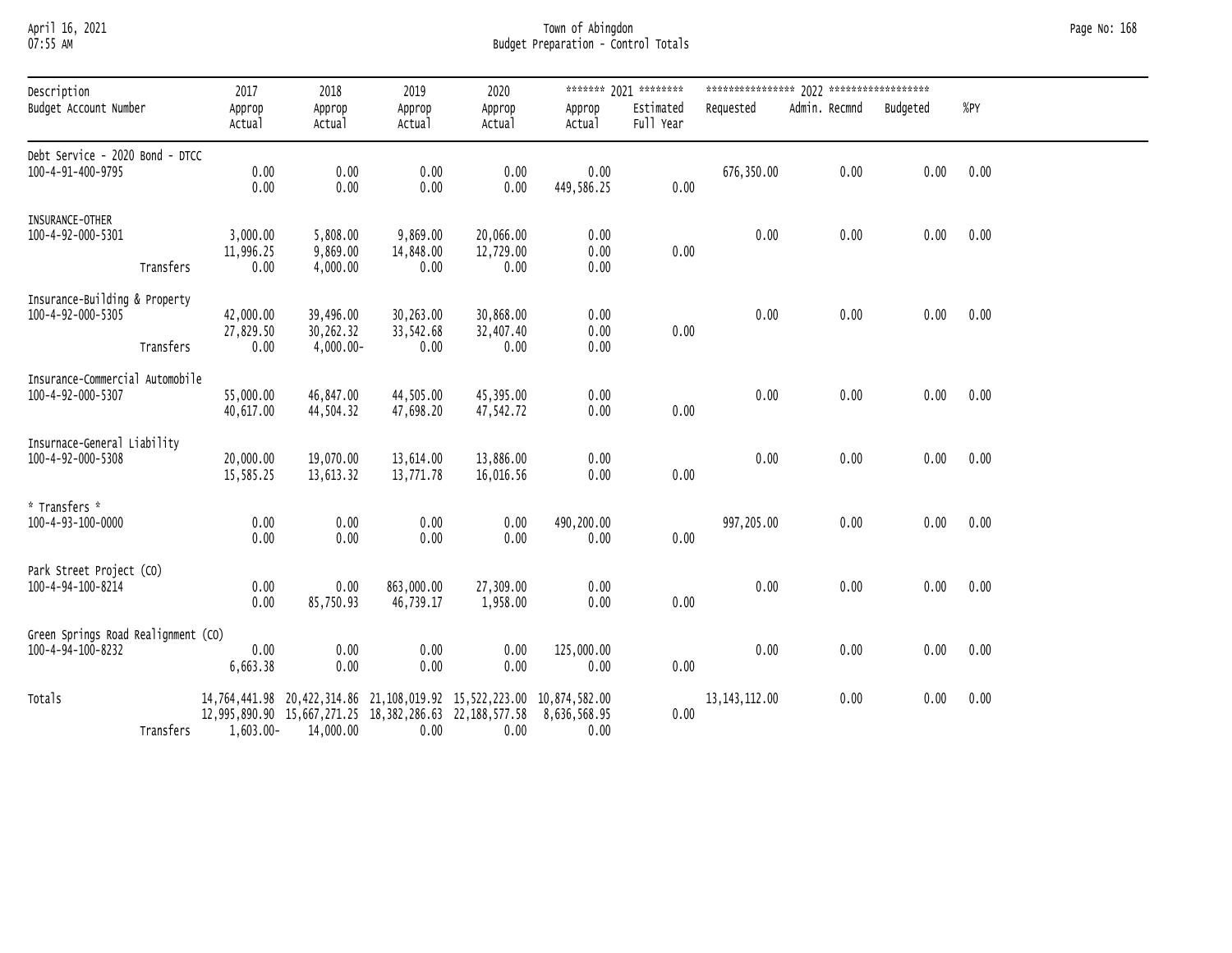Town of Abingdon
Budget Preparation - Control Totals

| Description<br>Budget Account Number | 2017<br>Approp<br>Actual | 2018<br>Approp<br>Actual | 2019<br>Approp<br>Actual | 2020<br>Approp<br>Actual | 2021<br>Approp<br>Actual | 2021<br>Estimated<br>Full Year | 2022<br>Requested | 2022<br>Admin. Recmnd | 2022<br>Budgeted | %PY |
|---|---|---|---|---|---|---|---|---|---|---|
| Debt Service - 2020 Bond - DTCC<br>100-4-91-400-9795 | 0.00<br>0.00 | 0.00<br>0.00 | 0.00<br>0.00 | 0.00<br>0.00 | 0.00<br>449,586.25 | 0.00 | 676,350.00 | 0.00 | 0.00 | 0.00 |
| INSURANCE-OTHER<br>100-4-92-000-5301 | 3,000.00<br>11,996.25 | 5,808.00<br>9,869.00 | 9,869.00<br>14,848.00 | 20,066.00<br>12,729.00 | 0.00<br>0.00 | 0.00 | 0.00 | 0.00 | 0.00 | 0.00 |
| Transfers | 0.00 | 4,000.00 | 0.00 | 0.00 | 0.00 | | | | | |
| Insurance-Building & Property<br>100-4-92-000-5305 | 42,000.00<br>27,829.50 | 39,496.00<br>30,262.32 | 30,263.00<br>33,542.68 | 30,868.00<br>32,407.40 | 0.00<br>0.00 | 0.00 | 0.00 | 0.00 | 0.00 | 0.00 |
| Transfers | 0.00 | 4,000.00- | 0.00 | 0.00 | 0.00 | | | | | |
| Insurance-Commercial Automobile<br>100-4-92-000-5307 | 55,000.00<br>40,617.00 | 46,847.00<br>44,504.32 | 44,505.00<br>47,698.20 | 45,395.00<br>47,542.72 | 0.00<br>0.00 | 0.00 | 0.00 | 0.00 | 0.00 | 0.00 |
| Insurnace-General Liability<br>100-4-92-000-5308 | 20,000.00<br>15,585.25 | 19,070.00<br>13,613.32 | 13,614.00<br>13,771.78 | 13,886.00<br>16,016.56 | 0.00<br>0.00 | 0.00 | 0.00 | 0.00 | 0.00 | 0.00 |
| * Transfers *<br>100-4-93-100-0000 | 0.00<br>0.00 | 0.00<br>0.00 | 0.00<br>0.00 | 0.00<br>0.00 | 490,200.00<br>0.00 | 0.00 | 997,205.00 | 0.00 | 0.00 | 0.00 |
| Park Street Project (CO)<br>100-4-94-100-8214 | 0.00<br>0.00 | 0.00<br>85,750.93 | 863,000.00<br>46,739.17 | 27,309.00<br>1,958.00 | 0.00<br>0.00 | 0.00 | 0.00 | 0.00 | 0.00 | 0.00 |
| Green Springs Road Realignment (CO)<br>100-4-94-100-8232 | 0.00<br>6,663.38 | 0.00<br>0.00 | 0.00<br>0.00 | 0.00<br>0.00 | 125,000.00<br>0.00 | 0.00 | 0.00 | 0.00 | 0.00 | 0.00 |
| Totals | 14,764,441.98<br>12,995,890.90 | 20,422,314.86<br>15,667,271.25 | 21,108,019.92<br>18,382,286.63 | 15,522,223.00<br>22,188,577.58 | 10,874,582.00<br>8,636,568.95 | 0.00 | 13,143,112.00 | 0.00 | 0.00 | 0.00 |
| Transfers | 1,603.00- | 14,000.00 | 0.00 | 0.00 | 0.00 | | | | | |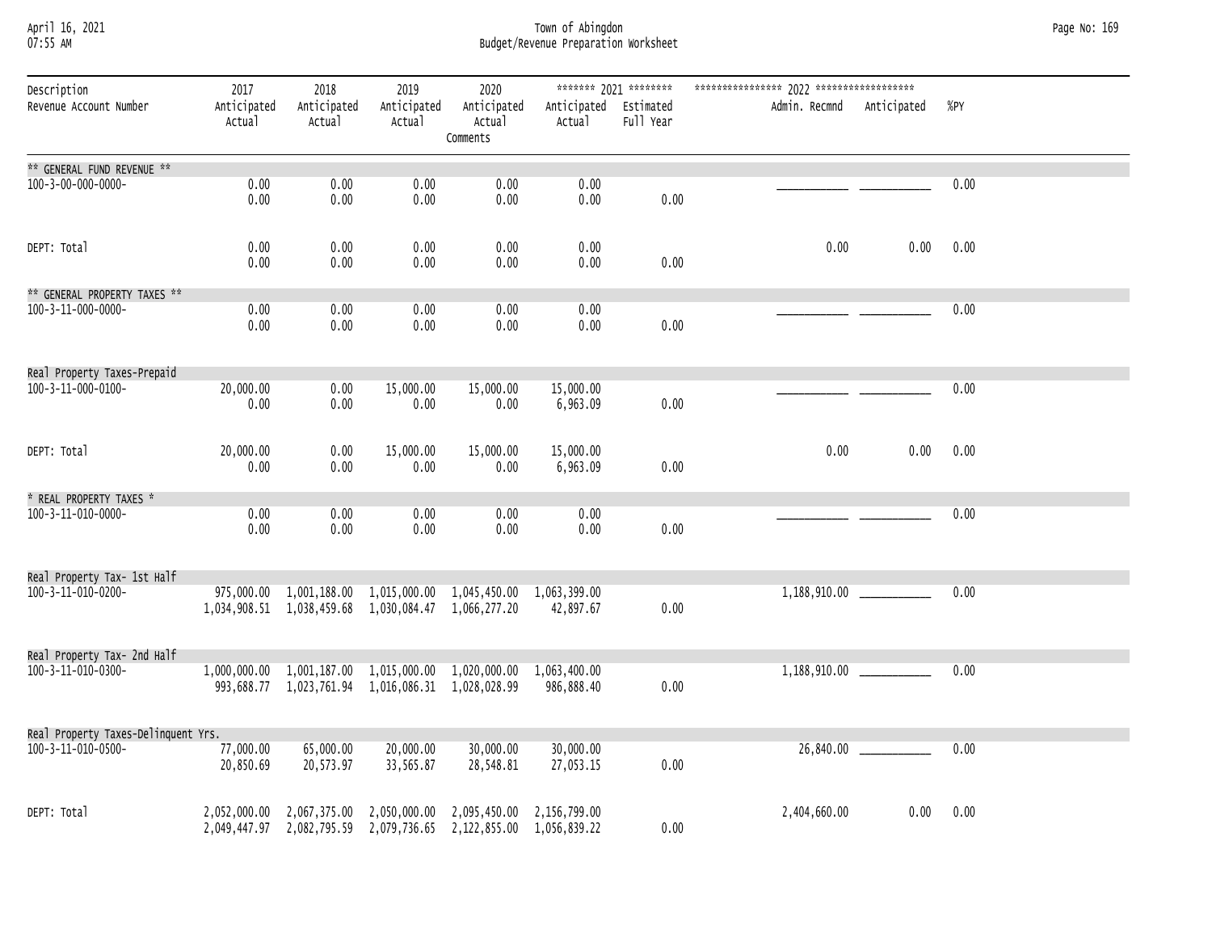Town of Abingdon
Budget/Revenue Preparation Worksheet

| Description<br>Revenue Account Number | 2017<br>Anticipated<br>Actual | 2018<br>Anticipated<br>Actual | 2019<br>Anticipated<br>Actual | 2020<br>Anticipated<br>Actual<br>Comments | 2021<br>Anticipated<br>Actual | 2021<br>Estimated<br>Full Year | 2022<br>Admin. Recmnd | 2022<br>Anticipated | %PY |
|---|---|---|---|---|---|---|---|---|---|
| ** GENERAL FUND REVENUE ** | | | | | | | | | |
| 100-3-00-000-0000- | 0.00 | 0.00 | 0.00 | 0.00 | 0.00 | | ___________ | ___________ | 0.00 |
| | 0.00 | 0.00 | 0.00 | 0.00 | 0.00 | 0.00 | | | |
| DEPT: Total | 0.00 | 0.00 | 0.00 | 0.00 | 0.00 | | 0.00 | 0.00 | 0.00 |
| | 0.00 | 0.00 | 0.00 | 0.00 | 0.00 | 0.00 | | | |
| ** GENERAL PROPERTY TAXES ** | | | | | | | | | |
| 100-3-11-000-0000- | 0.00 | 0.00 | 0.00 | 0.00 | 0.00 | | ___________ | ___________ | 0.00 |
| | 0.00 | 0.00 | 0.00 | 0.00 | 0.00 | 0.00 | | | |
| Real Property Taxes-Prepaid | | | | | | | | | |
| 100-3-11-000-0100- | 20,000.00 | 0.00 | 15,000.00 | 15,000.00 | 15,000.00 | | ___________ | ___________ | 0.00 |
| | 0.00 | 0.00 | 0.00 | 0.00 | 6,963.09 | 0.00 | | | |
| DEPT: Total | 20,000.00 | 0.00 | 15,000.00 | 15,000.00 | 15,000.00 | | 0.00 | 0.00 | 0.00 |
| | 0.00 | 0.00 | 0.00 | 0.00 | 6,963.09 | 0.00 | | | |
| * REAL PROPERTY TAXES * | | | | | | | | | |
| 100-3-11-010-0000- | 0.00 | 0.00 | 0.00 | 0.00 | 0.00 | | ___________ | ___________ | 0.00 |
| | 0.00 | 0.00 | 0.00 | 0.00 | 0.00 | 0.00 | | | |
| Real Property Tax- 1st Half | | | | | | | | | |
| 100-3-11-010-0200- | 975,000.00 | 1,001,188.00 | 1,015,000.00 | 1,045,450.00 | 1,063,399.00 | | 1,188,910.00 | ___________ | 0.00 |
| | 1,034,908.51 | 1,038,459.68 | 1,030,084.47 | 1,066,277.20 | 42,897.67 | 0.00 | | | |
| Real Property Tax- 2nd Half | | | | | | | | | |
| 100-3-11-010-0300- | 1,000,000.00 | 1,001,187.00 | 1,015,000.00 | 1,020,000.00 | 1,063,400.00 | | 1,188,910.00 | ___________ | 0.00 |
| | 993,688.77 | 1,023,761.94 | 1,016,086.31 | 1,028,028.99 | 986,888.40 | 0.00 | | | |
| Real Property Taxes-Delinquent Yrs. | | | | | | | | | |
| 100-3-11-010-0500- | 77,000.00 | 65,000.00 | 20,000.00 | 30,000.00 | 30,000.00 | | 26,840.00 | ___________ | 0.00 |
| | 20,850.69 | 20,573.97 | 33,565.87 | 28,548.81 | 27,053.15 | 0.00 | | | |
| DEPT: Total | 2,052,000.00 | 2,067,375.00 | 2,050,000.00 | 2,095,450.00 | 2,156,799.00 | | 2,404,660.00 | 0.00 | 0.00 |
| | 2,049,447.97 | 2,082,795.59 | 2,079,736.65 | 2,122,855.00 | 1,056,839.22 | 0.00 | | | |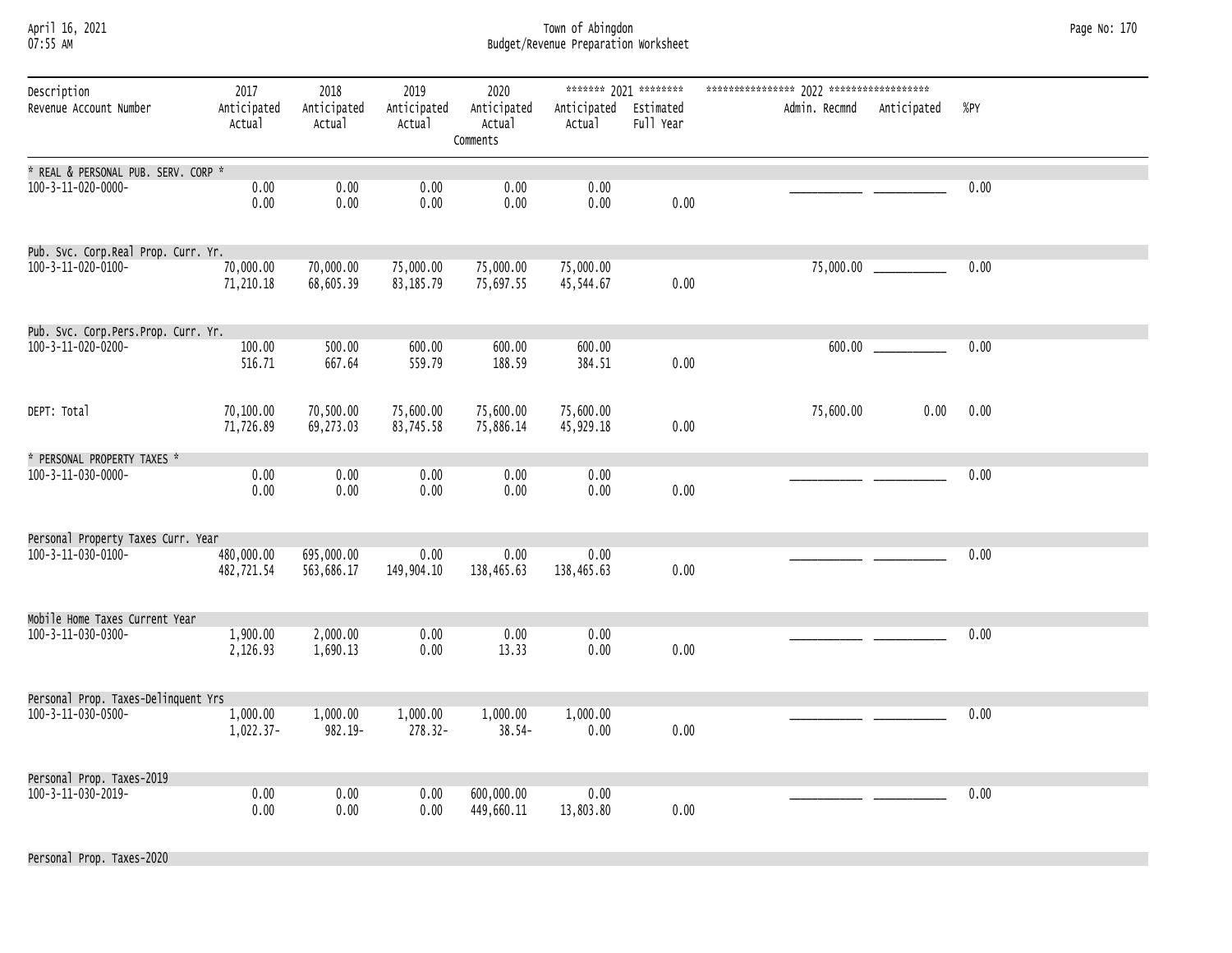Town of Abingdon
Budget/Revenue Preparation Worksheet

| Description / Revenue Account Number | 2017 Anticipated / Actual | 2018 Anticipated / Actual | 2019 Anticipated / Actual | 2020 Anticipated / Actual / Comments | 2021 Anticipated / Actual | 2021 Estimated Full Year | 2022 Admin. Recmnd | 2022 Anticipated | %PY |
|---|---|---|---|---|---|---|---|---|---|
| * REAL & PERSONAL PUB. SERV. CORP * | | | | | | | | | |
| 100-3-11-020-0000- | 0.00 | 0.00 | 0.00 | 0.00 | 0.00 | | ___________ | ___________ | 0.00 |
| | 0.00 | 0.00 | 0.00 | 0.00 | 0.00 | 0.00 | | | |
| Pub. Svc. Corp.Real Prop. Curr. Yr. | | | | | | | | | |
| 100-3-11-020-0100- | 70,000.00 | 70,000.00 | 75,000.00 | 75,000.00 | 75,000.00 | | 75,000.00 | ___________ | 0.00 |
| | 71,210.18 | 68,605.39 | 83,185.79 | 75,697.55 | 45,544.67 | 0.00 | | | |
| Pub. Svc. Corp.Pers.Prop. Curr. Yr. | | | | | | | | | |
| 100-3-11-020-0200- | 100.00 | 500.00 | 600.00 | 600.00 | 600.00 | | 600.00 | ___________ | 0.00 |
| | 516.71 | 667.64 | 559.79 | 188.59 | 384.51 | 0.00 | | | |
| DEPT: Total | 70,100.00 | 70,500.00 | 75,600.00 | 75,600.00 | 75,600.00 | | 75,600.00 | 0.00 | 0.00 |
| | 71,726.89 | 69,273.03 | 83,745.58 | 75,886.14 | 45,929.18 | 0.00 | | | |
| * PERSONAL PROPERTY TAXES * | | | | | | | | | |
| 100-3-11-030-0000- | 0.00 | 0.00 | 0.00 | 0.00 | 0.00 | | ___________ | ___________ | 0.00 |
| | 0.00 | 0.00 | 0.00 | 0.00 | 0.00 | 0.00 | | | |
| Personal Property Taxes Curr. Year | | | | | | | | | |
| 100-3-11-030-0100- | 480,000.00 | 695,000.00 | 0.00 | 0.00 | 0.00 | | ___________ | ___________ | 0.00 |
| | 482,721.54 | 563,686.17 | 149,904.10 | 138,465.63 | 138,465.63 | 0.00 | | | |
| Mobile Home Taxes Current Year | | | | | | | | | |
| 100-3-11-030-0300- | 1,900.00 | 2,000.00 | 0.00 | 0.00 | 0.00 | | ___________ | ___________ | 0.00 |
| | 2,126.93 | 1,690.13 | 0.00 | 13.33 | 0.00 | 0.00 | | | |
| Personal Prop. Taxes-Delinquent Yrs | | | | | | | | | |
| 100-3-11-030-0500- | 1,000.00 | 1,000.00 | 1,000.00 | 1,000.00 | 1,000.00 | | ___________ | ___________ | 0.00 |
| | 1,022.37- | 982.19- | 278.32- | 38.54- | 0.00 | 0.00 | | | |
| Personal Prop. Taxes-2019 | | | | | | | | | |
| 100-3-11-030-2019- | 0.00 | 0.00 | 0.00 | 600,000.00 | 0.00 | | ___________ | ___________ | 0.00 |
| | 0.00 | 0.00 | 0.00 | 449,660.11 | 13,803.80 | 0.00 | | | |
| Personal Prop. Taxes-2020 | | | | | | | | | |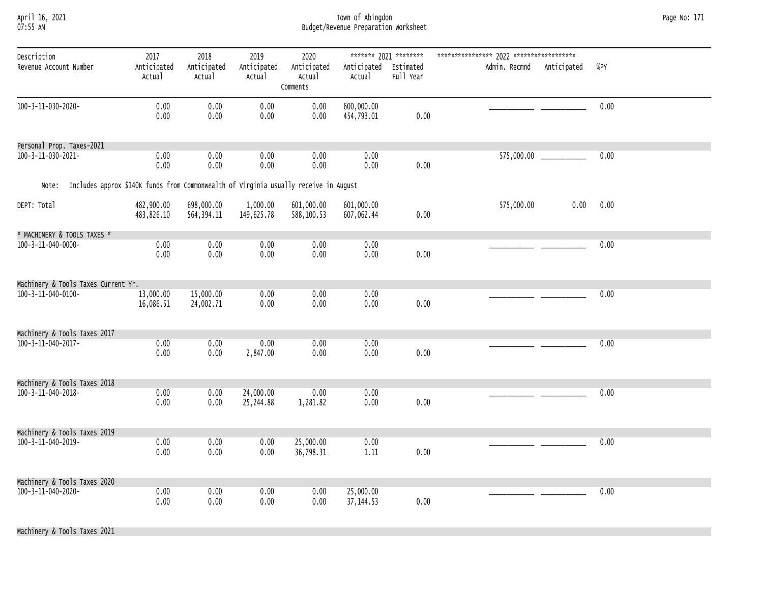| Description<br>Revenue Account Number | 2017<br>Anticipated<br>Actual | 2018<br>Anticipated<br>Actual | 2019<br>Anticipated<br>Actual | 2020<br>Anticipated<br>Actual<br>Comments | ******* 2021 ********<br>Anticipated<br>Actual | <br>Estimated<br>Full Year | **************** 2022 ******************<br>Admin. Recmnd | <br>Anticipated | %PY |
|---|---|---|---|---|---|---|---|---|---|
| 100-3-11-030-2020- | 0.00<br>0.00 | 0.00<br>0.00 | 0.00<br>0.00 | 0.00<br>0.00 | 600,000.00<br>454,793.01 | 0.00 | ___________ | ___________ | 0.00 |
| Personal Prop. Taxes-2021<br>100-3-11-030-2021- | 0.00<br>0.00 | 0.00<br>0.00 | 0.00<br>0.00 | 0.00<br>0.00 | 0.00<br>0.00 | 0.00 | 575,000.00 | ___________ | 0.00 |
| Note: Includes approx $140K funds from Commonwealth of Virginia usually receive in August | | | | | | | | | |
| DEPT: Total | 482,900.00<br>483,826.10 | 698,000.00<br>564,394.11 | 1,000.00<br>149,625.78 | 601,000.00<br>588,100.53 | 601,000.00<br>607,062.44 | 0.00 | 575,000.00 | 0.00 | 0.00 |
| * MACHINERY & TOOLS TAXES *<br>100-3-11-040-0000- | 0.00<br>0.00 | 0.00<br>0.00 | 0.00<br>0.00 | 0.00<br>0.00 | 0.00<br>0.00 | 0.00 | ___________ | ___________ | 0.00 |
| Machinery & Tools Taxes Current Yr.<br>100-3-11-040-0100- | 13,000.00<br>16,086.51 | 15,000.00<br>24,002.71 | 0.00<br>0.00 | 0.00<br>0.00 | 0.00<br>0.00 | 0.00 | ___________ | ___________ | 0.00 |
| Machinery & Tools Taxes 2017<br>100-3-11-040-2017- | 0.00<br>0.00 | 0.00<br>0.00 | 0.00<br>2,847.00 | 0.00<br>0.00 | 0.00<br>0.00 | 0.00 | ___________ | ___________ | 0.00 |
| Machinery & Tools Taxes 2018<br>100-3-11-040-2018- | 0.00<br>0.00 | 0.00<br>0.00 | 24,000.00<br>25,244.88 | 0.00<br>1,281.82 | 0.00<br>0.00 | 0.00 | ___________ | ___________ | 0.00 |
| Machinery & Tools Taxes 2019<br>100-3-11-040-2019- | 0.00<br>0.00 | 0.00<br>0.00 | 0.00<br>0.00 | 25,000.00<br>36,798.31 | 0.00<br>1.11 | 0.00 | ___________ | ___________ | 0.00 |
| Machinery & Tools Taxes 2020<br>100-3-11-040-2020- | 0.00<br>0.00 | 0.00<br>0.00 | 0.00<br>0.00 | 0.00<br>0.00 | 25,000.00<br>37,144.53 | 0.00 | ___________ | ___________ | 0.00 |
| Machinery & Tools Taxes 2021 | | | | | | | | | |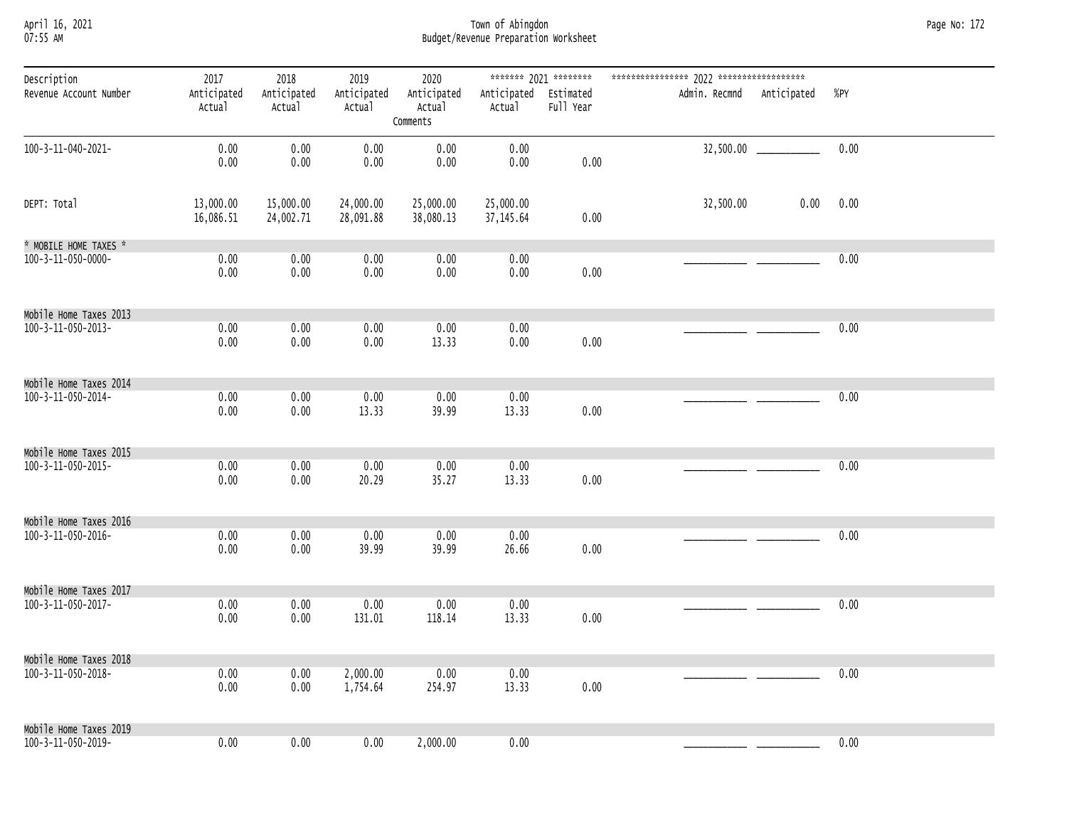| Description<br>Revenue Account Number | 2017<br>Anticipated<br>Actual | 2018<br>Anticipated<br>Actual | 2019<br>Anticipated<br>Actual | 2020<br>Anticipated<br>Actual<br>Comments | ******* 2021 ********<br>Anticipated<br>Actual | Estimated<br>Full Year | **************** 2022 ******************<br>Admin. Recmnd | Anticipated | %PY |
|---|---|---|---|---|---|---|---|---|---|
| 100-3-11-040-2021- | 0.00<br>0.00 | 0.00<br>0.00 | 0.00<br>0.00 | 0.00<br>0.00 | 0.00<br>0.00 | 0.00 | 32,500.00 | ___________ | 0.00 |
| DEPT: Total | 13,000.00<br>16,086.51 | 15,000.00<br>24,002.71 | 24,000.00<br>28,091.88 | 25,000.00<br>38,080.13 | 25,000.00<br>37,145.64 | 0.00 | 32,500.00 | 0.00 | 0.00 |
| * MOBILE HOME TAXES *<br>100-3-11-050-0000- | 0.00<br>0.00 | 0.00<br>0.00 | 0.00<br>0.00 | 0.00<br>0.00 | 0.00<br>0.00 | 0.00 | ___________ | ___________ | 0.00 |
| Mobile Home Taxes 2013<br>100-3-11-050-2013- | 0.00<br>0.00 | 0.00<br>0.00 | 0.00<br>0.00 | 0.00<br>13.33 | 0.00<br>0.00 | 0.00 | ___________ | ___________ | 0.00 |
| Mobile Home Taxes 2014<br>100-3-11-050-2014- | 0.00<br>0.00 | 0.00<br>0.00 | 0.00<br>13.33 | 0.00<br>39.99 | 0.00<br>13.33 | 0.00 | ___________ | ___________ | 0.00 |
| Mobile Home Taxes 2015<br>100-3-11-050-2015- | 0.00<br>0.00 | 0.00<br>0.00 | 0.00<br>20.29 | 0.00<br>35.27 | 0.00<br>13.33 | 0.00 | ___________ | ___________ | 0.00 |
| Mobile Home Taxes 2016<br>100-3-11-050-2016- | 0.00<br>0.00 | 0.00<br>0.00 | 0.00<br>39.99 | 0.00<br>39.99 | 0.00<br>26.66 | 0.00 | ___________ | ___________ | 0.00 |
| Mobile Home Taxes 2017<br>100-3-11-050-2017- | 0.00<br>0.00 | 0.00<br>0.00 | 0.00<br>131.01 | 0.00<br>118.14 | 0.00<br>13.33 | 0.00 | ___________ | ___________ | 0.00 |
| Mobile Home Taxes 2018<br>100-3-11-050-2018- | 0.00<br>0.00 | 0.00<br>0.00 | 2,000.00<br>1,754.64 | 0.00<br>254.97 | 0.00<br>13.33 | 0.00 | ___________ | ___________ | 0.00 |
| Mobile Home Taxes 2019<br>100-3-11-050-2019- | 0.00 | 0.00 | 0.00 | 2,000.00 | 0.00 | | ___________ | ___________ | 0.00 |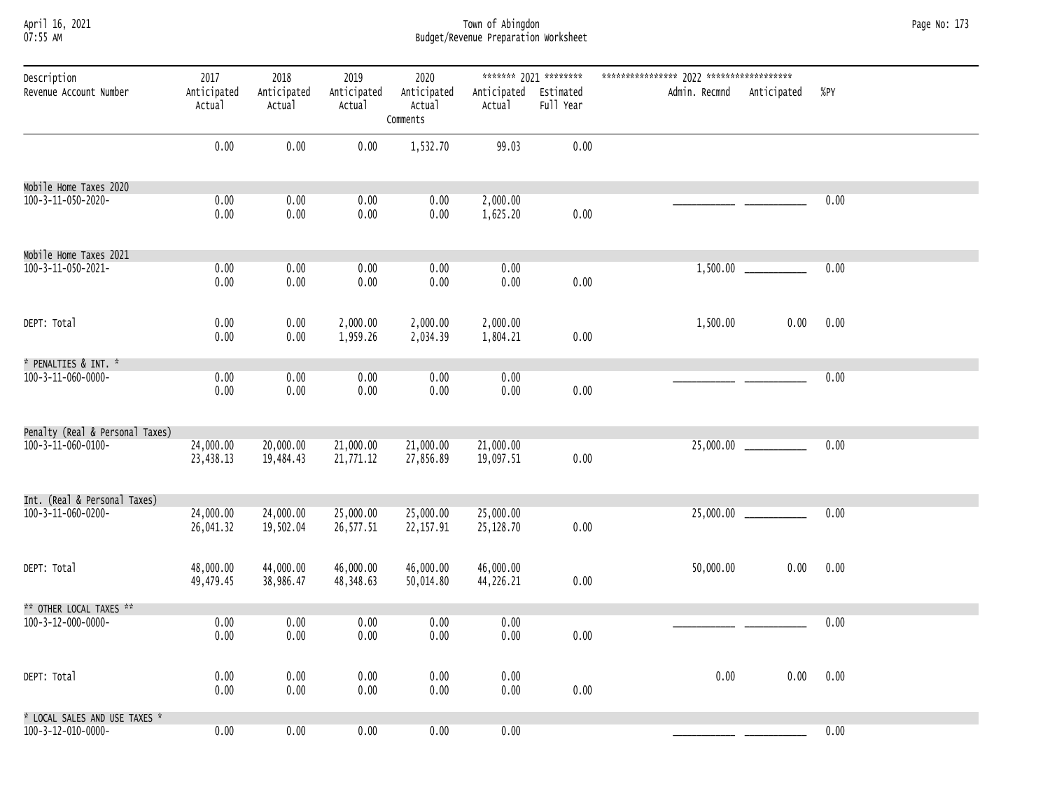| Description<br>Revenue Account Number | 2017<br>Anticipated<br>Actual | 2018<br>Anticipated<br>Actual | 2019<br>Anticipated<br>Actual | 2020<br>Anticipated<br>Actual<br>Comments | ******* 2021 ********<br>Anticipated<br>Actual | Estimated<br>Full Year | **************** 2022 ******************<br>Admin. Recmnd | Anticipated | %PY |
|---|---|---|---|---|---|---|---|---|---|
| | 0.00 | 0.00 | 0.00 | 1,532.70 | 99.03 | 0.00 | | | |
| Mobile Home Taxes 2020<br>100-3-11-050-2020- | 0.00<br>0.00 | 0.00<br>0.00 | 0.00<br>0.00 | 0.00<br>0.00 | 2,000.00<br>1,625.20 | 0.00 | ___________ | ___________ | 0.00 |
| Mobile Home Taxes 2021<br>100-3-11-050-2021- | 0.00<br>0.00 | 0.00<br>0.00 | 0.00<br>0.00 | 0.00<br>0.00 | 0.00<br>0.00 | 0.00 | 1,500.00 | ___________ | 0.00 |
| DEPT: Total | 0.00<br>0.00 | 0.00<br>0.00 | 2,000.00<br>1,959.26 | 2,000.00<br>2,034.39 | 2,000.00<br>1,804.21 | 0.00 | 1,500.00 | 0.00 | 0.00 |
| * PENALTIES & INT. *<br>100-3-11-060-0000- | 0.00<br>0.00 | 0.00<br>0.00 | 0.00<br>0.00 | 0.00<br>0.00 | 0.00<br>0.00 | 0.00 | ___________ | ___________ | 0.00 |
| Penalty (Real & Personal Taxes)<br>100-3-11-060-0100- | 24,000.00<br>23,438.13 | 20,000.00<br>19,484.43 | 21,000.00<br>21,771.12 | 21,000.00<br>27,856.89 | 21,000.00<br>19,097.51 | 0.00 | 25,000.00 | ___________ | 0.00 |
| Int. (Real & Personal Taxes)<br>100-3-11-060-0200- | 24,000.00<br>26,041.32 | 24,000.00<br>19,502.04 | 25,000.00<br>26,577.51 | 25,000.00<br>22,157.91 | 25,000.00<br>25,128.70 | 0.00 | 25,000.00 | ___________ | 0.00 |
| DEPT: Total | 48,000.00<br>49,479.45 | 44,000.00<br>38,986.47 | 46,000.00<br>48,348.63 | 46,000.00<br>50,014.80 | 46,000.00<br>44,226.21 | 0.00 | 50,000.00 | 0.00 | 0.00 |
| ** OTHER LOCAL TAXES **<br>100-3-12-000-0000- | 0.00<br>0.00 | 0.00<br>0.00 | 0.00<br>0.00 | 0.00<br>0.00 | 0.00<br>0.00 | 0.00 | ___________ | ___________ | 0.00 |
| DEPT: Total | 0.00<br>0.00 | 0.00<br>0.00 | 0.00<br>0.00 | 0.00<br>0.00 | 0.00<br>0.00 | 0.00 | 0.00 | 0.00 | 0.00 |
| * LOCAL SALES AND USE TAXES *<br>100-3-12-010-0000- | 0.00 | 0.00 | 0.00 | 0.00 | 0.00 | | ___________ | ___________ | 0.00 |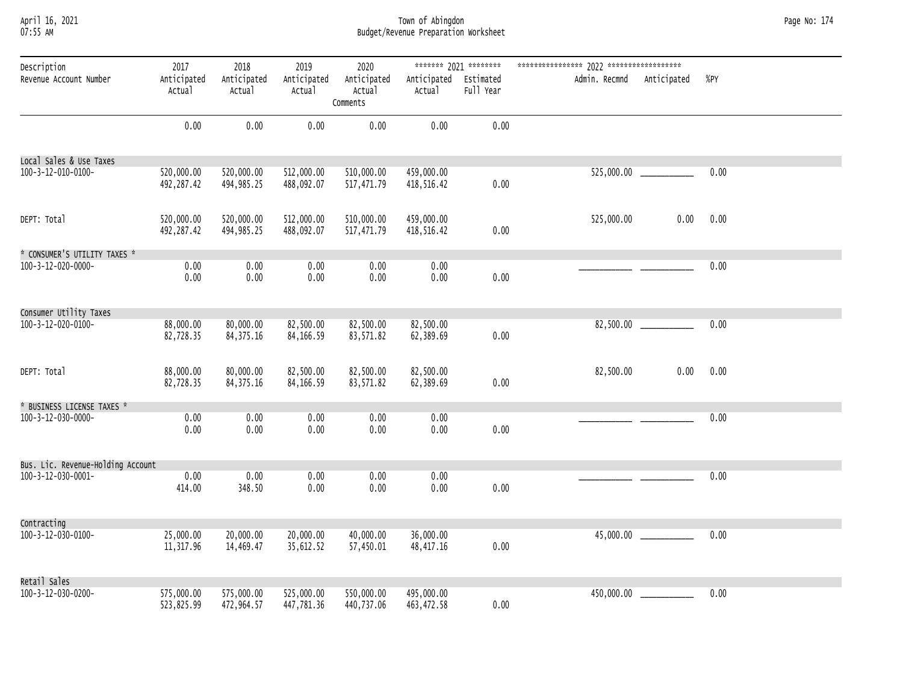| Description<br>Revenue Account Number | 2017<br>Anticipated<br>Actual | 2018<br>Anticipated<br>Actual | 2019<br>Anticipated<br>Actual | 2020<br>Anticipated<br>Actual<br>Comments | ******* 2021 ********<br>Anticipated<br>Actual | <br>Estimated<br>Full Year | **************** 2022 ******************<br>Admin. Recmnd | <br>Anticipated | %PY |
|---|---|---|---|---|---|---|---|---|---|
| | 0.00 | 0.00 | 0.00 | 0.00 | 0.00 | 0.00 | | | |
| Local Sales & Use Taxes | | | | | | | | | |
| 100-3-12-010-0100- | 520,000.00<br>492,287.42 | 520,000.00<br>494,985.25 | 512,000.00<br>488,092.07 | 510,000.00<br>517,471.79 | 459,000.00<br>418,516.42 | 0.00 | 525,000.00 | ___________ | 0.00 |
| DEPT: Total | 520,000.00<br>492,287.42 | 520,000.00<br>494,985.25 | 512,000.00<br>488,092.07 | 510,000.00<br>517,471.79 | 459,000.00<br>418,516.42 | 0.00 | 525,000.00 | 0.00 | 0.00 |
| * CONSUMER'S UTILITY TAXES * | | | | | | | | | |
| 100-3-12-020-0000- | 0.00<br>0.00 | 0.00<br>0.00 | 0.00<br>0.00 | 0.00<br>0.00 | 0.00<br>0.00 | 0.00 | ___________ | ___________ | 0.00 |
| Consumer Utility Taxes | | | | | | | | | |
| 100-3-12-020-0100- | 88,000.00<br>82,728.35 | 80,000.00<br>84,375.16 | 82,500.00<br>84,166.59 | 82,500.00<br>83,571.82 | 82,500.00<br>62,389.69 | 0.00 | 82,500.00 | ___________ | 0.00 |
| DEPT: Total | 88,000.00<br>82,728.35 | 80,000.00<br>84,375.16 | 82,500.00<br>84,166.59 | 82,500.00<br>83,571.82 | 82,500.00<br>62,389.69 | 0.00 | 82,500.00 | 0.00 | 0.00 |
| * BUSINESS LICENSE TAXES * | | | | | | | | | |
| 100-3-12-030-0000- | 0.00<br>0.00 | 0.00<br>0.00 | 0.00<br>0.00 | 0.00<br>0.00 | 0.00<br>0.00 | 0.00 | ___________ | ___________ | 0.00 |
| Bus. Lic. Revenue-Holding Account | | | | | | | | | |
| 100-3-12-030-0001- | 0.00<br>414.00 | 0.00<br>348.50 | 0.00<br>0.00 | 0.00<br>0.00 | 0.00<br>0.00 | 0.00 | ___________ | ___________ | 0.00 |
| Contracting | | | | | | | | | |
| 100-3-12-030-0100- | 25,000.00<br>11,317.96 | 20,000.00<br>14,469.47 | 20,000.00<br>35,612.52 | 40,000.00<br>57,450.01 | 36,000.00<br>48,417.16 | 0.00 | 45,000.00 | ___________ | 0.00 |
| Retail Sales | | | | | | | | | |
| 100-3-12-030-0200- | 575,000.00<br>523,825.99 | 575,000.00<br>472,964.57 | 525,000.00<br>447,781.36 | 550,000.00<br>440,737.06 | 495,000.00<br>463,472.58 | 0.00 | 450,000.00 | ___________ | 0.00 |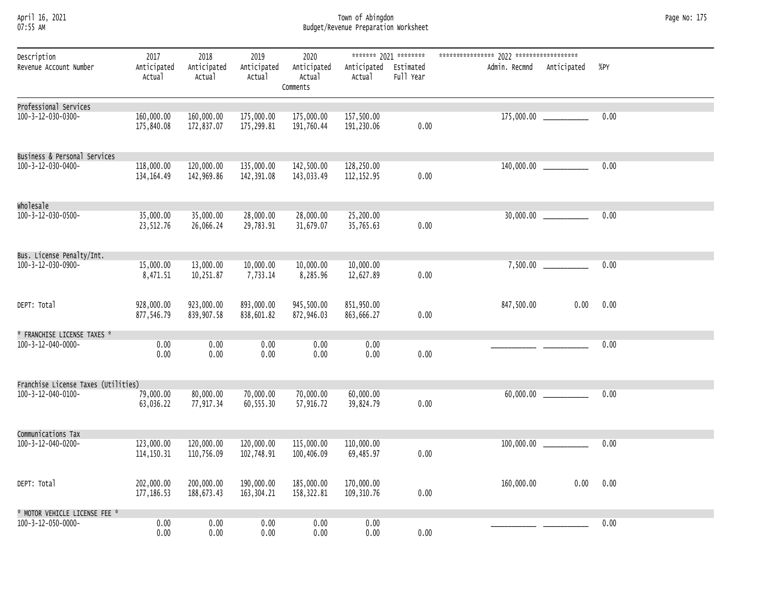| Description<br>Revenue Account Number | 2017<br>Anticipated<br>Actual | 2018<br>Anticipated<br>Actual | 2019<br>Anticipated<br>Actual | 2020<br>Anticipated<br>Actual<br>Comments | ******* 2021 ********<br>Anticipated<br>Actual | <br>Estimated<br>Full Year | **************** 2022 *****************<br>Admin. Recmnd | <br>Anticipated | %PY |
|---|---|---|---|---|---|---|---|---|---|
| Professional Services | | | | | | | | | |
| 100-3-12-030-0300- | 160,000.00<br>175,840.08 | 160,000.00<br>172,837.07 | 175,000.00<br>175,299.81 | 175,000.00<br>191,760.44 | 157,500.00<br>191,230.06 | <br>0.00 | 175,000.00 | ___________ | 0.00 |
| Business & Personal Services | | | | | | | | | |
| 100-3-12-030-0400- | 118,000.00<br>134,164.49 | 120,000.00<br>142,969.86 | 135,000.00<br>142,391.08 | 142,500.00<br>143,033.49 | 128,250.00<br>112,152.95 | <br>0.00 | 140,000.00 | ___________ | 0.00 |
| Wholesale | | | | | | | | | |
| 100-3-12-030-0500- | 35,000.00<br>23,512.76 | 35,000.00<br>26,066.24 | 28,000.00<br>29,783.91 | 28,000.00<br>31,679.07 | 25,200.00<br>35,765.63 | <br>0.00 | 30,000.00 | ___________ | 0.00 |
| Bus. License Penalty/Int. | | | | | | | | | |
| 100-3-12-030-0900- | 15,000.00<br>8,471.51 | 13,000.00<br>10,251.87 | 10,000.00<br>7,733.14 | 10,000.00<br>8,285.96 | 10,000.00<br>12,627.89 | <br>0.00 | 7,500.00 | ___________ | 0.00 |
| DEPT: Total | 928,000.00<br>877,546.79 | 923,000.00<br>839,907.58 | 893,000.00<br>838,601.82 | 945,500.00<br>872,946.03 | 851,950.00<br>863,666.27 | <br>0.00 | 847,500.00 | 0.00 | 0.00 |
| * FRANCHISE LICENSE TAXES * | | | | | | | | | |
| 100-3-12-040-0000- | 0.00<br>0.00 | 0.00<br>0.00 | 0.00<br>0.00 | 0.00<br>0.00 | 0.00<br>0.00 | <br>0.00 | ___________ | ___________ | 0.00 |
| Franchise License Taxes (Utilities) | | | | | | | | | |
| 100-3-12-040-0100- | 79,000.00<br>63,036.22 | 80,000.00<br>77,917.34 | 70,000.00<br>60,555.30 | 70,000.00<br>57,916.72 | 60,000.00<br>39,824.79 | <br>0.00 | 60,000.00 | ___________ | 0.00 |
| Communications Tax | | | | | | | | | |
| 100-3-12-040-0200- | 123,000.00<br>114,150.31 | 120,000.00<br>110,756.09 | 120,000.00<br>102,748.91 | 115,000.00<br>100,406.09 | 110,000.00<br>69,485.97 | <br>0.00 | 100,000.00 | ___________ | 0.00 |
| DEPT: Total | 202,000.00<br>177,186.53 | 200,000.00<br>188,673.43 | 190,000.00<br>163,304.21 | 185,000.00<br>158,322.81 | 170,000.00<br>109,310.76 | <br>0.00 | 160,000.00 | 0.00 | 0.00 |
| * MOTOR VEHICLE LICENSE FEE * | | | | | | | | | |
| 100-3-12-050-0000- | 0.00<br>0.00 | 0.00<br>0.00 | 0.00<br>0.00 | 0.00<br>0.00 | 0.00<br>0.00 | <br>0.00 | ___________ | ___________ | 0.00 |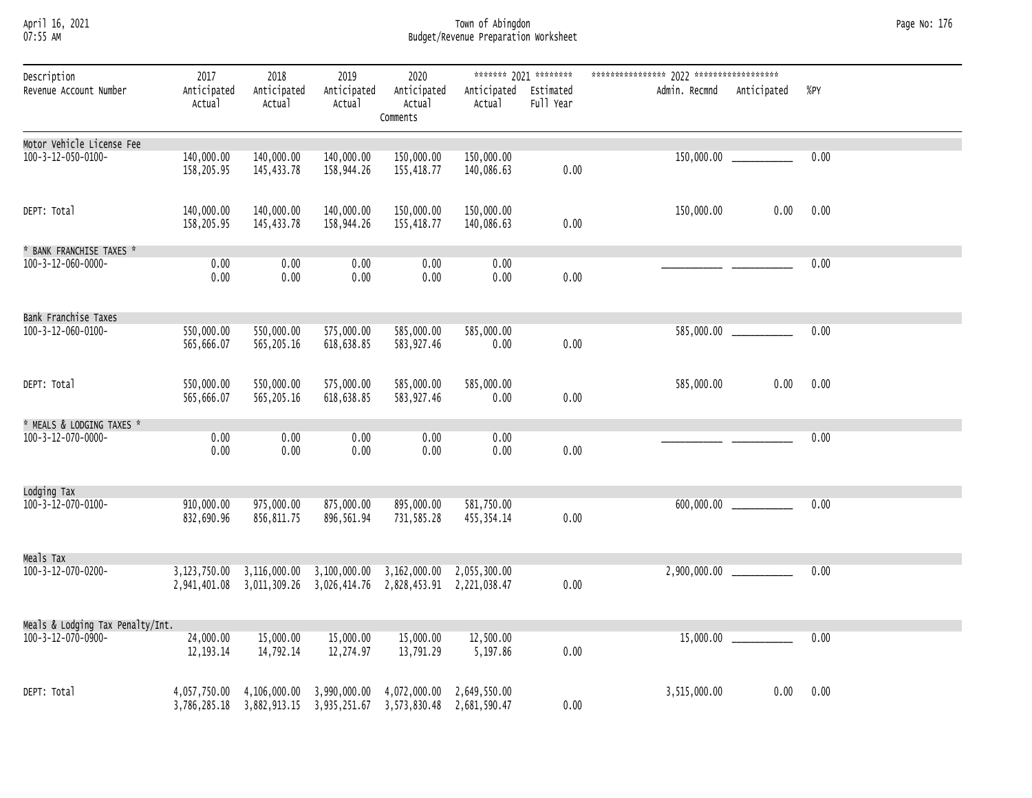Town of Abingdon
Budget/Revenue Preparation Worksheet

April 16, 2021
07:55 AM

| Description / Revenue Account Number | 2017 Anticipated / Actual | 2018 Anticipated / Actual | 2019 Anticipated / Actual | 2020 Anticipated / Actual / Comments | 2021 Anticipated / Actual | 2021 Estimated Full Year | 2022 Admin. Recmnd | 2022 Anticipated | %PY |
|---|---|---|---|---|---|---|---|---|---|
| Motor Vehicle License Fee | | | | | | | | | |
| 100-3-12-050-0100- | 140,000.00 | 140,000.00 | 140,000.00 | 150,000.00 | 150,000.00 | | 150,000.00 | ___________ | 0.00 |
| | 158,205.95 | 145,433.78 | 158,944.26 | 155,418.77 | 140,086.63 | 0.00 | | | |
| DEPT: Total | 140,000.00 | 140,000.00 | 140,000.00 | 150,000.00 | 150,000.00 | | 150,000.00 | 0.00 | 0.00 |
| | 158,205.95 | 145,433.78 | 158,944.26 | 155,418.77 | 140,086.63 | 0.00 | | | |
| * BANK FRANCHISE TAXES * | | | | | | | | | |
| 100-3-12-060-0000- | 0.00 | 0.00 | 0.00 | 0.00 | 0.00 | | ___________ | ___________ | 0.00 |
| | 0.00 | 0.00 | 0.00 | 0.00 | 0.00 | 0.00 | | | |
| Bank Franchise Taxes | | | | | | | | | |
| 100-3-12-060-0100- | 550,000.00 | 550,000.00 | 575,000.00 | 585,000.00 | 585,000.00 | | 585,000.00 | ___________ | 0.00 |
| | 565,666.07 | 565,205.16 | 618,638.85 | 583,927.46 | 0.00 | 0.00 | | | |
| DEPT: Total | 550,000.00 | 550,000.00 | 575,000.00 | 585,000.00 | 585,000.00 | | 585,000.00 | 0.00 | 0.00 |
| | 565,666.07 | 565,205.16 | 618,638.85 | 583,927.46 | 0.00 | 0.00 | | | |
| * MEALS & LODGING TAXES * | | | | | | | | | |
| 100-3-12-070-0000- | 0.00 | 0.00 | 0.00 | 0.00 | 0.00 | | ___________ | ___________ | 0.00 |
| | 0.00 | 0.00 | 0.00 | 0.00 | 0.00 | 0.00 | | | |
| Lodging Tax | | | | | | | | | |
| 100-3-12-070-0100- | 910,000.00 | 975,000.00 | 875,000.00 | 895,000.00 | 581,750.00 | | 600,000.00 | ___________ | 0.00 |
| | 832,690.96 | 856,811.75 | 896,561.94 | 731,585.28 | 455,354.14 | 0.00 | | | |
| Meals Tax | | | | | | | | | |
| 100-3-12-070-0200- | 3,123,750.00 | 3,116,000.00 | 3,100,000.00 | 3,162,000.00 | 2,055,300.00 | | 2,900,000.00 | ___________ | 0.00 |
| | 2,941,401.08 | 3,011,309.26 | 3,026,414.76 | 2,828,453.91 | 2,221,038.47 | 0.00 | | | |
| Meals & Lodging Tax Penalty/Int. | | | | | | | | | |
| 100-3-12-070-0900- | 24,000.00 | 15,000.00 | 15,000.00 | 15,000.00 | 12,500.00 | | 15,000.00 | ___________ | 0.00 |
| | 12,193.14 | 14,792.14 | 12,274.97 | 13,791.29 | 5,197.86 | 0.00 | | | |
| DEPT: Total | 4,057,750.00 | 4,106,000.00 | 3,990,000.00 | 4,072,000.00 | 2,649,550.00 | | 3,515,000.00 | 0.00 | 0.00 |
| | 3,786,285.18 | 3,882,913.15 | 3,935,251.67 | 3,573,830.48 | 2,681,590.47 | 0.00 | | | |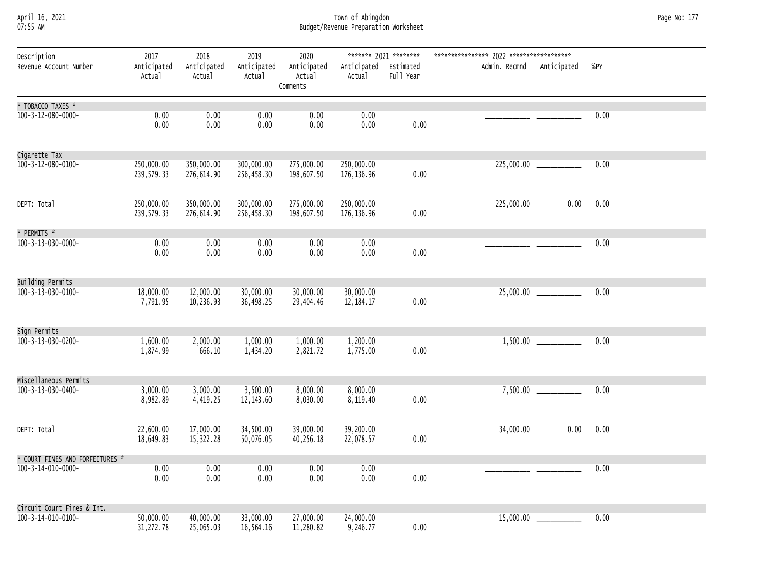Town of Abingdon
Budget/Revenue Preparation Worksheet

April 16, 2021
07:55 AM

| Description<br>Revenue Account Number | 2017<br>Anticipated<br>Actual | 2018<br>Anticipated<br>Actual | 2019<br>Anticipated<br>Actual | 2020<br>Anticipated<br>Actual<br>Comments | ******* 2021 ********<br>Anticipated<br>Actual | <br>Estimated<br>Full Year | ***************** 2022 ******************<br>Admin. Recmnd | <br>Anticipated | %PY |
|---|---|---|---|---|---|---|---|---|---|
| * TOBACCO TAXES * | | | | | | | | | |
| 100-3-12-080-0000- | 0.00<br>0.00 | 0.00<br>0.00 | 0.00<br>0.00 | 0.00<br>0.00 | 0.00<br>0.00 | 0.00 | ___________ | ___________ | 0.00 |
| Cigarette Tax | | | | | | | | | |
| 100-3-12-080-0100- | 250,000.00<br>239,579.33 | 350,000.00<br>276,614.90 | 300,000.00<br>256,458.30 | 275,000.00<br>198,607.50 | 250,000.00<br>176,136.96 | 0.00 | 225,000.00 | ___________ | 0.00 |
| DEPT: Total | 250,000.00<br>239,579.33 | 350,000.00<br>276,614.90 | 300,000.00<br>256,458.30 | 275,000.00<br>198,607.50 | 250,000.00<br>176,136.96 | 0.00 | 225,000.00 | 0.00 | 0.00 |
| * PERMITS * | | | | | | | | | |
| 100-3-13-030-0000- | 0.00<br>0.00 | 0.00<br>0.00 | 0.00<br>0.00 | 0.00<br>0.00 | 0.00<br>0.00 | 0.00 | ___________ | ___________ | 0.00 |
| Building Permits | | | | | | | | | |
| 100-3-13-030-0100- | 18,000.00<br>7,791.95 | 12,000.00<br>10,236.93 | 30,000.00<br>36,498.25 | 30,000.00<br>29,404.46 | 30,000.00<br>12,184.17 | 0.00 | 25,000.00 | ___________ | 0.00 |
| Sign Permits | | | | | | | | | |
| 100-3-13-030-0200- | 1,600.00<br>1,874.99 | 2,000.00<br>666.10 | 1,000.00<br>1,434.20 | 1,000.00<br>2,821.72 | 1,200.00<br>1,775.00 | 0.00 | 1,500.00 | ___________ | 0.00 |
| Miscellaneous Permits | | | | | | | | | |
| 100-3-13-030-0400- | 3,000.00<br>8,982.89 | 3,000.00<br>4,419.25 | 3,500.00<br>12,143.60 | 8,000.00<br>8,030.00 | 8,000.00<br>8,119.40 | 0.00 | 7,500.00 | ___________ | 0.00 |
| DEPT: Total | 22,600.00<br>18,649.83 | 17,000.00<br>15,322.28 | 34,500.00<br>50,076.05 | 39,000.00<br>40,256.18 | 39,200.00<br>22,078.57 | 0.00 | 34,000.00 | 0.00 | 0.00 |
| * COURT FINES AND FORFEITURES * | | | | | | | | | |
| 100-3-14-010-0000- | 0.00<br>0.00 | 0.00<br>0.00 | 0.00<br>0.00 | 0.00<br>0.00 | 0.00<br>0.00 | 0.00 | ___________ | ___________ | 0.00 |
| Circuit Court Fines & Int. | | | | | | | | | |
| 100-3-14-010-0100- | 50,000.00<br>31,272.78 | 40,000.00<br>25,065.03 | 33,000.00<br>16,564.16 | 27,000.00<br>11,280.82 | 24,000.00<br>9,246.77 | 0.00 | 15,000.00 | ___________ | 0.00 |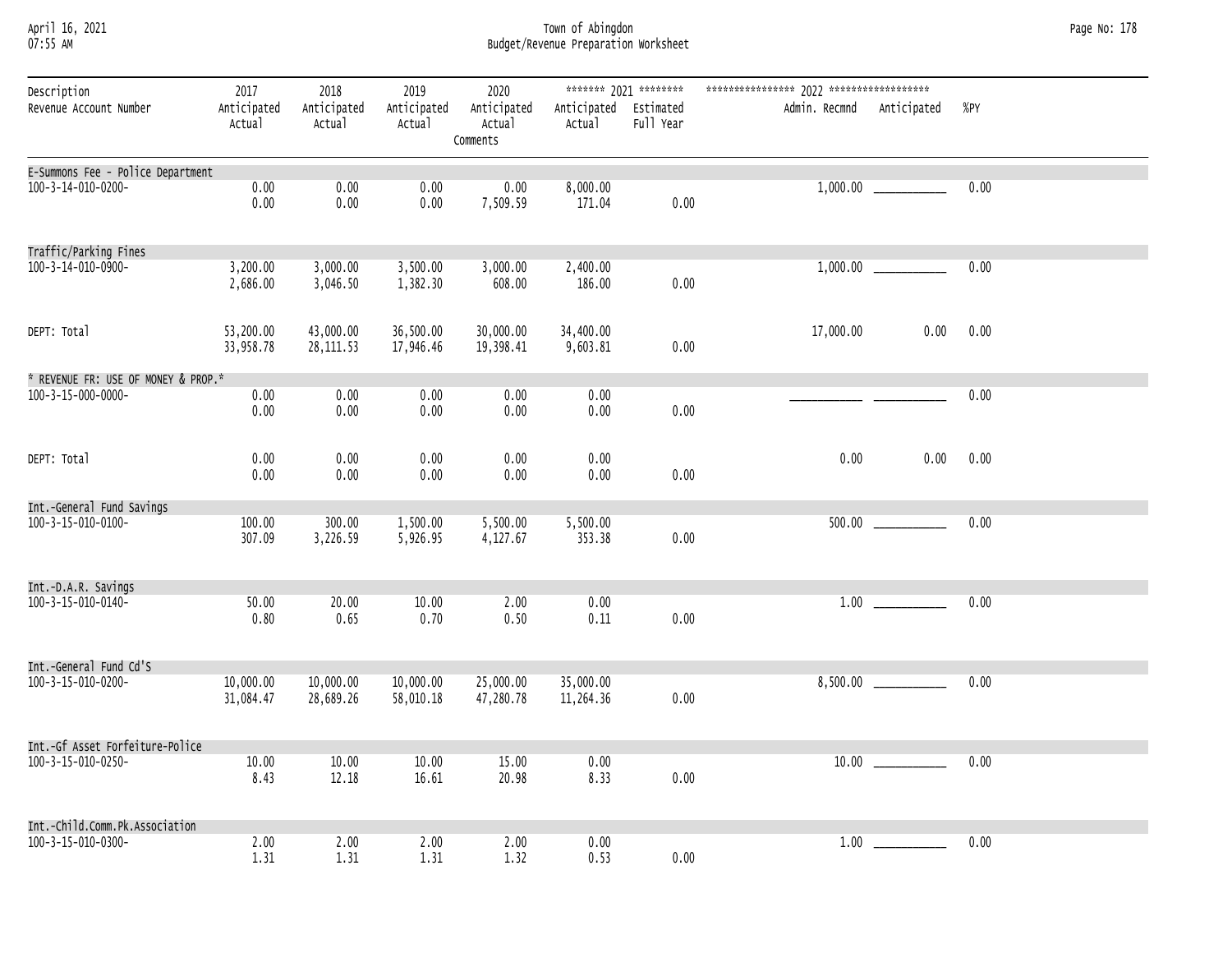| Description<br>Revenue Account Number | 2017<br>Anticipated<br>Actual | 2018<br>Anticipated<br>Actual | 2019<br>Anticipated<br>Actual | 2020<br>Anticipated<br>Actual<br>Comments | ******* 2021 ********<br>Anticipated<br>Actual | <br>Estimated<br>Full Year | **************** 2022 ******************<br>Admin. Recmnd | <br>Anticipated | %PY |
|---|---|---|---|---|---|---|---|---|---|
| E-Summons Fee - Police Department | | | | | | | | | |
| 100-3-14-010-0200- | 0.00 | 0.00 | 0.00 | 0.00 | 8,000.00 | | 1,000.00 | ___________ | 0.00 |
| | 0.00 | 0.00 | 0.00 | 7,509.59 | 171.04 | 0.00 | | | |
| Traffic/Parking Fines | | | | | | | | | |
| 100-3-14-010-0900- | 3,200.00 | 3,000.00 | 3,500.00 | 3,000.00 | 2,400.00 | | 1,000.00 | ___________ | 0.00 |
| | 2,686.00 | 3,046.50 | 1,382.30 | 608.00 | 186.00 | 0.00 | | | |
| DEPT: Total | 53,200.00 | 43,000.00 | 36,500.00 | 30,000.00 | 34,400.00 | | 17,000.00 | 0.00 | 0.00 |
| | 33,958.78 | 28,111.53 | 17,946.46 | 19,398.41 | 9,603.81 | 0.00 | | | |
| * REVENUE FR: USE OF MONEY & PROP.* | | | | | | | | | |
| 100-3-15-000-0000- | 0.00 | 0.00 | 0.00 | 0.00 | 0.00 | | ___________ | ___________ | 0.00 |
| | 0.00 | 0.00 | 0.00 | 0.00 | 0.00 | 0.00 | | | |
| DEPT: Total | 0.00 | 0.00 | 0.00 | 0.00 | 0.00 | | 0.00 | 0.00 | 0.00 |
| | 0.00 | 0.00 | 0.00 | 0.00 | 0.00 | 0.00 | | | |
| Int.-General Fund Savings | | | | | | | | | |
| 100-3-15-010-0100- | 100.00 | 300.00 | 1,500.00 | 5,500.00 | 5,500.00 | | 500.00 | ___________ | 0.00 |
| | 307.09 | 3,226.59 | 5,926.95 | 4,127.67 | 353.38 | 0.00 | | | |
| Int.-D.A.R. Savings | | | | | | | | | |
| 100-3-15-010-0140- | 50.00 | 20.00 | 10.00 | 2.00 | 0.00 | | 1.00 | ___________ | 0.00 |
| | 0.80 | 0.65 | 0.70 | 0.50 | 0.11 | 0.00 | | | |
| Int.-General Fund Cd'S | | | | | | | | | |
| 100-3-15-010-0200- | 10,000.00 | 10,000.00 | 10,000.00 | 25,000.00 | 35,000.00 | | 8,500.00 | ___________ | 0.00 |
| | 31,084.47 | 28,689.26 | 58,010.18 | 47,280.78 | 11,264.36 | 0.00 | | | |
| Int.-Gf Asset Forfeiture-Police | | | | | | | | | |
| 100-3-15-010-0250- | 10.00 | 10.00 | 10.00 | 15.00 | 0.00 | | 10.00 | ___________ | 0.00 |
| | 8.43 | 12.18 | 16.61 | 20.98 | 8.33 | 0.00 | | | |
| Int.-Child.Comm.Pk.Association | | | | | | | | | |
| 100-3-15-010-0300- | 2.00 | 2.00 | 2.00 | 2.00 | 0.00 | | 1.00 | ___________ | 0.00 |
| | 1.31 | 1.31 | 1.31 | 1.32 | 0.53 | 0.00 | | | |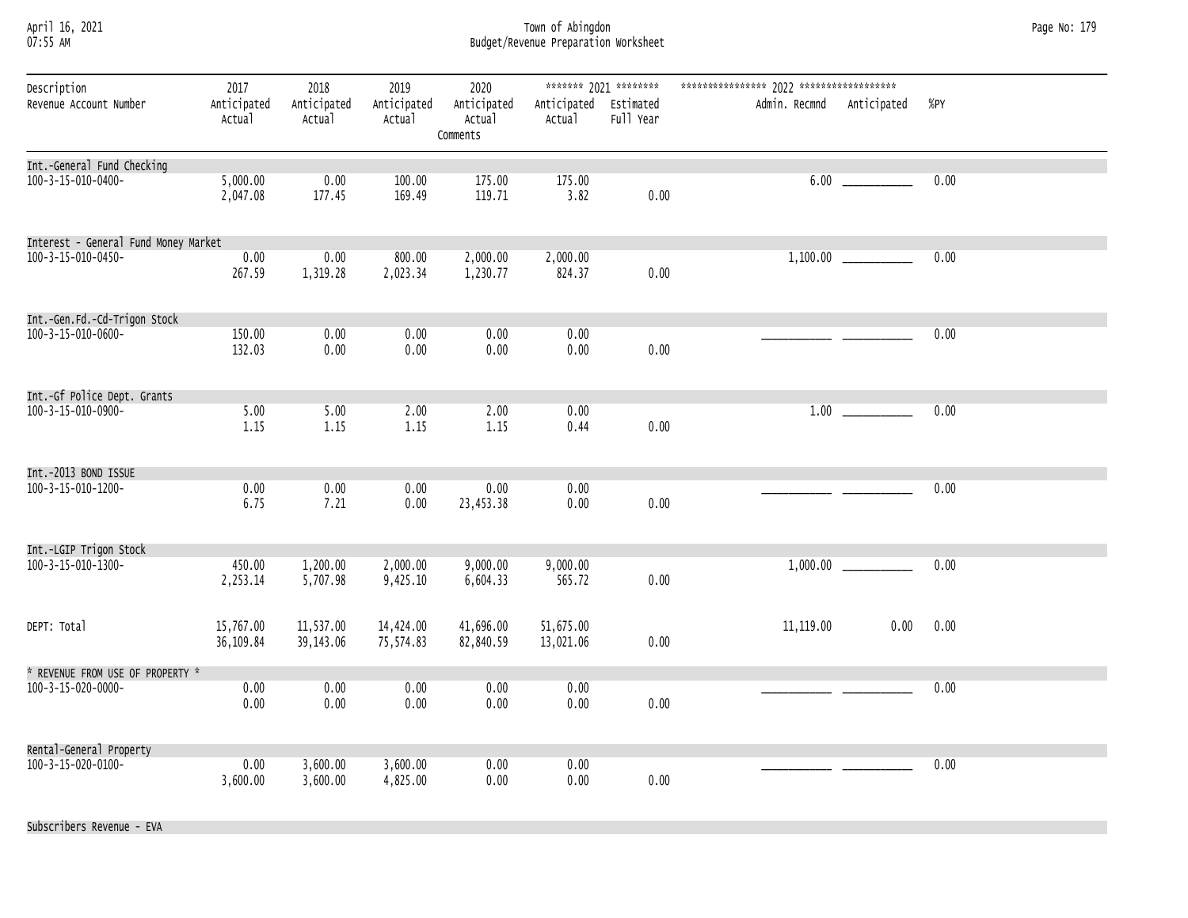Town of Abingdon
Budget/Revenue Preparation Worksheet

April 16, 2021
07:55 AM

| Description / Revenue Account Number | 2017 Anticipated / Actual | 2018 Anticipated / Actual | 2019 Anticipated / Actual | 2020 Anticipated / Actual / Comments | 2021 Anticipated / Actual | 2021 Estimated Full Year | 2022 Admin. Recmnd | 2022 Anticipated | %PY |
|---|---|---|---|---|---|---|---|---|---|
| **Int.-General Fund Checking** | | | | | | | | | |
| 100-3-15-010-0400- | 5,000.00 | 0.00 | 100.00 | 175.00 | 175.00 | | 6.00 | ___________ | 0.00 |
| | 2,047.08 | 177.45 | 169.49 | 119.71 | 3.82 | 0.00 | | | |
| **Interest - General Fund Money Market** | | | | | | | | | |
| 100-3-15-010-0450- | 0.00 | 0.00 | 800.00 | 2,000.00 | 2,000.00 | | 1,100.00 | ___________ | 0.00 |
| | 267.59 | 1,319.28 | 2,023.34 | 1,230.77 | 824.37 | 0.00 | | | |
| **Int.-Gen.Fd.-Cd-Trigon Stock** | | | | | | | | | |
| 100-3-15-010-0600- | 150.00 | 0.00 | 0.00 | 0.00 | 0.00 | | ___________ | ___________ | 0.00 |
| | 132.03 | 0.00 | 0.00 | 0.00 | 0.00 | 0.00 | | | |
| **Int.-Gf Police Dept. Grants** | | | | | | | | | |
| 100-3-15-010-0900- | 5.00 | 5.00 | 2.00 | 2.00 | 0.00 | | 1.00 | ___________ | 0.00 |
| | 1.15 | 1.15 | 1.15 | 1.15 | 0.44 | 0.00 | | | |
| **Int.-2013 BOND ISSUE** | | | | | | | | | |
| 100-3-15-010-1200- | 0.00 | 0.00 | 0.00 | 0.00 | 0.00 | | ___________ | ___________ | 0.00 |
| | 6.75 | 7.21 | 0.00 | 23,453.38 | 0.00 | 0.00 | | | |
| **Int.-LGIP Trigon Stock** | | | | | | | | | |
| 100-3-15-010-1300- | 450.00 | 1,200.00 | 2,000.00 | 9,000.00 | 9,000.00 | | 1,000.00 | ___________ | 0.00 |
| | 2,253.14 | 5,707.98 | 9,425.10 | 6,604.33 | 565.72 | 0.00 | | | |
| DEPT: Total | 15,767.00 | 11,537.00 | 14,424.00 | 41,696.00 | 51,675.00 | | 11,119.00 | 0.00 | 0.00 |
| | 36,109.84 | 39,143.06 | 75,574.83 | 82,840.59 | 13,021.06 | 0.00 | | | |
| **\* REVENUE FROM USE OF PROPERTY \*** | | | | | | | | | |
| 100-3-15-020-0000- | 0.00 | 0.00 | 0.00 | 0.00 | 0.00 | | ___________ | ___________ | 0.00 |
| | 0.00 | 0.00 | 0.00 | 0.00 | 0.00 | 0.00 | | | |
| **Rental-General Property** | | | | | | | | | |
| 100-3-15-020-0100- | 0.00 | 3,600.00 | 3,600.00 | 0.00 | 0.00 | | ___________ | ___________ | 0.00 |
| | 3,600.00 | 3,600.00 | 4,825.00 | 0.00 | 0.00 | 0.00 | | | |
| **Subscribers Revenue - EVA** | | | | | | | | | |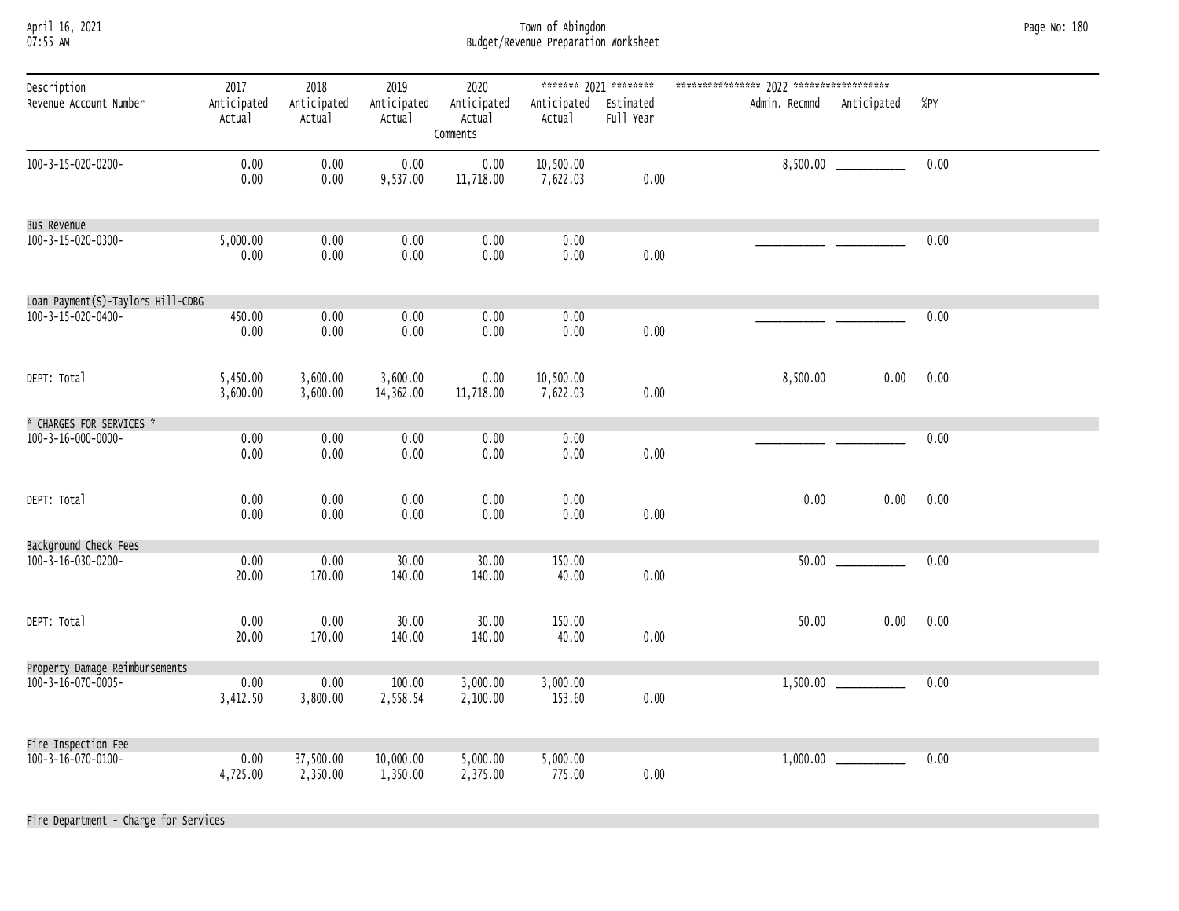| Description Revenue Account Number | 2017 Anticipated Actual | 2018 Anticipated Actual | 2019 Anticipated Actual | 2020 Anticipated Actual Comments | 2021 Anticipated Actual | 2021 Estimated Full Year | 2022 Admin. Recmnd | 2022 Anticipated | %PY |
|---|---|---|---|---|---|---|---|---|---|
| 100-3-15-020-0200- | 0.00 | 0.00 | 0.00 | 0.00 | 10,500.00 | | 8,500.00 | ___________ | 0.00 |
| | 0.00 | 0.00 | 9,537.00 | 11,718.00 | 7,622.03 | 0.00 | | | |
| Bus Revenue | | | | | | | | | |
| 100-3-15-020-0300- | 5,000.00 | 0.00 | 0.00 | 0.00 | 0.00 | | ___________ | ___________ | 0.00 |
| | 0.00 | 0.00 | 0.00 | 0.00 | 0.00 | 0.00 | | | |
| Loan Payment(S)-Taylors Hill-CDBG | | | | | | | | | |
| 100-3-15-020-0400- | 450.00 | 0.00 | 0.00 | 0.00 | 0.00 | | ___________ | ___________ | 0.00 |
| | 0.00 | 0.00 | 0.00 | 0.00 | 0.00 | 0.00 | | | |
| DEPT: Total | 5,450.00 | 3,600.00 | 3,600.00 | 0.00 | 10,500.00 | | 8,500.00 | 0.00 | 0.00 |
| | 3,600.00 | 3,600.00 | 14,362.00 | 11,718.00 | 7,622.03 | 0.00 | | | |
| * CHARGES FOR SERVICES * | | | | | | | | | |
| 100-3-16-000-0000- | 0.00 | 0.00 | 0.00 | 0.00 | 0.00 | | ___________ | ___________ | 0.00 |
| | 0.00 | 0.00 | 0.00 | 0.00 | 0.00 | 0.00 | | | |
| DEPT: Total | 0.00 | 0.00 | 0.00 | 0.00 | 0.00 | | 0.00 | 0.00 | 0.00 |
| | 0.00 | 0.00 | 0.00 | 0.00 | 0.00 | 0.00 | | | |
| Background Check Fees | | | | | | | | | |
| 100-3-16-030-0200- | 0.00 | 0.00 | 30.00 | 30.00 | 150.00 | | 50.00 | ___________ | 0.00 |
| | 20.00 | 170.00 | 140.00 | 140.00 | 40.00 | 0.00 | | | |
| DEPT: Total | 0.00 | 0.00 | 30.00 | 30.00 | 150.00 | | 50.00 | 0.00 | 0.00 |
| | 20.00 | 170.00 | 140.00 | 140.00 | 40.00 | 0.00 | | | |
| Property Damage Reimbursements | | | | | | | | | |
| 100-3-16-070-0005- | 0.00 | 0.00 | 100.00 | 3,000.00 | 3,000.00 | | 1,500.00 | ___________ | 0.00 |
| | 3,412.50 | 3,800.00 | 2,558.54 | 2,100.00 | 153.60 | 0.00 | | | |
| Fire Inspection Fee | | | | | | | | | |
| 100-3-16-070-0100- | 0.00 | 37,500.00 | 10,000.00 | 5,000.00 | 5,000.00 | | 1,000.00 | ___________ | 0.00 |
| | 4,725.00 | 2,350.00 | 1,350.00 | 2,375.00 | 775.00 | 0.00 | | | |
| Fire Department - Charge for Services | | | | | | | | | |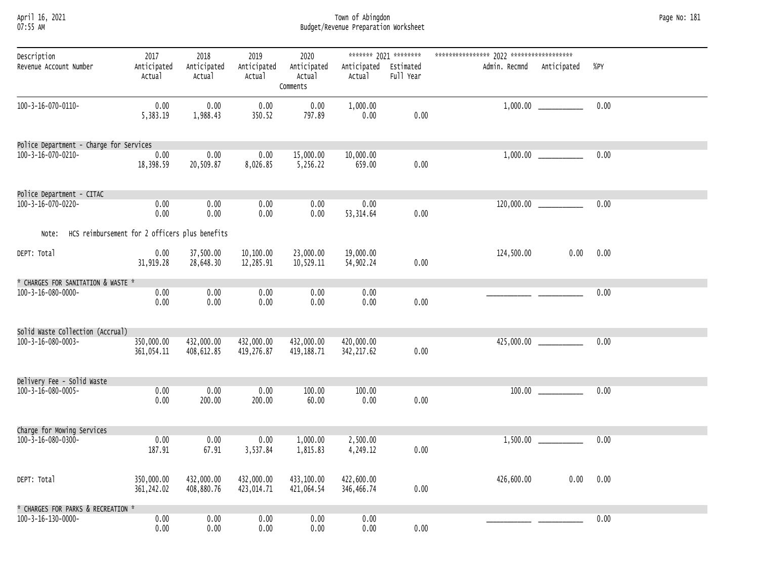Town of Abingdon
Budget/Revenue Preparation Worksheet

April 16, 2021
07:55 AM

| Description / Revenue Account Number | 2017 Anticipated / Actual | 2018 Anticipated / Actual | 2019 Anticipated / Actual | 2020 Anticipated / Actual / Comments | 2021 Anticipated / Actual | 2021 Estimated Full Year | 2022 Admin. Recmnd | 2022 Anticipated | %PY |
|---|---|---|---|---|---|---|---|---|---|
| 100-3-16-070-0110- | 0.00 | 0.00 | 0.00 | 0.00 | 1,000.00 | | 1,000.00 | ___________ | 0.00 |
| | 5,383.19 | 1,988.43 | 350.52 | 797.89 | 0.00 | 0.00 | | | |
| **Police Department - Charge for Services** | | | | | | | | | |
| 100-3-16-070-0210- | 0.00 | 0.00 | 0.00 | 15,000.00 | 10,000.00 | | 1,000.00 | ___________ | 0.00 |
| | 18,398.59 | 20,509.87 | 8,026.85 | 5,256.22 | 659.00 | 0.00 | | | |
| **Police Department - CITAC** | | | | | | | | | |
| 100-3-16-070-0220- | 0.00 | 0.00 | 0.00 | 0.00 | 0.00 | | 120,000.00 | ___________ | 0.00 |
| | 0.00 | 0.00 | 0.00 | 0.00 | 53,314.64 | 0.00 | | | |
| Note: HCS reimbursement for 2 officers plus benefits | | | | | | | | | |
| DEPT: Total | 0.00 | 37,500.00 | 10,100.00 | 23,000.00 | 19,000.00 | | 124,500.00 | 0.00 | 0.00 |
| | 31,919.28 | 28,648.30 | 12,285.91 | 10,529.11 | 54,902.24 | 0.00 | | | |
| *** CHARGES FOR SANITATION & WASTE *** | | | | | | | | | |
| 100-3-16-080-0000- | 0.00 | 0.00 | 0.00 | 0.00 | 0.00 | | ___________ | ___________ | 0.00 |
| | 0.00 | 0.00 | 0.00 | 0.00 | 0.00 | 0.00 | | | |
| **Solid Waste Collection (Accrual)** | | | | | | | | | |
| 100-3-16-080-0003- | 350,000.00 | 432,000.00 | 432,000.00 | 432,000.00 | 420,000.00 | | 425,000.00 | ___________ | 0.00 |
| | 361,054.11 | 408,612.85 | 419,276.87 | 419,188.71 | 342,217.62 | 0.00 | | | |
| **Delivery Fee - Solid Waste** | | | | | | | | | |
| 100-3-16-080-0005- | 0.00 | 0.00 | 0.00 | 100.00 | 100.00 | | 100.00 | ___________ | 0.00 |
| | 0.00 | 200.00 | 200.00 | 60.00 | 0.00 | 0.00 | | | |
| **Charge for Mowing Services** | | | | | | | | | |
| 100-3-16-080-0300- | 0.00 | 0.00 | 0.00 | 1,000.00 | 2,500.00 | | 1,500.00 | ___________ | 0.00 |
| | 187.91 | 67.91 | 3,537.84 | 1,815.83 | 4,249.12 | 0.00 | | | |
| DEPT: Total | 350,000.00 | 432,000.00 | 432,000.00 | 433,100.00 | 422,600.00 | | 426,600.00 | 0.00 | 0.00 |
| | 361,242.02 | 408,880.76 | 423,014.71 | 421,064.54 | 346,466.74 | 0.00 | | | |
| *** CHARGES FOR PARKS & RECREATION *** | | | | | | | | | |
| 100-3-16-130-0000- | 0.00 | 0.00 | 0.00 | 0.00 | 0.00 | | ___________ | ___________ | 0.00 |
| | 0.00 | 0.00 | 0.00 | 0.00 | 0.00 | 0.00 | | | |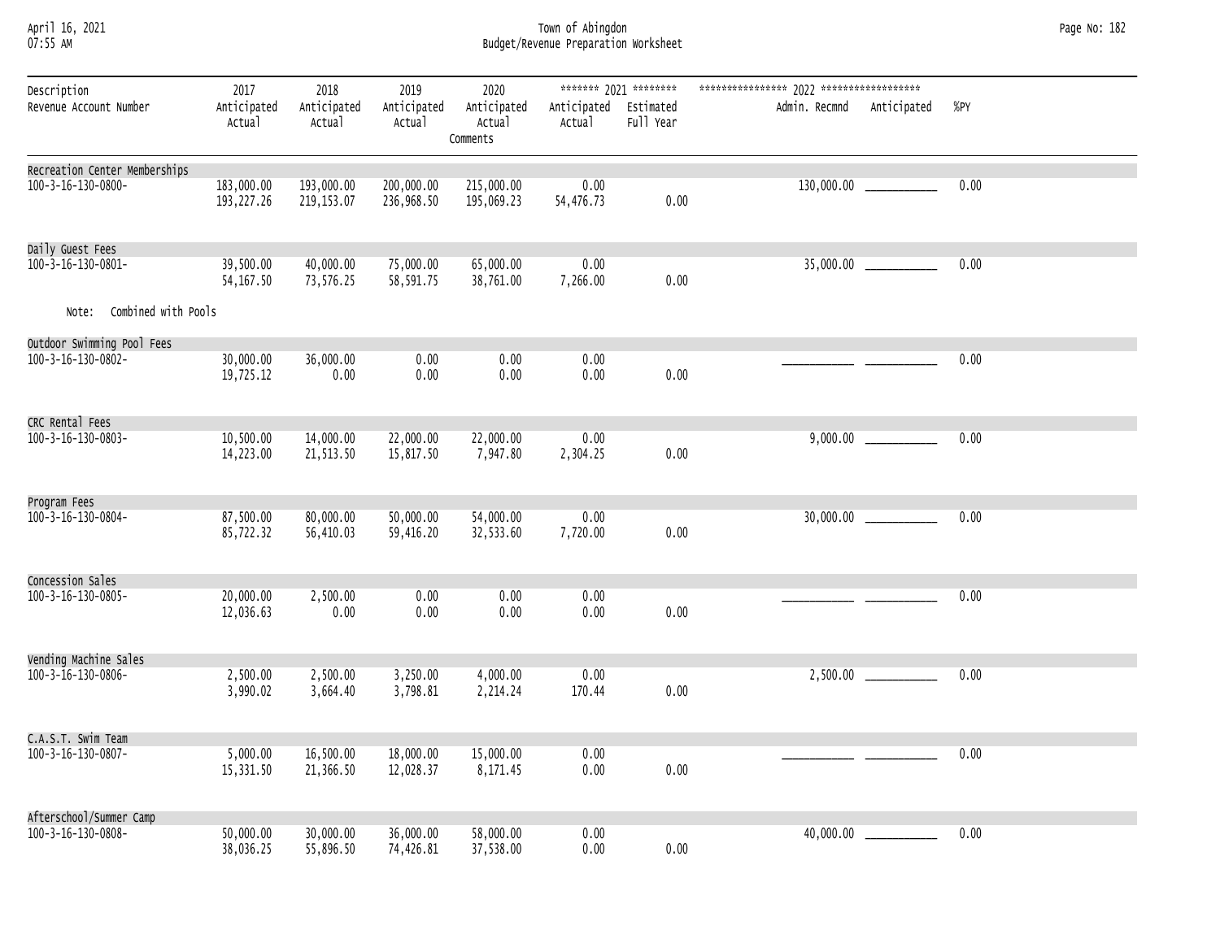| Description Revenue Account Number | 2017 Anticipated Actual | 2018 Anticipated Actual | 2019 Anticipated Actual | 2020 Anticipated Actual Comments | 2021 Anticipated Actual | 2021 Estimated Full Year | 2022 Admin. Recmnd | 2022 Anticipated | %PY |
|---|---|---|---|---|---|---|---|---|---|
| Recreation Center Memberships | | | | | | | | | |
| 100-3-16-130-0800- | 183,000.00 | 193,000.00 | 200,000.00 | 215,000.00 | 0.00 | | 130,000.00 | ___________ | 0.00 |
| | 193,227.26 | 219,153.07 | 236,968.50 | 195,069.23 | 54,476.73 | 0.00 | | | |
| Daily Guest Fees | | | | | | | | | |
| 100-3-16-130-0801- | 39,500.00 | 40,000.00 | 75,000.00 | 65,000.00 | 0.00 | | 35,000.00 | ___________ | 0.00 |
| | 54,167.50 | 73,576.25 | 58,591.75 | 38,761.00 | 7,266.00 | 0.00 | | | |
| Note: Combined with Pools | | | | | | | | | |
| Outdoor Swimming Pool Fees | | | | | | | | | |
| 100-3-16-130-0802- | 30,000.00 | 36,000.00 | 0.00 | 0.00 | 0.00 | | ___________ | ___________ | 0.00 |
| | 19,725.12 | 0.00 | 0.00 | 0.00 | 0.00 | 0.00 | | | |
| CRC Rental Fees | | | | | | | | | |
| 100-3-16-130-0803- | 10,500.00 | 14,000.00 | 22,000.00 | 22,000.00 | 0.00 | | 9,000.00 | ___________ | 0.00 |
| | 14,223.00 | 21,513.50 | 15,817.50 | 7,947.80 | 2,304.25 | 0.00 | | | |
| Program Fees | | | | | | | | | |
| 100-3-16-130-0804- | 87,500.00 | 80,000.00 | 50,000.00 | 54,000.00 | 0.00 | | 30,000.00 | ___________ | 0.00 |
| | 85,722.32 | 56,410.03 | 59,416.20 | 32,533.60 | 7,720.00 | 0.00 | | | |
| Concession Sales | | | | | | | | | |
| 100-3-16-130-0805- | 20,000.00 | 2,500.00 | 0.00 | 0.00 | 0.00 | | ___________ | ___________ | 0.00 |
| | 12,036.63 | 0.00 | 0.00 | 0.00 | 0.00 | 0.00 | | | |
| Vending Machine Sales | | | | | | | | | |
| 100-3-16-130-0806- | 2,500.00 | 2,500.00 | 3,250.00 | 4,000.00 | 0.00 | | 2,500.00 | ___________ | 0.00 |
| | 3,990.02 | 3,664.40 | 3,798.81 | 2,214.24 | 170.44 | 0.00 | | | |
| C.A.S.T. Swim Team | | | | | | | | | |
| 100-3-16-130-0807- | 5,000.00 | 16,500.00 | 18,000.00 | 15,000.00 | 0.00 | | ___________ | ___________ | 0.00 |
| | 15,331.50 | 21,366.50 | 12,028.37 | 8,171.45 | 0.00 | 0.00 | | | |
| Afterschool/Summer Camp | | | | | | | | | |
| 100-3-16-130-0808- | 50,000.00 | 30,000.00 | 36,000.00 | 58,000.00 | 0.00 | | 40,000.00 | ___________ | 0.00 |
| | 38,036.25 | 55,896.50 | 74,426.81 | 37,538.00 | 0.00 | 0.00 | | | |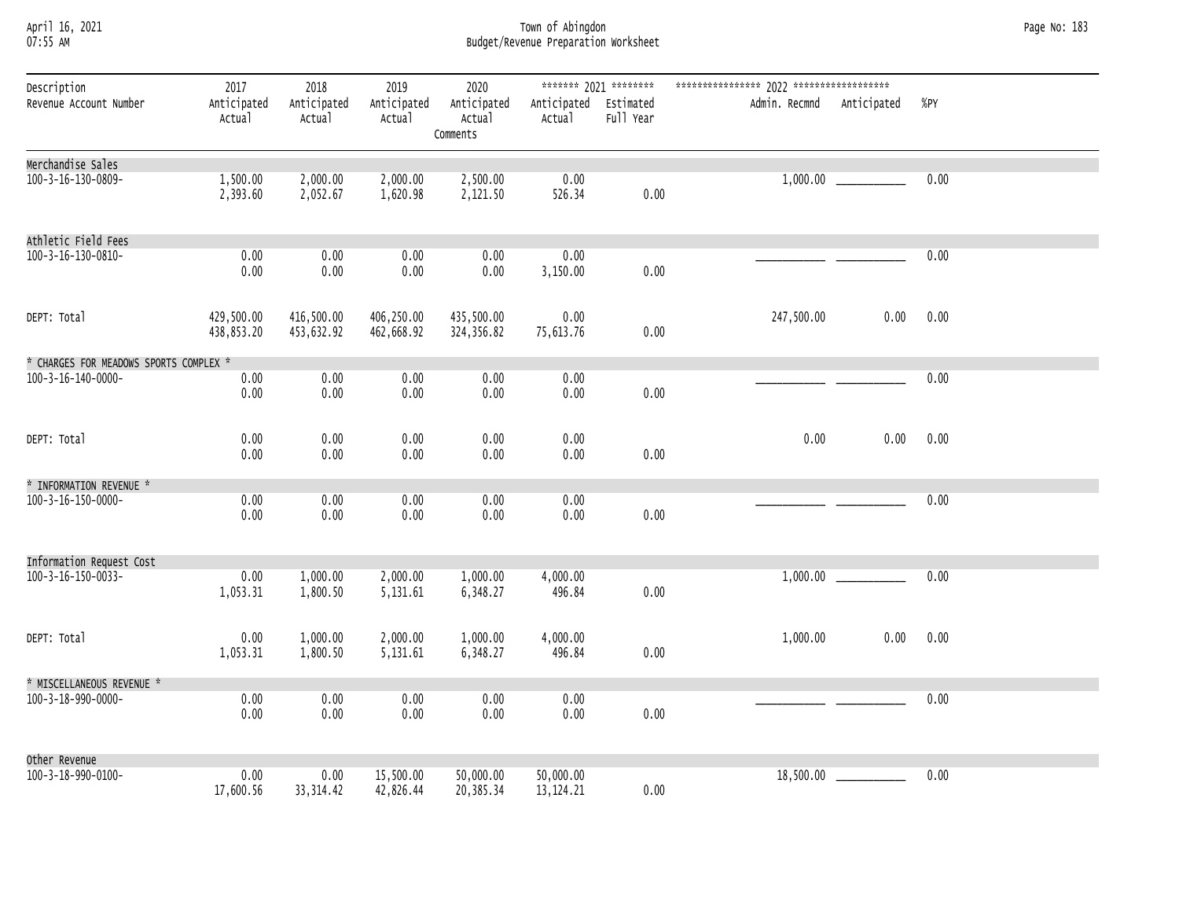| Description<br>Revenue Account Number | 2017<br>Anticipated<br>Actual | 2018<br>Anticipated<br>Actual | 2019<br>Anticipated<br>Actual | 2020<br>Anticipated<br>Actual<br>Comments | ******* 2021 ********<br>Anticipated<br>Actual | <br>Estimated<br>Full Year | **************** 2022 ******************<br>Admin. Recmnd | <br>Anticipated | %PY |
|---|---|---|---|---|---|---|---|---|---|
| Merchandise Sales | | | | | | | | | |
| 100-3-16-130-0809- | 1,500.00 | 2,000.00 | 2,000.00 | 2,500.00 | 0.00 | | 1,000.00 | ___________ | 0.00 |
| | 2,393.60 | 2,052.67 | 1,620.98 | 2,121.50 | 526.34 | 0.00 | | | |
| Athletic Field Fees | | | | | | | | | |
| 100-3-16-130-0810- | 0.00 | 0.00 | 0.00 | 0.00 | 0.00 | | ___________ | ___________ | 0.00 |
| | 0.00 | 0.00 | 0.00 | 0.00 | 3,150.00 | 0.00 | | | |
| DEPT: Total | 429,500.00 | 416,500.00 | 406,250.00 | 435,500.00 | 0.00 | | 247,500.00 | 0.00 | 0.00 |
| | 438,853.20 | 453,632.92 | 462,668.92 | 324,356.82 | 75,613.76 | 0.00 | | | |
| * CHARGES FOR MEADOWS SPORTS COMPLEX * | | | | | | | | | |
| 100-3-16-140-0000- | 0.00 | 0.00 | 0.00 | 0.00 | 0.00 | | ___________ | ___________ | 0.00 |
| | 0.00 | 0.00 | 0.00 | 0.00 | 0.00 | 0.00 | | | |
| DEPT: Total | 0.00 | 0.00 | 0.00 | 0.00 | 0.00 | | 0.00 | 0.00 | 0.00 |
| | 0.00 | 0.00 | 0.00 | 0.00 | 0.00 | 0.00 | | | |
| * INFORMATION REVENUE * | | | | | | | | | |
| 100-3-16-150-0000- | 0.00 | 0.00 | 0.00 | 0.00 | 0.00 | | ___________ | ___________ | 0.00 |
| | 0.00 | 0.00 | 0.00 | 0.00 | 0.00 | 0.00 | | | |
| Information Request Cost | | | | | | | | | |
| 100-3-16-150-0033- | 0.00 | 1,000.00 | 2,000.00 | 1,000.00 | 4,000.00 | | 1,000.00 | ___________ | 0.00 |
| | 1,053.31 | 1,800.50 | 5,131.61 | 6,348.27 | 496.84 | 0.00 | | | |
| DEPT: Total | 0.00 | 1,000.00 | 2,000.00 | 1,000.00 | 4,000.00 | | 1,000.00 | 0.00 | 0.00 |
| | 1,053.31 | 1,800.50 | 5,131.61 | 6,348.27 | 496.84 | 0.00 | | | |
| * MISCELLANEOUS REVENUE * | | | | | | | | | |
| 100-3-18-990-0000- | 0.00 | 0.00 | 0.00 | 0.00 | 0.00 | | ___________ | ___________ | 0.00 |
| | 0.00 | 0.00 | 0.00 | 0.00 | 0.00 | 0.00 | | | |
| Other Revenue | | | | | | | | | |
| 100-3-18-990-0100- | 0.00 | 0.00 | 15,500.00 | 50,000.00 | 50,000.00 | | 18,500.00 | ___________ | 0.00 |
| | 17,600.56 | 33,314.42 | 42,826.44 | 20,385.34 | 13,124.21 | 0.00 | | | |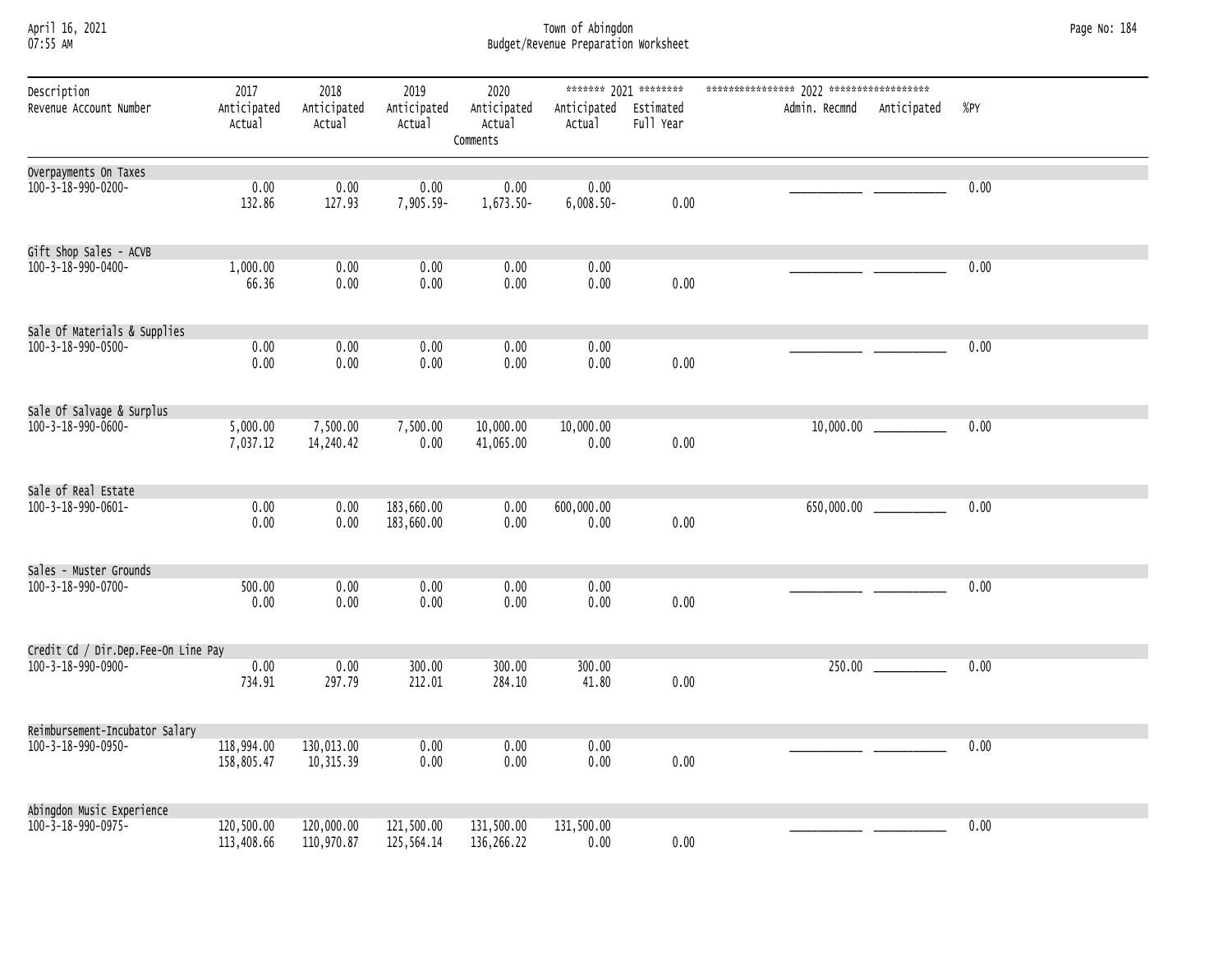| Description<br>Revenue Account Number | 2017<br>Anticipated<br>Actual | 2018<br>Anticipated<br>Actual | 2019<br>Anticipated<br>Actual | 2020<br>Anticipated<br>Actual<br>Comments | ******* 2021 ********<br>Anticipated<br>Actual | Estimated<br>Full Year | **************** 2022 ******************<br>Admin. Recmnd | Anticipated | %PY |
|---|---|---|---|---|---|---|---|---|---|
| Overpayments On Taxes | | | | | | | | | |
| 100-3-18-990-0200- | 0.00 | 0.00 | 0.00 | 0.00 | 0.00 | | ___________ | ___________ | 0.00 |
| | 132.86 | 127.93 | 7,905.59- | 1,673.50- | 6,008.50- | 0.00 | | | |
| Gift Shop Sales - ACVB | | | | | | | | | |
| 100-3-18-990-0400- | 1,000.00 | 0.00 | 0.00 | 0.00 | 0.00 | | ___________ | ___________ | 0.00 |
| | 66.36 | 0.00 | 0.00 | 0.00 | 0.00 | 0.00 | | | |
| Sale Of Materials & Supplies | | | | | | | | | |
| 100-3-18-990-0500- | 0.00 | 0.00 | 0.00 | 0.00 | 0.00 | | ___________ | ___________ | 0.00 |
| | 0.00 | 0.00 | 0.00 | 0.00 | 0.00 | 0.00 | | | |
| Sale Of Salvage & Surplus | | | | | | | | | |
| 100-3-18-990-0600- | 5,000.00 | 7,500.00 | 7,500.00 | 10,000.00 | 10,000.00 | | 10,000.00 | ___________ | 0.00 |
| | 7,037.12 | 14,240.42 | 0.00 | 41,065.00 | 0.00 | 0.00 | | | |
| Sale of Real Estate | | | | | | | | | |
| 100-3-18-990-0601- | 0.00 | 0.00 | 183,660.00 | 0.00 | 600,000.00 | | 650,000.00 | ___________ | 0.00 |
| | 0.00 | 0.00 | 183,660.00 | 0.00 | 0.00 | 0.00 | | | |
| Sales - Muster Grounds | | | | | | | | | |
| 100-3-18-990-0700- | 500.00 | 0.00 | 0.00 | 0.00 | 0.00 | | ___________ | ___________ | 0.00 |
| | 0.00 | 0.00 | 0.00 | 0.00 | 0.00 | 0.00 | | | |
| Credit Cd / Dir.Dep.Fee-On Line Pay | | | | | | | | | |
| 100-3-18-990-0900- | 0.00 | 0.00 | 300.00 | 300.00 | 300.00 | | 250.00 | ___________ | 0.00 |
| | 734.91 | 297.79 | 212.01 | 284.10 | 41.80 | 0.00 | | | |
| Reimbursement-Incubator Salary | | | | | | | | | |
| 100-3-18-990-0950- | 118,994.00 | 130,013.00 | 0.00 | 0.00 | 0.00 | | ___________ | ___________ | 0.00 |
| | 158,805.47 | 10,315.39 | 0.00 | 0.00 | 0.00 | 0.00 | | | |
| Abingdon Music Experience | | | | | | | | | |
| 100-3-18-990-0975- | 120,500.00 | 120,000.00 | 121,500.00 | 131,500.00 | 131,500.00 | | ___________ | ___________ | 0.00 |
| | 113,408.66 | 110,970.87 | 125,564.14 | 136,266.22 | 0.00 | 0.00 | | | |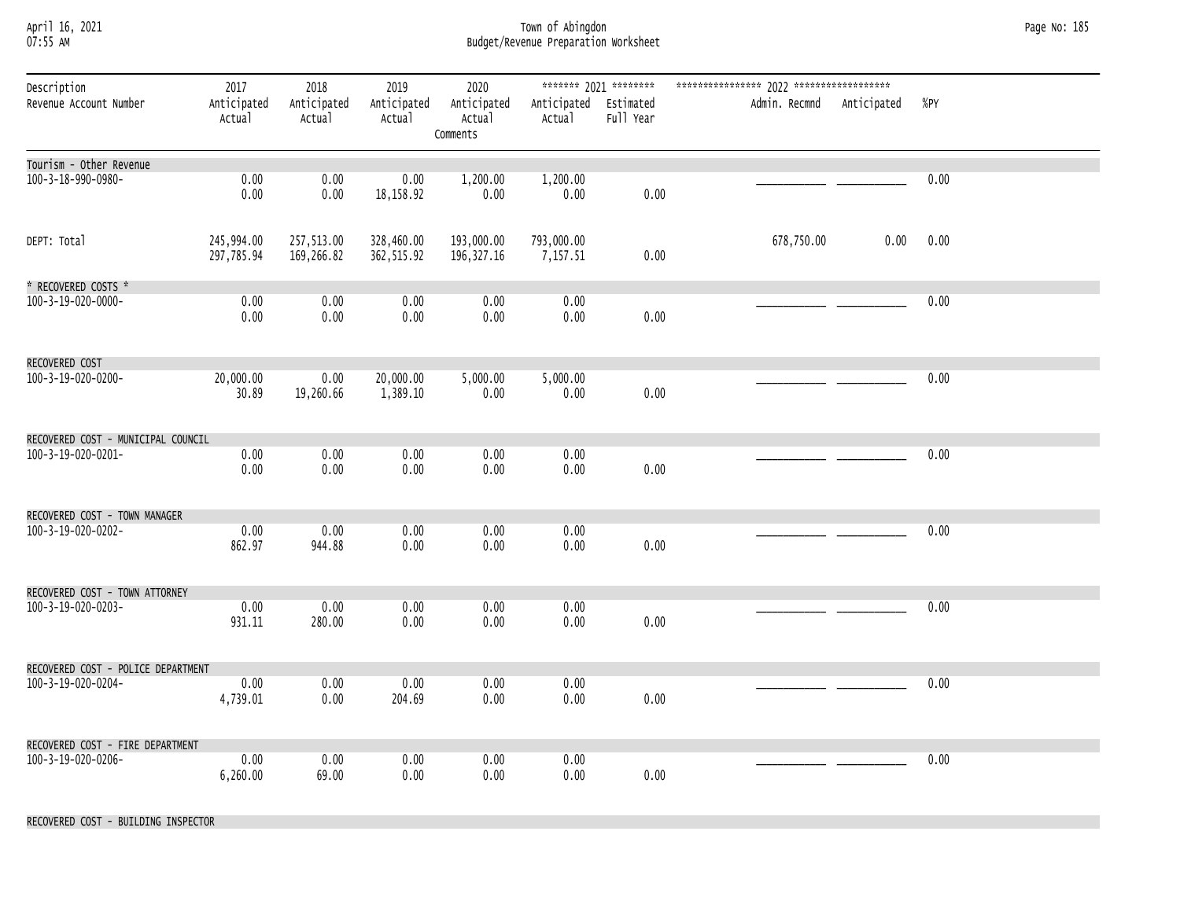| Description<br>Revenue Account Number | 2017<br>Anticipated<br>Actual | 2018<br>Anticipated<br>Actual | 2019<br>Anticipated<br>Actual | 2020<br>Anticipated<br>Actual<br>Comments | ******* 2021 ********<br>Anticipated<br>Actual | Estimated<br>Full Year | **************** 2022 ******************<br>Admin. Recmnd | Anticipated | %PY |
|---|---|---|---|---|---|---|---|---|---|
| Tourism - Other Revenue | | | | | | | | | |
| 100-3-18-990-0980- | 0.00 | 0.00 | 0.00 | 1,200.00 | 1,200.00 | | ___________ | ___________ | 0.00 |
| | 0.00 | 0.00 | 18,158.92 | 0.00 | 0.00 | 0.00 | | | |
| DEPT: Total | 245,994.00 | 257,513.00 | 328,460.00 | 193,000.00 | 793,000.00 | | 678,750.00 | 0.00 | 0.00 |
| | 297,785.94 | 169,266.82 | 362,515.92 | 196,327.16 | 7,157.51 | 0.00 | | | |
| * RECOVERED COSTS * | | | | | | | | | |
| 100-3-19-020-0000- | 0.00 | 0.00 | 0.00 | 0.00 | 0.00 | | ___________ | ___________ | 0.00 |
| | 0.00 | 0.00 | 0.00 | 0.00 | 0.00 | 0.00 | | | |
| RECOVERED COST | | | | | | | | | |
| 100-3-19-020-0200- | 20,000.00 | 0.00 | 20,000.00 | 5,000.00 | 5,000.00 | | ___________ | ___________ | 0.00 |
| | 30.89 | 19,260.66 | 1,389.10 | 0.00 | 0.00 | 0.00 | | | |
| RECOVERED COST - MUNICIPAL COUNCIL | | | | | | | | | |
| 100-3-19-020-0201- | 0.00 | 0.00 | 0.00 | 0.00 | 0.00 | | ___________ | ___________ | 0.00 |
| | 0.00 | 0.00 | 0.00 | 0.00 | 0.00 | 0.00 | | | |
| RECOVERED COST - TOWN MANAGER | | | | | | | | | |
| 100-3-19-020-0202- | 0.00 | 0.00 | 0.00 | 0.00 | 0.00 | | ___________ | ___________ | 0.00 |
| | 862.97 | 944.88 | 0.00 | 0.00 | 0.00 | 0.00 | | | |
| RECOVERED COST - TOWN ATTORNEY | | | | | | | | | |
| 100-3-19-020-0203- | 0.00 | 0.00 | 0.00 | 0.00 | 0.00 | | ___________ | ___________ | 0.00 |
| | 931.11 | 280.00 | 0.00 | 0.00 | 0.00 | 0.00 | | | |
| RECOVERED COST - POLICE DEPARTMENT | | | | | | | | | |
| 100-3-19-020-0204- | 0.00 | 0.00 | 0.00 | 0.00 | 0.00 | | ___________ | ___________ | 0.00 |
| | 4,739.01 | 0.00 | 204.69 | 0.00 | 0.00 | 0.00 | | | |
| RECOVERED COST - FIRE DEPARTMENT | | | | | | | | | |
| 100-3-19-020-0206- | 0.00 | 0.00 | 0.00 | 0.00 | 0.00 | | ___________ | ___________ | 0.00 |
| | 6,260.00 | 69.00 | 0.00 | 0.00 | 0.00 | 0.00 | | | |
| RECOVERED COST - BUILDING INSPECTOR | | | | | | | | | |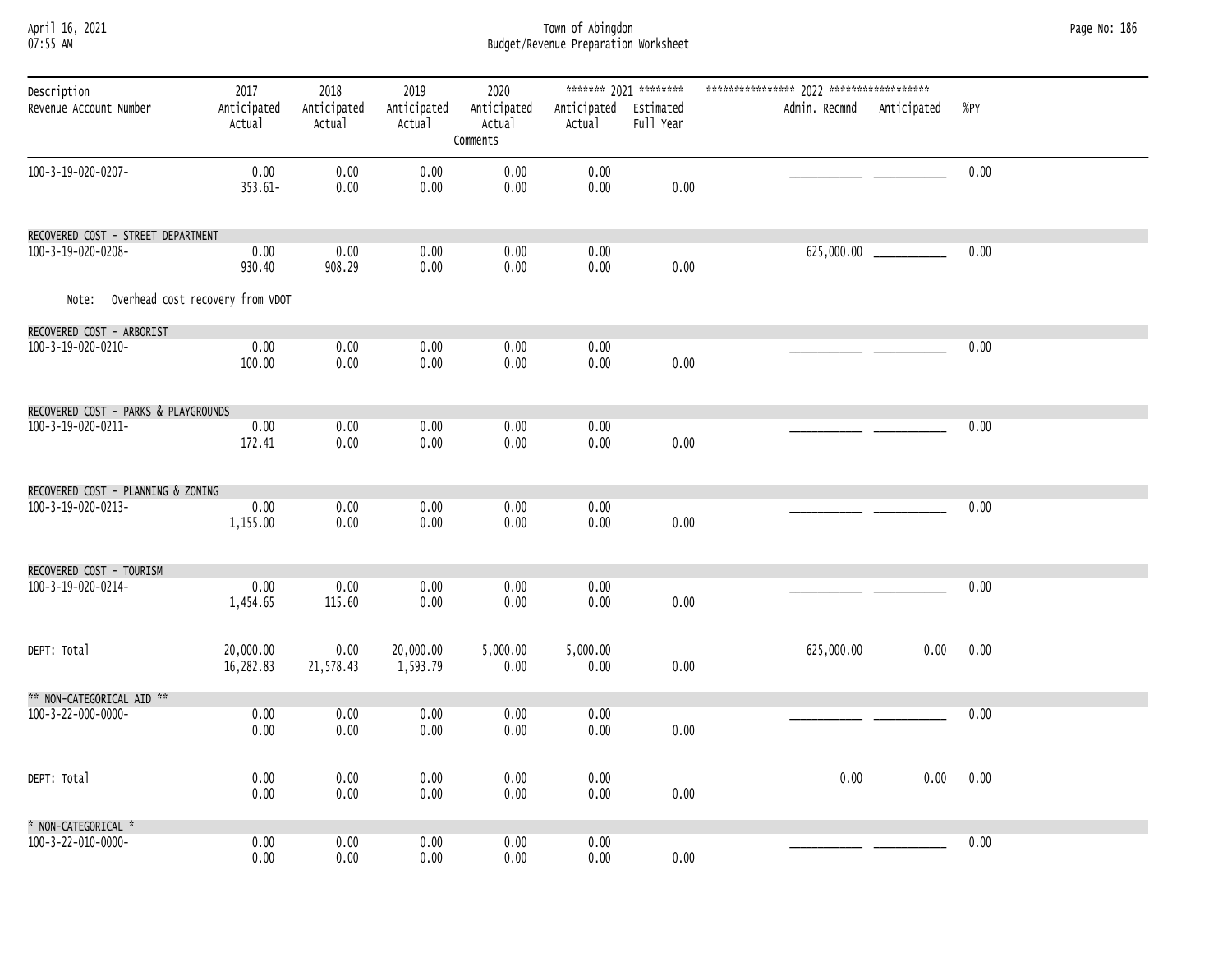| Description<br>Revenue Account Number | 2017<br>Anticipated<br>Actual | 2018<br>Anticipated<br>Actual | 2019<br>Anticipated<br>Actual | 2020<br>Anticipated<br>Actual<br>Comments | ******* 2021 ********<br>Anticipated<br>Actual | <br>Estimated<br>Full Year | **************** 2022 ******************<br>Admin. Recmnd | <br>Anticipated | %PY |
|---|---|---|---|---|---|---|---|---|---|
| 100-3-19-020-0207- | 0.00 | 0.00 | 0.00 | 0.00 | 0.00 | | ___________ | ___________ | 0.00 |
| | 353.61- | 0.00 | 0.00 | 0.00 | 0.00 | 0.00 | | | |
| RECOVERED COST - STREET DEPARTMENT | | | | | | | | | |
| 100-3-19-020-0208- | 0.00 | 0.00 | 0.00 | 0.00 | 0.00 | | 625,000.00 | ___________ | 0.00 |
| | 930.40 | 908.29 | 0.00 | 0.00 | 0.00 | 0.00 | | | |
| Note: Overhead cost recovery from VDOT | | | | | | | | | |
| RECOVERED COST - ARBORIST | | | | | | | | | |
| 100-3-19-020-0210- | 0.00 | 0.00 | 0.00 | 0.00 | 0.00 | | ___________ | ___________ | 0.00 |
| | 100.00 | 0.00 | 0.00 | 0.00 | 0.00 | 0.00 | | | |
| RECOVERED COST - PARKS & PLAYGROUNDS | | | | | | | | | |
| 100-3-19-020-0211- | 0.00 | 0.00 | 0.00 | 0.00 | 0.00 | | ___________ | ___________ | 0.00 |
| | 172.41 | 0.00 | 0.00 | 0.00 | 0.00 | 0.00 | | | |
| RECOVERED COST - PLANNING & ZONING | | | | | | | | | |
| 100-3-19-020-0213- | 0.00 | 0.00 | 0.00 | 0.00 | 0.00 | | ___________ | ___________ | 0.00 |
| | 1,155.00 | 0.00 | 0.00 | 0.00 | 0.00 | 0.00 | | | |
| RECOVERED COST - TOURISM | | | | | | | | | |
| 100-3-19-020-0214- | 0.00 | 0.00 | 0.00 | 0.00 | 0.00 | | ___________ | ___________ | 0.00 |
| | 1,454.65 | 115.60 | 0.00 | 0.00 | 0.00 | 0.00 | | | |
| DEPT: Total | 20,000.00 | 0.00 | 20,000.00 | 5,000.00 | 5,000.00 | | 625,000.00 | 0.00 | 0.00 |
| | 16,282.83 | 21,578.43 | 1,593.79 | 0.00 | 0.00 | 0.00 | | | |
| ** NON-CATEGORICAL AID ** | | | | | | | | | |
| 100-3-22-000-0000- | 0.00 | 0.00 | 0.00 | 0.00 | 0.00 | | ___________ | ___________ | 0.00 |
| | 0.00 | 0.00 | 0.00 | 0.00 | 0.00 | 0.00 | | | |
| DEPT: Total | 0.00 | 0.00 | 0.00 | 0.00 | 0.00 | | 0.00 | 0.00 | 0.00 |
| | 0.00 | 0.00 | 0.00 | 0.00 | 0.00 | 0.00 | | | |
| * NON-CATEGORICAL * | | | | | | | | | |
| 100-3-22-010-0000- | 0.00 | 0.00 | 0.00 | 0.00 | 0.00 | | ___________ | ___________ | 0.00 |
| | 0.00 | 0.00 | 0.00 | 0.00 | 0.00 | 0.00 | | | |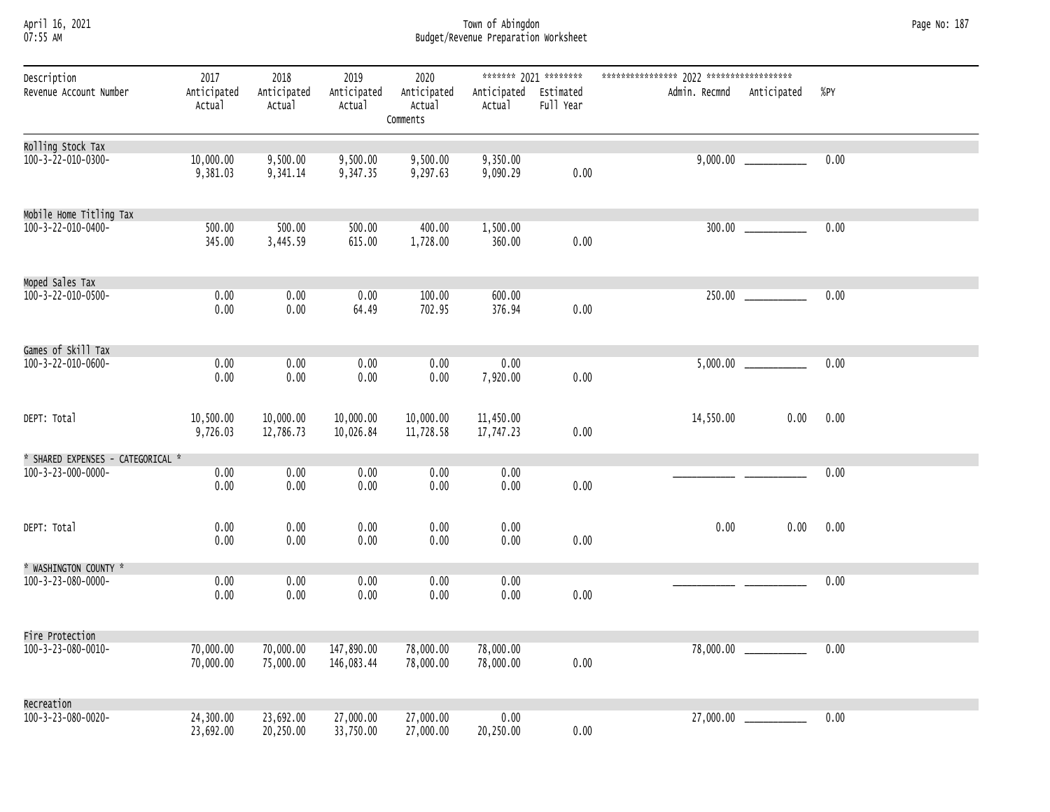| Description<br>Revenue Account Number | 2017<br>Anticipated<br>Actual | 2018<br>Anticipated<br>Actual | 2019<br>Anticipated<br>Actual | 2020<br>Anticipated<br>Actual<br>Comments | ******* 2021 ********<br>Anticipated<br>Actual | Estimated<br>Full Year | **************** 2022 ******************<br>Admin. Recmnd | Anticipated | %PY |
|---|---|---|---|---|---|---|---|---|---|
| Rolling Stock Tax<br>100-3-22-010-0300- | 10,000.00<br>9,381.03 | 9,500.00<br>9,341.14 | 9,500.00<br>9,347.35 | 9,500.00<br>9,297.63 | 9,350.00<br>9,090.29 | 0.00 | 9,000.00 | ___________ | 0.00 |
| Mobile Home Titling Tax<br>100-3-22-010-0400- | 500.00<br>345.00 | 500.00<br>3,445.59 | 500.00<br>615.00 | 400.00<br>1,728.00 | 1,500.00<br>360.00 | 0.00 | 300.00 | ___________ | 0.00 |
| Moped Sales Tax<br>100-3-22-010-0500- | 0.00<br>0.00 | 0.00<br>0.00 | 0.00<br>64.49 | 100.00<br>702.95 | 600.00<br>376.94 | 0.00 | 250.00 | ___________ | 0.00 |
| Games of Skill Tax<br>100-3-22-010-0600- | 0.00<br>0.00 | 0.00<br>0.00 | 0.00<br>0.00 | 0.00<br>0.00 | 0.00<br>7,920.00 | 0.00 | 5,000.00 | ___________ | 0.00 |
| DEPT: Total | 10,500.00<br>9,726.03 | 10,000.00<br>12,786.73 | 10,000.00<br>10,026.84 | 10,000.00<br>11,728.58 | 11,450.00<br>17,747.23 | 0.00 | 14,550.00 | 0.00 | 0.00 |
| * SHARED EXPENSES - CATEGORICAL *<br>100-3-23-000-0000- | 0.00<br>0.00 | 0.00<br>0.00 | 0.00<br>0.00 | 0.00<br>0.00 | 0.00<br>0.00 | 0.00 | ___________ | ___________ | 0.00 |
| DEPT: Total | 0.00<br>0.00 | 0.00<br>0.00 | 0.00<br>0.00 | 0.00<br>0.00 | 0.00<br>0.00 | 0.00 | 0.00 | 0.00 | 0.00 |
| * WASHINGTON COUNTY *<br>100-3-23-080-0000- | 0.00<br>0.00 | 0.00<br>0.00 | 0.00<br>0.00 | 0.00<br>0.00 | 0.00<br>0.00 | 0.00 | ___________ | ___________ | 0.00 |
| Fire Protection<br>100-3-23-080-0010- | 70,000.00<br>70,000.00 | 70,000.00<br>75,000.00 | 147,890.00<br>146,083.44 | 78,000.00<br>78,000.00 | 78,000.00<br>78,000.00 | 0.00 | 78,000.00 | ___________ | 0.00 |
| Recreation<br>100-3-23-080-0020- | 24,300.00<br>23,692.00 | 23,692.00<br>20,250.00 | 27,000.00<br>33,750.00 | 27,000.00<br>27,000.00 | 0.00<br>20,250.00 | 0.00 | 27,000.00 | ___________ | 0.00 |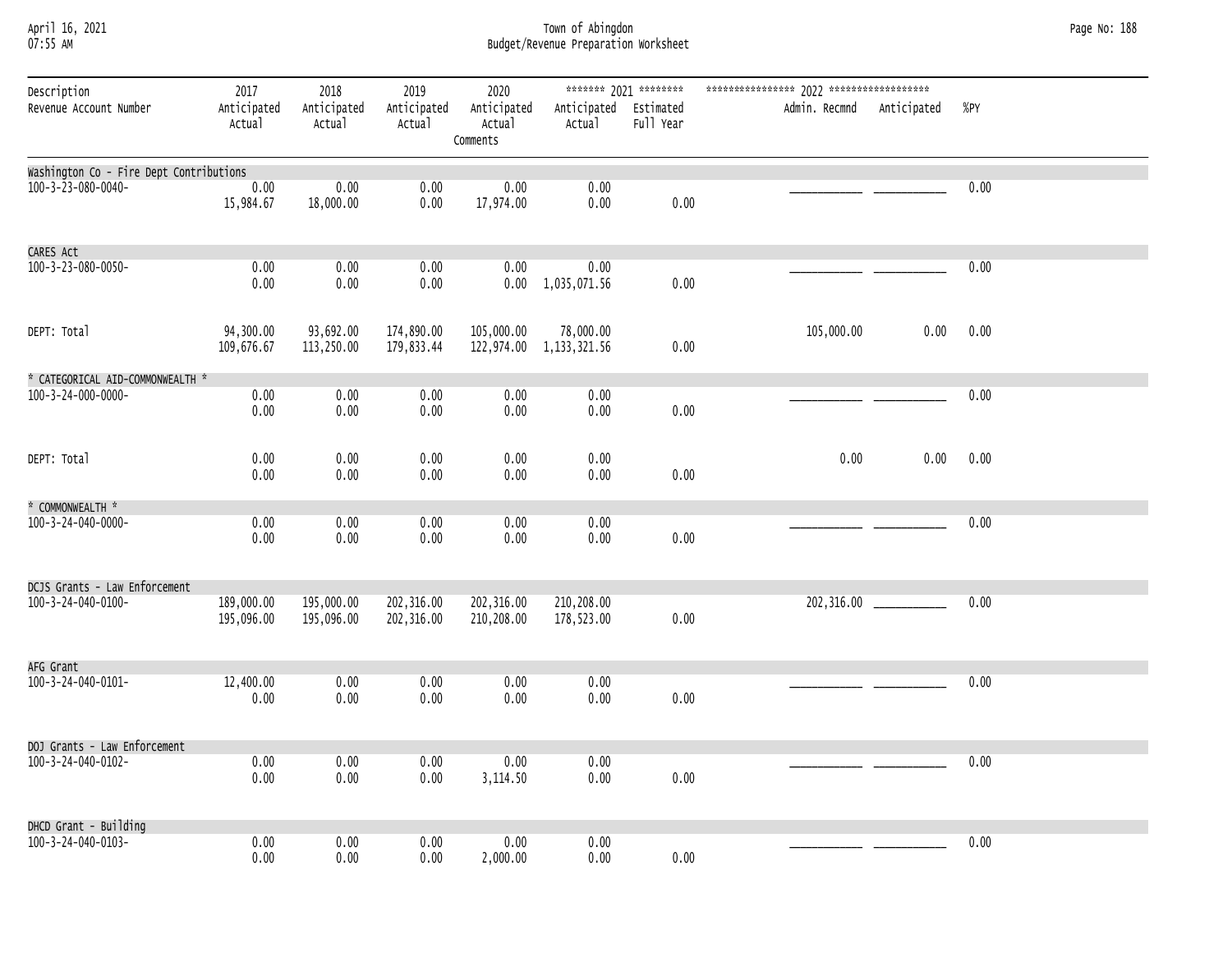Town of Abingdon
Budget/Revenue Preparation Worksheet

| Description<br>Revenue Account Number | 2017<br>Anticipated<br>Actual | 2018<br>Anticipated<br>Actual | 2019<br>Anticipated<br>Actual | 2020<br>Anticipated<br>Actual<br>Comments | 2021<br>Anticipated<br>Actual | 2021<br>Estimated<br>Full Year | 2022<br>Admin. Recmnd | 2022<br>Anticipated | %PY |
|---|---|---|---|---|---|---|---|---|---|
| **Washington Co - Fire Dept Contributions** | | | | | | | | | |
| 100-3-23-080-0040- | 0.00 | 0.00 | 0.00 | 0.00 | 0.00 | | ___________ | ___________ | 0.00 |
| | 15,984.67 | 18,000.00 | 0.00 | 17,974.00 | 0.00 | 0.00 | | | |
| **CARES Act** | | | | | | | | | |
| 100-3-23-080-0050- | 0.00 | 0.00 | 0.00 | 0.00 | 0.00 | | ___________ | ___________ | 0.00 |
| | 0.00 | 0.00 | 0.00 | 0.00 | 1,035,071.56 | 0.00 | | | |
| DEPT: Total | 94,300.00 | 93,692.00 | 174,890.00 | 105,000.00 | 78,000.00 | | 105,000.00 | 0.00 | 0.00 |
| | 109,676.67 | 113,250.00 | 179,833.44 | 122,974.00 | 1,133,321.56 | 0.00 | | | |
| **\* CATEGORICAL AID-COMMONWEALTH \*** | | | | | | | | | |
| 100-3-24-000-0000- | 0.00 | 0.00 | 0.00 | 0.00 | 0.00 | | ___________ | ___________ | 0.00 |
| | 0.00 | 0.00 | 0.00 | 0.00 | 0.00 | 0.00 | | | |
| DEPT: Total | 0.00 | 0.00 | 0.00 | 0.00 | 0.00 | | 0.00 | 0.00 | 0.00 |
| | 0.00 | 0.00 | 0.00 | 0.00 | 0.00 | 0.00 | | | |
| **\* COMMONWEALTH \*** | | | | | | | | | |
| 100-3-24-040-0000- | 0.00 | 0.00 | 0.00 | 0.00 | 0.00 | | ___________ | ___________ | 0.00 |
| | 0.00 | 0.00 | 0.00 | 0.00 | 0.00 | 0.00 | | | |
| **DCJS Grants - Law Enforcement** | | | | | | | | | |
| 100-3-24-040-0100- | 189,000.00 | 195,000.00 | 202,316.00 | 202,316.00 | 210,208.00 | | 202,316.00 | ___________ | 0.00 |
| | 195,096.00 | 195,096.00 | 202,316.00 | 210,208.00 | 178,523.00 | 0.00 | | | |
| **AFG Grant** | | | | | | | | | |
| 100-3-24-040-0101- | 12,400.00 | 0.00 | 0.00 | 0.00 | 0.00 | | ___________ | ___________ | 0.00 |
| | 0.00 | 0.00 | 0.00 | 0.00 | 0.00 | 0.00 | | | |
| **DOJ Grants - Law Enforcement** | | | | | | | | | |
| 100-3-24-040-0102- | 0.00 | 0.00 | 0.00 | 0.00 | 0.00 | | ___________ | ___________ | 0.00 |
| | 0.00 | 0.00 | 0.00 | 3,114.50 | 0.00 | 0.00 | | | |
| **DHCD Grant - Building** | | | | | | | | | |
| 100-3-24-040-0103- | 0.00 | 0.00 | 0.00 | 0.00 | 0.00 | | ___________ | ___________ | 0.00 |
| | 0.00 | 0.00 | 0.00 | 2,000.00 | 0.00 | 0.00 | | | |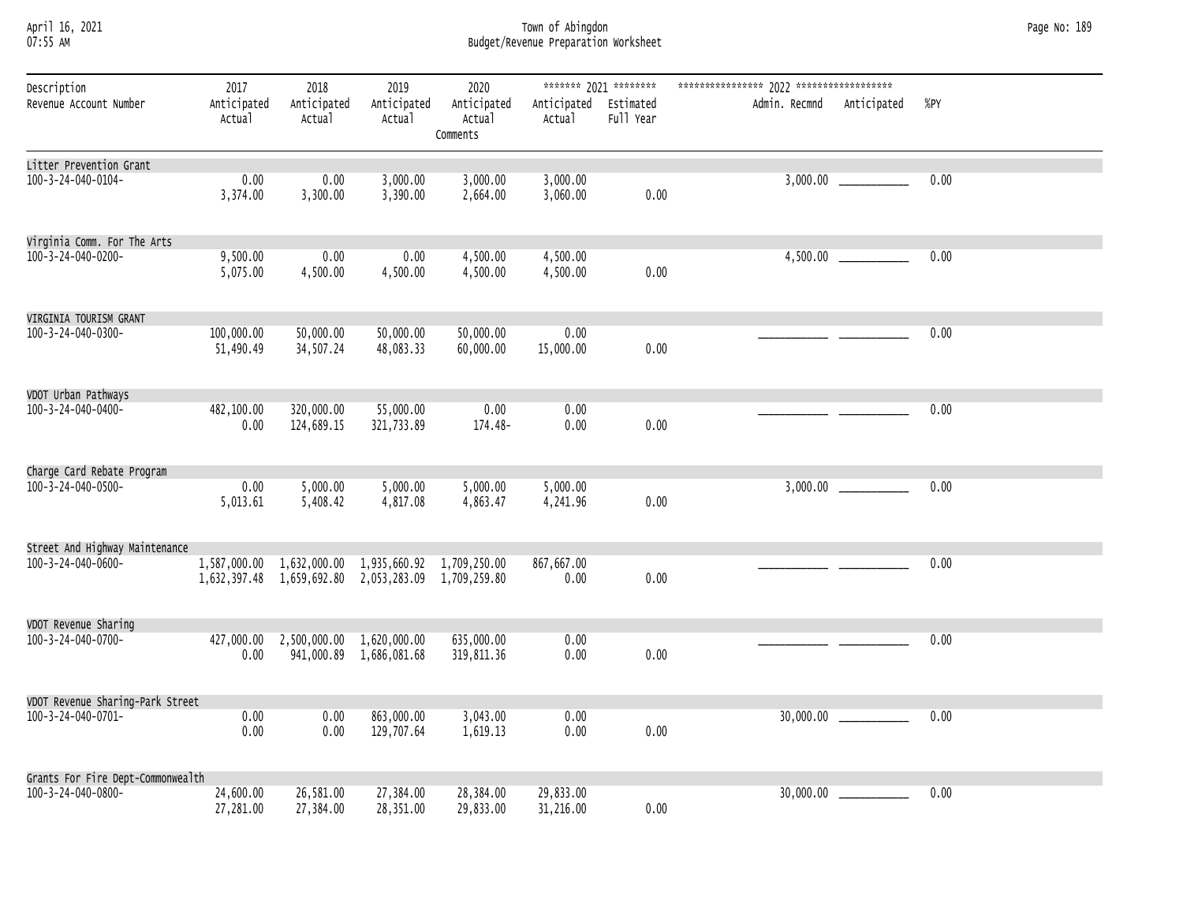| Description<br>Revenue Account Number | 2017<br>Anticipated<br>Actual | 2018<br>Anticipated<br>Actual | 2019<br>Anticipated<br>Actual | 2020<br>Anticipated<br>Actual<br>Comments | ******* 2021 ********<br>Anticipated<br>Actual | <br>Estimated<br>Full Year | **************** 2022 ******************<br>Admin. Recmnd | <br>Anticipated | %PY |
|---|---|---|---|---|---|---|---|---|---|
| Litter Prevention Grant | | | | | | | | | |
| 100-3-24-040-0104- | 0.00 | 0.00 | 3,000.00 | 3,000.00 | 3,000.00 | | 3,000.00 | ___________ | 0.00 |
| | 3,374.00 | 3,300.00 | 3,390.00 | 2,664.00 | 3,060.00 | 0.00 | | | |
| Virginia Comm. For The Arts | | | | | | | | | |
| 100-3-24-040-0200- | 9,500.00 | 0.00 | 0.00 | 4,500.00 | 4,500.00 | | 4,500.00 | ___________ | 0.00 |
| | 5,075.00 | 4,500.00 | 4,500.00 | 4,500.00 | 4,500.00 | 0.00 | | | |
| VIRGINIA TOURISM GRANT | | | | | | | | | |
| 100-3-24-040-0300- | 100,000.00 | 50,000.00 | 50,000.00 | 50,000.00 | 0.00 | | ___________ | ___________ | 0.00 |
| | 51,490.49 | 34,507.24 | 48,083.33 | 60,000.00 | 15,000.00 | 0.00 | | | |
| VDOT Urban Pathways | | | | | | | | | |
| 100-3-24-040-0400- | 482,100.00 | 320,000.00 | 55,000.00 | 0.00 | 0.00 | | ___________ | ___________ | 0.00 |
| | 0.00 | 124,689.15 | 321,733.89 | 174.48- | 0.00 | 0.00 | | | |
| Charge Card Rebate Program | | | | | | | | | |
| 100-3-24-040-0500- | 0.00 | 5,000.00 | 5,000.00 | 5,000.00 | 5,000.00 | | 3,000.00 | ___________ | 0.00 |
| | 5,013.61 | 5,408.42 | 4,817.08 | 4,863.47 | 4,241.96 | 0.00 | | | |
| Street And Highway Maintenance | | | | | | | | | |
| 100-3-24-040-0600- | 1,587,000.00 | 1,632,000.00 | 1,935,660.92 | 1,709,250.00 | 867,667.00 | | ___________ | ___________ | 0.00 |
| | 1,632,397.48 | 1,659,692.80 | 2,053,283.09 | 1,709,259.80 | 0.00 | 0.00 | | | |
| VDOT Revenue Sharing | | | | | | | | | |
| 100-3-24-040-0700- | 427,000.00 | 2,500,000.00 | 1,620,000.00 | 635,000.00 | 0.00 | | ___________ | ___________ | 0.00 |
| | 0.00 | 941,000.89 | 1,686,081.68 | 319,811.36 | 0.00 | 0.00 | | | |
| VDOT Revenue Sharing-Park Street | | | | | | | | | |
| 100-3-24-040-0701- | 0.00 | 0.00 | 863,000.00 | 3,043.00 | 0.00 | | 30,000.00 | ___________ | 0.00 |
| | 0.00 | 0.00 | 129,707.64 | 1,619.13 | 0.00 | 0.00 | | | |
| Grants For Fire Dept-Commonwealth | | | | | | | | | |
| 100-3-24-040-0800- | 24,600.00 | 26,581.00 | 27,384.00 | 28,384.00 | 29,833.00 | | 30,000.00 | ___________ | 0.00 |
| | 27,281.00 | 27,384.00 | 28,351.00 | 29,833.00 | 31,216.00 | 0.00 | | | |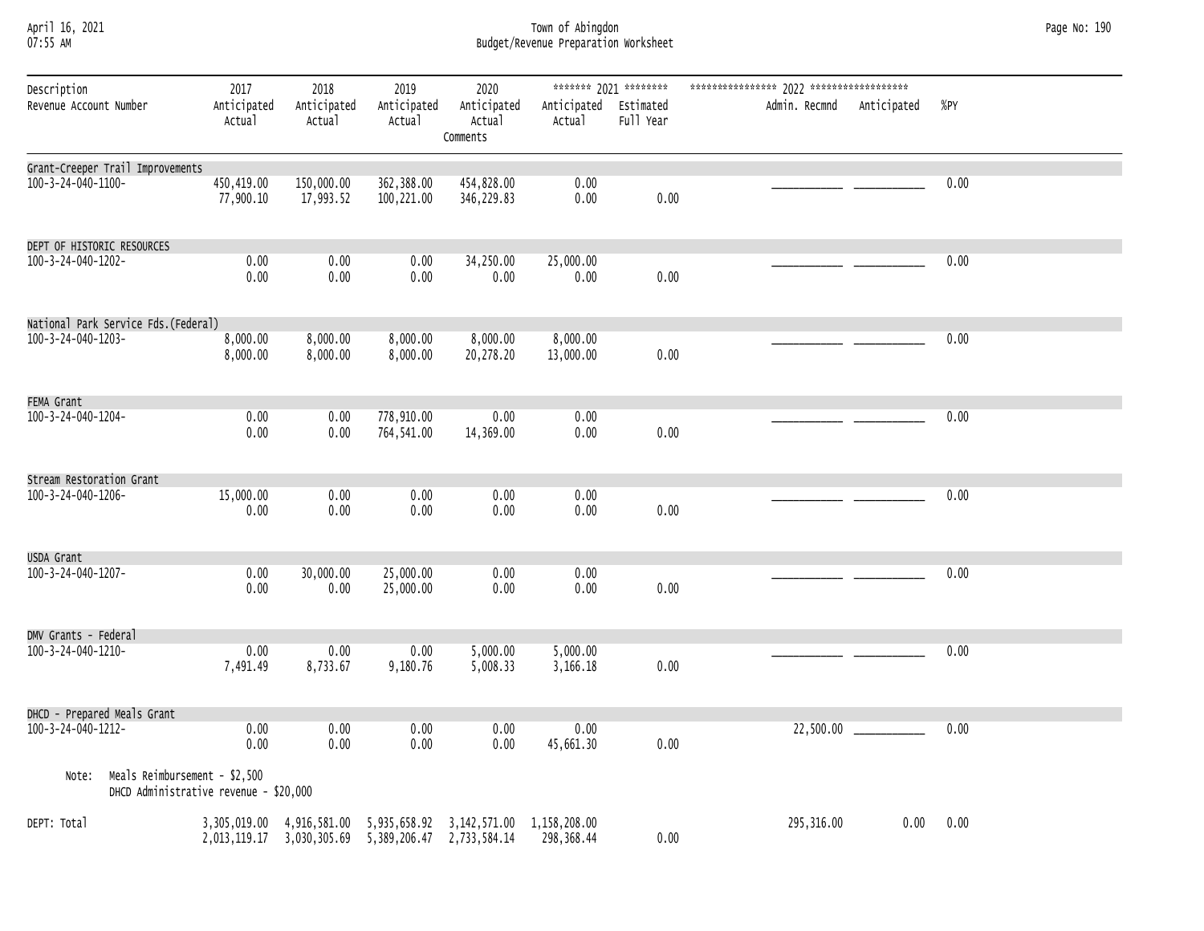Town of Abingdon
Budget/Revenue Preparation Worksheet

| Description / Revenue Account Number | 2017 Anticipated / Actual | 2018 Anticipated / Actual | 2019 Anticipated / Actual | 2020 Anticipated / Actual / Comments | 2021 Anticipated / Actual | 2021 Estimated Full Year | 2022 Admin. Recmnd | 2022 Anticipated | %PY |
|---|---|---|---|---|---|---|---|---|---|
| Grant-Creeper Trail Improvements | | | | | | | | | |
| 100-3-24-040-1100- | 450,419.00 | 150,000.00 | 362,388.00 | 454,828.00 | 0.00 | | ___________ | ___________ | 0.00 |
| | 77,900.10 | 17,993.52 | 100,221.00 | 346,229.83 | 0.00 | 0.00 | | | |
| DEPT OF HISTORIC RESOURCES | | | | | | | | | |
| 100-3-24-040-1202- | 0.00 | 0.00 | 0.00 | 34,250.00 | 25,000.00 | | ___________ | ___________ | 0.00 |
| | 0.00 | 0.00 | 0.00 | 0.00 | 0.00 | 0.00 | | | |
| National Park Service Fds.(Federal) | | | | | | | | | |
| 100-3-24-040-1203- | 8,000.00 | 8,000.00 | 8,000.00 | 8,000.00 | 8,000.00 | | ___________ | ___________ | 0.00 |
| | 8,000.00 | 8,000.00 | 8,000.00 | 20,278.20 | 13,000.00 | 0.00 | | | |
| FEMA Grant | | | | | | | | | |
| 100-3-24-040-1204- | 0.00 | 0.00 | 778,910.00 | 0.00 | 0.00 | | ___________ | ___________ | 0.00 |
| | 0.00 | 0.00 | 764,541.00 | 14,369.00 | 0.00 | 0.00 | | | |
| Stream Restoration Grant | | | | | | | | | |
| 100-3-24-040-1206- | 15,000.00 | 0.00 | 0.00 | 0.00 | 0.00 | | ___________ | ___________ | 0.00 |
| | 0.00 | 0.00 | 0.00 | 0.00 | 0.00 | 0.00 | | | |
| USDA Grant | | | | | | | | | |
| 100-3-24-040-1207- | 0.00 | 30,000.00 | 25,000.00 | 0.00 | 0.00 | | ___________ | ___________ | 0.00 |
| | 0.00 | 0.00 | 25,000.00 | 0.00 | 0.00 | 0.00 | | | |
| DMV Grants - Federal | | | | | | | | | |
| 100-3-24-040-1210- | 0.00 | 0.00 | 0.00 | 5,000.00 | 5,000.00 | | ___________ | ___________ | 0.00 |
| | 7,491.49 | 8,733.67 | 9,180.76 | 5,008.33 | 3,166.18 | 0.00 | | | |
| DHCD - Prepared Meals Grant | | | | | | | | | |
| 100-3-24-040-1212- | 0.00 | 0.00 | 0.00 | 0.00 | 0.00 | | 22,500.00 | ___________ | 0.00 |
| | 0.00 | 0.00 | 0.00 | 0.00 | 45,661.30 | 0.00 | | | |
| Note: Meals Reimbursement - $2,500; DHCD Administrative revenue - $20,000 | | | | | | | | | |
| DEPT: Total | 3,305,019.00 | 4,916,581.00 | 5,935,658.92 | 3,142,571.00 | 1,158,208.00 | | 295,316.00 | 0.00 | 0.00 |
| | 2,013,119.17 | 3,030,305.69 | 5,389,206.47 | 2,733,584.14 | 298,368.44 | 0.00 | | | |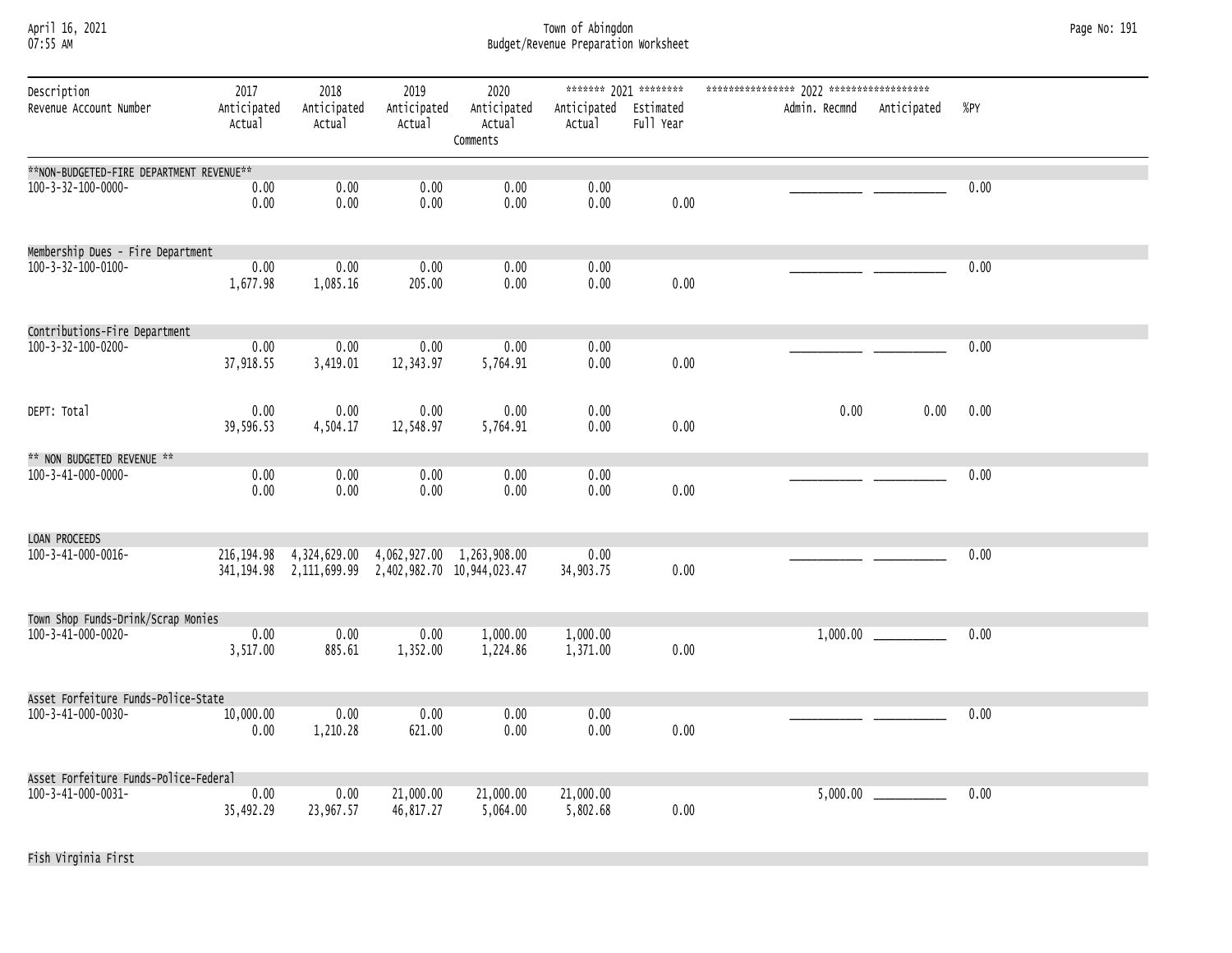| Description<br>Revenue Account Number | 2017<br>Anticipated<br>Actual | 2018<br>Anticipated<br>Actual | 2019<br>Anticipated<br>Actual | 2020<br>Anticipated<br>Actual<br>Comments | ******* 2021 ********<br>Anticipated<br>Actual | <br>Estimated<br>Full Year | **************** 2022 ******************<br>Admin. Recmnd | <br>Anticipated | %PY |
|---|---|---|---|---|---|---|---|---|---|
| **NON-BUDGETED-FIRE DEPARTMENT REVENUE** | | | | | | | | | |
| 100-3-32-100-0000- | 0.00<br>0.00 | 0.00<br>0.00 | 0.00<br>0.00 | 0.00<br>0.00 | 0.00<br>0.00 | 0.00 | ___________ | ___________ | 0.00 |
| Membership Dues - Fire Department | | | | | | | | | |
| 100-3-32-100-0100- | 0.00<br>1,677.98 | 0.00<br>1,085.16 | 0.00<br>205.00 | 0.00<br>0.00 | 0.00<br>0.00 | 0.00 | ___________ | ___________ | 0.00 |
| Contributions-Fire Department | | | | | | | | | |
| 100-3-32-100-0200- | 0.00<br>37,918.55 | 0.00<br>3,419.01 | 0.00<br>12,343.97 | 0.00<br>5,764.91 | 0.00<br>0.00 | 0.00 | ___________ | ___________ | 0.00 |
| DEPT: Total | 0.00<br>39,596.53 | 0.00<br>4,504.17 | 0.00<br>12,548.97 | 0.00<br>5,764.91 | 0.00<br>0.00 | 0.00 | 0.00 | 0.00 | 0.00 |
| ** NON BUDGETED REVENUE ** | | | | | | | | | |
| 100-3-41-000-0000- | 0.00<br>0.00 | 0.00<br>0.00 | 0.00<br>0.00 | 0.00<br>0.00 | 0.00<br>0.00 | 0.00 | ___________ | ___________ | 0.00 |
| LOAN PROCEEDS | | | | | | | | | |
| 100-3-41-000-0016- | 216,194.98<br>341,194.98 | 4,324,629.00<br>2,111,699.99 | 4,062,927.00<br>2,402,982.70 | 1,263,908.00<br>10,944,023.47 | 0.00<br>34,903.75 | 0.00 | ___________ | ___________ | 0.00 |
| Town Shop Funds-Drink/Scrap Monies | | | | | | | | | |
| 100-3-41-000-0020- | 0.00<br>3,517.00 | 0.00<br>885.61 | 0.00<br>1,352.00 | 1,000.00<br>1,224.86 | 1,000.00<br>1,371.00 | 0.00 | 1,000.00 | ___________ | 0.00 |
| Asset Forfeiture Funds-Police-State | | | | | | | | | |
| 100-3-41-000-0030- | 10,000.00<br>0.00 | 0.00<br>1,210.28 | 0.00<br>621.00 | 0.00<br>0.00 | 0.00<br>0.00 | 0.00 | ___________ | ___________ | 0.00 |
| Asset Forfeiture Funds-Police-Federal | | | | | | | | | |
| 100-3-41-000-0031- | 0.00<br>35,492.29 | 0.00<br>23,967.57 | 21,000.00<br>46,817.27 | 21,000.00<br>5,064.00 | 21,000.00<br>5,802.68 | 0.00 | 5,000.00 | ___________ | 0.00 |
| Fish Virginia First | | | | | | | | | |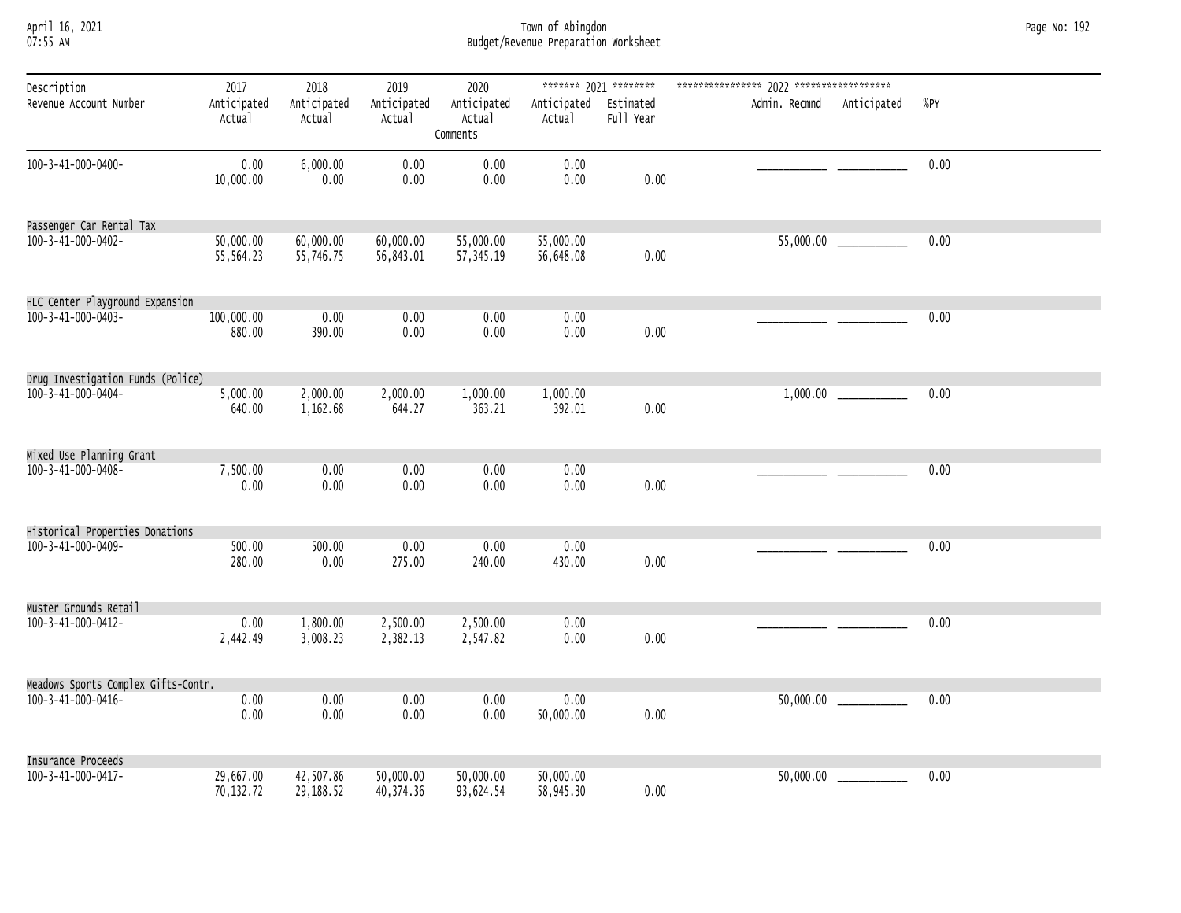| Description<br>Revenue Account Number | 2017<br>Anticipated<br>Actual | 2018<br>Anticipated<br>Actual | 2019<br>Anticipated<br>Actual | 2020<br>Anticipated<br>Actual<br>Comments | ******* 2021 ********<br>Anticipated<br>Actual | Estimated<br>Full Year | **************** 2022 ******************<br>Admin. Recmnd | Anticipated | %PY |
|---|---|---|---|---|---|---|---|---|---|
| 100-3-41-000-0400- | 0.00<br>10,000.00 | 6,000.00<br>0.00 | 0.00<br>0.00 | 0.00<br>0.00 | 0.00<br>0.00 | 0.00 | ___________ | ___________ | 0.00 |
| Passenger Car Rental Tax<br>100-3-41-000-0402- | 50,000.00<br>55,564.23 | 60,000.00<br>55,746.75 | 60,000.00<br>56,843.01 | 55,000.00<br>57,345.19 | 55,000.00<br>56,648.08 | 0.00 | 55,000.00 | ___________ | 0.00 |
| HLC Center Playground Expansion<br>100-3-41-000-0403- | 100,000.00<br>880.00 | 0.00<br>390.00 | 0.00<br>0.00 | 0.00<br>0.00 | 0.00<br>0.00 | 0.00 | ___________ | ___________ | 0.00 |
| Drug Investigation Funds (Police)<br>100-3-41-000-0404- | 5,000.00<br>640.00 | 2,000.00<br>1,162.68 | 2,000.00<br>644.27 | 1,000.00<br>363.21 | 1,000.00<br>392.01 | 0.00 | 1,000.00 | ___________ | 0.00 |
| Mixed Use Planning Grant<br>100-3-41-000-0408- | 7,500.00<br>0.00 | 0.00<br>0.00 | 0.00<br>0.00 | 0.00<br>0.00 | 0.00<br>0.00 | 0.00 | ___________ | ___________ | 0.00 |
| Historical Properties Donations<br>100-3-41-000-0409- | 500.00<br>280.00 | 500.00<br>0.00 | 0.00<br>275.00 | 0.00<br>240.00 | 0.00<br>430.00 | 0.00 | ___________ | ___________ | 0.00 |
| Muster Grounds Retail<br>100-3-41-000-0412- | 0.00<br>2,442.49 | 1,800.00<br>3,008.23 | 2,500.00<br>2,382.13 | 2,500.00<br>2,547.82 | 0.00<br>0.00 | 0.00 | ___________ | ___________ | 0.00 |
| Meadows Sports Complex Gifts-Contr.<br>100-3-41-000-0416- | 0.00<br>0.00 | 0.00<br>0.00 | 0.00<br>0.00 | 0.00<br>0.00 | 0.00<br>50,000.00 | 0.00 | 50,000.00 | ___________ | 0.00 |
| Insurance Proceeds<br>100-3-41-000-0417- | 29,667.00<br>70,132.72 | 42,507.86<br>29,188.52 | 50,000.00<br>40,374.36 | 50,000.00<br>93,624.54 | 50,000.00<br>58,945.30 | 0.00 | 50,000.00 | ___________ | 0.00 |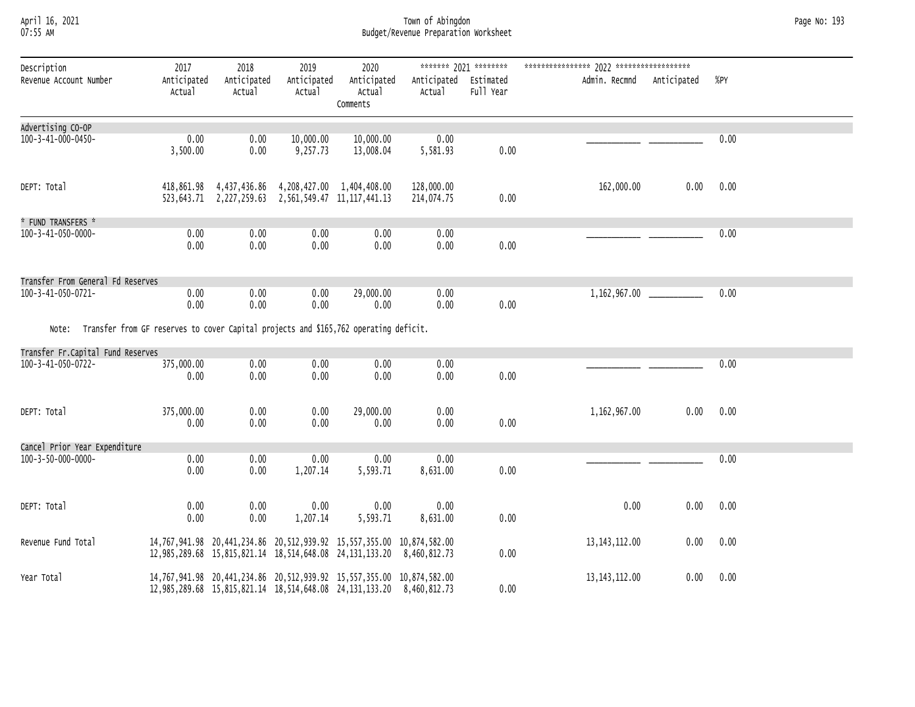# Town of Abingdon
## Budget/Revenue Preparation Worksheet

| Description / Revenue Account Number | 2017 Anticipated / Actual | 2018 Anticipated / Actual | 2019 Anticipated / Actual | 2020 Anticipated / Actual / Comments | 2021 Anticipated / Actual | 2021 Estimated Full Year | 2022 Admin. Recmnd | 2022 Anticipated | %PY |
|---|---|---|---|---|---|---|---|---|---|
| **Advertising CO-OP** | | | | | | | | | |
| 100-3-41-000-0450- | 0.00 | 0.00 | 10,000.00 | 10,000.00 | 0.00 | | ___________ | ___________ | 0.00 |
| | 3,500.00 | 0.00 | 9,257.73 | 13,008.04 | 5,581.93 | 0.00 | | | |
| DEPT: Total | 418,861.98 | 4,437,436.86 | 4,208,427.00 | 1,404,408.00 | 128,000.00 | | 162,000.00 | 0.00 | 0.00 |
| | 523,643.71 | 2,227,259.63 | 2,561,549.47 | 11,117,441.13 | 214,074.75 | 0.00 | | | |
| **\* FUND TRANSFERS \*** | | | | | | | | | |
| 100-3-41-050-0000- | 0.00 | 0.00 | 0.00 | 0.00 | 0.00 | | ___________ | ___________ | 0.00 |
| | 0.00 | 0.00 | 0.00 | 0.00 | 0.00 | 0.00 | | | |
| **Transfer From General Fd Reserves** | | | | | | | | | |
| 100-3-41-050-0721- | 0.00 | 0.00 | 0.00 | 29,000.00 | 0.00 | | 1,162,967.00 | ___________ | 0.00 |
| | 0.00 | 0.00 | 0.00 | 0.00 | 0.00 | 0.00 | | | |
| Note: Transfer from GF reserves to cover Capital projects and $165,762 operating deficit. | | | | | | | | | |
| **Transfer Fr.Capital Fund Reserves** | | | | | | | | | |
| 100-3-41-050-0722- | 375,000.00 | 0.00 | 0.00 | 0.00 | 0.00 | | ___________ | ___________ | 0.00 |
| | 0.00 | 0.00 | 0.00 | 0.00 | 0.00 | 0.00 | | | |
| DEPT: Total | 375,000.00 | 0.00 | 0.00 | 29,000.00 | 0.00 | | 1,162,967.00 | 0.00 | 0.00 |
| | 0.00 | 0.00 | 0.00 | 0.00 | 0.00 | 0.00 | | | |
| **Cancel Prior Year Expenditure** | | | | | | | | | |
| 100-3-50-000-0000- | 0.00 | 0.00 | 0.00 | 0.00 | 0.00 | | ___________ | ___________ | 0.00 |
| | 0.00 | 0.00 | 1,207.14 | 5,593.71 | 8,631.00 | 0.00 | | | |
| DEPT: Total | 0.00 | 0.00 | 0.00 | 0.00 | 0.00 | | 0.00 | 0.00 | 0.00 |
| | 0.00 | 0.00 | 1,207.14 | 5,593.71 | 8,631.00 | 0.00 | | | |
| Revenue Fund Total | 14,767,941.98 | 20,441,234.86 | 20,512,939.92 | 15,557,355.00 | 10,874,582.00 | | 13,143,112.00 | 0.00 | 0.00 |
| | 12,985,289.68 | 15,815,821.14 | 18,514,648.08 | 24,131,133.20 | 8,460,812.73 | 0.00 | | | |
| Year Total | 14,767,941.98 | 20,441,234.86 | 20,512,939.92 | 15,557,355.00 | 10,874,582.00 | | 13,143,112.00 | 0.00 | 0.00 |
| | 12,985,289.68 | 15,815,821.14 | 18,514,648.08 | 24,131,133.20 | 8,460,812.73 | 0.00 | | | |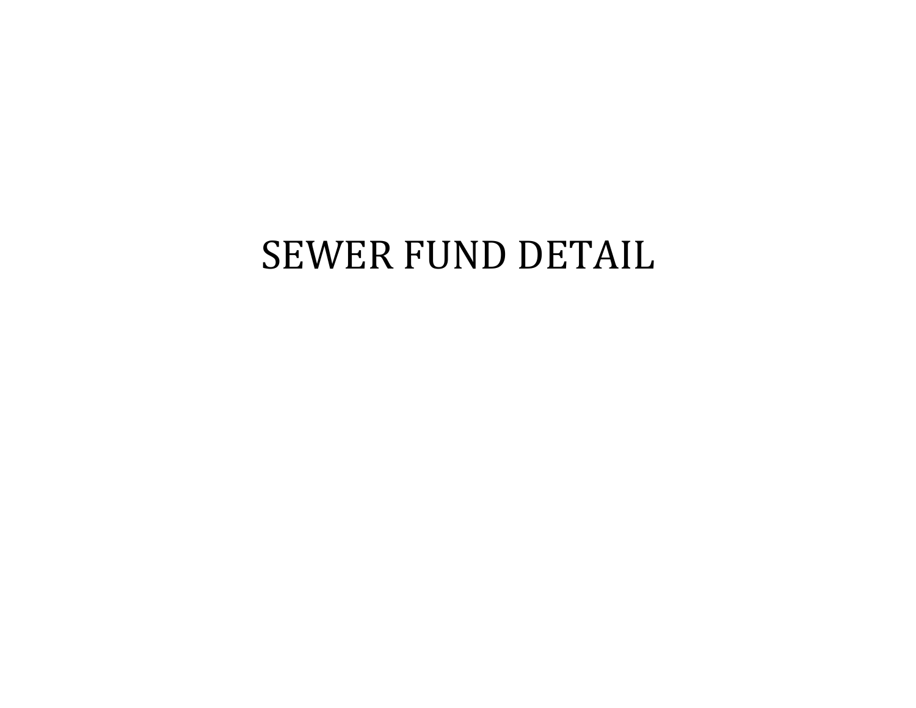# SEWER FUND DETAIL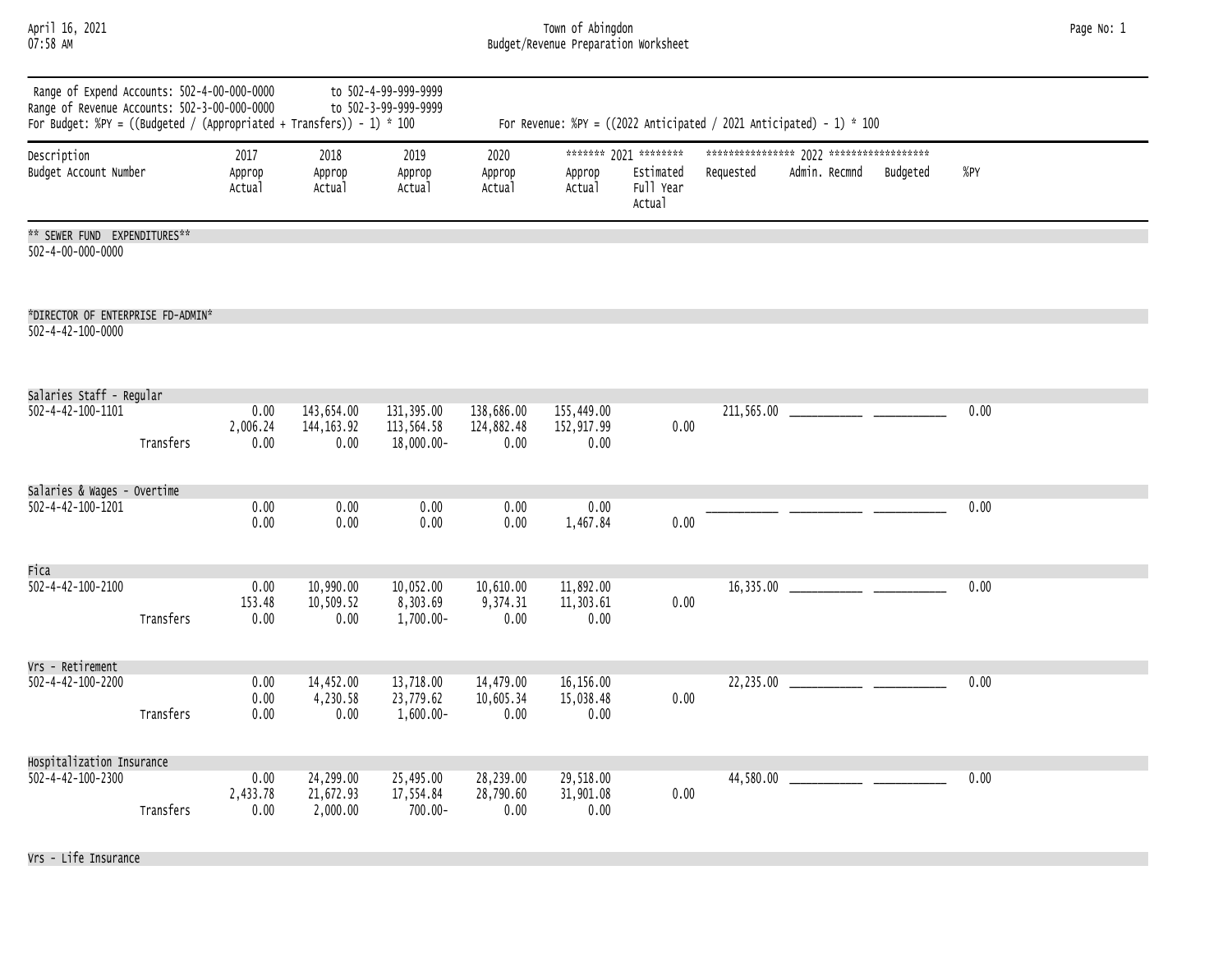Town of Abingdon
Budget/Revenue Preparation Worksheet

Range of Expend Accounts: 502-4-00-000-0000 to 502-4-99-999-9999
Range of Revenue Accounts: 502-3-00-000-0000 to 502-3-99-999-9999
For Budget: %PY = ((Budgeted / (Appropriated + Transfers)) - 1) * 100

For Revenue: %PY = ((2022 Anticipated / 2021 Anticipated) - 1) * 100

| Description / Budget Account Number | | 2017 Approp Actual | 2018 Approp Actual | 2019 Approp Actual | 2020 Approp Actual | 2021 Approp Actual | 2021 Estimated Full Year Actual | 2022 Requested | 2022 Admin. Recmnd | 2022 Budgeted | %PY |
|---|---|---|---|---|---|---|---|---|---|---|---|
| ** SEWER FUND EXPENDITURES** 502-4-00-000-0000 | | | | | | | | | | | |
| *DIRECTOR OF ENTERPRISE FD-ADMIN* 502-4-42-100-0000 | | | | | | | | | | | |
| Salaries Staff - Regular 502-4-42-100-1101 | | 0.00 | 143,654.00 | 131,395.00 | 138,686.00 | 155,449.00 | | 211,565.00 | ___________ | ___________ | 0.00 |
| | | 2,006.24 | 144,163.92 | 113,564.58 | 124,882.48 | 152,917.99 | 0.00 | | | | |
| | Transfers | 0.00 | 0.00 | 18,000.00- | 0.00 | 0.00 | | | | | |
| Salaries & Wages - Overtime 502-4-42-100-1201 | | 0.00 | 0.00 | 0.00 | 0.00 | 0.00 | | ___________ | ___________ | ___________ | 0.00 |
| | | 0.00 | 0.00 | 0.00 | 0.00 | 1,467.84 | 0.00 | | | | |
| Fica 502-4-42-100-2100 | | 0.00 | 10,990.00 | 10,052.00 | 10,610.00 | 11,892.00 | | 16,335.00 | ___________ | ___________ | 0.00 |
| | | 153.48 | 10,509.52 | 8,303.69 | 9,374.31 | 11,303.61 | 0.00 | | | | |
| | Transfers | 0.00 | 0.00 | 1,700.00- | 0.00 | 0.00 | | | | | |
| Vrs - Retirement 502-4-42-100-2200 | | 0.00 | 14,452.00 | 13,718.00 | 14,479.00 | 16,156.00 | | 22,235.00 | ___________ | ___________ | 0.00 |
| | | 0.00 | 4,230.58 | 23,779.62 | 10,605.34 | 15,038.48 | 0.00 | | | | |
| | Transfers | 0.00 | 0.00 | 1,600.00- | 0.00 | 0.00 | | | | | |
| Hospitalization Insurance 502-4-42-100-2300 | | 0.00 | 24,299.00 | 25,495.00 | 28,239.00 | 29,518.00 | | 44,580.00 | ___________ | ___________ | 0.00 |
| | | 2,433.78 | 21,672.93 | 17,554.84 | 28,790.60 | 31,901.08 | 0.00 | | | | |
| | Transfers | 0.00 | 2,000.00 | 700.00- | 0.00 | 0.00 | | | | | |
| Vrs - Life Insurance | | | | | | | | | | | |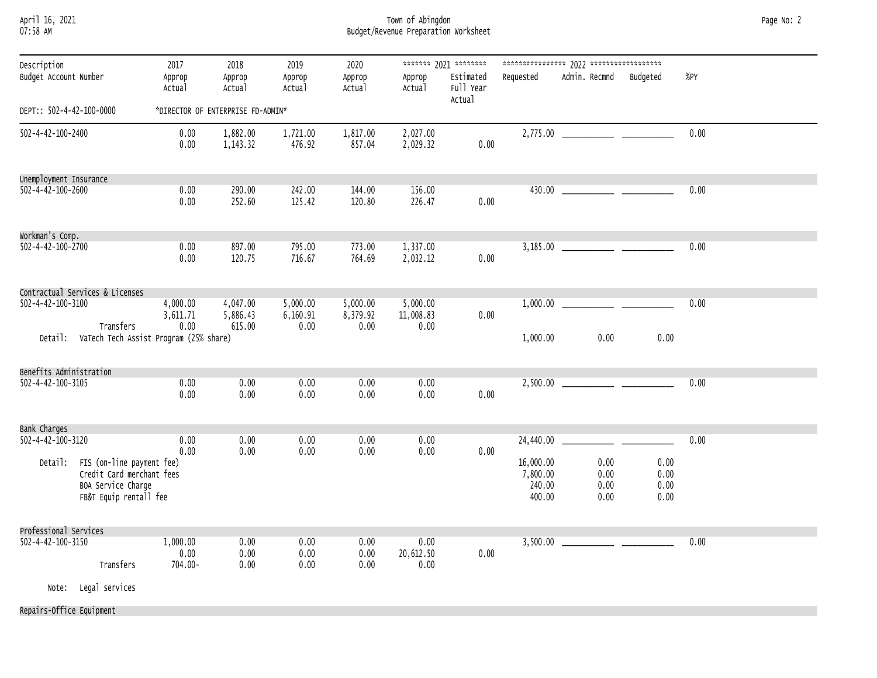Town of Abingdon
Budget/Revenue Preparation Worksheet

| Description / Budget Account Number | | 2017 Approp / Actual | 2018 Approp / Actual | 2019 Approp / Actual | 2020 Approp / Actual | 2021 Approp / Actual | 2021 Estimated Full Year Actual | 2022 Requested | 2022 Admin. Recmnd | 2022 Budgeted | %PY |
|---|---|---|---|---|---|---|---|---|---|---|---|
| DEPT:: 502-4-42-100-0000 | *DIRECTOR OF ENTERPRISE FD-ADMIN* | | | | | | | | | | |
| 502-4-42-100-2400 | | 0.00 | 1,882.00 | 1,721.00 | 1,817.00 | 2,027.00 | | 2,775.00 | ___________ | ___________ | 0.00 |
| | | 0.00 | 1,143.32 | 476.92 | 857.04 | 2,029.32 | 0.00 | | | | |
| Unemployment Insurance | | | | | | | | | | | |
| 502-4-42-100-2600 | | 0.00 | 290.00 | 242.00 | 144.00 | 156.00 | | 430.00 | ___________ | ___________ | 0.00 |
| | | 0.00 | 252.60 | 125.42 | 120.80 | 226.47 | 0.00 | | | | |
| Workman's Comp. | | | | | | | | | | | |
| 502-4-42-100-2700 | | 0.00 | 897.00 | 795.00 | 773.00 | 1,337.00 | | 3,185.00 | ___________ | ___________ | 0.00 |
| | | 0.00 | 120.75 | 716.67 | 764.69 | 2,032.12 | 0.00 | | | | |
| Contractual Services & Licenses | | | | | | | | | | | |
| 502-4-42-100-3100 | | 4,000.00 | 4,047.00 | 5,000.00 | 5,000.00 | 5,000.00 | | 1,000.00 | ___________ | ___________ | 0.00 |
| | | 3,611.71 | 5,886.43 | 6,160.91 | 8,379.92 | 11,008.83 | 0.00 | | | | |
| | Transfers | 0.00 | 615.00 | 0.00 | 0.00 | 0.00 | | | | | |
| Detail: VaTech Tech Assist Program (25% share) | | | | | | | | 1,000.00 | 0.00 | 0.00 | |
| Benefits Administration | | | | | | | | | | | |
| 502-4-42-100-3105 | | 0.00 | 0.00 | 0.00 | 0.00 | 0.00 | | 2,500.00 | ___________ | ___________ | 0.00 |
| | | 0.00 | 0.00 | 0.00 | 0.00 | 0.00 | 0.00 | | | | |
| Bank Charges | | | | | | | | | | | |
| 502-4-42-100-3120 | | 0.00 | 0.00 | 0.00 | 0.00 | 0.00 | | 24,440.00 | ___________ | ___________ | 0.00 |
| | | 0.00 | 0.00 | 0.00 | 0.00 | 0.00 | 0.00 | | | | |
| Detail: FIS (on-line payment fee) | | | | | | | | 16,000.00 | 0.00 | 0.00 | |
| Credit Card merchant fees | | | | | | | | 7,800.00 | 0.00 | 0.00 | |
| BOA Service Charge | | | | | | | | 240.00 | 0.00 | 0.00 | |
| FB&T Equip rentall fee | | | | | | | | 400.00 | 0.00 | 0.00 | |
| Professional Services | | | | | | | | | | | |
| 502-4-42-100-3150 | | 1,000.00 | 0.00 | 0.00 | 0.00 | 0.00 | | 3,500.00 | ___________ | ___________ | 0.00 |
| | | 0.00 | 0.00 | 0.00 | 0.00 | 20,612.50 | 0.00 | | | | |
| | Transfers | 704.00- | 0.00 | 0.00 | 0.00 | 0.00 | | | | | |
| Note: Legal services | | | | | | | | | | | |
| Repairs-Office Equipment | | | | | | | | | | | |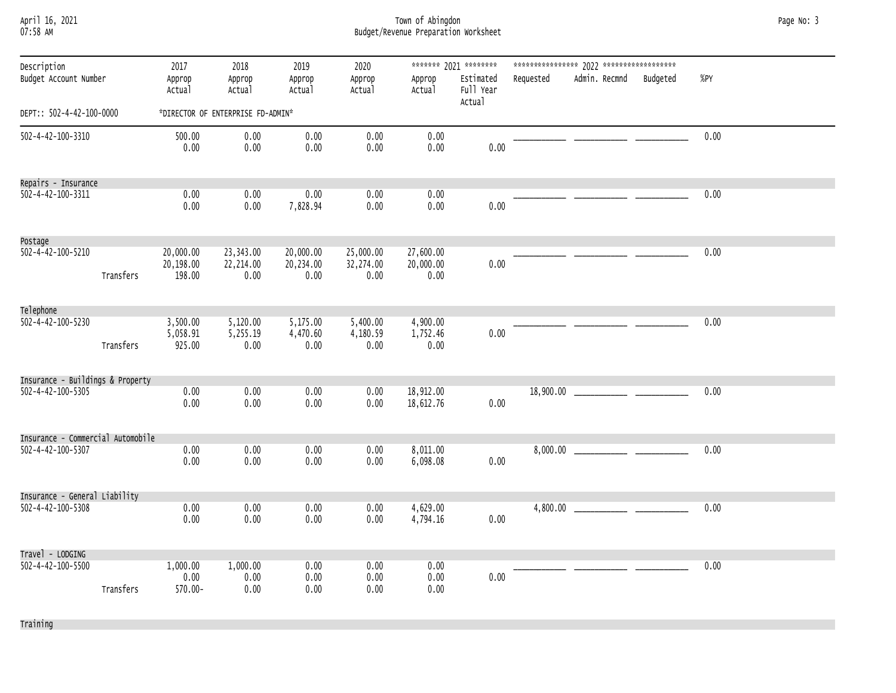Town of Abingdon
Budget/Revenue Preparation Worksheet

April 16, 2021
07:58 AM

| Description / Budget Account Number | | 2017 Approp Actual | 2018 Approp Actual | 2019 Approp Actual | 2020 Approp Actual | 2021 Approp Actual | 2021 Estimated Full Year Actual | 2022 Requested | 2022 Admin. Recmnd | 2022 Budgeted | %PY |
|---|---|---|---|---|---|---|---|---|---|---|---|
| DEPT:: 502-4-42-100-0000 | *DIRECTOR OF ENTERPRISE FD-ADMIN* | | | | | | | | | | |
| 502-4-42-100-3310 | | 500.00 | 0.00 | 0.00 | 0.00 | 0.00 | | ___________ | ___________ | ___________ | 0.00 |
| | | 0.00 | 0.00 | 0.00 | 0.00 | 0.00 | 0.00 | | | | |
| Repairs - Insurance | | | | | | | | | | | |
| 502-4-42-100-3311 | | 0.00 | 0.00 | 0.00 | 0.00 | 0.00 | | ___________ | ___________ | ___________ | 0.00 |
| | | 0.00 | 0.00 | 7,828.94 | 0.00 | 0.00 | 0.00 | | | | |
| Postage | | | | | | | | | | | |
| 502-4-42-100-5210 | | 20,000.00 | 23,343.00 | 20,000.00 | 25,000.00 | 27,600.00 | | ___________ | ___________ | ___________ | 0.00 |
| | | 20,198.00 | 22,214.00 | 20,234.00 | 32,274.00 | 20,000.00 | 0.00 | | | | |
| | Transfers | 198.00 | 0.00 | 0.00 | 0.00 | 0.00 | | | | | |
| Telephone | | | | | | | | | | | |
| 502-4-42-100-5230 | | 3,500.00 | 5,120.00 | 5,175.00 | 5,400.00 | 4,900.00 | | ___________ | ___________ | ___________ | 0.00 |
| | | 5,058.91 | 5,255.19 | 4,470.60 | 4,180.59 | 1,752.46 | 0.00 | | | | |
| | Transfers | 925.00 | 0.00 | 0.00 | 0.00 | 0.00 | | | | | |
| Insurance - Buildings & Property | | | | | | | | | | | |
| 502-4-42-100-5305 | | 0.00 | 0.00 | 0.00 | 0.00 | 18,912.00 | | 18,900.00 | ___________ | ___________ | 0.00 |
| | | 0.00 | 0.00 | 0.00 | 0.00 | 18,612.76 | 0.00 | | | | |
| Insurance - Commercial Automobile | | | | | | | | | | | |
| 502-4-42-100-5307 | | 0.00 | 0.00 | 0.00 | 0.00 | 8,011.00 | | 8,000.00 | ___________ | ___________ | 0.00 |
| | | 0.00 | 0.00 | 0.00 | 0.00 | 6,098.08 | 0.00 | | | | |
| Insurance - General Liability | | | | | | | | | | | |
| 502-4-42-100-5308 | | 0.00 | 0.00 | 0.00 | 0.00 | 4,629.00 | | 4,800.00 | ___________ | ___________ | 0.00 |
| | | 0.00 | 0.00 | 0.00 | 0.00 | 4,794.16 | 0.00 | | | | |
| Travel - LODGING | | | | | | | | | | | |
| 502-4-42-100-5500 | | 1,000.00 | 1,000.00 | 0.00 | 0.00 | 0.00 | | ___________ | ___________ | ___________ | 0.00 |
| | | 0.00 | 0.00 | 0.00 | 0.00 | 0.00 | 0.00 | | | | |
| | Transfers | 570.00- | 0.00 | 0.00 | 0.00 | 0.00 | | | | | |
| Training | | | | | | | | | | | |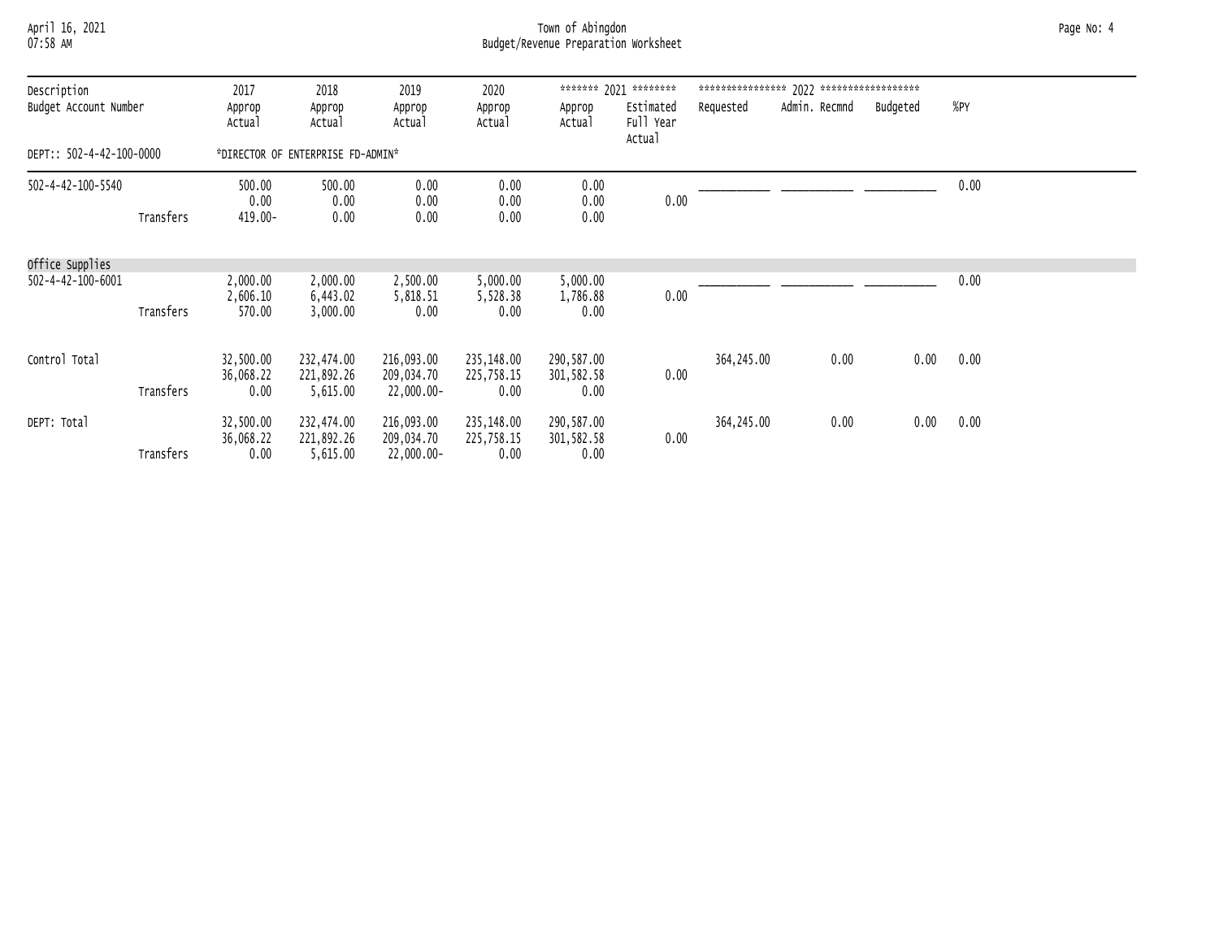Town of Abingdon
Budget/Revenue Preparation Worksheet

| Description / Budget Account Number | | 2017 Approp / Actual | 2018 Approp / Actual | 2019 Approp / Actual | 2020 Approp / Actual | 2021 Approp / Actual | 2021 Estimated Full Year Actual | 2022 Requested | 2022 Admin. Recmnd | 2022 Budgeted | %PY |
|---|---|---|---|---|---|---|---|---|---|---|---|
| DEPT:: 502-4-42-100-0000 | | *DIRECTOR OF ENTERPRISE FD-ADMIN* | | | | | | | | | |
| 502-4-42-100-5540 | | 500.00 | 500.00 | 0.00 | 0.00 | 0.00 | | ___________ | ___________ | ___________ | 0.00 |
| | | 0.00 | 0.00 | 0.00 | 0.00 | 0.00 | 0.00 | | | | |
| | Transfers | 419.00- | 0.00 | 0.00 | 0.00 | 0.00 | | | | | |
| Office Supplies | | | | | | | | | | | |
| 502-4-42-100-6001 | | 2,000.00 | 2,000.00 | 2,500.00 | 5,000.00 | 5,000.00 | | ___________ | ___________ | ___________ | 0.00 |
| | | 2,606.10 | 6,443.02 | 5,818.51 | 5,528.38 | 1,786.88 | 0.00 | | | | |
| | Transfers | 570.00 | 3,000.00 | 0.00 | 0.00 | 0.00 | | | | | |
| Control Total | | 32,500.00 | 232,474.00 | 216,093.00 | 235,148.00 | 290,587.00 | | 364,245.00 | 0.00 | 0.00 | 0.00 |
| | | 36,068.22 | 221,892.26 | 209,034.70 | 225,758.15 | 301,582.58 | 0.00 | | | | |
| | Transfers | 0.00 | 5,615.00 | 22,000.00- | 0.00 | 0.00 | | | | | |
| DEPT: Total | | 32,500.00 | 232,474.00 | 216,093.00 | 235,148.00 | 290,587.00 | | 364,245.00 | 0.00 | 0.00 | 0.00 |
| | | 36,068.22 | 221,892.26 | 209,034.70 | 225,758.15 | 301,582.58 | 0.00 | | | | |
| | Transfers | 0.00 | 5,615.00 | 22,000.00- | 0.00 | 0.00 | | | | | |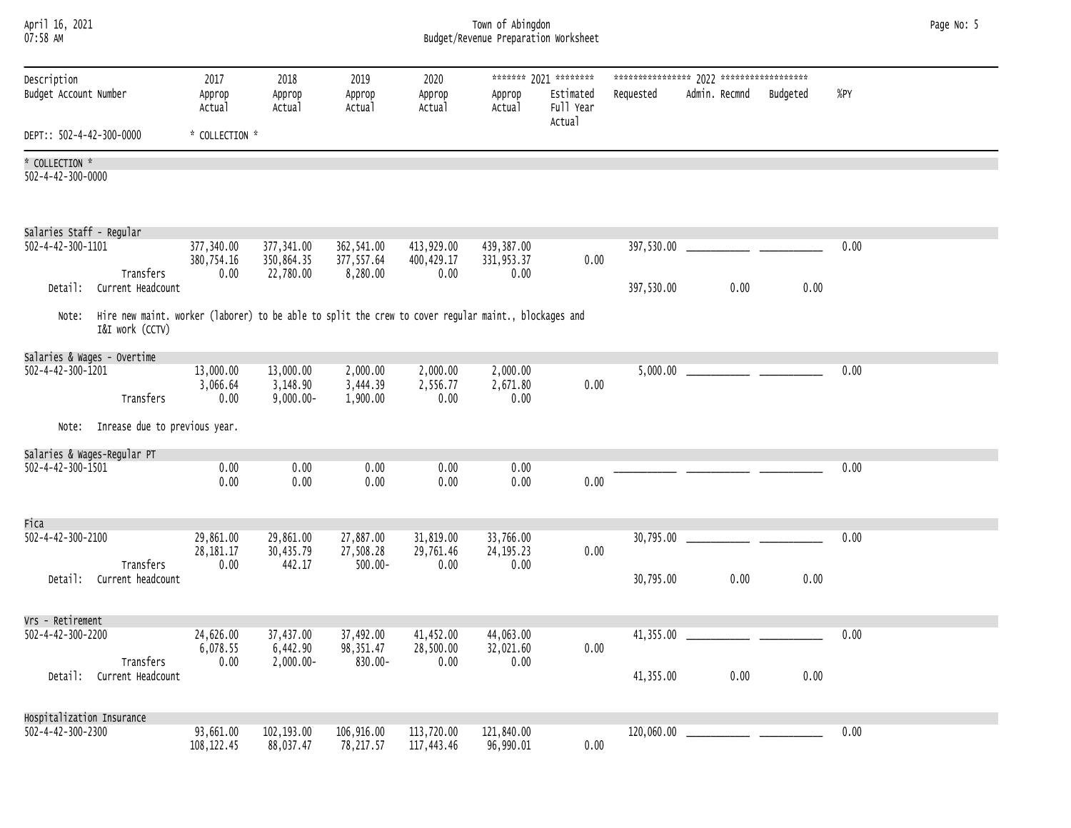Town of Abingdon
Budget/Revenue Preparation Worksheet

| Description / Budget Account Number | | 2017 Approp Actual | 2018 Approp Actual | 2019 Approp Actual | 2020 Approp Actual | 2021 Approp Actual | 2021 Estimated Full Year Actual | 2022 Requested | 2022 Admin. Recmnd | 2022 Budgeted | %PY |
|---|---|---|---|---|---|---|---|---|---|---|---|
| DEPT:: 502-4-42-300-0000 | | * COLLECTION * | | | | | | | | | |
| * COLLECTION * 502-4-42-300-0000 | | | | | | | | | | | |
| Salaries Staff - Regular 502-4-42-300-1101 | | 377,340.00 | 377,341.00 | 362,541.00 | 413,929.00 | 439,387.00 | | 397,530.00 | | | 0.00 |
| | | 380,754.16 | 350,864.35 | 377,557.64 | 400,429.17 | 331,953.37 | 0.00 | | | | |
| | Transfers | 0.00 | 22,780.00 | 8,280.00 | 0.00 | 0.00 | | | | | |
| Detail: | Current Headcount | | | | | | | 397,530.00 | 0.00 | 0.00 | |
| Note: | Hire new maint. worker (laborer) to be able to split the crew to cover regular maint., blockages and I&I work (CCTV) | | | | | | | | | | |
| Salaries & Wages - Overtime 502-4-42-300-1201 | | 13,000.00 | 13,000.00 | 2,000.00 | 2,000.00 | 2,000.00 | | 5,000.00 | | | 0.00 |
| | | 3,066.64 | 3,148.90 | 3,444.39 | 2,556.77 | 2,671.80 | 0.00 | | | | |
| | Transfers | 0.00 | 9,000.00- | 1,900.00 | 0.00 | 0.00 | | | | | |
| Note: | Inrease due to previous year. | | | | | | | | | | |
| Salaries & Wages-Regular PT 502-4-42-300-1501 | | 0.00 | 0.00 | 0.00 | 0.00 | 0.00 | | | | | 0.00 |
| | | 0.00 | 0.00 | 0.00 | 0.00 | 0.00 | 0.00 | | | | |
| Fica 502-4-42-300-2100 | | 29,861.00 | 29,861.00 | 27,887.00 | 31,819.00 | 33,766.00 | | 30,795.00 | | | 0.00 |
| | | 28,181.17 | 30,435.79 | 27,508.28 | 29,761.46 | 24,195.23 | 0.00 | | | | |
| | Transfers | 0.00 | 442.17 | 500.00- | 0.00 | 0.00 | | | | | |
| Detail: | Current headcount | | | | | | | 30,795.00 | 0.00 | 0.00 | |
| Vrs - Retirement 502-4-42-300-2200 | | 24,626.00 | 37,437.00 | 37,492.00 | 41,452.00 | 44,063.00 | | 41,355.00 | | | 0.00 |
| | | 6,078.55 | 6,442.90 | 98,351.47 | 28,500.00 | 32,021.60 | 0.00 | | | | |
| | Transfers | 0.00 | 2,000.00- | 830.00- | 0.00 | 0.00 | | | | | |
| Detail: | Current Headcount | | | | | | | 41,355.00 | 0.00 | 0.00 | |
| Hospitalization Insurance 502-4-42-300-2300 | | 93,661.00 | 102,193.00 | 106,916.00 | 113,720.00 | 121,840.00 | | 120,060.00 | | | 0.00 |
| | | 108,122.45 | 88,037.47 | 78,217.57 | 117,443.46 | 96,990.01 | 0.00 | | | | |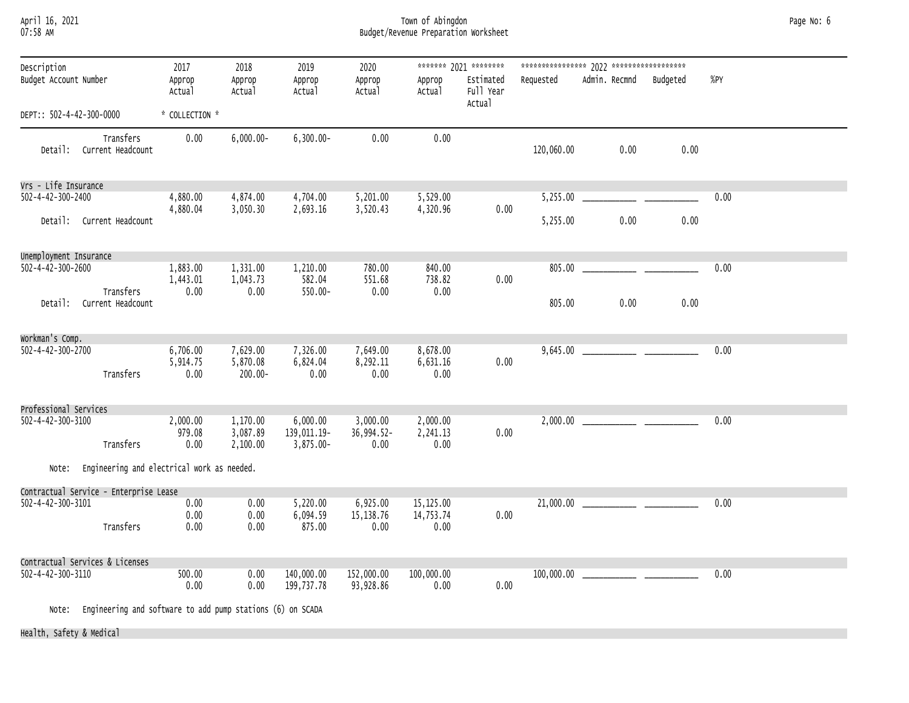Town of Abingdon
Budget/Revenue Preparation Worksheet

| Description / Budget Account Number | | 2017 Approp Actual | 2018 Approp Actual | 2019 Approp Actual | 2020 Approp Actual | 2021 Approp Actual | 2021 Estimated Full Year Actual | 2022 Requested | 2022 Admin. Recmnd | 2022 Budgeted | %PY |
|---|---|---|---|---|---|---|---|---|---|---|---|
| DEPT:: 502-4-42-300-0000 | | * COLLECTION * | | | | | | | | | |
| | Transfers | 0.00 | 6,000.00- | 6,300.00- | 0.00 | 0.00 | | | | | |
| Detail: | Current Headcount | | | | | | | 120,060.00 | 0.00 | 0.00 | |
| **Vrs - Life Insurance** | | | | | | | | | | | |
| 502-4-42-300-2400 | | 4,880.00 | 4,874.00 | 4,704.00 | 5,201.00 | 5,529.00 | | 5,255.00 | ___________ | ___________ | 0.00 |
| | | 4,880.04 | 3,050.30 | 2,693.16 | 3,520.43 | 4,320.96 | 0.00 | | | | |
| Detail: | Current Headcount | | | | | | | 5,255.00 | 0.00 | 0.00 | |
| **Unemployment Insurance** | | | | | | | | | | | |
| 502-4-42-300-2600 | | 1,883.00 | 1,331.00 | 1,210.00 | 780.00 | 840.00 | | 805.00 | ___________ | ___________ | 0.00 |
| | | 1,443.01 | 1,043.73 | 582.04 | 551.68 | 738.82 | 0.00 | | | | |
| | Transfers | 0.00 | 0.00 | 550.00- | 0.00 | 0.00 | | | | | |
| Detail: | Current Headcount | | | | | | | 805.00 | 0.00 | 0.00 | |
| **Workman's Comp.** | | | | | | | | | | | |
| 502-4-42-300-2700 | | 6,706.00 | 7,629.00 | 7,326.00 | 7,649.00 | 8,678.00 | | 9,645.00 | ___________ | ___________ | 0.00 |
| | | 5,914.75 | 5,870.08 | 6,824.04 | 8,292.11 | 6,631.16 | 0.00 | | | | |
| | Transfers | 0.00 | 200.00- | 0.00 | 0.00 | 0.00 | | | | | |
| **Professional Services** | | | | | | | | | | | |
| 502-4-42-300-3100 | | 2,000.00 | 1,170.00 | 6,000.00 | 3,000.00 | 2,000.00 | | 2,000.00 | ___________ | ___________ | 0.00 |
| | | 979.08 | 3,087.89 | 139,011.19- | 36,994.52- | 2,241.13 | 0.00 | | | | |
| | Transfers | 0.00 | 2,100.00 | 3,875.00- | 0.00 | 0.00 | | | | | |
| Note: | Engineering and electrical work as needed. | | | | | | | | | | |
| **Contractual Service - Enterprise Lease** | | | | | | | | | | | |
| 502-4-42-300-3101 | | 0.00 | 0.00 | 5,220.00 | 6,925.00 | 15,125.00 | | 21,000.00 | ___________ | ___________ | 0.00 |
| | | 0.00 | 0.00 | 6,094.59 | 15,138.76 | 14,753.74 | 0.00 | | | | |
| | Transfers | 0.00 | 0.00 | 875.00 | 0.00 | 0.00 | | | | | |
| **Contractual Services & Licenses** | | | | | | | | | | | |
| 502-4-42-300-3110 | | 500.00 | 0.00 | 140,000.00 | 152,000.00 | 100,000.00 | | 100,000.00 | ___________ | ___________ | 0.00 |
| | | 0.00 | 0.00 | 199,737.78 | 93,928.86 | 0.00 | 0.00 | | | | |
| Note: | Engineering and software to add pump stations (6) on SCADA | | | | | | | | | | |
| **Health, Safety & Medical** | | | | | | | | | | | |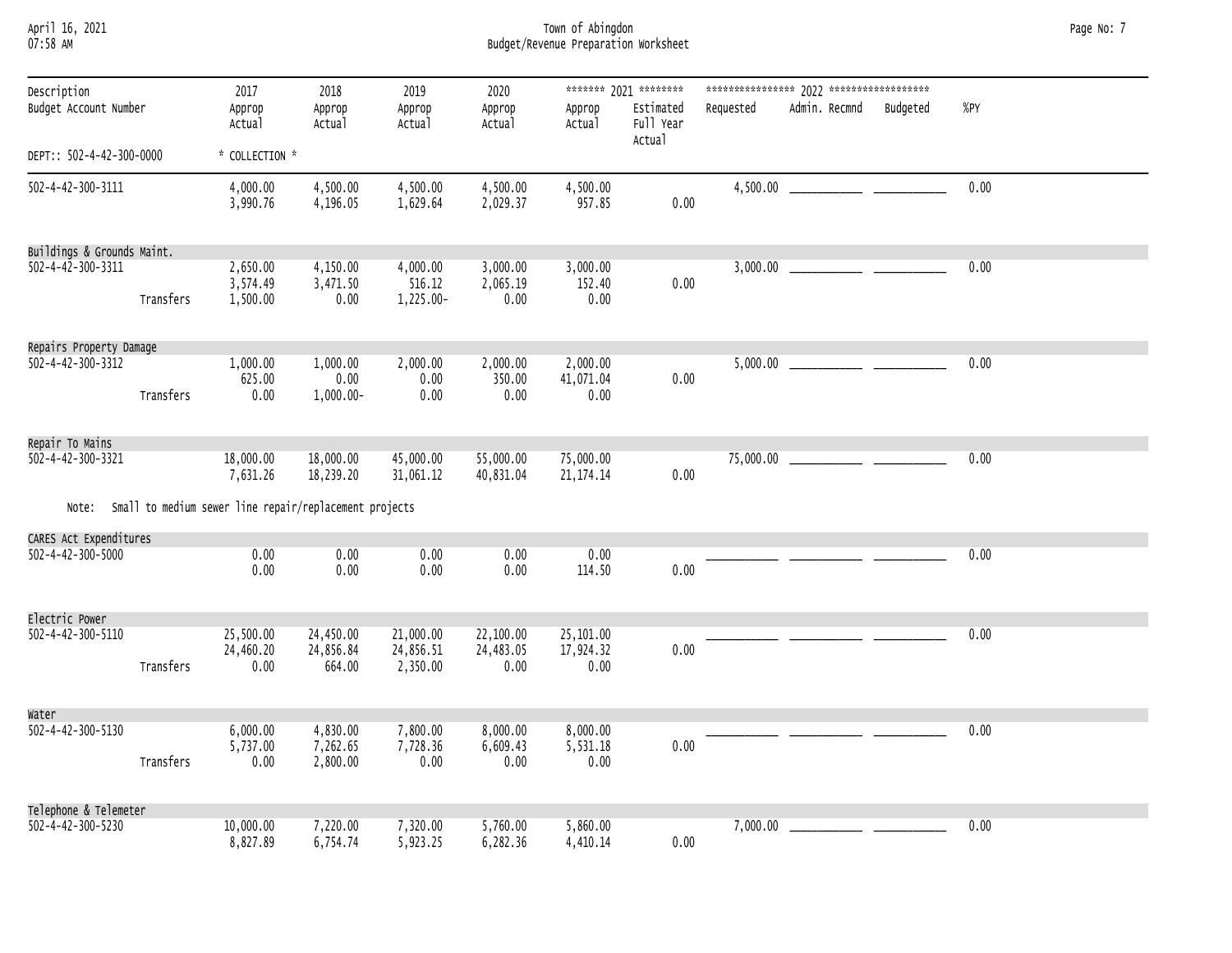Town of Abingdon
Budget/Revenue Preparation Worksheet

| Description / Budget Account Number | | 2017 Approp Actual | 2018 Approp Actual | 2019 Approp Actual | 2020 Approp Actual | 2021 Approp Actual | 2021 Estimated Full Year Actual | 2022 Requested | 2022 Admin. Recmnd | 2022 Budgeted | %PY |
|---|---|---|---|---|---|---|---|---|---|---|---|
| DEPT:: 502-4-42-300-0000 | | * COLLECTION * | | | | | | | | | |
| 502-4-42-300-3111 | | 4,000.00 | 4,500.00 | 4,500.00 | 4,500.00 | 4,500.00 | | 4,500.00 | ___ | ___ | 0.00 |
| | | 3,990.76 | 4,196.05 | 1,629.64 | 2,029.37 | 957.85 | 0.00 | | | | |
| **Buildings & Grounds Maint.** | | | | | | | | | | | |
| 502-4-42-300-3311 | | 2,650.00 | 4,150.00 | 4,000.00 | 3,000.00 | 3,000.00 | | 3,000.00 | ___ | ___ | 0.00 |
| | | 3,574.49 | 3,471.50 | 516.12 | 2,065.19 | 152.40 | 0.00 | | | | |
| | Transfers | 1,500.00 | 0.00 | 1,225.00- | 0.00 | 0.00 | | | | | |
| **Repairs Property Damage** | | | | | | | | | | | |
| 502-4-42-300-3312 | | 1,000.00 | 1,000.00 | 2,000.00 | 2,000.00 | 2,000.00 | | 5,000.00 | ___ | ___ | 0.00 |
| | | 625.00 | 0.00 | 0.00 | 350.00 | 41,071.04 | 0.00 | | | | |
| | Transfers | 0.00 | 1,000.00- | 0.00 | 0.00 | 0.00 | | | | | |
| **Repair To Mains** | | | | | | | | | | | |
| 502-4-42-300-3321 | | 18,000.00 | 18,000.00 | 45,000.00 | 55,000.00 | 75,000.00 | | 75,000.00 | ___ | ___ | 0.00 |
| | | 7,631.26 | 18,239.20 | 31,061.12 | 40,831.04 | 21,174.14 | 0.00 | | | | |
| Note: Small to medium sewer line repair/replacement projects | | | | | | | | | | | |
| **CARES Act Expenditures** | | | | | | | | | | | |
| 502-4-42-300-5000 | | 0.00 | 0.00 | 0.00 | 0.00 | 0.00 | | ___ | ___ | ___ | 0.00 |
| | | 0.00 | 0.00 | 0.00 | 0.00 | 114.50 | 0.00 | | | | |
| **Electric Power** | | | | | | | | | | | |
| 502-4-42-300-5110 | | 25,500.00 | 24,450.00 | 21,000.00 | 22,100.00 | 25,101.00 | | ___ | ___ | ___ | 0.00 |
| | | 24,460.20 | 24,856.84 | 24,856.51 | 24,483.05 | 17,924.32 | 0.00 | | | | |
| | Transfers | 0.00 | 664.00 | 2,350.00 | 0.00 | 0.00 | | | | | |
| **Water** | | | | | | | | | | | |
| 502-4-42-300-5130 | | 6,000.00 | 4,830.00 | 7,800.00 | 8,000.00 | 8,000.00 | | ___ | ___ | ___ | 0.00 |
| | | 5,737.00 | 7,262.65 | 7,728.36 | 6,609.43 | 5,531.18 | 0.00 | | | | |
| | Transfers | 0.00 | 2,800.00 | 0.00 | 0.00 | 0.00 | | | | | |
| **Telephone & Telemeter** | | | | | | | | | | | |
| 502-4-42-300-5230 | | 10,000.00 | 7,220.00 | 7,320.00 | 5,760.00 | 5,860.00 | | 7,000.00 | ___ | ___ | 0.00 |
| | | 8,827.89 | 6,754.74 | 5,923.25 | 6,282.36 | 4,410.14 | 0.00 | | | | |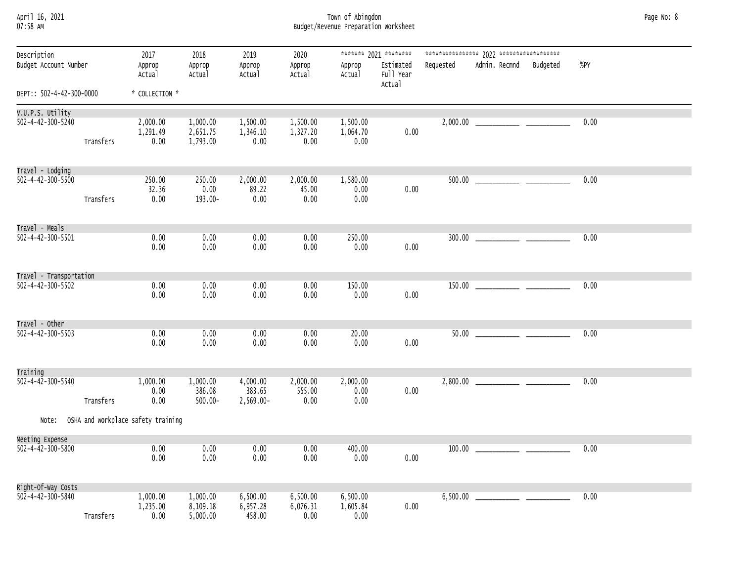Town of Abingdon
Budget/Revenue Preparation Worksheet

| Description / Budget Account Number | | 2017 Approp Actual | 2018 Approp Actual | 2019 Approp Actual | 2020 Approp Actual | 2021 Approp Actual | 2021 Estimated Full Year Actual | 2022 Requested | 2022 Admin. Recmnd | 2022 Budgeted | %PY |
|---|---|---|---|---|---|---|---|---|---|---|---|
| DEPT:: 502-4-42-300-0000 | | * COLLECTION * | | | | | | | | | |
| **V.U.P.S. Utility** | | | | | | | | | | | |
| 502-4-42-300-5240 | | 2,000.00 | 1,000.00 | 1,500.00 | 1,500.00 | 1,500.00 | | 2,000.00 | ________ | ________ | 0.00 |
| | | 1,291.49 | 2,651.75 | 1,346.10 | 1,327.20 | 1,064.70 | 0.00 | | | | |
| | Transfers | 0.00 | 1,793.00 | 0.00 | 0.00 | 0.00 | | | | | |
| **Travel - Lodging** | | | | | | | | | | | |
| 502-4-42-300-5500 | | 250.00 | 250.00 | 2,000.00 | 2,000.00 | 1,580.00 | | 500.00 | ________ | ________ | 0.00 |
| | | 32.36 | 0.00 | 89.22 | 45.00 | 0.00 | 0.00 | | | | |
| | Transfers | 0.00 | 193.00- | 0.00 | 0.00 | 0.00 | | | | | |
| **Travel - Meals** | | | | | | | | | | | |
| 502-4-42-300-5501 | | 0.00 | 0.00 | 0.00 | 0.00 | 250.00 | | 300.00 | ________ | ________ | 0.00 |
| | | 0.00 | 0.00 | 0.00 | 0.00 | 0.00 | 0.00 | | | | |
| **Travel - Transportation** | | | | | | | | | | | |
| 502-4-42-300-5502 | | 0.00 | 0.00 | 0.00 | 0.00 | 150.00 | | 150.00 | ________ | ________ | 0.00 |
| | | 0.00 | 0.00 | 0.00 | 0.00 | 0.00 | 0.00 | | | | |
| **Travel - Other** | | | | | | | | | | | |
| 502-4-42-300-5503 | | 0.00 | 0.00 | 0.00 | 0.00 | 20.00 | | 50.00 | ________ | ________ | 0.00 |
| | | 0.00 | 0.00 | 0.00 | 0.00 | 0.00 | 0.00 | | | | |
| **Training** | | | | | | | | | | | |
| 502-4-42-300-5540 | | 1,000.00 | 1,000.00 | 4,000.00 | 2,000.00 | 2,000.00 | | 2,800.00 | ________ | ________ | 0.00 |
| | | 0.00 | 386.08 | 383.65 | 555.00 | 0.00 | 0.00 | | | | |
| | Transfers | 0.00 | 500.00- | 2,569.00- | 0.00 | 0.00 | | | | | |
| Note: OSHA and workplace safety training | | | | | | | | | | | |
| **Meeting Expense** | | | | | | | | | | | |
| 502-4-42-300-5800 | | 0.00 | 0.00 | 0.00 | 0.00 | 400.00 | | 100.00 | ________ | ________ | 0.00 |
| | | 0.00 | 0.00 | 0.00 | 0.00 | 0.00 | 0.00 | | | | |
| **Right-Of-Way Costs** | | | | | | | | | | | |
| 502-4-42-300-5840 | | 1,000.00 | 1,000.00 | 6,500.00 | 6,500.00 | 6,500.00 | | 6,500.00 | ________ | ________ | 0.00 |
| | | 1,235.00 | 8,109.18 | 6,957.28 | 6,076.31 | 1,605.84 | 0.00 | | | | |
| | Transfers | 0.00 | 5,000.00 | 458.00 | 0.00 | 0.00 | | | | | |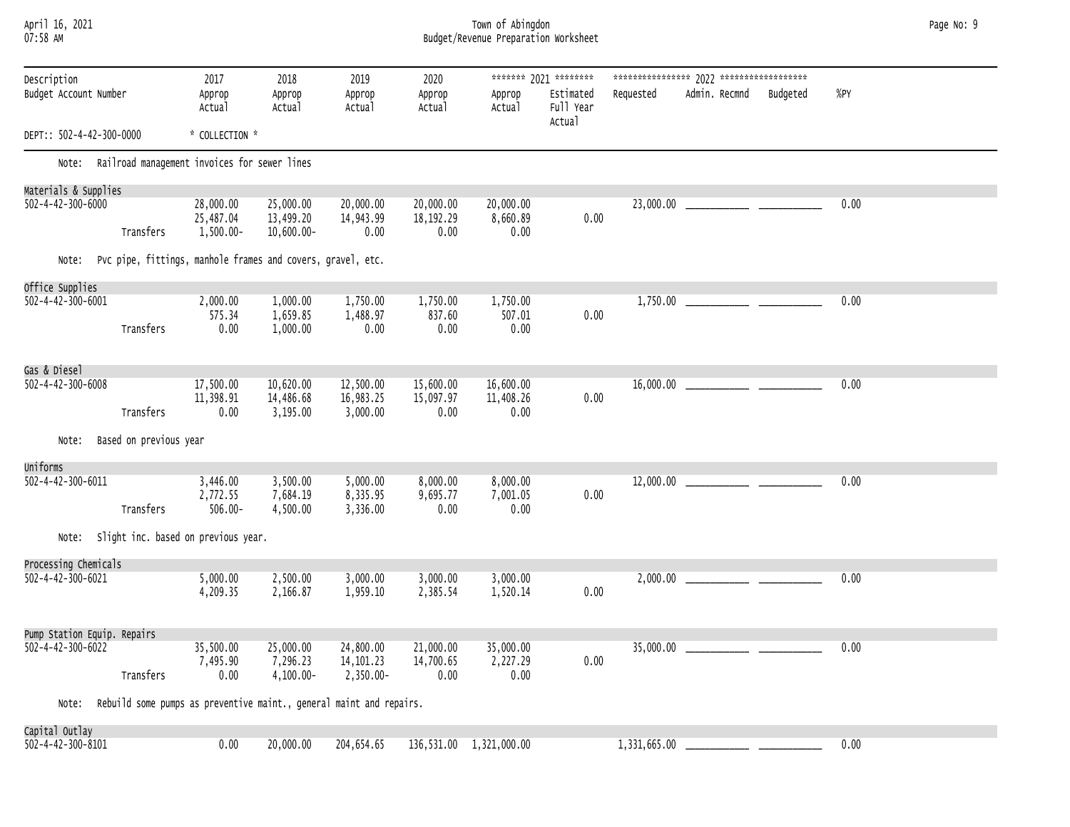| Description / Budget Account Number | | 2017 Approp Actual | 2018 Approp Actual | 2019 Approp Actual | 2020 Approp Actual | 2021 Approp Actual | 2021 Estimated Full Year Actual | 2022 Requested | 2022 Admin. Recmnd | 2022 Budgeted | %PY |
|---|---|---|---|---|---|---|---|---|---|---|---|
| DEPT:: 502-4-42-300-0000 | | * COLLECTION * | | | | | | | | | |
| Note: Railroad management invoices for sewer lines | | | | | | | | | | | |
| **Materials & Supplies** | | | | | | | | | | | |
| 502-4-42-300-6000 | | 28,000.00 | 25,000.00 | 20,000.00 | 20,000.00 | 20,000.00 | | 23,000.00 | ___________ | ___________ | 0.00 |
| | | 25,487.04 | 13,499.20 | 14,943.99 | 18,192.29 | 8,660.89 | 0.00 | | | | |
| | Transfers | 1,500.00- | 10,600.00- | 0.00 | 0.00 | 0.00 | | | | | |
| Note: Pvc pipe, fittings, manhole frames and covers, gravel, etc. | | | | | | | | | | | |
| **Office Supplies** | | | | | | | | | | | |
| 502-4-42-300-6001 | | 2,000.00 | 1,000.00 | 1,750.00 | 1,750.00 | 1,750.00 | | 1,750.00 | ___________ | ___________ | 0.00 |
| | | 575.34 | 1,659.85 | 1,488.97 | 837.60 | 507.01 | 0.00 | | | | |
| | Transfers | 0.00 | 1,000.00 | 0.00 | 0.00 | 0.00 | | | | | |
| **Gas & Diesel** | | | | | | | | | | | |
| 502-4-42-300-6008 | | 17,500.00 | 10,620.00 | 12,500.00 | 15,600.00 | 16,600.00 | | 16,000.00 | ___________ | ___________ | 0.00 |
| | | 11,398.91 | 14,486.68 | 16,983.25 | 15,097.97 | 11,408.26 | 0.00 | | | | |
| | Transfers | 0.00 | 3,195.00 | 3,000.00 | 0.00 | 0.00 | | | | | |
| Note: Based on previous year | | | | | | | | | | | |
| **Uniforms** | | | | | | | | | | | |
| 502-4-42-300-6011 | | 3,446.00 | 3,500.00 | 5,000.00 | 8,000.00 | 8,000.00 | | 12,000.00 | ___________ | ___________ | 0.00 |
| | | 2,772.55 | 7,684.19 | 8,335.95 | 9,695.77 | 7,001.05 | 0.00 | | | | |
| | Transfers | 506.00- | 4,500.00 | 3,336.00 | 0.00 | 0.00 | | | | | |
| Note: Slight inc. based on previous year. | | | | | | | | | | | |
| **Processing Chemicals** | | | | | | | | | | | |
| 502-4-42-300-6021 | | 5,000.00 | 2,500.00 | 3,000.00 | 3,000.00 | 3,000.00 | | 2,000.00 | ___________ | ___________ | 0.00 |
| | | 4,209.35 | 2,166.87 | 1,959.10 | 2,385.54 | 1,520.14 | 0.00 | | | | |
| **Pump Station Equip. Repairs** | | | | | | | | | | | |
| 502-4-42-300-6022 | | 35,500.00 | 25,000.00 | 24,800.00 | 21,000.00 | 35,000.00 | | 35,000.00 | ___________ | ___________ | 0.00 |
| | | 7,495.90 | 7,296.23 | 14,101.23 | 14,700.65 | 2,227.29 | 0.00 | | | | |
| | Transfers | 0.00 | 4,100.00- | 2,350.00- | 0.00 | 0.00 | | | | | |
| Note: Rebuild some pumps as preventive maint., general maint and repairs. | | | | | | | | | | | |
| **Capital Outlay** | | | | | | | | | | | |
| 502-4-42-300-8101 | | 0.00 | 20,000.00 | 204,654.65 | 136,531.00 | 1,321,000.00 | | 1,331,665.00 | ___________ | ___________ | 0.00 |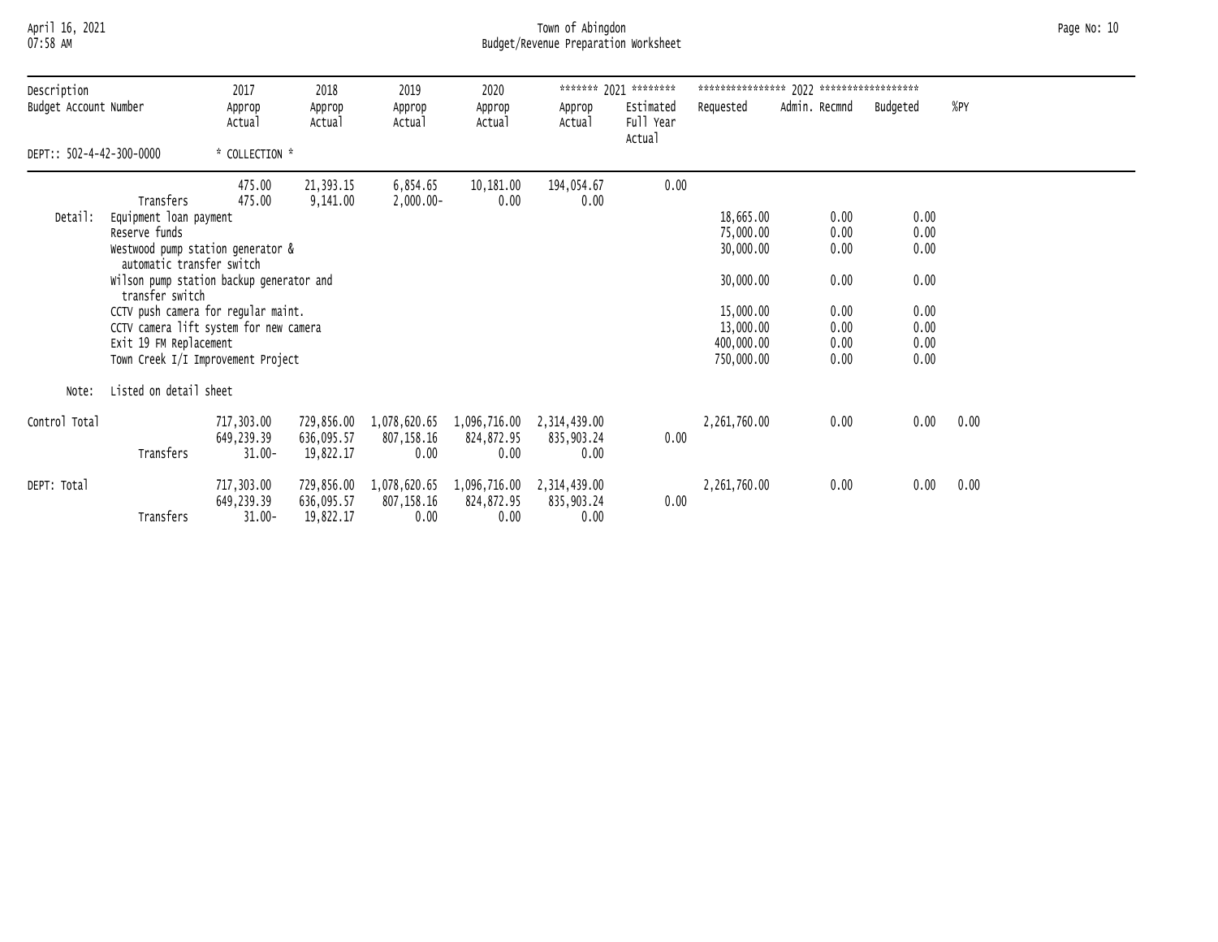Town of Abingdon
Budget/Revenue Preparation Worksheet

| Description / Budget Account Number | | 2017 Approp Actual | 2018 Approp Actual | 2019 Approp Actual | 2020 Approp Actual | 2021 Approp Actual | 2021 Estimated Full Year Actual | 2022 Requested | 2022 Admin. Recmnd | 2022 Budgeted | %PY |
|---|---|---|---|---|---|---|---|---|---|---|---|
| DEPT:: 502-4-42-300-0000 | | * COLLECTION * | | | | | | | | | |
| | | 475.00 | 21,393.15 | 6,854.65 | 10,181.00 | 194,054.67 | 0.00 | | | | |
| | Transfers | 475.00 | 9,141.00 | 2,000.00- | 0.00 | 0.00 | | | | | |
| Detail: | Equipment loan payment | | | | | | | 18,665.00 | 0.00 | 0.00 | |
| | Reserve funds | | | | | | | 75,000.00 | 0.00 | 0.00 | |
| | Westwood pump station generator & automatic transfer switch | | | | | | | 30,000.00 | 0.00 | 0.00 | |
| | Wilson pump station backup generator and transfer switch | | | | | | | 30,000.00 | 0.00 | 0.00 | |
| | CCTV push camera for regular maint. | | | | | | | 15,000.00 | 0.00 | 0.00 | |
| | CCTV camera lift system for new camera | | | | | | | 13,000.00 | 0.00 | 0.00 | |
| | Exit 19 FM Replacement | | | | | | | 400,000.00 | 0.00 | 0.00 | |
| | Town Creek I/I Improvement Project | | | | | | | 750,000.00 | 0.00 | 0.00 | |
| Note: | Listed on detail sheet | | | | | | | | | | |
| Control Total | | 717,303.00 | 729,856.00 | 1,078,620.65 | 1,096,716.00 | 2,314,439.00 | | 2,261,760.00 | 0.00 | 0.00 | 0.00 |
| | | 649,239.39 | 636,095.57 | 807,158.16 | 824,872.95 | 835,903.24 | 0.00 | | | | |
| | Transfers | 31.00- | 19,822.17 | 0.00 | 0.00 | 0.00 | | | | | |
| DEPT: Total | | 717,303.00 | 729,856.00 | 1,078,620.65 | 1,096,716.00 | 2,314,439.00 | | 2,261,760.00 | 0.00 | 0.00 | 0.00 |
| | | 649,239.39 | 636,095.57 | 807,158.16 | 824,872.95 | 835,903.24 | 0.00 | | | | |
| | Transfers | 31.00- | 19,822.17 | 0.00 | 0.00 | 0.00 | | | | | |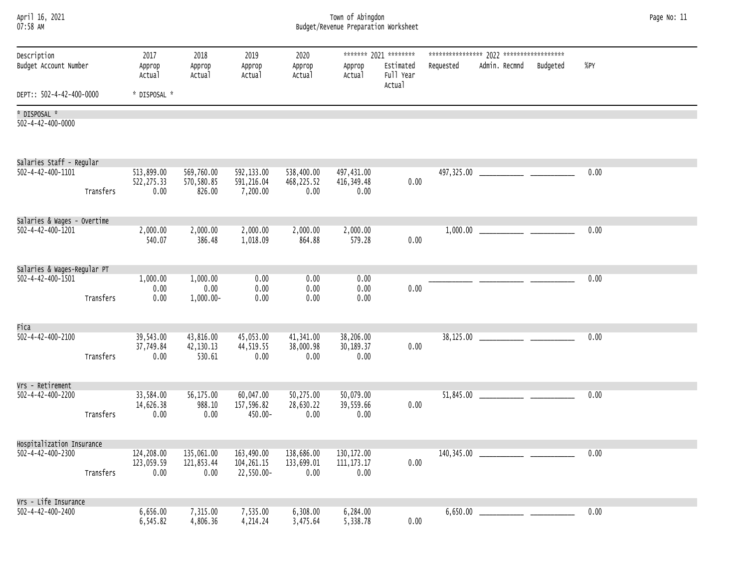Town of Abingdon

Budget/Revenue Preparation Worksheet

| Description / Budget Account Number | | 2017 Approp Actual | 2018 Approp Actual | 2019 Approp Actual | 2020 Approp Actual | 2021 Approp Actual | 2021 Estimated Full Year Actual | 2022 Requested | 2022 Admin. Recmnd | 2022 Budgeted | %PY |
|---|---|---|---|---|---|---|---|---|---|---|---|
| DEPT:: 502-4-42-400-0000 | | * DISPOSAL * | | | | | | | | | |
| * DISPOSAL * 502-4-42-400-0000 | | | | | | | | | | | |
| Salaries Staff - Regular 502-4-42-400-1101 | | 513,899.00 | 569,760.00 | 592,133.00 | 538,400.00 | 497,431.00 | | 497,325.00 | ___________ | ___________ | 0.00 |
| | | 522,275.33 | 570,580.85 | 591,216.04 | 468,225.52 | 416,349.48 | 0.00 | | | | |
| | Transfers | 0.00 | 826.00 | 7,200.00 | 0.00 | 0.00 | | | | | |
| Salaries & Wages - Overtime 502-4-42-400-1201 | | 2,000.00 | 2,000.00 | 2,000.00 | 2,000.00 | 2,000.00 | | 1,000.00 | ___________ | ___________ | 0.00 |
| | | 540.07 | 386.48 | 1,018.09 | 864.88 | 579.28 | 0.00 | | | | |
| Salaries & Wages-Regular PT 502-4-42-400-1501 | | 1,000.00 | 1,000.00 | 0.00 | 0.00 | 0.00 | | ___________ | ___________ | ___________ | 0.00 |
| | | 0.00 | 0.00 | 0.00 | 0.00 | 0.00 | 0.00 | | | | |
| | Transfers | 0.00 | 1,000.00- | 0.00 | 0.00 | 0.00 | | | | | |
| Fica 502-4-42-400-2100 | | 39,543.00 | 43,816.00 | 45,053.00 | 41,341.00 | 38,206.00 | | 38,125.00 | ___________ | ___________ | 0.00 |
| | | 37,749.84 | 42,130.13 | 44,519.55 | 38,000.98 | 30,189.37 | 0.00 | | | | |
| | Transfers | 0.00 | 530.61 | 0.00 | 0.00 | 0.00 | | | | | |
| Vrs - Retirement 502-4-42-400-2200 | | 33,584.00 | 56,175.00 | 60,047.00 | 50,275.00 | 50,079.00 | | 51,845.00 | ___________ | ___________ | 0.00 |
| | | 14,626.38 | 988.10 | 157,596.82 | 28,630.22 | 39,559.66 | 0.00 | | | | |
| | Transfers | 0.00 | 0.00 | 450.00- | 0.00 | 0.00 | | | | | |
| Hospitalization Insurance 502-4-42-400-2300 | | 124,208.00 | 135,061.00 | 163,490.00 | 138,686.00 | 130,172.00 | | 140,345.00 | ___________ | ___________ | 0.00 |
| | | 123,059.59 | 121,853.44 | 104,261.15 | 133,699.01 | 111,173.17 | 0.00 | | | | |
| | Transfers | 0.00 | 0.00 | 22,550.00- | 0.00 | 0.00 | | | | | |
| Vrs - Life Insurance 502-4-42-400-2400 | | 6,656.00 | 7,315.00 | 7,535.00 | 6,308.00 | 6,284.00 | | 6,650.00 | ___________ | ___________ | 0.00 |
| | | 6,545.82 | 4,806.36 | 4,214.24 | 3,475.64 | 5,338.78 | 0.00 | | | | |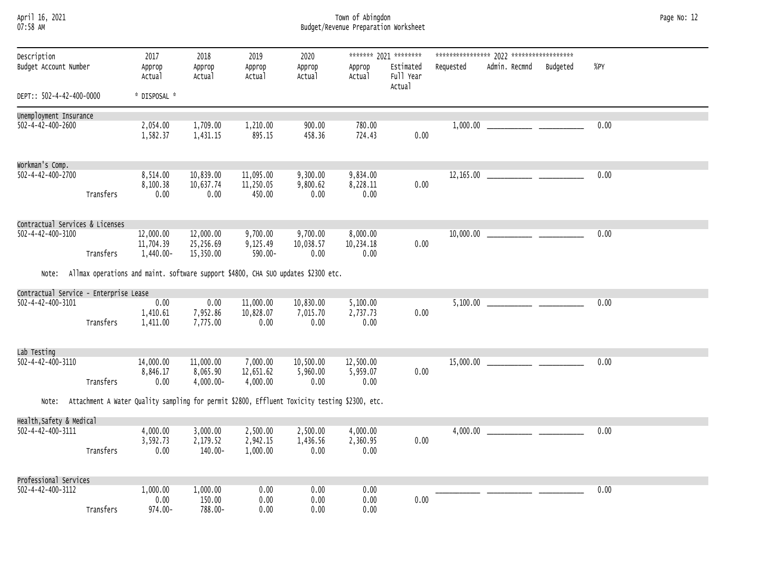# Town of Abingdon
## Budget/Revenue Preparation Worksheet

April 16, 2021
07:58 AM

| Description / Budget Account Number | | 2017 Approp / Actual | 2018 Approp / Actual | 2019 Approp / Actual | 2020 Approp / Actual | 2021 Approp / Actual | 2021 Estimated Full Year Actual | 2022 Requested | 2022 Admin. Recmnd | 2022 Budgeted | %PY |
|---|---|---|---|---|---|---|---|---|---|---|---|
| DEPT:: 502-4-42-400-0000 | * DISPOSAL * | | | | | | | | | | |
| **Unemployment Insurance** | | | | | | | | | | | |
| 502-4-42-400-2600 | | 2,054.00 | 1,709.00 | 1,210.00 | 900.00 | 780.00 | | 1,000.00 | ___________ | ___________ | 0.00 |
| | | 1,582.37 | 1,431.15 | 895.15 | 458.36 | 724.43 | 0.00 | | | | |
| **Workman's Comp.** | | | | | | | | | | | |
| 502-4-42-400-2700 | | 8,514.00 | 10,839.00 | 11,095.00 | 9,300.00 | 9,834.00 | | 12,165.00 | ___________ | ___________ | 0.00 |
| | | 8,100.38 | 10,637.74 | 11,250.05 | 9,800.62 | 8,228.11 | 0.00 | | | | |
| | Transfers | 0.00 | 0.00 | 450.00 | 0.00 | 0.00 | | | | | |
| **Contractual Services & Licenses** | | | | | | | | | | | |
| 502-4-42-400-3100 | | 12,000.00 | 12,000.00 | 9,700.00 | 9,700.00 | 8,000.00 | | 10,000.00 | ___________ | ___________ | 0.00 |
| | | 11,704.39 | 25,256.69 | 9,125.49 | 10,038.57 | 10,234.18 | 0.00 | | | | |
| | Transfers | 1,440.00- | 15,350.00 | 590.00- | 0.00 | 0.00 | | | | | |
| Note: Allmax operations and maint. software support $4800, CHA SUO updates $2300 etc. | | | | | | | | | | | |
| **Contractual Service - Enterprise Lease** | | | | | | | | | | | |
| 502-4-42-400-3101 | | 0.00 | 0.00 | 11,000.00 | 10,830.00 | 5,100.00 | | 5,100.00 | ___________ | ___________ | 0.00 |
| | | 1,410.61 | 7,952.86 | 10,828.07 | 7,015.70 | 2,737.73 | 0.00 | | | | |
| | Transfers | 1,411.00 | 7,775.00 | 0.00 | 0.00 | 0.00 | | | | | |
| **Lab Testing** | | | | | | | | | | | |
| 502-4-42-400-3110 | | 14,000.00 | 11,000.00 | 7,000.00 | 10,500.00 | 12,500.00 | | 15,000.00 | ___________ | ___________ | 0.00 |
| | | 8,846.17 | 8,065.90 | 12,651.62 | 5,960.00 | 5,959.07 | 0.00 | | | | |
| | Transfers | 0.00 | 4,000.00- | 4,000.00 | 0.00 | 0.00 | | | | | |
| Note: Attachment A Water Quality sampling for permit $2800, Effluent Toxicity testing $2300, etc. | | | | | | | | | | | |
| **Health,Safety & Medical** | | | | | | | | | | | |
| 502-4-42-400-3111 | | 4,000.00 | 3,000.00 | 2,500.00 | 2,500.00 | 4,000.00 | | 4,000.00 | ___________ | ___________ | 0.00 |
| | | 3,592.73 | 2,179.52 | 2,942.15 | 1,436.56 | 2,360.95 | 0.00 | | | | |
| | Transfers | 0.00 | 140.00- | 1,000.00 | 0.00 | 0.00 | | | | | |
| **Professional Services** | | | | | | | | | | | |
| 502-4-42-400-3112 | | 1,000.00 | 1,000.00 | 0.00 | 0.00 | 0.00 | | ___________ | ___________ | ___________ | 0.00 |
| | | 0.00 | 150.00 | 0.00 | 0.00 | 0.00 | 0.00 | | | | |
| | Transfers | 974.00- | 788.00- | 0.00 | 0.00 | 0.00 | | | | | |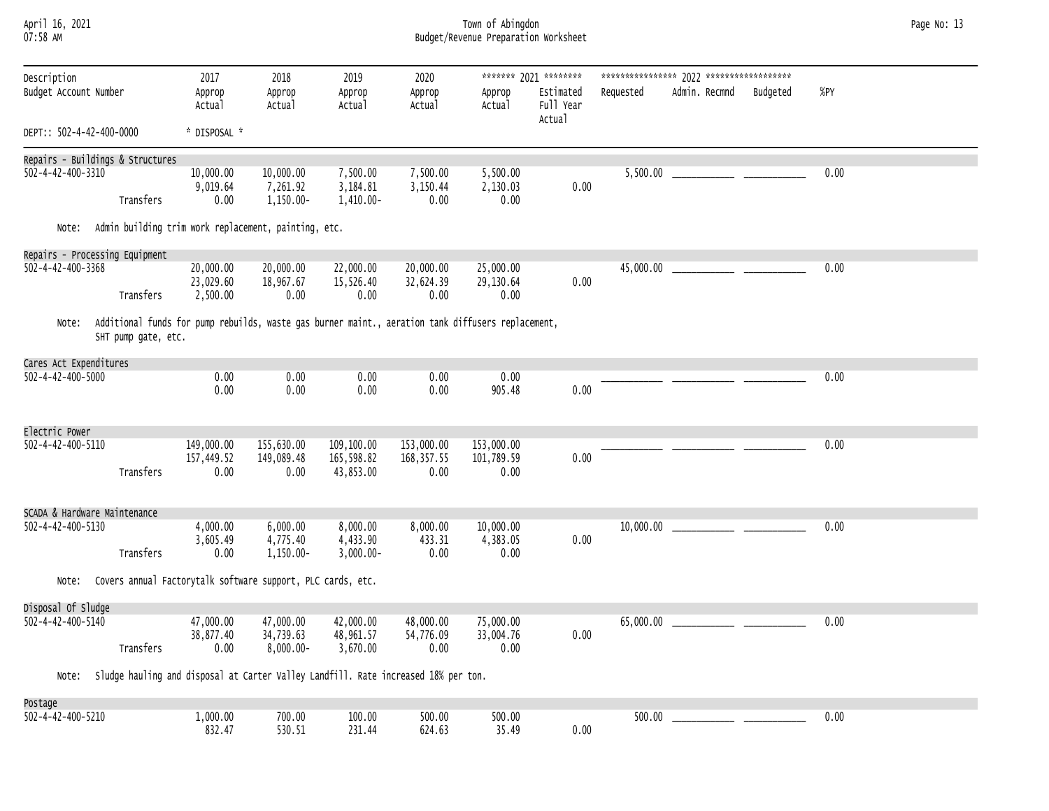Town of Abingdon
Budget/Revenue Preparation Worksheet

April 16, 2021
07:58 AM

| Description / Budget Account Number | | 2017 Approp Actual | 2018 Approp Actual | 2019 Approp Actual | 2020 Approp Actual | 2021 Approp Actual | 2021 Estimated Full Year Actual | 2022 Requested | 2022 Admin. Recmnd | 2022 Budgeted | %PY |
|---|---|---|---|---|---|---|---|---|---|---|---|
| DEPT:: 502-4-42-400-0000 | | * DISPOSAL * | | | | | | | | | |
| **Repairs - Buildings & Structures** | | | | | | | | | | | |
| 502-4-42-400-3310 | | 10,000.00 | 10,000.00 | 7,500.00 | 7,500.00 | 5,500.00 | | 5,500.00 | | | 0.00 |
| | | 9,019.64 | 7,261.92 | 3,184.81 | 3,150.44 | 2,130.03 | 0.00 | | | | |
| | Transfers | 0.00 | 1,150.00- | 1,410.00- | 0.00 | 0.00 | | | | | |
| Note: Admin building trim work replacement, painting, etc. | | | | | | | | | | | |
| **Repairs - Processing Equipment** | | | | | | | | | | | |
| 502-4-42-400-3368 | | 20,000.00 | 20,000.00 | 22,000.00 | 20,000.00 | 25,000.00 | | 45,000.00 | | | 0.00 |
| | | 23,029.60 | 18,967.67 | 15,526.40 | 32,624.39 | 29,130.64 | 0.00 | | | | |
| | Transfers | 2,500.00 | 0.00 | 0.00 | 0.00 | 0.00 | | | | | |
| Note: Additional funds for pump rebuilds, waste gas burner maint., aeration tank diffusers replacement, SHT pump gate, etc. | | | | | | | | | | | |
| **Cares Act Expenditures** | | | | | | | | | | | |
| 502-4-42-400-5000 | | 0.00 | 0.00 | 0.00 | 0.00 | 0.00 | | | | | 0.00 |
| | | 0.00 | 0.00 | 0.00 | 0.00 | 905.48 | 0.00 | | | | |
| **Electric Power** | | | | | | | | | | | |
| 502-4-42-400-5110 | | 149,000.00 | 155,630.00 | 109,100.00 | 153,000.00 | 153,000.00 | | | | | 0.00 |
| | | 157,449.52 | 149,089.48 | 165,598.82 | 168,357.55 | 101,789.59 | 0.00 | | | | |
| | Transfers | 0.00 | 0.00 | 43,853.00 | 0.00 | 0.00 | | | | | |
| **SCADA & Hardware Maintenance** | | | | | | | | | | | |
| 502-4-42-400-5130 | | 4,000.00 | 6,000.00 | 8,000.00 | 8,000.00 | 10,000.00 | | 10,000.00 | | | 0.00 |
| | | 3,605.49 | 4,775.40 | 4,433.90 | 433.31 | 4,383.05 | 0.00 | | | | |
| | Transfers | 0.00 | 1,150.00- | 3,000.00- | 0.00 | 0.00 | | | | | |
| Note: Covers annual Factorytalk software support, PLC cards, etc. | | | | | | | | | | | |
| **Disposal Of Sludge** | | | | | | | | | | | |
| 502-4-42-400-5140 | | 47,000.00 | 47,000.00 | 42,000.00 | 48,000.00 | 75,000.00 | | 65,000.00 | | | 0.00 |
| | | 38,877.40 | 34,739.63 | 48,961.57 | 54,776.09 | 33,004.76 | 0.00 | | | | |
| | Transfers | 0.00 | 8,000.00- | 3,670.00 | 0.00 | 0.00 | | | | | |
| Note: Sludge hauling and disposal at Carter Valley Landfill. Rate increased 18% per ton. | | | | | | | | | | | |
| **Postage** | | | | | | | | | | | |
| 502-4-42-400-5210 | | 1,000.00 | 700.00 | 100.00 | 500.00 | 500.00 | | 500.00 | | | 0.00 |
| | | 832.47 | 530.51 | 231.44 | 624.63 | 35.49 | 0.00 | | | | |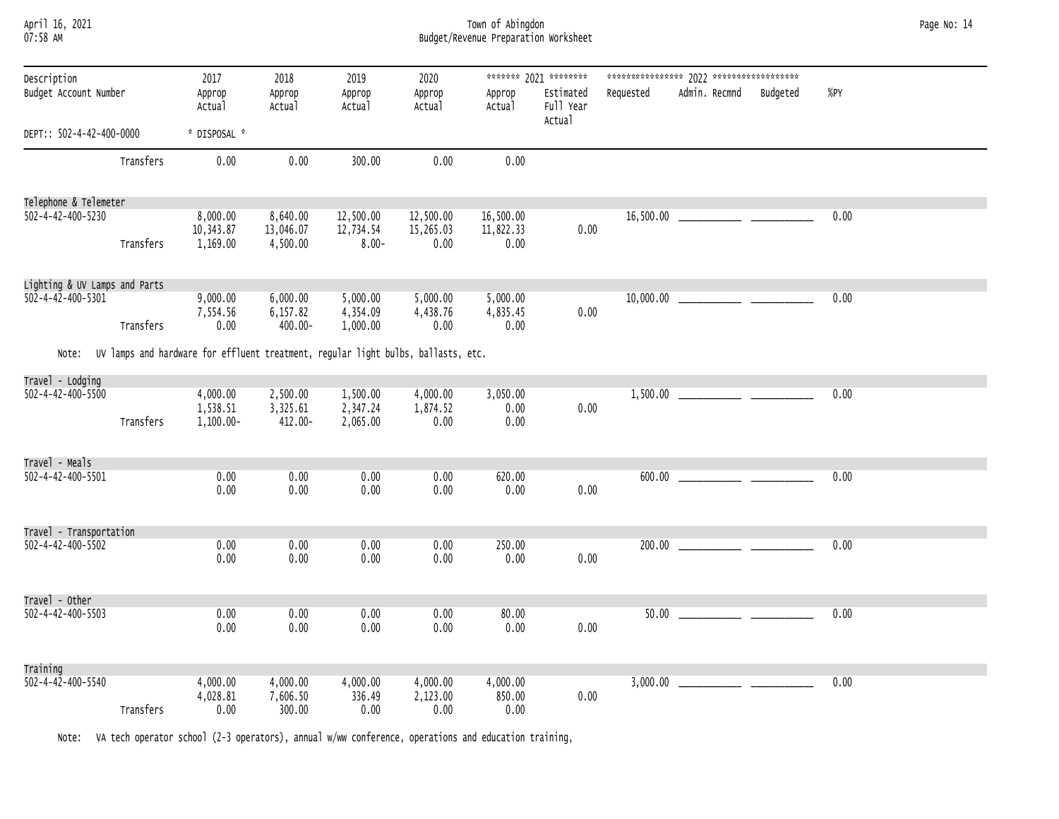Town of Abingdon
Budget/Revenue Preparation Worksheet

| Description<br>Budget Account Number | | 2017<br>Approp<br>Actual | 2018<br>Approp<br>Actual | 2019<br>Approp<br>Actual | 2020<br>Approp<br>Actual | 2021<br>Approp<br>Actual | 2021<br>Estimated<br>Full Year<br>Actual | 2022<br>Requested | 2022<br>Admin. Recmnd | 2022<br>Budgeted | %PY |
|---|---|---|---|---|---|---|---|---|---|---|---|
| DEPT:: 502-4-42-400-0000 | | * DISPOSAL * | | | | | | | | | |
| | Transfers | 0.00 | 0.00 | 300.00 | 0.00 | 0.00 | | | | | |
| **Telephone & Telemeter** | | | | | | | | | | | |
| 502-4-42-400-5230 | | 8,000.00 | 8,640.00 | 12,500.00 | 12,500.00 | 16,500.00 | | 16,500.00 | ___________ | ___________ | 0.00 |
| | | 10,343.87 | 13,046.07 | 12,734.54 | 15,265.03 | 11,822.33 | 0.00 | | | | |
| | Transfers | 1,169.00 | 4,500.00 | 8.00- | 0.00 | 0.00 | | | | | |
| **Lighting & UV Lamps and Parts** | | | | | | | | | | | |
| 502-4-42-400-5301 | | 9,000.00 | 6,000.00 | 5,000.00 | 5,000.00 | 5,000.00 | | 10,000.00 | ___________ | ___________ | 0.00 |
| | | 7,554.56 | 6,157.82 | 4,354.09 | 4,438.76 | 4,835.45 | 0.00 | | | | |
| | Transfers | 0.00 | 400.00- | 1,000.00 | 0.00 | 0.00 | | | | | |
| Note: UV lamps and hardware for effluent treatment, regular light bulbs, ballasts, etc. | | | | | | | | | | | |
| **Travel - Lodging** | | | | | | | | | | | |
| 502-4-42-400-5500 | | 4,000.00 | 2,500.00 | 1,500.00 | 4,000.00 | 3,050.00 | | 1,500.00 | ___________ | ___________ | 0.00 |
| | | 1,538.51 | 3,325.61 | 2,347.24 | 1,874.52 | 0.00 | 0.00 | | | | |
| | Transfers | 1,100.00- | 412.00- | 2,065.00 | 0.00 | 0.00 | | | | | |
| **Travel - Meals** | | | | | | | | | | | |
| 502-4-42-400-5501 | | 0.00 | 0.00 | 0.00 | 0.00 | 620.00 | | 600.00 | ___________ | ___________ | 0.00 |
| | | 0.00 | 0.00 | 0.00 | 0.00 | 0.00 | 0.00 | | | | |
| **Travel - Transportation** | | | | | | | | | | | |
| 502-4-42-400-5502 | | 0.00 | 0.00 | 0.00 | 0.00 | 250.00 | | 200.00 | ___________ | ___________ | 0.00 |
| | | 0.00 | 0.00 | 0.00 | 0.00 | 0.00 | 0.00 | | | | |
| **Travel - Other** | | | | | | | | | | | |
| 502-4-42-400-5503 | | 0.00 | 0.00 | 0.00 | 0.00 | 80.00 | | 50.00 | ___________ | ___________ | 0.00 |
| | | 0.00 | 0.00 | 0.00 | 0.00 | 0.00 | 0.00 | | | | |
| **Training** | | | | | | | | | | | |
| 502-4-42-400-5540 | | 4,000.00 | 4,000.00 | 4,000.00 | 4,000.00 | 4,000.00 | | 3,000.00 | ___________ | ___________ | 0.00 |
| | | 4,028.81 | 7,606.50 | 336.49 | 2,123.00 | 850.00 | 0.00 | | | | |
| | Transfers | 0.00 | 300.00 | 0.00 | 0.00 | 0.00 | | | | | |

Note: VA tech operator school (2-3 operators), annual w/ww conference, operations and education training,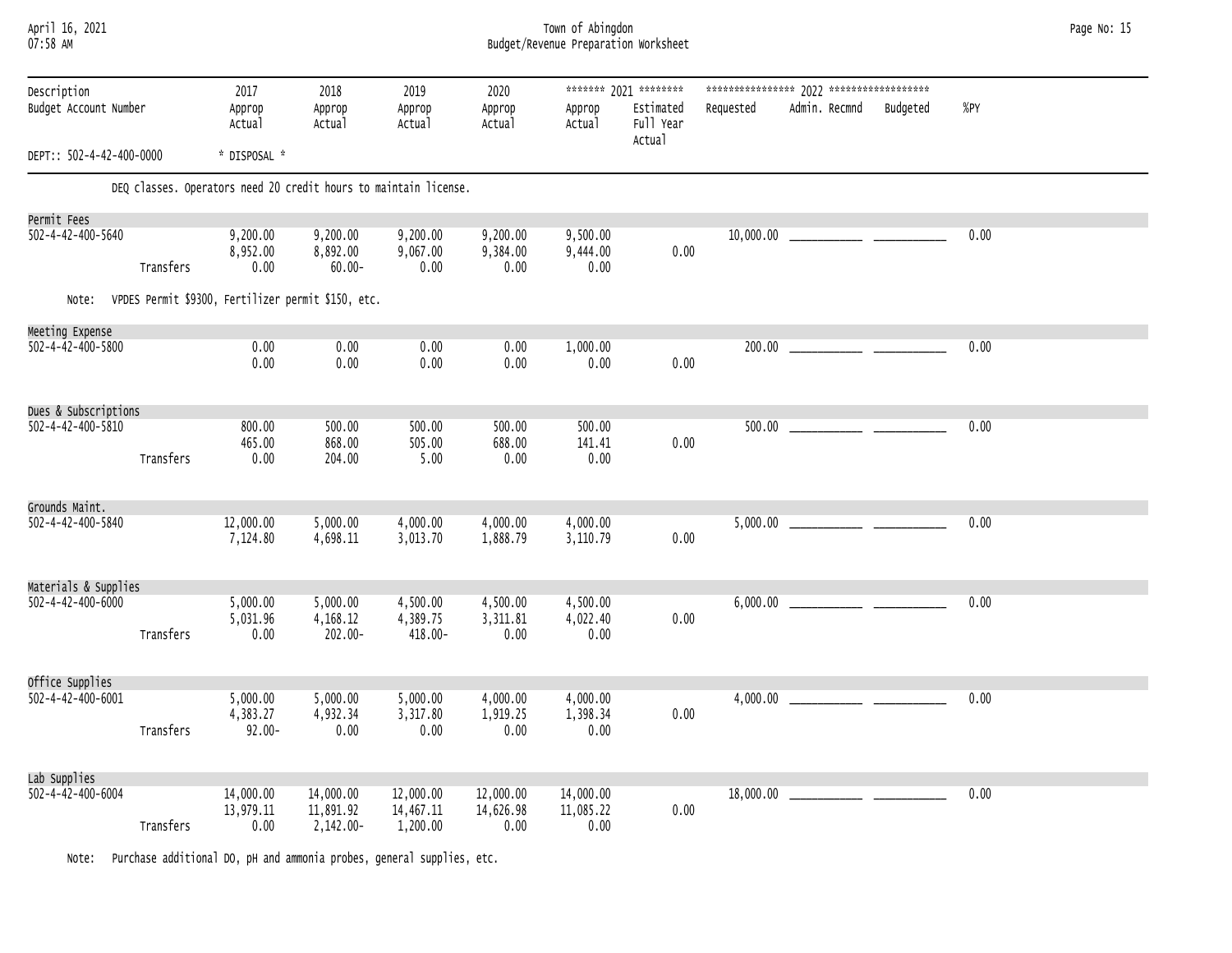| Description / Budget Account Number | | 2017 Approp Actual | 2018 Approp Actual | 2019 Approp Actual | 2020 Approp Actual | 2021 Approp Actual | 2021 Estimated Full Year Actual | 2022 Requested | 2022 Admin. Recmnd | 2022 Budgeted | %PY |
|---|---|---|---|---|---|---|---|---|---|---|---|
| DEPT:: 502-4-42-400-0000 | | * DISPOSAL * | | | | | | | | | |

DEQ classes. Operators need 20 credit hours to maintain license.

| Description / Budget Account Number | | 2017 | 2018 | 2019 | 2020 | 2021 Approp Actual | 2021 Estimated Full Year Actual | 2022 Requested | Admin. Recmnd | Budgeted | %PY |
|---|---|---|---|---|---|---|---|---|---|---|---|
| **Permit Fees** | | | | | | | | | | | |
| 502-4-42-400-5640 | | 9,200.00 | 9,200.00 | 9,200.00 | 9,200.00 | 9,500.00 | | 10,000.00 | ________ | ________ | 0.00 |
| | | 8,952.00 | 8,892.00 | 9,067.00 | 9,384.00 | 9,444.00 | 0.00 | | | | |
| | Transfers | 0.00 | 60.00- | 0.00 | 0.00 | 0.00 | | | | | |
| Note: VPDES Permit $9300, Fertilizer permit $150, etc. | | | | | | | | | | | |
| **Meeting Expense** | | | | | | | | | | | |
| 502-4-42-400-5800 | | 0.00 | 0.00 | 0.00 | 0.00 | 1,000.00 | | 200.00 | ________ | ________ | 0.00 |
| | | 0.00 | 0.00 | 0.00 | 0.00 | 0.00 | 0.00 | | | | |
| **Dues & Subscriptions** | | | | | | | | | | | |
| 502-4-42-400-5810 | | 800.00 | 500.00 | 500.00 | 500.00 | 500.00 | | 500.00 | ________ | ________ | 0.00 |
| | | 465.00 | 868.00 | 505.00 | 688.00 | 141.41 | 0.00 | | | | |
| | Transfers | 0.00 | 204.00 | 5.00 | 0.00 | 0.00 | | | | | |
| **Grounds Maint.** | | | | | | | | | | | |
| 502-4-42-400-5840 | | 12,000.00 | 5,000.00 | 4,000.00 | 4,000.00 | 4,000.00 | | 5,000.00 | ________ | ________ | 0.00 |
| | | 7,124.80 | 4,698.11 | 3,013.70 | 1,888.79 | 3,110.79 | 0.00 | | | | |
| **Materials & Supplies** | | | | | | | | | | | |
| 502-4-42-400-6000 | | 5,000.00 | 5,000.00 | 4,500.00 | 4,500.00 | 4,500.00 | | 6,000.00 | ________ | ________ | 0.00 |
| | | 5,031.96 | 4,168.12 | 4,389.75 | 3,311.81 | 4,022.40 | 0.00 | | | | |
| | Transfers | 0.00 | 202.00- | 418.00- | 0.00 | 0.00 | | | | | |
| **Office Supplies** | | | | | | | | | | | |
| 502-4-42-400-6001 | | 5,000.00 | 5,000.00 | 5,000.00 | 4,000.00 | 4,000.00 | | 4,000.00 | ________ | ________ | 0.00 |
| | | 4,383.27 | 4,932.34 | 3,317.80 | 1,919.25 | 1,398.34 | 0.00 | | | | |
| | Transfers | 92.00- | 0.00 | 0.00 | 0.00 | 0.00 | | | | | |
| **Lab Supplies** | | | | | | | | | | | |
| 502-4-42-400-6004 | | 14,000.00 | 14,000.00 | 12,000.00 | 12,000.00 | 14,000.00 | | 18,000.00 | ________ | ________ | 0.00 |
| | | 13,979.11 | 11,891.92 | 14,467.11 | 14,626.98 | 11,085.22 | 0.00 | | | | |
| | Transfers | 0.00 | 2,142.00- | 1,200.00 | 0.00 | 0.00 | | | | | |

Note: Purchase additional DO, pH and ammonia probes, general supplies, etc.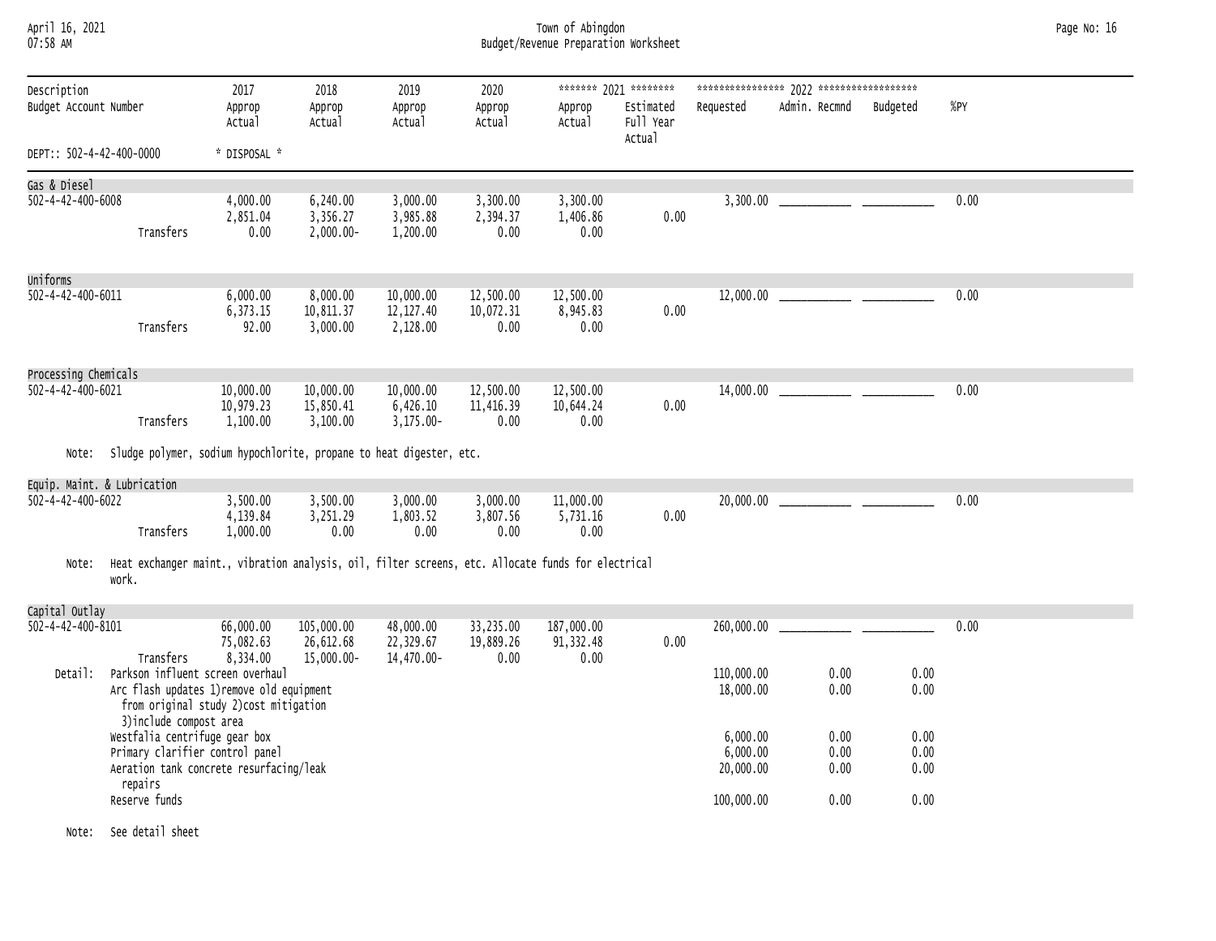Town of Abingdon
Budget/Revenue Preparation Worksheet

| Description / Budget Account Number | | 2017 Approp / Actual | 2018 Approp / Actual | 2019 Approp / Actual | 2020 Approp / Actual | 2021 Approp / Actual | 2021 Estimated Full Year Actual | 2022 Requested | 2022 Admin. Recmnd | 2022 Budgeted | %PY |
|---|---|---|---|---|---|---|---|---|---|---|---|
| DEPT:: 502-4-42-400-0000 | | * DISPOSAL * | | | | | | | | | |
| **Gas & Diesel** | | | | | | | | | | | |
| 502-4-42-400-6008 | | 4,000.00 | 6,240.00 | 3,000.00 | 3,300.00 | 3,300.00 | | 3,300.00 | ___________ | ___________ | 0.00 |
| | | 2,851.04 | 3,356.27 | 3,985.88 | 2,394.37 | 1,406.86 | 0.00 | | | | |
| | Transfers | 0.00 | 2,000.00- | 1,200.00 | 0.00 | 0.00 | | | | | |
| **Uniforms** | | | | | | | | | | | |
| 502-4-42-400-6011 | | 6,000.00 | 8,000.00 | 10,000.00 | 12,500.00 | 12,500.00 | | 12,000.00 | ___________ | ___________ | 0.00 |
| | | 6,373.15 | 10,811.37 | 12,127.40 | 10,072.31 | 8,945.83 | 0.00 | | | | |
| | Transfers | 92.00 | 3,000.00 | 2,128.00 | 0.00 | 0.00 | | | | | |
| **Processing Chemicals** | | | | | | | | | | | |
| 502-4-42-400-6021 | | 10,000.00 | 10,000.00 | 10,000.00 | 12,500.00 | 12,500.00 | | 14,000.00 | ___________ | ___________ | 0.00 |
| | | 10,979.23 | 15,850.41 | 6,426.10 | 11,416.39 | 10,644.24 | 0.00 | | | | |
| | Transfers | 1,100.00 | 3,100.00 | 3,175.00- | 0.00 | 0.00 | | | | | |
| Note: | Sludge polymer, sodium hypochlorite, propane to heat digester, etc. | | | | | | | | | | |
| **Equip. Maint. & Lubrication** | | | | | | | | | | | |
| 502-4-42-400-6022 | | 3,500.00 | 3,500.00 | 3,000.00 | 3,000.00 | 11,000.00 | | 20,000.00 | ___________ | ___________ | 0.00 |
| | | 4,139.84 | 3,251.29 | 1,803.52 | 3,807.56 | 5,731.16 | 0.00 | | | | |
| | Transfers | 1,000.00 | 0.00 | 0.00 | 0.00 | 0.00 | | | | | |
| Note: | Heat exchanger maint., vibration analysis, oil, filter screens, etc. Allocate funds for electrical work. | | | | | | | | | | |
| **Capital Outlay** | | | | | | | | | | | |
| 502-4-42-400-8101 | | 66,000.00 | 105,000.00 | 48,000.00 | 33,235.00 | 187,000.00 | | 260,000.00 | ___________ | ___________ | 0.00 |
| | | 75,082.63 | 26,612.68 | 22,329.67 | 19,889.26 | 91,332.48 | 0.00 | | | | |
| | Transfers | 8,334.00 | 15,000.00- | 14,470.00- | 0.00 | 0.00 | | | | | |
| Detail: | Parkson influent screen overhaul | | | | | | | 110,000.00 | 0.00 | 0.00 | |
| | Arc flash updates 1)remove old equipment from original study 2)cost mitigation 3)include compost area | | | | | | | 18,000.00 | 0.00 | 0.00 | |
| | Westfalia centrifuge gear box | | | | | | | 6,000.00 | 0.00 | 0.00 | |
| | Primary clarifier control panel | | | | | | | 6,000.00 | 0.00 | 0.00 | |
| | Aeration tank concrete resurfacing/leak repairs | | | | | | | 20,000.00 | 0.00 | 0.00 | |
| | Reserve funds | | | | | | | 100,000.00 | 0.00 | 0.00 | |
| Note: | See detail sheet | | | | | | | | | | |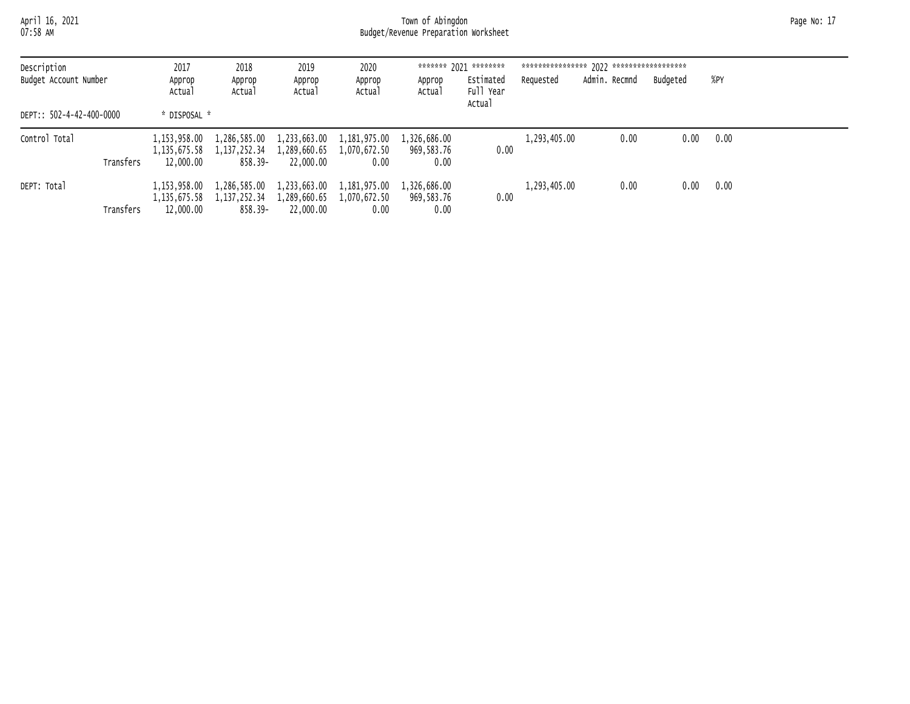Town of Abingdon
Budget/Revenue Preparation Worksheet

| Description<br>Budget Account Number | | 2017<br>Approp<br>Actual | 2018<br>Approp<br>Actual | 2019<br>Approp<br>Actual | 2020<br>Approp<br>Actual | ******* 2021 ********<br>Approp<br>Actual | Estimated<br>Full Year<br>Actual | **************** 2022 ******************<br>Requested | Admin. Recmnd | Budgeted | %PY |
|---|---|---|---|---|---|---|---|---|---|---|---|
| DEPT:: 502-4-42-400-0000 | | * DISPOSAL * | | | | | | | | | |
| Control Total | | 1,153,958.00 | 1,286,585.00 | 1,233,663.00 | 1,181,975.00 | 1,326,686.00 | | 1,293,405.00 | 0.00 | 0.00 | 0.00 |
| | | 1,135,675.58 | 1,137,252.34 | 1,289,660.65 | 1,070,672.50 | 969,583.76 | 0.00 | | | | |
| | Transfers | 12,000.00 | 858.39- | 22,000.00 | 0.00 | 0.00 | | | | | |
| DEPT: Total | | 1,153,958.00 | 1,286,585.00 | 1,233,663.00 | 1,181,975.00 | 1,326,686.00 | | 1,293,405.00 | 0.00 | 0.00 | 0.00 |
| | | 1,135,675.58 | 1,137,252.34 | 1,289,660.65 | 1,070,672.50 | 969,583.76 | 0.00 | | | | |
| | Transfers | 12,000.00 | 858.39- | 22,000.00 | 0.00 | 0.00 | | | | | |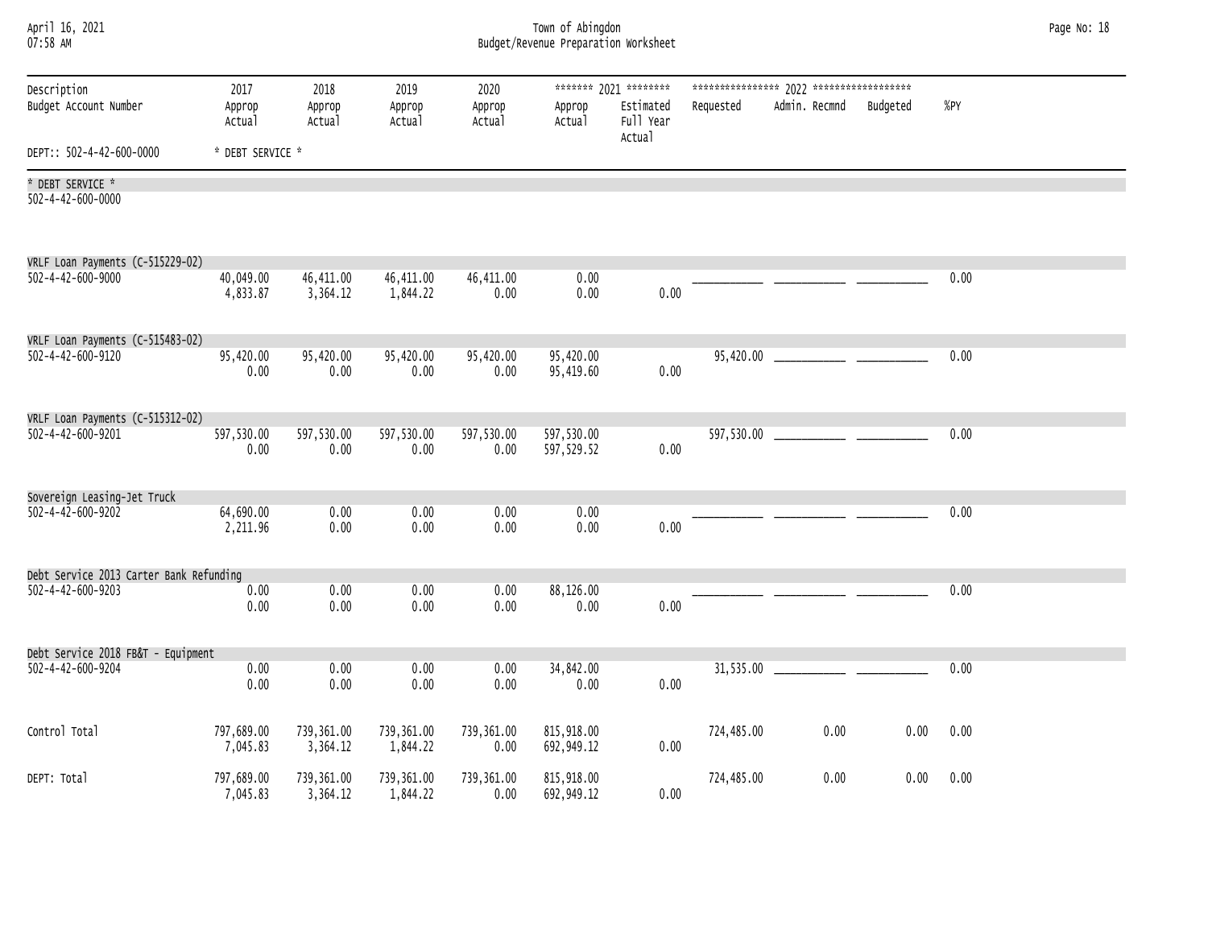Town of Abingdon
Budget/Revenue Preparation Worksheet

April 16, 2021
07:58 AM

DEPT:: 502-4-42-600-0000 * DEBT SERVICE *

| Description / Budget Account Number | 2017 Approp / Actual | 2018 Approp / Actual | 2019 Approp / Actual | 2020 Approp / Actual | 2021 Approp / Actual | 2021 Estimated Full Year Actual | 2022 Requested | 2022 Admin. Recmnd | 2022 Budgeted | %PY |
|---|---|---|---|---|---|---|---|---|---|---|
| * DEBT SERVICE * 502-4-42-600-0000 | | | | | | | | | | |
| VRLF Loan Payments (C-515229-02) 502-4-42-600-9000 | 40,049.00 | 46,411.00 | 46,411.00 | 46,411.00 | 0.00 | | ___________ | ___________ | ___________ | 0.00 |
| | 4,833.87 | 3,364.12 | 1,844.22 | 0.00 | 0.00 | 0.00 | | | | |
| VRLF Loan Payments (C-515483-02) 502-4-42-600-9120 | 95,420.00 | 95,420.00 | 95,420.00 | 95,420.00 | 95,420.00 | | 95,420.00 | ___________ | ___________ | 0.00 |
| | 0.00 | 0.00 | 0.00 | 0.00 | 95,419.60 | 0.00 | | | | |
| VRLF Loan Payments (C-515312-02) 502-4-42-600-9201 | 597,530.00 | 597,530.00 | 597,530.00 | 597,530.00 | 597,530.00 | | 597,530.00 | ___________ | ___________ | 0.00 |
| | 0.00 | 0.00 | 0.00 | 0.00 | 597,529.52 | 0.00 | | | | |
| Sovereign Leasing-Jet Truck 502-4-42-600-9202 | 64,690.00 | 0.00 | 0.00 | 0.00 | 0.00 | | ___________ | ___________ | ___________ | 0.00 |
| | 2,211.96 | 0.00 | 0.00 | 0.00 | 0.00 | 0.00 | | | | |
| Debt Service 2013 Carter Bank Refunding 502-4-42-600-9203 | 0.00 | 0.00 | 0.00 | 0.00 | 88,126.00 | | ___________ | ___________ | ___________ | 0.00 |
| | 0.00 | 0.00 | 0.00 | 0.00 | 0.00 | 0.00 | | | | |
| Debt Service 2018 FB&T - Equipment 502-4-42-600-9204 | 0.00 | 0.00 | 0.00 | 0.00 | 34,842.00 | | 31,535.00 | ___________ | ___________ | 0.00 |
| | 0.00 | 0.00 | 0.00 | 0.00 | 0.00 | 0.00 | | | | |
| Control Total | 797,689.00 | 739,361.00 | 739,361.00 | 739,361.00 | 815,918.00 | | 724,485.00 | 0.00 | 0.00 | 0.00 |
| | 7,045.83 | 3,364.12 | 1,844.22 | 0.00 | 692,949.12 | 0.00 | | | | |
| DEPT: Total | 797,689.00 | 739,361.00 | 739,361.00 | 739,361.00 | 815,918.00 | | 724,485.00 | 0.00 | 0.00 | 0.00 |
| | 7,045.83 | 3,364.12 | 1,844.22 | 0.00 | 692,949.12 | 0.00 | | | | |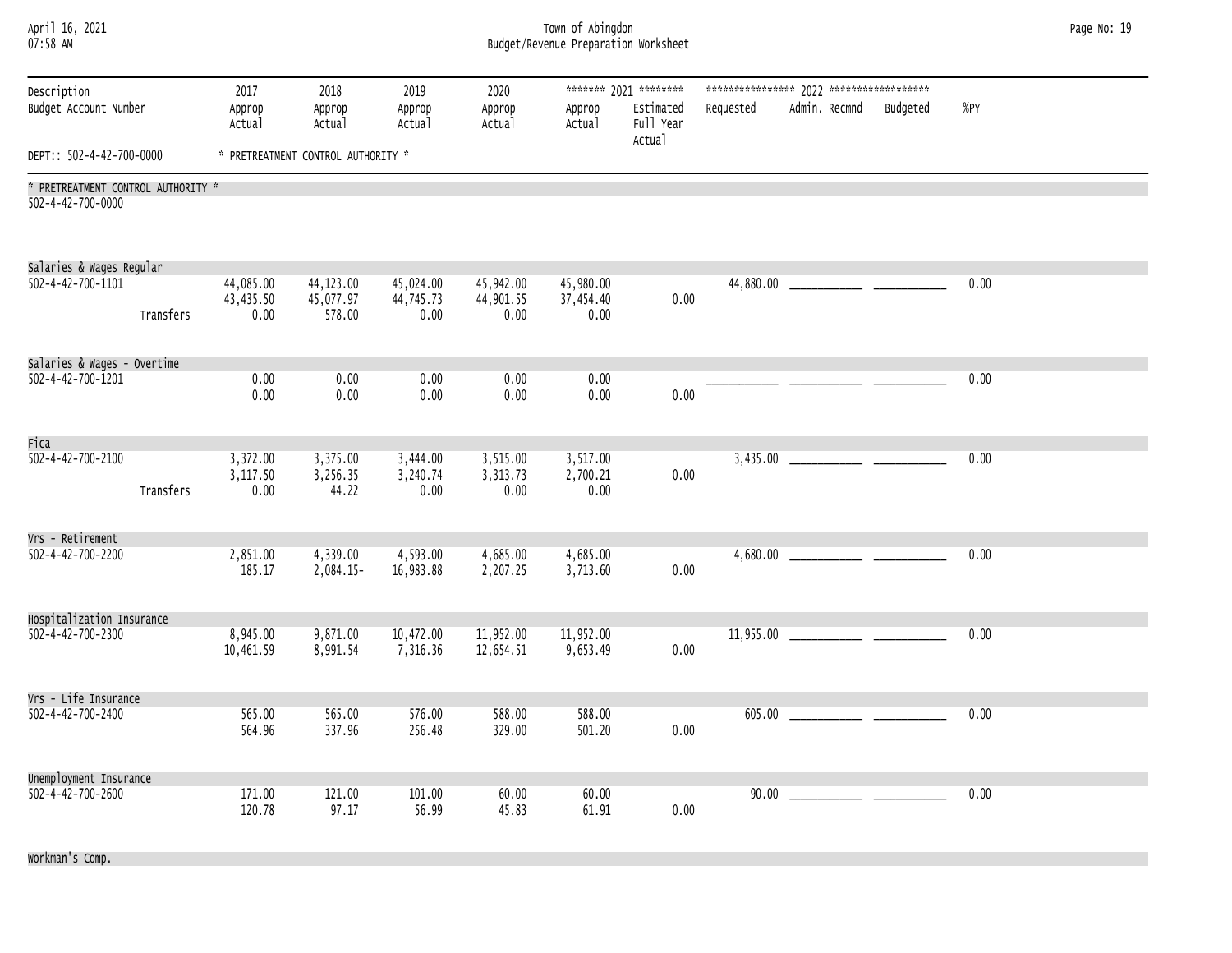Town of Abingdon
Budget/Revenue Preparation Worksheet

| Description / Budget Account Number | | 2017 Approp Actual | 2018 Approp Actual | 2019 Approp Actual | 2020 Approp Actual | 2021 Approp Actual | 2021 Estimated Full Year Actual | 2022 Requested | 2022 Admin. Recmnd | 2022 Budgeted | %PY |
|---|---|---|---|---|---|---|---|---|---|---|---|
| DEPT:: 502-4-42-700-0000 | * PRETREATMENT CONTROL AUTHORITY * | | | | | | | | | | |
| * PRETREATMENT CONTROL AUTHORITY * 502-4-42-700-0000 | | | | | | | | | | | |
| Salaries & Wages Regular 502-4-42-700-1101 | | 44,085.00 | 44,123.00 | 45,024.00 | 45,942.00 | 45,980.00 | | 44,880.00 | ___________ | ___________ | 0.00 |
| | | 43,435.50 | 45,077.97 | 44,745.73 | 44,901.55 | 37,454.40 | 0.00 | | | | |
| | Transfers | 0.00 | 578.00 | 0.00 | 0.00 | 0.00 | | | | | |
| Salaries & Wages - Overtime 502-4-42-700-1201 | | 0.00 | 0.00 | 0.00 | 0.00 | 0.00 | | ___________ | ___________ | ___________ | 0.00 |
| | | 0.00 | 0.00 | 0.00 | 0.00 | 0.00 | 0.00 | | | | |
| Fica 502-4-42-700-2100 | | 3,372.00 | 3,375.00 | 3,444.00 | 3,515.00 | 3,517.00 | | 3,435.00 | ___________ | ___________ | 0.00 |
| | | 3,117.50 | 3,256.35 | 3,240.74 | 3,313.73 | 2,700.21 | 0.00 | | | | |
| | Transfers | 0.00 | 44.22 | 0.00 | 0.00 | 0.00 | | | | | |
| Vrs - Retirement 502-4-42-700-2200 | | 2,851.00 | 4,339.00 | 4,593.00 | 4,685.00 | 4,685.00 | | 4,680.00 | ___________ | ___________ | 0.00 |
| | | 185.17 | 2,084.15- | 16,983.88 | 2,207.25 | 3,713.60 | 0.00 | | | | |
| Hospitalization Insurance 502-4-42-700-2300 | | 8,945.00 | 9,871.00 | 10,472.00 | 11,952.00 | 11,952.00 | | 11,955.00 | ___________ | ___________ | 0.00 |
| | | 10,461.59 | 8,991.54 | 7,316.36 | 12,654.51 | 9,653.49 | 0.00 | | | | |
| Vrs - Life Insurance 502-4-42-700-2400 | | 565.00 | 565.00 | 576.00 | 588.00 | 588.00 | | 605.00 | ___________ | ___________ | 0.00 |
| | | 564.96 | 337.96 | 256.48 | 329.00 | 501.20 | 0.00 | | | | |
| Unemployment Insurance 502-4-42-700-2600 | | 171.00 | 121.00 | 101.00 | 60.00 | 60.00 | | 90.00 | ___________ | ___________ | 0.00 |
| | | 120.78 | 97.17 | 56.99 | 45.83 | 61.91 | 0.00 | | | | |
| Workman's Comp. | | | | | | | | | | | |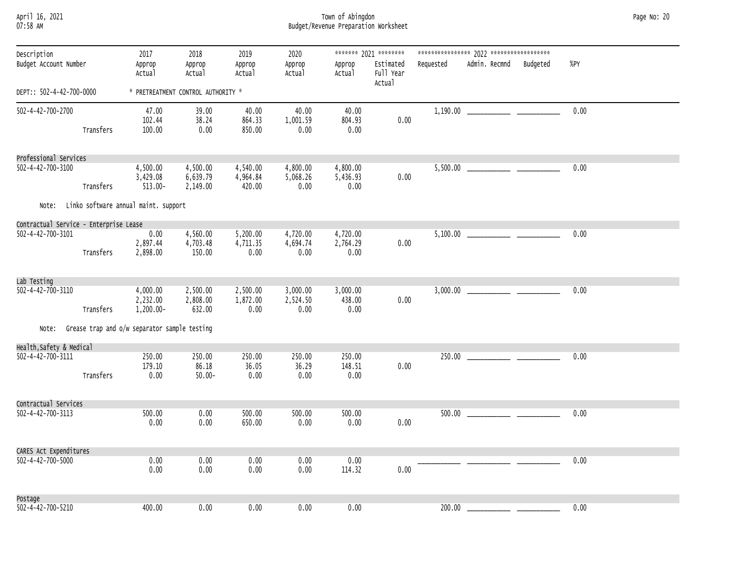Town of Abingdon
Budget/Revenue Preparation Worksheet

April 16, 2021
07:58 AM

| Description / Budget Account Number | | 2017 Approp Actual | 2018 Approp Actual | 2019 Approp Actual | 2020 Approp Actual | 2021 Approp Actual | 2021 Estimated Full Year Actual | 2022 Requested | 2022 Admin. Recmnd | 2022 Budgeted | %PY |
|---|---|---|---|---|---|---|---|---|---|---|---|
| DEPT:: 502-4-42-700-0000 | * PRETREATMENT CONTROL AUTHORITY * | | | | | | | | | | |
| 502-4-42-700-2700 | | 47.00 | 39.00 | 40.00 | 40.00 | 40.00 | | 1,190.00 | ___________ | ___________ | 0.00 |
| | | 102.44 | 38.24 | 864.33 | 1,001.59 | 804.93 | 0.00 | | | | |
| | Transfers | 100.00 | 0.00 | 850.00 | 0.00 | 0.00 | | | | | |
| Professional Services | | | | | | | | | | | |
| 502-4-42-700-3100 | | 4,500.00 | 4,500.00 | 4,540.00 | 4,800.00 | 4,800.00 | | 5,500.00 | ___________ | ___________ | 0.00 |
| | | 3,429.08 | 6,639.79 | 4,964.84 | 5,068.26 | 5,436.93 | 0.00 | | | | |
| | Transfers | 513.00- | 2,149.00 | 420.00 | 0.00 | 0.00 | | | | | |
| Note: Linko software annual maint. support | | | | | | | | | | | |
| Contractual Service - Enterprise Lease | | | | | | | | | | | |
| 502-4-42-700-3101 | | 0.00 | 4,560.00 | 5,200.00 | 4,720.00 | 4,720.00 | | 5,100.00 | ___________ | ___________ | 0.00 |
| | | 2,897.44 | 4,703.48 | 4,711.35 | 4,694.74 | 2,764.29 | 0.00 | | | | |
| | Transfers | 2,898.00 | 150.00 | 0.00 | 0.00 | 0.00 | | | | | |
| Lab Testing | | | | | | | | | | | |
| 502-4-42-700-3110 | | 4,000.00 | 2,500.00 | 2,500.00 | 3,000.00 | 3,000.00 | | 3,000.00 | ___________ | ___________ | 0.00 |
| | | 2,232.00 | 2,808.00 | 1,872.00 | 2,524.50 | 438.00 | 0.00 | | | | |
| | Transfers | 1,200.00- | 632.00 | 0.00 | 0.00 | 0.00 | | | | | |
| Note: Grease trap and o/w separator sample testing | | | | | | | | | | | |
| Health,Safety & Medical | | | | | | | | | | | |
| 502-4-42-700-3111 | | 250.00 | 250.00 | 250.00 | 250.00 | 250.00 | | 250.00 | ___________ | ___________ | 0.00 |
| | | 179.10 | 86.18 | 36.05 | 36.29 | 148.51 | 0.00 | | | | |
| | Transfers | 0.00 | 50.00- | 0.00 | 0.00 | 0.00 | | | | | |
| Contractual Services | | | | | | | | | | | |
| 502-4-42-700-3113 | | 500.00 | 0.00 | 500.00 | 500.00 | 500.00 | | 500.00 | ___________ | ___________ | 0.00 |
| | | 0.00 | 0.00 | 650.00 | 0.00 | 0.00 | 0.00 | | | | |
| CARES Act Expenditures | | | | | | | | | | | |
| 502-4-42-700-5000 | | 0.00 | 0.00 | 0.00 | 0.00 | 0.00 | | ___________ | ___________ | ___________ | 0.00 |
| | | 0.00 | 0.00 | 0.00 | 0.00 | 114.32 | 0.00 | | | | |
| Postage | | | | | | | | | | | |
| 502-4-42-700-5210 | | 400.00 | 0.00 | 0.00 | 0.00 | 0.00 | | 200.00 | ___________ | ___________ | 0.00 |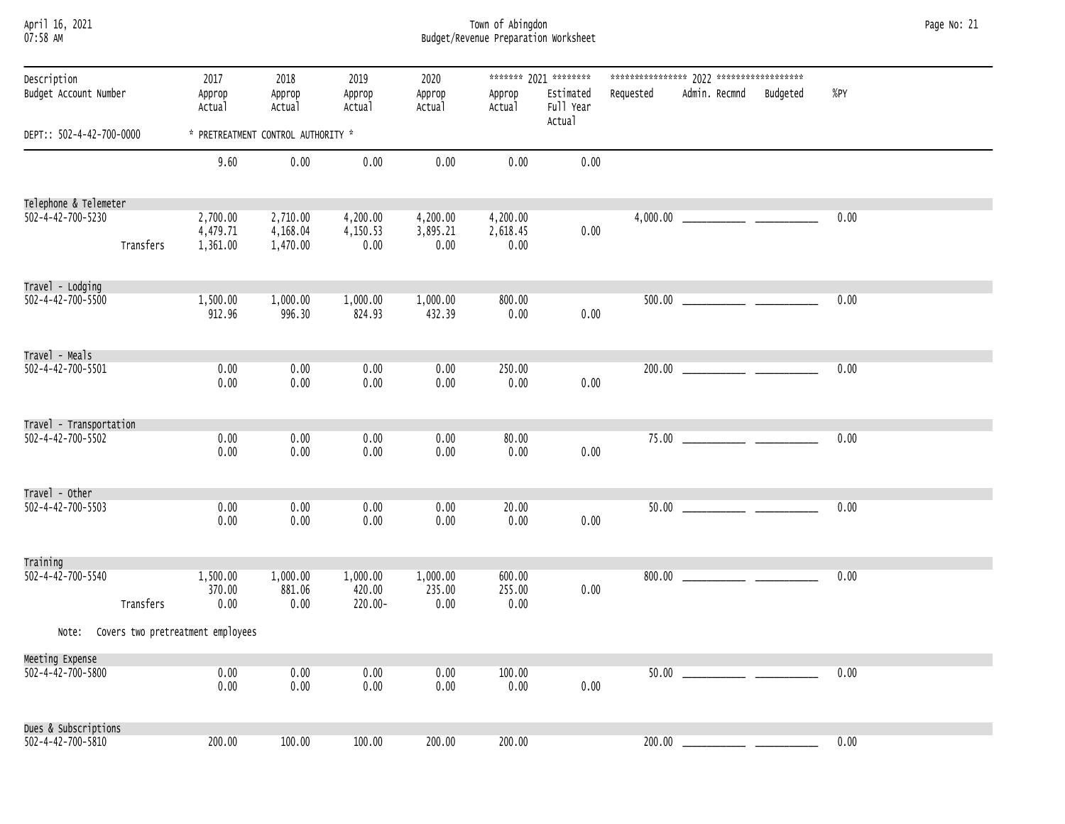Town of Abingdon
Budget/Revenue Preparation Worksheet

| Description / Budget Account Number | | 2017 Approp Actual | 2018 Approp Actual | 2019 Approp Actual | 2020 Approp Actual | 2021 Approp Actual | 2021 Estimated Full Year Actual | 2022 Requested | 2022 Admin. Recmnd | 2022 Budgeted | %PY |
|---|---|---|---|---|---|---|---|---|---|---|---|
| DEPT:: 502-4-42-700-0000 | * PRETREATMENT CONTROL AUTHORITY * | | | | | | | | | | |
| | | 9.60 | 0.00 | 0.00 | 0.00 | 0.00 | 0.00 | | | | |
| Telephone & Telemeter | | | | | | | | | | | |
| 502-4-42-700-5230 | | 2,700.00 | 2,710.00 | 4,200.00 | 4,200.00 | 4,200.00 | | 4,000.00 | ___________ | ___________ | 0.00 |
| | | 4,479.71 | 4,168.04 | 4,150.53 | 3,895.21 | 2,618.45 | 0.00 | | | | |
| | Transfers | 1,361.00 | 1,470.00 | 0.00 | 0.00 | 0.00 | | | | | |
| Travel - Lodging | | | | | | | | | | | |
| 502-4-42-700-5500 | | 1,500.00 | 1,000.00 | 1,000.00 | 1,000.00 | 800.00 | | 500.00 | ___________ | ___________ | 0.00 |
| | | 912.96 | 996.30 | 824.93 | 432.39 | 0.00 | 0.00 | | | | |
| Travel - Meals | | | | | | | | | | | |
| 502-4-42-700-5501 | | 0.00 | 0.00 | 0.00 | 0.00 | 250.00 | | 200.00 | ___________ | ___________ | 0.00 |
| | | 0.00 | 0.00 | 0.00 | 0.00 | 0.00 | 0.00 | | | | |
| Travel - Transportation | | | | | | | | | | | |
| 502-4-42-700-5502 | | 0.00 | 0.00 | 0.00 | 0.00 | 80.00 | | 75.00 | ___________ | ___________ | 0.00 |
| | | 0.00 | 0.00 | 0.00 | 0.00 | 0.00 | 0.00 | | | | |
| Travel - Other | | | | | | | | | | | |
| 502-4-42-700-5503 | | 0.00 | 0.00 | 0.00 | 0.00 | 20.00 | | 50.00 | ___________ | ___________ | 0.00 |
| | | 0.00 | 0.00 | 0.00 | 0.00 | 0.00 | 0.00 | | | | |
| Training | | | | | | | | | | | |
| 502-4-42-700-5540 | | 1,500.00 | 1,000.00 | 1,000.00 | 1,000.00 | 600.00 | | 800.00 | ___________ | ___________ | 0.00 |
| | | 370.00 | 881.06 | 420.00 | 235.00 | 255.00 | 0.00 | | | | |
| | Transfers | 0.00 | 0.00 | 220.00- | 0.00 | 0.00 | | | | | |
| Note: Covers two pretreatment employees | | | | | | | | | | | |
| Meeting Expense | | | | | | | | | | | |
| 502-4-42-700-5800 | | 0.00 | 0.00 | 0.00 | 0.00 | 100.00 | | 50.00 | ___________ | ___________ | 0.00 |
| | | 0.00 | 0.00 | 0.00 | 0.00 | 0.00 | 0.00 | | | | |
| Dues & Subscriptions | | | | | | | | | | | |
| 502-4-42-700-5810 | | 200.00 | 100.00 | 100.00 | 200.00 | 200.00 | | 200.00 | ___________ | ___________ | 0.00 |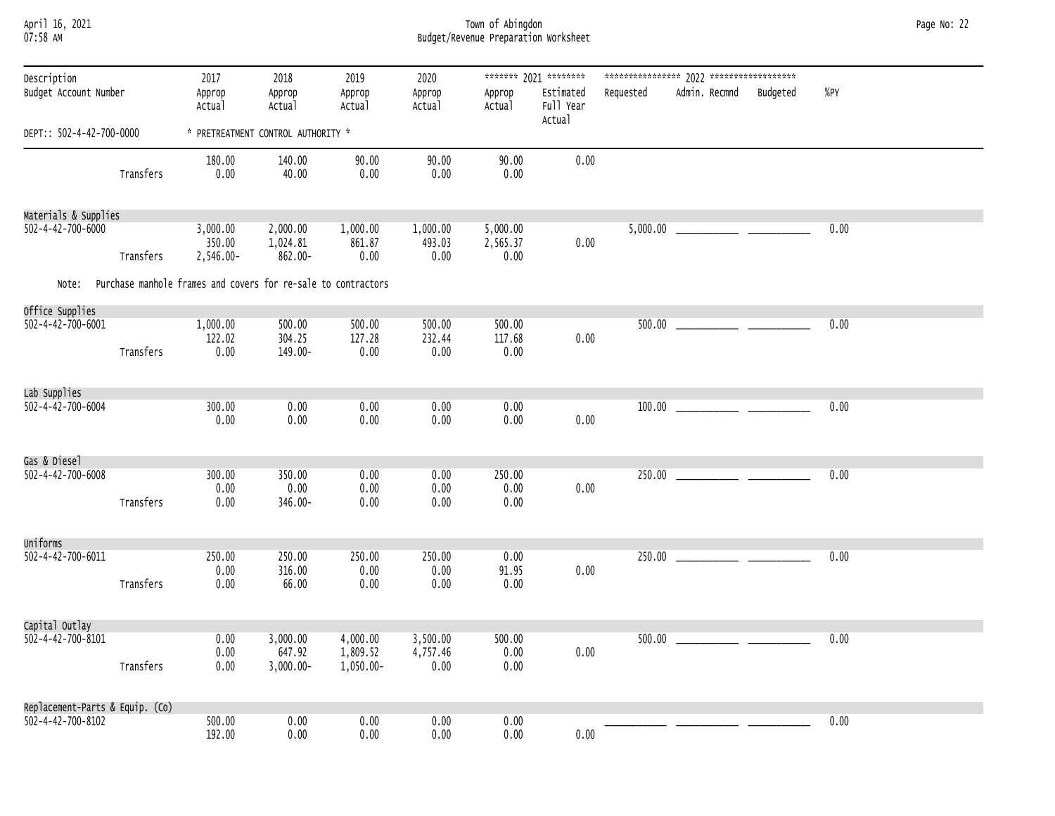Town of Abingdon
Budget/Revenue Preparation Worksheet

| Description / Budget Account Number | | 2017 Approp Actual | 2018 Approp Actual | 2019 Approp Actual | 2020 Approp Actual | 2021 Approp Actual | 2021 Estimated Full Year Actual | 2022 Requested | 2022 Admin. Recmnd | 2022 Budgeted | %PY |
|---|---|---|---|---|---|---|---|---|---|---|---|
| DEPT:: 502-4-42-700-0000 | * PRETREATMENT CONTROL AUTHORITY * | | | | | | | | | | |
| | | 180.00 | 140.00 | 90.00 | 90.00 | 90.00 | 0.00 | | | | |
| | Transfers | 0.00 | 40.00 | 0.00 | 0.00 | 0.00 | | | | | |
| Materials & Supplies | | | | | | | | | | | |
| 502-4-42-700-6000 | | 3,000.00 | 2,000.00 | 1,000.00 | 1,000.00 | 5,000.00 | | 5,000.00 | ___________ | ___________ | 0.00 |
| | | 350.00 | 1,024.81 | 861.87 | 493.03 | 2,565.37 | 0.00 | | | | |
| | Transfers | 2,546.00- | 862.00- | 0.00 | 0.00 | 0.00 | | | | | |
| Note: Purchase manhole frames and covers for re-sale to contractors | | | | | | | | | | | |
| Office Supplies | | | | | | | | | | | |
| 502-4-42-700-6001 | | 1,000.00 | 500.00 | 500.00 | 500.00 | 500.00 | | 500.00 | ___________ | ___________ | 0.00 |
| | | 122.02 | 304.25 | 127.28 | 232.44 | 117.68 | 0.00 | | | | |
| | Transfers | 0.00 | 149.00- | 0.00 | 0.00 | 0.00 | | | | | |
| Lab Supplies | | | | | | | | | | | |
| 502-4-42-700-6004 | | 300.00 | 0.00 | 0.00 | 0.00 | 0.00 | | 100.00 | ___________ | ___________ | 0.00 |
| | | 0.00 | 0.00 | 0.00 | 0.00 | 0.00 | 0.00 | | | | |
| Gas & Diesel | | | | | | | | | | | |
| 502-4-42-700-6008 | | 300.00 | 350.00 | 0.00 | 0.00 | 250.00 | | 250.00 | ___________ | ___________ | 0.00 |
| | | 0.00 | 0.00 | 0.00 | 0.00 | 0.00 | 0.00 | | | | |
| | Transfers | 0.00 | 346.00- | 0.00 | 0.00 | 0.00 | | | | | |
| Uniforms | | | | | | | | | | | |
| 502-4-42-700-6011 | | 250.00 | 250.00 | 250.00 | 250.00 | 0.00 | | 250.00 | ___________ | ___________ | 0.00 |
| | | 0.00 | 316.00 | 0.00 | 0.00 | 91.95 | 0.00 | | | | |
| | Transfers | 0.00 | 66.00 | 0.00 | 0.00 | 0.00 | | | | | |
| Capital Outlay | | | | | | | | | | | |
| 502-4-42-700-8101 | | 0.00 | 3,000.00 | 4,000.00 | 3,500.00 | 500.00 | | 500.00 | ___________ | ___________ | 0.00 |
| | | 0.00 | 647.92 | 1,809.52 | 4,757.46 | 0.00 | 0.00 | | | | |
| | Transfers | 0.00 | 3,000.00- | 1,050.00- | 0.00 | 0.00 | | | | | |
| Replacement-Parts & Equip. (Co) | | | | | | | | | | | |
| 502-4-42-700-8102 | | 500.00 | 0.00 | 0.00 | 0.00 | 0.00 | | ___________ | ___________ | ___________ | 0.00 |
| | | 192.00 | 0.00 | 0.00 | 0.00 | 0.00 | 0.00 | | | | |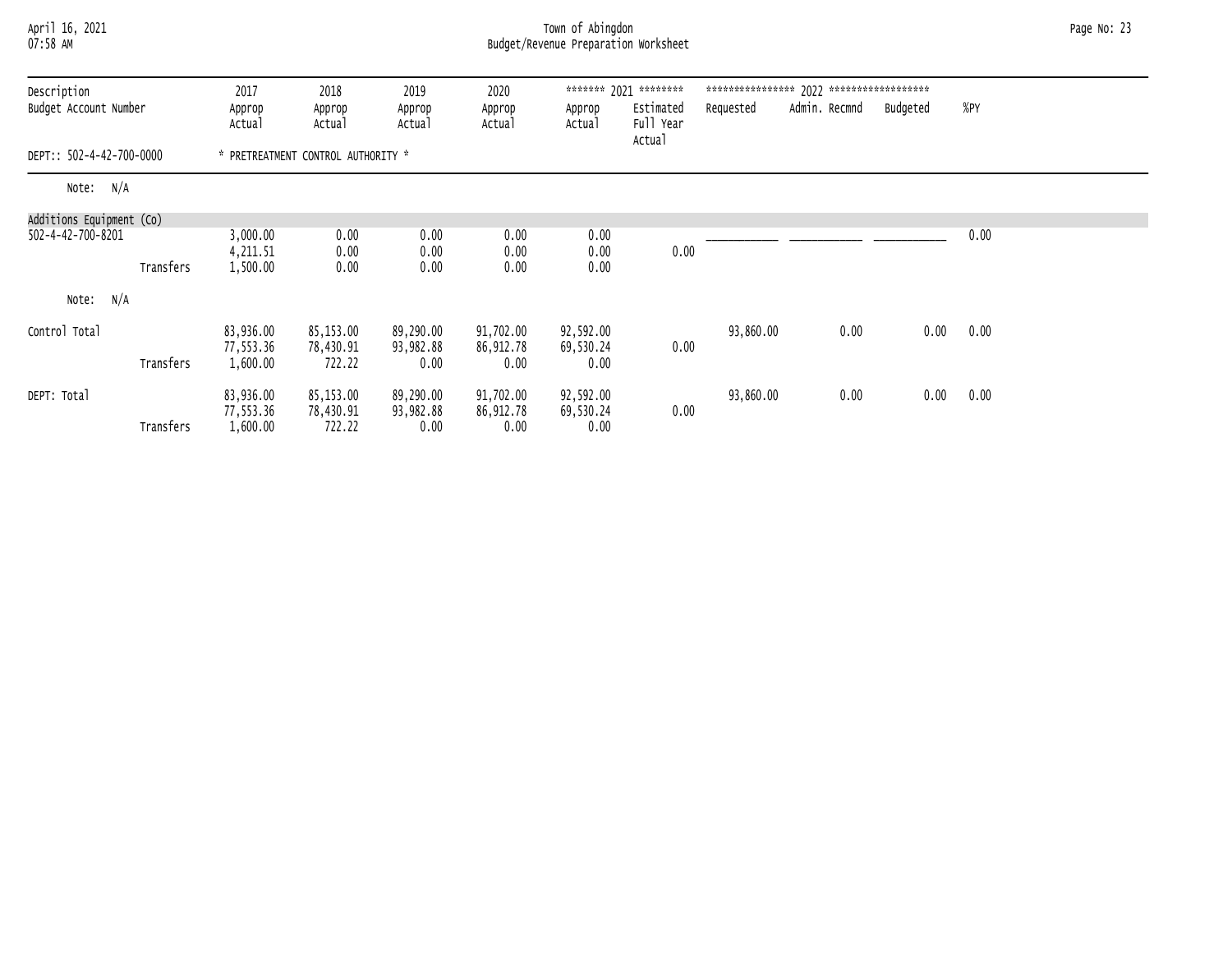# Town of Abingdon
## Budget/Revenue Preparation Worksheet

| Description / Budget Account Number | | 2017 Approp / Actual | 2018 Approp / Actual | 2019 Approp / Actual | 2020 Approp / Actual | 2021 Approp / Actual | 2021 Estimated Full Year Actual | 2022 Requested | 2022 Admin. Recmnd | 2022 Budgeted | %PY |
|---|---|---|---|---|---|---|---|---|---|---|---|
| DEPT:: 502-4-42-700-0000 | | * PRETREATMENT CONTROL AUTHORITY * | | | | | | | | | |
| Note: N/A | | | | | | | | | | | |
| Additions Equipment (Co) | | | | | | | | | | | |
| 502-4-42-700-8201 | | 3,000.00 | 0.00 | 0.00 | 0.00 | 0.00 | | ___________ | ___________ | ___________ | 0.00 |
| | | 4,211.51 | 0.00 | 0.00 | 0.00 | 0.00 | 0.00 | | | | |
| | Transfers | 1,500.00 | 0.00 | 0.00 | 0.00 | 0.00 | | | | | |
| Note: N/A | | | | | | | | | | | |
| Control Total | | 83,936.00 | 85,153.00 | 89,290.00 | 91,702.00 | 92,592.00 | | 93,860.00 | 0.00 | 0.00 | 0.00 |
| | | 77,553.36 | 78,430.91 | 93,982.88 | 86,912.78 | 69,530.24 | 0.00 | | | | |
| | Transfers | 1,600.00 | 722.22 | 0.00 | 0.00 | 0.00 | | | | | |
| DEPT: Total | | 83,936.00 | 85,153.00 | 89,290.00 | 91,702.00 | 92,592.00 | | 93,860.00 | 0.00 | 0.00 | 0.00 |
| | | 77,553.36 | 78,430.91 | 93,982.88 | 86,912.78 | 69,530.24 | 0.00 | | | | |
| | Transfers | 1,600.00 | 722.22 | 0.00 | 0.00 | 0.00 | | | | | |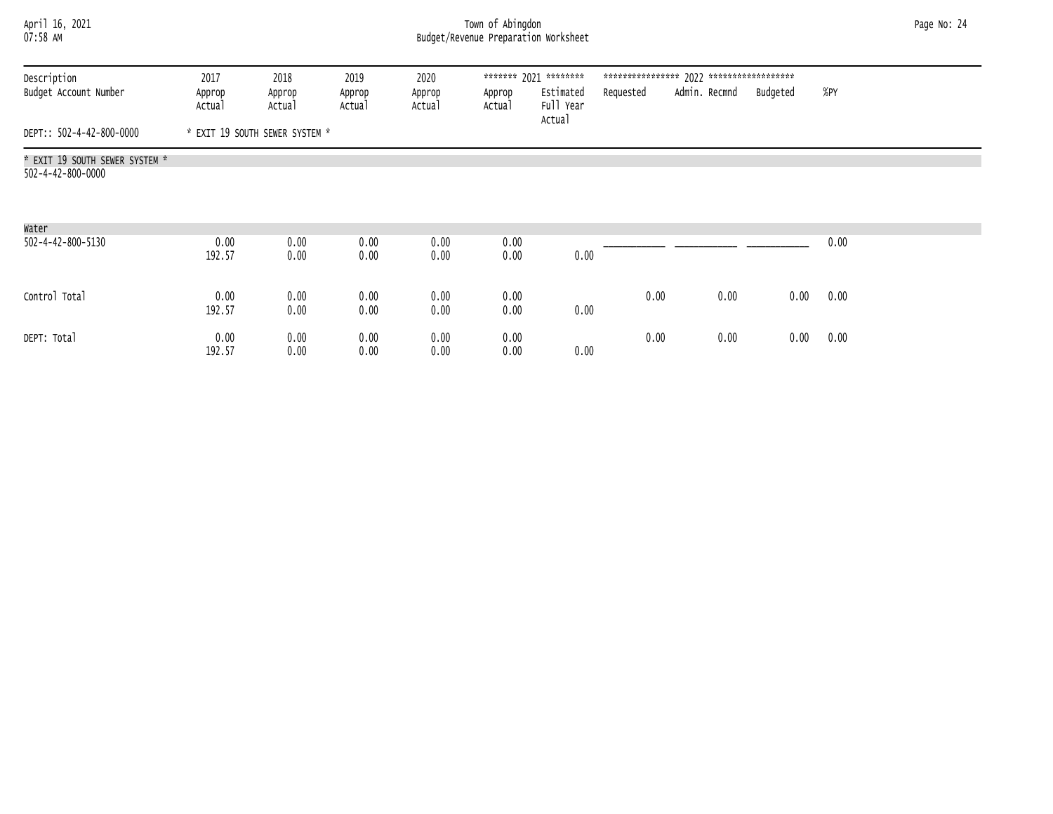Town of Abingdon
Budget/Revenue Preparation Worksheet

| Description<br>Budget Account Number | 2017<br>Approp<br>Actual | 2018<br>Approp<br>Actual | 2019<br>Approp<br>Actual | 2020<br>Approp<br>Actual | ******* 2021 ********<br>Approp<br>Actual | Estimated<br>Full Year<br>Actual | **************** 2022 ******************<br>Requested | Admin. Recmnd | Budgeted | %PY |
|---|---|---|---|---|---|---|---|---|---|---|
| DEPT:: 502-4-42-800-0000 | * EXIT 19 SOUTH SEWER SYSTEM * | | | | | | | | | |
| * EXIT 19 SOUTH SEWER SYSTEM *<br>502-4-42-800-0000 | | | | | | | | | | |
| Water<br>502-4-42-800-5130 | 0.00<br>192.57 | 0.00<br>0.00 | 0.00<br>0.00 | 0.00<br>0.00 | 0.00<br>0.00 | 0.00 | ___________ | ___________ | ___________ | 0.00 |
| Control Total | 0.00<br>192.57 | 0.00<br>0.00 | 0.00<br>0.00 | 0.00<br>0.00 | 0.00<br>0.00 | 0.00 | 0.00 | 0.00 | 0.00 | 0.00 |
| DEPT: Total | 0.00<br>192.57 | 0.00<br>0.00 | 0.00<br>0.00 | 0.00<br>0.00 | 0.00<br>0.00 | 0.00 | 0.00 | 0.00 | 0.00 | 0.00 |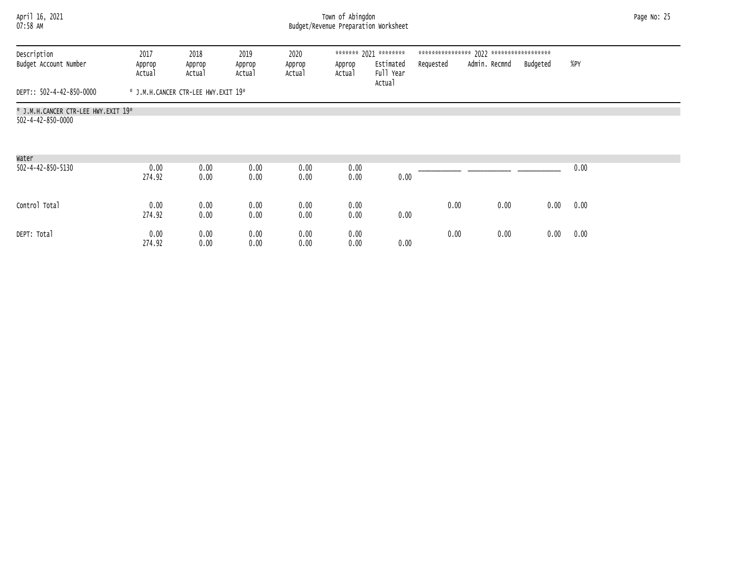| Description<br>Budget Account Number | 2017<br>Approp<br>Actual | 2018<br>Approp<br>Actual | 2019<br>Approp<br>Actual | 2020<br>Approp<br>Actual | ******* 2021 ********<br>Approp<br>Actual | Estimated<br>Full Year<br>Actual | **************** 2022 ******************<br>Requested | Admin. Recmnd | Budgeted | %PY |
|---|---|---|---|---|---|---|---|---|---|---|
| DEPT:: 502-4-42-850-0000 | * J.M.H.CANCER CTR-LEE HWY.EXIT 19* | | | | | | | | | |
| * J.M.H.CANCER CTR-LEE HWY.EXIT 19*<br>502-4-42-850-0000 | | | | | | | | | | |
| Water<br>502-4-42-850-5130 | 0.00<br>274.92 | 0.00<br>0.00 | 0.00<br>0.00 | 0.00<br>0.00 | 0.00<br>0.00 | 0.00 | ___________ | ___________ | ___________ | 0.00 |
| Control Total | 0.00<br>274.92 | 0.00<br>0.00 | 0.00<br>0.00 | 0.00<br>0.00 | 0.00<br>0.00 | 0.00 | 0.00 | 0.00 | 0.00 | 0.00 |
| DEPT: Total | 0.00<br>274.92 | 0.00<br>0.00 | 0.00<br>0.00 | 0.00<br>0.00 | 0.00<br>0.00 | 0.00 | 0.00 | 0.00 | 0.00 | 0.00 |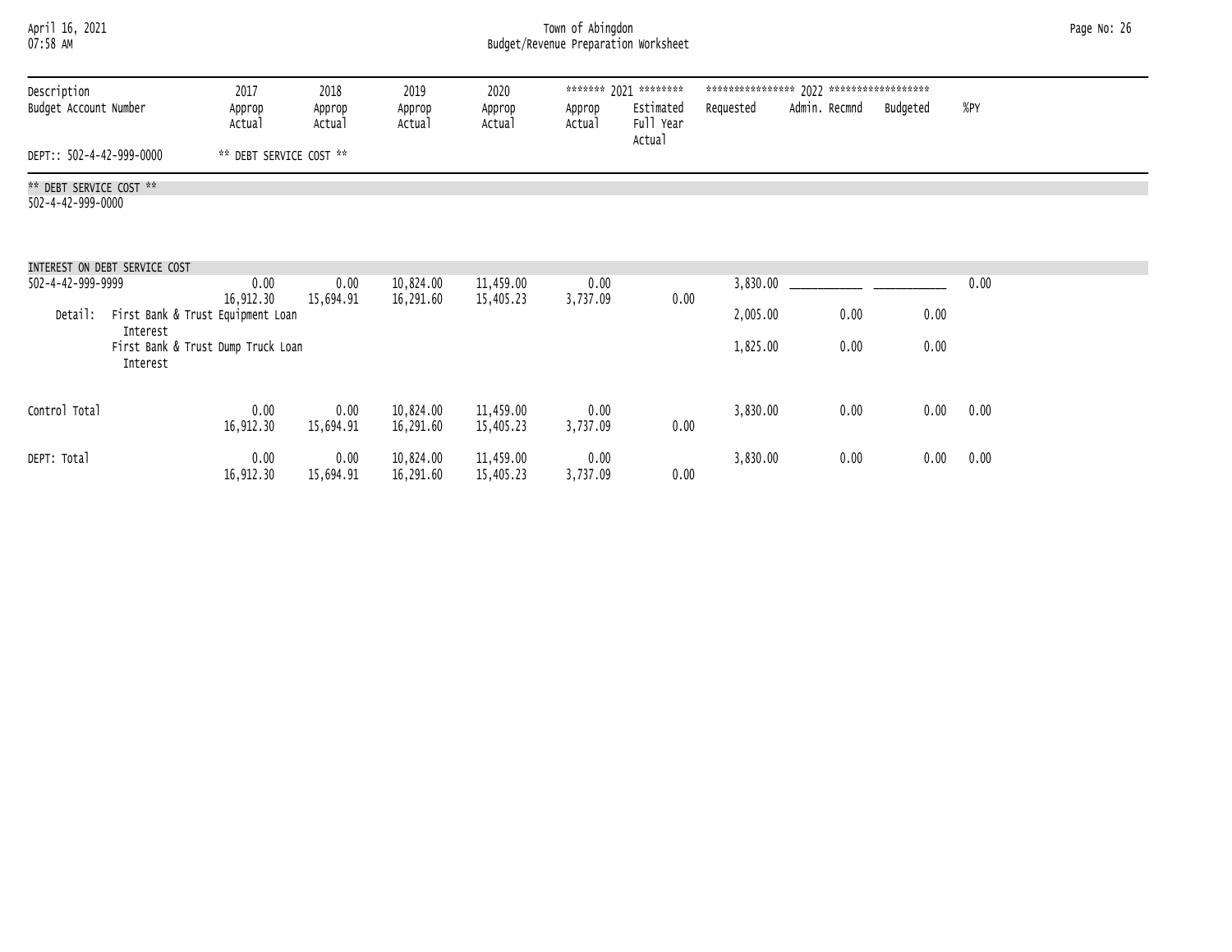Town of Abingdon
Budget/Revenue Preparation Worksheet

April 16, 2021
07:58 AM

| Description / Budget Account Number | 2017 Approp / Actual | 2018 Approp / Actual | 2019 Approp / Actual | 2020 Approp / Actual | 2021 Approp / Actual | 2021 Estimated Full Year Actual | 2022 Requested | 2022 Admin. Recmnd | 2022 Budgeted | %PY |
|---|---|---|---|---|---|---|---|---|---|---|
| DEPT:: 502-4-42-999-0000 ** DEBT SERVICE COST ** | | | | | | | | | | |
| ** DEBT SERVICE COST ** 502-4-42-999-0000 | | | | | | | | | | |
| INTEREST ON DEBT SERVICE COST 502-4-42-999-9999 | 0.00 / 16,912.30 | 0.00 / 15,694.91 | 10,824.00 / 16,291.60 | 11,459.00 / 15,405.23 | 0.00 / 3,737.09 | 0.00 | 3,830.00 | ___________ | ___________ | 0.00 |
| Detail: First Bank & Trust Equipment Loan Interest | | | | | | | 2,005.00 | 0.00 | 0.00 | |
| First Bank & Trust Dump Truck Loan Interest | | | | | | | 1,825.00 | 0.00 | 0.00 | |
| Control Total | 0.00 / 16,912.30 | 0.00 / 15,694.91 | 10,824.00 / 16,291.60 | 11,459.00 / 15,405.23 | 0.00 / 3,737.09 | 0.00 | 3,830.00 | 0.00 | 0.00 | 0.00 |
| DEPT: Total | 0.00 / 16,912.30 | 0.00 / 15,694.91 | 10,824.00 / 16,291.60 | 11,459.00 / 15,405.23 | 0.00 / 3,737.09 | 0.00 | 3,830.00 | 0.00 | 0.00 | 0.00 |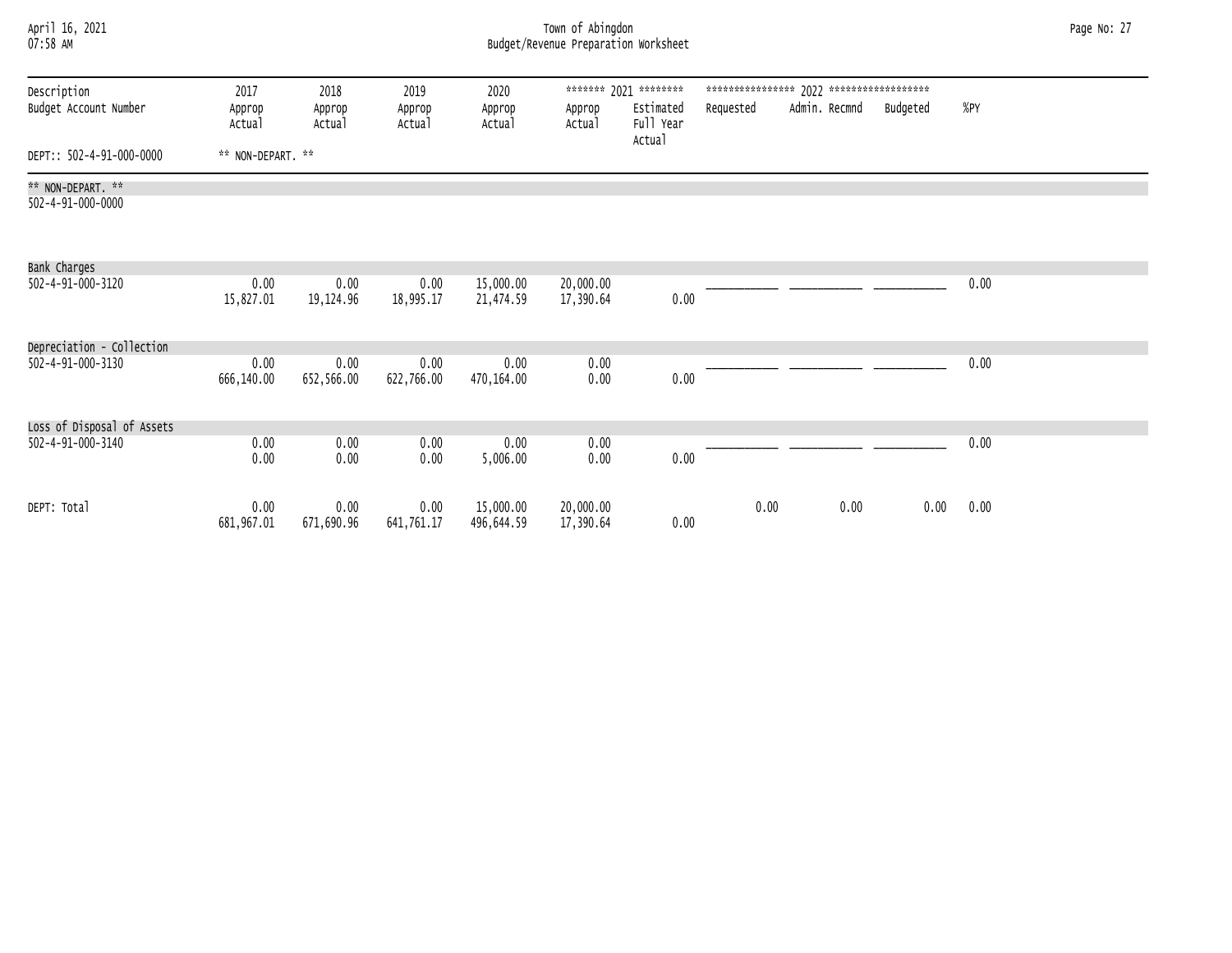Town of Abingdon
Budget/Revenue Preparation Worksheet

| Description / Budget Account Number | 2017 Approp / Actual | 2018 Approp / Actual | 2019 Approp / Actual | 2020 Approp / Actual | 2021 Approp / Actual | 2021 Estimated Full Year Actual | 2022 Requested | 2022 Admin. Recmnd | 2022 Budgeted | %PY |
|---|---|---|---|---|---|---|---|---|---|---|
| DEPT:: 502-4-91-000-0000 | ** NON-DEPART. ** | | | | | | | | | |
| ** NON-DEPART. ** 502-4-91-000-0000 | | | | | | | | | | |
| Bank Charges 502-4-91-000-3120 | 0.00 | 0.00 | 0.00 | 15,000.00 | 20,000.00 | | ___ | ___ | ___ | 0.00 |
| | 15,827.01 | 19,124.96 | 18,995.17 | 21,474.59 | 17,390.64 | 0.00 | | | | |
| Depreciation - Collection 502-4-91-000-3130 | 0.00 | 0.00 | 0.00 | 0.00 | 0.00 | | ___ | ___ | ___ | 0.00 |
| | 666,140.00 | 652,566.00 | 622,766.00 | 470,164.00 | 0.00 | 0.00 | | | | |
| Loss of Disposal of Assets 502-4-91-000-3140 | 0.00 | 0.00 | 0.00 | 0.00 | 0.00 | | ___ | ___ | ___ | 0.00 |
| | 0.00 | 0.00 | 0.00 | 5,006.00 | 0.00 | 0.00 | | | | |
| DEPT: Total | 0.00 | 0.00 | 0.00 | 15,000.00 | 20,000.00 | | 0.00 | 0.00 | 0.00 | 0.00 |
| | 681,967.01 | 671,690.96 | 641,761.17 | 496,644.59 | 17,390.64 | 0.00 | | | | |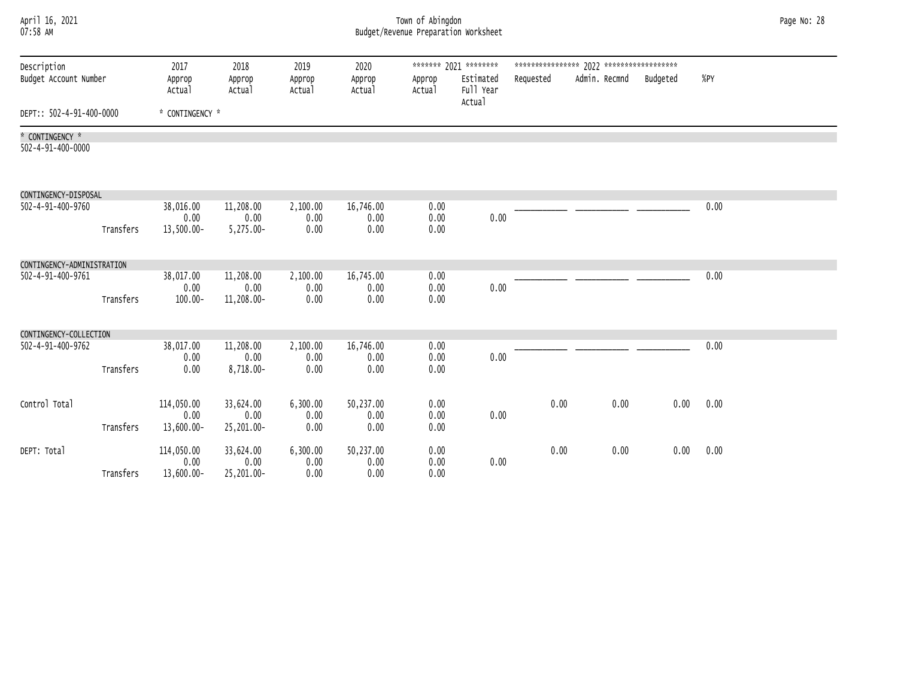Town of Abingdon
Budget/Revenue Preparation Worksheet

| Description / Budget Account Number | | 2017 Approp Actual | 2018 Approp Actual | 2019 Approp Actual | 2020 Approp Actual | 2021 Approp Actual | 2021 Estimated Full Year Actual | 2022 Requested | 2022 Admin. Recmnd | 2022 Budgeted | %PY |
|---|---|---|---|---|---|---|---|---|---|---|---|
| DEPT:: 502-4-91-400-0000 | | * CONTINGENCY * | | | | | | | | | |
| * CONTINGENCY * 502-4-91-400-0000 | | | | | | | | | | | |
| CONTINGENCY-DISPOSAL 502-4-91-400-9760 | | 38,016.00 | 11,208.00 | 2,100.00 | 16,746.00 | 0.00 | | ________ | ________ | ________ | 0.00 |
| | | 0.00 | 0.00 | 0.00 | 0.00 | 0.00 | 0.00 | | | | |
| | Transfers | 13,500.00- | 5,275.00- | 0.00 | 0.00 | 0.00 | | | | | |
| CONTINGENCY-ADMINISTRATION 502-4-91-400-9761 | | 38,017.00 | 11,208.00 | 2,100.00 | 16,745.00 | 0.00 | | ________ | ________ | ________ | 0.00 |
| | | 0.00 | 0.00 | 0.00 | 0.00 | 0.00 | 0.00 | | | | |
| | Transfers | 100.00- | 11,208.00- | 0.00 | 0.00 | 0.00 | | | | | |
| CONTINGENCY-COLLECTION 502-4-91-400-9762 | | 38,017.00 | 11,208.00 | 2,100.00 | 16,746.00 | 0.00 | | ________ | ________ | ________ | 0.00 |
| | | 0.00 | 0.00 | 0.00 | 0.00 | 0.00 | 0.00 | | | | |
| | Transfers | 0.00 | 8,718.00- | 0.00 | 0.00 | 0.00 | | | | | |
| Control Total | | 114,050.00 | 33,624.00 | 6,300.00 | 50,237.00 | 0.00 | | 0.00 | 0.00 | 0.00 | 0.00 |
| | | 0.00 | 0.00 | 0.00 | 0.00 | 0.00 | 0.00 | | | | |
| | Transfers | 13,600.00- | 25,201.00- | 0.00 | 0.00 | 0.00 | | | | | |
| DEPT: Total | | 114,050.00 | 33,624.00 | 6,300.00 | 50,237.00 | 0.00 | | 0.00 | 0.00 | 0.00 | 0.00 |
| | | 0.00 | 0.00 | 0.00 | 0.00 | 0.00 | 0.00 | | | | |
| | Transfers | 13,600.00- | 25,201.00- | 0.00 | 0.00 | 0.00 | | | | | |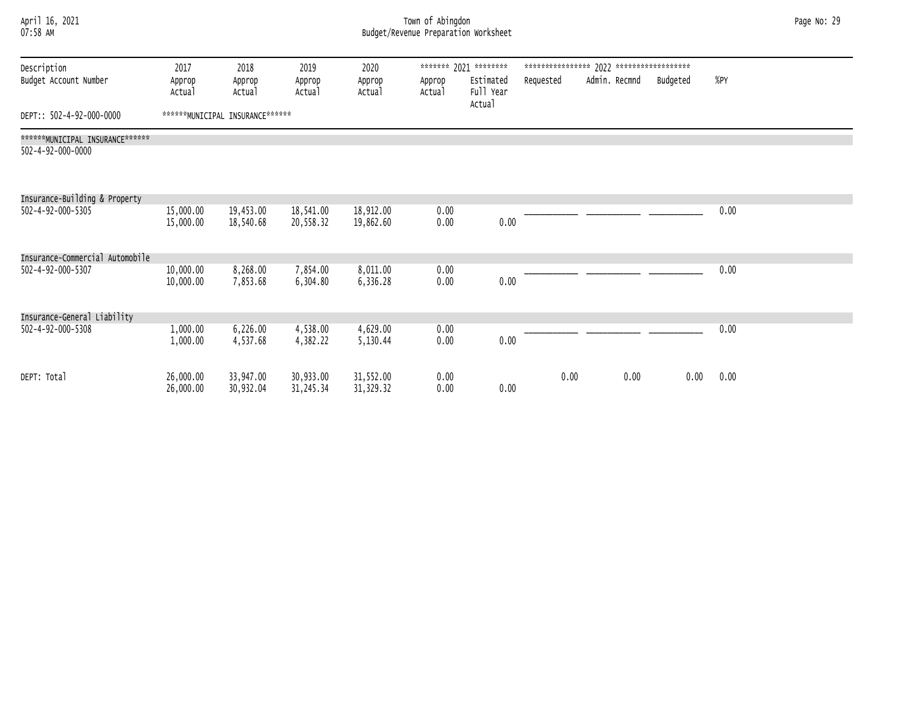Town of Abingdon
Budget/Revenue Preparation Worksheet

| Description / Budget Account Number | 2017 Approp / Actual | 2018 Approp / Actual | 2019 Approp / Actual | 2020 Approp / Actual | 2021 Approp / Actual | 2021 Estimated Full Year Actual | 2022 Requested | 2022 Admin. Recmnd | 2022 Budgeted | %PY |
|---|---|---|---|---|---|---|---|---|---|---|
| DEPT:: 502-4-92-000-0000 | ******MUNICIPAL INSURANCE****** | | | | | | | | | |
| ******MUNICIPAL INSURANCE****** 502-4-92-000-0000 | | | | | | | | | | |
| Insurance-Building & Property 502-4-92-000-5305 | 15,000.00 | 19,453.00 | 18,541.00 | 18,912.00 | 0.00 | | ___________ | ___________ | ___________ | 0.00 |
| | 15,000.00 | 18,540.68 | 20,558.32 | 19,862.60 | 0.00 | 0.00 | | | | |
| Insurance-Commercial Automobile 502-4-92-000-5307 | 10,000.00 | 8,268.00 | 7,854.00 | 8,011.00 | 0.00 | | ___________ | ___________ | ___________ | 0.00 |
| | 10,000.00 | 7,853.68 | 6,304.80 | 6,336.28 | 0.00 | 0.00 | | | | |
| Insurance-General Liability 502-4-92-000-5308 | 1,000.00 | 6,226.00 | 4,538.00 | 4,629.00 | 0.00 | | ___________ | ___________ | ___________ | 0.00 |
| | 1,000.00 | 4,537.68 | 4,382.22 | 5,130.44 | 0.00 | 0.00 | | | | |
| DEPT: Total | 26,000.00 | 33,947.00 | 30,933.00 | 31,552.00 | 0.00 | | 0.00 | 0.00 | 0.00 | 0.00 |
| | 26,000.00 | 30,932.04 | 31,245.34 | 31,329.32 | 0.00 | 0.00 | | | | |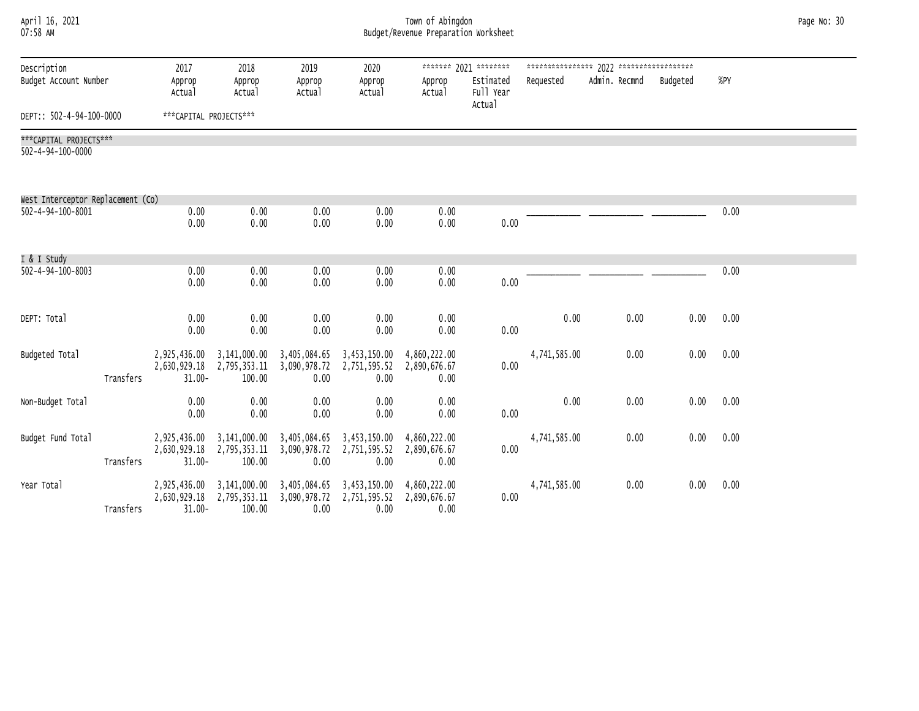Town of Abingdon
Budget/Revenue Preparation Worksheet

| Description / Budget Account Number | | 2017 Approp Actual | 2018 Approp Actual | 2019 Approp Actual | 2020 Approp Actual | 2021 Approp Actual | 2021 Estimated Full Year Actual | 2022 Requested | 2022 Admin. Recmnd | 2022 Budgeted | %PY |
|---|---|---|---|---|---|---|---|---|---|---|---|
| DEPT:: 502-4-94-100-0000 | | ***CAPITAL PROJECTS*** | | | | | | | | | |
| ***CAPITAL PROJECTS*** 502-4-94-100-0000 | | | | | | | | | | | |
| West Interceptor Replacement (Co) 502-4-94-100-8001 | | 0.00 | 0.00 | 0.00 | 0.00 | 0.00 | | ___________ | ___________ | ___________ | 0.00 |
| | | 0.00 | 0.00 | 0.00 | 0.00 | 0.00 | 0.00 | | | | |
| I & I Study 502-4-94-100-8003 | | 0.00 | 0.00 | 0.00 | 0.00 | 0.00 | | ___________ | ___________ | ___________ | 0.00 |
| | | 0.00 | 0.00 | 0.00 | 0.00 | 0.00 | 0.00 | | | | |
| DEPT: Total | | 0.00 | 0.00 | 0.00 | 0.00 | 0.00 | | 0.00 | 0.00 | 0.00 | 0.00 |
| | | 0.00 | 0.00 | 0.00 | 0.00 | 0.00 | 0.00 | | | | |
| Budgeted Total | | 2,925,436.00 | 3,141,000.00 | 3,405,084.65 | 3,453,150.00 | 4,860,222.00 | | 4,741,585.00 | 0.00 | 0.00 | 0.00 |
| | | 2,630,929.18 | 2,795,353.11 | 3,090,978.72 | 2,751,595.52 | 2,890,676.67 | 0.00 | | | | |
| | Transfers | 31.00- | 100.00 | 0.00 | 0.00 | 0.00 | | | | | |
| Non-Budget Total | | 0.00 | 0.00 | 0.00 | 0.00 | 0.00 | | 0.00 | 0.00 | 0.00 | 0.00 |
| | | 0.00 | 0.00 | 0.00 | 0.00 | 0.00 | 0.00 | | | | |
| Budget Fund Total | | 2,925,436.00 | 3,141,000.00 | 3,405,084.65 | 3,453,150.00 | 4,860,222.00 | | 4,741,585.00 | 0.00 | 0.00 | 0.00 |
| | | 2,630,929.18 | 2,795,353.11 | 3,090,978.72 | 2,751,595.52 | 2,890,676.67 | 0.00 | | | | |
| | Transfers | 31.00- | 100.00 | 0.00 | 0.00 | 0.00 | | | | | |
| Year Total | | 2,925,436.00 | 3,141,000.00 | 3,405,084.65 | 3,453,150.00 | 4,860,222.00 | | 4,741,585.00 | 0.00 | 0.00 | 0.00 |
| | | 2,630,929.18 | 2,795,353.11 | 3,090,978.72 | 2,751,595.52 | 2,890,676.67 | 0.00 | | | | |
| | Transfers | 31.00- | 100.00 | 0.00 | 0.00 | 0.00 | | | | | |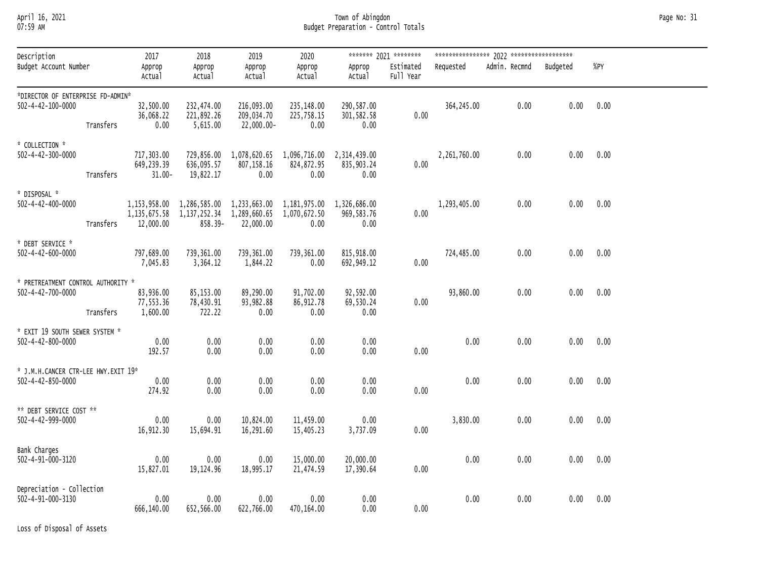Town of Abingdon
Budget Preparation - Control Totals

| Description / Budget Account Number | | 2017 Approp / Actual | 2018 Approp / Actual | 2019 Approp / Actual | 2020 Approp / Actual | 2021 Approp / Actual | 2021 Estimated Full Year | 2022 Requested | 2022 Admin. Recmnd | 2022 Budgeted | %PY |
|---|---|---|---|---|---|---|---|---|---|---|---|
| *DIRECTOR OF ENTERPRISE FD-ADMIN* | | | | | | | | | | | |
| 502-4-42-100-0000 | | 32,500.00 | 232,474.00 | 216,093.00 | 235,148.00 | 290,587.00 | | 364,245.00 | 0.00 | 0.00 | 0.00 |
| | | 36,068.22 | 221,892.26 | 209,034.70 | 225,758.15 | 301,582.58 | 0.00 | | | | |
| | Transfers | 0.00 | 5,615.00 | 22,000.00- | 0.00 | 0.00 | | | | | |
| * COLLECTION * | | | | | | | | | | | |
| 502-4-42-300-0000 | | 717,303.00 | 729,856.00 | 1,078,620.65 | 1,096,716.00 | 2,314,439.00 | | 2,261,760.00 | 0.00 | 0.00 | 0.00 |
| | | 649,239.39 | 636,095.57 | 807,158.16 | 824,872.95 | 835,903.24 | 0.00 | | | | |
| | Transfers | 31.00- | 19,822.17 | 0.00 | 0.00 | 0.00 | | | | | |
| * DISPOSAL * | | | | | | | | | | | |
| 502-4-42-400-0000 | | 1,153,958.00 | 1,286,585.00 | 1,233,663.00 | 1,181,975.00 | 1,326,686.00 | | 1,293,405.00 | 0.00 | 0.00 | 0.00 |
| | | 1,135,675.58 | 1,137,252.34 | 1,289,660.65 | 1,070,672.50 | 969,583.76 | 0.00 | | | | |
| | Transfers | 12,000.00 | 858.39- | 22,000.00 | 0.00 | 0.00 | | | | | |
| * DEBT SERVICE * | | | | | | | | | | | |
| 502-4-42-600-0000 | | 797,689.00 | 739,361.00 | 739,361.00 | 739,361.00 | 815,918.00 | | 724,485.00 | 0.00 | 0.00 | 0.00 |
| | | 7,045.83 | 3,364.12 | 1,844.22 | 0.00 | 692,949.12 | 0.00 | | | | |
| * PRETREATMENT CONTROL AUTHORITY * | | | | | | | | | | | |
| 502-4-42-700-0000 | | 83,936.00 | 85,153.00 | 89,290.00 | 91,702.00 | 92,592.00 | | 93,860.00 | 0.00 | 0.00 | 0.00 |
| | | 77,553.36 | 78,430.91 | 93,982.88 | 86,912.78 | 69,530.24 | 0.00 | | | | |
| | Transfers | 1,600.00 | 722.22 | 0.00 | 0.00 | 0.00 | | | | | |
| * EXIT 19 SOUTH SEWER SYSTEM * | | | | | | | | | | | |
| 502-4-42-800-0000 | | 0.00 | 0.00 | 0.00 | 0.00 | 0.00 | | 0.00 | 0.00 | 0.00 | 0.00 |
| | | 192.57 | 0.00 | 0.00 | 0.00 | 0.00 | 0.00 | | | | |
| * J.M.H.CANCER CTR-LEE HWY.EXIT 19* | | | | | | | | | | | |
| 502-4-42-850-0000 | | 0.00 | 0.00 | 0.00 | 0.00 | 0.00 | | 0.00 | 0.00 | 0.00 | 0.00 |
| | | 274.92 | 0.00 | 0.00 | 0.00 | 0.00 | 0.00 | | | | |
| ** DEBT SERVICE COST ** | | | | | | | | | | | |
| 502-4-42-999-0000 | | 0.00 | 0.00 | 10,824.00 | 11,459.00 | 0.00 | | 3,830.00 | 0.00 | 0.00 | 0.00 |
| | | 16,912.30 | 15,694.91 | 16,291.60 | 15,405.23 | 3,737.09 | 0.00 | | | | |
| Bank Charges | | | | | | | | | | | |
| 502-4-91-000-3120 | | 0.00 | 0.00 | 0.00 | 15,000.00 | 20,000.00 | | 0.00 | 0.00 | 0.00 | 0.00 |
| | | 15,827.01 | 19,124.96 | 18,995.17 | 21,474.59 | 17,390.64 | 0.00 | | | | |
| Depreciation - Collection | | | | | | | | | | | |
| 502-4-91-000-3130 | | 0.00 | 0.00 | 0.00 | 0.00 | 0.00 | | 0.00 | 0.00 | 0.00 | 0.00 |
| | | 666,140.00 | 652,566.00 | 622,766.00 | 470,164.00 | 0.00 | 0.00 | | | | |
| Loss of Disposal of Assets | | | | | | | | | | | |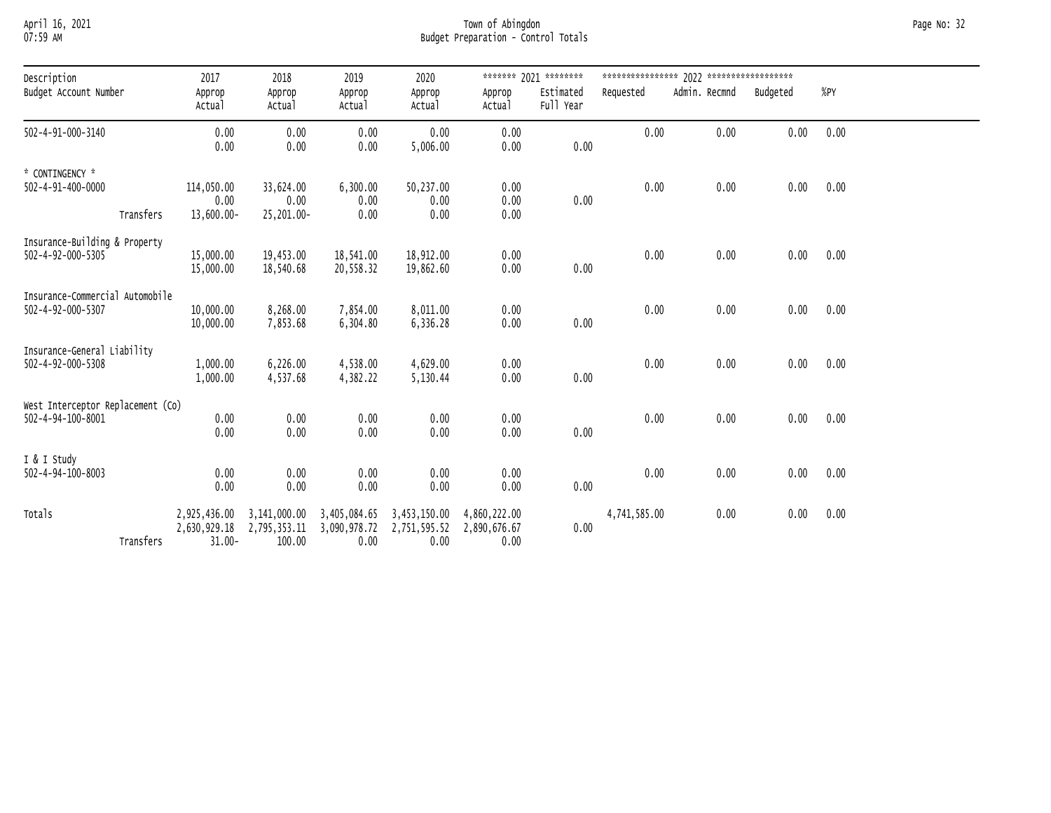Town of Abingdon

Budget Preparation - Control Totals

| Description<br>Budget Account Number | 2017<br>Approp<br>Actual | 2018<br>Approp<br>Actual | 2019<br>Approp<br>Actual | 2020<br>Approp<br>Actual | ******* 2021 ********<br>Approp<br>Actual | Estimated<br>Full Year | **************** 2022 ******************<br>Requested | Admin. Recmnd | Budgeted | %PY |
|---|---|---|---|---|---|---|---|---|---|---|
| 502-4-91-000-3140 | 0.00 | 0.00 | 0.00 | 0.00 | 0.00 | | 0.00 | 0.00 | 0.00 | 0.00 |
| | 0.00 | 0.00 | 0.00 | 5,006.00 | 0.00 | 0.00 | | | | |
| * CONTINGENCY * | | | | | | | | | | |
| 502-4-91-400-0000 | 114,050.00 | 33,624.00 | 6,300.00 | 50,237.00 | 0.00 | | 0.00 | 0.00 | 0.00 | 0.00 |
| | 0.00 | 0.00 | 0.00 | 0.00 | 0.00 | 0.00 | | | | |
| Transfers | 13,600.00- | 25,201.00- | 0.00 | 0.00 | 0.00 | | | | | |
| Insurance-Building & Property | | | | | | | | | | |
| 502-4-92-000-5305 | 15,000.00 | 19,453.00 | 18,541.00 | 18,912.00 | 0.00 | | 0.00 | 0.00 | 0.00 | 0.00 |
| | 15,000.00 | 18,540.68 | 20,558.32 | 19,862.60 | 0.00 | 0.00 | | | | |
| Insurance-Commercial Automobile | | | | | | | | | | |
| 502-4-92-000-5307 | 10,000.00 | 8,268.00 | 7,854.00 | 8,011.00 | 0.00 | | 0.00 | 0.00 | 0.00 | 0.00 |
| | 10,000.00 | 7,853.68 | 6,304.80 | 6,336.28 | 0.00 | 0.00 | | | | |
| Insurance-General Liability | | | | | | | | | | |
| 502-4-92-000-5308 | 1,000.00 | 6,226.00 | 4,538.00 | 4,629.00 | 0.00 | | 0.00 | 0.00 | 0.00 | 0.00 |
| | 1,000.00 | 4,537.68 | 4,382.22 | 5,130.44 | 0.00 | 0.00 | | | | |
| West Interceptor Replacement (Co) | | | | | | | | | | |
| 502-4-94-100-8001 | 0.00 | 0.00 | 0.00 | 0.00 | 0.00 | | 0.00 | 0.00 | 0.00 | 0.00 |
| | 0.00 | 0.00 | 0.00 | 0.00 | 0.00 | 0.00 | | | | |
| I & I Study | | | | | | | | | | |
| 502-4-94-100-8003 | 0.00 | 0.00 | 0.00 | 0.00 | 0.00 | | 0.00 | 0.00 | 0.00 | 0.00 |
| | 0.00 | 0.00 | 0.00 | 0.00 | 0.00 | 0.00 | | | | |
| Totals | 2,925,436.00 | 3,141,000.00 | 3,405,084.65 | 3,453,150.00 | 4,860,222.00 | | 4,741,585.00 | 0.00 | 0.00 | 0.00 |
| | 2,630,929.18 | 2,795,353.11 | 3,090,978.72 | 2,751,595.52 | 2,890,676.67 | 0.00 | | | | |
| Transfers | 31.00- | 100.00 | 0.00 | 0.00 | 0.00 | | | | | |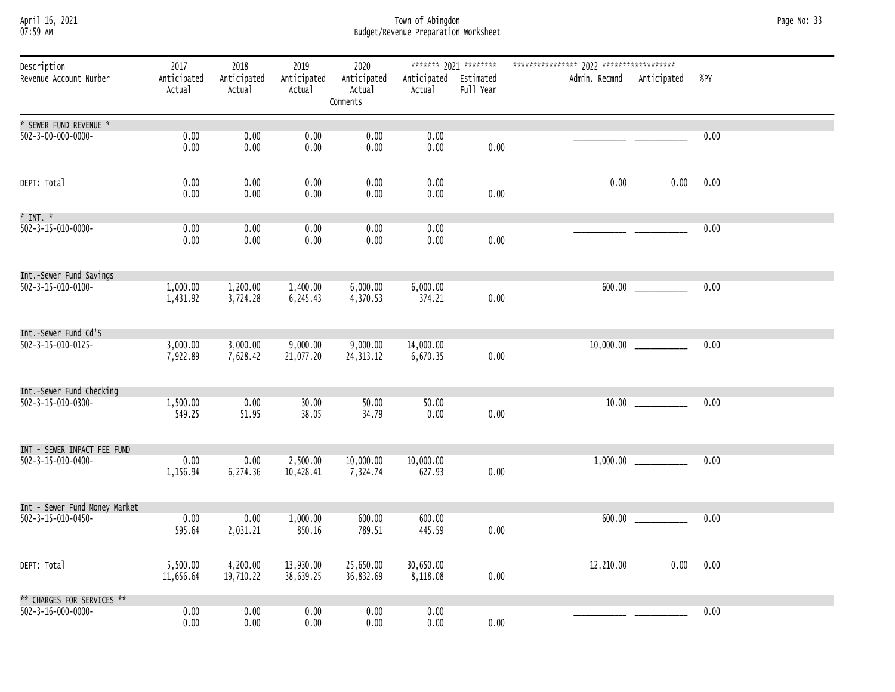# Town of Abingdon
## Budget/Revenue Preparation Worksheet

| Description<br>Revenue Account Number | 2017<br>Anticipated<br>Actual | 2018<br>Anticipated<br>Actual | 2019<br>Anticipated<br>Actual | 2020<br>Anticipated<br>Actual<br>Comments | 2021<br>Anticipated<br>Actual | 2021<br>Estimated<br>Full Year | 2022<br>Admin. Recmnd | 2022<br>Anticipated | %PY |
|---|---|---|---|---|---|---|---|---|---|
| * SEWER FUND REVENUE * | | | | | | | | | |
| 502-3-00-000-0000- | 0.00 | 0.00 | 0.00 | 0.00 | 0.00 | | ___________ | ___________ | 0.00 |
| | 0.00 | 0.00 | 0.00 | 0.00 | 0.00 | 0.00 | | | |
| DEPT: Total | 0.00 | 0.00 | 0.00 | 0.00 | 0.00 | | 0.00 | 0.00 | 0.00 |
| | 0.00 | 0.00 | 0.00 | 0.00 | 0.00 | 0.00 | | | |
| * INT. * | | | | | | | | | |
| 502-3-15-010-0000- | 0.00 | 0.00 | 0.00 | 0.00 | 0.00 | | ___________ | ___________ | 0.00 |
| | 0.00 | 0.00 | 0.00 | 0.00 | 0.00 | 0.00 | | | |
| Int.-Sewer Fund Savings | | | | | | | | | |
| 502-3-15-010-0100- | 1,000.00 | 1,200.00 | 1,400.00 | 6,000.00 | 6,000.00 | | 600.00 | ___________ | 0.00 |
| | 1,431.92 | 3,724.28 | 6,245.43 | 4,370.53 | 374.21 | 0.00 | | | |
| Int.-Sewer Fund Cd'S | | | | | | | | | |
| 502-3-15-010-0125- | 3,000.00 | 3,000.00 | 9,000.00 | 9,000.00 | 14,000.00 | | 10,000.00 | ___________ | 0.00 |
| | 7,922.89 | 7,628.42 | 21,077.20 | 24,313.12 | 6,670.35 | 0.00 | | | |
| Int.-Sewer Fund Checking | | | | | | | | | |
| 502-3-15-010-0300- | 1,500.00 | 0.00 | 30.00 | 50.00 | 50.00 | | 10.00 | ___________ | 0.00 |
| | 549.25 | 51.95 | 38.05 | 34.79 | 0.00 | 0.00 | | | |
| INT - SEWER IMPACT FEE FUND | | | | | | | | | |
| 502-3-15-010-0400- | 0.00 | 0.00 | 2,500.00 | 10,000.00 | 10,000.00 | | 1,000.00 | ___________ | 0.00 |
| | 1,156.94 | 6,274.36 | 10,428.41 | 7,324.74 | 627.93 | 0.00 | | | |
| Int - Sewer Fund Money Market | | | | | | | | | |
| 502-3-15-010-0450- | 0.00 | 0.00 | 1,000.00 | 600.00 | 600.00 | | 600.00 | ___________ | 0.00 |
| | 595.64 | 2,031.21 | 850.16 | 789.51 | 445.59 | 0.00 | | | |
| DEPT: Total | 5,500.00 | 4,200.00 | 13,930.00 | 25,650.00 | 30,650.00 | | 12,210.00 | 0.00 | 0.00 |
| | 11,656.64 | 19,710.22 | 38,639.25 | 36,832.69 | 8,118.08 | 0.00 | | | |
| ** CHARGES FOR SERVICES ** | | | | | | | | | |
| 502-3-16-000-0000- | 0.00 | 0.00 | 0.00 | 0.00 | 0.00 | | ___________ | ___________ | 0.00 |
| | 0.00 | 0.00 | 0.00 | 0.00 | 0.00 | 0.00 | | | |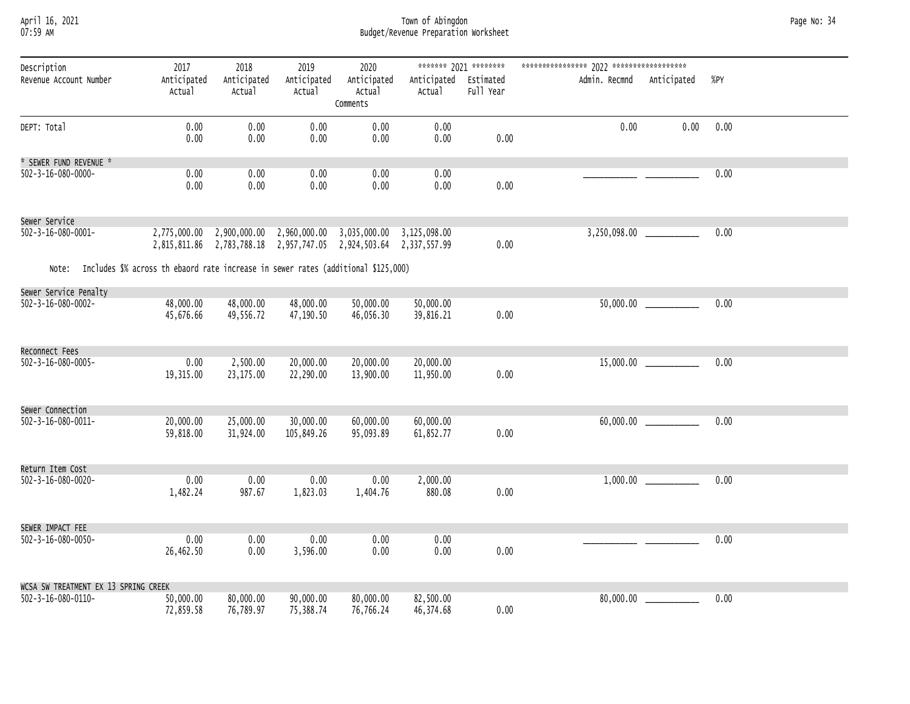| Description<br>Revenue Account Number | 2017<br>Anticipated<br>Actual | 2018<br>Anticipated<br>Actual | 2019<br>Anticipated<br>Actual | 2020<br>Anticipated<br>Actual<br>Comments | ******* 2021 ********<br>Anticipated<br>Actual | <br>Estimated<br>Full Year | ***************** 2022 ******************<br>Admin. Recmnd | <br>Anticipated | %PY |
|---|---|---|---|---|---|---|---|---|---|
| DEPT: Total | 0.00<br>0.00 | 0.00<br>0.00 | 0.00<br>0.00 | 0.00<br>0.00 | 0.00<br>0.00 | 0.00 | 0.00 | 0.00 | 0.00 |
| * SEWER FUND REVENUE *<br>502-3-16-080-0000- | 0.00<br>0.00 | 0.00<br>0.00 | 0.00<br>0.00 | 0.00<br>0.00 | 0.00<br>0.00 | 0.00 | ___________ | ___________ | 0.00 |
| Sewer Service<br>502-3-16-080-0001- | 2,775,000.00<br>2,815,811.86 | 2,900,000.00<br>2,783,788.18 | 2,960,000.00<br>2,957,747.05 | 3,035,000.00<br>2,924,503.64 | 3,125,098.00<br>2,337,557.99 | 0.00 | 3,250,098.00 | ___________ | 0.00 |
| Note: Includes $% across th ebaord rate increase in sewer rates (additional $125,000) | | | | | | | | | |
| Sewer Service Penalty<br>502-3-16-080-0002- | 48,000.00<br>45,676.66 | 48,000.00<br>49,556.72 | 48,000.00<br>47,190.50 | 50,000.00<br>46,056.30 | 50,000.00<br>39,816.21 | 0.00 | 50,000.00 | ___________ | 0.00 |
| Reconnect Fees<br>502-3-16-080-0005- | 0.00<br>19,315.00 | 2,500.00<br>23,175.00 | 20,000.00<br>22,290.00 | 20,000.00<br>13,900.00 | 20,000.00<br>11,950.00 | 0.00 | 15,000.00 | ___________ | 0.00 |
| Sewer Connection<br>502-3-16-080-0011- | 20,000.00<br>59,818.00 | 25,000.00<br>31,924.00 | 30,000.00<br>105,849.26 | 60,000.00<br>95,093.89 | 60,000.00<br>61,852.77 | 0.00 | 60,000.00 | ___________ | 0.00 |
| Return Item Cost<br>502-3-16-080-0020- | 0.00<br>1,482.24 | 0.00<br>987.67 | 0.00<br>1,823.03 | 0.00<br>1,404.76 | 2,000.00<br>880.08 | 0.00 | 1,000.00 | ___________ | 0.00 |
| SEWER IMPACT FEE<br>502-3-16-080-0050- | 0.00<br>26,462.50 | 0.00<br>0.00 | 0.00<br>3,596.00 | 0.00<br>0.00 | 0.00<br>0.00 | 0.00 | ___________ | ___________ | 0.00 |
| WCSA SW TREATMENT EX 13 SPRING CREEK<br>502-3-16-080-0110- | 50,000.00<br>72,859.58 | 80,000.00<br>76,789.97 | 90,000.00<br>75,388.74 | 80,000.00<br>76,766.24 | 82,500.00<br>46,374.68 | 0.00 | 80,000.00 | ___________ | 0.00 |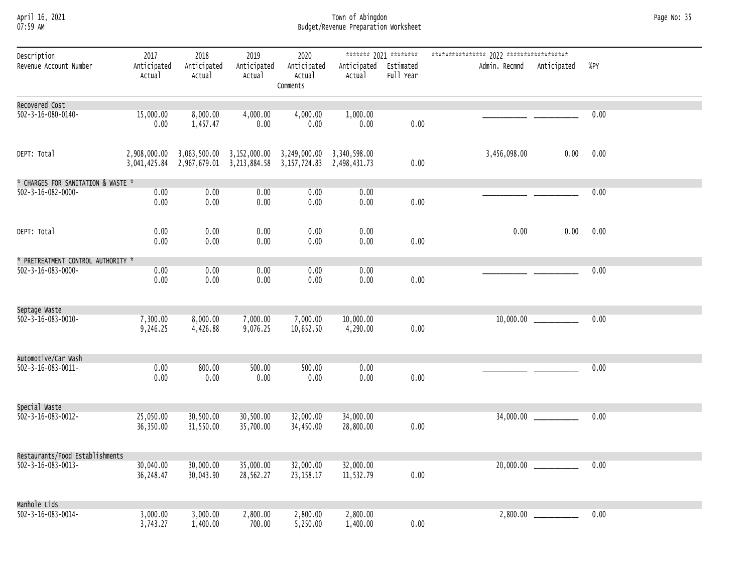| Description<br>Revenue Account Number | 2017<br>Anticipated<br>Actual | 2018<br>Anticipated<br>Actual | 2019<br>Anticipated<br>Actual | 2020<br>Anticipated<br>Actual<br>Comments | ******* 2021 ********<br>Anticipated<br>Actual | <br>Estimated<br>Full Year | **************** 2022 ******************<br>Admin. Recmnd | <br>Anticipated | %PY |
|---|---|---|---|---|---|---|---|---|---|
| Recovered Cost | | | | | | | | | |
| 502-3-16-080-0140- | 15,000.00<br>0.00 | 8,000.00<br>1,457.47 | 4,000.00<br>0.00 | 4,000.00<br>0.00 | 1,000.00<br>0.00 | 0.00 | ___________ | ___________ | 0.00 |
| DEPT: Total | 2,908,000.00<br>3,041,425.84 | 3,063,500.00<br>2,967,679.01 | 3,152,000.00<br>3,213,884.58 | 3,249,000.00<br>3,157,724.83 | 3,340,598.00<br>2,498,431.73 | 0.00 | 3,456,098.00 | 0.00 | 0.00 |
| * CHARGES FOR SANITATION & WASTE * | | | | | | | | | |
| 502-3-16-082-0000- | 0.00<br>0.00 | 0.00<br>0.00 | 0.00<br>0.00 | 0.00<br>0.00 | 0.00<br>0.00 | 0.00 | ___________ | ___________ | 0.00 |
| DEPT: Total | 0.00<br>0.00 | 0.00<br>0.00 | 0.00<br>0.00 | 0.00<br>0.00 | 0.00<br>0.00 | 0.00 | 0.00 | 0.00 | 0.00 |
| * PRETREATMENT CONTROL AUTHORITY * | | | | | | | | | |
| 502-3-16-083-0000- | 0.00<br>0.00 | 0.00<br>0.00 | 0.00<br>0.00 | 0.00<br>0.00 | 0.00<br>0.00 | 0.00 | ___________ | ___________ | 0.00 |
| Septage Waste | | | | | | | | | |
| 502-3-16-083-0010- | 7,300.00<br>9,246.25 | 8,000.00<br>4,426.88 | 7,000.00<br>9,076.25 | 7,000.00<br>10,652.50 | 10,000.00<br>4,290.00 | 0.00 | 10,000.00 | ___________ | 0.00 |
| Automotive/Car Wash | | | | | | | | | |
| 502-3-16-083-0011- | 0.00<br>0.00 | 800.00<br>0.00 | 500.00<br>0.00 | 500.00<br>0.00 | 0.00<br>0.00 | 0.00 | ___________ | ___________ | 0.00 |
| Special Waste | | | | | | | | | |
| 502-3-16-083-0012- | 25,050.00<br>36,350.00 | 30,500.00<br>31,550.00 | 30,500.00<br>35,700.00 | 32,000.00<br>34,450.00 | 34,000.00<br>28,800.00 | 0.00 | 34,000.00 | ___________ | 0.00 |
| Restaurants/Food Establishments | | | | | | | | | |
| 502-3-16-083-0013- | 30,040.00<br>36,248.47 | 30,000.00<br>30,043.90 | 35,000.00<br>28,562.27 | 32,000.00<br>23,158.17 | 32,000.00<br>11,532.79 | 0.00 | 20,000.00 | ___________ | 0.00 |
| Manhole Lids | | | | | | | | | |
| 502-3-16-083-0014- | 3,000.00<br>3,743.27 | 3,000.00<br>1,400.00 | 2,800.00<br>700.00 | 2,800.00<br>5,250.00 | 2,800.00<br>1,400.00 | 0.00 | 2,800.00 | ___________ | 0.00 |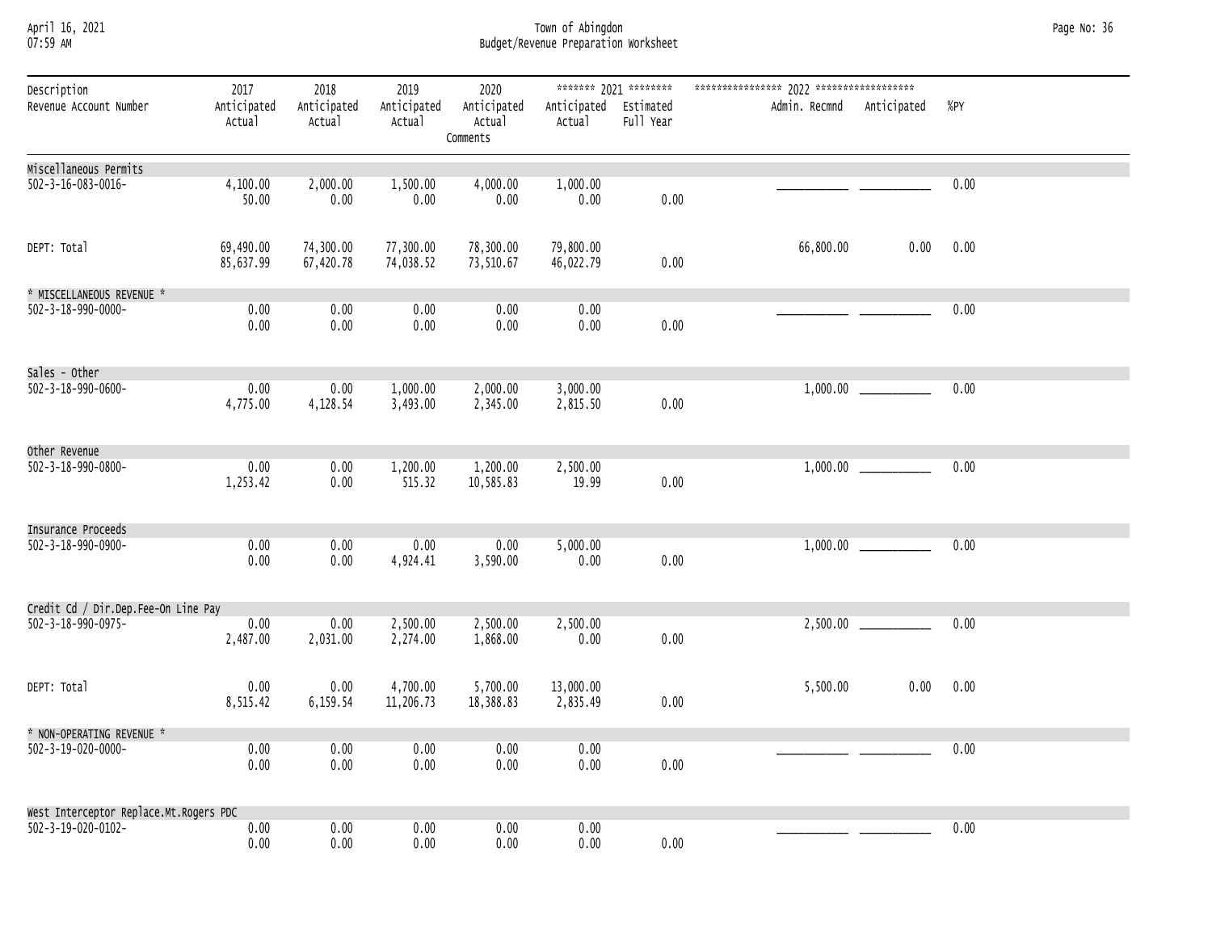| Description<br>Revenue Account Number | 2017<br>Anticipated<br>Actual | 2018<br>Anticipated<br>Actual | 2019<br>Anticipated<br>Actual | 2020<br>Anticipated<br>Actual<br>Comments | ******* 2021 ********<br>Anticipated<br>Actual | <br>Estimated<br>Full Year | **************** 2022 ******************<br>Admin. Recmnd | <br>Anticipated | %PY |
|---|---|---|---|---|---|---|---|---|---|
| Miscellaneous Permits | | | | | | | | | |
| 502-3-16-083-0016- | 4,100.00 | 2,000.00 | 1,500.00 | 4,000.00 | 1,000.00 | | __________ | __________ | 0.00 |
| | 50.00 | 0.00 | 0.00 | 0.00 | 0.00 | 0.00 | | | |
| DEPT: Total | 69,490.00 | 74,300.00 | 77,300.00 | 78,300.00 | 79,800.00 | | 66,800.00 | 0.00 | 0.00 |
| | 85,637.99 | 67,420.78 | 74,038.52 | 73,510.67 | 46,022.79 | 0.00 | | | |
| * MISCELLANEOUS REVENUE * | | | | | | | | | |
| 502-3-18-990-0000- | 0.00 | 0.00 | 0.00 | 0.00 | 0.00 | | __________ | __________ | 0.00 |
| | 0.00 | 0.00 | 0.00 | 0.00 | 0.00 | 0.00 | | | |
| Sales - Other | | | | | | | | | |
| 502-3-18-990-0600- | 0.00 | 0.00 | 1,000.00 | 2,000.00 | 3,000.00 | | 1,000.00 | __________ | 0.00 |
| | 4,775.00 | 4,128.54 | 3,493.00 | 2,345.00 | 2,815.50 | 0.00 | | | |
| Other Revenue | | | | | | | | | |
| 502-3-18-990-0800- | 0.00 | 0.00 | 1,200.00 | 1,200.00 | 2,500.00 | | 1,000.00 | __________ | 0.00 |
| | 1,253.42 | 0.00 | 515.32 | 10,585.83 | 19.99 | 0.00 | | | |
| Insurance Proceeds | | | | | | | | | |
| 502-3-18-990-0900- | 0.00 | 0.00 | 0.00 | 0.00 | 5,000.00 | | 1,000.00 | __________ | 0.00 |
| | 0.00 | 0.00 | 4,924.41 | 3,590.00 | 0.00 | 0.00 | | | |
| Credit Cd / Dir.Dep.Fee-On Line Pay | | | | | | | | | |
| 502-3-18-990-0975- | 0.00 | 0.00 | 2,500.00 | 2,500.00 | 2,500.00 | | 2,500.00 | __________ | 0.00 |
| | 2,487.00 | 2,031.00 | 2,274.00 | 1,868.00 | 0.00 | 0.00 | | | |
| DEPT: Total | 0.00 | 0.00 | 4,700.00 | 5,700.00 | 13,000.00 | | 5,500.00 | 0.00 | 0.00 |
| | 8,515.42 | 6,159.54 | 11,206.73 | 18,388.83 | 2,835.49 | 0.00 | | | |
| * NON-OPERATING REVENUE * | | | | | | | | | |
| 502-3-19-020-0000- | 0.00 | 0.00 | 0.00 | 0.00 | 0.00 | | __________ | __________ | 0.00 |
| | 0.00 | 0.00 | 0.00 | 0.00 | 0.00 | 0.00 | | | |
| West Interceptor Replace.Mt.Rogers PDC | | | | | | | | | |
| 502-3-19-020-0102- | 0.00 | 0.00 | 0.00 | 0.00 | 0.00 | | __________ | __________ | 0.00 |
| | 0.00 | 0.00 | 0.00 | 0.00 | 0.00 | 0.00 | | | |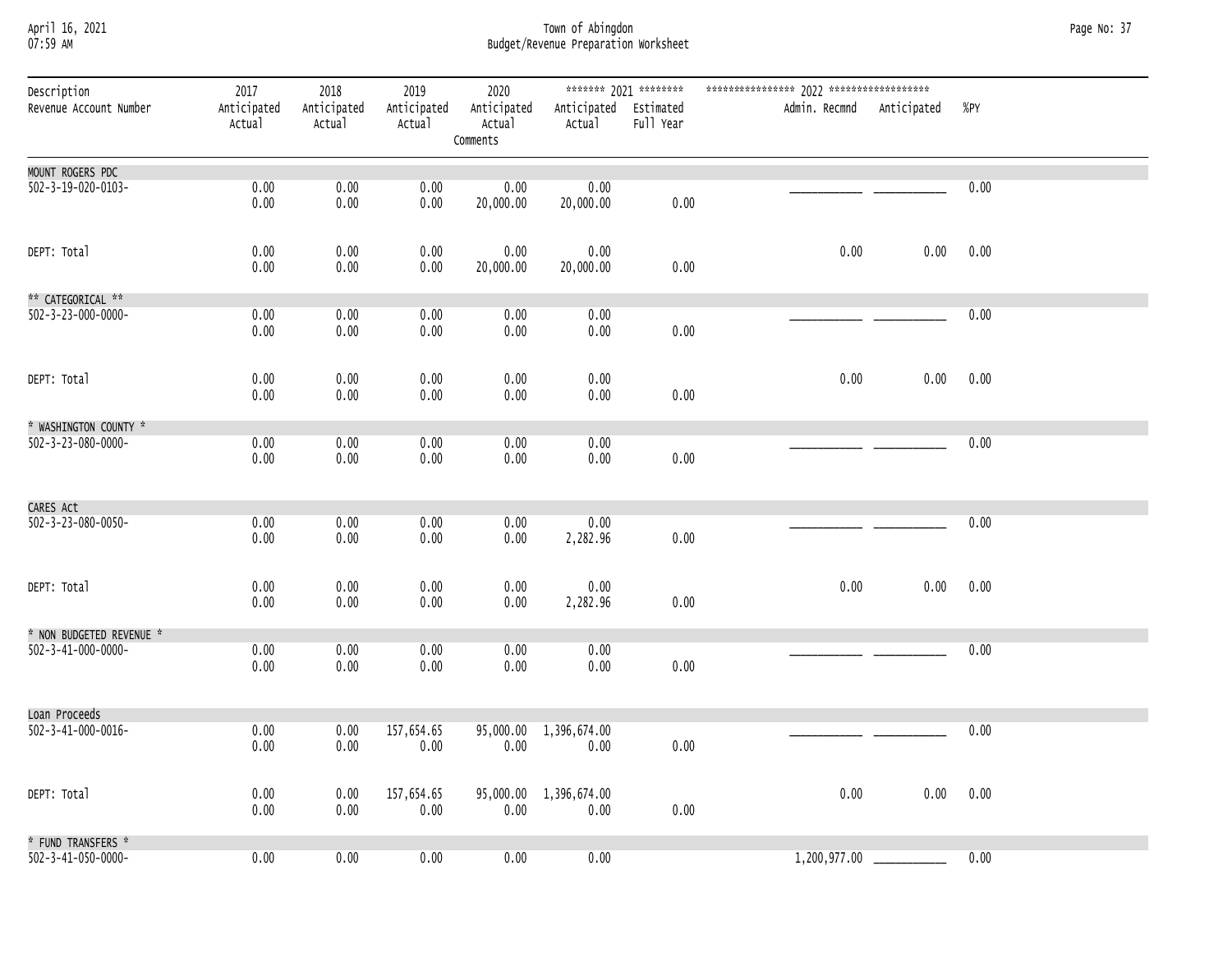# Town of Abingdon
## Budget/Revenue Preparation Worksheet

| Description Revenue Account Number | 2017 Anticipated Actual | 2018 Anticipated Actual | 2019 Anticipated Actual | 2020 Anticipated Actual Comments | 2021 Anticipated Actual | 2021 Estimated Full Year | 2022 Admin. Recmnd | 2022 Anticipated | %PY |
|---|---|---|---|---|---|---|---|---|---|
| MOUNT ROGERS PDC | | | | | | | | | |
| 502-3-19-020-0103- | 0.00 | 0.00 | 0.00 | 0.00 | 0.00 | | ___________ | ___________ | 0.00 |
| | 0.00 | 0.00 | 0.00 | 20,000.00 | 20,000.00 | 0.00 | | | |
| DEPT: Total | 0.00 | 0.00 | 0.00 | 0.00 | 0.00 | | 0.00 | 0.00 | 0.00 |
| | 0.00 | 0.00 | 0.00 | 20,000.00 | 20,000.00 | 0.00 | | | |
| ** CATEGORICAL ** | | | | | | | | | |
| 502-3-23-000-0000- | 0.00 | 0.00 | 0.00 | 0.00 | 0.00 | | ___________ | ___________ | 0.00 |
| | 0.00 | 0.00 | 0.00 | 0.00 | 0.00 | 0.00 | | | |
| DEPT: Total | 0.00 | 0.00 | 0.00 | 0.00 | 0.00 | | 0.00 | 0.00 | 0.00 |
| | 0.00 | 0.00 | 0.00 | 0.00 | 0.00 | 0.00 | | | |
| * WASHINGTON COUNTY * | | | | | | | | | |
| 502-3-23-080-0000- | 0.00 | 0.00 | 0.00 | 0.00 | 0.00 | | ___________ | ___________ | 0.00 |
| | 0.00 | 0.00 | 0.00 | 0.00 | 0.00 | 0.00 | | | |
| CARES Act | | | | | | | | | |
| 502-3-23-080-0050- | 0.00 | 0.00 | 0.00 | 0.00 | 0.00 | | ___________ | ___________ | 0.00 |
| | 0.00 | 0.00 | 0.00 | 0.00 | 2,282.96 | 0.00 | | | |
| DEPT: Total | 0.00 | 0.00 | 0.00 | 0.00 | 0.00 | | 0.00 | 0.00 | 0.00 |
| | 0.00 | 0.00 | 0.00 | 0.00 | 2,282.96 | 0.00 | | | |
| * NON BUDGETED REVENUE * | | | | | | | | | |
| 502-3-41-000-0000- | 0.00 | 0.00 | 0.00 | 0.00 | 0.00 | | ___________ | ___________ | 0.00 |
| | 0.00 | 0.00 | 0.00 | 0.00 | 0.00 | 0.00 | | | |
| Loan Proceeds | | | | | | | | | |
| 502-3-41-000-0016- | 0.00 | 0.00 | 157,654.65 | 95,000.00 | 1,396,674.00 | | ___________ | ___________ | 0.00 |
| | 0.00 | 0.00 | 0.00 | 0.00 | 0.00 | 0.00 | | | |
| DEPT: Total | 0.00 | 0.00 | 157,654.65 | 95,000.00 | 1,396,674.00 | | 0.00 | 0.00 | 0.00 |
| | 0.00 | 0.00 | 0.00 | 0.00 | 0.00 | 0.00 | | | |
| * FUND TRANSFERS * | | | | | | | | | |
| 502-3-41-050-0000- | 0.00 | 0.00 | 0.00 | 0.00 | 0.00 | | 1,200,977.00 | ___________ | 0.00 |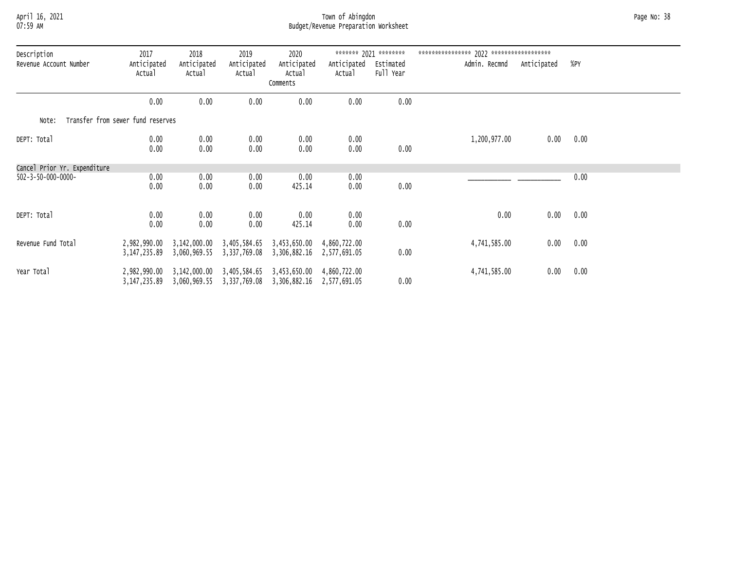| Description<br>Revenue Account Number | 2017<br>Anticipated<br>Actual | 2018<br>Anticipated<br>Actual | 2019<br>Anticipated<br>Actual | 2020<br>Anticipated<br>Actual<br>Comments | ******* 2021 ********<br>Anticipated<br>Actual | <br>Estimated<br>Full Year | **************** 2022 ******************<br>Admin. Recmnd | <br>Anticipated | <br>%PY |
|---|---|---|---|---|---|---|---|---|---|
| | 0.00 | 0.00 | 0.00 | 0.00 | 0.00 | 0.00 | | | |
| Note: Transfer from sewer fund reserves | | | | | | | | | |
| DEPT: Total | 0.00<br>0.00 | 0.00<br>0.00 | 0.00<br>0.00 | 0.00<br>0.00 | 0.00<br>0.00 | 0.00 | 1,200,977.00 | 0.00 | 0.00 |
| Cancel Prior Yr. Expenditure<br>502-3-50-000-0000- | 0.00<br>0.00 | 0.00<br>0.00 | 0.00<br>0.00 | 0.00<br>425.14 | 0.00<br>0.00 | 0.00 | ___________ | ___________ | 0.00 |
| DEPT: Total | 0.00<br>0.00 | 0.00<br>0.00 | 0.00<br>0.00 | 0.00<br>425.14 | 0.00<br>0.00 | 0.00 | 0.00 | 0.00 | 0.00 |
| Revenue Fund Total | 2,982,990.00<br>3,147,235.89 | 3,142,000.00<br>3,060,969.55 | 3,405,584.65<br>3,337,769.08 | 3,453,650.00<br>3,306,882.16 | 4,860,722.00<br>2,577,691.05 | 0.00 | 4,741,585.00 | 0.00 | 0.00 |
| Year Total | 2,982,990.00<br>3,147,235.89 | 3,142,000.00<br>3,060,969.55 | 3,405,584.65<br>3,337,769.08 | 3,453,650.00<br>3,306,882.16 | 4,860,722.00<br>2,577,691.05 | 0.00 | 4,741,585.00 | 0.00 | 0.00 |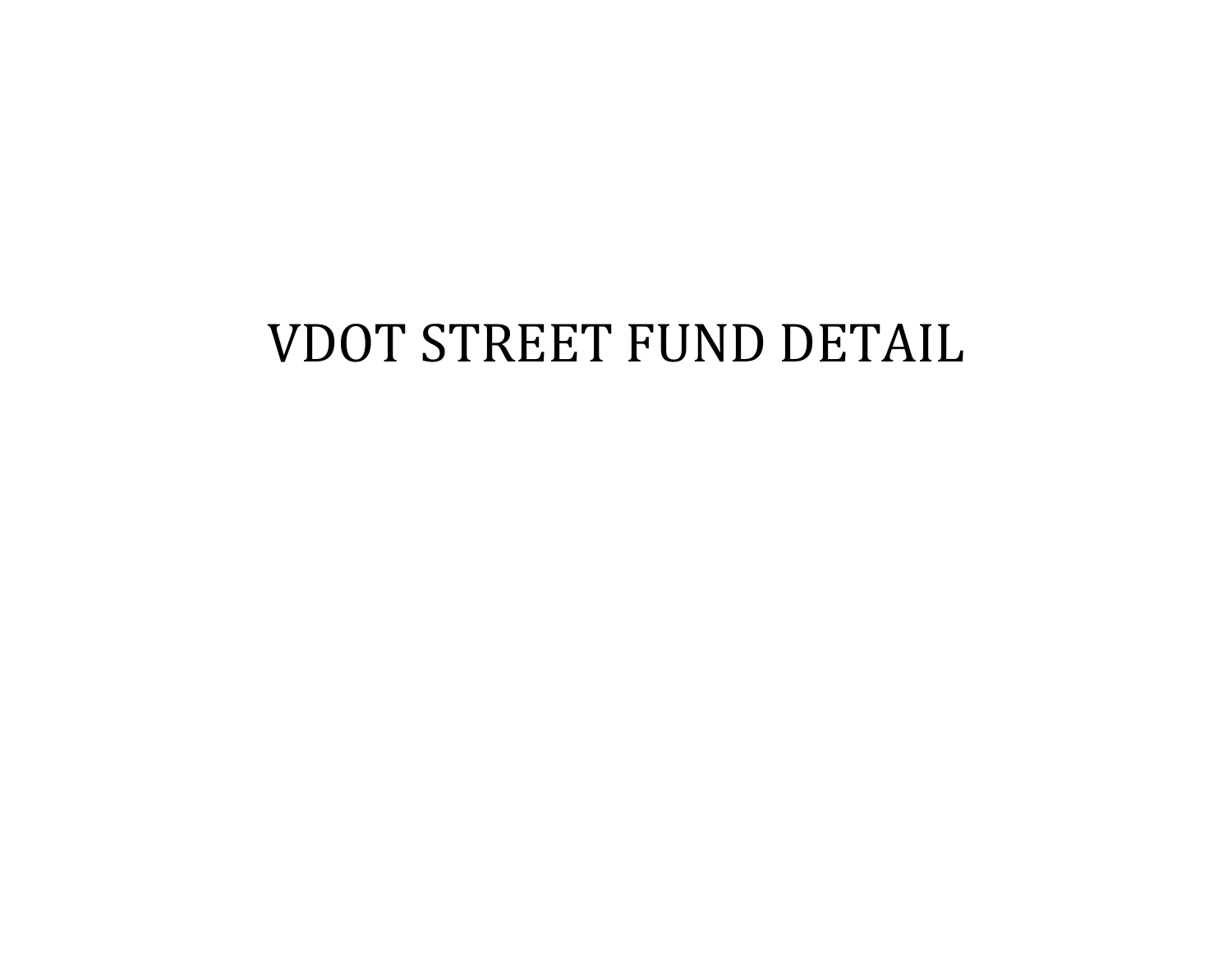# VDOT STREET FUND DETAIL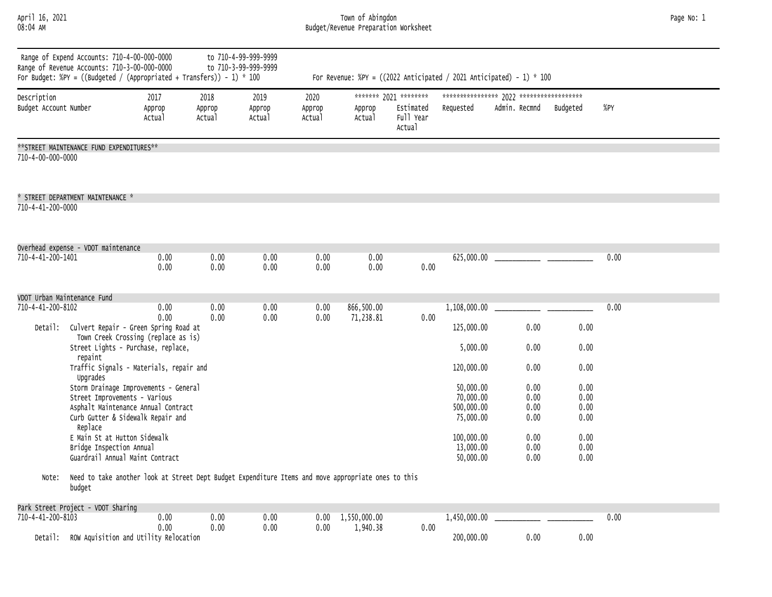Town of Abingdon
Budget/Revenue Preparation Worksheet

April 16, 2021
08:04 AM

Range of Expend Accounts: 710-4-00-000-0000 to 710-4-99-999-9999
Range of Revenue Accounts: 710-3-00-000-0000 to 710-3-99-999-9999
For Budget: %PY = ((Budgeted / (Appropriated + Transfers)) - 1) * 100
For Revenue: %PY = ((2022 Anticipated / 2021 Anticipated) - 1) * 100

| Description / Budget Account Number | 2017 Approp / Actual | 2018 Approp / Actual | 2019 Approp / Actual | 2020 Approp / Actual | 2021 Approp / Actual | 2021 Estimated Full Year Actual | 2022 Requested | 2022 Admin. Recmnd | 2022 Budgeted | %PY |
|---|---|---|---|---|---|---|---|---|---|---|
| **STREET MAINTENANCE FUND EXPENDITURES** 710-4-00-000-0000 | | | | | | | | | | |
| * STREET DEPARTMENT MAINTENANCE * 710-4-41-200-0000 | | | | | | | | | | |
| Overhead expense - VDOT maintenance 710-4-41-200-1401 | 0.00 | 0.00 | 0.00 | 0.00 | 0.00 | | 625,000.00 | ___________ | ___________ | 0.00 |
| | 0.00 | 0.00 | 0.00 | 0.00 | 0.00 | 0.00 | | | | |
| VDOT Urban Maintenance Fund 710-4-41-200-8102 | 0.00 | 0.00 | 0.00 | 0.00 | 866,500.00 | | 1,108,000.00 | ___________ | ___________ | 0.00 |
| | 0.00 | 0.00 | 0.00 | 0.00 | 71,238.81 | 0.00 | | | | |
| Detail: Culvert Repair - Green Spring Road at Town Creek Crossing (replace as is) | | | | | | | 125,000.00 | 0.00 | 0.00 | |
| Street Lights - Purchase, replace, repaint | | | | | | | 5,000.00 | 0.00 | 0.00 | |
| Traffic Signals - Materials, repair and Upgrades | | | | | | | 120,000.00 | 0.00 | 0.00 | |
| Storm Drainage Improvements - General | | | | | | | 50,000.00 | 0.00 | 0.00 | |
| Street Improvements - Various | | | | | | | 70,000.00 | 0.00 | 0.00 | |
| Asphalt Maintenance Annual Contract | | | | | | | 500,000.00 | 0.00 | 0.00 | |
| Curb Gutter & Sidewalk Repair and Replace | | | | | | | 75,000.00 | 0.00 | 0.00 | |
| E Main St at Hutton Sidewalk | | | | | | | 100,000.00 | 0.00 | 0.00 | |
| Bridge Inspection Annual | | | | | | | 13,000.00 | 0.00 | 0.00 | |
| Guardrail Annual Maint Contract | | | | | | | 50,000.00 | 0.00 | 0.00 | |
| Note: Need to take another look at Street Dept Budget Expenditure Items and move appropriate ones to this budget | | | | | | | | | | |
| Park Street Project - VDOT Sharing 710-4-41-200-8103 | 0.00 | 0.00 | 0.00 | 0.00 | 1,550,000.00 | | 1,450,000.00 | ___________ | ___________ | 0.00 |
| | 0.00 | 0.00 | 0.00 | 0.00 | 1,940.38 | 0.00 | | | | |
| Detail: ROW Aquisition and Utility Relocation | | | | | | | 200,000.00 | 0.00 | 0.00 | |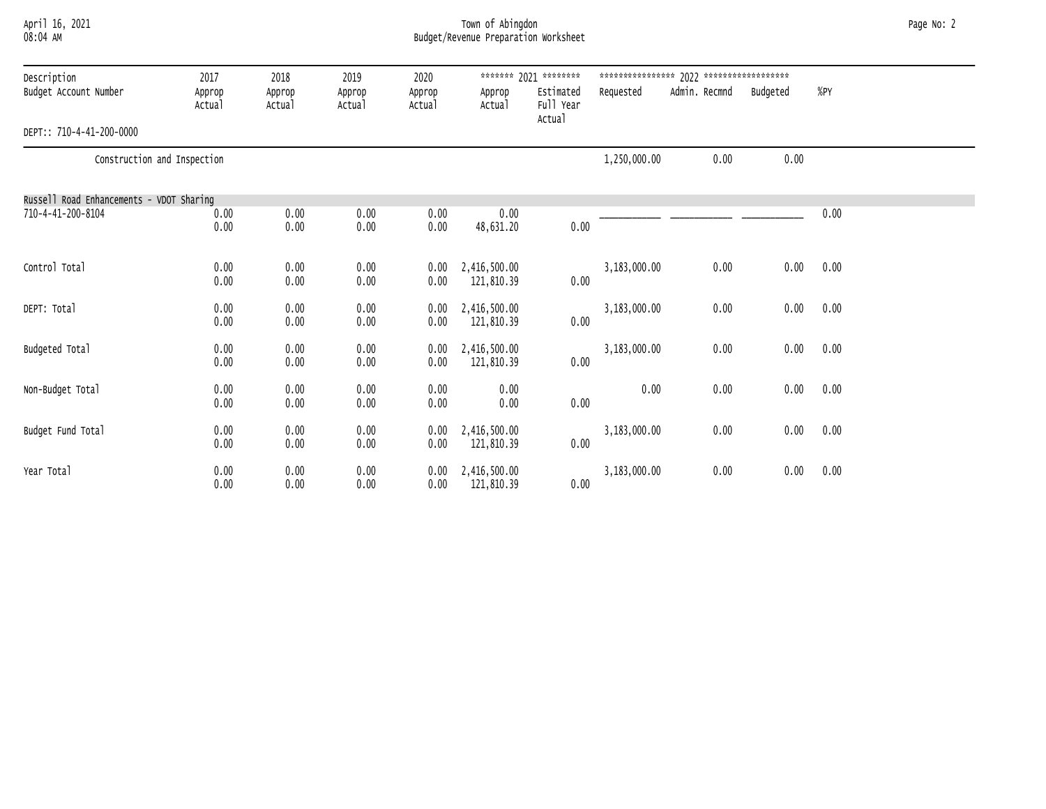| Description<br>Budget Account Number<br><br>DEPT:: 710-4-41-200-0000 | 2017<br>Approp<br>Actual | 2018<br>Approp<br>Actual | 2019<br>Approp<br>Actual | 2020<br>Approp<br>Actual | ******* 2021 ********<br>Approp<br>Actual | Estimated<br>Full Year<br>Actual | **************** 2022 ******************<br>Requested | Admin. Recmnd | Budgeted | %PY |
|---|---|---|---|---|---|---|---|---|---|---|
| Construction and Inspection | | | | | | | 1,250,000.00 | 0.00 | 0.00 | |
| **Russell Road Enhancements - VDOT Sharing** | | | | | | | | | | |
| 710-4-41-200-8104 | 0.00<br>0.00 | 0.00<br>0.00 | 0.00<br>0.00 | 0.00<br>0.00 | 0.00<br>48,631.20 | 0.00 | ___________ | ___________ | ___________ | 0.00 |
| Control Total | 0.00<br>0.00 | 0.00<br>0.00 | 0.00<br>0.00 | 0.00<br>0.00 | 2,416,500.00<br>121,810.39 | 0.00 | 3,183,000.00 | 0.00 | 0.00 | 0.00 |
| DEPT: Total | 0.00<br>0.00 | 0.00<br>0.00 | 0.00<br>0.00 | 0.00<br>0.00 | 2,416,500.00<br>121,810.39 | 0.00 | 3,183,000.00 | 0.00 | 0.00 | 0.00 |
| Budgeted Total | 0.00<br>0.00 | 0.00<br>0.00 | 0.00<br>0.00 | 0.00<br>0.00 | 2,416,500.00<br>121,810.39 | 0.00 | 3,183,000.00 | 0.00 | 0.00 | 0.00 |
| Non-Budget Total | 0.00<br>0.00 | 0.00<br>0.00 | 0.00<br>0.00 | 0.00<br>0.00 | 0.00<br>0.00 | 0.00 | 0.00 | 0.00 | 0.00 | 0.00 |
| Budget Fund Total | 0.00<br>0.00 | 0.00<br>0.00 | 0.00<br>0.00 | 0.00<br>0.00 | 2,416,500.00<br>121,810.39 | 0.00 | 3,183,000.00 | 0.00 | 0.00 | 0.00 |
| Year Total | 0.00<br>0.00 | 0.00<br>0.00 | 0.00<br>0.00 | 0.00<br>0.00 | 2,416,500.00<br>121,810.39 | 0.00 | 3,183,000.00 | 0.00 | 0.00 | 0.00 |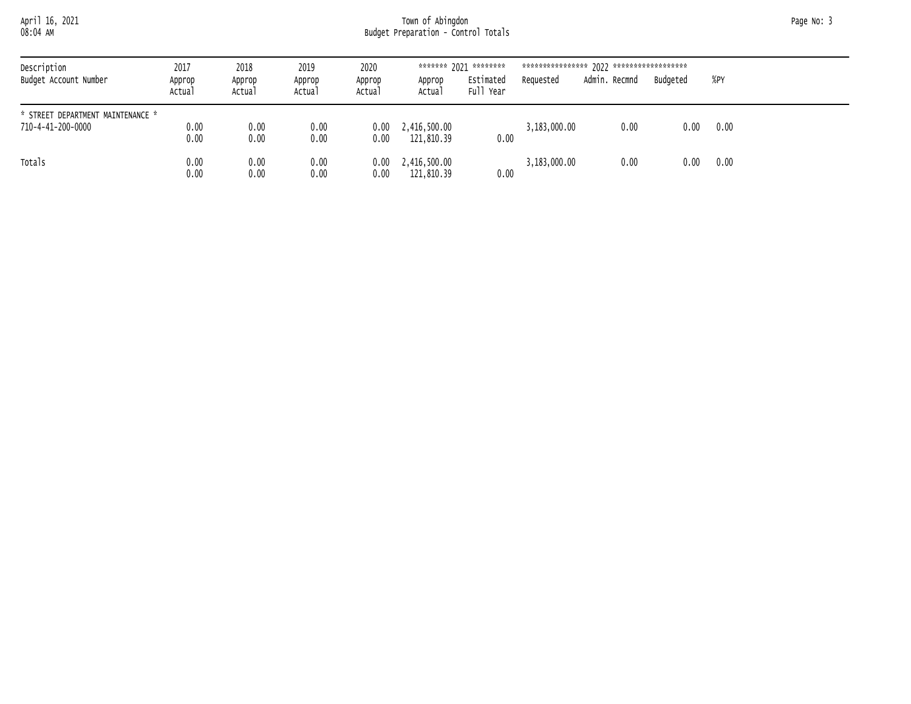Town of Abingdon
Budget Preparation - Control Totals

April 16, 2021
08:04 AM

| Description<br>Budget Account Number | 2017<br>Approp<br>Actual | 2018<br>Approp<br>Actual | 2019<br>Approp<br>Actual | 2020<br>Approp<br>Actual | ******* 2021 ********<br>Approp<br>Actual | Estimated<br>Full Year | **************** 2022 ******************<br>Requested | Admin. Recmnd | Budgeted | %PY |
|---|---|---|---|---|---|---|---|---|---|---|
| * STREET DEPARTMENT MAINTENANCE * | | | | | | | | | | |
| 710-4-41-200-0000 | 0.00 | 0.00 | 0.00 | 0.00 | 2,416,500.00 | | 3,183,000.00 | 0.00 | 0.00 | 0.00 |
| | 0.00 | 0.00 | 0.00 | 0.00 | 121,810.39 | 0.00 | | | | |
| Totals | 0.00 | 0.00 | 0.00 | 0.00 | 2,416,500.00 | | 3,183,000.00 | 0.00 | 0.00 | 0.00 |
| | 0.00 | 0.00 | 0.00 | 0.00 | 121,810.39 | 0.00 | | | | |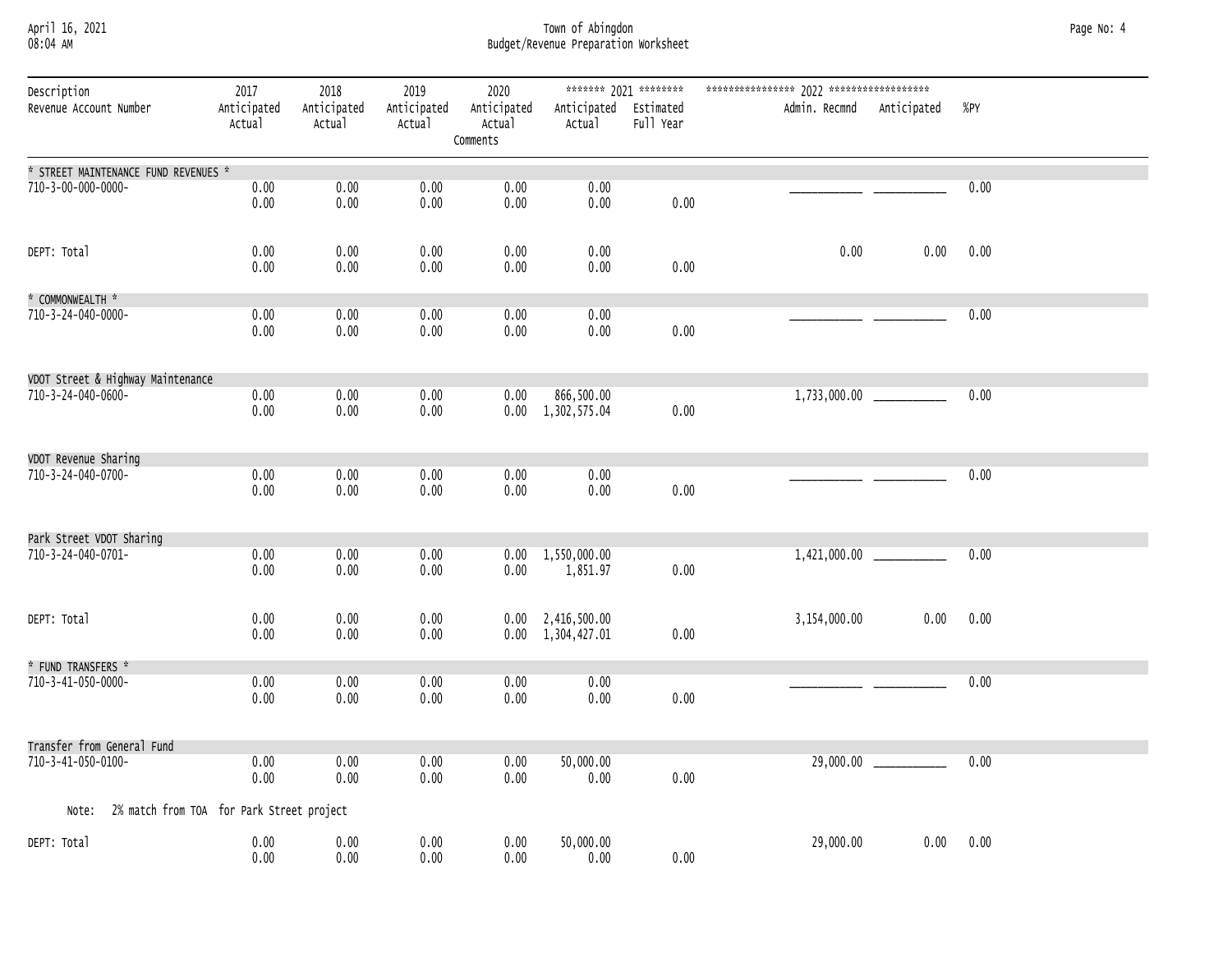Town of Abingdon
Budget/Revenue Preparation Worksheet

April 16, 2021
08:04 AM

| Description / Revenue Account Number | 2017 Anticipated / Actual | 2018 Anticipated / Actual | 2019 Anticipated / Actual | 2020 Anticipated / Actual / Comments | 2021 Anticipated / Actual | 2021 Estimated Full Year | 2022 Admin. Recmnd | 2022 Anticipated | %PY |
|---|---|---|---|---|---|---|---|---|---|
| * STREET MAINTENANCE FUND REVENUES * | | | | | | | | | |
| 710-3-00-000-0000- | 0.00 | 0.00 | 0.00 | 0.00 | 0.00 | | ___________ | ___________ | 0.00 |
| | 0.00 | 0.00 | 0.00 | 0.00 | 0.00 | 0.00 | | | |
| DEPT: Total | 0.00 | 0.00 | 0.00 | 0.00 | 0.00 | | 0.00 | 0.00 | 0.00 |
| | 0.00 | 0.00 | 0.00 | 0.00 | 0.00 | 0.00 | | | |
| * COMMONWEALTH * | | | | | | | | | |
| 710-3-24-040-0000- | 0.00 | 0.00 | 0.00 | 0.00 | 0.00 | | ___________ | ___________ | 0.00 |
| | 0.00 | 0.00 | 0.00 | 0.00 | 0.00 | 0.00 | | | |
| VDOT Street & Highway Maintenance | | | | | | | | | |
| 710-3-24-040-0600- | 0.00 | 0.00 | 0.00 | 0.00 | 866,500.00 | | 1,733,000.00 | ___________ | 0.00 |
| | 0.00 | 0.00 | 0.00 | 0.00 | 1,302,575.04 | 0.00 | | | |
| VDOT Revenue Sharing | | | | | | | | | |
| 710-3-24-040-0700- | 0.00 | 0.00 | 0.00 | 0.00 | 0.00 | | ___________ | ___________ | 0.00 |
| | 0.00 | 0.00 | 0.00 | 0.00 | 0.00 | 0.00 | | | |
| Park Street VDOT Sharing | | | | | | | | | |
| 710-3-24-040-0701- | 0.00 | 0.00 | 0.00 | 0.00 | 1,550,000.00 | | 1,421,000.00 | ___________ | 0.00 |
| | 0.00 | 0.00 | 0.00 | 0.00 | 1,851.97 | 0.00 | | | |
| DEPT: Total | 0.00 | 0.00 | 0.00 | 0.00 | 2,416,500.00 | | 3,154,000.00 | 0.00 | 0.00 |
| | 0.00 | 0.00 | 0.00 | 0.00 | 1,304,427.01 | 0.00 | | | |
| * FUND TRANSFERS * | | | | | | | | | |
| 710-3-41-050-0000- | 0.00 | 0.00 | 0.00 | 0.00 | 0.00 | | ___________ | ___________ | 0.00 |
| | 0.00 | 0.00 | 0.00 | 0.00 | 0.00 | 0.00 | | | |
| Transfer from General Fund | | | | | | | | | |
| 710-3-41-050-0100- | 0.00 | 0.00 | 0.00 | 0.00 | 50,000.00 | | 29,000.00 | ___________ | 0.00 |
| | 0.00 | 0.00 | 0.00 | 0.00 | 0.00 | 0.00 | | | |
| Note: 2% match from TOA for Park Street project | | | | | | | | | |
| DEPT: Total | 0.00 | 0.00 | 0.00 | 0.00 | 50,000.00 | | 29,000.00 | 0.00 | 0.00 |
| | 0.00 | 0.00 | 0.00 | 0.00 | 0.00 | 0.00 | | | |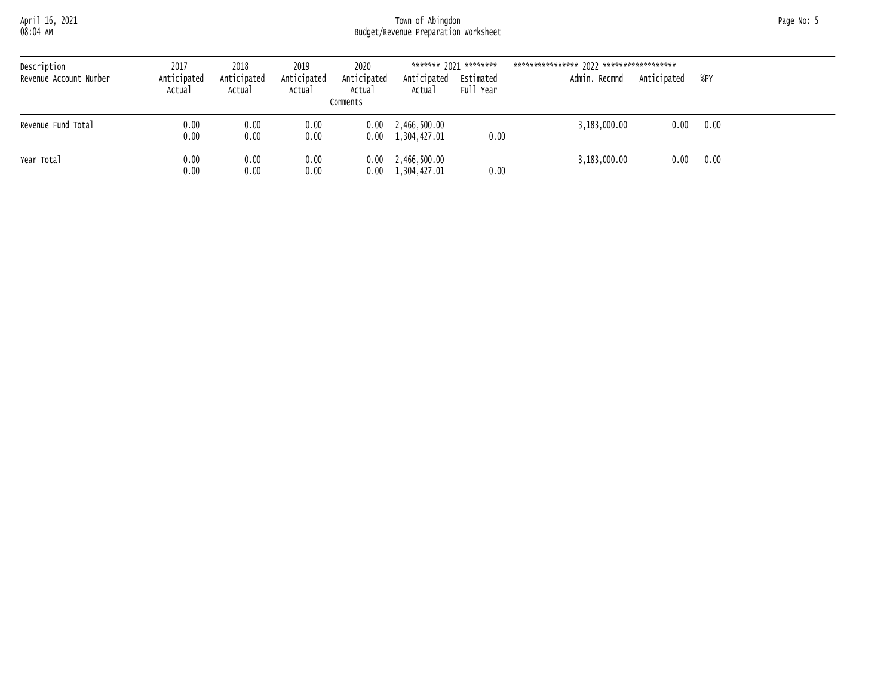Town of Abingdon

Budget/Revenue Preparation Worksheet

| Description<br>Revenue Account Number | 2017<br>Anticipated<br>Actual | 2018<br>Anticipated<br>Actual | 2019<br>Anticipated<br>Actual | 2020<br>Anticipated<br>Actual<br>Comments | ******* 2021 ********<br>Anticipated<br>Actual | Estimated<br>Full Year | **************** 2022 ******************<br>Admin. Recmnd | Anticipated | %PY |
|---|---|---|---|---|---|---|---|---|---|
| Revenue Fund Total | 0.00<br>0.00 | 0.00<br>0.00 | 0.00<br>0.00 | 0.00<br>0.00 | 2,466,500.00<br>1,304,427.01 | <br>0.00 | 3,183,000.00 | 0.00 | 0.00 |
| Year Total | 0.00<br>0.00 | 0.00<br>0.00 | 0.00<br>0.00 | 0.00<br>0.00 | 2,466,500.00<br>1,304,427.01 | <br>0.00 | 3,183,000.00 | 0.00 | 0.00 |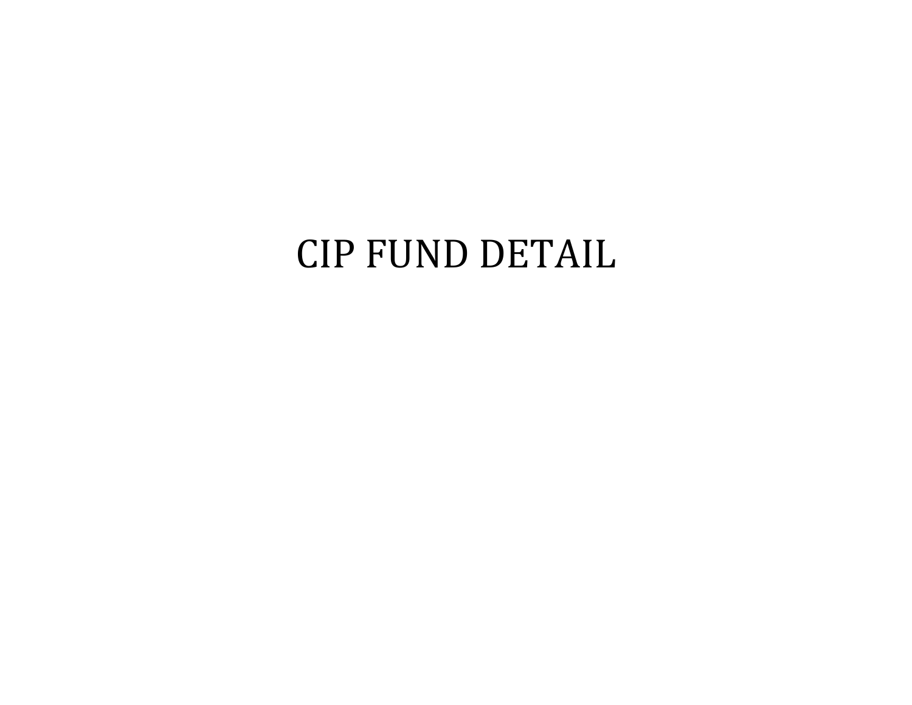# CIP FUND DETAIL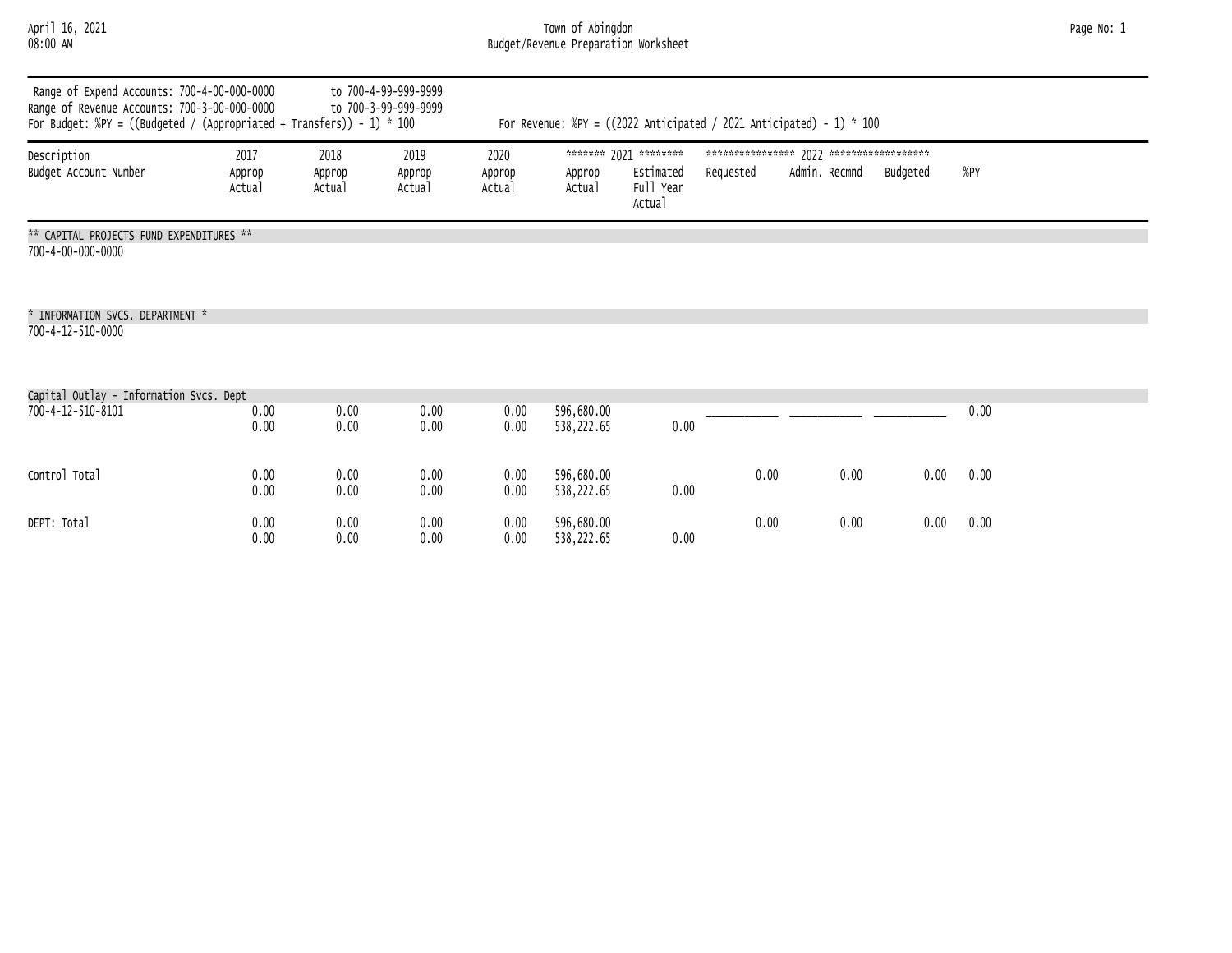Town of Abingdon
Budget/Revenue Preparation Worksheet

April 16, 2021
08:00 AM

Range of Expend Accounts: 700-4-00-000-0000 to 700-4-99-999-9999
Range of Revenue Accounts: 700-3-00-000-0000 to 700-3-99-999-9999
For Budget: %PY = ((Budgeted / (Appropriated + Transfers)) - 1) * 100
For Revenue: %PY = ((2022 Anticipated / 2021 Anticipated) - 1) * 100

| Description<br>Budget Account Number | 2017<br>Approp<br>Actual | 2018<br>Approp<br>Actual | 2019<br>Approp<br>Actual | 2020<br>Approp<br>Actual | ******* 2021 ********<br>Approp<br>Actual | Estimated<br>Full Year<br>Actual | ********** 2022 **********<br>Requested | Admin. Recmnd | Budgeted | %PY |
|---|---|---|---|---|---|---|---|---|---|---|
| ** CAPITAL PROJECTS FUND EXPENDITURES **<br>700-4-00-000-0000 | | | | | | | | | | |
| * INFORMATION SVCS. DEPARTMENT *<br>700-4-12-510-0000 | | | | | | | | | | |
| Capital Outlay - Information Svcs. Dept<br>700-4-12-510-8101 | 0.00<br>0.00 | 0.00<br>0.00 | 0.00<br>0.00 | 0.00<br>0.00 | 596,680.00<br>538,222.65 | 0.00 | ___________ | ___________ | ___________ | 0.00 |
| Control Total | 0.00<br>0.00 | 0.00<br>0.00 | 0.00<br>0.00 | 0.00<br>0.00 | 596,680.00<br>538,222.65 | 0.00 | 0.00 | 0.00 | 0.00 | 0.00 |
| DEPT: Total | 0.00<br>0.00 | 0.00<br>0.00 | 0.00<br>0.00 | 0.00<br>0.00 | 596,680.00<br>538,222.65 | 0.00 | 0.00 | 0.00 | 0.00 | 0.00 |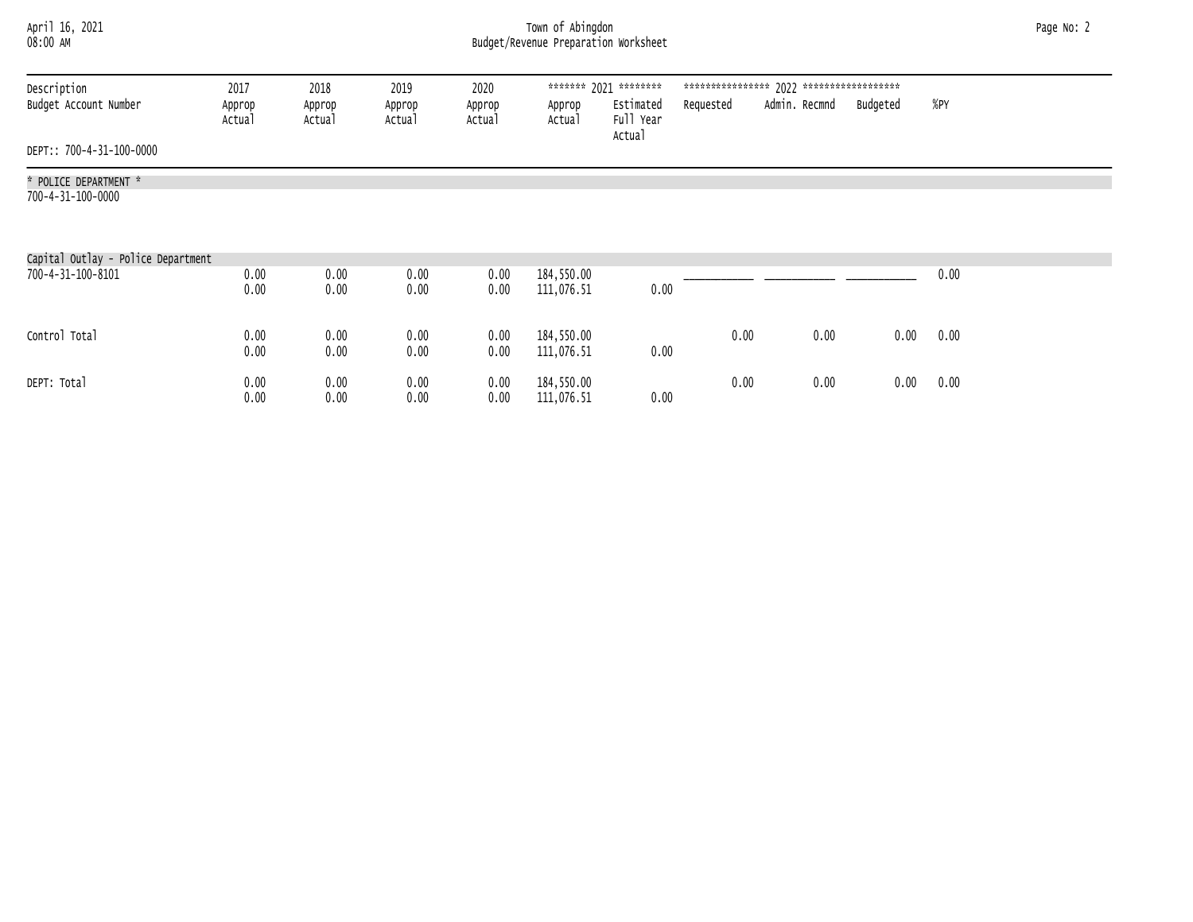Town of Abingdon

Budget/Revenue Preparation Worksheet

| Description<br>Budget Account Number | 2017<br>Approp<br>Actual | 2018<br>Approp<br>Actual | 2019<br>Approp<br>Actual | 2020<br>Approp<br>Actual | 2021<br>Approp<br>Actual | 2021<br>Estimated Full Year Actual | 2022<br>Requested | 2022<br>Admin. Recmnd | 2022<br>Budgeted | %PY |
|---|---|---|---|---|---|---|---|---|---|---|
| DEPT:: 700-4-31-100-0000 | | | | | | | | | | |
| * POLICE DEPARTMENT *<br>700-4-31-100-0000 | | | | | | | | | | |
| Capital Outlay - Police Department<br>700-4-31-100-8101 | 0.00<br>0.00 | 0.00<br>0.00 | 0.00<br>0.00 | 0.00<br>0.00 | 184,550.00<br>111,076.51 | <br>0.00 | ___________ | ___________ | ___________ | 0.00 |
| Control Total | 0.00<br>0.00 | 0.00<br>0.00 | 0.00<br>0.00 | 0.00<br>0.00 | 184,550.00<br>111,076.51 | <br>0.00 | 0.00 | 0.00 | 0.00 | 0.00 |
| DEPT: Total | 0.00<br>0.00 | 0.00<br>0.00 | 0.00<br>0.00 | 0.00<br>0.00 | 184,550.00<br>111,076.51 | <br>0.00 | 0.00 | 0.00 | 0.00 | 0.00 |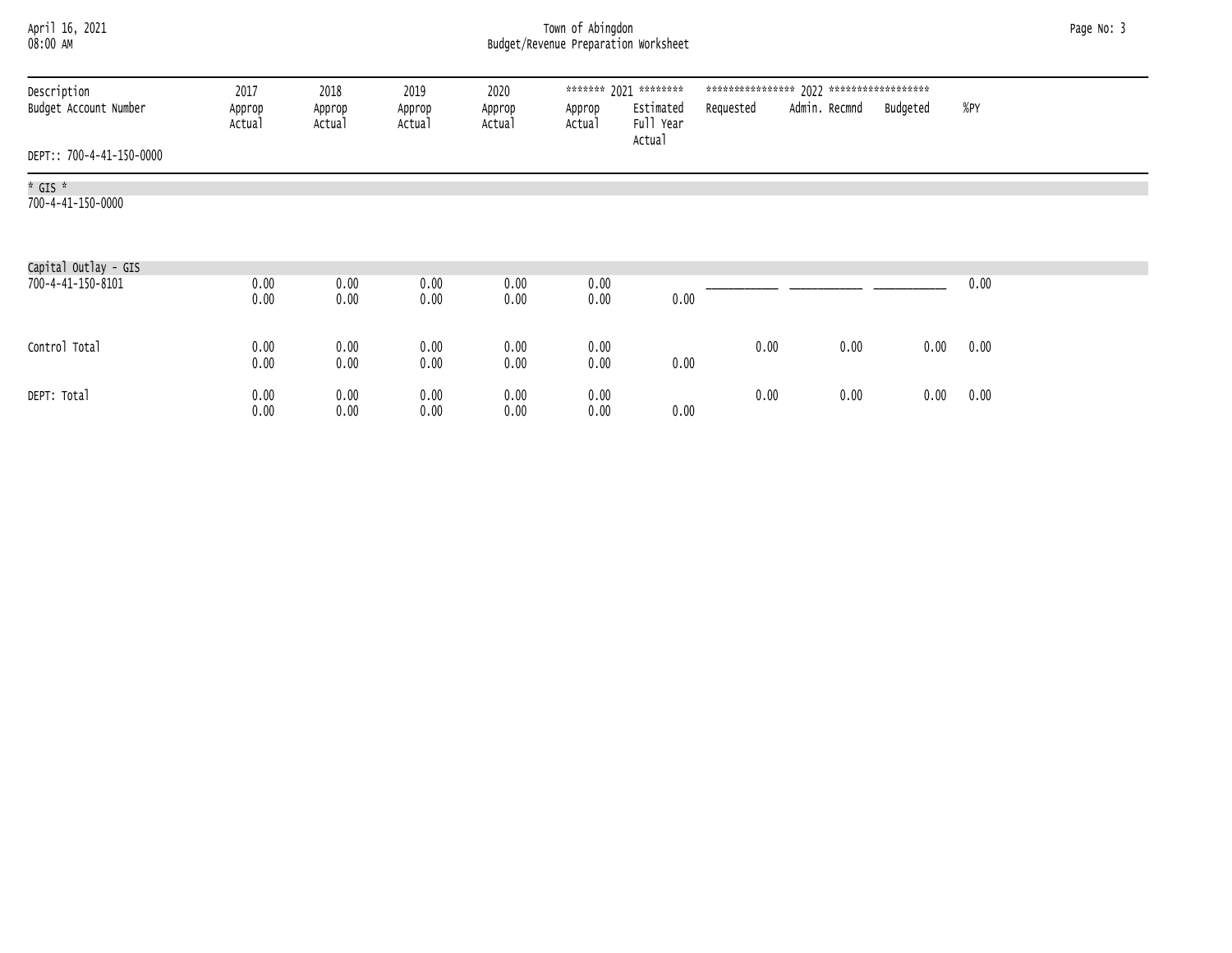Town of Abingdon
Budget/Revenue Preparation Worksheet

| Description<br>Budget Account Number | 2017<br>Approp<br>Actual | 2018<br>Approp<br>Actual | 2019<br>Approp<br>Actual | 2020<br>Approp<br>Actual | ******* 2021 ********<br>Approp<br>Actual | Estimated<br>Full Year<br>Actual | **************** 2022 ******************<br>Requested | Admin. Recmnd | Budgeted | %PY |
|---|---|---|---|---|---|---|---|---|---|---|
| DEPT:: 700-4-41-150-0000 | | | | | | | | | | |
| * GIS *<br>700-4-41-150-0000 | | | | | | | | | | |
| Capital Outlay - GIS<br>700-4-41-150-8101 | 0.00<br>0.00 | 0.00<br>0.00 | 0.00<br>0.00 | 0.00<br>0.00 | 0.00<br>0.00 | 0.00 | ___________ | ___________ | ___________ | 0.00 |
| Control Total | 0.00<br>0.00 | 0.00<br>0.00 | 0.00<br>0.00 | 0.00<br>0.00 | 0.00<br>0.00 | 0.00 | 0.00 | 0.00 | 0.00 | 0.00 |
| DEPT: Total | 0.00<br>0.00 | 0.00<br>0.00 | 0.00<br>0.00 | 0.00<br>0.00 | 0.00<br>0.00 | 0.00 | 0.00 | 0.00 | 0.00 | 0.00 |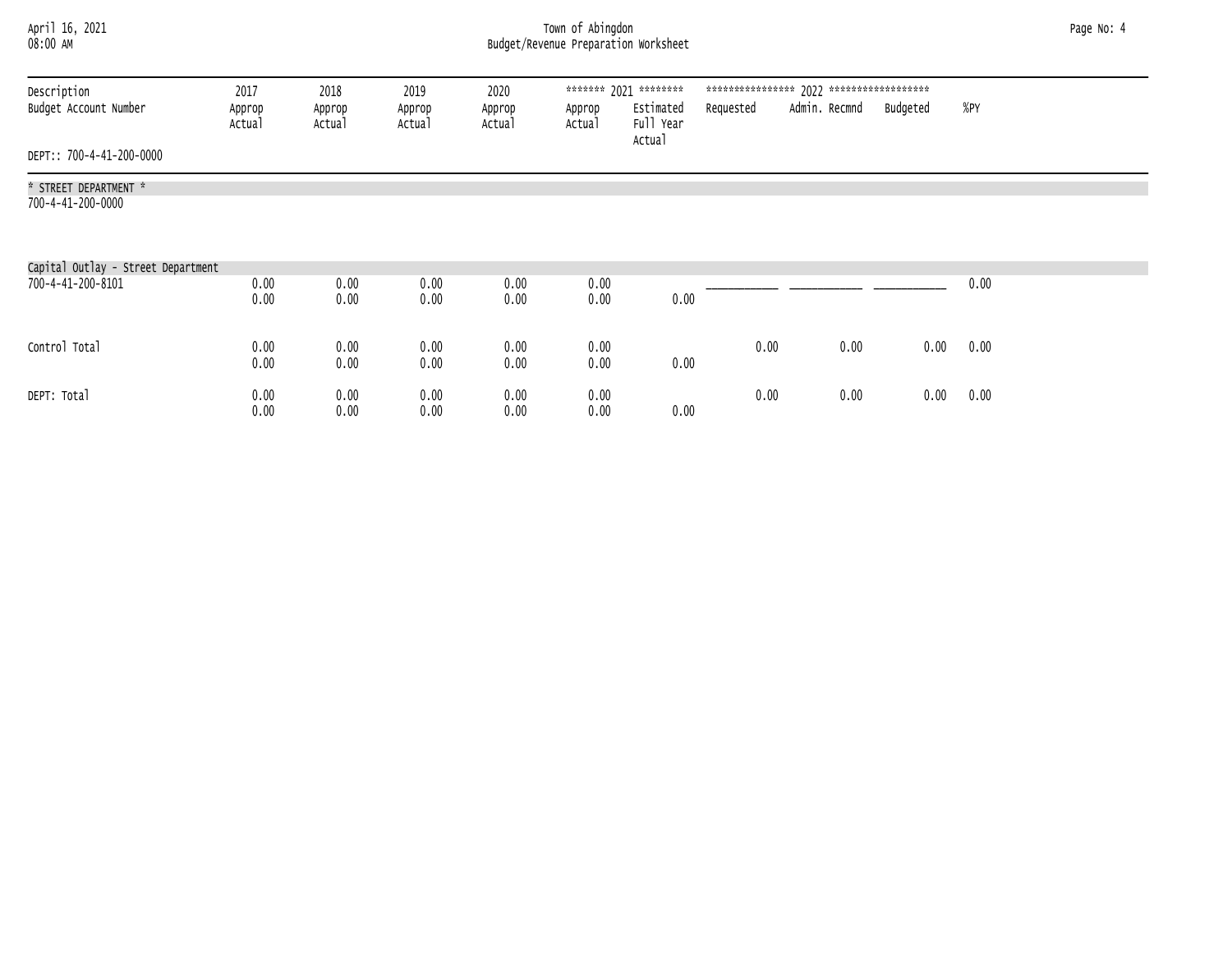Town of Abingdon

Budget/Revenue Preparation Worksheet

| Description<br>Budget Account Number | 2017<br>Approp<br>Actual | 2018<br>Approp<br>Actual | 2019<br>Approp<br>Actual | 2020<br>Approp<br>Actual | ******* 2021 ********<br>Approp<br>Actual | <br>Estimated<br>Full Year<br>Actual | **************** 2022<br>Requested | ******************<br>Admin. Recmnd | <br>Budgeted | %PY |
|---|---|---|---|---|---|---|---|---|---|---|
| DEPT:: 700-4-41-200-0000 | | | | | | | | | | |
| * STREET DEPARTMENT *<br>700-4-41-200-0000 | | | | | | | | | | |
| Capital Outlay - Street Department<br>700-4-41-200-8101 | 0.00<br>0.00 | 0.00<br>0.00 | 0.00<br>0.00 | 0.00<br>0.00 | 0.00<br>0.00 | 0.00 | ___________ | ___________ | ___________ | 0.00 |
| Control Total | 0.00<br>0.00 | 0.00<br>0.00 | 0.00<br>0.00 | 0.00<br>0.00 | 0.00<br>0.00 | 0.00 | 0.00 | 0.00 | 0.00 | 0.00 |
| DEPT: Total | 0.00<br>0.00 | 0.00<br>0.00 | 0.00<br>0.00 | 0.00<br>0.00 | 0.00<br>0.00 | 0.00 | 0.00 | 0.00 | 0.00 | 0.00 |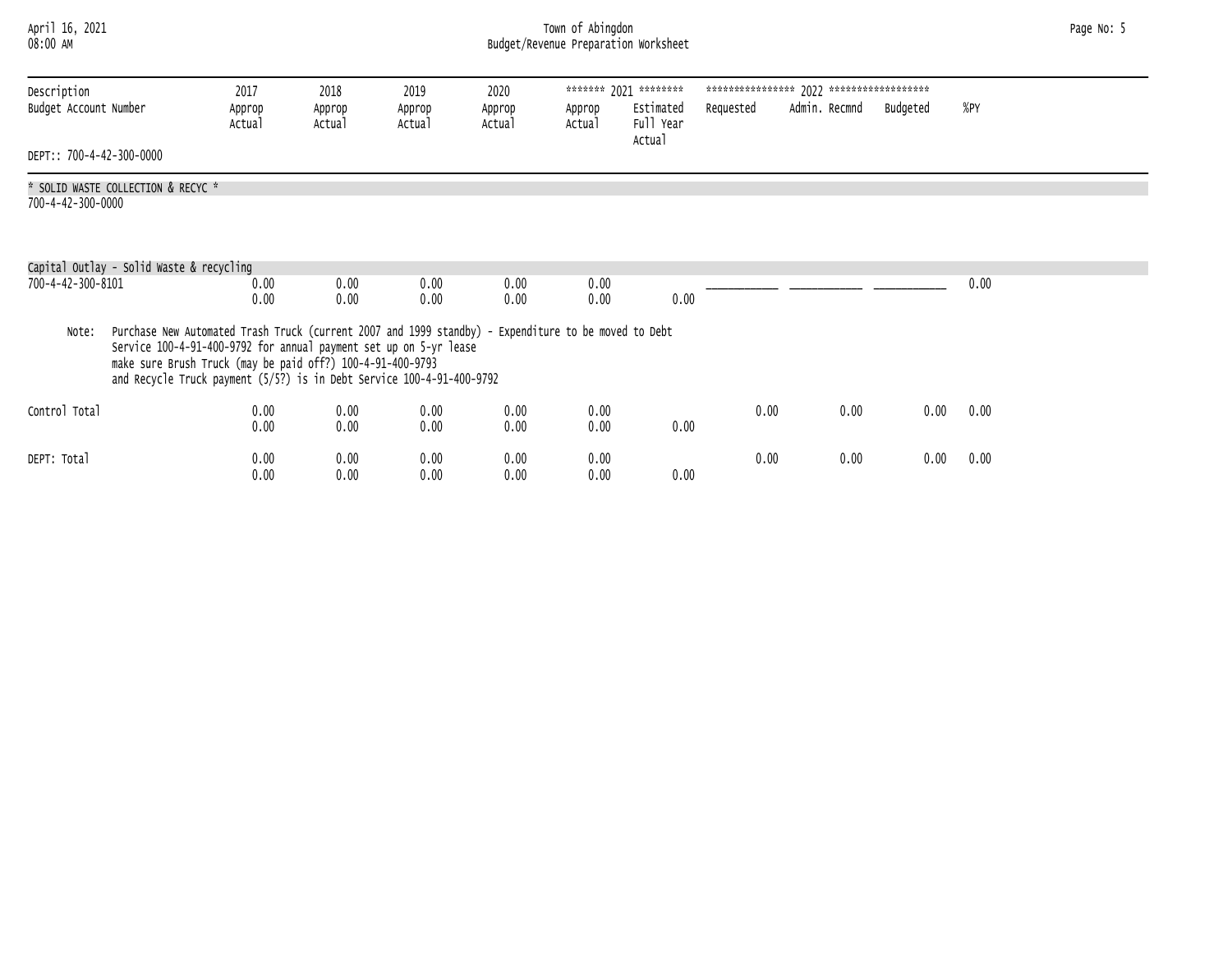Town of Abingdon

Budget/Revenue Preparation Worksheet

April 16, 2021
08:00 AM

| Description / Budget Account Number | 2017 Approp Actual | 2018 Approp Actual | 2019 Approp Actual | 2020 Approp Actual | 2021 Approp Actual | 2021 Estimated Full Year Actual | 2022 Requested | 2022 Admin. Recmnd | 2022 Budgeted | %PY |
|---|---|---|---|---|---|---|---|---|---|---|
| DEPT:: 700-4-42-300-0000 | | | | | | | | | | |
| * SOLID WASTE COLLECTION & RECYC * | | | | | | | | | | |
| 700-4-42-300-0000 | | | | | | | | | | |
| Capital Outlay - Solid Waste & recycling | | | | | | | | | | |
| 700-4-42-300-8101 | 0.00 | 0.00 | 0.00 | 0.00 | 0.00 | | ___________ | ___________ | ___________ | 0.00 |
| | 0.00 | 0.00 | 0.00 | 0.00 | 0.00 | 0.00 | | | | |

Note: Purchase New Automated Trash Truck (current 2007 and 1999 standby) - Expenditure to be moved to Debt Service 100-4-91-400-9792 for annual payment set up on 5-yr lease
make sure Brush Truck (may be paid off?) 100-4-91-400-9793
and Recycle Truck payment (5/5?) is in Debt Service 100-4-91-400-9792

| | 2017 Approp Actual | 2018 Approp Actual | 2019 Approp Actual | 2020 Approp Actual | 2021 Approp Actual | 2021 Estimated Full Year Actual | 2022 Requested | 2022 Admin. Recmnd | 2022 Budgeted | %PY |
|---|---|---|---|---|---|---|---|---|---|---|
| Control Total | 0.00 | 0.00 | 0.00 | 0.00 | 0.00 | | 0.00 | 0.00 | 0.00 | 0.00 |
| | 0.00 | 0.00 | 0.00 | 0.00 | 0.00 | 0.00 | | | | |
| DEPT: Total | 0.00 | 0.00 | 0.00 | 0.00 | 0.00 | | 0.00 | 0.00 | 0.00 | 0.00 |
| | 0.00 | 0.00 | 0.00 | 0.00 | 0.00 | 0.00 | | | | |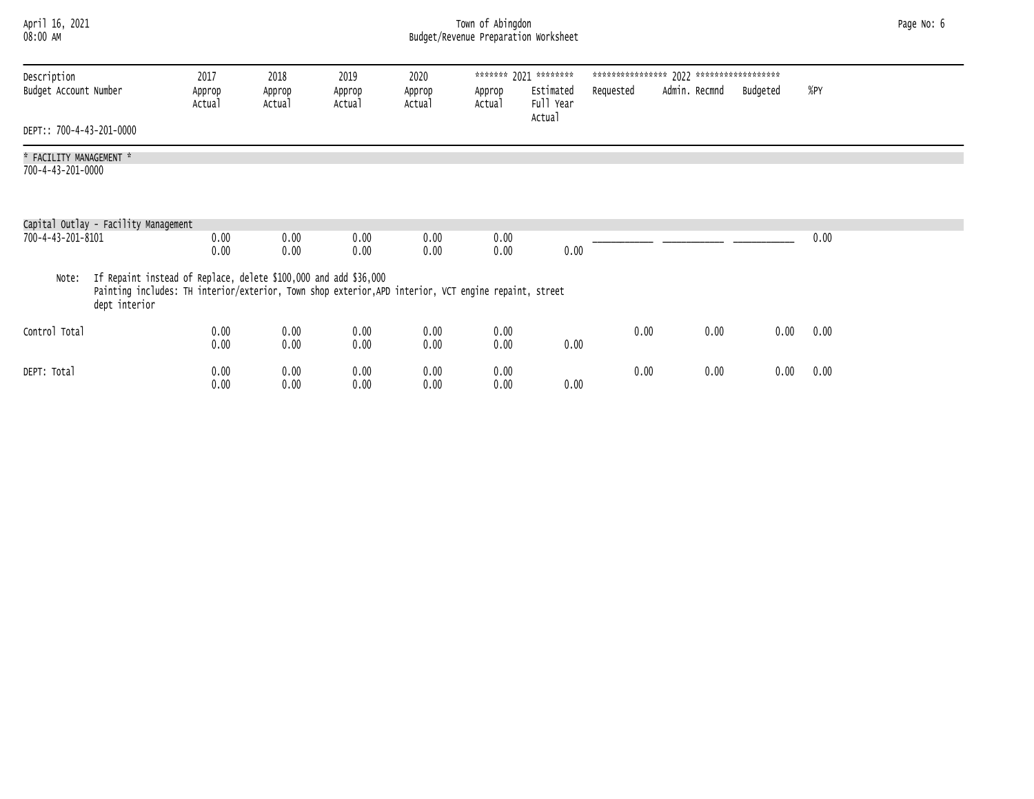Town of Abingdon
Budget/Revenue Preparation Worksheet

| Description / Budget Account Number | 2017 Approp / Actual | 2018 Approp / Actual | 2019 Approp / Actual | 2020 Approp / Actual | 2021 Approp / Actual | 2021 Estimated Full Year Actual | 2022 Requested | 2022 Admin. Recmnd | 2022 Budgeted | %PY |
|---|---|---|---|---|---|---|---|---|---|---|
| DEPT:: 700-4-43-201-0000 | | | | | | | | | | |
| * FACILITY MANAGEMENT * 700-4-43-201-0000 | | | | | | | | | | |
| Capital Outlay - Facility Management 700-4-43-201-8101 | 0.00 / 0.00 | 0.00 / 0.00 | 0.00 / 0.00 | 0.00 / 0.00 | 0.00 / 0.00 | 0.00 | ____________ | ____________ | ____________ | 0.00 |
| Control Total | 0.00 / 0.00 | 0.00 / 0.00 | 0.00 / 0.00 | 0.00 / 0.00 | 0.00 / 0.00 | 0.00 | 0.00 | 0.00 | 0.00 | 0.00 |
| DEPT: Total | 0.00 / 0.00 | 0.00 / 0.00 | 0.00 / 0.00 | 0.00 / 0.00 | 0.00 / 0.00 | 0.00 | 0.00 | 0.00 | 0.00 | 0.00 |

Note: If Repaint instead of Replace, delete $100,000 and add $36,000
Painting includes: TH interior/exterior, Town shop exterior, APD interior, VCT engine repaint, street dept interior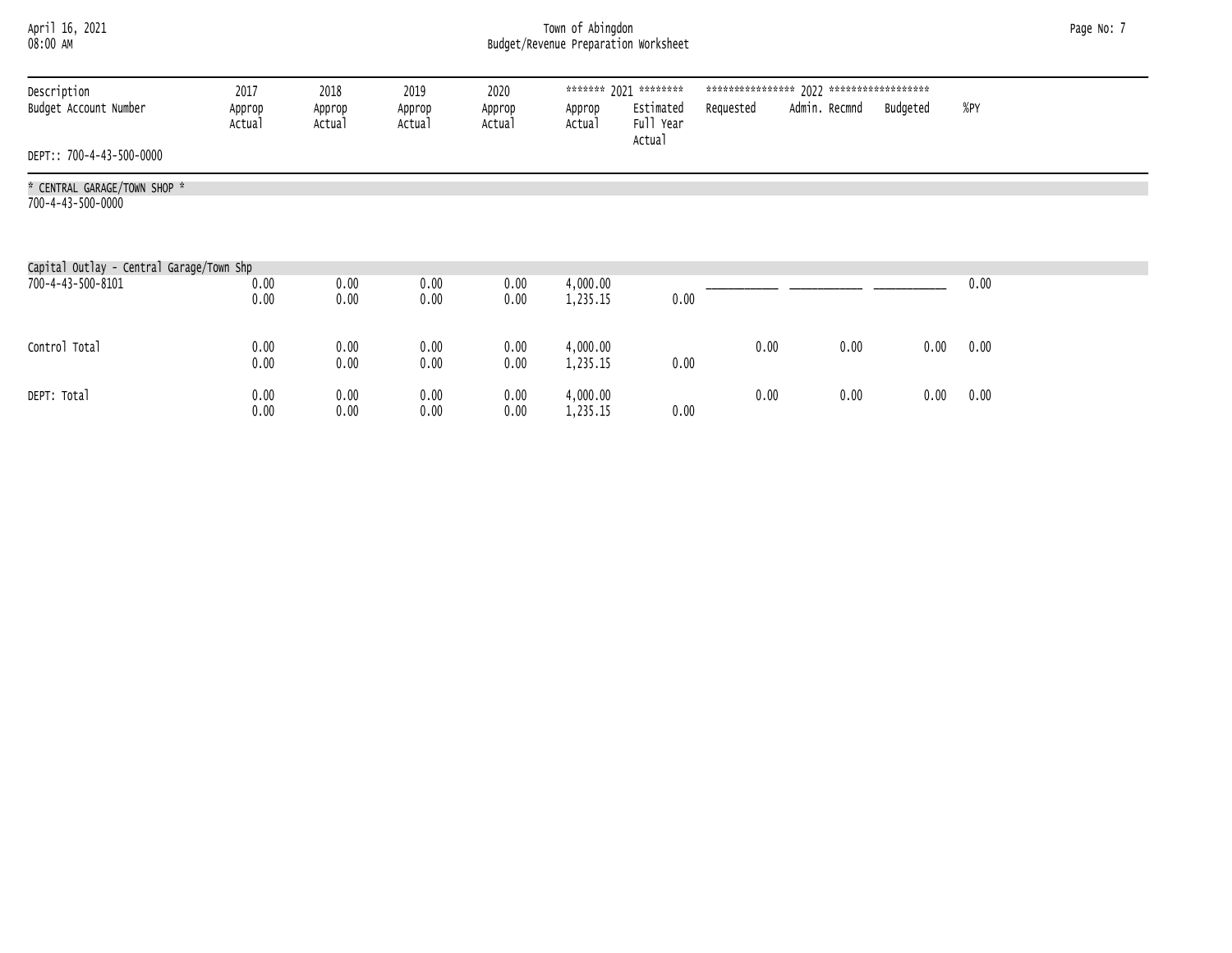Town of Abingdon
Budget/Revenue Preparation Worksheet

April 16, 2021
08:00 AM

| Description<br>Budget Account Number | 2017<br>Approp<br>Actual | 2018<br>Approp<br>Actual | 2019<br>Approp<br>Actual | 2020<br>Approp<br>Actual | ******* 2021 ********<br>Approp<br>Actual | Estimated<br>Full Year<br>Actual | **************** 2022 ******************<br>Requested | Admin. Recmnd | Budgeted | %PY |
|---|---|---|---|---|---|---|---|---|---|---|
| DEPT:: 700-4-43-500-0000 | | | | | | | | | | |
| * CENTRAL GARAGE/TOWN SHOP *<br>700-4-43-500-0000 | | | | | | | | | | |
| Capital Outlay - Central Garage/Town Shp<br>700-4-43-500-8101 | 0.00<br>0.00 | 0.00<br>0.00 | 0.00<br>0.00 | 0.00<br>0.00 | 4,000.00<br>1,235.15 | <br>0.00 | ___________ | ___________ | ___________ | 0.00 |
| Control Total | 0.00<br>0.00 | 0.00<br>0.00 | 0.00<br>0.00 | 0.00<br>0.00 | 4,000.00<br>1,235.15 | <br>0.00 | 0.00 | 0.00 | 0.00 | 0.00 |
| DEPT: Total | 0.00<br>0.00 | 0.00<br>0.00 | 0.00<br>0.00 | 0.00<br>0.00 | 4,000.00<br>1,235.15 | <br>0.00 | 0.00 | 0.00 | 0.00 | 0.00 |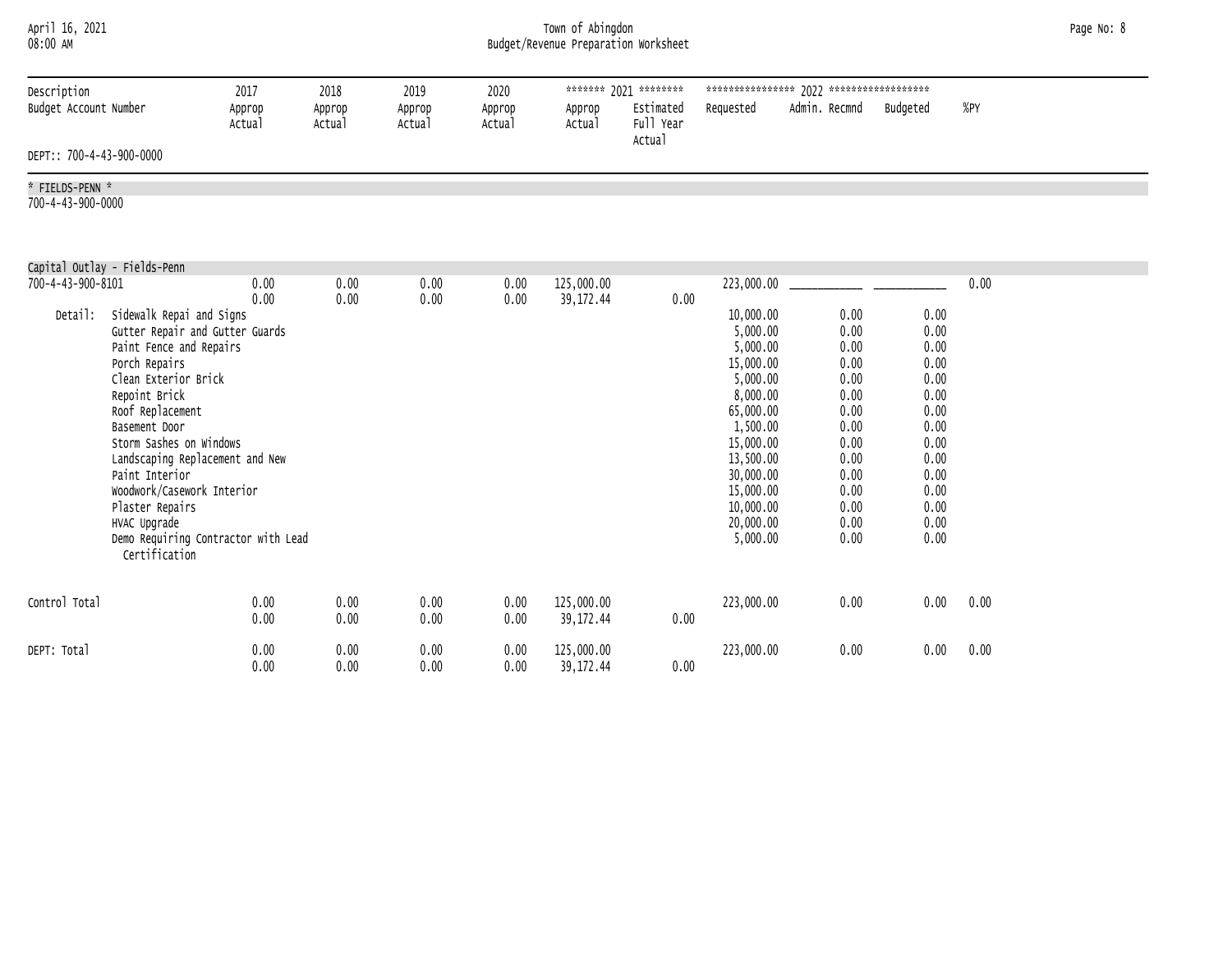Town of Abingdon
Budget/Revenue Preparation Worksheet

April 16, 2021
08:00 AM

| Description / Budget Account Number | 2017 Approp / Actual | 2018 Approp / Actual | 2019 Approp / Actual | 2020 Approp / Actual | 2021 Approp / Actual | 2021 Estimated Full Year Actual | 2022 Requested | 2022 Admin. Recmnd | 2022 Budgeted | %PY |
|---|---|---|---|---|---|---|---|---|---|---|
| DEPT:: 700-4-43-900-0000 | | | | | | | | | | |
| * FIELDS-PENN * | | | | | | | | | | |
| 700-4-43-900-0000 | | | | | | | | | | |
| Capital Outlay - Fields-Penn | | | | | | | | | | |
| 700-4-43-900-8101 | 0.00 | 0.00 | 0.00 | 0.00 | 125,000.00 | | 223,000.00 | ___________ | ___________ | 0.00 |
| | 0.00 | 0.00 | 0.00 | 0.00 | 39,172.44 | 0.00 | | | | |
| Detail: Sidewalk Repai and Signs | | | | | | | 10,000.00 | 0.00 | 0.00 | |
| Gutter Repair and Gutter Guards | | | | | | | 5,000.00 | 0.00 | 0.00 | |
| Paint Fence and Repairs | | | | | | | 5,000.00 | 0.00 | 0.00 | |
| Porch Repairs | | | | | | | 15,000.00 | 0.00 | 0.00 | |
| Clean Exterior Brick | | | | | | | 5,000.00 | 0.00 | 0.00 | |
| Repoint Brick | | | | | | | 8,000.00 | 0.00 | 0.00 | |
| Roof Replacement | | | | | | | 65,000.00 | 0.00 | 0.00 | |
| Basement Door | | | | | | | 1,500.00 | 0.00 | 0.00 | |
| Storm Sashes on Windows | | | | | | | 15,000.00 | 0.00 | 0.00 | |
| Landscaping Replacement and New | | | | | | | 13,500.00 | 0.00 | 0.00 | |
| Paint Interior | | | | | | | 30,000.00 | 0.00 | 0.00 | |
| Woodwork/Casework Interior | | | | | | | 15,000.00 | 0.00 | 0.00 | |
| Plaster Repairs | | | | | | | 10,000.00 | 0.00 | 0.00 | |
| HVAC Upgrade | | | | | | | 20,000.00 | 0.00 | 0.00 | |
| Demo Requiring Contractor with Lead Certification | | | | | | | 5,000.00 | 0.00 | 0.00 | |
| Control Total | 0.00 | 0.00 | 0.00 | 0.00 | 125,000.00 | | 223,000.00 | 0.00 | 0.00 | 0.00 |
| | 0.00 | 0.00 | 0.00 | 0.00 | 39,172.44 | 0.00 | | | | |
| DEPT: Total | 0.00 | 0.00 | 0.00 | 0.00 | 125,000.00 | | 223,000.00 | 0.00 | 0.00 | 0.00 |
| | 0.00 | 0.00 | 0.00 | 0.00 | 39,172.44 | 0.00 | | | | |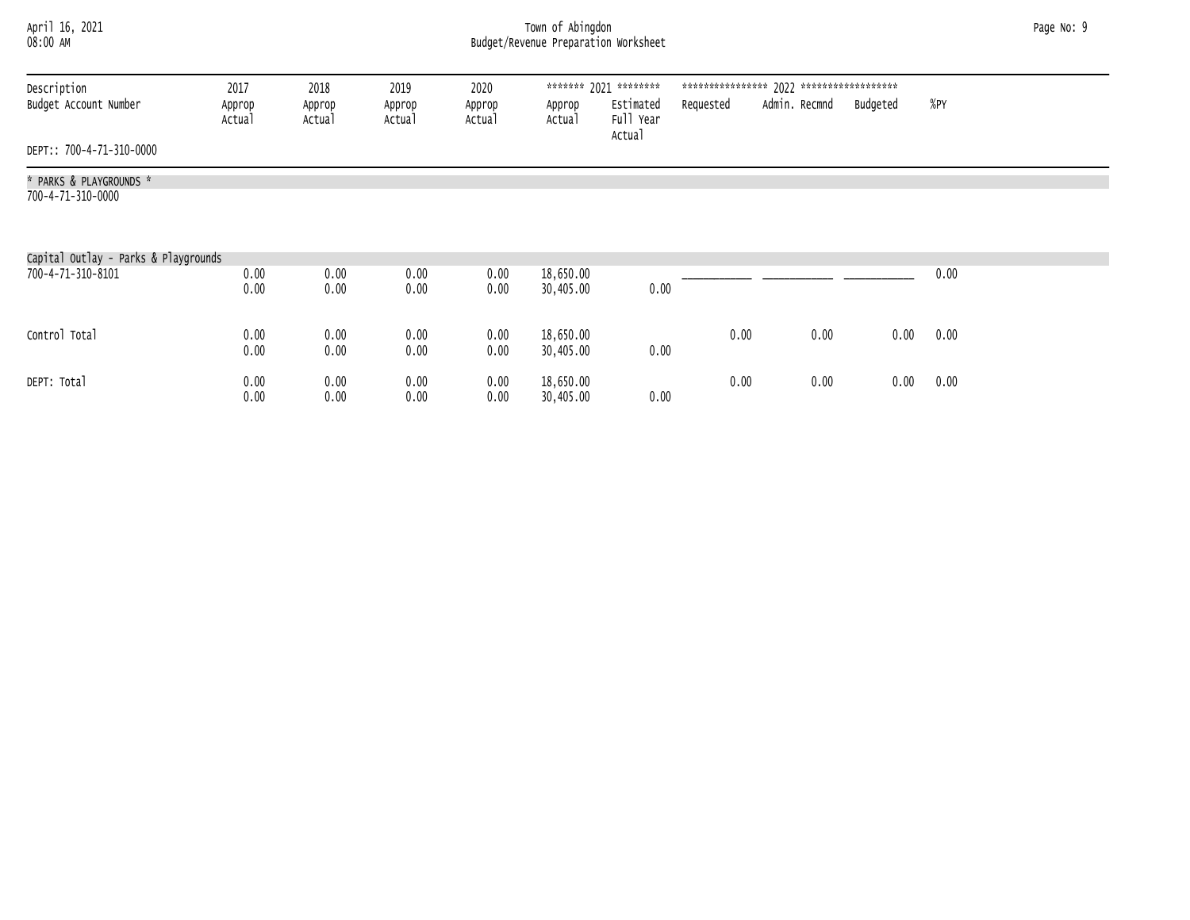Town of Abingdon
Budget/Revenue Preparation Worksheet

| Description / Budget Account Number | 2017 Approp / Actual | 2018 Approp / Actual | 2019 Approp / Actual | 2020 Approp / Actual | 2021 Approp / Actual | 2021 Estimated Full Year Actual | 2022 Requested | 2022 Admin. Recmnd | 2022 Budgeted | %PY |
|---|---|---|---|---|---|---|---|---|---|---|
| DEPT:: 700-4-71-310-0000 | | | | | | | | | | |
| * PARKS & PLAYGROUNDS * | | | | | | | | | | |
| 700-4-71-310-0000 | | | | | | | | | | |
| Capital Outlay - Parks & Playgrounds | | | | | | | | | | |
| 700-4-71-310-8101 | 0.00 | 0.00 | 0.00 | 0.00 | 18,650.00 | | ___________ | ___________ | ___________ | 0.00 |
| | 0.00 | 0.00 | 0.00 | 0.00 | 30,405.00 | 0.00 | | | | |
| Control Total | 0.00 | 0.00 | 0.00 | 0.00 | 18,650.00 | | 0.00 | 0.00 | 0.00 | 0.00 |
| | 0.00 | 0.00 | 0.00 | 0.00 | 30,405.00 | 0.00 | | | | |
| DEPT: Total | 0.00 | 0.00 | 0.00 | 0.00 | 18,650.00 | | 0.00 | 0.00 | 0.00 | 0.00 |
| | 0.00 | 0.00 | 0.00 | 0.00 | 30,405.00 | 0.00 | | | | |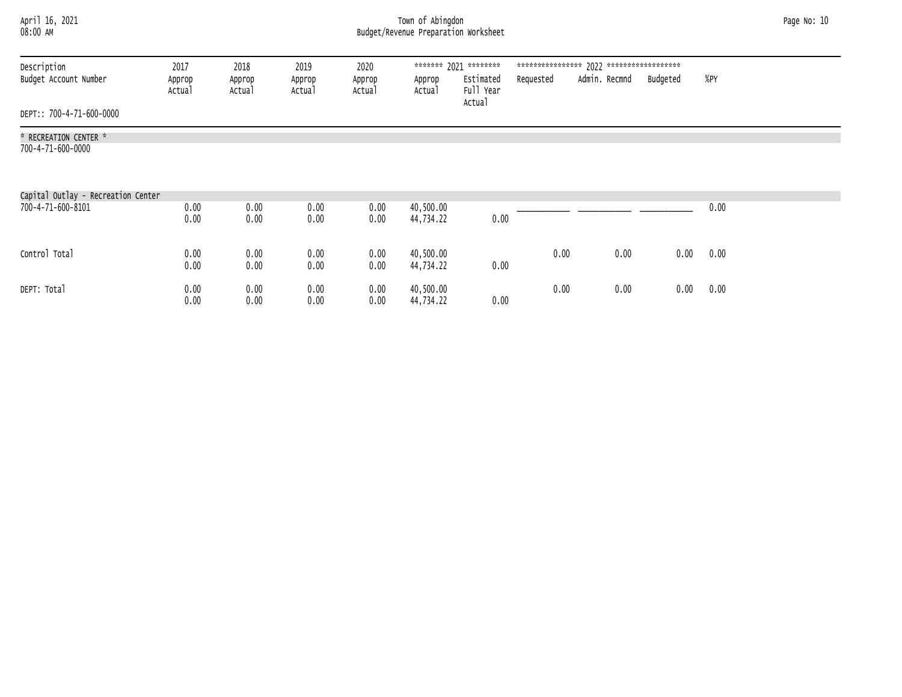Town of Abingdon
Budget/Revenue Preparation Worksheet

April 16, 2021
08:00 AM

| Description / Budget Account Number | 2017 Approp / Actual | 2018 Approp / Actual | 2019 Approp / Actual | 2020 Approp / Actual | 2021 Approp / Actual | 2021 Estimated Full Year Actual | 2022 Requested | 2022 Admin. Recmnd | 2022 Budgeted | %PY |
|---|---|---|---|---|---|---|---|---|---|---|
| DEPT:: 700-4-71-600-0000 | | | | | | | | | | |
| * RECREATION CENTER * 700-4-71-600-0000 | | | | | | | | | | |
| Capital Outlay - Recreation Center 700-4-71-600-8101 | 0.00 | 0.00 | 0.00 | 0.00 | 40,500.00 | | ___________ | ___________ | ___________ | 0.00 |
| | 0.00 | 0.00 | 0.00 | 0.00 | 44,734.22 | 0.00 | | | | |
| Control Total | 0.00 | 0.00 | 0.00 | 0.00 | 40,500.00 | | 0.00 | 0.00 | 0.00 | 0.00 |
| | 0.00 | 0.00 | 0.00 | 0.00 | 44,734.22 | 0.00 | | | | |
| DEPT: Total | 0.00 | 0.00 | 0.00 | 0.00 | 40,500.00 | | 0.00 | 0.00 | 0.00 | 0.00 |
| | 0.00 | 0.00 | 0.00 | 0.00 | 44,734.22 | 0.00 | | | | |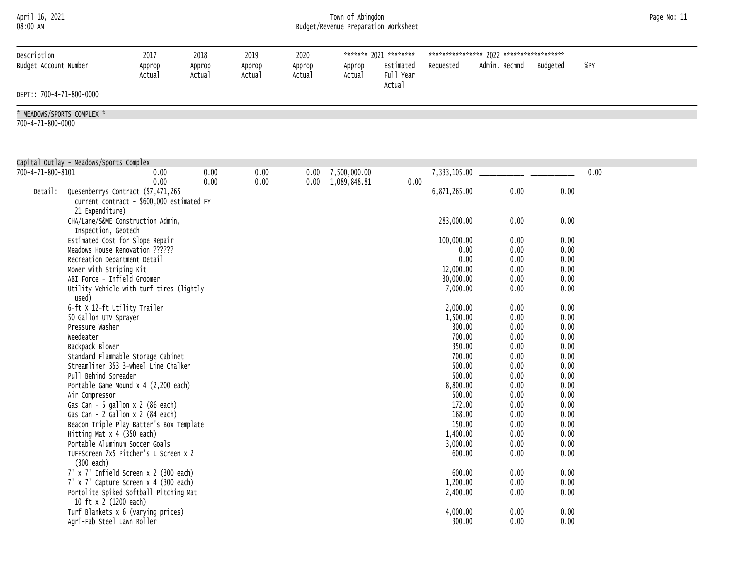Town of Abingdon
Budget/Revenue Preparation Worksheet

| Description<br>Budget Account Number | 2017<br>Approp<br>Actual | 2018<br>Approp<br>Actual | 2019<br>Approp<br>Actual | 2020<br>Approp<br>Actual | 2021<br>Approp<br>Actual | 2021<br>Estimated Full Year Actual | 2022<br>Requested | 2022<br>Admin. Recmnd | 2022<br>Budgeted | %PY |
|---|---|---|---|---|---|---|---|---|---|---|
| DEPT:: 700-4-71-800-0000 | | | | | | | | | | |

**\* MEADOWS/SPORTS COMPLEX \***
700-4-71-800-0000

| Description / Account | 2017 Approp / Actual | 2018 Approp / Actual | 2019 Approp / Actual | 2020 Approp / Actual | 2021 Approp / Actual | 2021 Estimated Full Year Actual | 2022 Requested | 2022 Admin. Recmnd | 2022 Budgeted | %PY |
|---|---|---|---|---|---|---|---|---|---|---|
| Capital Outlay - Meadows/Sports Complex | | | | | | | | | | |
| 700-4-71-800-8101 | 0.00 | 0.00 | 0.00 | 0.00 | 7,500,000.00 | | 7,333,105.00 | ___________ | ___________ | 0.00 |
| | 0.00 | 0.00 | 0.00 | 0.00 | 1,089,848.81 | 0.00 | | | | |
| Detail: Quesenberrys Contract ($7,471,265 current contract - $600,000 estimated FY 21 Expenditure) | | | | | | | 6,871,265.00 | 0.00 | 0.00 | |
| CHA/Lane/S&ME Construction Admin, Inspection, Geotech | | | | | | | 283,000.00 | 0.00 | 0.00 | |
| Estimated Cost for Slope Repair | | | | | | | 100,000.00 | 0.00 | 0.00 | |
| Meadows House Renovation ?????? | | | | | | | 0.00 | 0.00 | 0.00 | |
| Recreation Department Detail | | | | | | | 0.00 | 0.00 | 0.00 | |
| Mower with Striping Kit | | | | | | | 12,000.00 | 0.00 | 0.00 | |
| ABI Force - Infield Groomer | | | | | | | 30,000.00 | 0.00 | 0.00 | |
| Utility Vehicle with turf tires (lightly used) | | | | | | | 7,000.00 | 0.00 | 0.00 | |
| 6-ft X 12-ft Utility Trailer | | | | | | | 2,000.00 | 0.00 | 0.00 | |
| 50 Gallon UTV Sprayer | | | | | | | 1,500.00 | 0.00 | 0.00 | |
| Pressure Washer | | | | | | | 300.00 | 0.00 | 0.00 | |
| Weedeater | | | | | | | 700.00 | 0.00 | 0.00 | |
| Backpack Blower | | | | | | | 350.00 | 0.00 | 0.00 | |
| Standard Flammable Storage Cabinet | | | | | | | 700.00 | 0.00 | 0.00 | |
| Streamliner 353 3-wheel Line Chalker | | | | | | | 500.00 | 0.00 | 0.00 | |
| Pull Behind Spreader | | | | | | | 500.00 | 0.00 | 0.00 | |
| Portable Game Mound x 4 (2,200 each) | | | | | | | 8,800.00 | 0.00 | 0.00 | |
| Air Compressor | | | | | | | 500.00 | 0.00 | 0.00 | |
| Gas Can - 5 gallon x 2 (86 each) | | | | | | | 172.00 | 0.00 | 0.00 | |
| Gas Can - 2 Gallon x 2 (84 each) | | | | | | | 168.00 | 0.00 | 0.00 | |
| Beacon Triple Play Batter's Box Template | | | | | | | 150.00 | 0.00 | 0.00 | |
| Hitting Mat x 4 (350 each) | | | | | | | 1,400.00 | 0.00 | 0.00 | |
| Portable Aluminum Soccer Goals | | | | | | | 3,000.00 | 0.00 | 0.00 | |
| TUFFScreen 7x5 Pitcher's L Screen x 2 (300 each) | | | | | | | 600.00 | 0.00 | 0.00 | |
| 7' x 7' Infield Screen x 2 (300 each) | | | | | | | 600.00 | 0.00 | 0.00 | |
| 7' x 7' Capture Screen x 4 (300 each) | | | | | | | 1,200.00 | 0.00 | 0.00 | |
| Portolite Spiked Softball Pitching Mat 10 ft x 2 (1200 each) | | | | | | | 2,400.00 | 0.00 | 0.00 | |
| Turf Blankets x 6 (varying prices) | | | | | | | 4,000.00 | 0.00 | 0.00 | |
| Agri-Fab Steel Lawn Roller | | | | | | | 300.00 | 0.00 | 0.00 | |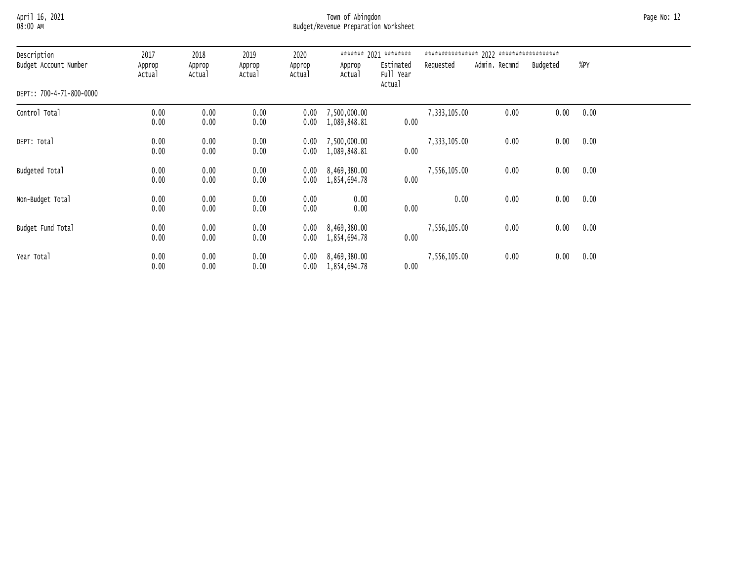# Town of Abingdon

## Budget/Revenue Preparation Worksheet

| Description / Budget Account Number | 2017 Approp / Actual | 2018 Approp / Actual | 2019 Approp / Actual | 2020 Approp / Actual | 2021 Approp / Actual | 2021 Estimated Full Year Actual | 2022 Requested | 2022 Admin. Recmnd | 2022 Budgeted | %PY |
|---|---|---|---|---|---|---|---|---|---|---|
| DEPT:: 700-4-71-800-0000 | | | | | | | | | | |
| Control Total | 0.00 | 0.00 | 0.00 | 0.00 | 7,500,000.00 | | 7,333,105.00 | 0.00 | 0.00 | 0.00 |
| | 0.00 | 0.00 | 0.00 | 0.00 | 1,089,848.81 | 0.00 | | | | |
| DEPT: Total | 0.00 | 0.00 | 0.00 | 0.00 | 7,500,000.00 | | 7,333,105.00 | 0.00 | 0.00 | 0.00 |
| | 0.00 | 0.00 | 0.00 | 0.00 | 1,089,848.81 | 0.00 | | | | |
| Budgeted Total | 0.00 | 0.00 | 0.00 | 0.00 | 8,469,380.00 | | 7,556,105.00 | 0.00 | 0.00 | 0.00 |
| | 0.00 | 0.00 | 0.00 | 0.00 | 1,854,694.78 | 0.00 | | | | |
| Non-Budget Total | 0.00 | 0.00 | 0.00 | 0.00 | 0.00 | | 0.00 | 0.00 | 0.00 | 0.00 |
| | 0.00 | 0.00 | 0.00 | 0.00 | 0.00 | 0.00 | | | | |
| Budget Fund Total | 0.00 | 0.00 | 0.00 | 0.00 | 8,469,380.00 | | 7,556,105.00 | 0.00 | 0.00 | 0.00 |
| | 0.00 | 0.00 | 0.00 | 0.00 | 1,854,694.78 | 0.00 | | | | |
| Year Total | 0.00 | 0.00 | 0.00 | 0.00 | 8,469,380.00 | | 7,556,105.00 | 0.00 | 0.00 | 0.00 |
| | 0.00 | 0.00 | 0.00 | 0.00 | 1,854,694.78 | 0.00 | | | | |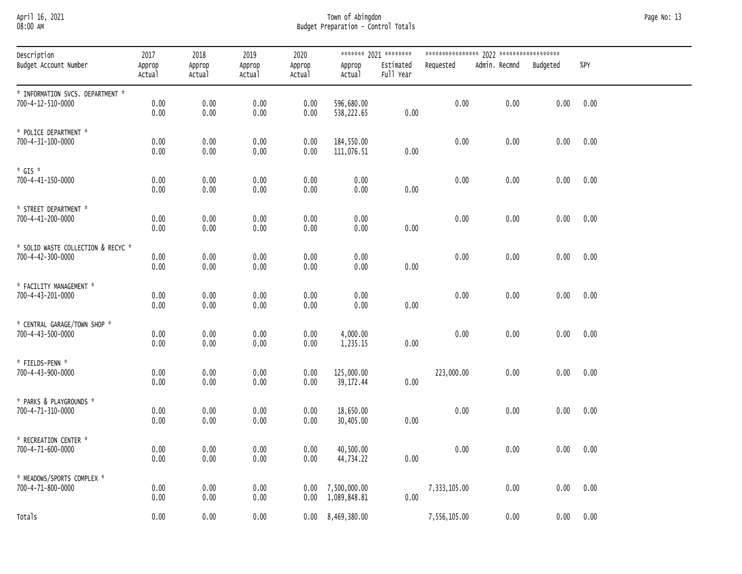Town of Abingdon
Budget Preparation - Control Totals

| Description / Budget Account Number | 2017 Approp / Actual | 2018 Approp / Actual | 2019 Approp / Actual | 2020 Approp / Actual | 2021 Approp / Actual | 2021 Estimated Full Year | 2022 Requested | 2022 Admin. Recmnd | 2022 Budgeted | %PY |
|---|---|---|---|---|---|---|---|---|---|---|
| * INFORMATION SVCS. DEPARTMENT * | | | | | | | | | | |
| 700-4-12-510-0000 | 0.00 | 0.00 | 0.00 | 0.00 | 596,680.00 | | 0.00 | 0.00 | 0.00 | 0.00 |
| | 0.00 | 0.00 | 0.00 | 0.00 | 538,222.65 | 0.00 | | | | |
| * POLICE DEPARTMENT * | | | | | | | | | | |
| 700-4-31-100-0000 | 0.00 | 0.00 | 0.00 | 0.00 | 184,550.00 | | 0.00 | 0.00 | 0.00 | 0.00 |
| | 0.00 | 0.00 | 0.00 | 0.00 | 111,076.51 | 0.00 | | | | |
| * GIS * | | | | | | | | | | |
| 700-4-41-150-0000 | 0.00 | 0.00 | 0.00 | 0.00 | 0.00 | | 0.00 | 0.00 | 0.00 | 0.00 |
| | 0.00 | 0.00 | 0.00 | 0.00 | 0.00 | 0.00 | | | | |
| * STREET DEPARTMENT * | | | | | | | | | | |
| 700-4-41-200-0000 | 0.00 | 0.00 | 0.00 | 0.00 | 0.00 | | 0.00 | 0.00 | 0.00 | 0.00 |
| | 0.00 | 0.00 | 0.00 | 0.00 | 0.00 | 0.00 | | | | |
| * SOLID WASTE COLLECTION & RECYC * | | | | | | | | | | |
| 700-4-42-300-0000 | 0.00 | 0.00 | 0.00 | 0.00 | 0.00 | | 0.00 | 0.00 | 0.00 | 0.00 |
| | 0.00 | 0.00 | 0.00 | 0.00 | 0.00 | 0.00 | | | | |
| * FACILITY MANAGEMENT * | | | | | | | | | | |
| 700-4-43-201-0000 | 0.00 | 0.00 | 0.00 | 0.00 | 0.00 | | 0.00 | 0.00 | 0.00 | 0.00 |
| | 0.00 | 0.00 | 0.00 | 0.00 | 0.00 | 0.00 | | | | |
| * CENTRAL GARAGE/TOWN SHOP * | | | | | | | | | | |
| 700-4-43-500-0000 | 0.00 | 0.00 | 0.00 | 0.00 | 4,000.00 | | 0.00 | 0.00 | 0.00 | 0.00 |
| | 0.00 | 0.00 | 0.00 | 0.00 | 1,235.15 | 0.00 | | | | |
| * FIELDS-PENN * | | | | | | | | | | |
| 700-4-43-900-0000 | 0.00 | 0.00 | 0.00 | 0.00 | 125,000.00 | | 223,000.00 | 0.00 | 0.00 | 0.00 |
| | 0.00 | 0.00 | 0.00 | 0.00 | 39,172.44 | 0.00 | | | | |
| * PARKS & PLAYGROUNDS * | | | | | | | | | | |
| 700-4-71-310-0000 | 0.00 | 0.00 | 0.00 | 0.00 | 18,650.00 | | 0.00 | 0.00 | 0.00 | 0.00 |
| | 0.00 | 0.00 | 0.00 | 0.00 | 30,405.00 | 0.00 | | | | |
| * RECREATION CENTER * | | | | | | | | | | |
| 700-4-71-600-0000 | 0.00 | 0.00 | 0.00 | 0.00 | 40,500.00 | | 0.00 | 0.00 | 0.00 | 0.00 |
| | 0.00 | 0.00 | 0.00 | 0.00 | 44,734.22 | 0.00 | | | | |
| * MEADOWS/SPORTS COMPLEX * | | | | | | | | | | |
| 700-4-71-800-0000 | 0.00 | 0.00 | 0.00 | 0.00 | 7,500,000.00 | | 7,333,105.00 | 0.00 | 0.00 | 0.00 |
| | 0.00 | 0.00 | 0.00 | 0.00 | 1,089,848.81 | 0.00 | | | | |
| Totals | 0.00 | 0.00 | 0.00 | 0.00 | 8,469,380.00 | | 7,556,105.00 | 0.00 | 0.00 | 0.00 |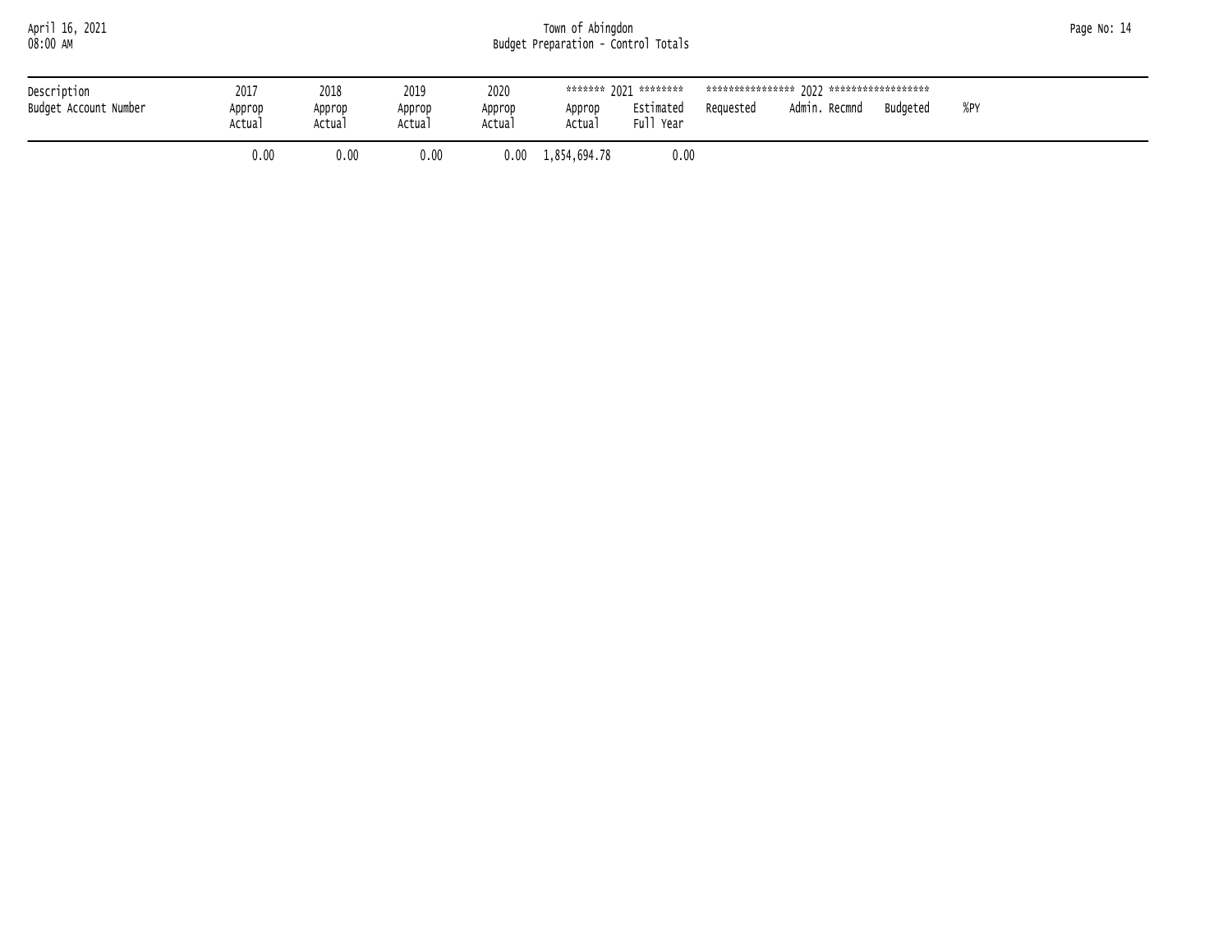Town of Abingdon
Budget Preparation - Control Totals

April 16, 2021
08:00 AM

| Description<br>Budget Account Number | 2017<br>Approp<br>Actual | 2018<br>Approp<br>Actual | 2019<br>Approp<br>Actual | 2020<br>Approp<br>Actual | ******* 2021 ********<br>Approp<br>Actual | <br>Estimated<br>Full Year | **************** 2022 ******************<br>Requested | <br>Admin. Recmnd | <br>Budgeted | <br>%PY |
|---|---|---|---|---|---|---|---|---|---|---|
| | 0.00 | 0.00 | 0.00 | 0.00 | 1,854,694.78 | 0.00 | | | | |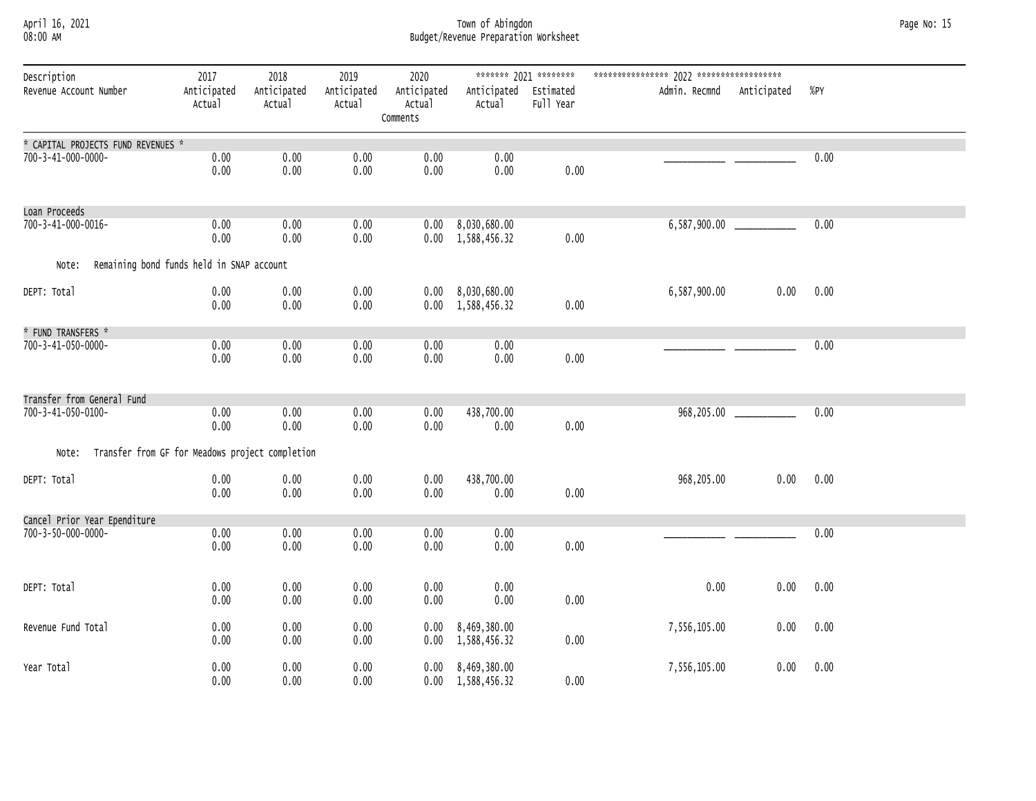# Town of Abingdon

## Budget/Revenue Preparation Worksheet

| Description<br>Revenue Account Number | 2017<br>Anticipated<br>Actual | 2018<br>Anticipated<br>Actual | 2019<br>Anticipated<br>Actual | 2020<br>Anticipated<br>Actual<br>Comments | ******* 2021 ********<br>Anticipated<br>Actual | Estimated<br>Full Year | ********** 2022 **********<br>Admin. Recmnd | Anticipated | %PY |
|---|---|---|---|---|---|---|---|---|---|
| * CAPITAL PROJECTS FUND REVENUES * | | | | | | | | | |
| 700-3-41-000-0000- | 0.00 | 0.00 | 0.00 | 0.00 | 0.00 | | ___________ | ___________ | 0.00 |
| | 0.00 | 0.00 | 0.00 | 0.00 | 0.00 | 0.00 | | | |
| Loan Proceeds | | | | | | | | | |
| 700-3-41-000-0016- | 0.00 | 0.00 | 0.00 | 0.00 | 8,030,680.00 | | 6,587,900.00 | ___________ | 0.00 |
| | 0.00 | 0.00 | 0.00 | 0.00 | 1,588,456.32 | 0.00 | | | |
| Note: Remaining bond funds held in SNAP account | | | | | | | | | |
| DEPT: Total | 0.00 | 0.00 | 0.00 | 0.00 | 8,030,680.00 | | 6,587,900.00 | 0.00 | 0.00 |
| | 0.00 | 0.00 | 0.00 | 0.00 | 1,588,456.32 | 0.00 | | | |
| * FUND TRANSFERS * | | | | | | | | | |
| 700-3-41-050-0000- | 0.00 | 0.00 | 0.00 | 0.00 | 0.00 | | ___________ | ___________ | 0.00 |
| | 0.00 | 0.00 | 0.00 | 0.00 | 0.00 | 0.00 | | | |
| Transfer from General Fund | | | | | | | | | |
| 700-3-41-050-0100- | 0.00 | 0.00 | 0.00 | 0.00 | 438,700.00 | | 968,205.00 | ___________ | 0.00 |
| | 0.00 | 0.00 | 0.00 | 0.00 | 0.00 | 0.00 | | | |
| Note: Transfer from GF for Meadows project completion | | | | | | | | | |
| DEPT: Total | 0.00 | 0.00 | 0.00 | 0.00 | 438,700.00 | | 968,205.00 | 0.00 | 0.00 |
| | 0.00 | 0.00 | 0.00 | 0.00 | 0.00 | 0.00 | | | |
| Cancel Prior Year Ependiture | | | | | | | | | |
| 700-3-50-000-0000- | 0.00 | 0.00 | 0.00 | 0.00 | 0.00 | | ___________ | ___________ | 0.00 |
| | 0.00 | 0.00 | 0.00 | 0.00 | 0.00 | 0.00 | | | |
| DEPT: Total | 0.00 | 0.00 | 0.00 | 0.00 | 0.00 | | 0.00 | 0.00 | 0.00 |
| | 0.00 | 0.00 | 0.00 | 0.00 | 0.00 | 0.00 | | | |
| Revenue Fund Total | 0.00 | 0.00 | 0.00 | 0.00 | 8,469,380.00 | | 7,556,105.00 | 0.00 | 0.00 |
| | 0.00 | 0.00 | 0.00 | 0.00 | 1,588,456.32 | 0.00 | | | |
| Year Total | 0.00 | 0.00 | 0.00 | 0.00 | 8,469,380.00 | | 7,556,105.00 | 0.00 | 0.00 |
| | 0.00 | 0.00 | 0.00 | 0.00 | 1,588,456.32 | 0.00 | | | |